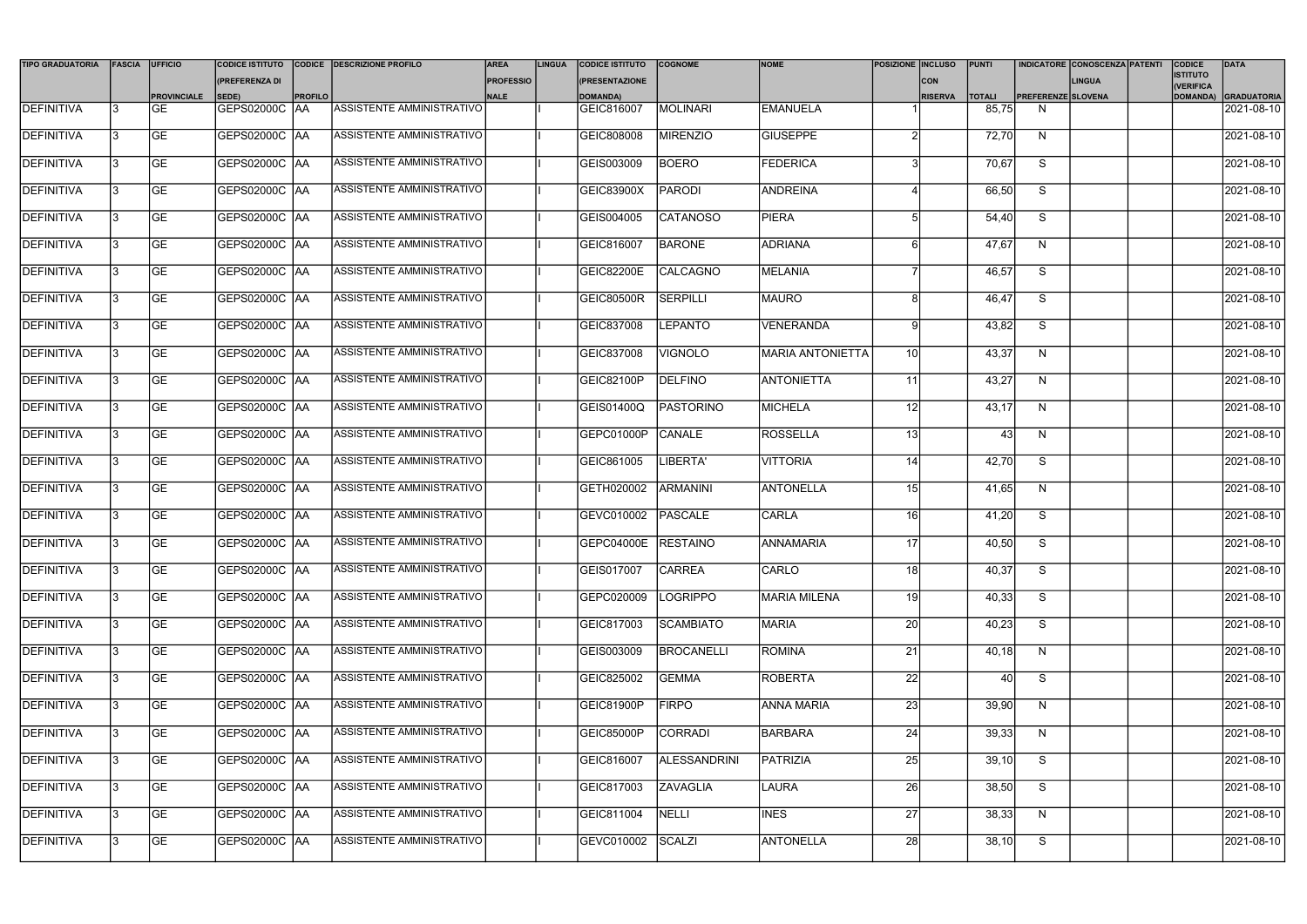| TIPO GRADUATORIA | FASCIA | UFFICIO PROVINCIALE | CODICE ISTITUTO (PREFERENZA DI SEDE) | CODICE PROFILO | DESCRIZIONE PROFILO | AREA PROFESSIONALE | LINGUA | CODICE ISTITUTO (PRESENTAZIONE DOMANDA) | COGNOME | NOME | POSIZIONE | INCLUSO CON RISERVA | PUNTI TOTALI | INDICATORE PREFERENZE | CONOSCENZA LINGUA SLOVENA | PATENTI | CODICE ISTITUTO (VERIFICA DOMANDA) | DATA GRADUATORIA |
|---|---|---|---|---|---|---|---|---|---|---|---|---|---|---|---|---|---|---|
| DEFINITIVA | 3 | GE | GEPS02000C | AA | ASSISTENTE AMMINISTRATIVO | | I | GEIC816007 | MOLINARI | EMANUELA | 1 | | 85,75 | N | | | | 2021-08-10 |
| DEFINITIVA | 3 | GE | GEPS02000C | AA | ASSISTENTE AMMINISTRATIVO | | I | GEIC808008 | MIRENZIO | GIUSEPPE | 2 | | 72,70 | N | | | | 2021-08-10 |
| DEFINITIVA | 3 | GE | GEPS02000C | AA | ASSISTENTE AMMINISTRATIVO | | I | GEIS003009 | BOERO | FEDERICA | 3 | | 70,67 | S | | | | 2021-08-10 |
| DEFINITIVA | 3 | GE | GEPS02000C | AA | ASSISTENTE AMMINISTRATIVO | | I | GEIC83900X | PARODI | ANDREINA | 4 | | 66,50 | S | | | | 2021-08-10 |
| DEFINITIVA | 3 | GE | GEPS02000C | AA | ASSISTENTE AMMINISTRATIVO | | I | GEIS004005 | CATANOSO | PIERA | 5 | | 54,40 | S | | | | 2021-08-10 |
| DEFINITIVA | 3 | GE | GEPS02000C | AA | ASSISTENTE AMMINISTRATIVO | | I | GEIC816007 | BARONE | ADRIANA | 6 | | 47,67 | N | | | | 2021-08-10 |
| DEFINITIVA | 3 | GE | GEPS02000C | AA | ASSISTENTE AMMINISTRATIVO | | I | GEIC82200E | CALCAGNO | MELANIA | 7 | | 46,57 | S | | | | 2021-08-10 |
| DEFINITIVA | 3 | GE | GEPS02000C | AA | ASSISTENTE AMMINISTRATIVO | | I | GEIC80500R | SERPILLI | MAURO | 8 | | 46,47 | S | | | | 2021-08-10 |
| DEFINITIVA | 3 | GE | GEPS02000C | AA | ASSISTENTE AMMINISTRATIVO | | I | GEIC837008 | LEPANTO | VENERANDA | 9 | | 43,82 | S | | | | 2021-08-10 |
| DEFINITIVA | 3 | GE | GEPS02000C | AA | ASSISTENTE AMMINISTRATIVO | | I | GEIC837008 | VIGNOLO | MARIA ANTONIETTA | 10 | | 43,37 | N | | | | 2021-08-10 |
| DEFINITIVA | 3 | GE | GEPS02000C | AA | ASSISTENTE AMMINISTRATIVO | | I | GEIC82100P | DELFINO | ANTONIETTA | 11 | | 43,27 | N | | | | 2021-08-10 |
| DEFINITIVA | 3 | GE | GEPS02000C | AA | ASSISTENTE AMMINISTRATIVO | | I | GEIS01400Q | PASTORINO | MICHELA | 12 | | 43,17 | N | | | | 2021-08-10 |
| DEFINITIVA | 3 | GE | GEPS02000C | AA | ASSISTENTE AMMINISTRATIVO | | I | GEPC01000P | CANALE | ROSSELLA | 13 | | 43 | N | | | | 2021-08-10 |
| DEFINITIVA | 3 | GE | GEPS02000C | AA | ASSISTENTE AMMINISTRATIVO | | I | GEIC861005 | LIBERTA' | VITTORIA | 14 | | 42,70 | S | | | | 2021-08-10 |
| DEFINITIVA | 3 | GE | GEPS02000C | AA | ASSISTENTE AMMINISTRATIVO | | I | GETH020002 | ARMANINI | ANTONELLA | 15 | | 41,65 | N | | | | 2021-08-10 |
| DEFINITIVA | 3 | GE | GEPS02000C | AA | ASSISTENTE AMMINISTRATIVO | | I | GEVC010002 | PASCALE | CARLA | 16 | | 41,20 | S | | | | 2021-08-10 |
| DEFINITIVA | 3 | GE | GEPS02000C | AA | ASSISTENTE AMMINISTRATIVO | | I | GEPC04000E | RESTAINO | ANNAMARIA | 17 | | 40,50 | S | | | | 2021-08-10 |
| DEFINITIVA | 3 | GE | GEPS02000C | AA | ASSISTENTE AMMINISTRATIVO | | I | GEIS017007 | CARREA | CARLO | 18 | | 40,37 | S | | | | 2021-08-10 |
| DEFINITIVA | 3 | GE | GEPS02000C | AA | ASSISTENTE AMMINISTRATIVO | | I | GEPC020009 | LOGRIPPO | MARIA MILENA | 19 | | 40,33 | S | | | | 2021-08-10 |
| DEFINITIVA | 3 | GE | GEPS02000C | AA | ASSISTENTE AMMINISTRATIVO | | I | GEIC817003 | SCAMBIATO | MARIA | 20 | | 40,23 | S | | | | 2021-08-10 |
| DEFINITIVA | 3 | GE | GEPS02000C | AA | ASSISTENTE AMMINISTRATIVO | | I | GEIS003009 | BROCANELLI | ROMINA | 21 | | 40,18 | N | | | | 2021-08-10 |
| DEFINITIVA | 3 | GE | GEPS02000C | AA | ASSISTENTE AMMINISTRATIVO | | I | GEIC825002 | GEMMA | ROBERTA | 22 | | 40 | S | | | | 2021-08-10 |
| DEFINITIVA | 3 | GE | GEPS02000C | AA | ASSISTENTE AMMINISTRATIVO | | I | GEIC81900P | FIRPO | ANNA MARIA | 23 | | 39,90 | N | | | | 2021-08-10 |
| DEFINITIVA | 3 | GE | GEPS02000C | AA | ASSISTENTE AMMINISTRATIVO | | I | GEIC85000P | CORRADI | BARBARA | 24 | | 39,33 | N | | | | 2021-08-10 |
| DEFINITIVA | 3 | GE | GEPS02000C | AA | ASSISTENTE AMMINISTRATIVO | | I | GEIC816007 | ALESSANDRINI | PATRIZIA | 25 | | 39,10 | S | | | | 2021-08-10 |
| DEFINITIVA | 3 | GE | GEPS02000C | AA | ASSISTENTE AMMINISTRATIVO | | I | GEIC817003 | ZAVAGLIA | LAURA | 26 | | 38,50 | S | | | | 2021-08-10 |
| DEFINITIVA | 3 | GE | GEPS02000C | AA | ASSISTENTE AMMINISTRATIVO | | I | GEIC811004 | NELLI | INES | 27 | | 38,33 | N | | | | 2021-08-10 |
| DEFINITIVA | 3 | GE | GEPS02000C | AA | ASSISTENTE AMMINISTRATIVO | | I | GEVC010002 | SCALZI | ANTONELLA | 28 | | 38,10 | S | | | | 2021-08-10 |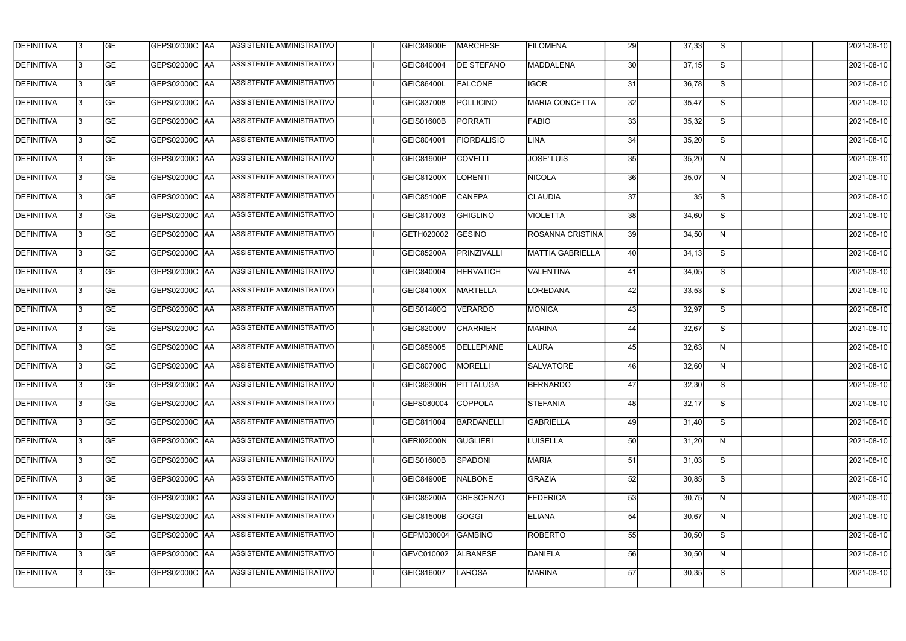| DEFINITIVA | 3 | GE | GEPS02000C | AA | ASSISTENTE AMMINISTRATIVO | | I | GEIC84900E | MARCHESE | FILOMENA | 29 | | 37,33 | S | | | | 2021-08-10 |
|---|---|---|---|---|---|---|---|---|---|---|---|---|---|---|---|---|---|---|
| DEFINITIVA | 3 | GE | GEPS02000C | AA | ASSISTENTE AMMINISTRATIVO | | I | GEIC840004 | DE STEFANO | MADDALENA | 30 | | 37,15 | S | | | | 2021-08-10 |
| DEFINITIVA | 3 | GE | GEPS02000C | AA | ASSISTENTE AMMINISTRATIVO | | I | GEIC86400L | FALCONE | IGOR | 31 | | 36,78 | S | | | | 2021-08-10 |
| DEFINITIVA | 3 | GE | GEPS02000C | AA | ASSISTENTE AMMINISTRATIVO | | I | GEIC837008 | POLLICINO | MARIA CONCETTA | 32 | | 35,47 | S | | | | 2021-08-10 |
| DEFINITIVA | 3 | GE | GEPS02000C | AA | ASSISTENTE AMMINISTRATIVO | | I | GEIS01600B | PORRATI | FABIO | 33 | | 35,32 | S | | | | 2021-08-10 |
| DEFINITIVA | 3 | GE | GEPS02000C | AA | ASSISTENTE AMMINISTRATIVO | | I | GEIC804001 | FIORDALISIO | LINA | 34 | | 35,20 | S | | | | 2021-08-10 |
| DEFINITIVA | 3 | GE | GEPS02000C | AA | ASSISTENTE AMMINISTRATIVO | | I | GEIC81900P | COVELLI | JOSE' LUIS | 35 | | 35,20 | N | | | | 2021-08-10 |
| DEFINITIVA | 3 | GE | GEPS02000C | AA | ASSISTENTE AMMINISTRATIVO | | I | GEIC81200X | LORENTI | NICOLA | 36 | | 35,07 | N | | | | 2021-08-10 |
| DEFINITIVA | 3 | GE | GEPS02000C | AA | ASSISTENTE AMMINISTRATIVO | | I | GEIC85100E | CANEPA | CLAUDIA | 37 | | 35 | S | | | | 2021-08-10 |
| DEFINITIVA | 3 | GE | GEPS02000C | AA | ASSISTENTE AMMINISTRATIVO | | I | GEIC817003 | GHIGLINO | VIOLETTA | 38 | | 34,60 | S | | | | 2021-08-10 |
| DEFINITIVA | 3 | GE | GEPS02000C | AA | ASSISTENTE AMMINISTRATIVO | | I | GETH020002 | GESINO | ROSANNA CRISTINA | 39 | | 34,50 | N | | | | 2021-08-10 |
| DEFINITIVA | 3 | GE | GEPS02000C | AA | ASSISTENTE AMMINISTRATIVO | | I | GEIC85200A | PRINZIVALLI | MATTIA GABRIELLA | 40 | | 34,13 | S | | | | 2021-08-10 |
| DEFINITIVA | 3 | GE | GEPS02000C | AA | ASSISTENTE AMMINISTRATIVO | | I | GEIC840004 | HERVATICH | VALENTINA | 41 | | 34,05 | S | | | | 2021-08-10 |
| DEFINITIVA | 3 | GE | GEPS02000C | AA | ASSISTENTE AMMINISTRATIVO | | I | GEIC84100X | MARTELLA | LOREDANA | 42 | | 33,53 | S | | | | 2021-08-10 |
| DEFINITIVA | 3 | GE | GEPS02000C | AA | ASSISTENTE AMMINISTRATIVO | | I | GEIS01400Q | VERARDO | MONICA | 43 | | 32,97 | S | | | | 2021-08-10 |
| DEFINITIVA | 3 | GE | GEPS02000C | AA | ASSISTENTE AMMINISTRATIVO | | I | GEIC82000V | CHARRIER | MARINA | 44 | | 32,67 | S | | | | 2021-08-10 |
| DEFINITIVA | 3 | GE | GEPS02000C | AA | ASSISTENTE AMMINISTRATIVO | | I | GEIC859005 | DELLEPIANE | LAURA | 45 | | 32,63 | N | | | | 2021-08-10 |
| DEFINITIVA | 3 | GE | GEPS02000C | AA | ASSISTENTE AMMINISTRATIVO | | I | GEIC80700C | MORELLI | SALVATORE | 46 | | 32,60 | N | | | | 2021-08-10 |
| DEFINITIVA | 3 | GE | GEPS02000C | AA | ASSISTENTE AMMINISTRATIVO | | I | GEIC86300R | PITTALUGA | BERNARDO | 47 | | 32,30 | S | | | | 2021-08-10 |
| DEFINITIVA | 3 | GE | GEPS02000C | AA | ASSISTENTE AMMINISTRATIVO | | I | GEPS080004 | COPPOLA | STEFANIA | 48 | | 32,17 | S | | | | 2021-08-10 |
| DEFINITIVA | 3 | GE | GEPS02000C | AA | ASSISTENTE AMMINISTRATIVO | | I | GEIC811004 | BARDANELLI | GABRIELLA | 49 | | 31,40 | S | | | | 2021-08-10 |
| DEFINITIVA | 3 | GE | GEPS02000C | AA | ASSISTENTE AMMINISTRATIVO | | I | GERI02000N | GUGLIERI | LUISELLA | 50 | | 31,20 | N | | | | 2021-08-10 |
| DEFINITIVA | 3 | GE | GEPS02000C | AA | ASSISTENTE AMMINISTRATIVO | | I | GEIS01600B | SPADONI | MARIA | 51 | | 31,03 | S | | | | 2021-08-10 |
| DEFINITIVA | 3 | GE | GEPS02000C | AA | ASSISTENTE AMMINISTRATIVO | | I | GEIC84900E | NALBONE | GRAZIA | 52 | | 30,85 | S | | | | 2021-08-10 |
| DEFINITIVA | 3 | GE | GEPS02000C | AA | ASSISTENTE AMMINISTRATIVO | | I | GEIC85200A | CRESCENZO | FEDERICA | 53 | | 30,75 | N | | | | 2021-08-10 |
| DEFINITIVA | 3 | GE | GEPS02000C | AA | ASSISTENTE AMMINISTRATIVO | | I | GEIC81500B | GOGGI | ELIANA | 54 | | 30,67 | N | | | | 2021-08-10 |
| DEFINITIVA | 3 | GE | GEPS02000C | AA | ASSISTENTE AMMINISTRATIVO | | I | GEPM030004 | GAMBINO | ROBERTO | 55 | | 30,50 | S | | | | 2021-08-10 |
| DEFINITIVA | 3 | GE | GEPS02000C | AA | ASSISTENTE AMMINISTRATIVO | | I | GEVC010002 | ALBANESE | DANIELA | 56 | | 30,50 | N | | | | 2021-08-10 |
| DEFINITIVA | 3 | GE | GEPS02000C | AA | ASSISTENTE AMMINISTRATIVO | | I | GEIC816007 | LAROSA | MARINA | 57 | | 30,35 | S | | | | 2021-08-10 |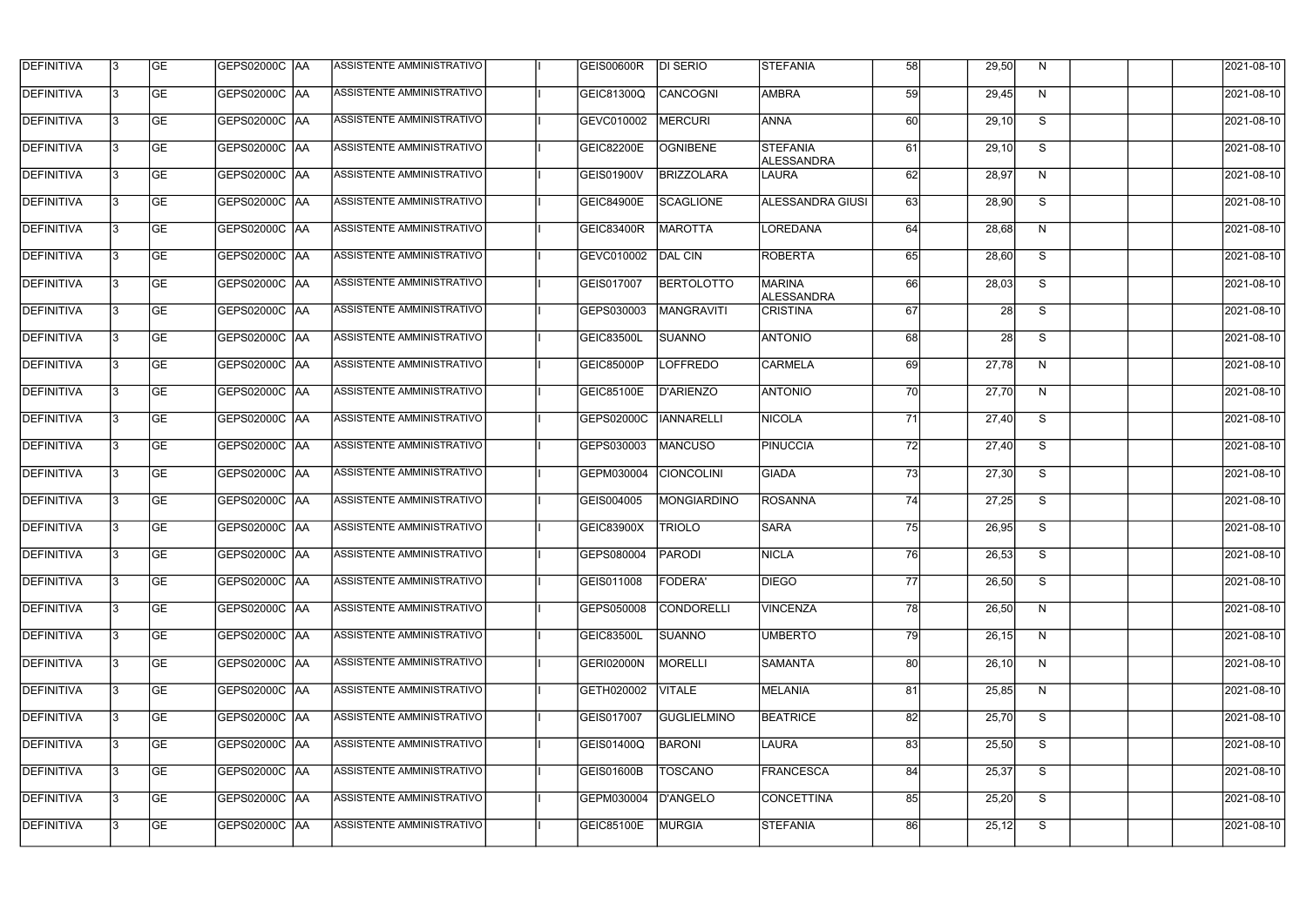| DEFINITIVA | 3 | GE | GEPS02000C | AA | ASSISTENTE AMMINISTRATIVO | | I | GEIS00600R | DI SERIO | STEFANIA | 58 | | 29,50 | N | | | | 2021-08-10 |
|---|---|---|---|---|---|---|---|---|---|---|---|---|---|---|---|---|---|---|
| DEFINITIVA | 3 | GE | GEPS02000C | AA | ASSISTENTE AMMINISTRATIVO | | I | GEIC81300Q | CANCOGNI | AMBRA | 59 | | 29,45 | N | | | | 2021-08-10 |
| DEFINITIVA | 3 | GE | GEPS02000C | AA | ASSISTENTE AMMINISTRATIVO | | I | GEVC010002 | MERCURI | ANNA | 60 | | 29,10 | S | | | | 2021-08-10 |
| DEFINITIVA | 3 | GE | GEPS02000C | AA | ASSISTENTE AMMINISTRATIVO | | I | GEIC82200E | OGNIBENE | STEFANIA ALESSANDRA | 61 | | 29,10 | S | | | | 2021-08-10 |
| DEFINITIVA | 3 | GE | GEPS02000C | AA | ASSISTENTE AMMINISTRATIVO | | I | GEIS01900V | BRIZZOLARA | LAURA | 62 | | 28,97 | N | | | | 2021-08-10 |
| DEFINITIVA | 3 | GE | GEPS02000C | AA | ASSISTENTE AMMINISTRATIVO | | I | GEIC84900E | SCAGLIONE | ALESSANDRA GIUSI | 63 | | 28,90 | S | | | | 2021-08-10 |
| DEFINITIVA | 3 | GE | GEPS02000C | AA | ASSISTENTE AMMINISTRATIVO | | I | GEIC83400R | MAROTTA | LOREDANA | 64 | | 28,68 | N | | | | 2021-08-10 |
| DEFINITIVA | 3 | GE | GEPS02000C | AA | ASSISTENTE AMMINISTRATIVO | | I | GEVC010002 | DAL CIN | ROBERTA | 65 | | 28,60 | S | | | | 2021-08-10 |
| DEFINITIVA | 3 | GE | GEPS02000C | AA | ASSISTENTE AMMINISTRATIVO | | I | GEIS017007 | BERTOLOTTO | MARINA ALESSANDRA | 66 | | 28,03 | S | | | | 2021-08-10 |
| DEFINITIVA | 3 | GE | GEPS02000C | AA | ASSISTENTE AMMINISTRATIVO | | I | GEPS030003 | MANGRAVITI | CRISTINA | 67 | | 28 | S | | | | 2021-08-10 |
| DEFINITIVA | 3 | GE | GEPS02000C | AA | ASSISTENTE AMMINISTRATIVO | | I | GEIC83500L | SUANNO | ANTONIO | 68 | | 28 | S | | | | 2021-08-10 |
| DEFINITIVA | 3 | GE | GEPS02000C | AA | ASSISTENTE AMMINISTRATIVO | | I | GEIC85000P | LOFFREDO | CARMELA | 69 | | 27,78 | N | | | | 2021-08-10 |
| DEFINITIVA | 3 | GE | GEPS02000C | AA | ASSISTENTE AMMINISTRATIVO | | I | GEIC85100E | D'ARIENZO | ANTONIO | 70 | | 27,70 | N | | | | 2021-08-10 |
| DEFINITIVA | 3 | GE | GEPS02000C | AA | ASSISTENTE AMMINISTRATIVO | | I | GEPS02000C | IANNARELLI | NICOLA | 71 | | 27,40 | S | | | | 2021-08-10 |
| DEFINITIVA | 3 | GE | GEPS02000C | AA | ASSISTENTE AMMINISTRATIVO | | I | GEPS030003 | MANCUSO | PINUCCIA | 72 | | 27,40 | S | | | | 2021-08-10 |
| DEFINITIVA | 3 | GE | GEPS02000C | AA | ASSISTENTE AMMINISTRATIVO | | I | GEPM030004 | CIONCOLINI | GIADA | 73 | | 27,30 | S | | | | 2021-08-10 |
| DEFINITIVA | 3 | GE | GEPS02000C | AA | ASSISTENTE AMMINISTRATIVO | | I | GEIS004005 | MONGIARDINO | ROSANNA | 74 | | 27,25 | S | | | | 2021-08-10 |
| DEFINITIVA | 3 | GE | GEPS02000C | AA | ASSISTENTE AMMINISTRATIVO | | I | GEIC83900X | TRIOLO | SARA | 75 | | 26,95 | S | | | | 2021-08-10 |
| DEFINITIVA | 3 | GE | GEPS02000C | AA | ASSISTENTE AMMINISTRATIVO | | I | GEPS080004 | PARODI | NICLA | 76 | | 26,53 | S | | | | 2021-08-10 |
| DEFINITIVA | 3 | GE | GEPS02000C | AA | ASSISTENTE AMMINISTRATIVO | | I | GEIS011008 | FODERA' | DIEGO | 77 | | 26,50 | S | | | | 2021-08-10 |
| DEFINITIVA | 3 | GE | GEPS02000C | AA | ASSISTENTE AMMINISTRATIVO | | I | GEPS050008 | CONDORELLI | VINCENZA | 78 | | 26,50 | N | | | | 2021-08-10 |
| DEFINITIVA | 3 | GE | GEPS02000C | AA | ASSISTENTE AMMINISTRATIVO | | I | GEIC83500L | SUANNO | UMBERTO | 79 | | 26,15 | N | | | | 2021-08-10 |
| DEFINITIVA | 3 | GE | GEPS02000C | AA | ASSISTENTE AMMINISTRATIVO | | I | GERI02000N | MORELLI | SAMANTA | 80 | | 26,10 | N | | | | 2021-08-10 |
| DEFINITIVA | 3 | GE | GEPS02000C | AA | ASSISTENTE AMMINISTRATIVO | | I | GETH020002 | VITALE | MELANIA | 81 | | 25,85 | N | | | | 2021-08-10 |
| DEFINITIVA | 3 | GE | GEPS02000C | AA | ASSISTENTE AMMINISTRATIVO | | I | GEIS017007 | GUGLIELMINO | BEATRICE | 82 | | 25,70 | S | | | | 2021-08-10 |
| DEFINITIVA | 3 | GE | GEPS02000C | AA | ASSISTENTE AMMINISTRATIVO | | I | GEIS01400Q | BARONI | LAURA | 83 | | 25,50 | S | | | | 2021-08-10 |
| DEFINITIVA | 3 | GE | GEPS02000C | AA | ASSISTENTE AMMINISTRATIVO | | I | GEIS01600B | TOSCANO | FRANCESCA | 84 | | 25,37 | S | | | | 2021-08-10 |
| DEFINITIVA | 3 | GE | GEPS02000C | AA | ASSISTENTE AMMINISTRATIVO | | I | GEPM030004 | D'ANGELO | CONCETTINA | 85 | | 25,20 | S | | | | 2021-08-10 |
| DEFINITIVA | 3 | GE | GEPS02000C | AA | ASSISTENTE AMMINISTRATIVO | | I | GEIC85100E | MURGIA | STEFANIA | 86 | | 25,12 | S | | | | 2021-08-10 |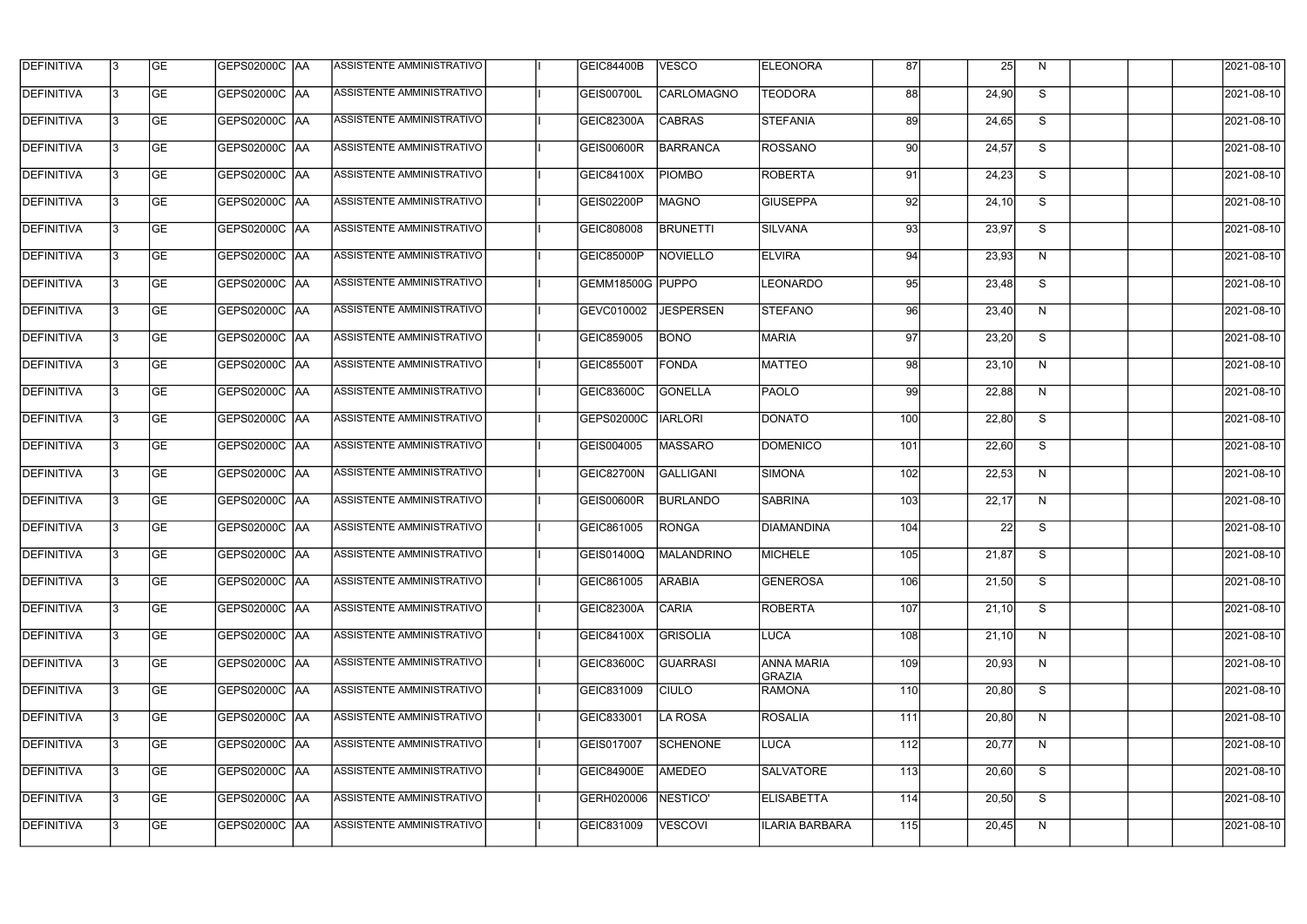| DEFINITIVA | 3 | GE | GEPS02000C | AA | ASSISTENTE AMMINISTRATIVO | | I | GEIC84400B | VESCO | ELEONORA | 87 | | 25 | N | | | | 2021-08-10 |
|---|---|---|---|---|---|---|---|---|---|---|---|---|---|---|---|---|---|---|
| DEFINITIVA | 3 | GE | GEPS02000C | AA | ASSISTENTE AMMINISTRATIVO | | I | GEIS00700L | CARLOMAGNO | TEODORA | 88 | | 24,90 | S | | | | 2021-08-10 |
| DEFINITIVA | 3 | GE | GEPS02000C | AA | ASSISTENTE AMMINISTRATIVO | | I | GEIC82300A | CABRAS | STEFANIA | 89 | | 24,65 | S | | | | 2021-08-10 |
| DEFINITIVA | 3 | GE | GEPS02000C | AA | ASSISTENTE AMMINISTRATIVO | | I | GEIS00600R | BARRANCA | ROSSANO | 90 | | 24,57 | S | | | | 2021-08-10 |
| DEFINITIVA | 3 | GE | GEPS02000C | AA | ASSISTENTE AMMINISTRATIVO | | I | GEIC84100X | PIOMBO | ROBERTA | 91 | | 24,23 | S | | | | 2021-08-10 |
| DEFINITIVA | 3 | GE | GEPS02000C | AA | ASSISTENTE AMMINISTRATIVO | | I | GEIS02200P | MAGNO | GIUSEPPA | 92 | | 24,10 | S | | | | 2021-08-10 |
| DEFINITIVA | 3 | GE | GEPS02000C | AA | ASSISTENTE AMMINISTRATIVO | | I | GEIC808008 | BRUNETTI | SILVANA | 93 | | 23,97 | S | | | | 2021-08-10 |
| DEFINITIVA | 3 | GE | GEPS02000C | AA | ASSISTENTE AMMINISTRATIVO | | I | GEIC85000P | NOVIELLO | ELVIRA | 94 | | 23,93 | N | | | | 2021-08-10 |
| DEFINITIVA | 3 | GE | GEPS02000C | AA | ASSISTENTE AMMINISTRATIVO | | I | GEMM18500G | PUPPO | LEONARDO | 95 | | 23,48 | S | | | | 2021-08-10 |
| DEFINITIVA | 3 | GE | GEPS02000C | AA | ASSISTENTE AMMINISTRATIVO | | I | GEVC010002 | JESPERSEN | STEFANO | 96 | | 23,40 | N | | | | 2021-08-10 |
| DEFINITIVA | 3 | GE | GEPS02000C | AA | ASSISTENTE AMMINISTRATIVO | | I | GEIC859005 | BONO | MARIA | 97 | | 23,20 | S | | | | 2021-08-10 |
| DEFINITIVA | 3 | GE | GEPS02000C | AA | ASSISTENTE AMMINISTRATIVO | | I | GEIC85500T | FONDA | MATTEO | 98 | | 23,10 | N | | | | 2021-08-10 |
| DEFINITIVA | 3 | GE | GEPS02000C | AA | ASSISTENTE AMMINISTRATIVO | | I | GEIC83600C | GONELLA | PAOLO | 99 | | 22,88 | N | | | | 2021-08-10 |
| DEFINITIVA | 3 | GE | GEPS02000C | AA | ASSISTENTE AMMINISTRATIVO | | I | GEPS02000C | IARLORI | DONATO | 100 | | 22,80 | S | | | | 2021-08-10 |
| DEFINITIVA | 3 | GE | GEPS02000C | AA | ASSISTENTE AMMINISTRATIVO | | I | GEIS004005 | MASSARO | DOMENICO | 101 | | 22,60 | S | | | | 2021-08-10 |
| DEFINITIVA | 3 | GE | GEPS02000C | AA | ASSISTENTE AMMINISTRATIVO | | I | GEIC82700N | GALLIGANI | SIMONA | 102 | | 22,53 | N | | | | 2021-08-10 |
| DEFINITIVA | 3 | GE | GEPS02000C | AA | ASSISTENTE AMMINISTRATIVO | | I | GEIS00600R | BURLANDO | SABRINA | 103 | | 22,17 | N | | | | 2021-08-10 |
| DEFINITIVA | 3 | GE | GEPS02000C | AA | ASSISTENTE AMMINISTRATIVO | | I | GEIC861005 | RONGA | DIAMANDINA | 104 | | 22 | S | | | | 2021-08-10 |
| DEFINITIVA | 3 | GE | GEPS02000C | AA | ASSISTENTE AMMINISTRATIVO | | I | GEIS01400Q | MALANDRINO | MICHELE | 105 | | 21,87 | S | | | | 2021-08-10 |
| DEFINITIVA | 3 | GE | GEPS02000C | AA | ASSISTENTE AMMINISTRATIVO | | I | GEIC861005 | ARABIA | GENEROSA | 106 | | 21,50 | S | | | | 2021-08-10 |
| DEFINITIVA | 3 | GE | GEPS02000C | AA | ASSISTENTE AMMINISTRATIVO | | I | GEIC82300A | CARIA | ROBERTA | 107 | | 21,10 | S | | | | 2021-08-10 |
| DEFINITIVA | 3 | GE | GEPS02000C | AA | ASSISTENTE AMMINISTRATIVO | | I | GEIC84100X | GRISOLIA | LUCA | 108 | | 21,10 | N | | | | 2021-08-10 |
| DEFINITIVA | 3 | GE | GEPS02000C | AA | ASSISTENTE AMMINISTRATIVO | | I | GEIC83600C | GUARRASI | ANNA MARIA GRAZIA | 109 | | 20,93 | N | | | | 2021-08-10 |
| DEFINITIVA | 3 | GE | GEPS02000C | AA | ASSISTENTE AMMINISTRATIVO | | I | GEIC831009 | CIULO | RAMONA | 110 | | 20,80 | S | | | | 2021-08-10 |
| DEFINITIVA | 3 | GE | GEPS02000C | AA | ASSISTENTE AMMINISTRATIVO | | I | GEIC833001 | LA ROSA | ROSALIA | 111 | | 20,80 | N | | | | 2021-08-10 |
| DEFINITIVA | 3 | GE | GEPS02000C | AA | ASSISTENTE AMMINISTRATIVO | | I | GEIS017007 | SCHENONE | LUCA | 112 | | 20,77 | N | | | | 2021-08-10 |
| DEFINITIVA | 3 | GE | GEPS02000C | AA | ASSISTENTE AMMINISTRATIVO | | I | GEIC84900E | AMEDEO | SALVATORE | 113 | | 20,60 | S | | | | 2021-08-10 |
| DEFINITIVA | 3 | GE | GEPS02000C | AA | ASSISTENTE AMMINISTRATIVO | | I | GERH020006 | NESTICO' | ELISABETTA | 114 | | 20,50 | S | | | | 2021-08-10 |
| DEFINITIVA | 3 | GE | GEPS02000C | AA | ASSISTENTE AMMINISTRATIVO | | I | GEIC831009 | VESCOVI | ILARIA BARBARA | 115 | | 20,45 | N | | | | 2021-08-10 |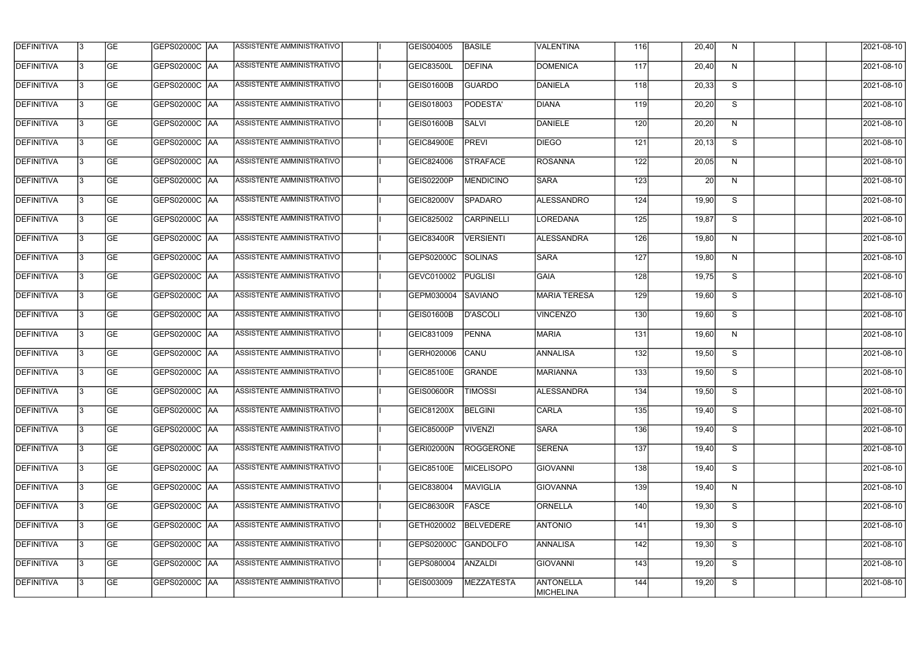| DEFINITIVA | 3 | GE | GEPS02000C | AA | ASSISTENTE AMMINISTRATIVO | | I | GEIS004005 | BASILE | VALENTINA | 116 | | 20,40 | N | | | | 2021-08-10 |
|---|---|---|---|---|---|---|---|---|---|---|---|---|---|---|---|---|---|---|
| DEFINITIVA | 3 | GE | GEPS02000C | AA | ASSISTENTE AMMINISTRATIVO | | I | GEIC83500L | DEFINA | DOMENICA | 117 | | 20,40 | N | | | | 2021-08-10 |
| DEFINITIVA | 3 | GE | GEPS02000C | AA | ASSISTENTE AMMINISTRATIVO | | I | GEIS01600B | GUARDO | DANIELA | 118 | | 20,33 | S | | | | 2021-08-10 |
| DEFINITIVA | 3 | GE | GEPS02000C | AA | ASSISTENTE AMMINISTRATIVO | | I | GEIS018003 | PODESTA' | DIANA | 119 | | 20,20 | S | | | | 2021-08-10 |
| DEFINITIVA | 3 | GE | GEPS02000C | AA | ASSISTENTE AMMINISTRATIVO | | I | GEIS01600B | SALVI | DANIELE | 120 | | 20,20 | N | | | | 2021-08-10 |
| DEFINITIVA | 3 | GE | GEPS02000C | AA | ASSISTENTE AMMINISTRATIVO | | I | GEIC84900E | PREVI | DIEGO | 121 | | 20,13 | S | | | | 2021-08-10 |
| DEFINITIVA | 3 | GE | GEPS02000C | AA | ASSISTENTE AMMINISTRATIVO | | I | GEIC824006 | STRAFACE | ROSANNA | 122 | | 20,05 | N | | | | 2021-08-10 |
| DEFINITIVA | 3 | GE | GEPS02000C | AA | ASSISTENTE AMMINISTRATIVO | | I | GEIS02200P | MENDICINO | SARA | 123 | | 20 | N | | | | 2021-08-10 |
| DEFINITIVA | 3 | GE | GEPS02000C | AA | ASSISTENTE AMMINISTRATIVO | | I | GEIC82000V | SPADARO | ALESSANDRO | 124 | | 19,90 | S | | | | 2021-08-10 |
| DEFINITIVA | 3 | GE | GEPS02000C | AA | ASSISTENTE AMMINISTRATIVO | | I | GEIC825002 | CARPINELLI | LOREDANA | 125 | | 19,87 | S | | | | 2021-08-10 |
| DEFINITIVA | 3 | GE | GEPS02000C | AA | ASSISTENTE AMMINISTRATIVO | | I | GEIC83400R | VERSIENTI | ALESSANDRA | 126 | | 19,80 | N | | | | 2021-08-10 |
| DEFINITIVA | 3 | GE | GEPS02000C | AA | ASSISTENTE AMMINISTRATIVO | | I | GEPS02000C | SOLINAS | SARA | 127 | | 19,80 | N | | | | 2021-08-10 |
| DEFINITIVA | 3 | GE | GEPS02000C | AA | ASSISTENTE AMMINISTRATIVO | | I | GEVC010002 | PUGLISI | GAIA | 128 | | 19,75 | S | | | | 2021-08-10 |
| DEFINITIVA | 3 | GE | GEPS02000C | AA | ASSISTENTE AMMINISTRATIVO | | I | GEPM030004 | SAVIANO | MARIA TERESA | 129 | | 19,60 | S | | | | 2021-08-10 |
| DEFINITIVA | 3 | GE | GEPS02000C | AA | ASSISTENTE AMMINISTRATIVO | | I | GEIS01600B | D'ASCOLI | VINCENZO | 130 | | 19,60 | S | | | | 2021-08-10 |
| DEFINITIVA | 3 | GE | GEPS02000C | AA | ASSISTENTE AMMINISTRATIVO | | I | GEIC831009 | PENNA | MARIA | 131 | | 19,60 | N | | | | 2021-08-10 |
| DEFINITIVA | 3 | GE | GEPS02000C | AA | ASSISTENTE AMMINISTRATIVO | | I | GERH020006 | CANU | ANNALISA | 132 | | 19,50 | S | | | | 2021-08-10 |
| DEFINITIVA | 3 | GE | GEPS02000C | AA | ASSISTENTE AMMINISTRATIVO | | I | GEIC85100E | GRANDE | MARIANNA | 133 | | 19,50 | S | | | | 2021-08-10 |
| DEFINITIVA | 3 | GE | GEPS02000C | AA | ASSISTENTE AMMINISTRATIVO | | I | GEIS00600R | TIMOSSI | ALESSANDRA | 134 | | 19,50 | S | | | | 2021-08-10 |
| DEFINITIVA | 3 | GE | GEPS02000C | AA | ASSISTENTE AMMINISTRATIVO | | I | GEIC81200X | BELGINI | CARLA | 135 | | 19,40 | S | | | | 2021-08-10 |
| DEFINITIVA | 3 | GE | GEPS02000C | AA | ASSISTENTE AMMINISTRATIVO | | I | GEIC85000P | VIVENZI | SARA | 136 | | 19,40 | S | | | | 2021-08-10 |
| DEFINITIVA | 3 | GE | GEPS02000C | AA | ASSISTENTE AMMINISTRATIVO | | I | GERI02000N | ROGGERONE | SERENA | 137 | | 19,40 | S | | | | 2021-08-10 |
| DEFINITIVA | 3 | GE | GEPS02000C | AA | ASSISTENTE AMMINISTRATIVO | | I | GEIC85100E | MICELISOPO | GIOVANNI | 138 | | 19,40 | S | | | | 2021-08-10 |
| DEFINITIVA | 3 | GE | GEPS02000C | AA | ASSISTENTE AMMINISTRATIVO | | I | GEIC838004 | MAVIGLIA | GIOVANNA | 139 | | 19,40 | N | | | | 2021-08-10 |
| DEFINITIVA | 3 | GE | GEPS02000C | AA | ASSISTENTE AMMINISTRATIVO | | I | GEIC86300R | FASCE | ORNELLA | 140 | | 19,30 | S | | | | 2021-08-10 |
| DEFINITIVA | 3 | GE | GEPS02000C | AA | ASSISTENTE AMMINISTRATIVO | | I | GETH020002 | BELVEDERE | ANTONIO | 141 | | 19,30 | S | | | | 2021-08-10 |
| DEFINITIVA | 3 | GE | GEPS02000C | AA | ASSISTENTE AMMINISTRATIVO | | I | GEPS02000C | GANDOLFO | ANNALISA | 142 | | 19,30 | S | | | | 2021-08-10 |
| DEFINITIVA | 3 | GE | GEPS02000C | AA | ASSISTENTE AMMINISTRATIVO | | I | GEPS080004 | ANZALDI | GIOVANNI | 143 | | 19,20 | S | | | | 2021-08-10 |
| DEFINITIVA | 3 | GE | GEPS02000C | AA | ASSISTENTE AMMINISTRATIVO | | I | GEIS003009 | MEZZATESTA | ANTONELLA MICHELINA | 144 | | 19,20 | S | | | | 2021-08-10 |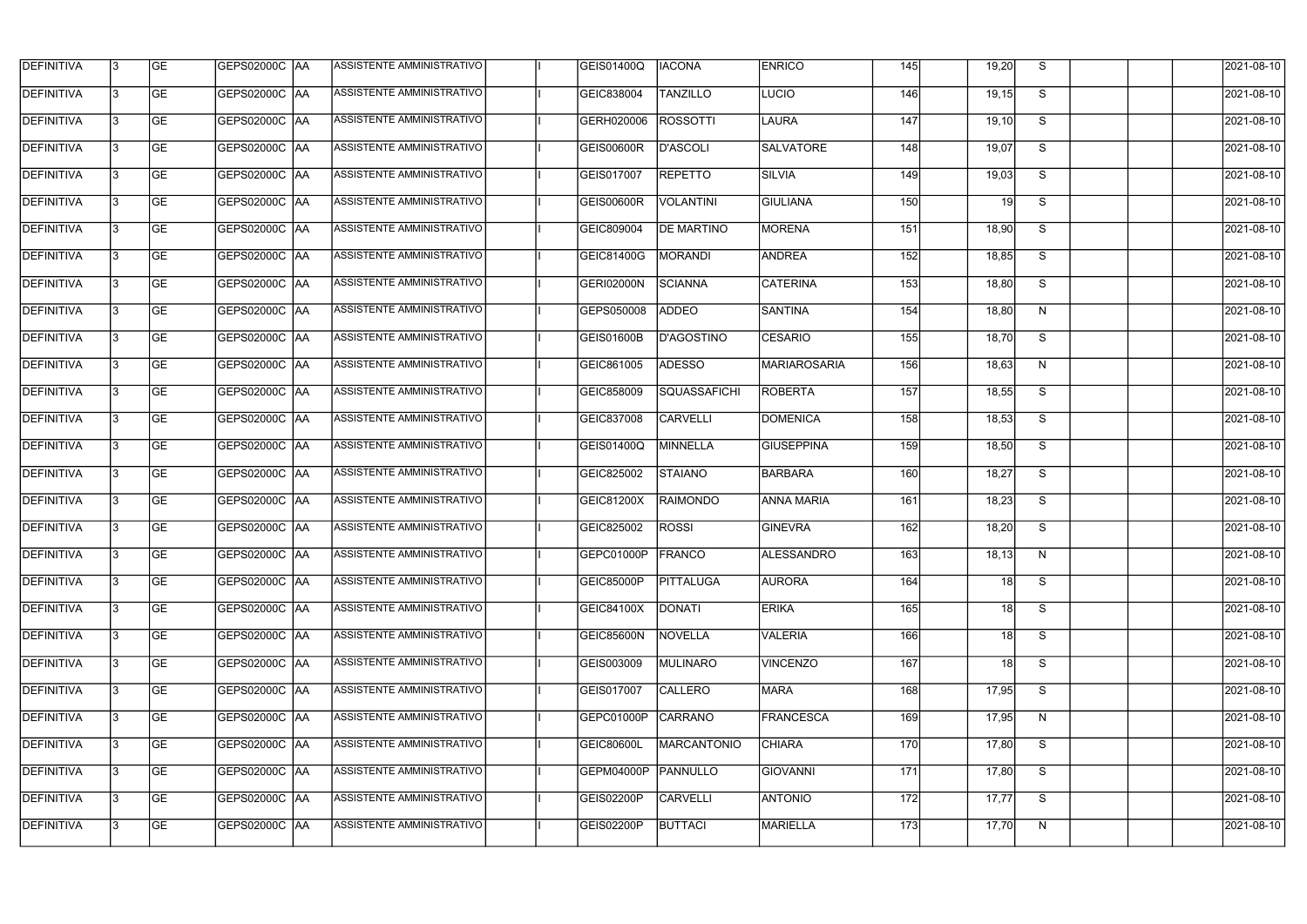| DEFINITIVA | 3 | GE | GEPS02000C | AA | ASSISTENTE AMMINISTRATIVO | | I | GEIS01400Q | IACONA | ENRICO | 145 | | 19,20 | S | | | | 2021-08-10 |
|---|---|---|---|---|---|---|---|---|---|---|---|---|---|---|---|---|---|---|
| DEFINITIVA | 3 | GE | GEPS02000C | AA | ASSISTENTE AMMINISTRATIVO | | I | GEIC838004 | TANZILLO | LUCIO | 146 | | 19,15 | S | | | | 2021-08-10 |
| DEFINITIVA | 3 | GE | GEPS02000C | AA | ASSISTENTE AMMINISTRATIVO | | I | GERH020006 | ROSSOTTI | LAURA | 147 | | 19,10 | S | | | | 2021-08-10 |
| DEFINITIVA | 3 | GE | GEPS02000C | AA | ASSISTENTE AMMINISTRATIVO | | I | GEIS00600R | D'ASCOLI | SALVATORE | 148 | | 19,07 | S | | | | 2021-08-10 |
| DEFINITIVA | 3 | GE | GEPS02000C | AA | ASSISTENTE AMMINISTRATIVO | | I | GEIS017007 | REPETTO | SILVIA | 149 | | 19,03 | S | | | | 2021-08-10 |
| DEFINITIVA | 3 | GE | GEPS02000C | AA | ASSISTENTE AMMINISTRATIVO | | I | GEIS00600R | VOLANTINI | GIULIANA | 150 | | 19 | S | | | | 2021-08-10 |
| DEFINITIVA | 3 | GE | GEPS02000C | AA | ASSISTENTE AMMINISTRATIVO | | I | GEIC809004 | DE MARTINO | MORENA | 151 | | 18,90 | S | | | | 2021-08-10 |
| DEFINITIVA | 3 | GE | GEPS02000C | AA | ASSISTENTE AMMINISTRATIVO | | I | GEIC81400G | MORANDI | ANDREA | 152 | | 18,85 | S | | | | 2021-08-10 |
| DEFINITIVA | 3 | GE | GEPS02000C | AA | ASSISTENTE AMMINISTRATIVO | | I | GERI02000N | SCIANNA | CATERINA | 153 | | 18,80 | S | | | | 2021-08-10 |
| DEFINITIVA | 3 | GE | GEPS02000C | AA | ASSISTENTE AMMINISTRATIVO | | I | GEPS050008 | ADDEO | SANTINA | 154 | | 18,80 | N | | | | 2021-08-10 |
| DEFINITIVA | 3 | GE | GEPS02000C | AA | ASSISTENTE AMMINISTRATIVO | | I | GEIS01600B | D'AGOSTINO | CESARIO | 155 | | 18,70 | S | | | | 2021-08-10 |
| DEFINITIVA | 3 | GE | GEPS02000C | AA | ASSISTENTE AMMINISTRATIVO | | I | GEIC861005 | ADESSO | MARIAROSARIA | 156 | | 18,63 | N | | | | 2021-08-10 |
| DEFINITIVA | 3 | GE | GEPS02000C | AA | ASSISTENTE AMMINISTRATIVO | | I | GEIC858009 | SQUASSAFICHI | ROBERTA | 157 | | 18,55 | S | | | | 2021-08-10 |
| DEFINITIVA | 3 | GE | GEPS02000C | AA | ASSISTENTE AMMINISTRATIVO | | I | GEIC837008 | CARVELLI | DOMENICA | 158 | | 18,53 | S | | | | 2021-08-10 |
| DEFINITIVA | 3 | GE | GEPS02000C | AA | ASSISTENTE AMMINISTRATIVO | | I | GEIS01400Q | MINNELLA | GIUSEPPINA | 159 | | 18,50 | S | | | | 2021-08-10 |
| DEFINITIVA | 3 | GE | GEPS02000C | AA | ASSISTENTE AMMINISTRATIVO | | I | GEIC825002 | STAIANO | BARBARA | 160 | | 18,27 | S | | | | 2021-08-10 |
| DEFINITIVA | 3 | GE | GEPS02000C | AA | ASSISTENTE AMMINISTRATIVO | | I | GEIC81200X | RAIMONDO | ANNA MARIA | 161 | | 18,23 | S | | | | 2021-08-10 |
| DEFINITIVA | 3 | GE | GEPS02000C | AA | ASSISTENTE AMMINISTRATIVO | | I | GEIC825002 | ROSSI | GINEVRA | 162 | | 18,20 | S | | | | 2021-08-10 |
| DEFINITIVA | 3 | GE | GEPS02000C | AA | ASSISTENTE AMMINISTRATIVO | | I | GEPC01000P | FRANCO | ALESSANDRO | 163 | | 18,13 | N | | | | 2021-08-10 |
| DEFINITIVA | 3 | GE | GEPS02000C | AA | ASSISTENTE AMMINISTRATIVO | | I | GEIC85000P | PITTALUGA | AURORA | 164 | | 18 | S | | | | 2021-08-10 |
| DEFINITIVA | 3 | GE | GEPS02000C | AA | ASSISTENTE AMMINISTRATIVO | | I | GEIC84100X | DONATI | ERIKA | 165 | | 18 | S | | | | 2021-08-10 |
| DEFINITIVA | 3 | GE | GEPS02000C | AA | ASSISTENTE AMMINISTRATIVO | | I | GEIC85600N | NOVELLA | VALERIA | 166 | | 18 | S | | | | 2021-08-10 |
| DEFINITIVA | 3 | GE | GEPS02000C | AA | ASSISTENTE AMMINISTRATIVO | | I | GEIS003009 | MULINARO | VINCENZO | 167 | | 18 | S | | | | 2021-08-10 |
| DEFINITIVA | 3 | GE | GEPS02000C | AA | ASSISTENTE AMMINISTRATIVO | | I | GEIS017007 | CALLERO | MARA | 168 | | 17,95 | S | | | | 2021-08-10 |
| DEFINITIVA | 3 | GE | GEPS02000C | AA | ASSISTENTE AMMINISTRATIVO | | I | GEPC01000P | CARRANO | FRANCESCA | 169 | | 17,95 | N | | | | 2021-08-10 |
| DEFINITIVA | 3 | GE | GEPS02000C | AA | ASSISTENTE AMMINISTRATIVO | | I | GEIC80600L | MARCANTONIO | CHIARA | 170 | | 17,80 | S | | | | 2021-08-10 |
| DEFINITIVA | 3 | GE | GEPS02000C | AA | ASSISTENTE AMMINISTRATIVO | | I | GEPM04000P | PANNULLO | GIOVANNI | 171 | | 17,80 | S | | | | 2021-08-10 |
| DEFINITIVA | 3 | GE | GEPS02000C | AA | ASSISTENTE AMMINISTRATIVO | | I | GEIS02200P | CARVELLI | ANTONIO | 172 | | 17,77 | S | | | | 2021-08-10 |
| DEFINITIVA | 3 | GE | GEPS02000C | AA | ASSISTENTE AMMINISTRATIVO | | I | GEIS02200P | BUTTACI | MARIELLA | 173 | | 17,70 | N | | | | 2021-08-10 |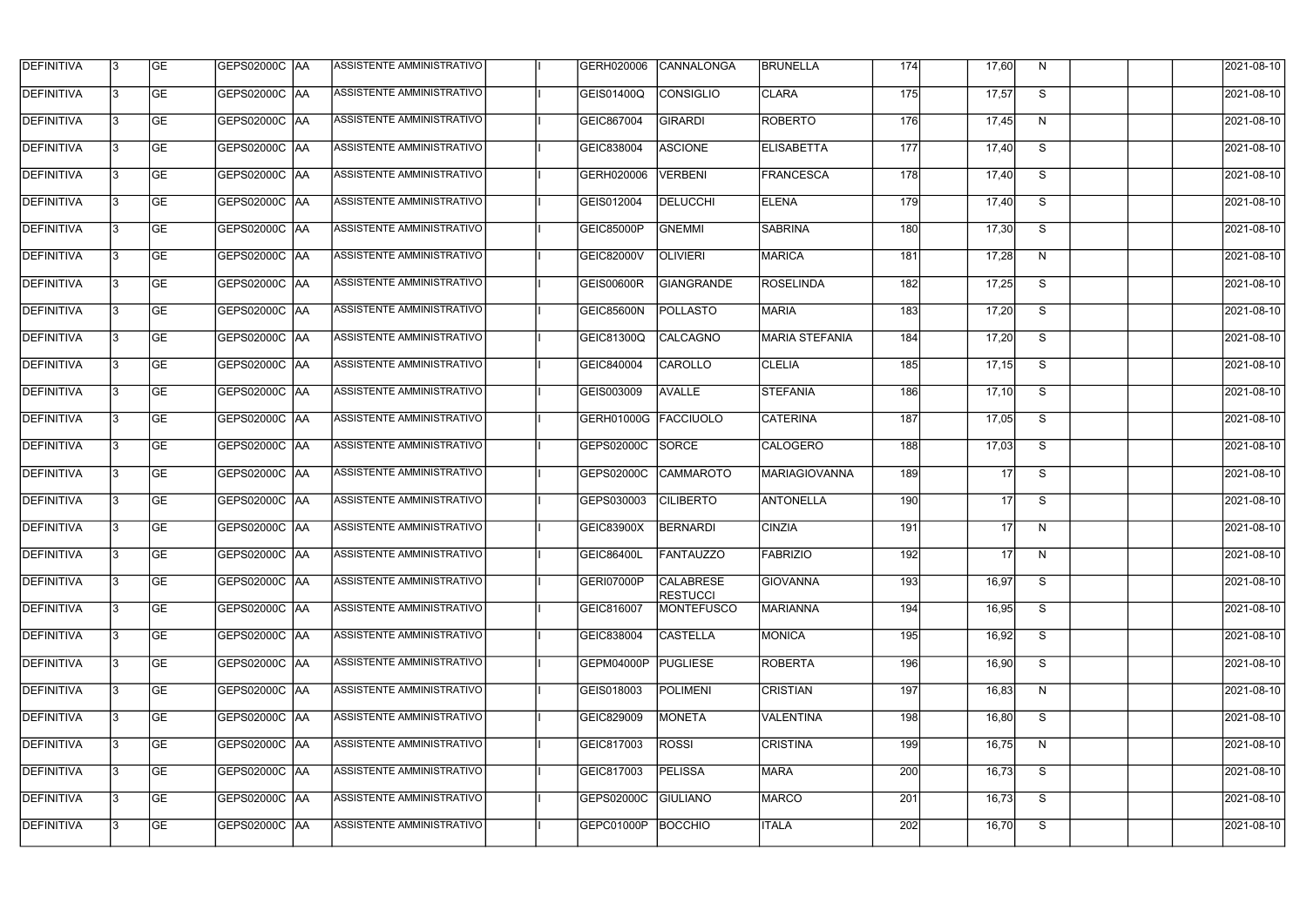| DEFINITIVA | 3 | GE | GEPS02000C | AA | ASSISTENTE AMMINISTRATIVO | | I | GERH020006 | CANNALONGA | BRUNELLA | 174 | | 17,60 | N | | | | 2021-08-10 |
|---|---|---|---|---|---|---|---|---|---|---|---|---|---|---|---|---|---|---|
| DEFINITIVA | 3 | GE | GEPS02000C | AA | ASSISTENTE AMMINISTRATIVO | | I | GEIS01400Q | CONSIGLIO | CLARA | 175 | | 17,57 | S | | | | 2021-08-10 |
| DEFINITIVA | 3 | GE | GEPS02000C | AA | ASSISTENTE AMMINISTRATIVO | | I | GEIC867004 | GIRARDI | ROBERTO | 176 | | 17,45 | N | | | | 2021-08-10 |
| DEFINITIVA | 3 | GE | GEPS02000C | AA | ASSISTENTE AMMINISTRATIVO | | I | GEIC838004 | ASCIONE | ELISABETTA | 177 | | 17,40 | S | | | | 2021-08-10 |
| DEFINITIVA | 3 | GE | GEPS02000C | AA | ASSISTENTE AMMINISTRATIVO | | I | GERH020006 | VERBENI | FRANCESCA | 178 | | 17,40 | S | | | | 2021-08-10 |
| DEFINITIVA | 3 | GE | GEPS02000C | AA | ASSISTENTE AMMINISTRATIVO | | I | GEIS012004 | DELUCCHI | ELENA | 179 | | 17,40 | S | | | | 2021-08-10 |
| DEFINITIVA | 3 | GE | GEPS02000C | AA | ASSISTENTE AMMINISTRATIVO | | I | GEIC85000P | GNEMMI | SABRINA | 180 | | 17,30 | S | | | | 2021-08-10 |
| DEFINITIVA | 3 | GE | GEPS02000C | AA | ASSISTENTE AMMINISTRATIVO | | I | GEIC82000V | OLIVIERI | MARICA | 181 | | 17,28 | N | | | | 2021-08-10 |
| DEFINITIVA | 3 | GE | GEPS02000C | AA | ASSISTENTE AMMINISTRATIVO | | I | GEIS00600R | GIANGRANDE | ROSELINDA | 182 | | 17,25 | S | | | | 2021-08-10 |
| DEFINITIVA | 3 | GE | GEPS02000C | AA | ASSISTENTE AMMINISTRATIVO | | I | GEIC85600N | POLLASTO | MARIA | 183 | | 17,20 | S | | | | 2021-08-10 |
| DEFINITIVA | 3 | GE | GEPS02000C | AA | ASSISTENTE AMMINISTRATIVO | | I | GEIC81300Q | CALCAGNO | MARIA STEFANIA | 184 | | 17,20 | S | | | | 2021-08-10 |
| DEFINITIVA | 3 | GE | GEPS02000C | AA | ASSISTENTE AMMINISTRATIVO | | I | GEIC840004 | CAROLLO | CLELIA | 185 | | 17,15 | S | | | | 2021-08-10 |
| DEFINITIVA | 3 | GE | GEPS02000C | AA | ASSISTENTE AMMINISTRATIVO | | I | GEIS003009 | AVALLE | STEFANIA | 186 | | 17,10 | S | | | | 2021-08-10 |
| DEFINITIVA | 3 | GE | GEPS02000C | AA | ASSISTENTE AMMINISTRATIVO | | I | GERH01000G | FACCIUOLO | CATERINA | 187 | | 17,05 | S | | | | 2021-08-10 |
| DEFINITIVA | 3 | GE | GEPS02000C | AA | ASSISTENTE AMMINISTRATIVO | | I | GEPS02000C | SORCE | CALOGERO | 188 | | 17,03 | S | | | | 2021-08-10 |
| DEFINITIVA | 3 | GE | GEPS02000C | AA | ASSISTENTE AMMINISTRATIVO | | I | GEPS02000C | CAMMAROTO | MARIAGIOVANNA | 189 | | 17 | S | | | | 2021-08-10 |
| DEFINITIVA | 3 | GE | GEPS02000C | AA | ASSISTENTE AMMINISTRATIVO | | I | GEPS030003 | CILIBERTO | ANTONELLA | 190 | | 17 | S | | | | 2021-08-10 |
| DEFINITIVA | 3 | GE | GEPS02000C | AA | ASSISTENTE AMMINISTRATIVO | | I | GEIC83900X | BERNARDI | CINZIA | 191 | | 17 | N | | | | 2021-08-10 |
| DEFINITIVA | 3 | GE | GEPS02000C | AA | ASSISTENTE AMMINISTRATIVO | | I | GEIC86400L | FANTAUZZO | FABRIZIO | 192 | | 17 | N | | | | 2021-08-10 |
| DEFINITIVA | 3 | GE | GEPS02000C | AA | ASSISTENTE AMMINISTRATIVO | | I | GERI07000P | CALABRESE RESTUCCI | GIOVANNA | 193 | | 16,97 | S | | | | 2021-08-10 |
| DEFINITIVA | 3 | GE | GEPS02000C | AA | ASSISTENTE AMMINISTRATIVO | | I | GEIC816007 | MONTEFUSCO | MARIANNA | 194 | | 16,95 | S | | | | 2021-08-10 |
| DEFINITIVA | 3 | GE | GEPS02000C | AA | ASSISTENTE AMMINISTRATIVO | | I | GEIC838004 | CASTELLA | MONICA | 195 | | 16,92 | S | | | | 2021-08-10 |
| DEFINITIVA | 3 | GE | GEPS02000C | AA | ASSISTENTE AMMINISTRATIVO | | I | GEPM04000P | PUGLIESE | ROBERTA | 196 | | 16,90 | S | | | | 2021-08-10 |
| DEFINITIVA | 3 | GE | GEPS02000C | AA | ASSISTENTE AMMINISTRATIVO | | I | GEIS018003 | POLIMENI | CRISTIAN | 197 | | 16,83 | N | | | | 2021-08-10 |
| DEFINITIVA | 3 | GE | GEPS02000C | AA | ASSISTENTE AMMINISTRATIVO | | I | GEIC829009 | MONETA | VALENTINA | 198 | | 16,80 | S | | | | 2021-08-10 |
| DEFINITIVA | 3 | GE | GEPS02000C | AA | ASSISTENTE AMMINISTRATIVO | | I | GEIC817003 | ROSSI | CRISTINA | 199 | | 16,75 | N | | | | 2021-08-10 |
| DEFINITIVA | 3 | GE | GEPS02000C | AA | ASSISTENTE AMMINISTRATIVO | | I | GEIC817003 | PELISSA | MARA | 200 | | 16,73 | S | | | | 2021-08-10 |
| DEFINITIVA | 3 | GE | GEPS02000C | AA | ASSISTENTE AMMINISTRATIVO | | I | GEPS02000C | GIULIANO | MARCO | 201 | | 16,73 | S | | | | 2021-08-10 |
| DEFINITIVA | 3 | GE | GEPS02000C | AA | ASSISTENTE AMMINISTRATIVO | | I | GEPC01000P | BOCCHIO | ITALA | 202 | | 16,70 | S | | | | 2021-08-10 |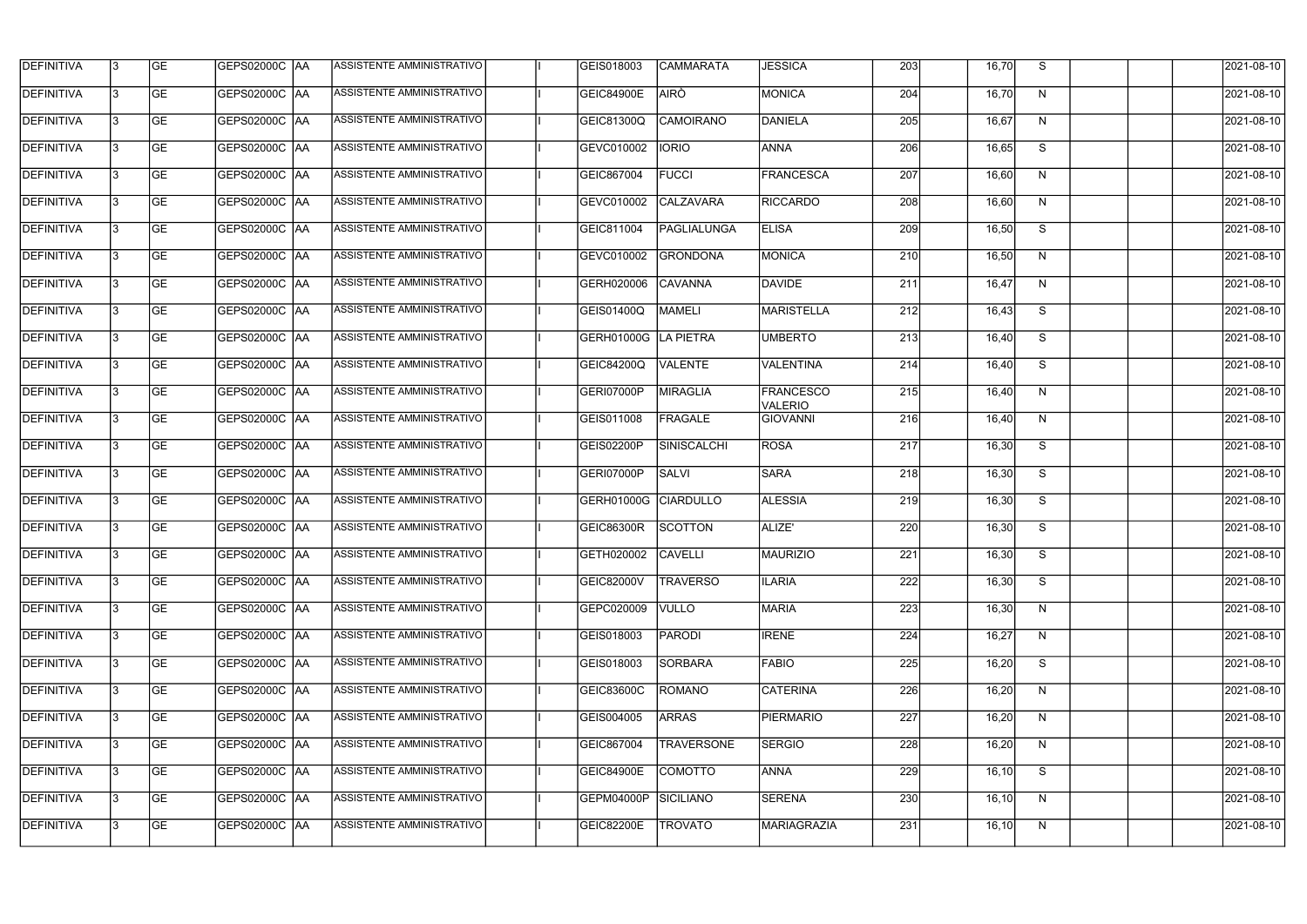| DEFINITIVA | 3 | GE | GEPS02000C | AA | ASSISTENTE AMMINISTRATIVO | | I | GEIS018003 | CAMMARATA | JESSICA | 203 | | 16,70 | S | | | | 2021-08-10 |
|---|---|---|---|---|---|---|---|---|---|---|---|---|---|---|---|---|---|---|
| DEFINITIVA | 3 | GE | GEPS02000C | AA | ASSISTENTE AMMINISTRATIVO | | I | GEIC84900E | AIRÒ | MONICA | 204 | | 16,70 | N | | | | 2021-08-10 |
| DEFINITIVA | 3 | GE | GEPS02000C | AA | ASSISTENTE AMMINISTRATIVO | | I | GEIC81300Q | CAMOIRANO | DANIELA | 205 | | 16,67 | N | | | | 2021-08-10 |
| DEFINITIVA | 3 | GE | GEPS02000C | AA | ASSISTENTE AMMINISTRATIVO | | I | GEVC010002 | IORIO | ANNA | 206 | | 16,65 | S | | | | 2021-08-10 |
| DEFINITIVA | 3 | GE | GEPS02000C | AA | ASSISTENTE AMMINISTRATIVO | | I | GEIC867004 | FUCCI | FRANCESCA | 207 | | 16,60 | N | | | | 2021-08-10 |
| DEFINITIVA | 3 | GE | GEPS02000C | AA | ASSISTENTE AMMINISTRATIVO | | I | GEVC010002 | CALZAVARA | RICCARDO | 208 | | 16,60 | N | | | | 2021-08-10 |
| DEFINITIVA | 3 | GE | GEPS02000C | AA | ASSISTENTE AMMINISTRATIVO | | I | GEIC811004 | PAGLIALUNGA | ELISA | 209 | | 16,50 | S | | | | 2021-08-10 |
| DEFINITIVA | 3 | GE | GEPS02000C | AA | ASSISTENTE AMMINISTRATIVO | | I | GEVC010002 | GRONDONA | MONICA | 210 | | 16,50 | N | | | | 2021-08-10 |
| DEFINITIVA | 3 | GE | GEPS02000C | AA | ASSISTENTE AMMINISTRATIVO | | I | GERH020006 | CAVANNA | DAVIDE | 211 | | 16,47 | N | | | | 2021-08-10 |
| DEFINITIVA | 3 | GE | GEPS02000C | AA | ASSISTENTE AMMINISTRATIVO | | I | GEIS01400Q | MAMELI | MARISTELLA | 212 | | 16,43 | S | | | | 2021-08-10 |
| DEFINITIVA | 3 | GE | GEPS02000C | AA | ASSISTENTE AMMINISTRATIVO | | I | GERH01000G | LA PIETRA | UMBERTO | 213 | | 16,40 | S | | | | 2021-08-10 |
| DEFINITIVA | 3 | GE | GEPS02000C | AA | ASSISTENTE AMMINISTRATIVO | | I | GEIC84200Q | VALENTE | VALENTINA | 214 | | 16,40 | S | | | | 2021-08-10 |
| DEFINITIVA | 3 | GE | GEPS02000C | AA | ASSISTENTE AMMINISTRATIVO | | I | GERI07000P | MIRAGLIA | FRANCESCO VALERIO | 215 | | 16,40 | N | | | | 2021-08-10 |
| DEFINITIVA | 3 | GE | GEPS02000C | AA | ASSISTENTE AMMINISTRATIVO | | I | GEIS011008 | FRAGALE | GIOVANNI | 216 | | 16,40 | N | | | | 2021-08-10 |
| DEFINITIVA | 3 | GE | GEPS02000C | AA | ASSISTENTE AMMINISTRATIVO | | I | GEIS02200P | SINISCALCHI | ROSA | 217 | | 16,30 | S | | | | 2021-08-10 |
| DEFINITIVA | 3 | GE | GEPS02000C | AA | ASSISTENTE AMMINISTRATIVO | | I | GERI07000P | SALVI | SARA | 218 | | 16,30 | S | | | | 2021-08-10 |
| DEFINITIVA | 3 | GE | GEPS02000C | AA | ASSISTENTE AMMINISTRATIVO | | I | GERH01000G | CIARDULLO | ALESSIA | 219 | | 16,30 | S | | | | 2021-08-10 |
| DEFINITIVA | 3 | GE | GEPS02000C | AA | ASSISTENTE AMMINISTRATIVO | | I | GEIC86300R | SCOTTON | ALIZE' | 220 | | 16,30 | S | | | | 2021-08-10 |
| DEFINITIVA | 3 | GE | GEPS02000C | AA | ASSISTENTE AMMINISTRATIVO | | I | GETH020002 | CAVELLI | MAURIZIO | 221 | | 16,30 | S | | | | 2021-08-10 |
| DEFINITIVA | 3 | GE | GEPS02000C | AA | ASSISTENTE AMMINISTRATIVO | | I | GEIC82000V | TRAVERSO | ILARIA | 222 | | 16,30 | S | | | | 2021-08-10 |
| DEFINITIVA | 3 | GE | GEPS02000C | AA | ASSISTENTE AMMINISTRATIVO | | I | GEPC020009 | VULLO | MARIA | 223 | | 16,30 | N | | | | 2021-08-10 |
| DEFINITIVA | 3 | GE | GEPS02000C | AA | ASSISTENTE AMMINISTRATIVO | | I | GEIS018003 | PARODI | IRENE | 224 | | 16,27 | N | | | | 2021-08-10 |
| DEFINITIVA | 3 | GE | GEPS02000C | AA | ASSISTENTE AMMINISTRATIVO | | I | GEIS018003 | SORBARA | FABIO | 225 | | 16,20 | S | | | | 2021-08-10 |
| DEFINITIVA | 3 | GE | GEPS02000C | AA | ASSISTENTE AMMINISTRATIVO | | I | GEIC83600C | ROMANO | CATERINA | 226 | | 16,20 | N | | | | 2021-08-10 |
| DEFINITIVA | 3 | GE | GEPS02000C | AA | ASSISTENTE AMMINISTRATIVO | | I | GEIS004005 | ARRAS | PIERMARIO | 227 | | 16,20 | N | | | | 2021-08-10 |
| DEFINITIVA | 3 | GE | GEPS02000C | AA | ASSISTENTE AMMINISTRATIVO | | I | GEIC867004 | TRAVERSONE | SERGIO | 228 | | 16,20 | N | | | | 2021-08-10 |
| DEFINITIVA | 3 | GE | GEPS02000C | AA | ASSISTENTE AMMINISTRATIVO | | I | GEIC84900E | COMOTTO | ANNA | 229 | | 16,10 | S | | | | 2021-08-10 |
| DEFINITIVA | 3 | GE | GEPS02000C | AA | ASSISTENTE AMMINISTRATIVO | | I | GEPM04000P | SICILIANO | SERENA | 230 | | 16,10 | N | | | | 2021-08-10 |
| DEFINITIVA | 3 | GE | GEPS02000C | AA | ASSISTENTE AMMINISTRATIVO | | I | GEIC82200E | TROVATO | MARIAGRAZIA | 231 | | 16,10 | N | | | | 2021-08-10 |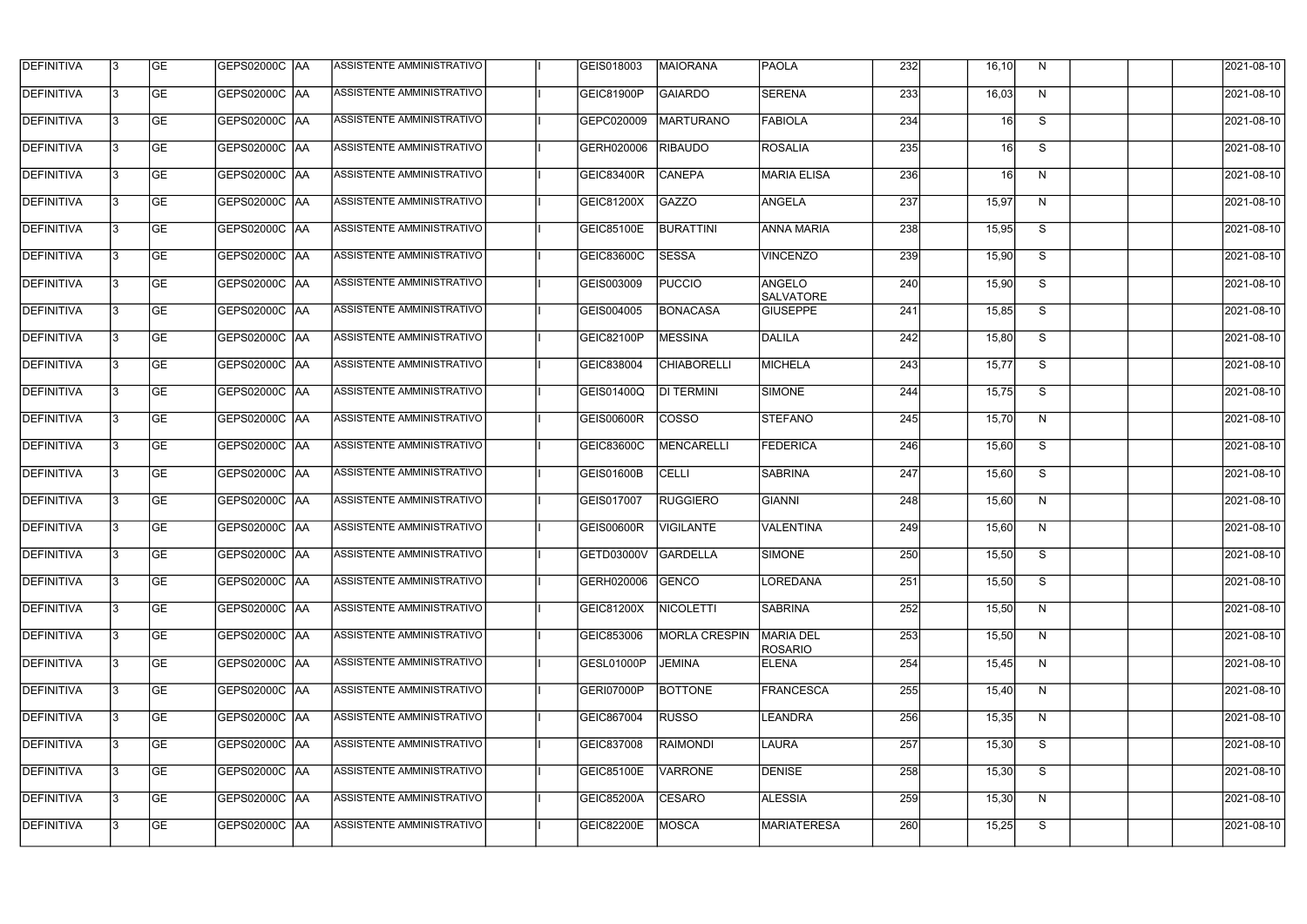| DEFINITIVA | 3 | GE | GEPS02000C | AA | ASSISTENTE AMMINISTRATIVO | | I | GEIS018003 | MAIORANA | PAOLA | 232 | | 16,10 | N | | | | 2021-08-10 |
|---|---|---|---|---|---|---|---|---|---|---|---|---|---|---|---|---|---|---|
| DEFINITIVA | 3 | GE | GEPS02000C | AA | ASSISTENTE AMMINISTRATIVO | | I | GEIC81900P | GAIARDO | SERENA | 233 | | 16,03 | N | | | | 2021-08-10 |
| DEFINITIVA | 3 | GE | GEPS02000C | AA | ASSISTENTE AMMINISTRATIVO | | I | GEPC020009 | MARTURANO | FABIOLA | 234 | | 16 | S | | | | 2021-08-10 |
| DEFINITIVA | 3 | GE | GEPS02000C | AA | ASSISTENTE AMMINISTRATIVO | | I | GERH020006 | RIBAUDO | ROSALIA | 235 | | 16 | S | | | | 2021-08-10 |
| DEFINITIVA | 3 | GE | GEPS02000C | AA | ASSISTENTE AMMINISTRATIVO | | I | GEIC83400R | CANEPA | MARIA ELISA | 236 | | 16 | N | | | | 2021-08-10 |
| DEFINITIVA | 3 | GE | GEPS02000C | AA | ASSISTENTE AMMINISTRATIVO | | I | GEIC81200X | GAZZO | ANGELA | 237 | | 15,97 | N | | | | 2021-08-10 |
| DEFINITIVA | 3 | GE | GEPS02000C | AA | ASSISTENTE AMMINISTRATIVO | | I | GEIC85100E | BURATTINI | ANNA MARIA | 238 | | 15,95 | S | | | | 2021-08-10 |
| DEFINITIVA | 3 | GE | GEPS02000C | AA | ASSISTENTE AMMINISTRATIVO | | I | GEIC83600C | SESSA | VINCENZO | 239 | | 15,90 | S | | | | 2021-08-10 |
| DEFINITIVA | 3 | GE | GEPS02000C | AA | ASSISTENTE AMMINISTRATIVO | | I | GEIS003009 | PUCCIO | ANGELO SALVATORE | 240 | | 15,90 | S | | | | 2021-08-10 |
| DEFINITIVA | 3 | GE | GEPS02000C | AA | ASSISTENTE AMMINISTRATIVO | | I | GEIS004005 | BONACASA | GIUSEPPE | 241 | | 15,85 | S | | | | 2021-08-10 |
| DEFINITIVA | 3 | GE | GEPS02000C | AA | ASSISTENTE AMMINISTRATIVO | | I | GEIC82100P | MESSINA | DALILA | 242 | | 15,80 | S | | | | 2021-08-10 |
| DEFINITIVA | 3 | GE | GEPS02000C | AA | ASSISTENTE AMMINISTRATIVO | | I | GEIC838004 | CHIABORELLI | MICHELA | 243 | | 15,77 | S | | | | 2021-08-10 |
| DEFINITIVA | 3 | GE | GEPS02000C | AA | ASSISTENTE AMMINISTRATIVO | | I | GEIS01400Q | DI TERMINI | SIMONE | 244 | | 15,75 | S | | | | 2021-08-10 |
| DEFINITIVA | 3 | GE | GEPS02000C | AA | ASSISTENTE AMMINISTRATIVO | | I | GEIS00600R | COSSO | STEFANO | 245 | | 15,70 | N | | | | 2021-08-10 |
| DEFINITIVA | 3 | GE | GEPS02000C | AA | ASSISTENTE AMMINISTRATIVO | | I | GEIC83600C | MENCARELLI | FEDERICA | 246 | | 15,60 | S | | | | 2021-08-10 |
| DEFINITIVA | 3 | GE | GEPS02000C | AA | ASSISTENTE AMMINISTRATIVO | | I | GEIS01600B | CELLI | SABRINA | 247 | | 15,60 | S | | | | 2021-08-10 |
| DEFINITIVA | 3 | GE | GEPS02000C | AA | ASSISTENTE AMMINISTRATIVO | | I | GEIS017007 | RUGGIERO | GIANNI | 248 | | 15,60 | N | | | | 2021-08-10 |
| DEFINITIVA | 3 | GE | GEPS02000C | AA | ASSISTENTE AMMINISTRATIVO | | I | GEIS00600R | VIGILANTE | VALENTINA | 249 | | 15,60 | N | | | | 2021-08-10 |
| DEFINITIVA | 3 | GE | GEPS02000C | AA | ASSISTENTE AMMINISTRATIVO | | I | GETD03000V | GARDELLA | SIMONE | 250 | | 15,50 | S | | | | 2021-08-10 |
| DEFINITIVA | 3 | GE | GEPS02000C | AA | ASSISTENTE AMMINISTRATIVO | | I | GERH020006 | GENCO | LOREDANA | 251 | | 15,50 | S | | | | 2021-08-10 |
| DEFINITIVA | 3 | GE | GEPS02000C | AA | ASSISTENTE AMMINISTRATIVO | | I | GEIC81200X | NICOLETTI | SABRINA | 252 | | 15,50 | N | | | | 2021-08-10 |
| DEFINITIVA | 3 | GE | GEPS02000C | AA | ASSISTENTE AMMINISTRATIVO | | I | GEIC853006 | MORLA CRESPIN | MARIA DEL ROSARIO | 253 | | 15,50 | N | | | | 2021-08-10 |
| DEFINITIVA | 3 | GE | GEPS02000C | AA | ASSISTENTE AMMINISTRATIVO | | I | GESL01000P | JEMINA | ELENA | 254 | | 15,45 | N | | | | 2021-08-10 |
| DEFINITIVA | 3 | GE | GEPS02000C | AA | ASSISTENTE AMMINISTRATIVO | | I | GERI07000P | BOTTONE | FRANCESCA | 255 | | 15,40 | N | | | | 2021-08-10 |
| DEFINITIVA | 3 | GE | GEPS02000C | AA | ASSISTENTE AMMINISTRATIVO | | I | GEIC867004 | RUSSO | LEANDRA | 256 | | 15,35 | N | | | | 2021-08-10 |
| DEFINITIVA | 3 | GE | GEPS02000C | AA | ASSISTENTE AMMINISTRATIVO | | I | GEIC837008 | RAIMONDI | LAURA | 257 | | 15,30 | S | | | | 2021-08-10 |
| DEFINITIVA | 3 | GE | GEPS02000C | AA | ASSISTENTE AMMINISTRATIVO | | I | GEIC85100E | VARRONE | DENISE | 258 | | 15,30 | S | | | | 2021-08-10 |
| DEFINITIVA | 3 | GE | GEPS02000C | AA | ASSISTENTE AMMINISTRATIVO | | I | GEIC85200A | CESARO | ALESSIA | 259 | | 15,30 | N | | | | 2021-08-10 |
| DEFINITIVA | 3 | GE | GEPS02000C | AA | ASSISTENTE AMMINISTRATIVO | | I | GEIC82200E | MOSCA | MARIATERESA | 260 | | 15,25 | S | | | | 2021-08-10 |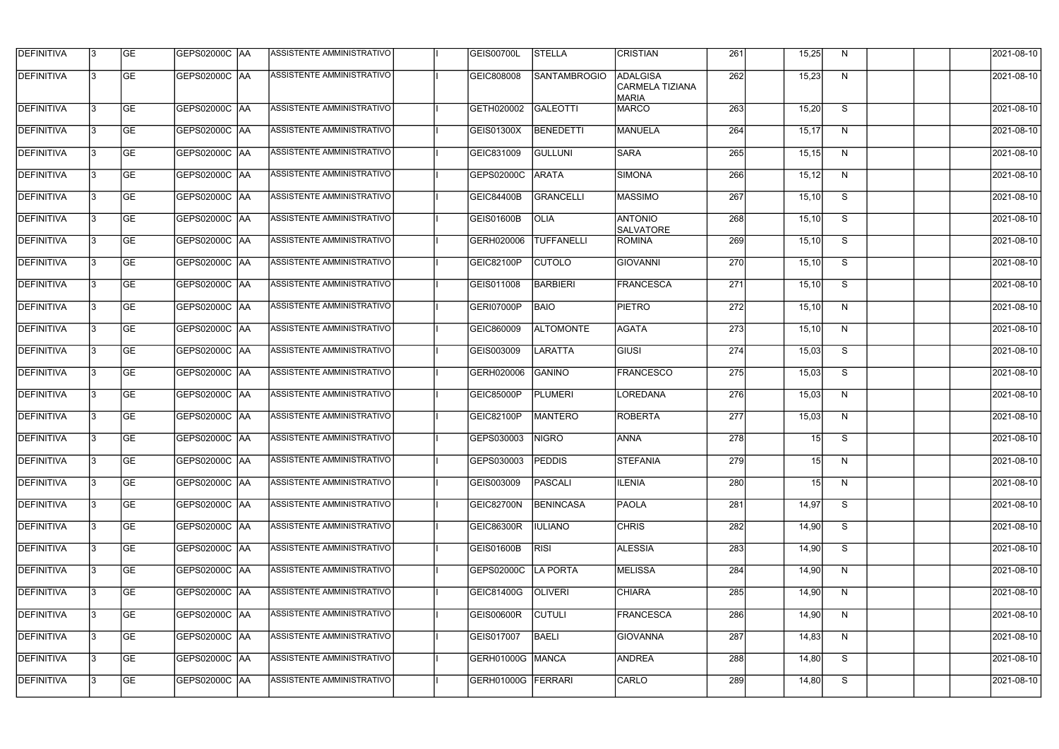| | | | | | | | | | | | | | | | | | | |
|---|---|---|---|---|---|---|---|---|---|---|---|---|---|---|---|---|---|---|
| DEFINITIVA | 3 | GE | GEPS02000C | AA | ASSISTENTE AMMINISTRATIVO | | I | GEIS00700L | STELLA | CRISTIAN | 261 | | 15,25 | N | | | | 2021-08-10 |
| DEFINITIVA | 3 | GE | GEPS02000C | AA | ASSISTENTE AMMINISTRATIVO | | I | GEIC808008 | SANTAMBROGIO | ADALGISA CARMELA TIZIANA MARIA | 262 | | 15,23 | N | | | | 2021-08-10 |
| DEFINITIVA | 3 | GE | GEPS02000C | AA | ASSISTENTE AMMINISTRATIVO | | I | GETH020002 | GALEOTTI | MARCO | 263 | | 15,20 | S | | | | 2021-08-10 |
| DEFINITIVA | 3 | GE | GEPS02000C | AA | ASSISTENTE AMMINISTRATIVO | | I | GEIS01300X | BENEDETTI | MANUELA | 264 | | 15,17 | N | | | | 2021-08-10 |
| DEFINITIVA | 3 | GE | GEPS02000C | AA | ASSISTENTE AMMINISTRATIVO | | I | GEIC831009 | GULLUNI | SARA | 265 | | 15,15 | N | | | | 2021-08-10 |
| DEFINITIVA | 3 | GE | GEPS02000C | AA | ASSISTENTE AMMINISTRATIVO | | I | GEPS02000C | ARATA | SIMONA | 266 | | 15,12 | N | | | | 2021-08-10 |
| DEFINITIVA | 3 | GE | GEPS02000C | AA | ASSISTENTE AMMINISTRATIVO | | I | GEIC84400B | GRANCELLI | MASSIMO | 267 | | 15,10 | S | | | | 2021-08-10 |
| DEFINITIVA | 3 | GE | GEPS02000C | AA | ASSISTENTE AMMINISTRATIVO | | I | GEIS01600B | OLIA | ANTONIO SALVATORE | 268 | | 15,10 | S | | | | 2021-08-10 |
| DEFINITIVA | 3 | GE | GEPS02000C | AA | ASSISTENTE AMMINISTRATIVO | | I | GERH020006 | TUFFANELLI | ROMINA | 269 | | 15,10 | S | | | | 2021-08-10 |
| DEFINITIVA | 3 | GE | GEPS02000C | AA | ASSISTENTE AMMINISTRATIVO | | I | GEIC82100P | CUTOLO | GIOVANNI | 270 | | 15,10 | S | | | | 2021-08-10 |
| DEFINITIVA | 3 | GE | GEPS02000C | AA | ASSISTENTE AMMINISTRATIVO | | I | GEIS011008 | BARBIERI | FRANCESCA | 271 | | 15,10 | S | | | | 2021-08-10 |
| DEFINITIVA | 3 | GE | GEPS02000C | AA | ASSISTENTE AMMINISTRATIVO | | I | GERI07000P | BAIO | PIETRO | 272 | | 15,10 | N | | | | 2021-08-10 |
| DEFINITIVA | 3 | GE | GEPS02000C | AA | ASSISTENTE AMMINISTRATIVO | | I | GEIC860009 | ALTOMONTE | AGATA | 273 | | 15,10 | N | | | | 2021-08-10 |
| DEFINITIVA | 3 | GE | GEPS02000C | AA | ASSISTENTE AMMINISTRATIVO | | I | GEIS003009 | LARATTA | GIUSI | 274 | | 15,03 | S | | | | 2021-08-10 |
| DEFINITIVA | 3 | GE | GEPS02000C | AA | ASSISTENTE AMMINISTRATIVO | | I | GERH020006 | GANINO | FRANCESCO | 275 | | 15,03 | S | | | | 2021-08-10 |
| DEFINITIVA | 3 | GE | GEPS02000C | AA | ASSISTENTE AMMINISTRATIVO | | I | GEIC85000P | PLUMERI | LOREDANA | 276 | | 15,03 | N | | | | 2021-08-10 |
| DEFINITIVA | 3 | GE | GEPS02000C | AA | ASSISTENTE AMMINISTRATIVO | | I | GEIC82100P | MANTERO | ROBERTA | 277 | | 15,03 | N | | | | 2021-08-10 |
| DEFINITIVA | 3 | GE | GEPS02000C | AA | ASSISTENTE AMMINISTRATIVO | | I | GEPS030003 | NIGRO | ANNA | 278 | | 15 | S | | | | 2021-08-10 |
| DEFINITIVA | 3 | GE | GEPS02000C | AA | ASSISTENTE AMMINISTRATIVO | | I | GEPS030003 | PEDDIS | STEFANIA | 279 | | 15 | N | | | | 2021-08-10 |
| DEFINITIVA | 3 | GE | GEPS02000C | AA | ASSISTENTE AMMINISTRATIVO | | I | GEIS003009 | PASCALI | ILENIA | 280 | | 15 | N | | | | 2021-08-10 |
| DEFINITIVA | 3 | GE | GEPS02000C | AA | ASSISTENTE AMMINISTRATIVO | | I | GEIC82700N | BENINCASA | PAOLA | 281 | | 14,97 | S | | | | 2021-08-10 |
| DEFINITIVA | 3 | GE | GEPS02000C | AA | ASSISTENTE AMMINISTRATIVO | | I | GEIC86300R | IULIANO | CHRIS | 282 | | 14,90 | S | | | | 2021-08-10 |
| DEFINITIVA | 3 | GE | GEPS02000C | AA | ASSISTENTE AMMINISTRATIVO | | I | GEIS01600B | RISI | ALESSIA | 283 | | 14,90 | S | | | | 2021-08-10 |
| DEFINITIVA | 3 | GE | GEPS02000C | AA | ASSISTENTE AMMINISTRATIVO | | I | GEPS02000C | LA PORTA | MELISSA | 284 | | 14,90 | N | | | | 2021-08-10 |
| DEFINITIVA | 3 | GE | GEPS02000C | AA | ASSISTENTE AMMINISTRATIVO | | I | GEIC81400G | OLIVERI | CHIARA | 285 | | 14,90 | N | | | | 2021-08-10 |
| DEFINITIVA | 3 | GE | GEPS02000C | AA | ASSISTENTE AMMINISTRATIVO | | I | GEIS00600R | CUTULI | FRANCESCA | 286 | | 14,90 | N | | | | 2021-08-10 |
| DEFINITIVA | 3 | GE | GEPS02000C | AA | ASSISTENTE AMMINISTRATIVO | | I | GEIS017007 | BAELI | GIOVANNA | 287 | | 14,83 | N | | | | 2021-08-10 |
| DEFINITIVA | 3 | GE | GEPS02000C | AA | ASSISTENTE AMMINISTRATIVO | | I | GERH01000G | MANCA | ANDREA | 288 | | 14,80 | S | | | | 2021-08-10 |
| DEFINITIVA | 3 | GE | GEPS02000C | AA | ASSISTENTE AMMINISTRATIVO | | I | GERH01000G | FERRARI | CARLO | 289 | | 14,80 | S | | | | 2021-08-10 |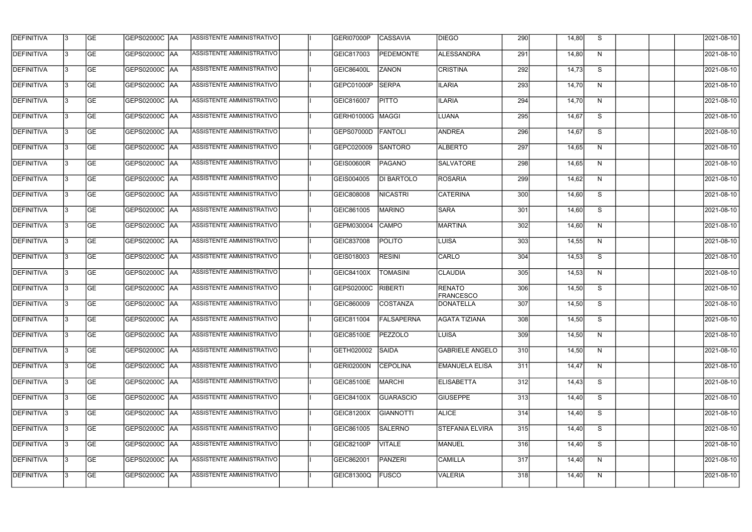| DEFINITIVA | 3 | GE | GEPS02000C | AA | ASSISTENTE AMMINISTRATIVO | | I | GERI07000P | CASSAVIA | DIEGO | 290 | | 14,80 | S | | | | 2021-08-10 |
|---|---|---|---|---|---|---|---|---|---|---|---|---|---|---|---|---|---|---|
| DEFINITIVA | 3 | GE | GEPS02000C | AA | ASSISTENTE AMMINISTRATIVO | | I | GEIC817003 | PEDEMONTE | ALESSANDRA | 291 | | 14,80 | N | | | | 2021-08-10 |
| DEFINITIVA | 3 | GE | GEPS02000C | AA | ASSISTENTE AMMINISTRATIVO | | I | GEIC86400L | ZANON | CRISTINA | 292 | | 14,73 | S | | | | 2021-08-10 |
| DEFINITIVA | 3 | GE | GEPS02000C | AA | ASSISTENTE AMMINISTRATIVO | | I | GEPC01000P | SERPA | ILARIA | 293 | | 14,70 | N | | | | 2021-08-10 |
| DEFINITIVA | 3 | GE | GEPS02000C | AA | ASSISTENTE AMMINISTRATIVO | | I | GEIC816007 | PITTO | ILARIA | 294 | | 14,70 | N | | | | 2021-08-10 |
| DEFINITIVA | 3 | GE | GEPS02000C | AA | ASSISTENTE AMMINISTRATIVO | | I | GERH01000G | MAGGI | LUANA | 295 | | 14,67 | S | | | | 2021-08-10 |
| DEFINITIVA | 3 | GE | GEPS02000C | AA | ASSISTENTE AMMINISTRATIVO | | I | GEPS07000D | FANTOLI | ANDREA | 296 | | 14,67 | S | | | | 2021-08-10 |
| DEFINITIVA | 3 | GE | GEPS02000C | AA | ASSISTENTE AMMINISTRATIVO | | I | GEPC020009 | SANTORO | ALBERTO | 297 | | 14,65 | N | | | | 2021-08-10 |
| DEFINITIVA | 3 | GE | GEPS02000C | AA | ASSISTENTE AMMINISTRATIVO | | I | GEIS00600R | PAGANO | SALVATORE | 298 | | 14,65 | N | | | | 2021-08-10 |
| DEFINITIVA | 3 | GE | GEPS02000C | AA | ASSISTENTE AMMINISTRATIVO | | I | GEIS004005 | DI BARTOLO | ROSARIA | 299 | | 14,62 | N | | | | 2021-08-10 |
| DEFINITIVA | 3 | GE | GEPS02000C | AA | ASSISTENTE AMMINISTRATIVO | | I | GEIC808008 | NICASTRI | CATERINA | 300 | | 14,60 | S | | | | 2021-08-10 |
| DEFINITIVA | 3 | GE | GEPS02000C | AA | ASSISTENTE AMMINISTRATIVO | | I | GEIC861005 | MARINO | SARA | 301 | | 14,60 | S | | | | 2021-08-10 |
| DEFINITIVA | 3 | GE | GEPS02000C | AA | ASSISTENTE AMMINISTRATIVO | | I | GEPM030004 | CAMPO | MARTINA | 302 | | 14,60 | N | | | | 2021-08-10 |
| DEFINITIVA | 3 | GE | GEPS02000C | AA | ASSISTENTE AMMINISTRATIVO | | I | GEIC837008 | POLITO | LUISA | 303 | | 14,55 | N | | | | 2021-08-10 |
| DEFINITIVA | 3 | GE | GEPS02000C | AA | ASSISTENTE AMMINISTRATIVO | | I | GEIS018003 | RESINI | CARLO | 304 | | 14,53 | S | | | | 2021-08-10 |
| DEFINITIVA | 3 | GE | GEPS02000C | AA | ASSISTENTE AMMINISTRATIVO | | I | GEIC84100X | TOMASINI | CLAUDIA | 305 | | 14,53 | N | | | | 2021-08-10 |
| DEFINITIVA | 3 | GE | GEPS02000C | AA | ASSISTENTE AMMINISTRATIVO | | I | GEPS02000C | RIBERTI | RENATO FRANCESCO | 306 | | 14,50 | S | | | | 2021-08-10 |
| DEFINITIVA | 3 | GE | GEPS02000C | AA | ASSISTENTE AMMINISTRATIVO | | I | GEIC860009 | COSTANZA | DONATELLA | 307 | | 14,50 | S | | | | 2021-08-10 |
| DEFINITIVA | 3 | GE | GEPS02000C | AA | ASSISTENTE AMMINISTRATIVO | | I | GEIC811004 | FALSAPERNA | AGATA TIZIANA | 308 | | 14,50 | S | | | | 2021-08-10 |
| DEFINITIVA | 3 | GE | GEPS02000C | AA | ASSISTENTE AMMINISTRATIVO | | I | GEIC85100E | PEZZOLO | LUISA | 309 | | 14,50 | N | | | | 2021-08-10 |
| DEFINITIVA | 3 | GE | GEPS02000C | AA | ASSISTENTE AMMINISTRATIVO | | I | GETH020002 | SAIDA | GABRIELE ANGELO | 310 | | 14,50 | N | | | | 2021-08-10 |
| DEFINITIVA | 3 | GE | GEPS02000C | AA | ASSISTENTE AMMINISTRATIVO | | I | GERI02000N | CEPOLINA | EMANUELA ELISA | 311 | | 14,47 | N | | | | 2021-08-10 |
| DEFINITIVA | 3 | GE | GEPS02000C | AA | ASSISTENTE AMMINISTRATIVO | | I | GEIC85100E | MARCHI | ELISABETTA | 312 | | 14,43 | S | | | | 2021-08-10 |
| DEFINITIVA | 3 | GE | GEPS02000C | AA | ASSISTENTE AMMINISTRATIVO | | I | GEIC84100X | GUARASCIO | GIUSEPPE | 313 | | 14,40 | S | | | | 2021-08-10 |
| DEFINITIVA | 3 | GE | GEPS02000C | AA | ASSISTENTE AMMINISTRATIVO | | I | GEIC81200X | GIANNOTTI | ALICE | 314 | | 14,40 | S | | | | 2021-08-10 |
| DEFINITIVA | 3 | GE | GEPS02000C | AA | ASSISTENTE AMMINISTRATIVO | | I | GEIC861005 | SALERNO | STEFANIA ELVIRA | 315 | | 14,40 | S | | | | 2021-08-10 |
| DEFINITIVA | 3 | GE | GEPS02000C | AA | ASSISTENTE AMMINISTRATIVO | | I | GEIC82100P | VITALE | MANUEL | 316 | | 14,40 | S | | | | 2021-08-10 |
| DEFINITIVA | 3 | GE | GEPS02000C | AA | ASSISTENTE AMMINISTRATIVO | | I | GEIC862001 | PANZERI | CAMILLA | 317 | | 14,40 | N | | | | 2021-08-10 |
| DEFINITIVA | 3 | GE | GEPS02000C | AA | ASSISTENTE AMMINISTRATIVO | | I | GEIC81300Q | FUSCO | VALERIA | 318 | | 14,40 | N | | | | 2021-08-10 |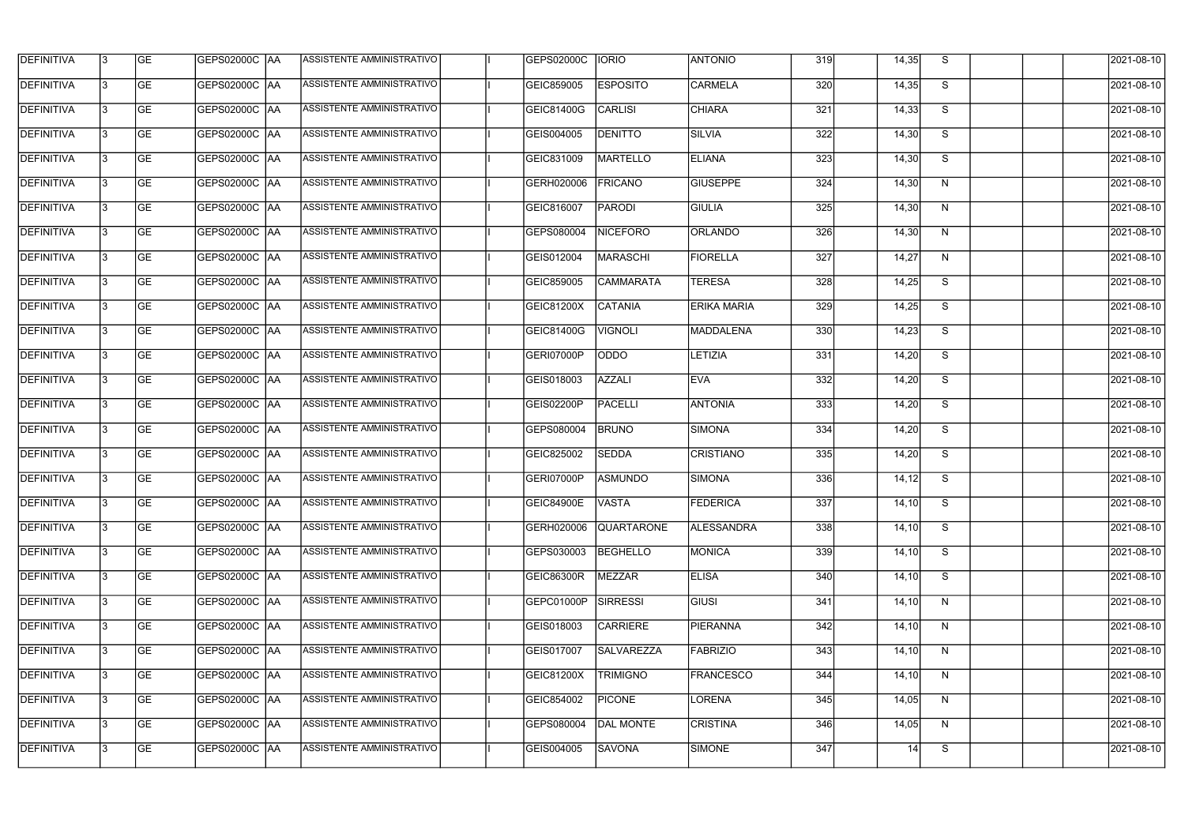| DEFINITIVA | 3 | GE | GEPS02000C | AA | ASSISTENTE AMMINISTRATIVO | | I | GEPS02000C | IORIO | ANTONIO | 319 | | 14,35 | S | | | | 2021-08-10 |
|---|---|---|---|---|---|---|---|---|---|---|---|---|---|---|---|---|---|---|
| DEFINITIVA | 3 | GE | GEPS02000C | AA | ASSISTENTE AMMINISTRATIVO | | I | GEIC859005 | ESPOSITO | CARMELA | 320 | | 14,35 | S | | | | 2021-08-10 |
| DEFINITIVA | 3 | GE | GEPS02000C | AA | ASSISTENTE AMMINISTRATIVO | | I | GEIC81400G | CARLISI | CHIARA | 321 | | 14,33 | S | | | | 2021-08-10 |
| DEFINITIVA | 3 | GE | GEPS02000C | AA | ASSISTENTE AMMINISTRATIVO | | I | GEIS004005 | DENITTO | SILVIA | 322 | | 14,30 | S | | | | 2021-08-10 |
| DEFINITIVA | 3 | GE | GEPS02000C | AA | ASSISTENTE AMMINISTRATIVO | | I | GEIC831009 | MARTELLO | ELIANA | 323 | | 14,30 | S | | | | 2021-08-10 |
| DEFINITIVA | 3 | GE | GEPS02000C | AA | ASSISTENTE AMMINISTRATIVO | | I | GERH020006 | FRICANO | GIUSEPPE | 324 | | 14,30 | N | | | | 2021-08-10 |
| DEFINITIVA | 3 | GE | GEPS02000C | AA | ASSISTENTE AMMINISTRATIVO | | I | GEIC816007 | PARODI | GIULIA | 325 | | 14,30 | N | | | | 2021-08-10 |
| DEFINITIVA | 3 | GE | GEPS02000C | AA | ASSISTENTE AMMINISTRATIVO | | I | GEPS080004 | NICEFORO | ORLANDO | 326 | | 14,30 | N | | | | 2021-08-10 |
| DEFINITIVA | 3 | GE | GEPS02000C | AA | ASSISTENTE AMMINISTRATIVO | | I | GEIS012004 | MARASCHI | FIORELLA | 327 | | 14,27 | N | | | | 2021-08-10 |
| DEFINITIVA | 3 | GE | GEPS02000C | AA | ASSISTENTE AMMINISTRATIVO | | I | GEIC859005 | CAMMARATA | TERESA | 328 | | 14,25 | S | | | | 2021-08-10 |
| DEFINITIVA | 3 | GE | GEPS02000C | AA | ASSISTENTE AMMINISTRATIVO | | I | GEIC81200X | CATANIA | ERIKA MARIA | 329 | | 14,25 | S | | | | 2021-08-10 |
| DEFINITIVA | 3 | GE | GEPS02000C | AA | ASSISTENTE AMMINISTRATIVO | | I | GEIC81400G | VIGNOLI | MADDALENA | 330 | | 14,23 | S | | | | 2021-08-10 |
| DEFINITIVA | 3 | GE | GEPS02000C | AA | ASSISTENTE AMMINISTRATIVO | | I | GERI07000P | ODDO | LETIZIA | 331 | | 14,20 | S | | | | 2021-08-10 |
| DEFINITIVA | 3 | GE | GEPS02000C | AA | ASSISTENTE AMMINISTRATIVO | | I | GEIS018003 | AZZALI | EVA | 332 | | 14,20 | S | | | | 2021-08-10 |
| DEFINITIVA | 3 | GE | GEPS02000C | AA | ASSISTENTE AMMINISTRATIVO | | I | GEIS02200P | PACELLI | ANTONIA | 333 | | 14,20 | S | | | | 2021-08-10 |
| DEFINITIVA | 3 | GE | GEPS02000C | AA | ASSISTENTE AMMINISTRATIVO | | I | GEPS080004 | BRUNO | SIMONA | 334 | | 14,20 | S | | | | 2021-08-10 |
| DEFINITIVA | 3 | GE | GEPS02000C | AA | ASSISTENTE AMMINISTRATIVO | | I | GEIC825002 | SEDDA | CRISTIANO | 335 | | 14,20 | S | | | | 2021-08-10 |
| DEFINITIVA | 3 | GE | GEPS02000C | AA | ASSISTENTE AMMINISTRATIVO | | I | GERI07000P | ASMUNDO | SIMONA | 336 | | 14,12 | S | | | | 2021-08-10 |
| DEFINITIVA | 3 | GE | GEPS02000C | AA | ASSISTENTE AMMINISTRATIVO | | I | GEIC84900E | VASTA | FEDERICA | 337 | | 14,10 | S | | | | 2021-08-10 |
| DEFINITIVA | 3 | GE | GEPS02000C | AA | ASSISTENTE AMMINISTRATIVO | | I | GERH020006 | QUARTARONE | ALESSANDRA | 338 | | 14,10 | S | | | | 2021-08-10 |
| DEFINITIVA | 3 | GE | GEPS02000C | AA | ASSISTENTE AMMINISTRATIVO | | I | GEPS030003 | BEGHELLO | MONICA | 339 | | 14,10 | S | | | | 2021-08-10 |
| DEFINITIVA | 3 | GE | GEPS02000C | AA | ASSISTENTE AMMINISTRATIVO | | I | GEIC86300R | MEZZAR | ELISA | 340 | | 14,10 | S | | | | 2021-08-10 |
| DEFINITIVA | 3 | GE | GEPS02000C | AA | ASSISTENTE AMMINISTRATIVO | | I | GEPC01000P | SIRRESSI | GIUSI | 341 | | 14,10 | N | | | | 2021-08-10 |
| DEFINITIVA | 3 | GE | GEPS02000C | AA | ASSISTENTE AMMINISTRATIVO | | I | GEIS018003 | CARRIERE | PIERANNA | 342 | | 14,10 | N | | | | 2021-08-10 |
| DEFINITIVA | 3 | GE | GEPS02000C | AA | ASSISTENTE AMMINISTRATIVO | | I | GEIS017007 | SALVAREZZA | FABRIZIO | 343 | | 14,10 | N | | | | 2021-08-10 |
| DEFINITIVA | 3 | GE | GEPS02000C | AA | ASSISTENTE AMMINISTRATIVO | | I | GEIC81200X | TRIMIGNO | FRANCESCO | 344 | | 14,10 | N | | | | 2021-08-10 |
| DEFINITIVA | 3 | GE | GEPS02000C | AA | ASSISTENTE AMMINISTRATIVO | | I | GEIC854002 | PICONE | LORENA | 345 | | 14,05 | N | | | | 2021-08-10 |
| DEFINITIVA | 3 | GE | GEPS02000C | AA | ASSISTENTE AMMINISTRATIVO | | I | GEPS080004 | DAL MONTE | CRISTINA | 346 | | 14,05 | N | | | | 2021-08-10 |
| DEFINITIVA | 3 | GE | GEPS02000C | AA | ASSISTENTE AMMINISTRATIVO | | I | GEIS004005 | SAVONA | SIMONE | 347 | | 14 | S | | | | 2021-08-10 |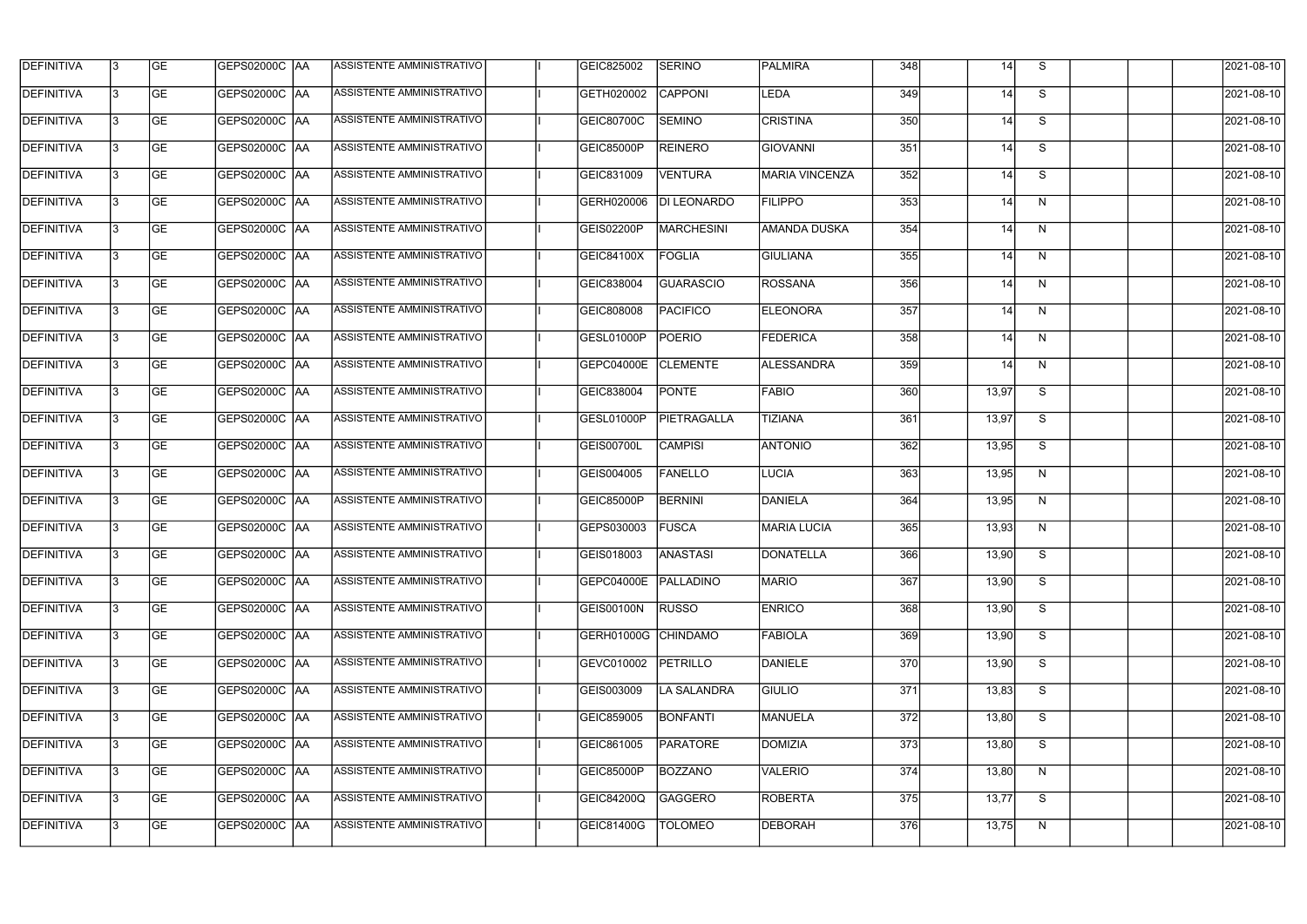| DEFINITIVA | 3 | GE | GEPS02000C | AA | ASSISTENTE AMMINISTRATIVO | | I | GEIC825002 | SERINO | PALMIRA | 348 | | 14 | S | | | | 2021-08-10 |
|---|---|---|---|---|---|---|---|---|---|---|---|---|---|---|---|---|---|---|
| DEFINITIVA | 3 | GE | GEPS02000C | AA | ASSISTENTE AMMINISTRATIVO | | I | GETH020002 | CAPPONI | LEDA | 349 | | 14 | S | | | | 2021-08-10 |
| DEFINITIVA | 3 | GE | GEPS02000C | AA | ASSISTENTE AMMINISTRATIVO | | I | GEIC80700C | SEMINO | CRISTINA | 350 | | 14 | S | | | | 2021-08-10 |
| DEFINITIVA | 3 | GE | GEPS02000C | AA | ASSISTENTE AMMINISTRATIVO | | I | GEIC85000P | REINERO | GIOVANNI | 351 | | 14 | S | | | | 2021-08-10 |
| DEFINITIVA | 3 | GE | GEPS02000C | AA | ASSISTENTE AMMINISTRATIVO | | I | GEIC831009 | VENTURA | MARIA VINCENZA | 352 | | 14 | S | | | | 2021-08-10 |
| DEFINITIVA | 3 | GE | GEPS02000C | AA | ASSISTENTE AMMINISTRATIVO | | I | GERH020006 | DI LEONARDO | FILIPPO | 353 | | 14 | N | | | | 2021-08-10 |
| DEFINITIVA | 3 | GE | GEPS02000C | AA | ASSISTENTE AMMINISTRATIVO | | I | GEIS02200P | MARCHESINI | AMANDA DUSKA | 354 | | 14 | N | | | | 2021-08-10 |
| DEFINITIVA | 3 | GE | GEPS02000C | AA | ASSISTENTE AMMINISTRATIVO | | I | GEIC84100X | FOGLIA | GIULIANA | 355 | | 14 | N | | | | 2021-08-10 |
| DEFINITIVA | 3 | GE | GEPS02000C | AA | ASSISTENTE AMMINISTRATIVO | | I | GEIC838004 | GUARASCIO | ROSSANA | 356 | | 14 | N | | | | 2021-08-10 |
| DEFINITIVA | 3 | GE | GEPS02000C | AA | ASSISTENTE AMMINISTRATIVO | | I | GEIC808008 | PACIFICO | ELEONORA | 357 | | 14 | N | | | | 2021-08-10 |
| DEFINITIVA | 3 | GE | GEPS02000C | AA | ASSISTENTE AMMINISTRATIVO | | I | GESL01000P | POERIO | FEDERICA | 358 | | 14 | N | | | | 2021-08-10 |
| DEFINITIVA | 3 | GE | GEPS02000C | AA | ASSISTENTE AMMINISTRATIVO | | I | GEPC04000E | CLEMENTE | ALESSANDRA | 359 | | 14 | N | | | | 2021-08-10 |
| DEFINITIVA | 3 | GE | GEPS02000C | AA | ASSISTENTE AMMINISTRATIVO | | I | GEIC838004 | PONTE | FABIO | 360 | | 13,97 | S | | | | 2021-08-10 |
| DEFINITIVA | 3 | GE | GEPS02000C | AA | ASSISTENTE AMMINISTRATIVO | | I | GESL01000P | PIETRAGALLA | TIZIANA | 361 | | 13,97 | S | | | | 2021-08-10 |
| DEFINITIVA | 3 | GE | GEPS02000C | AA | ASSISTENTE AMMINISTRATIVO | | I | GEIS00700L | CAMPISI | ANTONIO | 362 | | 13,95 | S | | | | 2021-08-10 |
| DEFINITIVA | 3 | GE | GEPS02000C | AA | ASSISTENTE AMMINISTRATIVO | | I | GEIS004005 | FANELLO | LUCIA | 363 | | 13,95 | N | | | | 2021-08-10 |
| DEFINITIVA | 3 | GE | GEPS02000C | AA | ASSISTENTE AMMINISTRATIVO | | I | GEIC85000P | BERNINI | DANIELA | 364 | | 13,95 | N | | | | 2021-08-10 |
| DEFINITIVA | 3 | GE | GEPS02000C | AA | ASSISTENTE AMMINISTRATIVO | | I | GEPS030003 | FUSCA | MARIA LUCIA | 365 | | 13,93 | N | | | | 2021-08-10 |
| DEFINITIVA | 3 | GE | GEPS02000C | AA | ASSISTENTE AMMINISTRATIVO | | I | GEIS018003 | ANASTASI | DONATELLA | 366 | | 13,90 | S | | | | 2021-08-10 |
| DEFINITIVA | 3 | GE | GEPS02000C | AA | ASSISTENTE AMMINISTRATIVO | | I | GEPC04000E | PALLADINO | MARIO | 367 | | 13,90 | S | | | | 2021-08-10 |
| DEFINITIVA | 3 | GE | GEPS02000C | AA | ASSISTENTE AMMINISTRATIVO | | I | GEIS00100N | RUSSO | ENRICO | 368 | | 13,90 | S | | | | 2021-08-10 |
| DEFINITIVA | 3 | GE | GEPS02000C | AA | ASSISTENTE AMMINISTRATIVO | | I | GERH01000G | CHINDAMO | FABIOLA | 369 | | 13,90 | S | | | | 2021-08-10 |
| DEFINITIVA | 3 | GE | GEPS02000C | AA | ASSISTENTE AMMINISTRATIVO | | I | GEVC010002 | PETRILLO | DANIELE | 370 | | 13,90 | S | | | | 2021-08-10 |
| DEFINITIVA | 3 | GE | GEPS02000C | AA | ASSISTENTE AMMINISTRATIVO | | I | GEIS003009 | LA SALANDRA | GIULIO | 371 | | 13,83 | S | | | | 2021-08-10 |
| DEFINITIVA | 3 | GE | GEPS02000C | AA | ASSISTENTE AMMINISTRATIVO | | I | GEIC859005 | BONFANTI | MANUELA | 372 | | 13,80 | S | | | | 2021-08-10 |
| DEFINITIVA | 3 | GE | GEPS02000C | AA | ASSISTENTE AMMINISTRATIVO | | I | GEIC861005 | PARATORE | DOMIZIA | 373 | | 13,80 | S | | | | 2021-08-10 |
| DEFINITIVA | 3 | GE | GEPS02000C | AA | ASSISTENTE AMMINISTRATIVO | | I | GEIC85000P | BOZZANO | VALERIO | 374 | | 13,80 | N | | | | 2021-08-10 |
| DEFINITIVA | 3 | GE | GEPS02000C | AA | ASSISTENTE AMMINISTRATIVO | | I | GEIC84200Q | GAGGERO | ROBERTA | 375 | | 13,77 | S | | | | 2021-08-10 |
| DEFINITIVA | 3 | GE | GEPS02000C | AA | ASSISTENTE AMMINISTRATIVO | | I | GEIC81400G | TOLOMEO | DEBORAH | 376 | | 13,75 | N | | | | 2021-08-10 |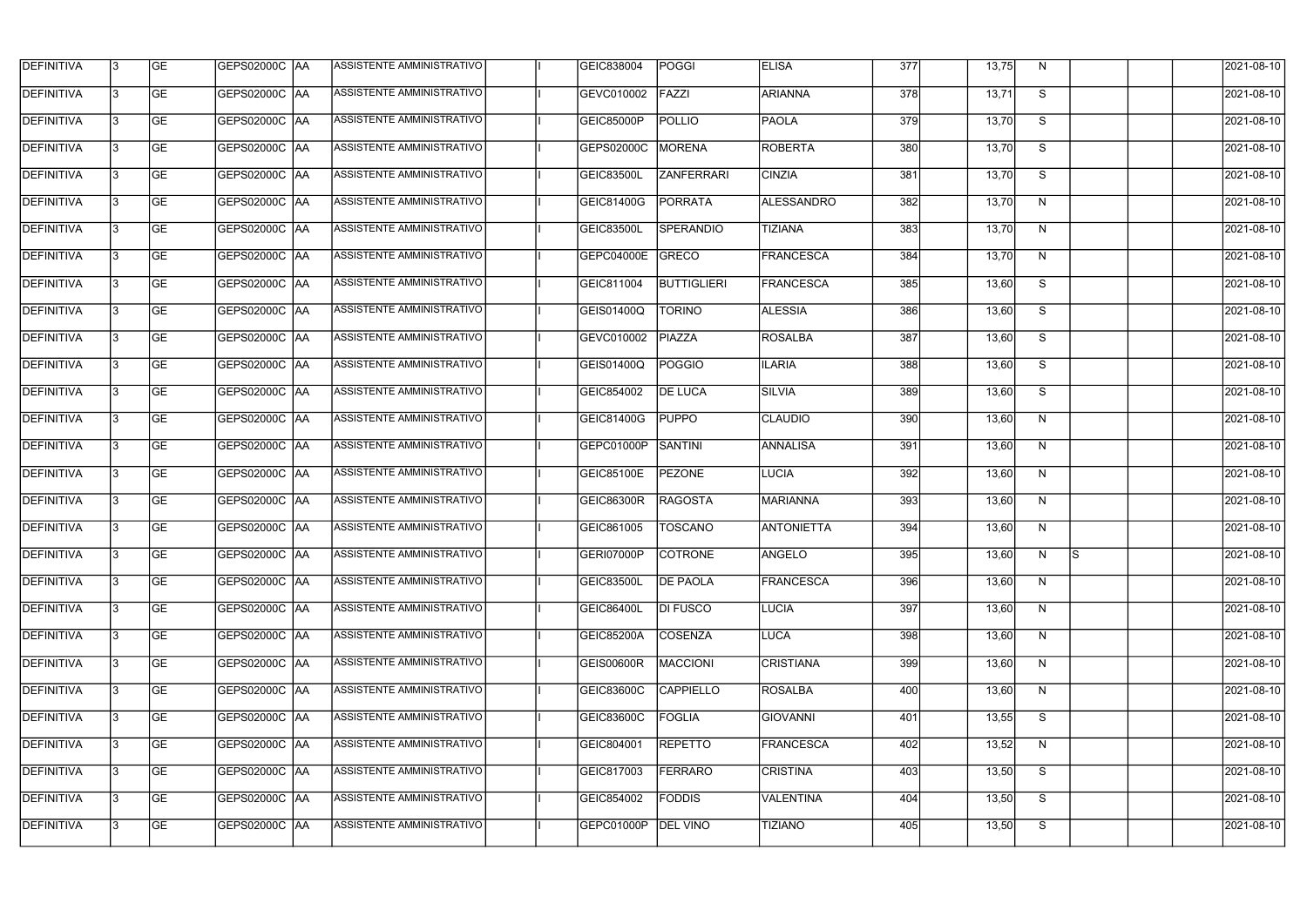| | | | | | | | | | | | | | | | | | | |
|---|---|---|---|---|---|---|---|---|---|---|---|---|---|---|---|---|---|---|
| DEFINITIVA | 3 | GE | GEPS02000C | AA | ASSISTENTE AMMINISTRATIVO | | I | GEIC838004 | POGGI | ELISA | 377 | | 13,75 | N | | | | 2021-08-10 |
| DEFINITIVA | 3 | GE | GEPS02000C | AA | ASSISTENTE AMMINISTRATIVO | | I | GEVC010002 | FAZZI | ARIANNA | 378 | | 13,71 | S | | | | 2021-08-10 |
| DEFINITIVA | 3 | GE | GEPS02000C | AA | ASSISTENTE AMMINISTRATIVO | | I | GEIC85000P | POLLIO | PAOLA | 379 | | 13,70 | S | | | | 2021-08-10 |
| DEFINITIVA | 3 | GE | GEPS02000C | AA | ASSISTENTE AMMINISTRATIVO | | I | GEPS02000C | MORENA | ROBERTA | 380 | | 13,70 | S | | | | 2021-08-10 |
| DEFINITIVA | 3 | GE | GEPS02000C | AA | ASSISTENTE AMMINISTRATIVO | | I | GEIC83500L | ZANFERRARI | CINZIA | 381 | | 13,70 | S | | | | 2021-08-10 |
| DEFINITIVA | 3 | GE | GEPS02000C | AA | ASSISTENTE AMMINISTRATIVO | | I | GEIC81400G | PORRATA | ALESSANDRO | 382 | | 13,70 | N | | | | 2021-08-10 |
| DEFINITIVA | 3 | GE | GEPS02000C | AA | ASSISTENTE AMMINISTRATIVO | | I | GEIC83500L | SPERANDIO | TIZIANA | 383 | | 13,70 | N | | | | 2021-08-10 |
| DEFINITIVA | 3 | GE | GEPS02000C | AA | ASSISTENTE AMMINISTRATIVO | | I | GEPC04000E | GRECO | FRANCESCA | 384 | | 13,70 | N | | | | 2021-08-10 |
| DEFINITIVA | 3 | GE | GEPS02000C | AA | ASSISTENTE AMMINISTRATIVO | | I | GEIC811004 | BUTTIGLIERI | FRANCESCA | 385 | | 13,60 | S | | | | 2021-08-10 |
| DEFINITIVA | 3 | GE | GEPS02000C | AA | ASSISTENTE AMMINISTRATIVO | | I | GEIS01400Q | TORINO | ALESSIA | 386 | | 13,60 | S | | | | 2021-08-10 |
| DEFINITIVA | 3 | GE | GEPS02000C | AA | ASSISTENTE AMMINISTRATIVO | | I | GEVC010002 | PIAZZA | ROSALBA | 387 | | 13,60 | S | | | | 2021-08-10 |
| DEFINITIVA | 3 | GE | GEPS02000C | AA | ASSISTENTE AMMINISTRATIVO | | I | GEIS01400Q | POGGIO | ILARIA | 388 | | 13,60 | S | | | | 2021-08-10 |
| DEFINITIVA | 3 | GE | GEPS02000C | AA | ASSISTENTE AMMINISTRATIVO | | I | GEIC854002 | DE LUCA | SILVIA | 389 | | 13,60 | S | | | | 2021-08-10 |
| DEFINITIVA | 3 | GE | GEPS02000C | AA | ASSISTENTE AMMINISTRATIVO | | I | GEIC81400G | PUPPO | CLAUDIO | 390 | | 13,60 | N | | | | 2021-08-10 |
| DEFINITIVA | 3 | GE | GEPS02000C | AA | ASSISTENTE AMMINISTRATIVO | | I | GEPC01000P | SANTINI | ANNALISA | 391 | | 13,60 | N | | | | 2021-08-10 |
| DEFINITIVA | 3 | GE | GEPS02000C | AA | ASSISTENTE AMMINISTRATIVO | | I | GEIC85100E | PEZONE | LUCIA | 392 | | 13,60 | N | | | | 2021-08-10 |
| DEFINITIVA | 3 | GE | GEPS02000C | AA | ASSISTENTE AMMINISTRATIVO | | I | GEIC86300R | RAGOSTA | MARIANNA | 393 | | 13,60 | N | | | | 2021-08-10 |
| DEFINITIVA | 3 | GE | GEPS02000C | AA | ASSISTENTE AMMINISTRATIVO | | I | GEIC861005 | TOSCANO | ANTONIETTA | 394 | | 13,60 | N | | | | 2021-08-10 |
| DEFINITIVA | 3 | GE | GEPS02000C | AA | ASSISTENTE AMMINISTRATIVO | | I | GERI07000P | COTRONE | ANGELO | 395 | | 13,60 | N | S | | | 2021-08-10 |
| DEFINITIVA | 3 | GE | GEPS02000C | AA | ASSISTENTE AMMINISTRATIVO | | I | GEIC83500L | DE PAOLA | FRANCESCA | 396 | | 13,60 | N | | | | 2021-08-10 |
| DEFINITIVA | 3 | GE | GEPS02000C | AA | ASSISTENTE AMMINISTRATIVO | | I | GEIC86400L | DI FUSCO | LUCIA | 397 | | 13,60 | N | | | | 2021-08-10 |
| DEFINITIVA | 3 | GE | GEPS02000C | AA | ASSISTENTE AMMINISTRATIVO | | I | GEIC85200A | COSENZA | LUCA | 398 | | 13,60 | N | | | | 2021-08-10 |
| DEFINITIVA | 3 | GE | GEPS02000C | AA | ASSISTENTE AMMINISTRATIVO | | I | GEIS00600R | MACCIONI | CRISTIANA | 399 | | 13,60 | N | | | | 2021-08-10 |
| DEFINITIVA | 3 | GE | GEPS02000C | AA | ASSISTENTE AMMINISTRATIVO | | I | GEIC83600C | CAPPIELLO | ROSALBA | 400 | | 13,60 | N | | | | 2021-08-10 |
| DEFINITIVA | 3 | GE | GEPS02000C | AA | ASSISTENTE AMMINISTRATIVO | | I | GEIC83600C | FOGLIA | GIOVANNI | 401 | | 13,55 | S | | | | 2021-08-10 |
| DEFINITIVA | 3 | GE | GEPS02000C | AA | ASSISTENTE AMMINISTRATIVO | | I | GEIC804001 | REPETTO | FRANCESCA | 402 | | 13,52 | N | | | | 2021-08-10 |
| DEFINITIVA | 3 | GE | GEPS02000C | AA | ASSISTENTE AMMINISTRATIVO | | I | GEIC817003 | FERRARO | CRISTINA | 403 | | 13,50 | S | | | | 2021-08-10 |
| DEFINITIVA | 3 | GE | GEPS02000C | AA | ASSISTENTE AMMINISTRATIVO | | I | GEIC854002 | FODDIS | VALENTINA | 404 | | 13,50 | S | | | | 2021-08-10 |
| DEFINITIVA | 3 | GE | GEPS02000C | AA | ASSISTENTE AMMINISTRATIVO | | I | GEPC01000P | DEL VINO | TIZIANO | 405 | | 13,50 | S | | | | 2021-08-10 |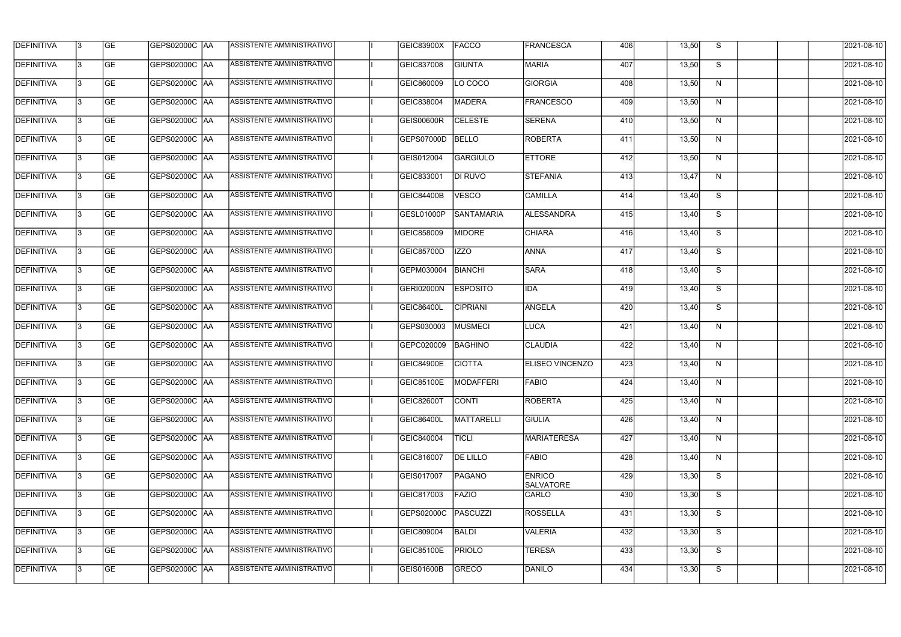| | | | | | | | | | | | | | | | | | | |
|---|---|---|---|---|---|---|---|---|---|---|---|---|---|---|---|---|---|---|
| DEFINITIVA | 3 | GE | GEPS02000C | AA | ASSISTENTE AMMINISTRATIVO | | I | GEIC83900X | FACCO | FRANCESCA | 406 | | 13,50 | S | | | | 2021-08-10 |
| DEFINITIVA | 3 | GE | GEPS02000C | AA | ASSISTENTE AMMINISTRATIVO | | I | GEIC837008 | GIUNTA | MARIA | 407 | | 13,50 | S | | | | 2021-08-10 |
| DEFINITIVA | 3 | GE | GEPS02000C | AA | ASSISTENTE AMMINISTRATIVO | | I | GEIC860009 | LO COCO | GIORGIA | 408 | | 13,50 | N | | | | 2021-08-10 |
| DEFINITIVA | 3 | GE | GEPS02000C | AA | ASSISTENTE AMMINISTRATIVO | | I | GEIC838004 | MADERA | FRANCESCO | 409 | | 13,50 | N | | | | 2021-08-10 |
| DEFINITIVA | 3 | GE | GEPS02000C | AA | ASSISTENTE AMMINISTRATIVO | | I | GEIS00600R | CELESTE | SERENA | 410 | | 13,50 | N | | | | 2021-08-10 |
| DEFINITIVA | 3 | GE | GEPS02000C | AA | ASSISTENTE AMMINISTRATIVO | | I | GEPS07000D | BELLO | ROBERTA | 411 | | 13,50 | N | | | | 2021-08-10 |
| DEFINITIVA | 3 | GE | GEPS02000C | AA | ASSISTENTE AMMINISTRATIVO | | I | GEIS012004 | GARGIULO | ETTORE | 412 | | 13,50 | N | | | | 2021-08-10 |
| DEFINITIVA | 3 | GE | GEPS02000C | AA | ASSISTENTE AMMINISTRATIVO | | I | GEIC833001 | DI RUVO | STEFANIA | 413 | | 13,47 | N | | | | 2021-08-10 |
| DEFINITIVA | 3 | GE | GEPS02000C | AA | ASSISTENTE AMMINISTRATIVO | | I | GEIC84400B | VESCO | CAMILLA | 414 | | 13,40 | S | | | | 2021-08-10 |
| DEFINITIVA | 3 | GE | GEPS02000C | AA | ASSISTENTE AMMINISTRATIVO | | I | GESL01000P | SANTAMARIA | ALESSANDRA | 415 | | 13,40 | S | | | | 2021-08-10 |
| DEFINITIVA | 3 | GE | GEPS02000C | AA | ASSISTENTE AMMINISTRATIVO | | I | GEIC858009 | MIDORE | CHIARA | 416 | | 13,40 | S | | | | 2021-08-10 |
| DEFINITIVA | 3 | GE | GEPS02000C | AA | ASSISTENTE AMMINISTRATIVO | | I | GEIC85700D | IZZO | ANNA | 417 | | 13,40 | S | | | | 2021-08-10 |
| DEFINITIVA | 3 | GE | GEPS02000C | AA | ASSISTENTE AMMINISTRATIVO | | I | GEPM030004 | BIANCHI | SARA | 418 | | 13,40 | S | | | | 2021-08-10 |
| DEFINITIVA | 3 | GE | GEPS02000C | AA | ASSISTENTE AMMINISTRATIVO | | I | GERI02000N | ESPOSITO | IDA | 419 | | 13,40 | S | | | | 2021-08-10 |
| DEFINITIVA | 3 | GE | GEPS02000C | AA | ASSISTENTE AMMINISTRATIVO | | I | GEIC86400L | CIPRIANI | ANGELA | 420 | | 13,40 | S | | | | 2021-08-10 |
| DEFINITIVA | 3 | GE | GEPS02000C | AA | ASSISTENTE AMMINISTRATIVO | | I | GEPS030003 | MUSMECI | LUCA | 421 | | 13,40 | N | | | | 2021-08-10 |
| DEFINITIVA | 3 | GE | GEPS02000C | AA | ASSISTENTE AMMINISTRATIVO | | I | GEPC020009 | BAGHINO | CLAUDIA | 422 | | 13,40 | N | | | | 2021-08-10 |
| DEFINITIVA | 3 | GE | GEPS02000C | AA | ASSISTENTE AMMINISTRATIVO | | I | GEIC84900E | CIOTTA | ELISEO VINCENZO | 423 | | 13,40 | N | | | | 2021-08-10 |
| DEFINITIVA | 3 | GE | GEPS02000C | AA | ASSISTENTE AMMINISTRATIVO | | I | GEIC85100E | MODAFFERI | FABIO | 424 | | 13,40 | N | | | | 2021-08-10 |
| DEFINITIVA | 3 | GE | GEPS02000C | AA | ASSISTENTE AMMINISTRATIVO | | I | GEIC82600T | CONTI | ROBERTA | 425 | | 13,40 | N | | | | 2021-08-10 |
| DEFINITIVA | 3 | GE | GEPS02000C | AA | ASSISTENTE AMMINISTRATIVO | | I | GEIC86400L | MATTARELLI | GIULIA | 426 | | 13,40 | N | | | | 2021-08-10 |
| DEFINITIVA | 3 | GE | GEPS02000C | AA | ASSISTENTE AMMINISTRATIVO | | I | GEIC840004 | TICLI | MARIATERESA | 427 | | 13,40 | N | | | | 2021-08-10 |
| DEFINITIVA | 3 | GE | GEPS02000C | AA | ASSISTENTE AMMINISTRATIVO | | I | GEIC816007 | DE LILLO | FABIO | 428 | | 13,40 | N | | | | 2021-08-10 |
| DEFINITIVA | 3 | GE | GEPS02000C | AA | ASSISTENTE AMMINISTRATIVO | | I | GEIS017007 | PAGANO | ENRICO SALVATORE | 429 | | 13,30 | S | | | | 2021-08-10 |
| DEFINITIVA | 3 | GE | GEPS02000C | AA | ASSISTENTE AMMINISTRATIVO | | I | GEIC817003 | FAZIO | CARLO | 430 | | 13,30 | S | | | | 2021-08-10 |
| DEFINITIVA | 3 | GE | GEPS02000C | AA | ASSISTENTE AMMINISTRATIVO | | I | GEPS02000C | PASCUZZI | ROSSELLA | 431 | | 13,30 | S | | | | 2021-08-10 |
| DEFINITIVA | 3 | GE | GEPS02000C | AA | ASSISTENTE AMMINISTRATIVO | | I | GEIC809004 | BALDI | VALERIA | 432 | | 13,30 | S | | | | 2021-08-10 |
| DEFINITIVA | 3 | GE | GEPS02000C | AA | ASSISTENTE AMMINISTRATIVO | | I | GEIC85100E | PRIOLO | TERESA | 433 | | 13,30 | S | | | | 2021-08-10 |
| DEFINITIVA | 3 | GE | GEPS02000C | AA | ASSISTENTE AMMINISTRATIVO | | I | GEIS01600B | GRECO | DANILO | 434 | | 13,30 | S | | | | 2021-08-10 |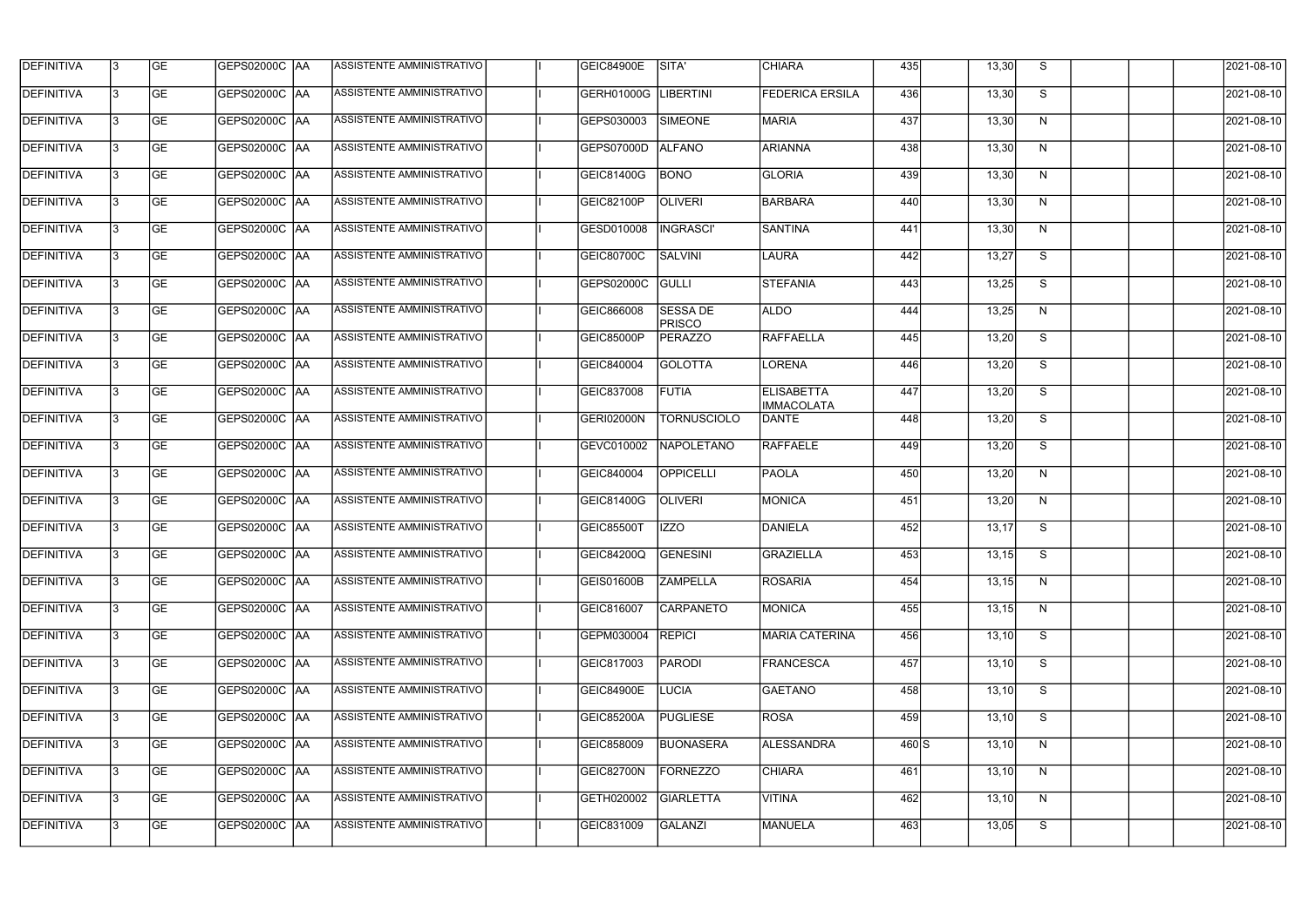| DEFINITIVA | 3 | GE | GEPS02000C | AA | ASSISTENTE AMMINISTRATIVO | | I | GEIC84900E | SITA' | CHIARA | 435 | | 13,30 | S | | | | 2021-08-10 |
|---|---|---|---|---|---|---|---|---|---|---|---|---|---|---|---|---|---|---|
| DEFINITIVA | 3 | GE | GEPS02000C | AA | ASSISTENTE AMMINISTRATIVO | | I | GERH01000G | LIBERTINI | FEDERICA ERSILA | 436 | | 13,30 | S | | | | 2021-08-10 |
| DEFINITIVA | 3 | GE | GEPS02000C | AA | ASSISTENTE AMMINISTRATIVO | | I | GEPS030003 | SIMEONE | MARIA | 437 | | 13,30 | N | | | | 2021-08-10 |
| DEFINITIVA | 3 | GE | GEPS02000C | AA | ASSISTENTE AMMINISTRATIVO | | I | GEPS07000D | ALFANO | ARIANNA | 438 | | 13,30 | N | | | | 2021-08-10 |
| DEFINITIVA | 3 | GE | GEPS02000C | AA | ASSISTENTE AMMINISTRATIVO | | I | GEIC81400G | BONO | GLORIA | 439 | | 13,30 | N | | | | 2021-08-10 |
| DEFINITIVA | 3 | GE | GEPS02000C | AA | ASSISTENTE AMMINISTRATIVO | | I | GEIC82100P | OLIVERI | BARBARA | 440 | | 13,30 | N | | | | 2021-08-10 |
| DEFINITIVA | 3 | GE | GEPS02000C | AA | ASSISTENTE AMMINISTRATIVO | | I | GESD010008 | INGRASCI' | SANTINA | 441 | | 13,30 | N | | | | 2021-08-10 |
| DEFINITIVA | 3 | GE | GEPS02000C | AA | ASSISTENTE AMMINISTRATIVO | | I | GEIC80700C | SALVINI | LAURA | 442 | | 13,27 | S | | | | 2021-08-10 |
| DEFINITIVA | 3 | GE | GEPS02000C | AA | ASSISTENTE AMMINISTRATIVO | | I | GEPS02000C | GULLI | STEFANIA | 443 | | 13,25 | S | | | | 2021-08-10 |
| DEFINITIVA | 3 | GE | GEPS02000C | AA | ASSISTENTE AMMINISTRATIVO | | I | GEIC866008 | SESSA DE PRISCO | ALDO | 444 | | 13,25 | N | | | | 2021-08-10 |
| DEFINITIVA | 3 | GE | GEPS02000C | AA | ASSISTENTE AMMINISTRATIVO | | I | GEIC85000P | PERAZZO | RAFFAELLA | 445 | | 13,20 | S | | | | 2021-08-10 |
| DEFINITIVA | 3 | GE | GEPS02000C | AA | ASSISTENTE AMMINISTRATIVO | | I | GEIC840004 | GOLOTTA | LORENA | 446 | | 13,20 | S | | | | 2021-08-10 |
| DEFINITIVA | 3 | GE | GEPS02000C | AA | ASSISTENTE AMMINISTRATIVO | | I | GEIC837008 | FUTIA | ELISABETTA IMMACOLATA | 447 | | 13,20 | S | | | | 2021-08-10 |
| DEFINITIVA | 3 | GE | GEPS02000C | AA | ASSISTENTE AMMINISTRATIVO | | I | GERI02000N | TORNUSCIOLO | DANTE | 448 | | 13,20 | S | | | | 2021-08-10 |
| DEFINITIVA | 3 | GE | GEPS02000C | AA | ASSISTENTE AMMINISTRATIVO | | I | GEVC010002 | NAPOLETANO | RAFFAELE | 449 | | 13,20 | S | | | | 2021-08-10 |
| DEFINITIVA | 3 | GE | GEPS02000C | AA | ASSISTENTE AMMINISTRATIVO | | I | GEIC840004 | OPPICELLI | PAOLA | 450 | | 13,20 | N | | | | 2021-08-10 |
| DEFINITIVA | 3 | GE | GEPS02000C | AA | ASSISTENTE AMMINISTRATIVO | | I | GEIC81400G | OLIVERI | MONICA | 451 | | 13,20 | N | | | | 2021-08-10 |
| DEFINITIVA | 3 | GE | GEPS02000C | AA | ASSISTENTE AMMINISTRATIVO | | I | GEIC85500T | IZZO | DANIELA | 452 | | 13,17 | S | | | | 2021-08-10 |
| DEFINITIVA | 3 | GE | GEPS02000C | AA | ASSISTENTE AMMINISTRATIVO | | I | GEIC84200Q | GENESINI | GRAZIELLA | 453 | | 13,15 | S | | | | 2021-08-10 |
| DEFINITIVA | 3 | GE | GEPS02000C | AA | ASSISTENTE AMMINISTRATIVO | | I | GEIS01600B | ZAMPELLA | ROSARIA | 454 | | 13,15 | N | | | | 2021-08-10 |
| DEFINITIVA | 3 | GE | GEPS02000C | AA | ASSISTENTE AMMINISTRATIVO | | I | GEIC816007 | CARPANETO | MONICA | 455 | | 13,15 | N | | | | 2021-08-10 |
| DEFINITIVA | 3 | GE | GEPS02000C | AA | ASSISTENTE AMMINISTRATIVO | | I | GEPM030004 | REPICI | MARIA CATERINA | 456 | | 13,10 | S | | | | 2021-08-10 |
| DEFINITIVA | 3 | GE | GEPS02000C | AA | ASSISTENTE AMMINISTRATIVO | | I | GEIC817003 | PARODI | FRANCESCA | 457 | | 13,10 | S | | | | 2021-08-10 |
| DEFINITIVA | 3 | GE | GEPS02000C | AA | ASSISTENTE AMMINISTRATIVO | | I | GEIC84900E | LUCIA | GAETANO | 458 | | 13,10 | S | | | | 2021-08-10 |
| DEFINITIVA | 3 | GE | GEPS02000C | AA | ASSISTENTE AMMINISTRATIVO | | I | GEIC85200A | PUGLIESE | ROSA | 459 | | 13,10 | S | | | | 2021-08-10 |
| DEFINITIVA | 3 | GE | GEPS02000C | AA | ASSISTENTE AMMINISTRATIVO | | I | GEIC858009 | BUONASERA | ALESSANDRA | 460 | S | 13,10 | N | | | | 2021-08-10 |
| DEFINITIVA | 3 | GE | GEPS02000C | AA | ASSISTENTE AMMINISTRATIVO | | I | GEIC82700N | FORNEZZO | CHIARA | 461 | | 13,10 | N | | | | 2021-08-10 |
| DEFINITIVA | 3 | GE | GEPS02000C | AA | ASSISTENTE AMMINISTRATIVO | | I | GETH020002 | GIARLETTA | VITINA | 462 | | 13,10 | N | | | | 2021-08-10 |
| DEFINITIVA | 3 | GE | GEPS02000C | AA | ASSISTENTE AMMINISTRATIVO | | I | GEIC831009 | GALANZI | MANUELA | 463 | | 13,05 | S | | | | 2021-08-10 |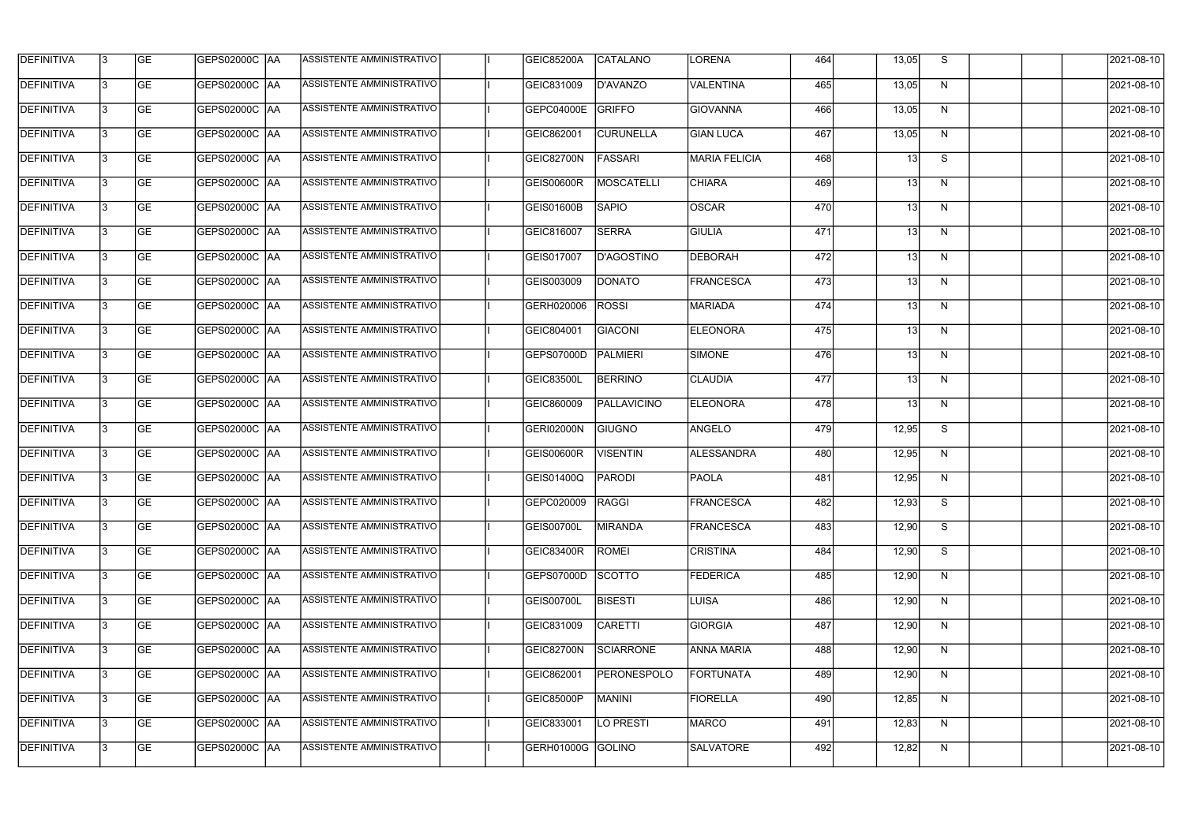| DEFINITIVA | 3 | GE | GEPS02000C | AA | ASSISTENTE AMMINISTRATIVO | | I | GEIC85200A | CATALANO | LORENA | 464 | | 13,05 | S | | | | 2021-08-10 |
|---|---|---|---|---|---|---|---|---|---|---|---|---|---|---|---|---|---|---|
| DEFINITIVA | 3 | GE | GEPS02000C | AA | ASSISTENTE AMMINISTRATIVO | | I | GEIC831009 | D'AVANZO | VALENTINA | 465 | | 13,05 | N | | | | 2021-08-10 |
| DEFINITIVA | 3 | GE | GEPS02000C | AA | ASSISTENTE AMMINISTRATIVO | | I | GEPC04000E | GRIFFO | GIOVANNA | 466 | | 13,05 | N | | | | 2021-08-10 |
| DEFINITIVA | 3 | GE | GEPS02000C | AA | ASSISTENTE AMMINISTRATIVO | | I | GEIC862001 | CURUNELLA | GIAN LUCA | 467 | | 13,05 | N | | | | 2021-08-10 |
| DEFINITIVA | 3 | GE | GEPS02000C | AA | ASSISTENTE AMMINISTRATIVO | | I | GEIC82700N | FASSARI | MARIA FELICIA | 468 | | 13 | S | | | | 2021-08-10 |
| DEFINITIVA | 3 | GE | GEPS02000C | AA | ASSISTENTE AMMINISTRATIVO | | I | GEIS00600R | MOSCATELLI | CHIARA | 469 | | 13 | N | | | | 2021-08-10 |
| DEFINITIVA | 3 | GE | GEPS02000C | AA | ASSISTENTE AMMINISTRATIVO | | I | GEIS01600B | SAPIO | OSCAR | 470 | | 13 | N | | | | 2021-08-10 |
| DEFINITIVA | 3 | GE | GEPS02000C | AA | ASSISTENTE AMMINISTRATIVO | | I | GEIC816007 | SERRA | GIULIA | 471 | | 13 | N | | | | 2021-08-10 |
| DEFINITIVA | 3 | GE | GEPS02000C | AA | ASSISTENTE AMMINISTRATIVO | | I | GEIS017007 | D'AGOSTINO | DEBORAH | 472 | | 13 | N | | | | 2021-08-10 |
| DEFINITIVA | 3 | GE | GEPS02000C | AA | ASSISTENTE AMMINISTRATIVO | | I | GEIS003009 | DONATO | FRANCESCA | 473 | | 13 | N | | | | 2021-08-10 |
| DEFINITIVA | 3 | GE | GEPS02000C | AA | ASSISTENTE AMMINISTRATIVO | | I | GERH020006 | ROSSI | MARIADA | 474 | | 13 | N | | | | 2021-08-10 |
| DEFINITIVA | 3 | GE | GEPS02000C | AA | ASSISTENTE AMMINISTRATIVO | | I | GEIC804001 | GIACONI | ELEONORA | 475 | | 13 | N | | | | 2021-08-10 |
| DEFINITIVA | 3 | GE | GEPS02000C | AA | ASSISTENTE AMMINISTRATIVO | | I | GEPS07000D | PALMIERI | SIMONE | 476 | | 13 | N | | | | 2021-08-10 |
| DEFINITIVA | 3 | GE | GEPS02000C | AA | ASSISTENTE AMMINISTRATIVO | | I | GEIC83500L | BERRINO | CLAUDIA | 477 | | 13 | N | | | | 2021-08-10 |
| DEFINITIVA | 3 | GE | GEPS02000C | AA | ASSISTENTE AMMINISTRATIVO | | I | GEIC860009 | PALLAVICINO | ELEONORA | 478 | | 13 | N | | | | 2021-08-10 |
| DEFINITIVA | 3 | GE | GEPS02000C | AA | ASSISTENTE AMMINISTRATIVO | | I | GERI02000N | GIUGNO | ANGELO | 479 | | 12,95 | S | | | | 2021-08-10 |
| DEFINITIVA | 3 | GE | GEPS02000C | AA | ASSISTENTE AMMINISTRATIVO | | I | GEIS00600R | VISENTIN | ALESSANDRA | 480 | | 12,95 | N | | | | 2021-08-10 |
| DEFINITIVA | 3 | GE | GEPS02000C | AA | ASSISTENTE AMMINISTRATIVO | | I | GEIS01400Q | PARODI | PAOLA | 481 | | 12,95 | N | | | | 2021-08-10 |
| DEFINITIVA | 3 | GE | GEPS02000C | AA | ASSISTENTE AMMINISTRATIVO | | I | GEPC020009 | RAGGI | FRANCESCA | 482 | | 12,93 | S | | | | 2021-08-10 |
| DEFINITIVA | 3 | GE | GEPS02000C | AA | ASSISTENTE AMMINISTRATIVO | | I | GEIS00700L | MIRANDA | FRANCESCA | 483 | | 12,90 | S | | | | 2021-08-10 |
| DEFINITIVA | 3 | GE | GEPS02000C | AA | ASSISTENTE AMMINISTRATIVO | | I | GEIC83400R | ROMEI | CRISTINA | 484 | | 12,90 | S | | | | 2021-08-10 |
| DEFINITIVA | 3 | GE | GEPS02000C | AA | ASSISTENTE AMMINISTRATIVO | | I | GEPS07000D | SCOTTO | FEDERICA | 485 | | 12,90 | N | | | | 2021-08-10 |
| DEFINITIVA | 3 | GE | GEPS02000C | AA | ASSISTENTE AMMINISTRATIVO | | I | GEIS00700L | BISESTI | LUISA | 486 | | 12,90 | N | | | | 2021-08-10 |
| DEFINITIVA | 3 | GE | GEPS02000C | AA | ASSISTENTE AMMINISTRATIVO | | I | GEIC831009 | CARETTI | GIORGIA | 487 | | 12,90 | N | | | | 2021-08-10 |
| DEFINITIVA | 3 | GE | GEPS02000C | AA | ASSISTENTE AMMINISTRATIVO | | I | GEIC82700N | SCIARRONE | ANNA MARIA | 488 | | 12,90 | N | | | | 2021-08-10 |
| DEFINITIVA | 3 | GE | GEPS02000C | AA | ASSISTENTE AMMINISTRATIVO | | I | GEIC862001 | PERONESPOLO | FORTUNATA | 489 | | 12,90 | N | | | | 2021-08-10 |
| DEFINITIVA | 3 | GE | GEPS02000C | AA | ASSISTENTE AMMINISTRATIVO | | I | GEIC85000P | MANINI | FIORELLA | 490 | | 12,85 | N | | | | 2021-08-10 |
| DEFINITIVA | 3 | GE | GEPS02000C | AA | ASSISTENTE AMMINISTRATIVO | | I | GEIC833001 | LO PRESTI | MARCO | 491 | | 12,83 | N | | | | 2021-08-10 |
| DEFINITIVA | 3 | GE | GEPS02000C | AA | ASSISTENTE AMMINISTRATIVO | | I | GERH01000G | GOLINO | SALVATORE | 492 | | 12,82 | N | | | | 2021-08-10 |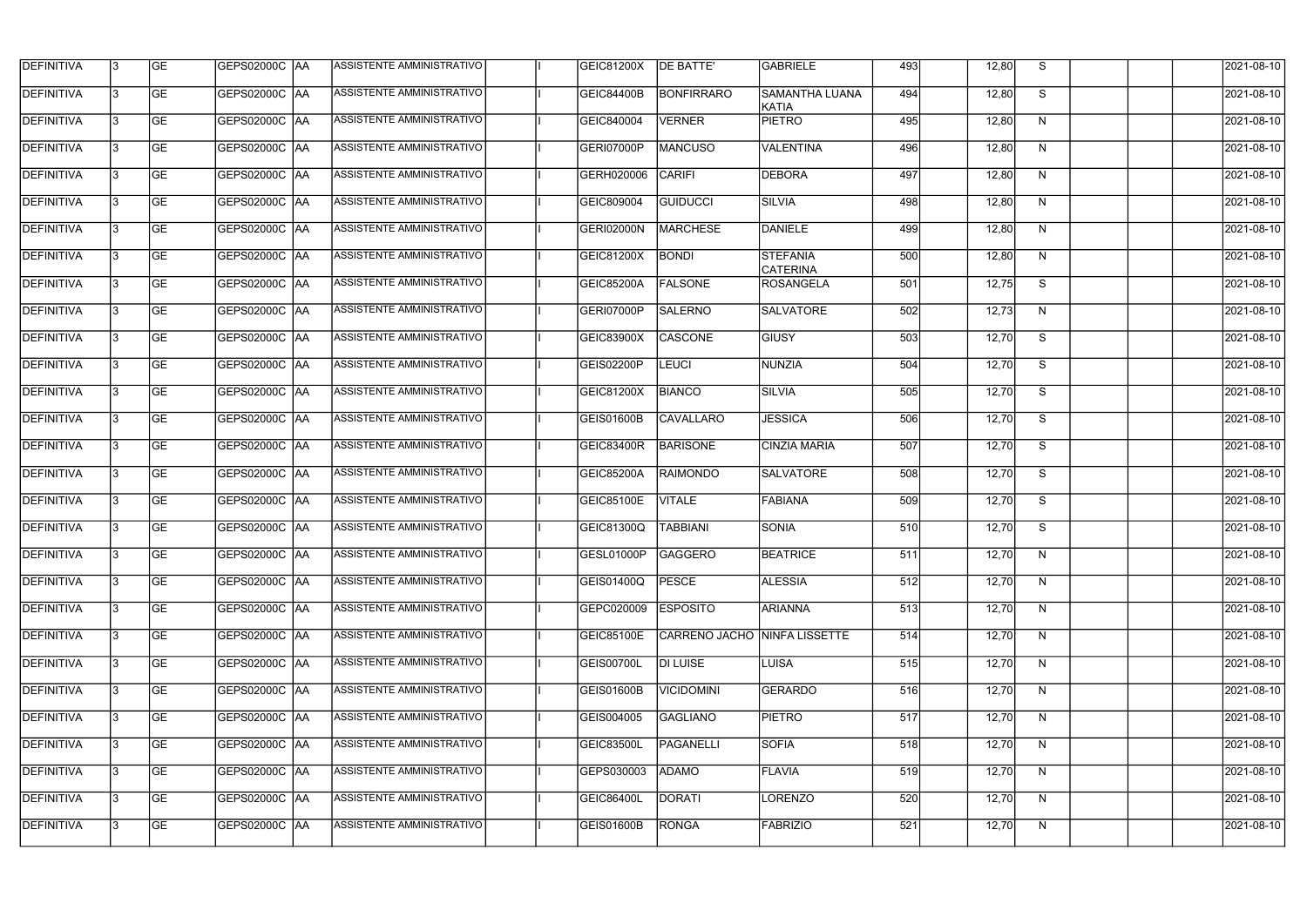| DEFINITIVA | 3 | GE | GEPS02000C | AA | ASSISTENTE AMMINISTRATIVO | | I | GEIC81200X | DE BATTE' | GABRIELE | 493 | | 12,80 | S | | | | 2021-08-10 |
|---|---|---|---|---|---|---|---|---|---|---|---|---|---|---|---|---|---|---|
| DEFINITIVA | 3 | GE | GEPS02000C | AA | ASSISTENTE AMMINISTRATIVO | | I | GEIC84400B | BONFIRRARO | SAMANTHA LUANA KATIA | 494 | | 12,80 | S | | | | 2021-08-10 |
| DEFINITIVA | 3 | GE | GEPS02000C | AA | ASSISTENTE AMMINISTRATIVO | | I | GEIC840004 | VERNER | PIETRO | 495 | | 12,80 | N | | | | 2021-08-10 |
| DEFINITIVA | 3 | GE | GEPS02000C | AA | ASSISTENTE AMMINISTRATIVO | | I | GERI07000P | MANCUSO | VALENTINA | 496 | | 12,80 | N | | | | 2021-08-10 |
| DEFINITIVA | 3 | GE | GEPS02000C | AA | ASSISTENTE AMMINISTRATIVO | | I | GERH020006 | CARIFI | DEBORA | 497 | | 12,80 | N | | | | 2021-08-10 |
| DEFINITIVA | 3 | GE | GEPS02000C | AA | ASSISTENTE AMMINISTRATIVO | | I | GEIC809004 | GUIDUCCI | SILVIA | 498 | | 12,80 | N | | | | 2021-08-10 |
| DEFINITIVA | 3 | GE | GEPS02000C | AA | ASSISTENTE AMMINISTRATIVO | | I | GERI02000N | MARCHESE | DANIELE | 499 | | 12,80 | N | | | | 2021-08-10 |
| DEFINITIVA | 3 | GE | GEPS02000C | AA | ASSISTENTE AMMINISTRATIVO | | I | GEIC81200X | BONDI | STEFANIA CATERINA | 500 | | 12,80 | N | | | | 2021-08-10 |
| DEFINITIVA | 3 | GE | GEPS02000C | AA | ASSISTENTE AMMINISTRATIVO | | I | GEIC85200A | FALSONE | ROSANGELA | 501 | | 12,75 | S | | | | 2021-08-10 |
| DEFINITIVA | 3 | GE | GEPS02000C | AA | ASSISTENTE AMMINISTRATIVO | | I | GERI07000P | SALERNO | SALVATORE | 502 | | 12,73 | N | | | | 2021-08-10 |
| DEFINITIVA | 3 | GE | GEPS02000C | AA | ASSISTENTE AMMINISTRATIVO | | I | GEIC83900X | CASCONE | GIUSY | 503 | | 12,70 | S | | | | 2021-08-10 |
| DEFINITIVA | 3 | GE | GEPS02000C | AA | ASSISTENTE AMMINISTRATIVO | | I | GEIS02200P | LEUCI | NUNZIA | 504 | | 12,70 | S | | | | 2021-08-10 |
| DEFINITIVA | 3 | GE | GEPS02000C | AA | ASSISTENTE AMMINISTRATIVO | | I | GEIC81200X | BIANCO | SILVIA | 505 | | 12,70 | S | | | | 2021-08-10 |
| DEFINITIVA | 3 | GE | GEPS02000C | AA | ASSISTENTE AMMINISTRATIVO | | I | GEIS01600B | CAVALLARO | JESSICA | 506 | | 12,70 | S | | | | 2021-08-10 |
| DEFINITIVA | 3 | GE | GEPS02000C | AA | ASSISTENTE AMMINISTRATIVO | | I | GEIC83400R | BARISONE | CINZIA MARIA | 507 | | 12,70 | S | | | | 2021-08-10 |
| DEFINITIVA | 3 | GE | GEPS02000C | AA | ASSISTENTE AMMINISTRATIVO | | I | GEIC85200A | RAIMONDO | SALVATORE | 508 | | 12,70 | S | | | | 2021-08-10 |
| DEFINITIVA | 3 | GE | GEPS02000C | AA | ASSISTENTE AMMINISTRATIVO | | I | GEIC85100E | VITALE | FABIANA | 509 | | 12,70 | S | | | | 2021-08-10 |
| DEFINITIVA | 3 | GE | GEPS02000C | AA | ASSISTENTE AMMINISTRATIVO | | I | GEIC81300Q | TABBIANI | SONIA | 510 | | 12,70 | S | | | | 2021-08-10 |
| DEFINITIVA | 3 | GE | GEPS02000C | AA | ASSISTENTE AMMINISTRATIVO | | I | GESL01000P | GAGGERO | BEATRICE | 511 | | 12,70 | N | | | | 2021-08-10 |
| DEFINITIVA | 3 | GE | GEPS02000C | AA | ASSISTENTE AMMINISTRATIVO | | I | GEIS01400Q | PESCE | ALESSIA | 512 | | 12,70 | N | | | | 2021-08-10 |
| DEFINITIVA | 3 | GE | GEPS02000C | AA | ASSISTENTE AMMINISTRATIVO | | I | GEPC020009 | ESPOSITO | ARIANNA | 513 | | 12,70 | N | | | | 2021-08-10 |
| DEFINITIVA | 3 | GE | GEPS02000C | AA | ASSISTENTE AMMINISTRATIVO | | I | GEIC85100E | CARRENO JACHO | NINFA LISSETTE | 514 | | 12,70 | N | | | | 2021-08-10 |
| DEFINITIVA | 3 | GE | GEPS02000C | AA | ASSISTENTE AMMINISTRATIVO | | I | GEIS00700L | DI LUISE | LUISA | 515 | | 12,70 | N | | | | 2021-08-10 |
| DEFINITIVA | 3 | GE | GEPS02000C | AA | ASSISTENTE AMMINISTRATIVO | | I | GEIS01600B | VICIDOMINI | GERARDO | 516 | | 12,70 | N | | | | 2021-08-10 |
| DEFINITIVA | 3 | GE | GEPS02000C | AA | ASSISTENTE AMMINISTRATIVO | | I | GEIS004005 | GAGLIANO | PIETRO | 517 | | 12,70 | N | | | | 2021-08-10 |
| DEFINITIVA | 3 | GE | GEPS02000C | AA | ASSISTENTE AMMINISTRATIVO | | I | GEIC83500L | PAGANELLI | SOFIA | 518 | | 12,70 | N | | | | 2021-08-10 |
| DEFINITIVA | 3 | GE | GEPS02000C | AA | ASSISTENTE AMMINISTRATIVO | | I | GEPS030003 | ADAMO | FLAVIA | 519 | | 12,70 | N | | | | 2021-08-10 |
| DEFINITIVA | 3 | GE | GEPS02000C | AA | ASSISTENTE AMMINISTRATIVO | | I | GEIC86400L | DORATI | LORENZO | 520 | | 12,70 | N | | | | 2021-08-10 |
| DEFINITIVA | 3 | GE | GEPS02000C | AA | ASSISTENTE AMMINISTRATIVO | | I | GEIS01600B | RONGA | FABRIZIO | 521 | | 12,70 | N | | | | 2021-08-10 |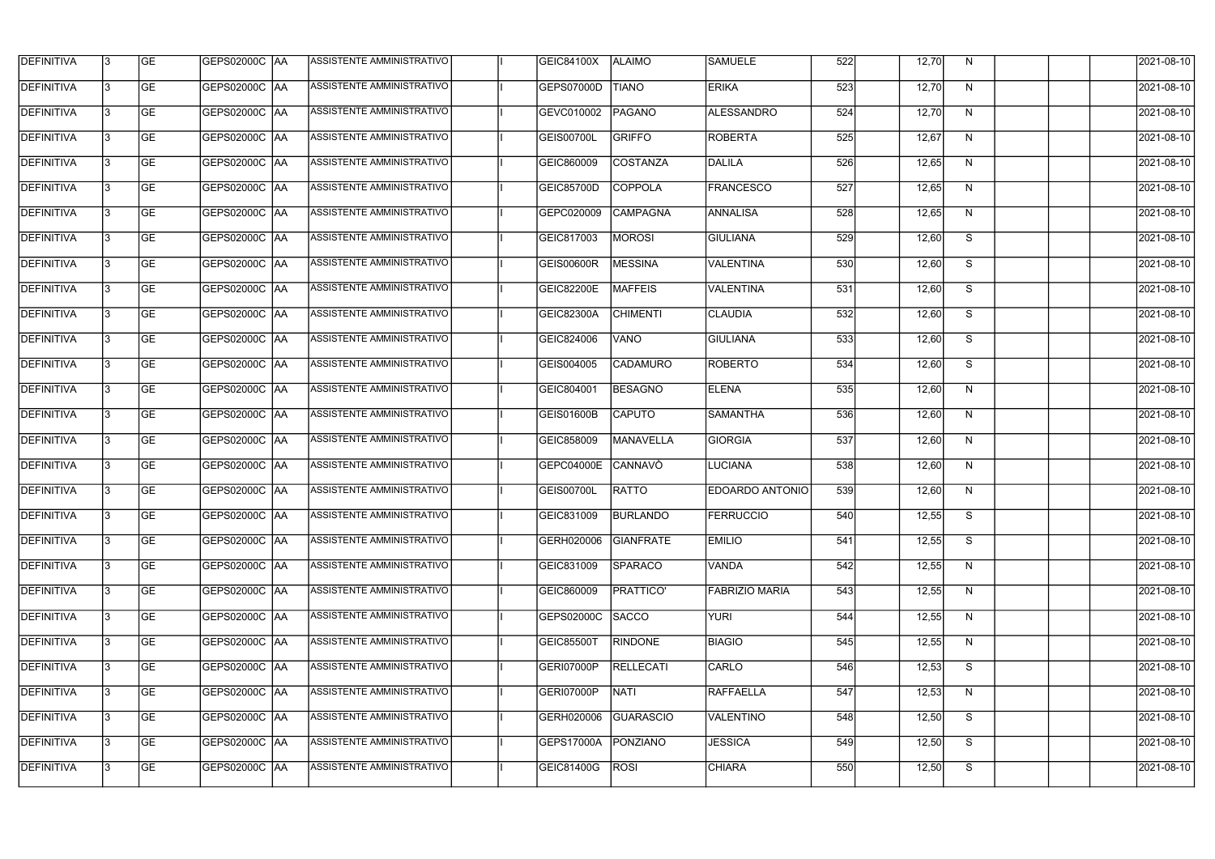| DEFINITIVA | 3 | GE | GEPS02000C | AA | ASSISTENTE AMMINISTRATIVO | | I | GEIC84100X | ALAIMO | SAMUELE | 522 | | 12,70 | N | | | | 2021-08-10 |
|---|---|---|---|---|---|---|---|---|---|---|---|---|---|---|---|---|---|---|
| DEFINITIVA | 3 | GE | GEPS02000C | AA | ASSISTENTE AMMINISTRATIVO | | I | GEPS07000D | TIANO | ERIKA | 523 | | 12,70 | N | | | | 2021-08-10 |
| DEFINITIVA | 3 | GE | GEPS02000C | AA | ASSISTENTE AMMINISTRATIVO | | I | GEVC010002 | PAGANO | ALESSANDRO | 524 | | 12,70 | N | | | | 2021-08-10 |
| DEFINITIVA | 3 | GE | GEPS02000C | AA | ASSISTENTE AMMINISTRATIVO | | I | GEIS00700L | GRIFFO | ROBERTA | 525 | | 12,67 | N | | | | 2021-08-10 |
| DEFINITIVA | 3 | GE | GEPS02000C | AA | ASSISTENTE AMMINISTRATIVO | | I | GEIC860009 | COSTANZA | DALILA | 526 | | 12,65 | N | | | | 2021-08-10 |
| DEFINITIVA | 3 | GE | GEPS02000C | AA | ASSISTENTE AMMINISTRATIVO | | I | GEIC85700D | COPPOLA | FRANCESCO | 527 | | 12,65 | N | | | | 2021-08-10 |
| DEFINITIVA | 3 | GE | GEPS02000C | AA | ASSISTENTE AMMINISTRATIVO | | I | GEPC020009 | CAMPAGNA | ANNALISA | 528 | | 12,65 | N | | | | 2021-08-10 |
| DEFINITIVA | 3 | GE | GEPS02000C | AA | ASSISTENTE AMMINISTRATIVO | | I | GEIC817003 | MOROSI | GIULIANA | 529 | | 12,60 | S | | | | 2021-08-10 |
| DEFINITIVA | 3 | GE | GEPS02000C | AA | ASSISTENTE AMMINISTRATIVO | | I | GEIS00600R | MESSINA | VALENTINA | 530 | | 12,60 | S | | | | 2021-08-10 |
| DEFINITIVA | 3 | GE | GEPS02000C | AA | ASSISTENTE AMMINISTRATIVO | | I | GEIC82200E | MAFFEIS | VALENTINA | 531 | | 12,60 | S | | | | 2021-08-10 |
| DEFINITIVA | 3 | GE | GEPS02000C | AA | ASSISTENTE AMMINISTRATIVO | | I | GEIC82300A | CHIMENTI | CLAUDIA | 532 | | 12,60 | S | | | | 2021-08-10 |
| DEFINITIVA | 3 | GE | GEPS02000C | AA | ASSISTENTE AMMINISTRATIVO | | I | GEIC824006 | VANO | GIULIANA | 533 | | 12,60 | S | | | | 2021-08-10 |
| DEFINITIVA | 3 | GE | GEPS02000C | AA | ASSISTENTE AMMINISTRATIVO | | I | GEIS004005 | CADAMURO | ROBERTO | 534 | | 12,60 | S | | | | 2021-08-10 |
| DEFINITIVA | 3 | GE | GEPS02000C | AA | ASSISTENTE AMMINISTRATIVO | | I | GEIC804001 | BESAGNO | ELENA | 535 | | 12,60 | N | | | | 2021-08-10 |
| DEFINITIVA | 3 | GE | GEPS02000C | AA | ASSISTENTE AMMINISTRATIVO | | I | GEIS01600B | CAPUTO | SAMANTHA | 536 | | 12,60 | N | | | | 2021-08-10 |
| DEFINITIVA | 3 | GE | GEPS02000C | AA | ASSISTENTE AMMINISTRATIVO | | I | GEIC858009 | MANAVELLA | GIORGIA | 537 | | 12,60 | N | | | | 2021-08-10 |
| DEFINITIVA | 3 | GE | GEPS02000C | AA | ASSISTENTE AMMINISTRATIVO | | I | GEPC04000E | CANNAVÒ | LUCIANA | 538 | | 12,60 | N | | | | 2021-08-10 |
| DEFINITIVA | 3 | GE | GEPS02000C | AA | ASSISTENTE AMMINISTRATIVO | | I | GEIS00700L | RATTO | EDOARDO ANTONIO | 539 | | 12,60 | N | | | | 2021-08-10 |
| DEFINITIVA | 3 | GE | GEPS02000C | AA | ASSISTENTE AMMINISTRATIVO | | I | GEIC831009 | BURLANDO | FERRUCCIO | 540 | | 12,55 | S | | | | 2021-08-10 |
| DEFINITIVA | 3 | GE | GEPS02000C | AA | ASSISTENTE AMMINISTRATIVO | | I | GERH020006 | GIANFRATE | EMILIO | 541 | | 12,55 | S | | | | 2021-08-10 |
| DEFINITIVA | 3 | GE | GEPS02000C | AA | ASSISTENTE AMMINISTRATIVO | | I | GEIC831009 | SPARACO | VANDA | 542 | | 12,55 | N | | | | 2021-08-10 |
| DEFINITIVA | 3 | GE | GEPS02000C | AA | ASSISTENTE AMMINISTRATIVO | | I | GEIC860009 | PRATTICO' | FABRIZIO MARIA | 543 | | 12,55 | N | | | | 2021-08-10 |
| DEFINITIVA | 3 | GE | GEPS02000C | AA | ASSISTENTE AMMINISTRATIVO | | I | GEPS02000C | SACCO | YURI | 544 | | 12,55 | N | | | | 2021-08-10 |
| DEFINITIVA | 3 | GE | GEPS02000C | AA | ASSISTENTE AMMINISTRATIVO | | I | GEIC85500T | RINDONE | BIAGIO | 545 | | 12,55 | N | | | | 2021-08-10 |
| DEFINITIVA | 3 | GE | GEPS02000C | AA | ASSISTENTE AMMINISTRATIVO | | I | GERI07000P | RELLECATI | CARLO | 546 | | 12,53 | S | | | | 2021-08-10 |
| DEFINITIVA | 3 | GE | GEPS02000C | AA | ASSISTENTE AMMINISTRATIVO | | I | GERI07000P | NATI | RAFFAELLA | 547 | | 12,53 | N | | | | 2021-08-10 |
| DEFINITIVA | 3 | GE | GEPS02000C | AA | ASSISTENTE AMMINISTRATIVO | | I | GERH020006 | GUARASCIO | VALENTINO | 548 | | 12,50 | S | | | | 2021-08-10 |
| DEFINITIVA | 3 | GE | GEPS02000C | AA | ASSISTENTE AMMINISTRATIVO | | I | GEPS17000A | PONZIANO | JESSICA | 549 | | 12,50 | S | | | | 2021-08-10 |
| DEFINITIVA | 3 | GE | GEPS02000C | AA | ASSISTENTE AMMINISTRATIVO | | I | GEIC81400G | ROSI | CHIARA | 550 | | 12,50 | S | | | | 2021-08-10 |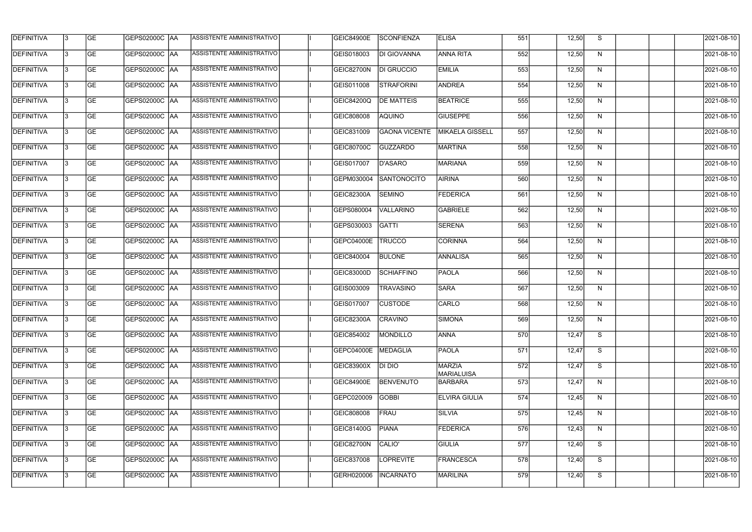| DEFINITIVA | 3 | GE | GEPS02000C | AA | ASSISTENTE AMMINISTRATIVO | | I | GEIC84900E | SCONFIENZA | ELISA | 551 | | 12,50 | S | | | | 2021-08-10 |
|---|---|---|---|---|---|---|---|---|---|---|---|---|---|---|---|---|---|---|
| DEFINITIVA | 3 | GE | GEPS02000C | AA | ASSISTENTE AMMINISTRATIVO | | I | GEIS018003 | DI GIOVANNA | ANNA RITA | 552 | | 12,50 | N | | | | 2021-08-10 |
| DEFINITIVA | 3 | GE | GEPS02000C | AA | ASSISTENTE AMMINISTRATIVO | | I | GEIC82700N | DI GRUCCIO | EMILIA | 553 | | 12,50 | N | | | | 2021-08-10 |
| DEFINITIVA | 3 | GE | GEPS02000C | AA | ASSISTENTE AMMINISTRATIVO | | I | GEIS011008 | STRAFORINI | ANDREA | 554 | | 12,50 | N | | | | 2021-08-10 |
| DEFINITIVA | 3 | GE | GEPS02000C | AA | ASSISTENTE AMMINISTRATIVO | | I | GEIC84200Q | DE MATTEIS | BEATRICE | 555 | | 12,50 | N | | | | 2021-08-10 |
| DEFINITIVA | 3 | GE | GEPS02000C | AA | ASSISTENTE AMMINISTRATIVO | | I | GEIC808008 | AQUINO | GIUSEPPE | 556 | | 12,50 | N | | | | 2021-08-10 |
| DEFINITIVA | 3 | GE | GEPS02000C | AA | ASSISTENTE AMMINISTRATIVO | | I | GEIC831009 | GAONA VICENTE | MIKAELA GISSELL | 557 | | 12,50 | N | | | | 2021-08-10 |
| DEFINITIVA | 3 | GE | GEPS02000C | AA | ASSISTENTE AMMINISTRATIVO | | I | GEIC80700C | GUZZARDO | MARTINA | 558 | | 12,50 | N | | | | 2021-08-10 |
| DEFINITIVA | 3 | GE | GEPS02000C | AA | ASSISTENTE AMMINISTRATIVO | | I | GEIS017007 | D'ASARO | MARIANA | 559 | | 12,50 | N | | | | 2021-08-10 |
| DEFINITIVA | 3 | GE | GEPS02000C | AA | ASSISTENTE AMMINISTRATIVO | | I | GEPM030004 | SANTONOCITO | AIRINA | 560 | | 12,50 | N | | | | 2021-08-10 |
| DEFINITIVA | 3 | GE | GEPS02000C | AA | ASSISTENTE AMMINISTRATIVO | | I | GEIC82300A | SEMINO | FEDERICA | 561 | | 12,50 | N | | | | 2021-08-10 |
| DEFINITIVA | 3 | GE | GEPS02000C | AA | ASSISTENTE AMMINISTRATIVO | | I | GEPS080004 | VALLARINO | GABRIELE | 562 | | 12,50 | N | | | | 2021-08-10 |
| DEFINITIVA | 3 | GE | GEPS02000C | AA | ASSISTENTE AMMINISTRATIVO | | I | GEPS030003 | GATTI | SERENA | 563 | | 12,50 | N | | | | 2021-08-10 |
| DEFINITIVA | 3 | GE | GEPS02000C | AA | ASSISTENTE AMMINISTRATIVO | | I | GEPC04000E | TRUCCO | CORINNA | 564 | | 12,50 | N | | | | 2021-08-10 |
| DEFINITIVA | 3 | GE | GEPS02000C | AA | ASSISTENTE AMMINISTRATIVO | | I | GEIC840004 | BULONE | ANNALISA | 565 | | 12,50 | N | | | | 2021-08-10 |
| DEFINITIVA | 3 | GE | GEPS02000C | AA | ASSISTENTE AMMINISTRATIVO | | I | GEIC83000D | SCHIAFFINO | PAOLA | 566 | | 12,50 | N | | | | 2021-08-10 |
| DEFINITIVA | 3 | GE | GEPS02000C | AA | ASSISTENTE AMMINISTRATIVO | | I | GEIS003009 | TRAVASINO | SARA | 567 | | 12,50 | N | | | | 2021-08-10 |
| DEFINITIVA | 3 | GE | GEPS02000C | AA | ASSISTENTE AMMINISTRATIVO | | I | GEIS017007 | CUSTODE | CARLO | 568 | | 12,50 | N | | | | 2021-08-10 |
| DEFINITIVA | 3 | GE | GEPS02000C | AA | ASSISTENTE AMMINISTRATIVO | | I | GEIC82300A | CRAVINO | SIMONA | 569 | | 12,50 | N | | | | 2021-08-10 |
| DEFINITIVA | 3 | GE | GEPS02000C | AA | ASSISTENTE AMMINISTRATIVO | | I | GEIC854002 | MONDILLO | ANNA | 570 | | 12,47 | S | | | | 2021-08-10 |
| DEFINITIVA | 3 | GE | GEPS02000C | AA | ASSISTENTE AMMINISTRATIVO | | I | GEPC04000E | MEDAGLIA | PAOLA | 571 | | 12,47 | S | | | | 2021-08-10 |
| DEFINITIVA | 3 | GE | GEPS02000C | AA | ASSISTENTE AMMINISTRATIVO | | I | GEIC83900X | DI DIO | MARZIA MARIALUISA | 572 | | 12,47 | S | | | | 2021-08-10 |
| DEFINITIVA | 3 | GE | GEPS02000C | AA | ASSISTENTE AMMINISTRATIVO | | I | GEIC84900E | BENVENUTO | BARBARA | 573 | | 12,47 | N | | | | 2021-08-10 |
| DEFINITIVA | 3 | GE | GEPS02000C | AA | ASSISTENTE AMMINISTRATIVO | | I | GEPC020009 | GOBBI | ELVIRA GIULIA | 574 | | 12,45 | N | | | | 2021-08-10 |
| DEFINITIVA | 3 | GE | GEPS02000C | AA | ASSISTENTE AMMINISTRATIVO | | I | GEIC808008 | FRAU | SILVIA | 575 | | 12,45 | N | | | | 2021-08-10 |
| DEFINITIVA | 3 | GE | GEPS02000C | AA | ASSISTENTE AMMINISTRATIVO | | I | GEIC81400G | PIANA | FEDERICA | 576 | | 12,43 | N | | | | 2021-08-10 |
| DEFINITIVA | 3 | GE | GEPS02000C | AA | ASSISTENTE AMMINISTRATIVO | | I | GEIC82700N | CALIO' | GIULIA | 577 | | 12,40 | S | | | | 2021-08-10 |
| DEFINITIVA | 3 | GE | GEPS02000C | AA | ASSISTENTE AMMINISTRATIVO | | I | GEIC837008 | LOPREVITE | FRANCESCA | 578 | | 12,40 | S | | | | 2021-08-10 |
| DEFINITIVA | 3 | GE | GEPS02000C | AA | ASSISTENTE AMMINISTRATIVO | | I | GERH020006 | INCARNATO | MARILINA | 579 | | 12,40 | S | | | | 2021-08-10 |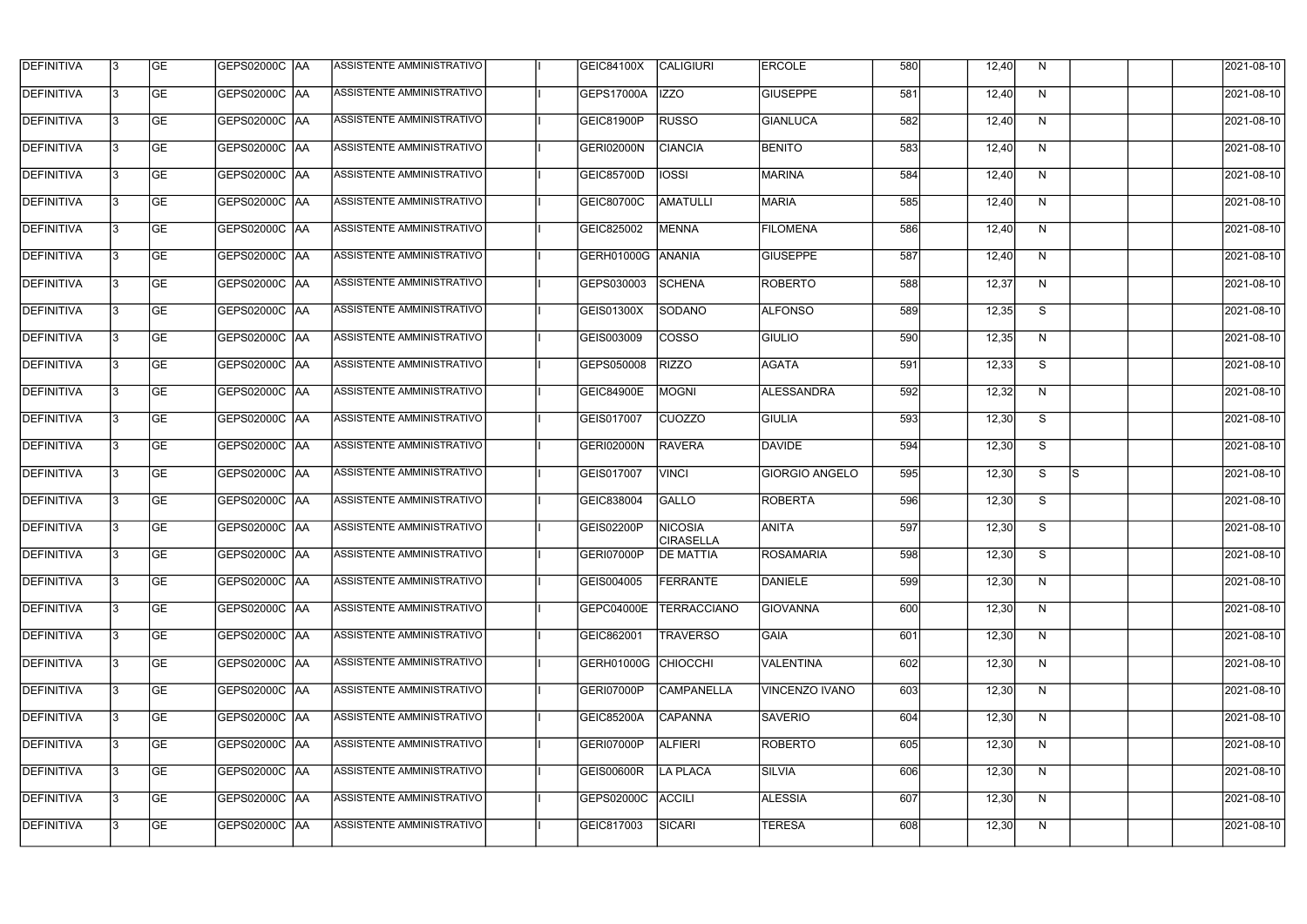| DEFINITIVA | 3 | GE | GEPS02000C | AA | ASSISTENTE AMMINISTRATIVO | | I | GEIC84100X | CALIGIURI | ERCOLE | 580 | | 12,40 | N | | | | 2021-08-10 |
|---|---|---|---|---|---|---|---|---|---|---|---|---|---|---|---|---|---|---|
| DEFINITIVA | 3 | GE | GEPS02000C | AA | ASSISTENTE AMMINISTRATIVO | | I | GEPS17000A | IZZO | GIUSEPPE | 581 | | 12,40 | N | | | | 2021-08-10 |
| DEFINITIVA | 3 | GE | GEPS02000C | AA | ASSISTENTE AMMINISTRATIVO | | I | GEIC81900P | RUSSO | GIANLUCA | 582 | | 12,40 | N | | | | 2021-08-10 |
| DEFINITIVA | 3 | GE | GEPS02000C | AA | ASSISTENTE AMMINISTRATIVO | | I | GERI02000N | CIANCIA | BENITO | 583 | | 12,40 | N | | | | 2021-08-10 |
| DEFINITIVA | 3 | GE | GEPS02000C | AA | ASSISTENTE AMMINISTRATIVO | | I | GEIC85700D | IOSSI | MARINA | 584 | | 12,40 | N | | | | 2021-08-10 |
| DEFINITIVA | 3 | GE | GEPS02000C | AA | ASSISTENTE AMMINISTRATIVO | | I | GEIC80700C | AMATULLI | MARIA | 585 | | 12,40 | N | | | | 2021-08-10 |
| DEFINITIVA | 3 | GE | GEPS02000C | AA | ASSISTENTE AMMINISTRATIVO | | I | GEIC825002 | MENNA | FILOMENA | 586 | | 12,40 | N | | | | 2021-08-10 |
| DEFINITIVA | 3 | GE | GEPS02000C | AA | ASSISTENTE AMMINISTRATIVO | | I | GERH01000G | ANANIA | GIUSEPPE | 587 | | 12,40 | N | | | | 2021-08-10 |
| DEFINITIVA | 3 | GE | GEPS02000C | AA | ASSISTENTE AMMINISTRATIVO | | I | GEPS030003 | SCHENA | ROBERTO | 588 | | 12,37 | N | | | | 2021-08-10 |
| DEFINITIVA | 3 | GE | GEPS02000C | AA | ASSISTENTE AMMINISTRATIVO | | I | GEIS01300X | SODANO | ALFONSO | 589 | | 12,35 | S | | | | 2021-08-10 |
| DEFINITIVA | 3 | GE | GEPS02000C | AA | ASSISTENTE AMMINISTRATIVO | | I | GEIS003009 | COSSO | GIULIO | 590 | | 12,35 | N | | | | 2021-08-10 |
| DEFINITIVA | 3 | GE | GEPS02000C | AA | ASSISTENTE AMMINISTRATIVO | | I | GEPS050008 | RIZZO | AGATA | 591 | | 12,33 | S | | | | 2021-08-10 |
| DEFINITIVA | 3 | GE | GEPS02000C | AA | ASSISTENTE AMMINISTRATIVO | | I | GEIC84900E | MOGNI | ALESSANDRA | 592 | | 12,32 | N | | | | 2021-08-10 |
| DEFINITIVA | 3 | GE | GEPS02000C | AA | ASSISTENTE AMMINISTRATIVO | | I | GEIS017007 | CUOZZO | GIULIA | 593 | | 12,30 | S | | | | 2021-08-10 |
| DEFINITIVA | 3 | GE | GEPS02000C | AA | ASSISTENTE AMMINISTRATIVO | | I | GERI02000N | RAVERA | DAVIDE | 594 | | 12,30 | S | | | | 2021-08-10 |
| DEFINITIVA | 3 | GE | GEPS02000C | AA | ASSISTENTE AMMINISTRATIVO | | I | GEIS017007 | VINCI | GIORGIO ANGELO | 595 | | 12,30 | S | S | | | 2021-08-10 |
| DEFINITIVA | 3 | GE | GEPS02000C | AA | ASSISTENTE AMMINISTRATIVO | | I | GEIC838004 | GALLO | ROBERTA | 596 | | 12,30 | S | | | | 2021-08-10 |
| DEFINITIVA | 3 | GE | GEPS02000C | AA | ASSISTENTE AMMINISTRATIVO | | I | GEIS02200P | NICOSIA CIRASELLA | ANITA | 597 | | 12,30 | S | | | | 2021-08-10 |
| DEFINITIVA | 3 | GE | GEPS02000C | AA | ASSISTENTE AMMINISTRATIVO | | I | GERI07000P | DE MATTIA | ROSAMARIA | 598 | | 12,30 | S | | | | 2021-08-10 |
| DEFINITIVA | 3 | GE | GEPS02000C | AA | ASSISTENTE AMMINISTRATIVO | | I | GEIS004005 | FERRANTE | DANIELE | 599 | | 12,30 | N | | | | 2021-08-10 |
| DEFINITIVA | 3 | GE | GEPS02000C | AA | ASSISTENTE AMMINISTRATIVO | | I | GEPC04000E | TERRACCIANO | GIOVANNA | 600 | | 12,30 | N | | | | 2021-08-10 |
| DEFINITIVA | 3 | GE | GEPS02000C | AA | ASSISTENTE AMMINISTRATIVO | | I | GEIC862001 | TRAVERSO | GAIA | 601 | | 12,30 | N | | | | 2021-08-10 |
| DEFINITIVA | 3 | GE | GEPS02000C | AA | ASSISTENTE AMMINISTRATIVO | | I | GERH01000G | CHIOCCHI | VALENTINA | 602 | | 12,30 | N | | | | 2021-08-10 |
| DEFINITIVA | 3 | GE | GEPS02000C | AA | ASSISTENTE AMMINISTRATIVO | | I | GERI07000P | CAMPANELLA | VINCENZO IVANO | 603 | | 12,30 | N | | | | 2021-08-10 |
| DEFINITIVA | 3 | GE | GEPS02000C | AA | ASSISTENTE AMMINISTRATIVO | | I | GEIC85200A | CAPANNA | SAVERIO | 604 | | 12,30 | N | | | | 2021-08-10 |
| DEFINITIVA | 3 | GE | GEPS02000C | AA | ASSISTENTE AMMINISTRATIVO | | I | GERI07000P | ALFIERI | ROBERTO | 605 | | 12,30 | N | | | | 2021-08-10 |
| DEFINITIVA | 3 | GE | GEPS02000C | AA | ASSISTENTE AMMINISTRATIVO | | I | GEIS00600R | LA PLACA | SILVIA | 606 | | 12,30 | N | | | | 2021-08-10 |
| DEFINITIVA | 3 | GE | GEPS02000C | AA | ASSISTENTE AMMINISTRATIVO | | I | GEPS02000C | ACCILI | ALESSIA | 607 | | 12,30 | N | | | | 2021-08-10 |
| DEFINITIVA | 3 | GE | GEPS02000C | AA | ASSISTENTE AMMINISTRATIVO | | I | GEIC817003 | SICARI | TERESA | 608 | | 12,30 | N | | | | 2021-08-10 |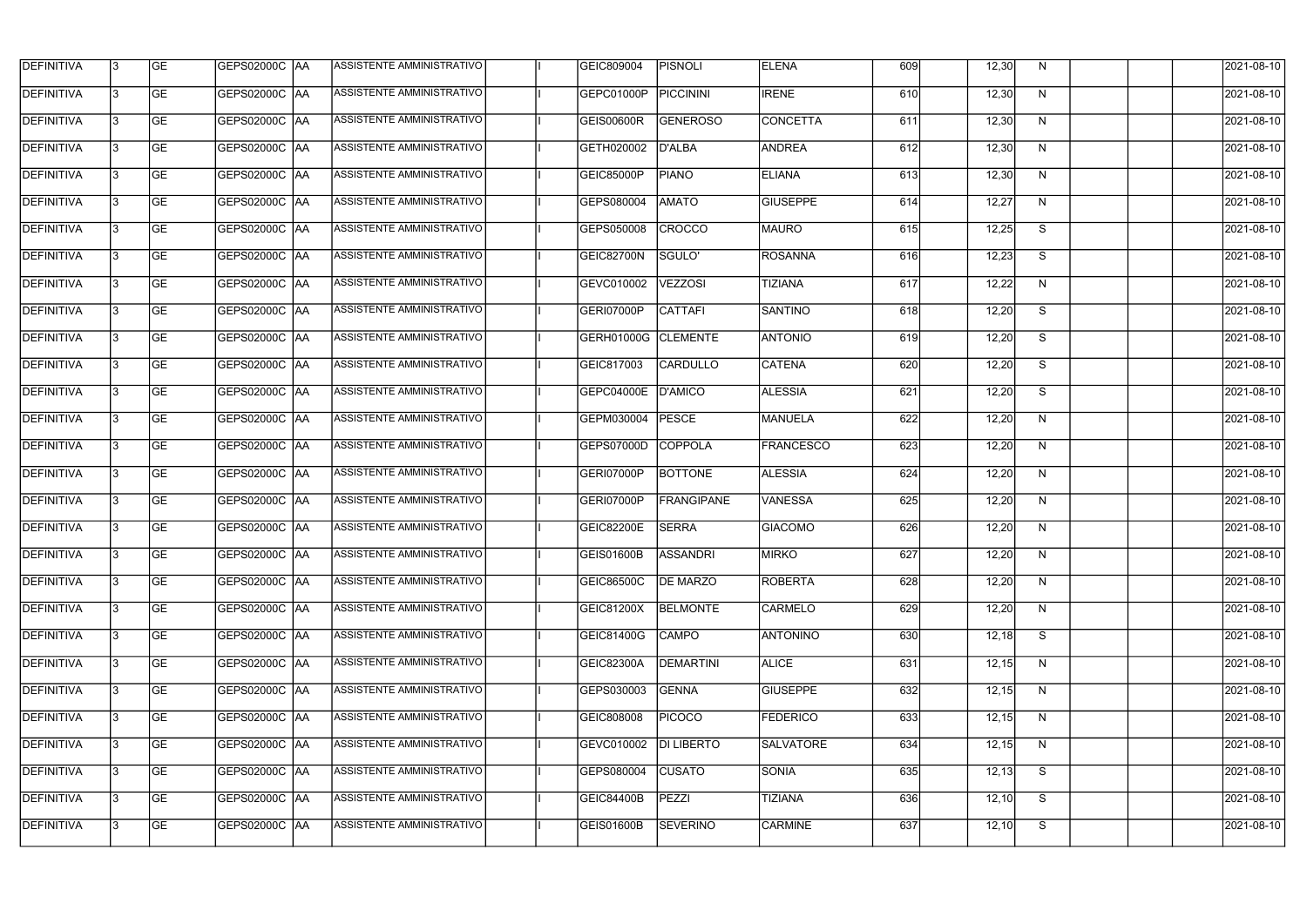| DEFINITIVA | 3 | GE | GEPS02000C | AA | ASSISTENTE AMMINISTRATIVO | | I | GEIC809004 | PISNOLI | ELENA | 609 | | 12,30 | N | | | | 2021-08-10 |
|---|---|---|---|---|---|---|---|---|---|---|---|---|---|---|---|---|---|---|
| DEFINITIVA | 3 | GE | GEPS02000C | AA | ASSISTENTE AMMINISTRATIVO | | I | GEPC01000P | PICCININI | IRENE | 610 | | 12,30 | N | | | | 2021-08-10 |
| DEFINITIVA | 3 | GE | GEPS02000C | AA | ASSISTENTE AMMINISTRATIVO | | I | GEIS00600R | GENEROSO | CONCETTA | 611 | | 12,30 | N | | | | 2021-08-10 |
| DEFINITIVA | 3 | GE | GEPS02000C | AA | ASSISTENTE AMMINISTRATIVO | | I | GETH020002 | D'ALBA | ANDREA | 612 | | 12,30 | N | | | | 2021-08-10 |
| DEFINITIVA | 3 | GE | GEPS02000C | AA | ASSISTENTE AMMINISTRATIVO | | I | GEIC85000P | PIANO | ELIANA | 613 | | 12,30 | N | | | | 2021-08-10 |
| DEFINITIVA | 3 | GE | GEPS02000C | AA | ASSISTENTE AMMINISTRATIVO | | I | GEPS080004 | AMATO | GIUSEPPE | 614 | | 12,27 | N | | | | 2021-08-10 |
| DEFINITIVA | 3 | GE | GEPS02000C | AA | ASSISTENTE AMMINISTRATIVO | | I | GEPS050008 | CROCCO | MAURO | 615 | | 12,25 | S | | | | 2021-08-10 |
| DEFINITIVA | 3 | GE | GEPS02000C | AA | ASSISTENTE AMMINISTRATIVO | | I | GEIC82700N | SGULO' | ROSANNA | 616 | | 12,23 | S | | | | 2021-08-10 |
| DEFINITIVA | 3 | GE | GEPS02000C | AA | ASSISTENTE AMMINISTRATIVO | | I | GEVC010002 | VEZZOSI | TIZIANA | 617 | | 12,22 | N | | | | 2021-08-10 |
| DEFINITIVA | 3 | GE | GEPS02000C | AA | ASSISTENTE AMMINISTRATIVO | | I | GERI07000P | CATTAFI | SANTINO | 618 | | 12,20 | S | | | | 2021-08-10 |
| DEFINITIVA | 3 | GE | GEPS02000C | AA | ASSISTENTE AMMINISTRATIVO | | I | GERH01000G | CLEMENTE | ANTONIO | 619 | | 12,20 | S | | | | 2021-08-10 |
| DEFINITIVA | 3 | GE | GEPS02000C | AA | ASSISTENTE AMMINISTRATIVO | | I | GEIC817003 | CARDULLO | CATENA | 620 | | 12,20 | S | | | | 2021-08-10 |
| DEFINITIVA | 3 | GE | GEPS02000C | AA | ASSISTENTE AMMINISTRATIVO | | I | GEPC04000E | D'AMICO | ALESSIA | 621 | | 12,20 | S | | | | 2021-08-10 |
| DEFINITIVA | 3 | GE | GEPS02000C | AA | ASSISTENTE AMMINISTRATIVO | | I | GEPM030004 | PESCE | MANUELA | 622 | | 12,20 | N | | | | 2021-08-10 |
| DEFINITIVA | 3 | GE | GEPS02000C | AA | ASSISTENTE AMMINISTRATIVO | | I | GEPS07000D | COPPOLA | FRANCESCO | 623 | | 12,20 | N | | | | 2021-08-10 |
| DEFINITIVA | 3 | GE | GEPS02000C | AA | ASSISTENTE AMMINISTRATIVO | | I | GERI07000P | BOTTONE | ALESSIA | 624 | | 12,20 | N | | | | 2021-08-10 |
| DEFINITIVA | 3 | GE | GEPS02000C | AA | ASSISTENTE AMMINISTRATIVO | | I | GERI07000P | FRANGIPANE | VANESSA | 625 | | 12,20 | N | | | | 2021-08-10 |
| DEFINITIVA | 3 | GE | GEPS02000C | AA | ASSISTENTE AMMINISTRATIVO | | I | GEIC82200E | SERRA | GIACOMO | 626 | | 12,20 | N | | | | 2021-08-10 |
| DEFINITIVA | 3 | GE | GEPS02000C | AA | ASSISTENTE AMMINISTRATIVO | | I | GEIS01600B | ASSANDRI | MIRKO | 627 | | 12,20 | N | | | | 2021-08-10 |
| DEFINITIVA | 3 | GE | GEPS02000C | AA | ASSISTENTE AMMINISTRATIVO | | I | GEIC86500C | DE MARZO | ROBERTA | 628 | | 12,20 | N | | | | 2021-08-10 |
| DEFINITIVA | 3 | GE | GEPS02000C | AA | ASSISTENTE AMMINISTRATIVO | | I | GEIC81200X | BELMONTE | CARMELO | 629 | | 12,20 | N | | | | 2021-08-10 |
| DEFINITIVA | 3 | GE | GEPS02000C | AA | ASSISTENTE AMMINISTRATIVO | | I | GEIC81400G | CAMPO | ANTONINO | 630 | | 12,18 | S | | | | 2021-08-10 |
| DEFINITIVA | 3 | GE | GEPS02000C | AA | ASSISTENTE AMMINISTRATIVO | | I | GEIC82300A | DEMARTINI | ALICE | 631 | | 12,15 | N | | | | 2021-08-10 |
| DEFINITIVA | 3 | GE | GEPS02000C | AA | ASSISTENTE AMMINISTRATIVO | | I | GEPS030003 | GENNA | GIUSEPPE | 632 | | 12,15 | N | | | | 2021-08-10 |
| DEFINITIVA | 3 | GE | GEPS02000C | AA | ASSISTENTE AMMINISTRATIVO | | I | GEIC808008 | PICOCO | FEDERICO | 633 | | 12,15 | N | | | | 2021-08-10 |
| DEFINITIVA | 3 | GE | GEPS02000C | AA | ASSISTENTE AMMINISTRATIVO | | I | GEVC010002 | DI LIBERTO | SALVATORE | 634 | | 12,15 | N | | | | 2021-08-10 |
| DEFINITIVA | 3 | GE | GEPS02000C | AA | ASSISTENTE AMMINISTRATIVO | | I | GEPS080004 | CUSATO | SONIA | 635 | | 12,13 | S | | | | 2021-08-10 |
| DEFINITIVA | 3 | GE | GEPS02000C | AA | ASSISTENTE AMMINISTRATIVO | | I | GEIC84400B | PEZZI | TIZIANA | 636 | | 12,10 | S | | | | 2021-08-10 |
| DEFINITIVA | 3 | GE | GEPS02000C | AA | ASSISTENTE AMMINISTRATIVO | | I | GEIS01600B | SEVERINO | CARMINE | 637 | | 12,10 | S | | | | 2021-08-10 |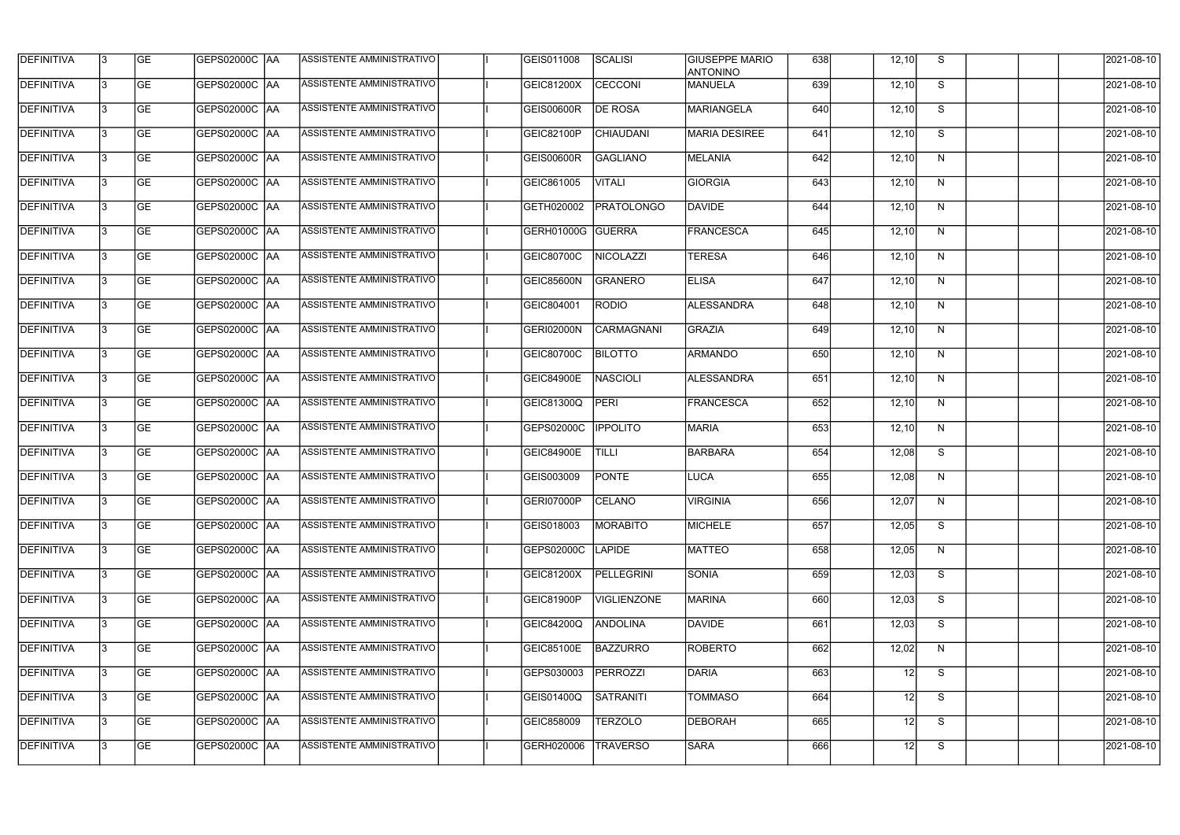| DEFINITIVA | 3 | GE | GEPS02000C | AA | ASSISTENTE AMMINISTRATIVO | | I | GEIS011008 | SCALISI | GIUSEPPE MARIO ANTONINO | 638 | | 12,10 | S | | | | 2021-08-10 |
|---|---|---|---|---|---|---|---|---|---|---|---|---|---|---|---|---|---|---|
| DEFINITIVA | 3 | GE | GEPS02000C | AA | ASSISTENTE AMMINISTRATIVO | | I | GEIC81200X | CECCONI | MANUELA | 639 | | 12,10 | S | | | | 2021-08-10 |
| DEFINITIVA | 3 | GE | GEPS02000C | AA | ASSISTENTE AMMINISTRATIVO | | I | GEIS00600R | DE ROSA | MARIANGELA | 640 | | 12,10 | S | | | | 2021-08-10 |
| DEFINITIVA | 3 | GE | GEPS02000C | AA | ASSISTENTE AMMINISTRATIVO | | I | GEIC82100P | CHIAUDANI | MARIA DESIREE | 641 | | 12,10 | S | | | | 2021-08-10 |
| DEFINITIVA | 3 | GE | GEPS02000C | AA | ASSISTENTE AMMINISTRATIVO | | I | GEIS00600R | GAGLIANO | MELANIA | 642 | | 12,10 | N | | | | 2021-08-10 |
| DEFINITIVA | 3 | GE | GEPS02000C | AA | ASSISTENTE AMMINISTRATIVO | | I | GEIC861005 | VITALI | GIORGIA | 643 | | 12,10 | N | | | | 2021-08-10 |
| DEFINITIVA | 3 | GE | GEPS02000C | AA | ASSISTENTE AMMINISTRATIVO | | I | GETH020002 | PRATOLONGO | DAVIDE | 644 | | 12,10 | N | | | | 2021-08-10 |
| DEFINITIVA | 3 | GE | GEPS02000C | AA | ASSISTENTE AMMINISTRATIVO | | I | GERH01000G | GUERRA | FRANCESCA | 645 | | 12,10 | N | | | | 2021-08-10 |
| DEFINITIVA | 3 | GE | GEPS02000C | AA | ASSISTENTE AMMINISTRATIVO | | I | GEIC80700C | NICOLAZZI | TERESA | 646 | | 12,10 | N | | | | 2021-08-10 |
| DEFINITIVA | 3 | GE | GEPS02000C | AA | ASSISTENTE AMMINISTRATIVO | | I | GEIC85600N | GRANERO | ELISA | 647 | | 12,10 | N | | | | 2021-08-10 |
| DEFINITIVA | 3 | GE | GEPS02000C | AA | ASSISTENTE AMMINISTRATIVO | | I | GEIC804001 | RODIO | ALESSANDRA | 648 | | 12,10 | N | | | | 2021-08-10 |
| DEFINITIVA | 3 | GE | GEPS02000C | AA | ASSISTENTE AMMINISTRATIVO | | I | GERI02000N | CARMAGNANI | GRAZIA | 649 | | 12,10 | N | | | | 2021-08-10 |
| DEFINITIVA | 3 | GE | GEPS02000C | AA | ASSISTENTE AMMINISTRATIVO | | I | GEIC80700C | BILOTTO | ARMANDO | 650 | | 12,10 | N | | | | 2021-08-10 |
| DEFINITIVA | 3 | GE | GEPS02000C | AA | ASSISTENTE AMMINISTRATIVO | | I | GEIC84900E | NASCIOLI | ALESSANDRA | 651 | | 12,10 | N | | | | 2021-08-10 |
| DEFINITIVA | 3 | GE | GEPS02000C | AA | ASSISTENTE AMMINISTRATIVO | | I | GEIC81300Q | PERI | FRANCESCA | 652 | | 12,10 | N | | | | 2021-08-10 |
| DEFINITIVA | 3 | GE | GEPS02000C | AA | ASSISTENTE AMMINISTRATIVO | | I | GEPS02000C | IPPOLITO | MARIA | 653 | | 12,10 | N | | | | 2021-08-10 |
| DEFINITIVA | 3 | GE | GEPS02000C | AA | ASSISTENTE AMMINISTRATIVO | | I | GEIC84900E | TILLI | BARBARA | 654 | | 12,08 | S | | | | 2021-08-10 |
| DEFINITIVA | 3 | GE | GEPS02000C | AA | ASSISTENTE AMMINISTRATIVO | | I | GEIS003009 | PONTE | LUCA | 655 | | 12,08 | N | | | | 2021-08-10 |
| DEFINITIVA | 3 | GE | GEPS02000C | AA | ASSISTENTE AMMINISTRATIVO | | I | GERI07000P | CELANO | VIRGINIA | 656 | | 12,07 | N | | | | 2021-08-10 |
| DEFINITIVA | 3 | GE | GEPS02000C | AA | ASSISTENTE AMMINISTRATIVO | | I | GEIS018003 | MORABITO | MICHELE | 657 | | 12,05 | S | | | | 2021-08-10 |
| DEFINITIVA | 3 | GE | GEPS02000C | AA | ASSISTENTE AMMINISTRATIVO | | I | GEPS02000C | LAPIDE | MATTEO | 658 | | 12,05 | N | | | | 2021-08-10 |
| DEFINITIVA | 3 | GE | GEPS02000C | AA | ASSISTENTE AMMINISTRATIVO | | I | GEIC81200X | PELLEGRINI | SONIA | 659 | | 12,03 | S | | | | 2021-08-10 |
| DEFINITIVA | 3 | GE | GEPS02000C | AA | ASSISTENTE AMMINISTRATIVO | | I | GEIC81900P | VIGLIENZONE | MARINA | 660 | | 12,03 | S | | | | 2021-08-10 |
| DEFINITIVA | 3 | GE | GEPS02000C | AA | ASSISTENTE AMMINISTRATIVO | | I | GEIC84200Q | ANDOLINA | DAVIDE | 661 | | 12,03 | S | | | | 2021-08-10 |
| DEFINITIVA | 3 | GE | GEPS02000C | AA | ASSISTENTE AMMINISTRATIVO | | I | GEIC85100E | BAZZURRO | ROBERTO | 662 | | 12,02 | N | | | | 2021-08-10 |
| DEFINITIVA | 3 | GE | GEPS02000C | AA | ASSISTENTE AMMINISTRATIVO | | I | GEPS030003 | PERROZZI | DARIA | 663 | | 12 | S | | | | 2021-08-10 |
| DEFINITIVA | 3 | GE | GEPS02000C | AA | ASSISTENTE AMMINISTRATIVO | | I | GEIS01400Q | SATRANITI | TOMMASO | 664 | | 12 | S | | | | 2021-08-10 |
| DEFINITIVA | 3 | GE | GEPS02000C | AA | ASSISTENTE AMMINISTRATIVO | | I | GEIC858009 | TERZOLO | DEBORAH | 665 | | 12 | S | | | | 2021-08-10 |
| DEFINITIVA | 3 | GE | GEPS02000C | AA | ASSISTENTE AMMINISTRATIVO | | I | GERH020006 | TRAVERSO | SARA | 666 | | 12 | S | | | | 2021-08-10 |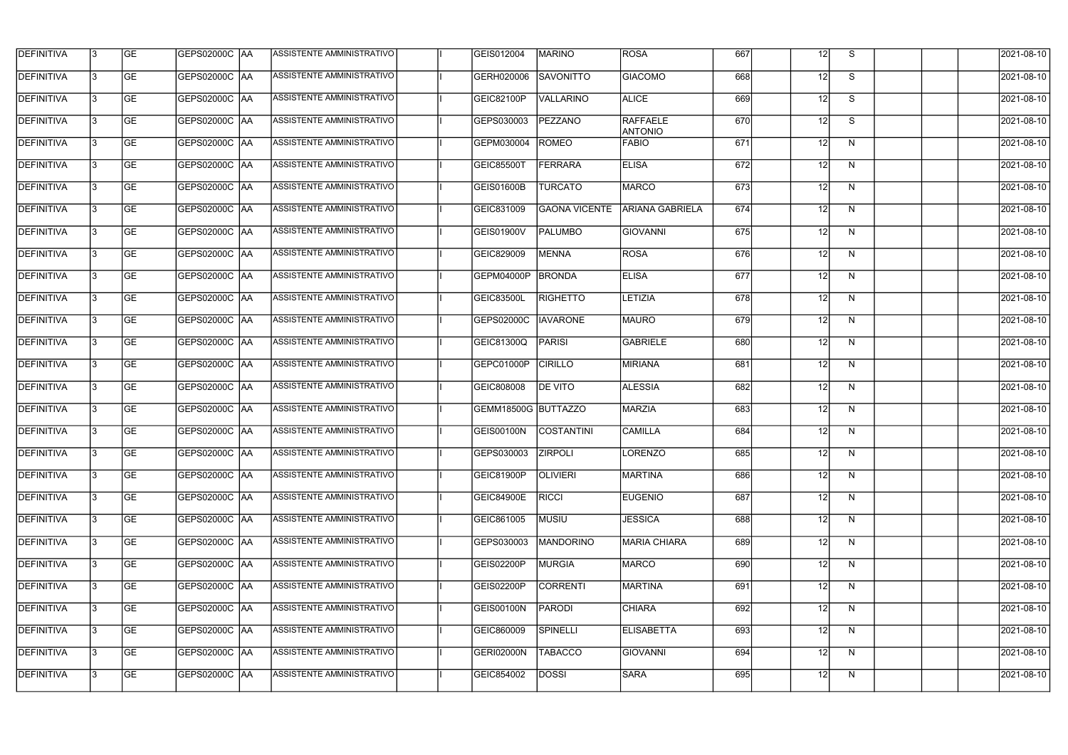| DEFINITIVA | 3 | GE | GEPS02000C | AA | ASSISTENTE AMMINISTRATIVO |  | I | GEIS012004 | MARINO | ROSA | 667 |  | 12 | S |  |  |  | 2021-08-10 |
|---|---|---|---|---|---|---|---|---|---|---|---|---|---|---|---|---|---|---|
| DEFINITIVA | 3 | GE | GEPS02000C | AA | ASSISTENTE AMMINISTRATIVO |  | I | GERH020006 | SAVONITTO | GIACOMO | 668 |  | 12 | S |  |  |  | 2021-08-10 |
| DEFINITIVA | 3 | GE | GEPS02000C | AA | ASSISTENTE AMMINISTRATIVO |  | I | GEIC82100P | VALLARINO | ALICE | 669 |  | 12 | S |  |  |  | 2021-08-10 |
| DEFINITIVA | 3 | GE | GEPS02000C | AA | ASSISTENTE AMMINISTRATIVO |  | I | GEPS030003 | PEZZANO | RAFFAELE ANTONIO | 670 |  | 12 | S |  |  |  | 2021-08-10 |
| DEFINITIVA | 3 | GE | GEPS02000C | AA | ASSISTENTE AMMINISTRATIVO |  | I | GEPM030004 | ROMEO | FABIO | 671 |  | 12 | N |  |  |  | 2021-08-10 |
| DEFINITIVA | 3 | GE | GEPS02000C | AA | ASSISTENTE AMMINISTRATIVO |  | I | GEIC85500T | FERRARA | ELISA | 672 |  | 12 | N |  |  |  | 2021-08-10 |
| DEFINITIVA | 3 | GE | GEPS02000C | AA | ASSISTENTE AMMINISTRATIVO |  | I | GEIS01600B | TURCATO | MARCO | 673 |  | 12 | N |  |  |  | 2021-08-10 |
| DEFINITIVA | 3 | GE | GEPS02000C | AA | ASSISTENTE AMMINISTRATIVO |  | I | GEIC831009 | GAONA VICENTE | ARIANA GABRIELA | 674 |  | 12 | N |  |  |  | 2021-08-10 |
| DEFINITIVA | 3 | GE | GEPS02000C | AA | ASSISTENTE AMMINISTRATIVO |  | I | GEIS01900V | PALUMBO | GIOVANNI | 675 |  | 12 | N |  |  |  | 2021-08-10 |
| DEFINITIVA | 3 | GE | GEPS02000C | AA | ASSISTENTE AMMINISTRATIVO |  | I | GEIC829009 | MENNA | ROSA | 676 |  | 12 | N |  |  |  | 2021-08-10 |
| DEFINITIVA | 3 | GE | GEPS02000C | AA | ASSISTENTE AMMINISTRATIVO |  | I | GEPM04000P | BRONDA | ELISA | 677 |  | 12 | N |  |  |  | 2021-08-10 |
| DEFINITIVA | 3 | GE | GEPS02000C | AA | ASSISTENTE AMMINISTRATIVO |  | I | GEIC83500L | RIGHETTO | LETIZIA | 678 |  | 12 | N |  |  |  | 2021-08-10 |
| DEFINITIVA | 3 | GE | GEPS02000C | AA | ASSISTENTE AMMINISTRATIVO |  | I | GEPS02000C | IAVARONE | MAURO | 679 |  | 12 | N |  |  |  | 2021-08-10 |
| DEFINITIVA | 3 | GE | GEPS02000C | AA | ASSISTENTE AMMINISTRATIVO |  | I | GEIC81300Q | PARISI | GABRIELE | 680 |  | 12 | N |  |  |  | 2021-08-10 |
| DEFINITIVA | 3 | GE | GEPS02000C | AA | ASSISTENTE AMMINISTRATIVO |  | I | GEPC01000P | CIRILLO | MIRIANA | 681 |  | 12 | N |  |  |  | 2021-08-10 |
| DEFINITIVA | 3 | GE | GEPS02000C | AA | ASSISTENTE AMMINISTRATIVO |  | I | GEIC808008 | DE VITO | ALESSIA | 682 |  | 12 | N |  |  |  | 2021-08-10 |
| DEFINITIVA | 3 | GE | GEPS02000C | AA | ASSISTENTE AMMINISTRATIVO |  | I | GEMM18500G | BUTTAZZO | MARZIA | 683 |  | 12 | N |  |  |  | 2021-08-10 |
| DEFINITIVA | 3 | GE | GEPS02000C | AA | ASSISTENTE AMMINISTRATIVO |  | I | GEIS00100N | COSTANTINI | CAMILLA | 684 |  | 12 | N |  |  |  | 2021-08-10 |
| DEFINITIVA | 3 | GE | GEPS02000C | AA | ASSISTENTE AMMINISTRATIVO |  | I | GEPS030003 | ZIRPOLI | LORENZO | 685 |  | 12 | N |  |  |  | 2021-08-10 |
| DEFINITIVA | 3 | GE | GEPS02000C | AA | ASSISTENTE AMMINISTRATIVO |  | I | GEIC81900P | OLIVIERI | MARTINA | 686 |  | 12 | N |  |  |  | 2021-08-10 |
| DEFINITIVA | 3 | GE | GEPS02000C | AA | ASSISTENTE AMMINISTRATIVO |  | I | GEIC84900E | RICCI | EUGENIO | 687 |  | 12 | N |  |  |  | 2021-08-10 |
| DEFINITIVA | 3 | GE | GEPS02000C | AA | ASSISTENTE AMMINISTRATIVO |  | I | GEIC861005 | MUSIU | JESSICA | 688 |  | 12 | N |  |  |  | 2021-08-10 |
| DEFINITIVA | 3 | GE | GEPS02000C | AA | ASSISTENTE AMMINISTRATIVO |  | I | GEPS030003 | MANDORINO | MARIA CHIARA | 689 |  | 12 | N |  |  |  | 2021-08-10 |
| DEFINITIVA | 3 | GE | GEPS02000C | AA | ASSISTENTE AMMINISTRATIVO |  | I | GEIS02200P | MURGIA | MARCO | 690 |  | 12 | N |  |  |  | 2021-08-10 |
| DEFINITIVA | 3 | GE | GEPS02000C | AA | ASSISTENTE AMMINISTRATIVO |  | I | GEIS02200P | CORRENTI | MARTINA | 691 |  | 12 | N |  |  |  | 2021-08-10 |
| DEFINITIVA | 3 | GE | GEPS02000C | AA | ASSISTENTE AMMINISTRATIVO |  | I | GEIS00100N | PARODI | CHIARA | 692 |  | 12 | N |  |  |  | 2021-08-10 |
| DEFINITIVA | 3 | GE | GEPS02000C | AA | ASSISTENTE AMMINISTRATIVO |  | I | GEIC860009 | SPINELLI | ELISABETTA | 693 |  | 12 | N |  |  |  | 2021-08-10 |
| DEFINITIVA | 3 | GE | GEPS02000C | AA | ASSISTENTE AMMINISTRATIVO |  | I | GERI02000N | TABACCO | GIOVANNI | 694 |  | 12 | N |  |  |  | 2021-08-10 |
| DEFINITIVA | 3 | GE | GEPS02000C | AA | ASSISTENTE AMMINISTRATIVO |  | I | GEIC854002 | DOSSI | SARA | 695 |  | 12 | N |  |  |  | 2021-08-10 |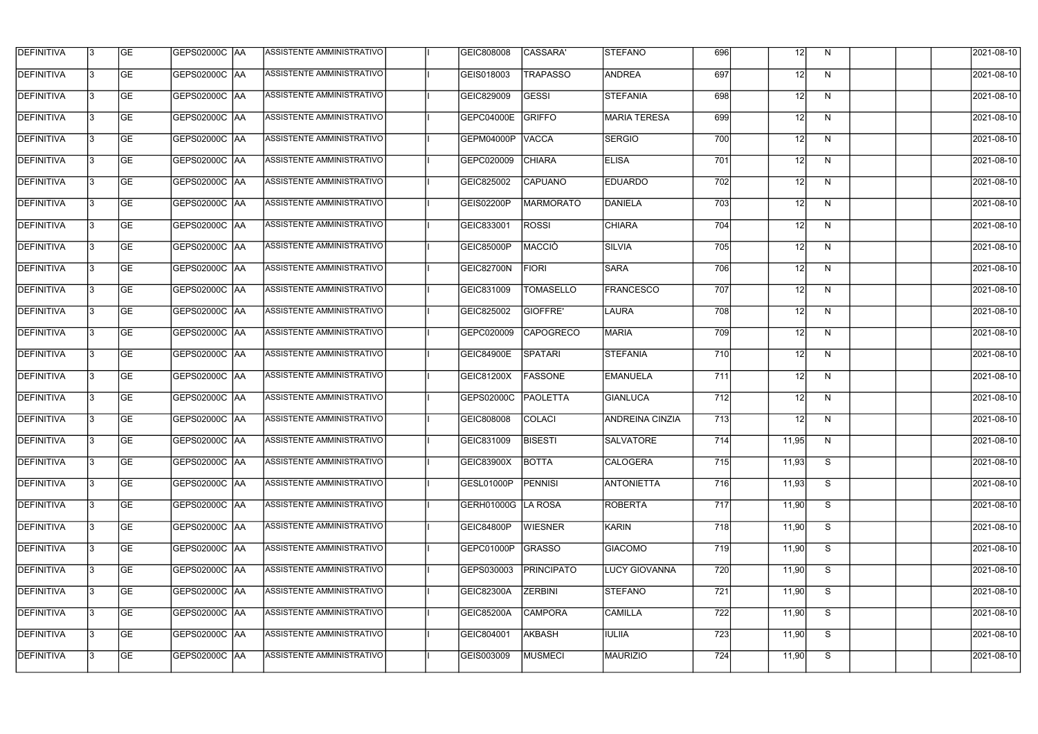| DEFINITIVA | 3 | GE | GEPS02000C | AA | ASSISTENTE AMMINISTRATIVO | | I | GEIC808008 | CASSARA' | STEFANO | 696 | | 12 | N | | | | 2021-08-10 |
|---|---|---|---|---|---|---|---|---|---|---|---|---|---|---|---|---|---|---|
| DEFINITIVA | 3 | GE | GEPS02000C | AA | ASSISTENTE AMMINISTRATIVO | | I | GEIS018003 | TRAPASSO | ANDREA | 697 | | 12 | N | | | | 2021-08-10 |
| DEFINITIVA | 3 | GE | GEPS02000C | AA | ASSISTENTE AMMINISTRATIVO | | I | GEIC829009 | GESSI | STEFANIA | 698 | | 12 | N | | | | 2021-08-10 |
| DEFINITIVA | 3 | GE | GEPS02000C | AA | ASSISTENTE AMMINISTRATIVO | | I | GEPC04000E | GRIFFO | MARIA TERESA | 699 | | 12 | N | | | | 2021-08-10 |
| DEFINITIVA | 3 | GE | GEPS02000C | AA | ASSISTENTE AMMINISTRATIVO | | I | GEPM04000P | VACCA | SERGIO | 700 | | 12 | N | | | | 2021-08-10 |
| DEFINITIVA | 3 | GE | GEPS02000C | AA | ASSISTENTE AMMINISTRATIVO | | I | GEPC020009 | CHIARA | ELISA | 701 | | 12 | N | | | | 2021-08-10 |
| DEFINITIVA | 3 | GE | GEPS02000C | AA | ASSISTENTE AMMINISTRATIVO | | I | GEIC825002 | CAPUANO | EDUARDO | 702 | | 12 | N | | | | 2021-08-10 |
| DEFINITIVA | 3 | GE | GEPS02000C | AA | ASSISTENTE AMMINISTRATIVO | | I | GEIS02200P | MARMORATO | DANIELA | 703 | | 12 | N | | | | 2021-08-10 |
| DEFINITIVA | 3 | GE | GEPS02000C | AA | ASSISTENTE AMMINISTRATIVO | | I | GEIC833001 | ROSSI | CHIARA | 704 | | 12 | N | | | | 2021-08-10 |
| DEFINITIVA | 3 | GE | GEPS02000C | AA | ASSISTENTE AMMINISTRATIVO | | I | GEIC85000P | MACCIÒ | SILVIA | 705 | | 12 | N | | | | 2021-08-10 |
| DEFINITIVA | 3 | GE | GEPS02000C | AA | ASSISTENTE AMMINISTRATIVO | | I | GEIC82700N | FIORI | SARA | 706 | | 12 | N | | | | 2021-08-10 |
| DEFINITIVA | 3 | GE | GEPS02000C | AA | ASSISTENTE AMMINISTRATIVO | | I | GEIC831009 | TOMASELLO | FRANCESCO | 707 | | 12 | N | | | | 2021-08-10 |
| DEFINITIVA | 3 | GE | GEPS02000C | AA | ASSISTENTE AMMINISTRATIVO | | I | GEIC825002 | GIOFFRE' | LAURA | 708 | | 12 | N | | | | 2021-08-10 |
| DEFINITIVA | 3 | GE | GEPS02000C | AA | ASSISTENTE AMMINISTRATIVO | | I | GEPC020009 | CAPOGRECO | MARIA | 709 | | 12 | N | | | | 2021-08-10 |
| DEFINITIVA | 3 | GE | GEPS02000C | AA | ASSISTENTE AMMINISTRATIVO | | I | GEIC84900E | SPATARI | STEFANIA | 710 | | 12 | N | | | | 2021-08-10 |
| DEFINITIVA | 3 | GE | GEPS02000C | AA | ASSISTENTE AMMINISTRATIVO | | I | GEIC81200X | FASSONE | EMANUELA | 711 | | 12 | N | | | | 2021-08-10 |
| DEFINITIVA | 3 | GE | GEPS02000C | AA | ASSISTENTE AMMINISTRATIVO | | I | GEPS02000C | PAOLETTA | GIANLUCA | 712 | | 12 | N | | | | 2021-08-10 |
| DEFINITIVA | 3 | GE | GEPS02000C | AA | ASSISTENTE AMMINISTRATIVO | | I | GEIC808008 | COLACI | ANDREINA CINZIA | 713 | | 12 | N | | | | 2021-08-10 |
| DEFINITIVA | 3 | GE | GEPS02000C | AA | ASSISTENTE AMMINISTRATIVO | | I | GEIC831009 | BISESTI | SALVATORE | 714 | | 11,95 | N | | | | 2021-08-10 |
| DEFINITIVA | 3 | GE | GEPS02000C | AA | ASSISTENTE AMMINISTRATIVO | | I | GEIC83900X | BOTTA | CALOGERA | 715 | | 11,93 | S | | | | 2021-08-10 |
| DEFINITIVA | 3 | GE | GEPS02000C | AA | ASSISTENTE AMMINISTRATIVO | | I | GESL01000P | PENNISI | ANTONIETTA | 716 | | 11,93 | S | | | | 2021-08-10 |
| DEFINITIVA | 3 | GE | GEPS02000C | AA | ASSISTENTE AMMINISTRATIVO | | I | GERH01000G | LA ROSA | ROBERTA | 717 | | 11,90 | S | | | | 2021-08-10 |
| DEFINITIVA | 3 | GE | GEPS02000C | AA | ASSISTENTE AMMINISTRATIVO | | I | GEIC84800P | WIESNER | KARIN | 718 | | 11,90 | S | | | | 2021-08-10 |
| DEFINITIVA | 3 | GE | GEPS02000C | AA | ASSISTENTE AMMINISTRATIVO | | I | GEPC01000P | GRASSO | GIACOMO | 719 | | 11,90 | S | | | | 2021-08-10 |
| DEFINITIVA | 3 | GE | GEPS02000C | AA | ASSISTENTE AMMINISTRATIVO | | I | GEPS030003 | PRINCIPATO | LUCY GIOVANNA | 720 | | 11,90 | S | | | | 2021-08-10 |
| DEFINITIVA | 3 | GE | GEPS02000C | AA | ASSISTENTE AMMINISTRATIVO | | I | GEIC82300A | ZERBINI | STEFANO | 721 | | 11,90 | S | | | | 2021-08-10 |
| DEFINITIVA | 3 | GE | GEPS02000C | AA | ASSISTENTE AMMINISTRATIVO | | I | GEIC85200A | CAMPORA | CAMILLA | 722 | | 11,90 | S | | | | 2021-08-10 |
| DEFINITIVA | 3 | GE | GEPS02000C | AA | ASSISTENTE AMMINISTRATIVO | | I | GEIC804001 | AKBASH | IULIIA | 723 | | 11,90 | S | | | | 2021-08-10 |
| DEFINITIVA | 3 | GE | GEPS02000C | AA | ASSISTENTE AMMINISTRATIVO | | I | GEIS003009 | MUSMECI | MAURIZIO | 724 | | 11,90 | S | | | | 2021-08-10 |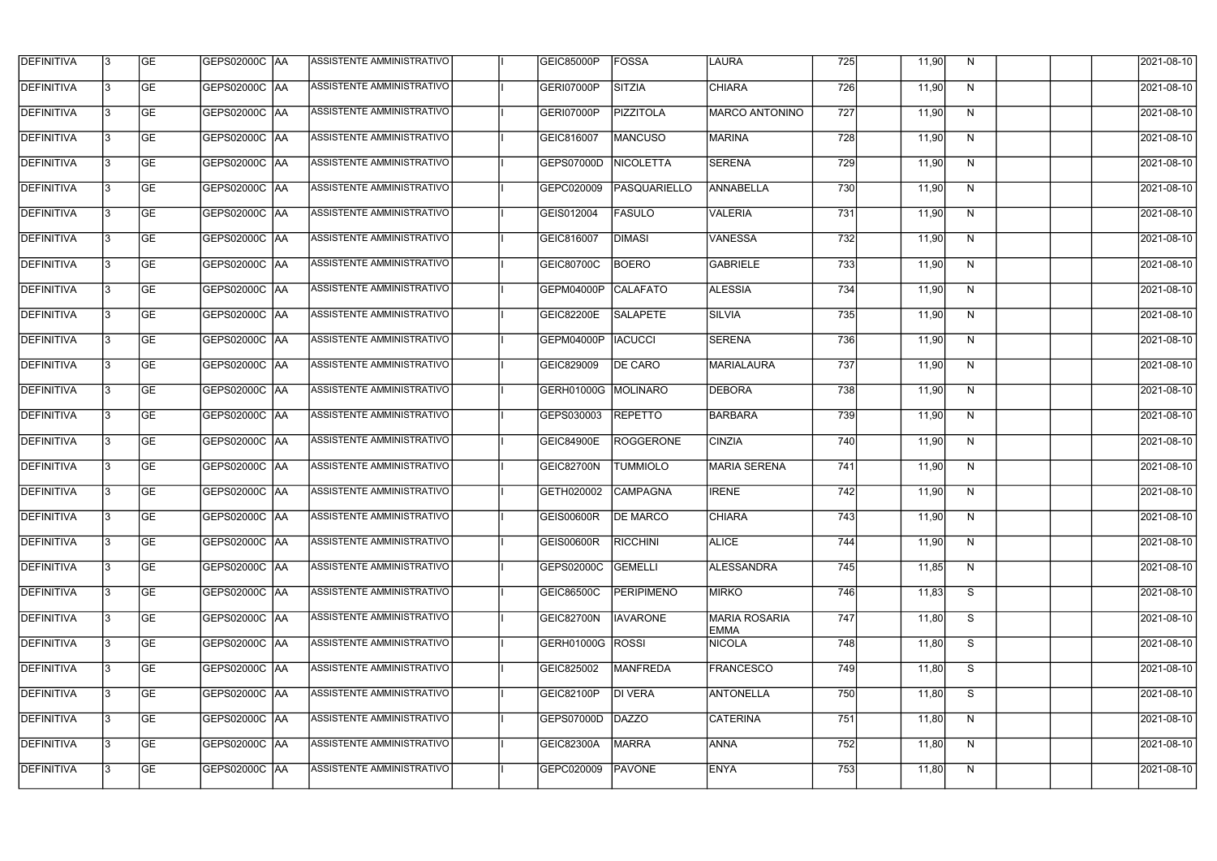| DEFINITIVA | 3 | GE | GEPS02000C | AA | ASSISTENTE AMMINISTRATIVO | | I | GEIC85000P | FOSSA | LAURA | 725 | | 11,90 | N | | | | 2021-08-10 |
|---|---|---|---|---|---|---|---|---|---|---|---|---|---|---|---|---|---|---|
| DEFINITIVA | 3 | GE | GEPS02000C | AA | ASSISTENTE AMMINISTRATIVO | | I | GERI07000P | SITZIA | CHIARA | 726 | | 11,90 | N | | | | 2021-08-10 |
| DEFINITIVA | 3 | GE | GEPS02000C | AA | ASSISTENTE AMMINISTRATIVO | | I | GERI07000P | PIZZITOLA | MARCO ANTONINO | 727 | | 11,90 | N | | | | 2021-08-10 |
| DEFINITIVA | 3 | GE | GEPS02000C | AA | ASSISTENTE AMMINISTRATIVO | | I | GEIC816007 | MANCUSO | MARINA | 728 | | 11,90 | N | | | | 2021-08-10 |
| DEFINITIVA | 3 | GE | GEPS02000C | AA | ASSISTENTE AMMINISTRATIVO | | I | GEPS07000D | NICOLETTA | SERENA | 729 | | 11,90 | N | | | | 2021-08-10 |
| DEFINITIVA | 3 | GE | GEPS02000C | AA | ASSISTENTE AMMINISTRATIVO | | I | GEPC020009 | PASQUARIELLO | ANNABELLA | 730 | | 11,90 | N | | | | 2021-08-10 |
| DEFINITIVA | 3 | GE | GEPS02000C | AA | ASSISTENTE AMMINISTRATIVO | | I | GEIS012004 | FASULO | VALERIA | 731 | | 11,90 | N | | | | 2021-08-10 |
| DEFINITIVA | 3 | GE | GEPS02000C | AA | ASSISTENTE AMMINISTRATIVO | | I | GEIC816007 | DIMASI | VANESSA | 732 | | 11,90 | N | | | | 2021-08-10 |
| DEFINITIVA | 3 | GE | GEPS02000C | AA | ASSISTENTE AMMINISTRATIVO | | I | GEIC80700C | BOERO | GABRIELE | 733 | | 11,90 | N | | | | 2021-08-10 |
| DEFINITIVA | 3 | GE | GEPS02000C | AA | ASSISTENTE AMMINISTRATIVO | | I | GEPM04000P | CALAFATO | ALESSIA | 734 | | 11,90 | N | | | | 2021-08-10 |
| DEFINITIVA | 3 | GE | GEPS02000C | AA | ASSISTENTE AMMINISTRATIVO | | I | GEIC82200E | SALAPETE | SILVIA | 735 | | 11,90 | N | | | | 2021-08-10 |
| DEFINITIVA | 3 | GE | GEPS02000C | AA | ASSISTENTE AMMINISTRATIVO | | I | GEPM04000P | IACUCCI | SERENA | 736 | | 11,90 | N | | | | 2021-08-10 |
| DEFINITIVA | 3 | GE | GEPS02000C | AA | ASSISTENTE AMMINISTRATIVO | | I | GEIC829009 | DE CARO | MARIALAURA | 737 | | 11,90 | N | | | | 2021-08-10 |
| DEFINITIVA | 3 | GE | GEPS02000C | AA | ASSISTENTE AMMINISTRATIVO | | I | GERH01000G | MOLINARO | DEBORA | 738 | | 11,90 | N | | | | 2021-08-10 |
| DEFINITIVA | 3 | GE | GEPS02000C | AA | ASSISTENTE AMMINISTRATIVO | | I | GEPS030003 | REPETTO | BARBARA | 739 | | 11,90 | N | | | | 2021-08-10 |
| DEFINITIVA | 3 | GE | GEPS02000C | AA | ASSISTENTE AMMINISTRATIVO | | I | GEIC84900E | ROGGERONE | CINZIA | 740 | | 11,90 | N | | | | 2021-08-10 |
| DEFINITIVA | 3 | GE | GEPS02000C | AA | ASSISTENTE AMMINISTRATIVO | | I | GEIC82700N | TUMMIOLO | MARIA SERENA | 741 | | 11,90 | N | | | | 2021-08-10 |
| DEFINITIVA | 3 | GE | GEPS02000C | AA | ASSISTENTE AMMINISTRATIVO | | I | GETH020002 | CAMPAGNA | IRENE | 742 | | 11,90 | N | | | | 2021-08-10 |
| DEFINITIVA | 3 | GE | GEPS02000C | AA | ASSISTENTE AMMINISTRATIVO | | I | GEIS00600R | DE MARCO | CHIARA | 743 | | 11,90 | N | | | | 2021-08-10 |
| DEFINITIVA | 3 | GE | GEPS02000C | AA | ASSISTENTE AMMINISTRATIVO | | I | GEIS00600R | RICCHINI | ALICE | 744 | | 11,90 | N | | | | 2021-08-10 |
| DEFINITIVA | 3 | GE | GEPS02000C | AA | ASSISTENTE AMMINISTRATIVO | | I | GEPS02000C | GEMELLI | ALESSANDRA | 745 | | 11,85 | N | | | | 2021-08-10 |
| DEFINITIVA | 3 | GE | GEPS02000C | AA | ASSISTENTE AMMINISTRATIVO | | I | GEIC86500C | PERIPIMENO | MIRKO | 746 | | 11,83 | S | | | | 2021-08-10 |
| DEFINITIVA | 3 | GE | GEPS02000C | AA | ASSISTENTE AMMINISTRATIVO | | I | GEIC82700N | IAVARONE | MARIA ROSARIA EMMA | 747 | | 11,80 | S | | | | 2021-08-10 |
| DEFINITIVA | 3 | GE | GEPS02000C | AA | ASSISTENTE AMMINISTRATIVO | | I | GERH01000G | ROSSI | NICOLA | 748 | | 11,80 | S | | | | 2021-08-10 |
| DEFINITIVA | 3 | GE | GEPS02000C | AA | ASSISTENTE AMMINISTRATIVO | | I | GEIC825002 | MANFREDA | FRANCESCO | 749 | | 11,80 | S | | | | 2021-08-10 |
| DEFINITIVA | 3 | GE | GEPS02000C | AA | ASSISTENTE AMMINISTRATIVO | | I | GEIC82100P | DI VERA | ANTONELLA | 750 | | 11,80 | S | | | | 2021-08-10 |
| DEFINITIVA | 3 | GE | GEPS02000C | AA | ASSISTENTE AMMINISTRATIVO | | I | GEPS07000D | DAZZO | CATERINA | 751 | | 11,80 | N | | | | 2021-08-10 |
| DEFINITIVA | 3 | GE | GEPS02000C | AA | ASSISTENTE AMMINISTRATIVO | | I | GEIC82300A | MARRA | ANNA | 752 | | 11,80 | N | | | | 2021-08-10 |
| DEFINITIVA | 3 | GE | GEPS02000C | AA | ASSISTENTE AMMINISTRATIVO | | I | GEPC020009 | PAVONE | ENYA | 753 | | 11,80 | N | | | | 2021-08-10 |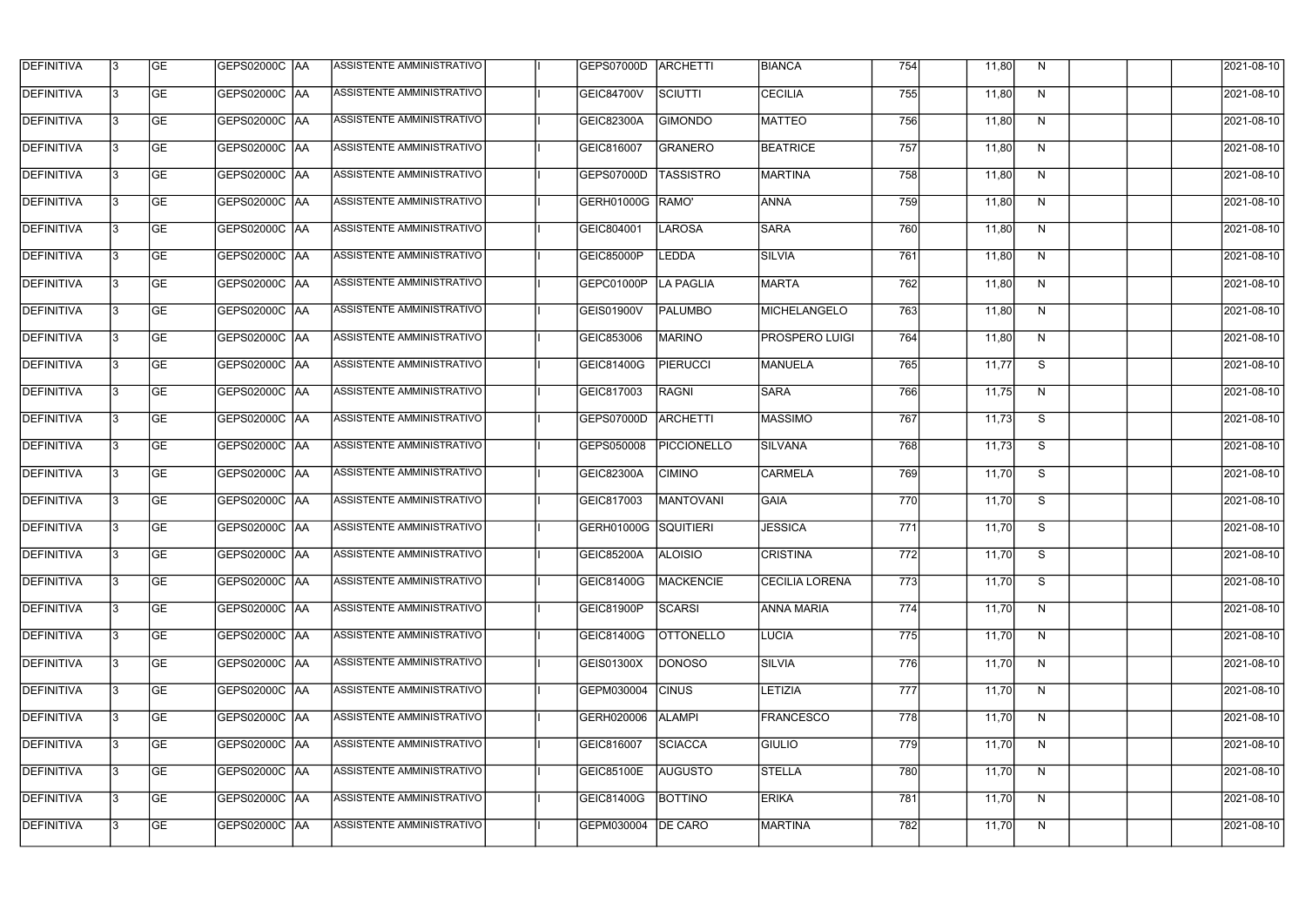| DEFINITIVA | 3 | GE | GEPS02000C | AA | ASSISTENTE AMMINISTRATIVO | | I | GEPS07000D | ARCHETTI | BIANCA | 754 | | 11,80 | N | | | | 2021-08-10 |
|---|---|---|---|---|---|---|---|---|---|---|---|---|---|---|---|---|---|---|
| DEFINITIVA | 3 | GE | GEPS02000C | AA | ASSISTENTE AMMINISTRATIVO | | I | GEIC84700V | SCIUTTI | CECILIA | 755 | | 11,80 | N | | | | 2021-08-10 |
| DEFINITIVA | 3 | GE | GEPS02000C | AA | ASSISTENTE AMMINISTRATIVO | | I | GEIC82300A | GIMONDO | MATTEO | 756 | | 11,80 | N | | | | 2021-08-10 |
| DEFINITIVA | 3 | GE | GEPS02000C | AA | ASSISTENTE AMMINISTRATIVO | | I | GEIC816007 | GRANERO | BEATRICE | 757 | | 11,80 | N | | | | 2021-08-10 |
| DEFINITIVA | 3 | GE | GEPS02000C | AA | ASSISTENTE AMMINISTRATIVO | | I | GEPS07000D | TASSISTRO | MARTINA | 758 | | 11,80 | N | | | | 2021-08-10 |
| DEFINITIVA | 3 | GE | GEPS02000C | AA | ASSISTENTE AMMINISTRATIVO | | I | GERH01000G | RAMO' | ANNA | 759 | | 11,80 | N | | | | 2021-08-10 |
| DEFINITIVA | 3 | GE | GEPS02000C | AA | ASSISTENTE AMMINISTRATIVO | | I | GEIC804001 | LAROSA | SARA | 760 | | 11,80 | N | | | | 2021-08-10 |
| DEFINITIVA | 3 | GE | GEPS02000C | AA | ASSISTENTE AMMINISTRATIVO | | I | GEIC85000P | LEDDA | SILVIA | 761 | | 11,80 | N | | | | 2021-08-10 |
| DEFINITIVA | 3 | GE | GEPS02000C | AA | ASSISTENTE AMMINISTRATIVO | | I | GEPC01000P | LA PAGLIA | MARTA | 762 | | 11,80 | N | | | | 2021-08-10 |
| DEFINITIVA | 3 | GE | GEPS02000C | AA | ASSISTENTE AMMINISTRATIVO | | I | GEIS01900V | PALUMBO | MICHELANGELO | 763 | | 11,80 | N | | | | 2021-08-10 |
| DEFINITIVA | 3 | GE | GEPS02000C | AA | ASSISTENTE AMMINISTRATIVO | | I | GEIC853006 | MARINO | PROSPERO LUIGI | 764 | | 11,80 | N | | | | 2021-08-10 |
| DEFINITIVA | 3 | GE | GEPS02000C | AA | ASSISTENTE AMMINISTRATIVO | | I | GEIC81400G | PIERUCCI | MANUELA | 765 | | 11,77 | S | | | | 2021-08-10 |
| DEFINITIVA | 3 | GE | GEPS02000C | AA | ASSISTENTE AMMINISTRATIVO | | I | GEIC817003 | RAGNI | SARA | 766 | | 11,75 | N | | | | 2021-08-10 |
| DEFINITIVA | 3 | GE | GEPS02000C | AA | ASSISTENTE AMMINISTRATIVO | | I | GEPS07000D | ARCHETTI | MASSIMO | 767 | | 11,73 | S | | | | 2021-08-10 |
| DEFINITIVA | 3 | GE | GEPS02000C | AA | ASSISTENTE AMMINISTRATIVO | | I | GEPS050008 | PICCIONELLO | SILVANA | 768 | | 11,73 | S | | | | 2021-08-10 |
| DEFINITIVA | 3 | GE | GEPS02000C | AA | ASSISTENTE AMMINISTRATIVO | | I | GEIC82300A | CIMINO | CARMELA | 769 | | 11,70 | S | | | | 2021-08-10 |
| DEFINITIVA | 3 | GE | GEPS02000C | AA | ASSISTENTE AMMINISTRATIVO | | I | GEIC817003 | MANTOVANI | GAIA | 770 | | 11,70 | S | | | | 2021-08-10 |
| DEFINITIVA | 3 | GE | GEPS02000C | AA | ASSISTENTE AMMINISTRATIVO | | I | GERH01000G | SQUITIERI | JESSICA | 771 | | 11,70 | S | | | | 2021-08-10 |
| DEFINITIVA | 3 | GE | GEPS02000C | AA | ASSISTENTE AMMINISTRATIVO | | I | GEIC85200A | ALOISIO | CRISTINA | 772 | | 11,70 | S | | | | 2021-08-10 |
| DEFINITIVA | 3 | GE | GEPS02000C | AA | ASSISTENTE AMMINISTRATIVO | | I | GEIC81400G | MACKENCIE | CECILIA LORENA | 773 | | 11,70 | S | | | | 2021-08-10 |
| DEFINITIVA | 3 | GE | GEPS02000C | AA | ASSISTENTE AMMINISTRATIVO | | I | GEIC81900P | SCARSI | ANNA MARIA | 774 | | 11,70 | N | | | | 2021-08-10 |
| DEFINITIVA | 3 | GE | GEPS02000C | AA | ASSISTENTE AMMINISTRATIVO | | I | GEIC81400G | OTTONELLO | LUCIA | 775 | | 11,70 | N | | | | 2021-08-10 |
| DEFINITIVA | 3 | GE | GEPS02000C | AA | ASSISTENTE AMMINISTRATIVO | | I | GEIS01300X | DONOSO | SILVIA | 776 | | 11,70 | N | | | | 2021-08-10 |
| DEFINITIVA | 3 | GE | GEPS02000C | AA | ASSISTENTE AMMINISTRATIVO | | I | GEPM030004 | CINUS | LETIZIA | 777 | | 11,70 | N | | | | 2021-08-10 |
| DEFINITIVA | 3 | GE | GEPS02000C | AA | ASSISTENTE AMMINISTRATIVO | | I | GERH020006 | ALAMPI | FRANCESCO | 778 | | 11,70 | N | | | | 2021-08-10 |
| DEFINITIVA | 3 | GE | GEPS02000C | AA | ASSISTENTE AMMINISTRATIVO | | I | GEIC816007 | SCIACCA | GIULIO | 779 | | 11,70 | N | | | | 2021-08-10 |
| DEFINITIVA | 3 | GE | GEPS02000C | AA | ASSISTENTE AMMINISTRATIVO | | I | GEIC85100E | AUGUSTO | STELLA | 780 | | 11,70 | N | | | | 2021-08-10 |
| DEFINITIVA | 3 | GE | GEPS02000C | AA | ASSISTENTE AMMINISTRATIVO | | I | GEIC81400G | BOTTINO | ERIKA | 781 | | 11,70 | N | | | | 2021-08-10 |
| DEFINITIVA | 3 | GE | GEPS02000C | AA | ASSISTENTE AMMINISTRATIVO | | I | GEPM030004 | DE CARO | MARTINA | 782 | | 11,70 | N | | | | 2021-08-10 |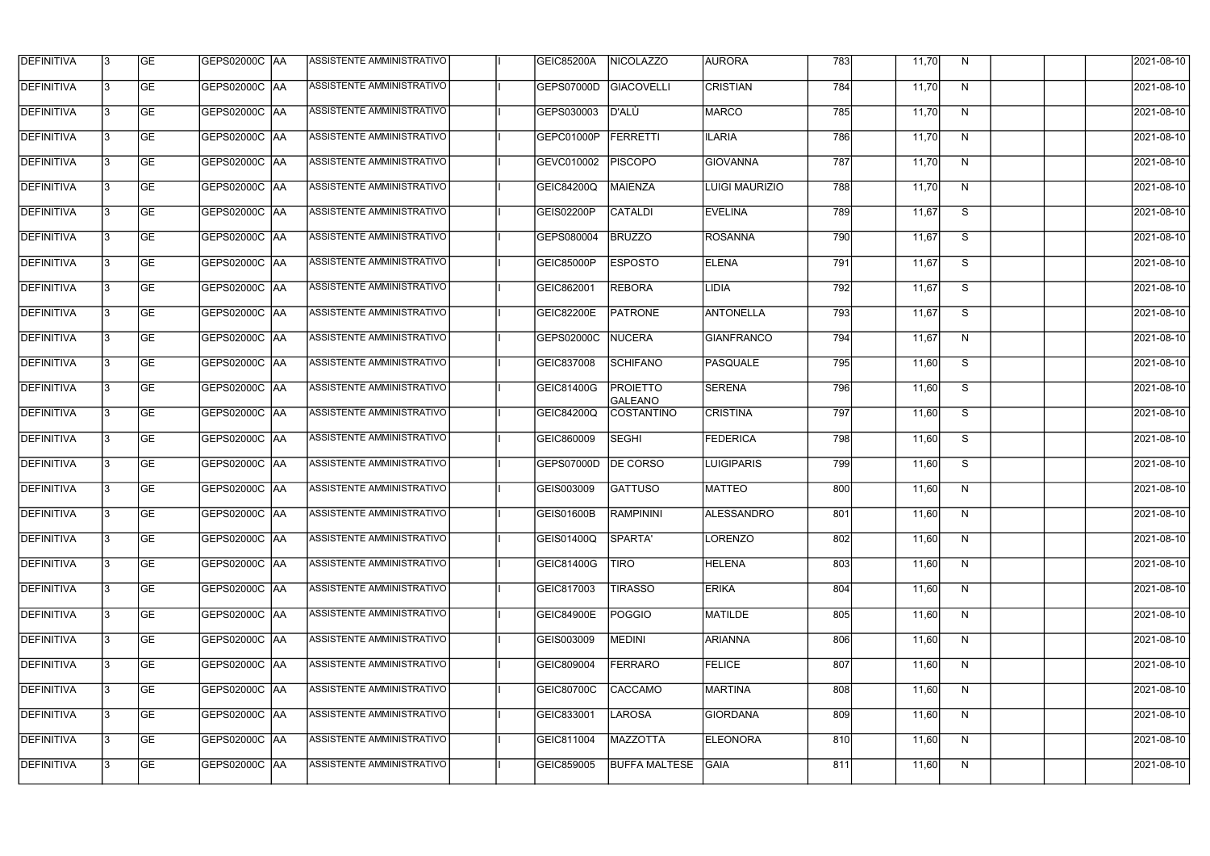| DEFINITIVA | 3 | GE | GEPS02000C | AA | ASSISTENTE AMMINISTRATIVO | | I | GEIC85200A | NICOLAZZO | AURORA | 783 | | 11,70 | N | | | | 2021-08-10 |
|---|---|---|---|---|---|---|---|---|---|---|---|---|---|---|---|---|---|---|
| DEFINITIVA | 3 | GE | GEPS02000C | AA | ASSISTENTE AMMINISTRATIVO | | I | GEPS07000D | GIACOVELLI | CRISTIAN | 784 | | 11,70 | N | | | | 2021-08-10 |
| DEFINITIVA | 3 | GE | GEPS02000C | AA | ASSISTENTE AMMINISTRATIVO | | I | GEPS030003 | D'ALÙ | MARCO | 785 | | 11,70 | N | | | | 2021-08-10 |
| DEFINITIVA | 3 | GE | GEPS02000C | AA | ASSISTENTE AMMINISTRATIVO | | I | GEPC01000P | FERRETTI | ILARIA | 786 | | 11,70 | N | | | | 2021-08-10 |
| DEFINITIVA | 3 | GE | GEPS02000C | AA | ASSISTENTE AMMINISTRATIVO | | I | GEVC010002 | PISCOPO | GIOVANNA | 787 | | 11,70 | N | | | | 2021-08-10 |
| DEFINITIVA | 3 | GE | GEPS02000C | AA | ASSISTENTE AMMINISTRATIVO | | I | GEIC84200Q | MAIENZA | LUIGI MAURIZIO | 788 | | 11,70 | N | | | | 2021-08-10 |
| DEFINITIVA | 3 | GE | GEPS02000C | AA | ASSISTENTE AMMINISTRATIVO | | I | GEIS02200P | CATALDI | EVELINA | 789 | | 11,67 | S | | | | 2021-08-10 |
| DEFINITIVA | 3 | GE | GEPS02000C | AA | ASSISTENTE AMMINISTRATIVO | | I | GEPS080004 | BRUZZO | ROSANNA | 790 | | 11,67 | S | | | | 2021-08-10 |
| DEFINITIVA | 3 | GE | GEPS02000C | AA | ASSISTENTE AMMINISTRATIVO | | I | GEIC85000P | ESPOSTO | ELENA | 791 | | 11,67 | S | | | | 2021-08-10 |
| DEFINITIVA | 3 | GE | GEPS02000C | AA | ASSISTENTE AMMINISTRATIVO | | I | GEIC862001 | REBORA | LIDIA | 792 | | 11,67 | S | | | | 2021-08-10 |
| DEFINITIVA | 3 | GE | GEPS02000C | AA | ASSISTENTE AMMINISTRATIVO | | I | GEIC82200E | PATRONE | ANTONELLA | 793 | | 11,67 | S | | | | 2021-08-10 |
| DEFINITIVA | 3 | GE | GEPS02000C | AA | ASSISTENTE AMMINISTRATIVO | | I | GEPS02000C | NUCERA | GIANFRANCO | 794 | | 11,67 | N | | | | 2021-08-10 |
| DEFINITIVA | 3 | GE | GEPS02000C | AA | ASSISTENTE AMMINISTRATIVO | | I | GEIC837008 | SCHIFANO | PASQUALE | 795 | | 11,60 | S | | | | 2021-08-10 |
| DEFINITIVA | 3 | GE | GEPS02000C | AA | ASSISTENTE AMMINISTRATIVO | | I | GEIC81400G | PROIETTO GALEANO | SERENA | 796 | | 11,60 | S | | | | 2021-08-10 |
| DEFINITIVA | 3 | GE | GEPS02000C | AA | ASSISTENTE AMMINISTRATIVO | | I | GEIC84200Q | COSTANTINO | CRISTINA | 797 | | 11,60 | S | | | | 2021-08-10 |
| DEFINITIVA | 3 | GE | GEPS02000C | AA | ASSISTENTE AMMINISTRATIVO | | I | GEIC860009 | SEGHI | FEDERICA | 798 | | 11,60 | S | | | | 2021-08-10 |
| DEFINITIVA | 3 | GE | GEPS02000C | AA | ASSISTENTE AMMINISTRATIVO | | I | GEPS07000D | DE CORSO | LUIGIPARIS | 799 | | 11,60 | S | | | | 2021-08-10 |
| DEFINITIVA | 3 | GE | GEPS02000C | AA | ASSISTENTE AMMINISTRATIVO | | I | GEIS003009 | GATTUSO | MATTEO | 800 | | 11,60 | N | | | | 2021-08-10 |
| DEFINITIVA | 3 | GE | GEPS02000C | AA | ASSISTENTE AMMINISTRATIVO | | I | GEIS01600B | RAMPININI | ALESSANDRO | 801 | | 11,60 | N | | | | 2021-08-10 |
| DEFINITIVA | 3 | GE | GEPS02000C | AA | ASSISTENTE AMMINISTRATIVO | | I | GEIS01400Q | SPARTA' | LORENZO | 802 | | 11,60 | N | | | | 2021-08-10 |
| DEFINITIVA | 3 | GE | GEPS02000C | AA | ASSISTENTE AMMINISTRATIVO | | I | GEIC81400G | TIRO | HELENA | 803 | | 11,60 | N | | | | 2021-08-10 |
| DEFINITIVA | 3 | GE | GEPS02000C | AA | ASSISTENTE AMMINISTRATIVO | | I | GEIC817003 | TIRASSO | ERIKA | 804 | | 11,60 | N | | | | 2021-08-10 |
| DEFINITIVA | 3 | GE | GEPS02000C | AA | ASSISTENTE AMMINISTRATIVO | | I | GEIC84900E | POGGIO | MATILDE | 805 | | 11,60 | N | | | | 2021-08-10 |
| DEFINITIVA | 3 | GE | GEPS02000C | AA | ASSISTENTE AMMINISTRATIVO | | I | GEIS003009 | MEDINI | ARIANNA | 806 | | 11,60 | N | | | | 2021-08-10 |
| DEFINITIVA | 3 | GE | GEPS02000C | AA | ASSISTENTE AMMINISTRATIVO | | I | GEIC809004 | FERRARO | FELICE | 807 | | 11,60 | N | | | | 2021-08-10 |
| DEFINITIVA | 3 | GE | GEPS02000C | AA | ASSISTENTE AMMINISTRATIVO | | I | GEIC80700C | CACCAMO | MARTINA | 808 | | 11,60 | N | | | | 2021-08-10 |
| DEFINITIVA | 3 | GE | GEPS02000C | AA | ASSISTENTE AMMINISTRATIVO | | I | GEIC833001 | LAROSA | GIORDANA | 809 | | 11,60 | N | | | | 2021-08-10 |
| DEFINITIVA | 3 | GE | GEPS02000C | AA | ASSISTENTE AMMINISTRATIVO | | I | GEIC811004 | MAZZOTTA | ELEONORA | 810 | | 11,60 | N | | | | 2021-08-10 |
| DEFINITIVA | 3 | GE | GEPS02000C | AA | ASSISTENTE AMMINISTRATIVO | | I | GEIC859005 | BUFFA MALTESE | GAIA | 811 | | 11,60 | N | | | | 2021-08-10 |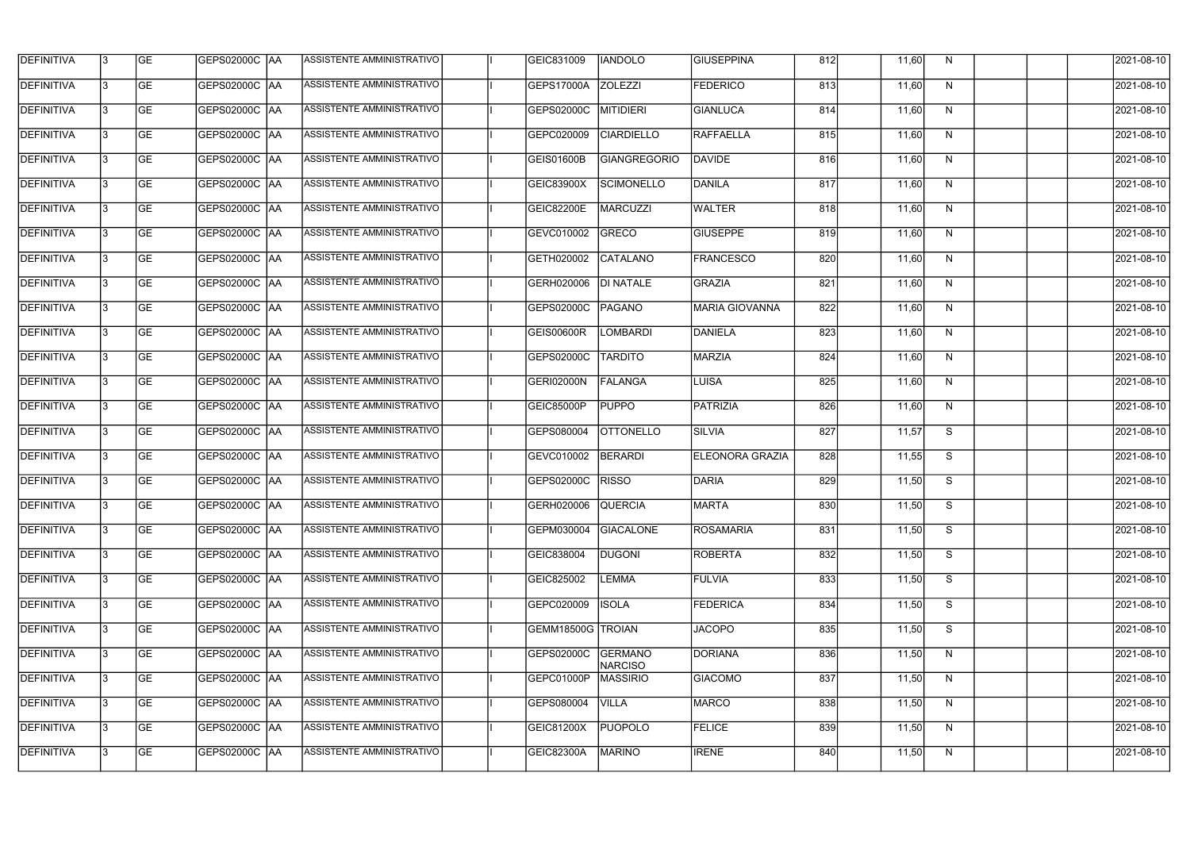| DEFINITIVA | 3 | GE | GEPS02000C | AA | ASSISTENTE AMMINISTRATIVO | | I | GEIC831009 | IANDOLO | GIUSEPPINA | 812 | | 11,60 | N | | | | 2021-08-10 |
|---|---|---|---|---|---|---|---|---|---|---|---|---|---|---|---|---|---|---|
| DEFINITIVA | 3 | GE | GEPS02000C | AA | ASSISTENTE AMMINISTRATIVO | | I | GEPS17000A | ZOLEZZI | FEDERICO | 813 | | 11,60 | N | | | | 2021-08-10 |
| DEFINITIVA | 3 | GE | GEPS02000C | AA | ASSISTENTE AMMINISTRATIVO | | I | GEPS02000C | MITIDIERI | GIANLUCA | 814 | | 11,60 | N | | | | 2021-08-10 |
| DEFINITIVA | 3 | GE | GEPS02000C | AA | ASSISTENTE AMMINISTRATIVO | | I | GEPC020009 | CIARDIELLO | RAFFAELLA | 815 | | 11,60 | N | | | | 2021-08-10 |
| DEFINITIVA | 3 | GE | GEPS02000C | AA | ASSISTENTE AMMINISTRATIVO | | I | GEIS01600B | GIANGREGORIO | DAVIDE | 816 | | 11,60 | N | | | | 2021-08-10 |
| DEFINITIVA | 3 | GE | GEPS02000C | AA | ASSISTENTE AMMINISTRATIVO | | I | GEIC83900X | SCIMONELLO | DANILA | 817 | | 11,60 | N | | | | 2021-08-10 |
| DEFINITIVA | 3 | GE | GEPS02000C | AA | ASSISTENTE AMMINISTRATIVO | | I | GEIC82200E | MARCUZZI | WALTER | 818 | | 11,60 | N | | | | 2021-08-10 |
| DEFINITIVA | 3 | GE | GEPS02000C | AA | ASSISTENTE AMMINISTRATIVO | | I | GEVC010002 | GRECO | GIUSEPPE | 819 | | 11,60 | N | | | | 2021-08-10 |
| DEFINITIVA | 3 | GE | GEPS02000C | AA | ASSISTENTE AMMINISTRATIVO | | I | GETH020002 | CATALANO | FRANCESCO | 820 | | 11,60 | N | | | | 2021-08-10 |
| DEFINITIVA | 3 | GE | GEPS02000C | AA | ASSISTENTE AMMINISTRATIVO | | I | GERH020006 | DI NATALE | GRAZIA | 821 | | 11,60 | N | | | | 2021-08-10 |
| DEFINITIVA | 3 | GE | GEPS02000C | AA | ASSISTENTE AMMINISTRATIVO | | I | GEPS02000C | PAGANO | MARIA GIOVANNA | 822 | | 11,60 | N | | | | 2021-08-10 |
| DEFINITIVA | 3 | GE | GEPS02000C | AA | ASSISTENTE AMMINISTRATIVO | | I | GEIS00600R | LOMBARDI | DANIELA | 823 | | 11,60 | N | | | | 2021-08-10 |
| DEFINITIVA | 3 | GE | GEPS02000C | AA | ASSISTENTE AMMINISTRATIVO | | I | GEPS02000C | TARDITO | MARZIA | 824 | | 11,60 | N | | | | 2021-08-10 |
| DEFINITIVA | 3 | GE | GEPS02000C | AA | ASSISTENTE AMMINISTRATIVO | | I | GERI02000N | FALANGA | LUISA | 825 | | 11,60 | N | | | | 2021-08-10 |
| DEFINITIVA | 3 | GE | GEPS02000C | AA | ASSISTENTE AMMINISTRATIVO | | I | GEIC85000P | PUPPO | PATRIZIA | 826 | | 11,60 | N | | | | 2021-08-10 |
| DEFINITIVA | 3 | GE | GEPS02000C | AA | ASSISTENTE AMMINISTRATIVO | | I | GEPS080004 | OTTONELLO | SILVIA | 827 | | 11,57 | S | | | | 2021-08-10 |
| DEFINITIVA | 3 | GE | GEPS02000C | AA | ASSISTENTE AMMINISTRATIVO | | I | GEVC010002 | BERARDI | ELEONORA GRAZIA | 828 | | 11,55 | S | | | | 2021-08-10 |
| DEFINITIVA | 3 | GE | GEPS02000C | AA | ASSISTENTE AMMINISTRATIVO | | I | GEPS02000C | RISSO | DARIA | 829 | | 11,50 | S | | | | 2021-08-10 |
| DEFINITIVA | 3 | GE | GEPS02000C | AA | ASSISTENTE AMMINISTRATIVO | | I | GERH020006 | QUERCIA | MARTA | 830 | | 11,50 | S | | | | 2021-08-10 |
| DEFINITIVA | 3 | GE | GEPS02000C | AA | ASSISTENTE AMMINISTRATIVO | | I | GEPM030004 | GIACALONE | ROSAMARIA | 831 | | 11,50 | S | | | | 2021-08-10 |
| DEFINITIVA | 3 | GE | GEPS02000C | AA | ASSISTENTE AMMINISTRATIVO | | I | GEIC838004 | DUGONI | ROBERTA | 832 | | 11,50 | S | | | | 2021-08-10 |
| DEFINITIVA | 3 | GE | GEPS02000C | AA | ASSISTENTE AMMINISTRATIVO | | I | GEIC825002 | LEMMA | FULVIA | 833 | | 11,50 | S | | | | 2021-08-10 |
| DEFINITIVA | 3 | GE | GEPS02000C | AA | ASSISTENTE AMMINISTRATIVO | | I | GEPC020009 | ISOLA | FEDERICA | 834 | | 11,50 | S | | | | 2021-08-10 |
| DEFINITIVA | 3 | GE | GEPS02000C | AA | ASSISTENTE AMMINISTRATIVO | | I | GEMM18500G | TROIAN | JACOPO | 835 | | 11,50 | S | | | | 2021-08-10 |
| DEFINITIVA | 3 | GE | GEPS02000C | AA | ASSISTENTE AMMINISTRATIVO | | I | GEPS02000C | GERMANO NARCISO | DORIANA | 836 | | 11,50 | N | | | | 2021-08-10 |
| DEFINITIVA | 3 | GE | GEPS02000C | AA | ASSISTENTE AMMINISTRATIVO | | I | GEPC01000P | MASSIRIO | GIACOMO | 837 | | 11,50 | N | | | | 2021-08-10 |
| DEFINITIVA | 3 | GE | GEPS02000C | AA | ASSISTENTE AMMINISTRATIVO | | I | GEPS080004 | VILLA | MARCO | 838 | | 11,50 | N | | | | 2021-08-10 |
| DEFINITIVA | 3 | GE | GEPS02000C | AA | ASSISTENTE AMMINISTRATIVO | | I | GEIC81200X | PUOPOLO | FELICE | 839 | | 11,50 | N | | | | 2021-08-10 |
| DEFINITIVA | 3 | GE | GEPS02000C | AA | ASSISTENTE AMMINISTRATIVO | | I | GEIC82300A | MARINO | IRENE | 840 | | 11,50 | N | | | | 2021-08-10 |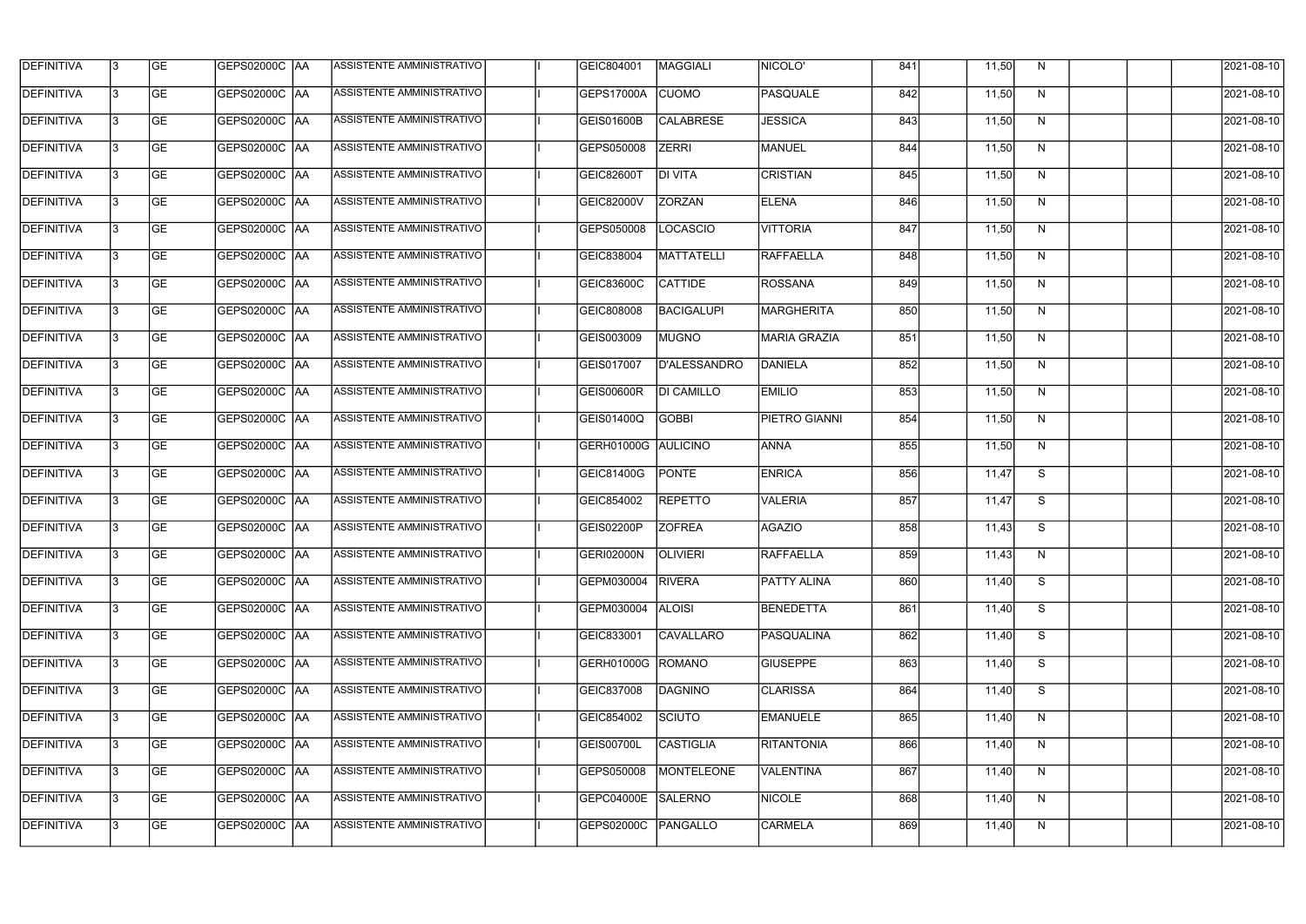| DEFINITIVA | 3 | GE | GEPS02000C | AA | ASSISTENTE AMMINISTRATIVO | | I | GEIC804001 | MAGGIALI | NICOLO' | 841 | | 11,50 | N | | | | 2021-08-10 |
|---|---|---|---|---|---|---|---|---|---|---|---|---|---|---|---|---|---|---|
| DEFINITIVA | 3 | GE | GEPS02000C | AA | ASSISTENTE AMMINISTRATIVO | | I | GEPS17000A | CUOMO | PASQUALE | 842 | | 11,50 | N | | | | 2021-08-10 |
| DEFINITIVA | 3 | GE | GEPS02000C | AA | ASSISTENTE AMMINISTRATIVO | | I | GEIS01600B | CALABRESE | JESSICA | 843 | | 11,50 | N | | | | 2021-08-10 |
| DEFINITIVA | 3 | GE | GEPS02000C | AA | ASSISTENTE AMMINISTRATIVO | | I | GEPS050008 | ZERRI | MANUEL | 844 | | 11,50 | N | | | | 2021-08-10 |
| DEFINITIVA | 3 | GE | GEPS02000C | AA | ASSISTENTE AMMINISTRATIVO | | I | GEIC82600T | DI VITA | CRISTIAN | 845 | | 11,50 | N | | | | 2021-08-10 |
| DEFINITIVA | 3 | GE | GEPS02000C | AA | ASSISTENTE AMMINISTRATIVO | | I | GEIC82000V | ZORZAN | ELENA | 846 | | 11,50 | N | | | | 2021-08-10 |
| DEFINITIVA | 3 | GE | GEPS02000C | AA | ASSISTENTE AMMINISTRATIVO | | I | GEPS050008 | LOCASCIO | VITTORIA | 847 | | 11,50 | N | | | | 2021-08-10 |
| DEFINITIVA | 3 | GE | GEPS02000C | AA | ASSISTENTE AMMINISTRATIVO | | I | GEIC838004 | MATTATELLI | RAFFAELLA | 848 | | 11,50 | N | | | | 2021-08-10 |
| DEFINITIVA | 3 | GE | GEPS02000C | AA | ASSISTENTE AMMINISTRATIVO | | I | GEIC83600C | CATTIDE | ROSSANA | 849 | | 11,50 | N | | | | 2021-08-10 |
| DEFINITIVA | 3 | GE | GEPS02000C | AA | ASSISTENTE AMMINISTRATIVO | | I | GEIC808008 | BACIGALUPI | MARGHERITA | 850 | | 11,50 | N | | | | 2021-08-10 |
| DEFINITIVA | 3 | GE | GEPS02000C | AA | ASSISTENTE AMMINISTRATIVO | | I | GEIS003009 | MUGNO | MARIA GRAZIA | 851 | | 11,50 | N | | | | 2021-08-10 |
| DEFINITIVA | 3 | GE | GEPS02000C | AA | ASSISTENTE AMMINISTRATIVO | | I | GEIS017007 | D'ALESSANDRO | DANIELA | 852 | | 11,50 | N | | | | 2021-08-10 |
| DEFINITIVA | 3 | GE | GEPS02000C | AA | ASSISTENTE AMMINISTRATIVO | | I | GEIS00600R | DI CAMILLO | EMILIO | 853 | | 11,50 | N | | | | 2021-08-10 |
| DEFINITIVA | 3 | GE | GEPS02000C | AA | ASSISTENTE AMMINISTRATIVO | | I | GEIS01400Q | GOBBI | PIETRO GIANNI | 854 | | 11,50 | N | | | | 2021-08-10 |
| DEFINITIVA | 3 | GE | GEPS02000C | AA | ASSISTENTE AMMINISTRATIVO | | I | GERH01000G | AULICINO | ANNA | 855 | | 11,50 | N | | | | 2021-08-10 |
| DEFINITIVA | 3 | GE | GEPS02000C | AA | ASSISTENTE AMMINISTRATIVO | | I | GEIC81400G | PONTE | ENRICA | 856 | | 11,47 | S | | | | 2021-08-10 |
| DEFINITIVA | 3 | GE | GEPS02000C | AA | ASSISTENTE AMMINISTRATIVO | | I | GEIC854002 | REPETTO | VALERIA | 857 | | 11,47 | S | | | | 2021-08-10 |
| DEFINITIVA | 3 | GE | GEPS02000C | AA | ASSISTENTE AMMINISTRATIVO | | I | GEIS02200P | ZOFREA | AGAZIO | 858 | | 11,43 | S | | | | 2021-08-10 |
| DEFINITIVA | 3 | GE | GEPS02000C | AA | ASSISTENTE AMMINISTRATIVO | | I | GERI02000N | OLIVIERI | RAFFAELLA | 859 | | 11,43 | N | | | | 2021-08-10 |
| DEFINITIVA | 3 | GE | GEPS02000C | AA | ASSISTENTE AMMINISTRATIVO | | I | GEPM030004 | RIVERA | PATTY ALINA | 860 | | 11,40 | S | | | | 2021-08-10 |
| DEFINITIVA | 3 | GE | GEPS02000C | AA | ASSISTENTE AMMINISTRATIVO | | I | GEPM030004 | ALOISI | BENEDETTA | 861 | | 11,40 | S | | | | 2021-08-10 |
| DEFINITIVA | 3 | GE | GEPS02000C | AA | ASSISTENTE AMMINISTRATIVO | | I | GEIC833001 | CAVALLARO | PASQUALINA | 862 | | 11,40 | S | | | | 2021-08-10 |
| DEFINITIVA | 3 | GE | GEPS02000C | AA | ASSISTENTE AMMINISTRATIVO | | I | GERH01000G | ROMANO | GIUSEPPE | 863 | | 11,40 | S | | | | 2021-08-10 |
| DEFINITIVA | 3 | GE | GEPS02000C | AA | ASSISTENTE AMMINISTRATIVO | | I | GEIC837008 | DAGNINO | CLARISSA | 864 | | 11,40 | S | | | | 2021-08-10 |
| DEFINITIVA | 3 | GE | GEPS02000C | AA | ASSISTENTE AMMINISTRATIVO | | I | GEIC854002 | SCIUTO | EMANUELE | 865 | | 11,40 | N | | | | 2021-08-10 |
| DEFINITIVA | 3 | GE | GEPS02000C | AA | ASSISTENTE AMMINISTRATIVO | | I | GEIS00700L | CASTIGLIA | RITANTONIA | 866 | | 11,40 | N | | | | 2021-08-10 |
| DEFINITIVA | 3 | GE | GEPS02000C | AA | ASSISTENTE AMMINISTRATIVO | | I | GEPS050008 | MONTELEONE | VALENTINA | 867 | | 11,40 | N | | | | 2021-08-10 |
| DEFINITIVA | 3 | GE | GEPS02000C | AA | ASSISTENTE AMMINISTRATIVO | | I | GEPC04000E | SALERNO | NICOLE | 868 | | 11,40 | N | | | | 2021-08-10 |
| DEFINITIVA | 3 | GE | GEPS02000C | AA | ASSISTENTE AMMINISTRATIVO | | I | GEPS02000C | PANGALLO | CARMELA | 869 | | 11,40 | N | | | | 2021-08-10 |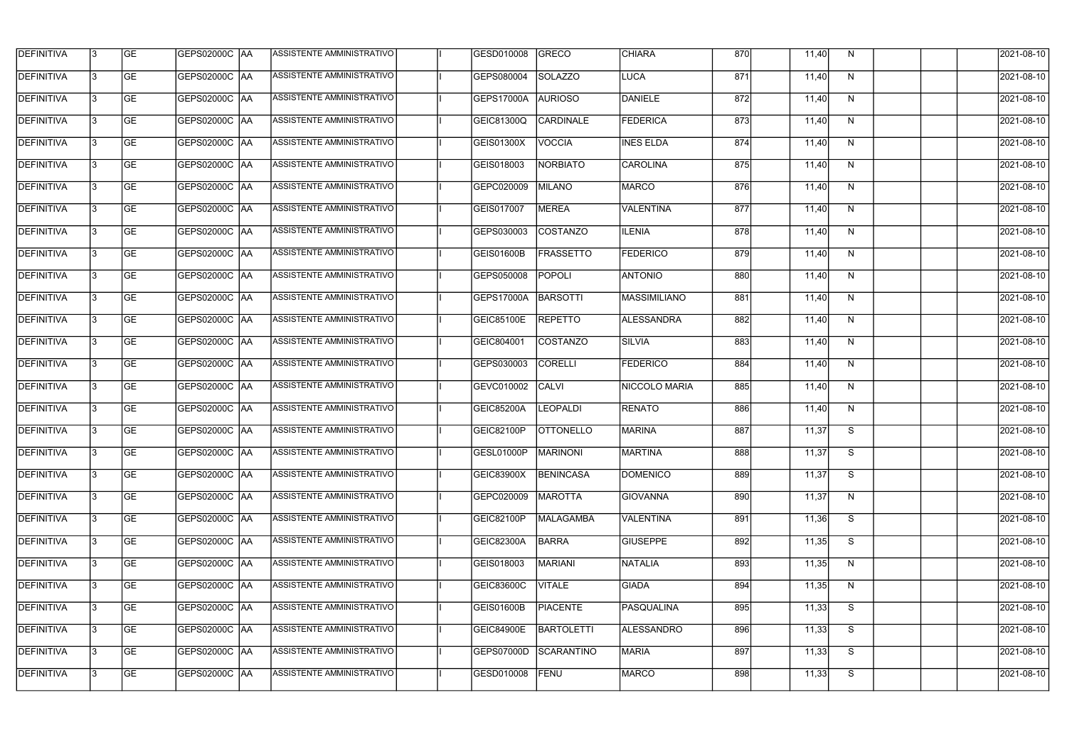| | | | | | | | | | | | | | | | | | |
|---|---|---|---|---|---|---|---|---|---|---|---|---|---|---|---|---|---|
| DEFINITIVA | 3 | GE | GEPS02000C | AA | ASSISTENTE AMMINISTRATIVO | | I | GESD010008 | GRECO | CHIARA | 870 | | 11,40 | N | | | 2021-08-10 |
| DEFINITIVA | 3 | GE | GEPS02000C | AA | ASSISTENTE AMMINISTRATIVO | | I | GEPS080004 | SOLAZZO | LUCA | 871 | | 11,40 | N | | | 2021-08-10 |
| DEFINITIVA | 3 | GE | GEPS02000C | AA | ASSISTENTE AMMINISTRATIVO | | I | GEPS17000A | AURIOSO | DANIELE | 872 | | 11,40 | N | | | 2021-08-10 |
| DEFINITIVA | 3 | GE | GEPS02000C | AA | ASSISTENTE AMMINISTRATIVO | | I | GEIC81300Q | CARDINALE | FEDERICA | 873 | | 11,40 | N | | | 2021-08-10 |
| DEFINITIVA | 3 | GE | GEPS02000C | AA | ASSISTENTE AMMINISTRATIVO | | I | GEIS01300X | VOCCIA | INES ELDA | 874 | | 11,40 | N | | | 2021-08-10 |
| DEFINITIVA | 3 | GE | GEPS02000C | AA | ASSISTENTE AMMINISTRATIVO | | I | GEIS018003 | NORBIATO | CAROLINA | 875 | | 11,40 | N | | | 2021-08-10 |
| DEFINITIVA | 3 | GE | GEPS02000C | AA | ASSISTENTE AMMINISTRATIVO | | I | GEPC020009 | MILANO | MARCO | 876 | | 11,40 | N | | | 2021-08-10 |
| DEFINITIVA | 3 | GE | GEPS02000C | AA | ASSISTENTE AMMINISTRATIVO | | I | GEIS017007 | MEREA | VALENTINA | 877 | | 11,40 | N | | | 2021-08-10 |
| DEFINITIVA | 3 | GE | GEPS02000C | AA | ASSISTENTE AMMINISTRATIVO | | I | GEPS030003 | COSTANZO | ILENIA | 878 | | 11,40 | N | | | 2021-08-10 |
| DEFINITIVA | 3 | GE | GEPS02000C | AA | ASSISTENTE AMMINISTRATIVO | | I | GEIS01600B | FRASSETTO | FEDERICO | 879 | | 11,40 | N | | | 2021-08-10 |
| DEFINITIVA | 3 | GE | GEPS02000C | AA | ASSISTENTE AMMINISTRATIVO | | I | GEPS050008 | POPOLI | ANTONIO | 880 | | 11,40 | N | | | 2021-08-10 |
| DEFINITIVA | 3 | GE | GEPS02000C | AA | ASSISTENTE AMMINISTRATIVO | | I | GEPS17000A | BARSOTTI | MASSIMILIANO | 881 | | 11,40 | N | | | 2021-08-10 |
| DEFINITIVA | 3 | GE | GEPS02000C | AA | ASSISTENTE AMMINISTRATIVO | | I | GEIC85100E | REPETTO | ALESSANDRA | 882 | | 11,40 | N | | | 2021-08-10 |
| DEFINITIVA | 3 | GE | GEPS02000C | AA | ASSISTENTE AMMINISTRATIVO | | I | GEIC804001 | COSTANZO | SILVIA | 883 | | 11,40 | N | | | 2021-08-10 |
| DEFINITIVA | 3 | GE | GEPS02000C | AA | ASSISTENTE AMMINISTRATIVO | | I | GEPS030003 | CORELLI | FEDERICO | 884 | | 11,40 | N | | | 2021-08-10 |
| DEFINITIVA | 3 | GE | GEPS02000C | AA | ASSISTENTE AMMINISTRATIVO | | I | GEVC010002 | CALVI | NICCOLO MARIA | 885 | | 11,40 | N | | | 2021-08-10 |
| DEFINITIVA | 3 | GE | GEPS02000C | AA | ASSISTENTE AMMINISTRATIVO | | I | GEIC85200A | LEOPALDI | RENATO | 886 | | 11,40 | N | | | 2021-08-10 |
| DEFINITIVA | 3 | GE | GEPS02000C | AA | ASSISTENTE AMMINISTRATIVO | | I | GEIC82100P | OTTONELLO | MARINA | 887 | | 11,37 | S | | | 2021-08-10 |
| DEFINITIVA | 3 | GE | GEPS02000C | AA | ASSISTENTE AMMINISTRATIVO | | I | GESL01000P | MARINONI | MARTINA | 888 | | 11,37 | S | | | 2021-08-10 |
| DEFINITIVA | 3 | GE | GEPS02000C | AA | ASSISTENTE AMMINISTRATIVO | | I | GEIC83900X | BENINCASA | DOMENICO | 889 | | 11,37 | S | | | 2021-08-10 |
| DEFINITIVA | 3 | GE | GEPS02000C | AA | ASSISTENTE AMMINISTRATIVO | | I | GEPC020009 | MAROTTA | GIOVANNA | 890 | | 11,37 | N | | | 2021-08-10 |
| DEFINITIVA | 3 | GE | GEPS02000C | AA | ASSISTENTE AMMINISTRATIVO | | I | GEIC82100P | MALAGAMBA | VALENTINA | 891 | | 11,36 | S | | | 2021-08-10 |
| DEFINITIVA | 3 | GE | GEPS02000C | AA | ASSISTENTE AMMINISTRATIVO | | I | GEIC82300A | BARRA | GIUSEPPE | 892 | | 11,35 | S | | | 2021-08-10 |
| DEFINITIVA | 3 | GE | GEPS02000C | AA | ASSISTENTE AMMINISTRATIVO | | I | GEIS018003 | MARIANI | NATALIA | 893 | | 11,35 | N | | | 2021-08-10 |
| DEFINITIVA | 3 | GE | GEPS02000C | AA | ASSISTENTE AMMINISTRATIVO | | I | GEIC83600C | VITALE | GIADA | 894 | | 11,35 | N | | | 2021-08-10 |
| DEFINITIVA | 3 | GE | GEPS02000C | AA | ASSISTENTE AMMINISTRATIVO | | I | GEIS01600B | PIACENTE | PASQUALINA | 895 | | 11,33 | S | | | 2021-08-10 |
| DEFINITIVA | 3 | GE | GEPS02000C | AA | ASSISTENTE AMMINISTRATIVO | | I | GEIC84900E | BARTOLETTI | ALESSANDRO | 896 | | 11,33 | S | | | 2021-08-10 |
| DEFINITIVA | 3 | GE | GEPS02000C | AA | ASSISTENTE AMMINISTRATIVO | | I | GEPS07000D | SCARANTINO | MARIA | 897 | | 11,33 | S | | | 2021-08-10 |
| DEFINITIVA | 3 | GE | GEPS02000C | AA | ASSISTENTE AMMINISTRATIVO | | I | GESD010008 | FENU | MARCO | 898 | | 11,33 | S | | | 2021-08-10 |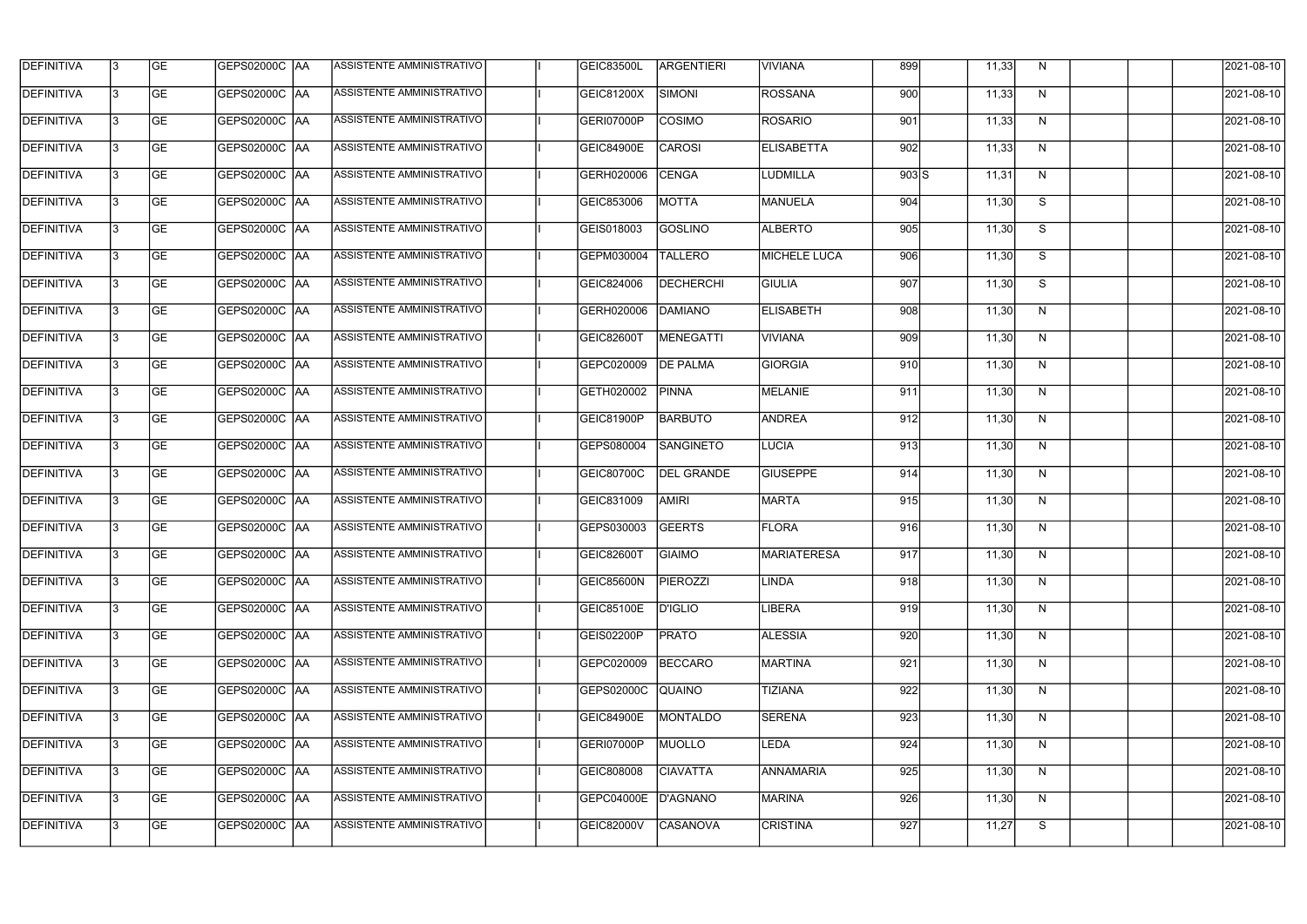| DEFINITIVA | 3 | GE | GEPS02000C | AA | ASSISTENTE AMMINISTRATIVO | | I | GEIC83500L | ARGENTIERI | VIVIANA | 899 | | 11,33 | N | | | | 2021-08-10 |
|---|---|---|---|---|---|---|---|---|---|---|---|---|---|---|---|---|---|---|
| DEFINITIVA | 3 | GE | GEPS02000C | AA | ASSISTENTE AMMINISTRATIVO | | I | GEIC81200X | SIMONI | ROSSANA | 900 | | 11,33 | N | | | | 2021-08-10 |
| DEFINITIVA | 3 | GE | GEPS02000C | AA | ASSISTENTE AMMINISTRATIVO | | I | GERI07000P | COSIMO | ROSARIO | 901 | | 11,33 | N | | | | 2021-08-10 |
| DEFINITIVA | 3 | GE | GEPS02000C | AA | ASSISTENTE AMMINISTRATIVO | | I | GEIC84900E | CAROSI | ELISABETTA | 902 | | 11,33 | N | | | | 2021-08-10 |
| DEFINITIVA | 3 | GE | GEPS02000C | AA | ASSISTENTE AMMINISTRATIVO | | I | GERH020006 | CENGA | LUDMILLA | 903 | S | 11,31 | N | | | | 2021-08-10 |
| DEFINITIVA | 3 | GE | GEPS02000C | AA | ASSISTENTE AMMINISTRATIVO | | I | GEIC853006 | MOTTA | MANUELA | 904 | | 11,30 | S | | | | 2021-08-10 |
| DEFINITIVA | 3 | GE | GEPS02000C | AA | ASSISTENTE AMMINISTRATIVO | | I | GEIS018003 | GOSLINO | ALBERTO | 905 | | 11,30 | S | | | | 2021-08-10 |
| DEFINITIVA | 3 | GE | GEPS02000C | AA | ASSISTENTE AMMINISTRATIVO | | I | GEPM030004 | TALLERO | MICHELE LUCA | 906 | | 11,30 | S | | | | 2021-08-10 |
| DEFINITIVA | 3 | GE | GEPS02000C | AA | ASSISTENTE AMMINISTRATIVO | | I | GEIC824006 | DECHERCHI | GIULIA | 907 | | 11,30 | S | | | | 2021-08-10 |
| DEFINITIVA | 3 | GE | GEPS02000C | AA | ASSISTENTE AMMINISTRATIVO | | I | GERH020006 | DAMIANO | ELISABETH | 908 | | 11,30 | N | | | | 2021-08-10 |
| DEFINITIVA | 3 | GE | GEPS02000C | AA | ASSISTENTE AMMINISTRATIVO | | I | GEIC82600T | MENEGATTI | VIVIANA | 909 | | 11,30 | N | | | | 2021-08-10 |
| DEFINITIVA | 3 | GE | GEPS02000C | AA | ASSISTENTE AMMINISTRATIVO | | I | GEPC020009 | DE PALMA | GIORGIA | 910 | | 11,30 | N | | | | 2021-08-10 |
| DEFINITIVA | 3 | GE | GEPS02000C | AA | ASSISTENTE AMMINISTRATIVO | | I | GETH020002 | PINNA | MELANIE | 911 | | 11,30 | N | | | | 2021-08-10 |
| DEFINITIVA | 3 | GE | GEPS02000C | AA | ASSISTENTE AMMINISTRATIVO | | I | GEIC81900P | BARBUTO | ANDREA | 912 | | 11,30 | N | | | | 2021-08-10 |
| DEFINITIVA | 3 | GE | GEPS02000C | AA | ASSISTENTE AMMINISTRATIVO | | I | GEPS080004 | SANGINETO | LUCIA | 913 | | 11,30 | N | | | | 2021-08-10 |
| DEFINITIVA | 3 | GE | GEPS02000C | AA | ASSISTENTE AMMINISTRATIVO | | I | GEIC80700C | DEL GRANDE | GIUSEPPE | 914 | | 11,30 | N | | | | 2021-08-10 |
| DEFINITIVA | 3 | GE | GEPS02000C | AA | ASSISTENTE AMMINISTRATIVO | | I | GEIC831009 | AMIRI | MARTA | 915 | | 11,30 | N | | | | 2021-08-10 |
| DEFINITIVA | 3 | GE | GEPS02000C | AA | ASSISTENTE AMMINISTRATIVO | | I | GEPS030003 | GEERTS | FLORA | 916 | | 11,30 | N | | | | 2021-08-10 |
| DEFINITIVA | 3 | GE | GEPS02000C | AA | ASSISTENTE AMMINISTRATIVO | | I | GEIC82600T | GIAIMO | MARIATERESA | 917 | | 11,30 | N | | | | 2021-08-10 |
| DEFINITIVA | 3 | GE | GEPS02000C | AA | ASSISTENTE AMMINISTRATIVO | | I | GEIC85600N | PIEROZZI | LINDA | 918 | | 11,30 | N | | | | 2021-08-10 |
| DEFINITIVA | 3 | GE | GEPS02000C | AA | ASSISTENTE AMMINISTRATIVO | | I | GEIC85100E | D'IGLIO | LIBERA | 919 | | 11,30 | N | | | | 2021-08-10 |
| DEFINITIVA | 3 | GE | GEPS02000C | AA | ASSISTENTE AMMINISTRATIVO | | I | GEIS02200P | PRATO | ALESSIA | 920 | | 11,30 | N | | | | 2021-08-10 |
| DEFINITIVA | 3 | GE | GEPS02000C | AA | ASSISTENTE AMMINISTRATIVO | | I | GEPC020009 | BECCARO | MARTINA | 921 | | 11,30 | N | | | | 2021-08-10 |
| DEFINITIVA | 3 | GE | GEPS02000C | AA | ASSISTENTE AMMINISTRATIVO | | I | GEPS02000C | QUAINO | TIZIANA | 922 | | 11,30 | N | | | | 2021-08-10 |
| DEFINITIVA | 3 | GE | GEPS02000C | AA | ASSISTENTE AMMINISTRATIVO | | I | GEIC84900E | MONTALDO | SERENA | 923 | | 11,30 | N | | | | 2021-08-10 |
| DEFINITIVA | 3 | GE | GEPS02000C | AA | ASSISTENTE AMMINISTRATIVO | | I | GERI07000P | MUOLLO | LEDA | 924 | | 11,30 | N | | | | 2021-08-10 |
| DEFINITIVA | 3 | GE | GEPS02000C | AA | ASSISTENTE AMMINISTRATIVO | | I | GEIC808008 | CIAVATTA | ANNAMARIA | 925 | | 11,30 | N | | | | 2021-08-10 |
| DEFINITIVA | 3 | GE | GEPS02000C | AA | ASSISTENTE AMMINISTRATIVO | | I | GEPC04000E | D'AGNANO | MARINA | 926 | | 11,30 | N | | | | 2021-08-10 |
| DEFINITIVA | 3 | GE | GEPS02000C | AA | ASSISTENTE AMMINISTRATIVO | | I | GEIC82000V | CASANOVA | CRISTINA | 927 | | 11,27 | S | | | | 2021-08-10 |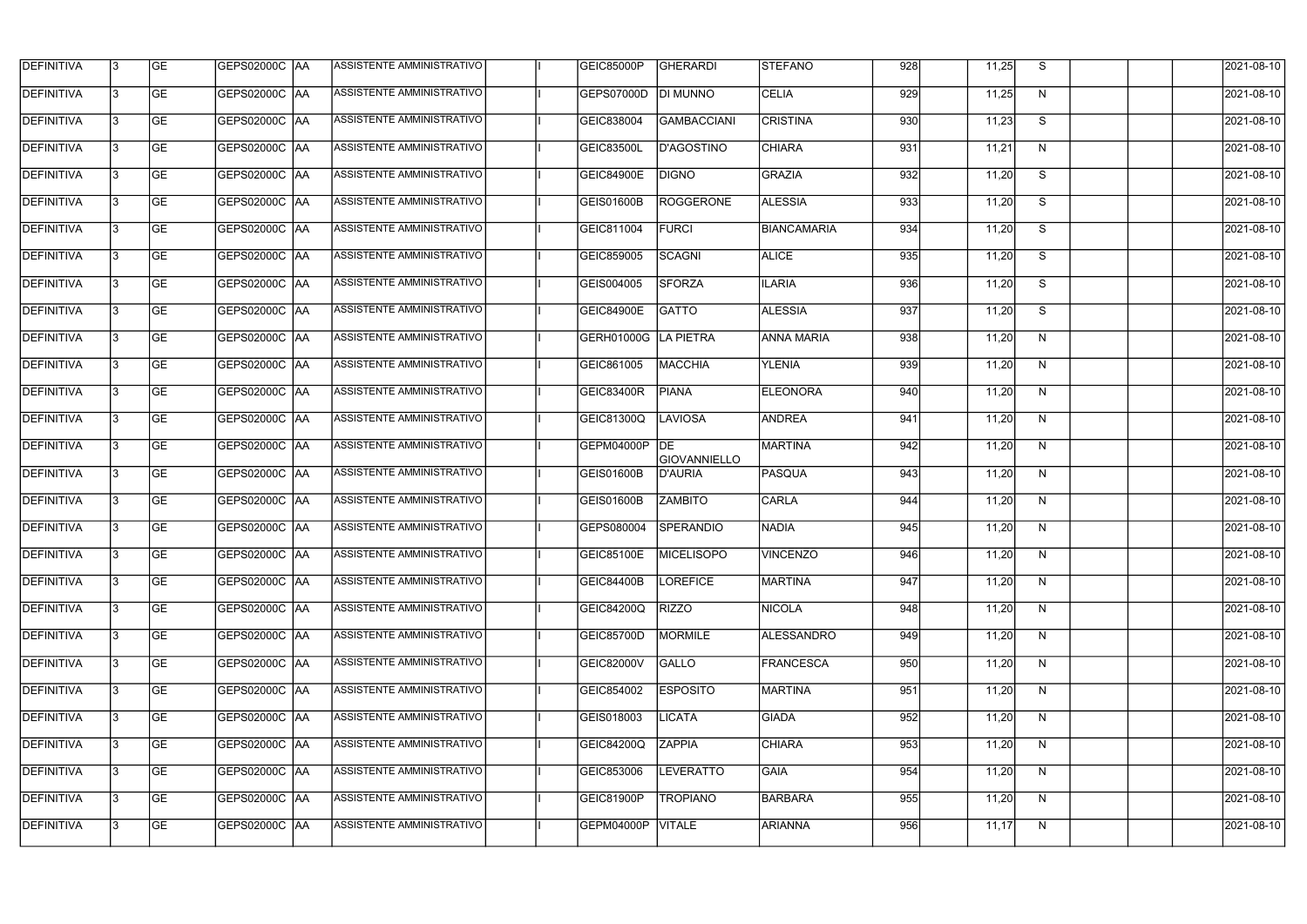| DEFINITIVA | 3 | GE | GEPS02000C | AA | ASSISTENTE AMMINISTRATIVO | | I | GEIC85000P | GHERARDI | STEFANO | 928 | | 11,25 | S | | | | 2021-08-10 |
|---|---|---|---|---|---|---|---|---|---|---|---|---|---|---|---|---|---|---|
| DEFINITIVA | 3 | GE | GEPS02000C | AA | ASSISTENTE AMMINISTRATIVO | | I | GEPS07000D | DI MUNNO | CELIA | 929 | | 11,25 | N | | | | 2021-08-10 |
| DEFINITIVA | 3 | GE | GEPS02000C | AA | ASSISTENTE AMMINISTRATIVO | | I | GEIC838004 | GAMBACCIANI | CRISTINA | 930 | | 11,23 | S | | | | 2021-08-10 |
| DEFINITIVA | 3 | GE | GEPS02000C | AA | ASSISTENTE AMMINISTRATIVO | | I | GEIC83500L | D'AGOSTINO | CHIARA | 931 | | 11,21 | N | | | | 2021-08-10 |
| DEFINITIVA | 3 | GE | GEPS02000C | AA | ASSISTENTE AMMINISTRATIVO | | I | GEIC84900E | DIGNO | GRAZIA | 932 | | 11,20 | S | | | | 2021-08-10 |
| DEFINITIVA | 3 | GE | GEPS02000C | AA | ASSISTENTE AMMINISTRATIVO | | I | GEIS01600B | ROGGERONE | ALESSIA | 933 | | 11,20 | S | | | | 2021-08-10 |
| DEFINITIVA | 3 | GE | GEPS02000C | AA | ASSISTENTE AMMINISTRATIVO | | I | GEIC811004 | FURCI | BIANCAMARIA | 934 | | 11,20 | S | | | | 2021-08-10 |
| DEFINITIVA | 3 | GE | GEPS02000C | AA | ASSISTENTE AMMINISTRATIVO | | I | GEIC859005 | SCAGNI | ALICE | 935 | | 11,20 | S | | | | 2021-08-10 |
| DEFINITIVA | 3 | GE | GEPS02000C | AA | ASSISTENTE AMMINISTRATIVO | | I | GEIS004005 | SFORZA | ILARIA | 936 | | 11,20 | S | | | | 2021-08-10 |
| DEFINITIVA | 3 | GE | GEPS02000C | AA | ASSISTENTE AMMINISTRATIVO | | I | GEIC84900E | GATTO | ALESSIA | 937 | | 11,20 | S | | | | 2021-08-10 |
| DEFINITIVA | 3 | GE | GEPS02000C | AA | ASSISTENTE AMMINISTRATIVO | | I | GERH01000G | LA PIETRA | ANNA MARIA | 938 | | 11,20 | N | | | | 2021-08-10 |
| DEFINITIVA | 3 | GE | GEPS02000C | AA | ASSISTENTE AMMINISTRATIVO | | I | GEIC861005 | MACCHIA | YLENIA | 939 | | 11,20 | N | | | | 2021-08-10 |
| DEFINITIVA | 3 | GE | GEPS02000C | AA | ASSISTENTE AMMINISTRATIVO | | I | GEIC83400R | PIANA | ELEONORA | 940 | | 11,20 | N | | | | 2021-08-10 |
| DEFINITIVA | 3 | GE | GEPS02000C | AA | ASSISTENTE AMMINISTRATIVO | | I | GEIC81300Q | LAVIOSA | ANDREA | 941 | | 11,20 | N | | | | 2021-08-10 |
| DEFINITIVA | 3 | GE | GEPS02000C | AA | ASSISTENTE AMMINISTRATIVO | | I | GEPM04000P | DE GIOVANNIELLO | MARTINA | 942 | | 11,20 | N | | | | 2021-08-10 |
| DEFINITIVA | 3 | GE | GEPS02000C | AA | ASSISTENTE AMMINISTRATIVO | | I | GEIS01600B | D'AURIA | PASQUA | 943 | | 11,20 | N | | | | 2021-08-10 |
| DEFINITIVA | 3 | GE | GEPS02000C | AA | ASSISTENTE AMMINISTRATIVO | | I | GEIS01600B | ZAMBITO | CARLA | 944 | | 11,20 | N | | | | 2021-08-10 |
| DEFINITIVA | 3 | GE | GEPS02000C | AA | ASSISTENTE AMMINISTRATIVO | | I | GEPS080004 | SPERANDIO | NADIA | 945 | | 11,20 | N | | | | 2021-08-10 |
| DEFINITIVA | 3 | GE | GEPS02000C | AA | ASSISTENTE AMMINISTRATIVO | | I | GEIC85100E | MICELISOPO | VINCENZO | 946 | | 11,20 | N | | | | 2021-08-10 |
| DEFINITIVA | 3 | GE | GEPS02000C | AA | ASSISTENTE AMMINISTRATIVO | | I | GEIC84400B | LOREFICE | MARTINA | 947 | | 11,20 | N | | | | 2021-08-10 |
| DEFINITIVA | 3 | GE | GEPS02000C | AA | ASSISTENTE AMMINISTRATIVO | | I | GEIC84200Q | RIZZO | NICOLA | 948 | | 11,20 | N | | | | 2021-08-10 |
| DEFINITIVA | 3 | GE | GEPS02000C | AA | ASSISTENTE AMMINISTRATIVO | | I | GEIC85700D | MORMILE | ALESSANDRO | 949 | | 11,20 | N | | | | 2021-08-10 |
| DEFINITIVA | 3 | GE | GEPS02000C | AA | ASSISTENTE AMMINISTRATIVO | | I | GEIC82000V | GALLO | FRANCESCA | 950 | | 11,20 | N | | | | 2021-08-10 |
| DEFINITIVA | 3 | GE | GEPS02000C | AA | ASSISTENTE AMMINISTRATIVO | | I | GEIC854002 | ESPOSITO | MARTINA | 951 | | 11,20 | N | | | | 2021-08-10 |
| DEFINITIVA | 3 | GE | GEPS02000C | AA | ASSISTENTE AMMINISTRATIVO | | I | GEIS018003 | LICATA | GIADA | 952 | | 11,20 | N | | | | 2021-08-10 |
| DEFINITIVA | 3 | GE | GEPS02000C | AA | ASSISTENTE AMMINISTRATIVO | | I | GEIC84200Q | ZAPPIA | CHIARA | 953 | | 11,20 | N | | | | 2021-08-10 |
| DEFINITIVA | 3 | GE | GEPS02000C | AA | ASSISTENTE AMMINISTRATIVO | | I | GEIC853006 | LEVERATTO | GAIA | 954 | | 11,20 | N | | | | 2021-08-10 |
| DEFINITIVA | 3 | GE | GEPS02000C | AA | ASSISTENTE AMMINISTRATIVO | | I | GEIC81900P | TROPIANO | BARBARA | 955 | | 11,20 | N | | | | 2021-08-10 |
| DEFINITIVA | 3 | GE | GEPS02000C | AA | ASSISTENTE AMMINISTRATIVO | | I | GEPM04000P | VITALE | ARIANNA | 956 | | 11,17 | N | | | | 2021-08-10 |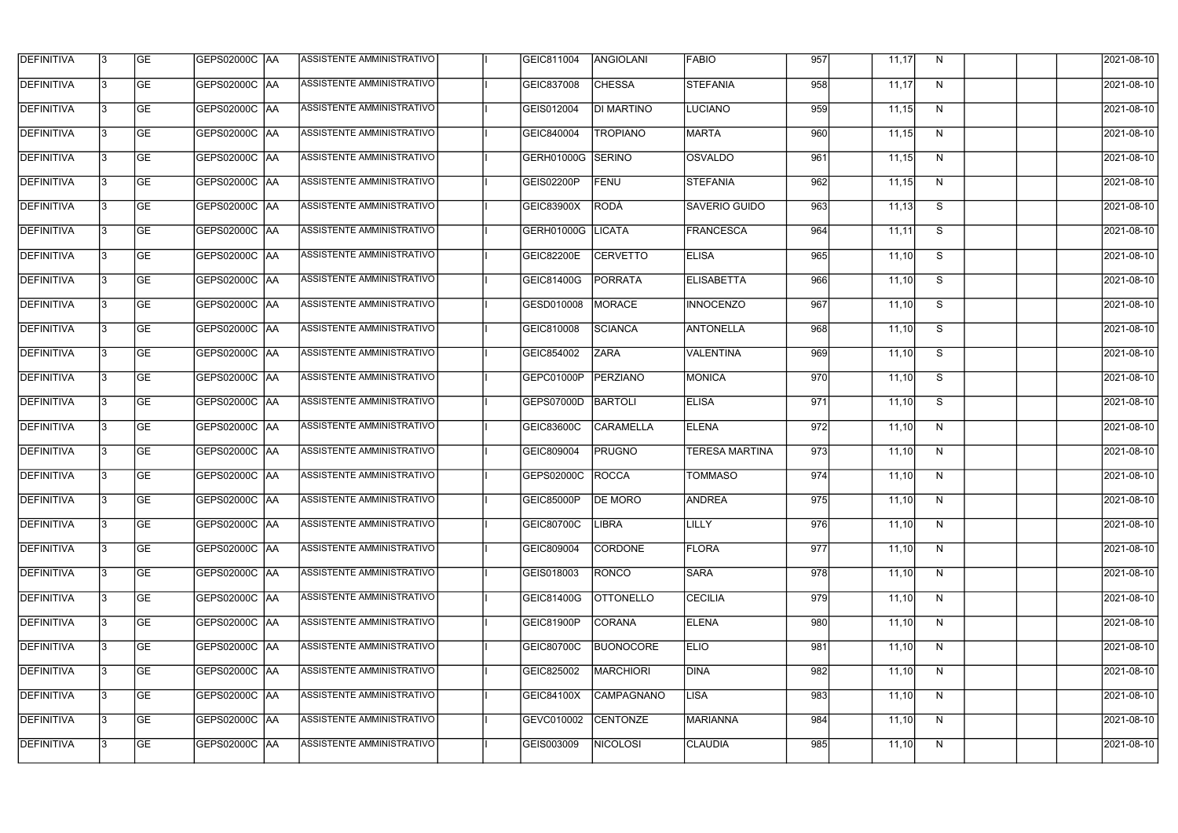| | | | | | | | | | | | | | | | | | | |
|---|---|---|---|---|---|---|---|---|---|---|---|---|---|---|---|---|---|---|
| DEFINITIVA | 3 | GE | GEPS02000C | AA | ASSISTENTE AMMINISTRATIVO | | I | GEIC811004 | ANGIOLANI | FABIO | 957 | | 11,17 | N | | | | 2021-08-10 |
| DEFINITIVA | 3 | GE | GEPS02000C | AA | ASSISTENTE AMMINISTRATIVO | | I | GEIC837008 | CHESSA | STEFANIA | 958 | | 11,17 | N | | | | 2021-08-10 |
| DEFINITIVA | 3 | GE | GEPS02000C | AA | ASSISTENTE AMMINISTRATIVO | | I | GEIS012004 | DI MARTINO | LUCIANO | 959 | | 11,15 | N | | | | 2021-08-10 |
| DEFINITIVA | 3 | GE | GEPS02000C | AA | ASSISTENTE AMMINISTRATIVO | | I | GEIC840004 | TROPIANO | MARTA | 960 | | 11,15 | N | | | | 2021-08-10 |
| DEFINITIVA | 3 | GE | GEPS02000C | AA | ASSISTENTE AMMINISTRATIVO | | I | GERH01000G | SERINO | OSVALDO | 961 | | 11,15 | N | | | | 2021-08-10 |
| DEFINITIVA | 3 | GE | GEPS02000C | AA | ASSISTENTE AMMINISTRATIVO | | I | GEIS02200P | FENU | STEFANIA | 962 | | 11,15 | N | | | | 2021-08-10 |
| DEFINITIVA | 3 | GE | GEPS02000C | AA | ASSISTENTE AMMINISTRATIVO | | I | GEIC83900X | RODÀ | SAVERIO GUIDO | 963 | | 11,13 | S | | | | 2021-08-10 |
| DEFINITIVA | 3 | GE | GEPS02000C | AA | ASSISTENTE AMMINISTRATIVO | | I | GERH01000G | LICATA | FRANCESCA | 964 | | 11,11 | S | | | | 2021-08-10 |
| DEFINITIVA | 3 | GE | GEPS02000C | AA | ASSISTENTE AMMINISTRATIVO | | I | GEIC82200E | CERVETTO | ELISA | 965 | | 11,10 | S | | | | 2021-08-10 |
| DEFINITIVA | 3 | GE | GEPS02000C | AA | ASSISTENTE AMMINISTRATIVO | | I | GEIC81400G | PORRATA | ELISABETTA | 966 | | 11,10 | S | | | | 2021-08-10 |
| DEFINITIVA | 3 | GE | GEPS02000C | AA | ASSISTENTE AMMINISTRATIVO | | I | GESD010008 | MORACE | INNOCENZO | 967 | | 11,10 | S | | | | 2021-08-10 |
| DEFINITIVA | 3 | GE | GEPS02000C | AA | ASSISTENTE AMMINISTRATIVO | | I | GEIC810008 | SCIANCA | ANTONELLA | 968 | | 11,10 | S | | | | 2021-08-10 |
| DEFINITIVA | 3 | GE | GEPS02000C | AA | ASSISTENTE AMMINISTRATIVO | | I | GEIC854002 | ZARA | VALENTINA | 969 | | 11,10 | S | | | | 2021-08-10 |
| DEFINITIVA | 3 | GE | GEPS02000C | AA | ASSISTENTE AMMINISTRATIVO | | I | GEPC01000P | PERZIANO | MONICA | 970 | | 11,10 | S | | | | 2021-08-10 |
| DEFINITIVA | 3 | GE | GEPS02000C | AA | ASSISTENTE AMMINISTRATIVO | | I | GEPS07000D | BARTOLI | ELISA | 971 | | 11,10 | S | | | | 2021-08-10 |
| DEFINITIVA | 3 | GE | GEPS02000C | AA | ASSISTENTE AMMINISTRATIVO | | I | GEIC83600C | CARAMELLA | ELENA | 972 | | 11,10 | N | | | | 2021-08-10 |
| DEFINITIVA | 3 | GE | GEPS02000C | AA | ASSISTENTE AMMINISTRATIVO | | I | GEIC809004 | PRUGNO | TERESA MARTINA | 973 | | 11,10 | N | | | | 2021-08-10 |
| DEFINITIVA | 3 | GE | GEPS02000C | AA | ASSISTENTE AMMINISTRATIVO | | I | GEPS02000C | ROCCA | TOMMASO | 974 | | 11,10 | N | | | | 2021-08-10 |
| DEFINITIVA | 3 | GE | GEPS02000C | AA | ASSISTENTE AMMINISTRATIVO | | I | GEIC85000P | DE MORO | ANDREA | 975 | | 11,10 | N | | | | 2021-08-10 |
| DEFINITIVA | 3 | GE | GEPS02000C | AA | ASSISTENTE AMMINISTRATIVO | | I | GEIC80700C | LIBRA | LILLY | 976 | | 11,10 | N | | | | 2021-08-10 |
| DEFINITIVA | 3 | GE | GEPS02000C | AA | ASSISTENTE AMMINISTRATIVO | | I | GEIC809004 | CORDONE | FLORA | 977 | | 11,10 | N | | | | 2021-08-10 |
| DEFINITIVA | 3 | GE | GEPS02000C | AA | ASSISTENTE AMMINISTRATIVO | | I | GEIS018003 | RONCO | SARA | 978 | | 11,10 | N | | | | 2021-08-10 |
| DEFINITIVA | 3 | GE | GEPS02000C | AA | ASSISTENTE AMMINISTRATIVO | | I | GEIC81400G | OTTONELLO | CECILIA | 979 | | 11,10 | N | | | | 2021-08-10 |
| DEFINITIVA | 3 | GE | GEPS02000C | AA | ASSISTENTE AMMINISTRATIVO | | I | GEIC81900P | CORANA | ELENA | 980 | | 11,10 | N | | | | 2021-08-10 |
| DEFINITIVA | 3 | GE | GEPS02000C | AA | ASSISTENTE AMMINISTRATIVO | | I | GEIC80700C | BUONOCORE | ELIO | 981 | | 11,10 | N | | | | 2021-08-10 |
| DEFINITIVA | 3 | GE | GEPS02000C | AA | ASSISTENTE AMMINISTRATIVO | | I | GEIC825002 | MARCHIORI | DINA | 982 | | 11,10 | N | | | | 2021-08-10 |
| DEFINITIVA | 3 | GE | GEPS02000C | AA | ASSISTENTE AMMINISTRATIVO | | I | GEIC84100X | CAMPAGNANO | LISA | 983 | | 11,10 | N | | | | 2021-08-10 |
| DEFINITIVA | 3 | GE | GEPS02000C | AA | ASSISTENTE AMMINISTRATIVO | | I | GEVC010002 | CENTONZE | MARIANNA | 984 | | 11,10 | N | | | | 2021-08-10 |
| DEFINITIVA | 3 | GE | GEPS02000C | AA | ASSISTENTE AMMINISTRATIVO | | I | GEIS003009 | NICOLOSI | CLAUDIA | 985 | | 11,10 | N | | | | 2021-08-10 |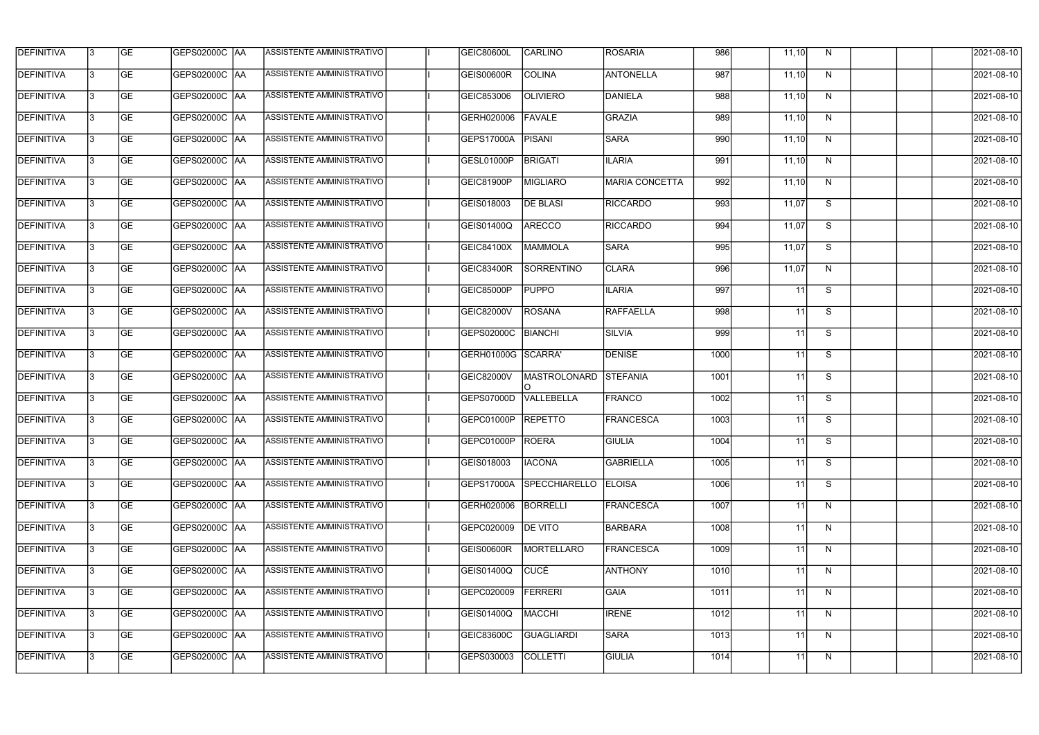| | | | | | | | | | | | | | | | | | | |
|---|---|---|---|---|---|---|---|---|---|---|---|---|---|---|---|---|---|---|
| DEFINITIVA | 3 | GE | GEPS02000C | AA | ASSISTENTE AMMINISTRATIVO | | I | GEIC80600L | CARLINO | ROSARIA | 986 | | 11,10 | N | | | | 2021-08-10 |
| DEFINITIVA | 3 | GE | GEPS02000C | AA | ASSISTENTE AMMINISTRATIVO | | I | GEIS00600R | COLINA | ANTONELLA | 987 | | 11,10 | N | | | | 2021-08-10 |
| DEFINITIVA | 3 | GE | GEPS02000C | AA | ASSISTENTE AMMINISTRATIVO | | I | GEIC853006 | OLIVIERO | DANIELA | 988 | | 11,10 | N | | | | 2021-08-10 |
| DEFINITIVA | 3 | GE | GEPS02000C | AA | ASSISTENTE AMMINISTRATIVO | | I | GERH020006 | FAVALE | GRAZIA | 989 | | 11,10 | N | | | | 2021-08-10 |
| DEFINITIVA | 3 | GE | GEPS02000C | AA | ASSISTENTE AMMINISTRATIVO | | I | GEPS17000A | PISANI | SARA | 990 | | 11,10 | N | | | | 2021-08-10 |
| DEFINITIVA | 3 | GE | GEPS02000C | AA | ASSISTENTE AMMINISTRATIVO | | I | GESL01000P | BRIGATI | ILARIA | 991 | | 11,10 | N | | | | 2021-08-10 |
| DEFINITIVA | 3 | GE | GEPS02000C | AA | ASSISTENTE AMMINISTRATIVO | | I | GEIC81900P | MIGLIARO | MARIA CONCETTA | 992 | | 11,10 | N | | | | 2021-08-10 |
| DEFINITIVA | 3 | GE | GEPS02000C | AA | ASSISTENTE AMMINISTRATIVO | | I | GEIS018003 | DE BLASI | RICCARDO | 993 | | 11,07 | S | | | | 2021-08-10 |
| DEFINITIVA | 3 | GE | GEPS02000C | AA | ASSISTENTE AMMINISTRATIVO | | I | GEIS01400Q | ARECCO | RICCARDO | 994 | | 11,07 | S | | | | 2021-08-10 |
| DEFINITIVA | 3 | GE | GEPS02000C | AA | ASSISTENTE AMMINISTRATIVO | | I | GEIC84100X | MAMMOLA | SARA | 995 | | 11,07 | S | | | | 2021-08-10 |
| DEFINITIVA | 3 | GE | GEPS02000C | AA | ASSISTENTE AMMINISTRATIVO | | I | GEIC83400R | SORRENTINO | CLARA | 996 | | 11,07 | N | | | | 2021-08-10 |
| DEFINITIVA | 3 | GE | GEPS02000C | AA | ASSISTENTE AMMINISTRATIVO | | I | GEIC85000P | PUPPO | ILARIA | 997 | | 11 | S | | | | 2021-08-10 |
| DEFINITIVA | 3 | GE | GEPS02000C | AA | ASSISTENTE AMMINISTRATIVO | | I | GEIC82000V | ROSANA | RAFFAELLA | 998 | | 11 | S | | | | 2021-08-10 |
| DEFINITIVA | 3 | GE | GEPS02000C | AA | ASSISTENTE AMMINISTRATIVO | | I | GEPS02000C | BIANCHI | SILVIA | 999 | | 11 | S | | | | 2021-08-10 |
| DEFINITIVA | 3 | GE | GEPS02000C | AA | ASSISTENTE AMMINISTRATIVO | | I | GERH01000G | SCARRA' | DENISE | 1000 | | 11 | S | | | | 2021-08-10 |
| DEFINITIVA | 3 | GE | GEPS02000C | AA | ASSISTENTE AMMINISTRATIVO | | I | GEIC82000V | MASTROLONARDO | STEFANIA | 1001 | | 11 | S | | | | 2021-08-10 |
| DEFINITIVA | 3 | GE | GEPS02000C | AA | ASSISTENTE AMMINISTRATIVO | | I | GEPS07000D | VALLEBELLA | FRANCO | 1002 | | 11 | S | | | | 2021-08-10 |
| DEFINITIVA | 3 | GE | GEPS02000C | AA | ASSISTENTE AMMINISTRATIVO | | I | GEPC01000P | REPETTO | FRANCESCA | 1003 | | 11 | S | | | | 2021-08-10 |
| DEFINITIVA | 3 | GE | GEPS02000C | AA | ASSISTENTE AMMINISTRATIVO | | I | GEPC01000P | ROERA | GIULIA | 1004 | | 11 | S | | | | 2021-08-10 |
| DEFINITIVA | 3 | GE | GEPS02000C | AA | ASSISTENTE AMMINISTRATIVO | | I | GEIS018003 | IACONA | GABRIELLA | 1005 | | 11 | S | | | | 2021-08-10 |
| DEFINITIVA | 3 | GE | GEPS02000C | AA | ASSISTENTE AMMINISTRATIVO | | I | GEPS17000A | SPECCHIARELLO | ELOISA | 1006 | | 11 | S | | | | 2021-08-10 |
| DEFINITIVA | 3 | GE | GEPS02000C | AA | ASSISTENTE AMMINISTRATIVO | | I | GERH020006 | BORRELLI | FRANCESCA | 1007 | | 11 | N | | | | 2021-08-10 |
| DEFINITIVA | 3 | GE | GEPS02000C | AA | ASSISTENTE AMMINISTRATIVO | | I | GEPC020009 | DE VITO | BARBARA | 1008 | | 11 | N | | | | 2021-08-10 |
| DEFINITIVA | 3 | GE | GEPS02000C | AA | ASSISTENTE AMMINISTRATIVO | | I | GEIS00600R | MORTELLARO | FRANCESCA | 1009 | | 11 | N | | | | 2021-08-10 |
| DEFINITIVA | 3 | GE | GEPS02000C | AA | ASSISTENTE AMMINISTRATIVO | | I | GEIS01400Q | CUCÉ | ANTHONY | 1010 | | 11 | N | | | | 2021-08-10 |
| DEFINITIVA | 3 | GE | GEPS02000C | AA | ASSISTENTE AMMINISTRATIVO | | I | GEPC020009 | FERRERI | GAIA | 1011 | | 11 | N | | | | 2021-08-10 |
| DEFINITIVA | 3 | GE | GEPS02000C | AA | ASSISTENTE AMMINISTRATIVO | | I | GEIS01400Q | MACCHI | IRENE | 1012 | | 11 | N | | | | 2021-08-10 |
| DEFINITIVA | 3 | GE | GEPS02000C | AA | ASSISTENTE AMMINISTRATIVO | | I | GEIC83600C | GUAGLIARDI | SARA | 1013 | | 11 | N | | | | 2021-08-10 |
| DEFINITIVA | 3 | GE | GEPS02000C | AA | ASSISTENTE AMMINISTRATIVO | | I | GEPS030003 | COLLETTI | GIULIA | 1014 | | 11 | N | | | | 2021-08-10 |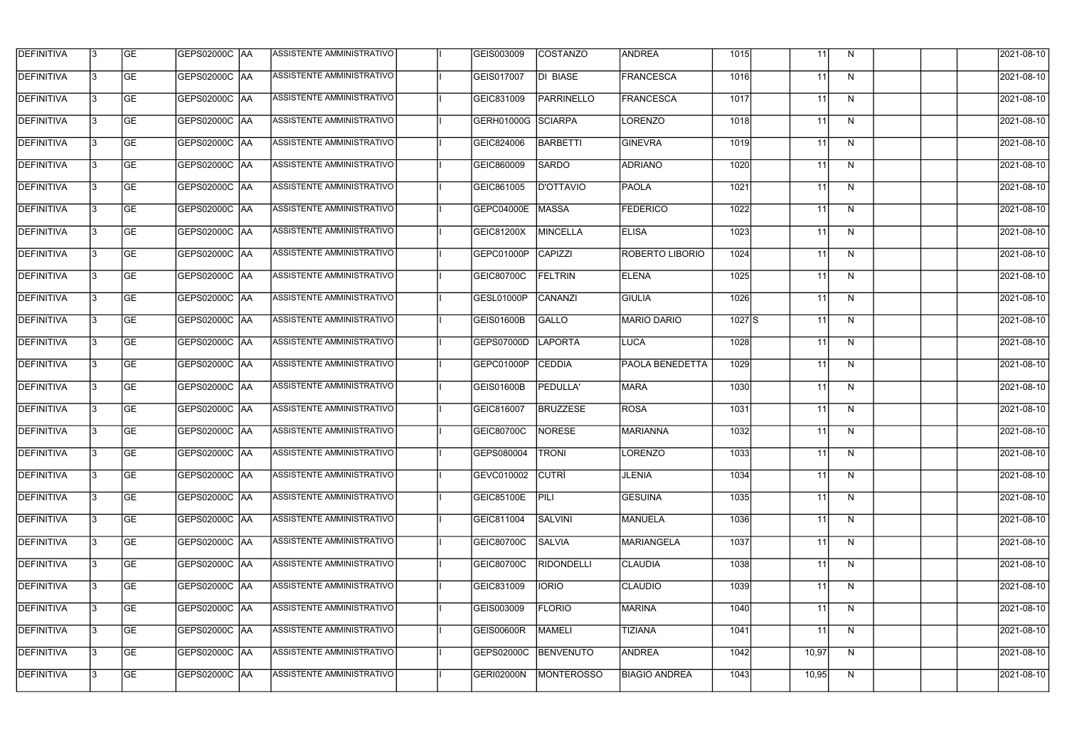| DEFINITIVA | 3 | GE | GEPS02000C | AA | ASSISTENTE AMMINISTRATIVO | | I | GEIS003009 | COSTANZO | ANDREA | 1015 | | 11 | N | | | | 2021-08-10 |
|---|---|---|---|---|---|---|---|---|---|---|---|---|---|---|---|---|---|---|
| DEFINITIVA | 3 | GE | GEPS02000C | AA | ASSISTENTE AMMINISTRATIVO | | I | GEIS017007 | DI BIASE | FRANCESCA | 1016 | | 11 | N | | | | 2021-08-10 |
| DEFINITIVA | 3 | GE | GEPS02000C | AA | ASSISTENTE AMMINISTRATIVO | | I | GEIC831009 | PARRINELLO | FRANCESCA | 1017 | | 11 | N | | | | 2021-08-10 |
| DEFINITIVA | 3 | GE | GEPS02000C | AA | ASSISTENTE AMMINISTRATIVO | | I | GERH01000G | SCIARPA | LORENZO | 1018 | | 11 | N | | | | 2021-08-10 |
| DEFINITIVA | 3 | GE | GEPS02000C | AA | ASSISTENTE AMMINISTRATIVO | | I | GEIC824006 | BARBETTI | GINEVRA | 1019 | | 11 | N | | | | 2021-08-10 |
| DEFINITIVA | 3 | GE | GEPS02000C | AA | ASSISTENTE AMMINISTRATIVO | | I | GEIC860009 | SARDO | ADRIANO | 1020 | | 11 | N | | | | 2021-08-10 |
| DEFINITIVA | 3 | GE | GEPS02000C | AA | ASSISTENTE AMMINISTRATIVO | | I | GEIC861005 | D'OTTAVIO | PAOLA | 1021 | | 11 | N | | | | 2021-08-10 |
| DEFINITIVA | 3 | GE | GEPS02000C | AA | ASSISTENTE AMMINISTRATIVO | | I | GEPC04000E | MASSA | FEDERICO | 1022 | | 11 | N | | | | 2021-08-10 |
| DEFINITIVA | 3 | GE | GEPS02000C | AA | ASSISTENTE AMMINISTRATIVO | | I | GEIC81200X | MINCELLA | ELISA | 1023 | | 11 | N | | | | 2021-08-10 |
| DEFINITIVA | 3 | GE | GEPS02000C | AA | ASSISTENTE AMMINISTRATIVO | | I | GEPC01000P | CAPIZZI | ROBERTO LIBORIO | 1024 | | 11 | N | | | | 2021-08-10 |
| DEFINITIVA | 3 | GE | GEPS02000C | AA | ASSISTENTE AMMINISTRATIVO | | I | GEIC80700C | FELTRIN | ELENA | 1025 | | 11 | N | | | | 2021-08-10 |
| DEFINITIVA | 3 | GE | GEPS02000C | AA | ASSISTENTE AMMINISTRATIVO | | I | GESL01000P | CANANZI | GIULIA | 1026 | | 11 | N | | | | 2021-08-10 |
| DEFINITIVA | 3 | GE | GEPS02000C | AA | ASSISTENTE AMMINISTRATIVO | | I | GEIS01600B | GALLO | MARIO DARIO | 1027 | S | 11 | N | | | | 2021-08-10 |
| DEFINITIVA | 3 | GE | GEPS02000C | AA | ASSISTENTE AMMINISTRATIVO | | I | GEPS07000D | LAPORTA | LUCA | 1028 | | 11 | N | | | | 2021-08-10 |
| DEFINITIVA | 3 | GE | GEPS02000C | AA | ASSISTENTE AMMINISTRATIVO | | I | GEPC01000P | CEDDIA | PAOLA BENEDETTA | 1029 | | 11 | N | | | | 2021-08-10 |
| DEFINITIVA | 3 | GE | GEPS02000C | AA | ASSISTENTE AMMINISTRATIVO | | I | GEIS01600B | PEDULLA' | MARA | 1030 | | 11 | N | | | | 2021-08-10 |
| DEFINITIVA | 3 | GE | GEPS02000C | AA | ASSISTENTE AMMINISTRATIVO | | I | GEIC816007 | BRUZZESE | ROSA | 1031 | | 11 | N | | | | 2021-08-10 |
| DEFINITIVA | 3 | GE | GEPS02000C | AA | ASSISTENTE AMMINISTRATIVO | | I | GEIC80700C | NORESE | MARIANNA | 1032 | | 11 | N | | | | 2021-08-10 |
| DEFINITIVA | 3 | GE | GEPS02000C | AA | ASSISTENTE AMMINISTRATIVO | | I | GEPS080004 | TRONI | LORENZO | 1033 | | 11 | N | | | | 2021-08-10 |
| DEFINITIVA | 3 | GE | GEPS02000C | AA | ASSISTENTE AMMINISTRATIVO | | I | GEVC010002 | CUTRÌ | JLENIA | 1034 | | 11 | N | | | | 2021-08-10 |
| DEFINITIVA | 3 | GE | GEPS02000C | AA | ASSISTENTE AMMINISTRATIVO | | I | GEIC85100E | PILI | GESUINA | 1035 | | 11 | N | | | | 2021-08-10 |
| DEFINITIVA | 3 | GE | GEPS02000C | AA | ASSISTENTE AMMINISTRATIVO | | I | GEIC811004 | SALVINI | MANUELA | 1036 | | 11 | N | | | | 2021-08-10 |
| DEFINITIVA | 3 | GE | GEPS02000C | AA | ASSISTENTE AMMINISTRATIVO | | I | GEIC80700C | SALVIA | MARIANGELA | 1037 | | 11 | N | | | | 2021-08-10 |
| DEFINITIVA | 3 | GE | GEPS02000C | AA | ASSISTENTE AMMINISTRATIVO | | I | GEIC80700C | RIDONDELLI | CLAUDIA | 1038 | | 11 | N | | | | 2021-08-10 |
| DEFINITIVA | 3 | GE | GEPS02000C | AA | ASSISTENTE AMMINISTRATIVO | | I | GEIC831009 | IORIO | CLAUDIO | 1039 | | 11 | N | | | | 2021-08-10 |
| DEFINITIVA | 3 | GE | GEPS02000C | AA | ASSISTENTE AMMINISTRATIVO | | I | GEIS003009 | FLORIO | MARINA | 1040 | | 11 | N | | | | 2021-08-10 |
| DEFINITIVA | 3 | GE | GEPS02000C | AA | ASSISTENTE AMMINISTRATIVO | | I | GEIS00600R | MAMELI | TIZIANA | 1041 | | 11 | N | | | | 2021-08-10 |
| DEFINITIVA | 3 | GE | GEPS02000C | AA | ASSISTENTE AMMINISTRATIVO | | I | GEPS02000C | BENVENUTO | ANDREA | 1042 | | 10,97 | N | | | | 2021-08-10 |
| DEFINITIVA | 3 | GE | GEPS02000C | AA | ASSISTENTE AMMINISTRATIVO | | I | GERI02000N | MONTEROSSO | BIAGIO ANDREA | 1043 | | 10,95 | N | | | | 2021-08-10 |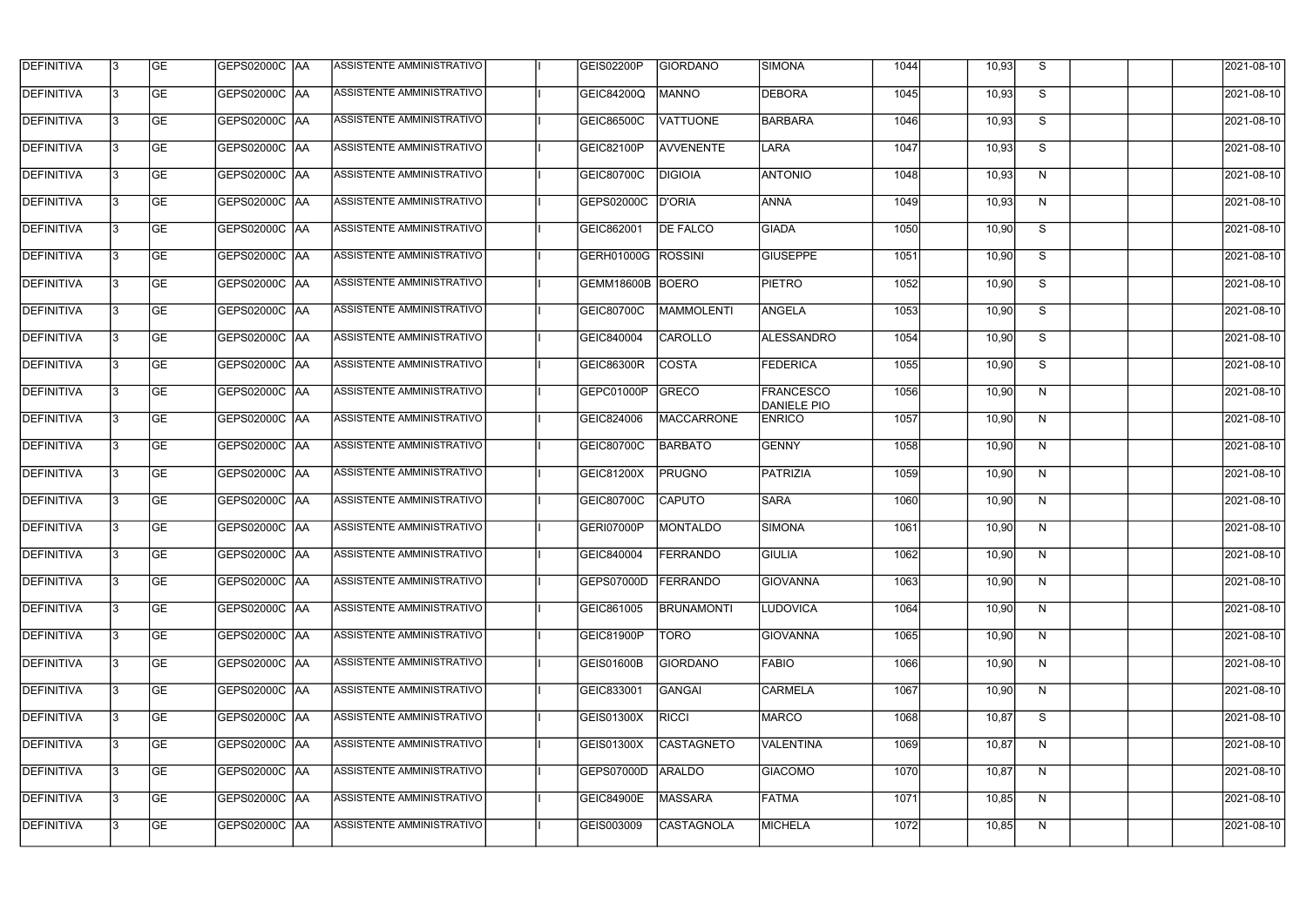| DEFINITIVA | 3 | GE | GEPS02000C | AA | ASSISTENTE AMMINISTRATIVO | | I | GEIS02200P | GIORDANO | SIMONA | 1044 | | 10,93 | S | | | | 2021-08-10 |
|---|---|---|---|---|---|---|---|---|---|---|---|---|---|---|---|---|---|---|
| DEFINITIVA | 3 | GE | GEPS02000C | AA | ASSISTENTE AMMINISTRATIVO | | I | GEIC84200Q | MANNO | DEBORA | 1045 | | 10,93 | S | | | | 2021-08-10 |
| DEFINITIVA | 3 | GE | GEPS02000C | AA | ASSISTENTE AMMINISTRATIVO | | I | GEIC86500C | VATTUONE | BARBARA | 1046 | | 10,93 | S | | | | 2021-08-10 |
| DEFINITIVA | 3 | GE | GEPS02000C | AA | ASSISTENTE AMMINISTRATIVO | | I | GEIC82100P | AVVENENTE | LARA | 1047 | | 10,93 | S | | | | 2021-08-10 |
| DEFINITIVA | 3 | GE | GEPS02000C | AA | ASSISTENTE AMMINISTRATIVO | | I | GEIC80700C | DIGIOIA | ANTONIO | 1048 | | 10,93 | N | | | | 2021-08-10 |
| DEFINITIVA | 3 | GE | GEPS02000C | AA | ASSISTENTE AMMINISTRATIVO | | I | GEPS02000C | D'ORIA | ANNA | 1049 | | 10,93 | N | | | | 2021-08-10 |
| DEFINITIVA | 3 | GE | GEPS02000C | AA | ASSISTENTE AMMINISTRATIVO | | I | GEIC862001 | DE FALCO | GIADA | 1050 | | 10,90 | S | | | | 2021-08-10 |
| DEFINITIVA | 3 | GE | GEPS02000C | AA | ASSISTENTE AMMINISTRATIVO | | I | GERH01000G | ROSSINI | GIUSEPPE | 1051 | | 10,90 | S | | | | 2021-08-10 |
| DEFINITIVA | 3 | GE | GEPS02000C | AA | ASSISTENTE AMMINISTRATIVO | | I | GEMM18600B | BOERO | PIETRO | 1052 | | 10,90 | S | | | | 2021-08-10 |
| DEFINITIVA | 3 | GE | GEPS02000C | AA | ASSISTENTE AMMINISTRATIVO | | I | GEIC80700C | MAMMOLENTI | ANGELA | 1053 | | 10,90 | S | | | | 2021-08-10 |
| DEFINITIVA | 3 | GE | GEPS02000C | AA | ASSISTENTE AMMINISTRATIVO | | I | GEIC840004 | CAROLLO | ALESSANDRO | 1054 | | 10,90 | S | | | | 2021-08-10 |
| DEFINITIVA | 3 | GE | GEPS02000C | AA | ASSISTENTE AMMINISTRATIVO | | I | GEIC86300R | COSTA | FEDERICA | 1055 | | 10,90 | S | | | | 2021-08-10 |
| DEFINITIVA | 3 | GE | GEPS02000C | AA | ASSISTENTE AMMINISTRATIVO | | I | GEPC01000P | GRECO | FRANCESCO DANIELE PIO | 1056 | | 10,90 | N | | | | 2021-08-10 |
| DEFINITIVA | 3 | GE | GEPS02000C | AA | ASSISTENTE AMMINISTRATIVO | | I | GEIC824006 | MACCARRONE | ENRICO | 1057 | | 10,90 | N | | | | 2021-08-10 |
| DEFINITIVA | 3 | GE | GEPS02000C | AA | ASSISTENTE AMMINISTRATIVO | | I | GEIC80700C | BARBATO | GENNY | 1058 | | 10,90 | N | | | | 2021-08-10 |
| DEFINITIVA | 3 | GE | GEPS02000C | AA | ASSISTENTE AMMINISTRATIVO | | I | GEIC81200X | PRUGNO | PATRIZIA | 1059 | | 10,90 | N | | | | 2021-08-10 |
| DEFINITIVA | 3 | GE | GEPS02000C | AA | ASSISTENTE AMMINISTRATIVO | | I | GEIC80700C | CAPUTO | SARA | 1060 | | 10,90 | N | | | | 2021-08-10 |
| DEFINITIVA | 3 | GE | GEPS02000C | AA | ASSISTENTE AMMINISTRATIVO | | I | GERI07000P | MONTALDO | SIMONA | 1061 | | 10,90 | N | | | | 2021-08-10 |
| DEFINITIVA | 3 | GE | GEPS02000C | AA | ASSISTENTE AMMINISTRATIVO | | I | GEIC840004 | FERRANDO | GIULIA | 1062 | | 10,90 | N | | | | 2021-08-10 |
| DEFINITIVA | 3 | GE | GEPS02000C | AA | ASSISTENTE AMMINISTRATIVO | | I | GEPS07000D | FERRANDO | GIOVANNA | 1063 | | 10,90 | N | | | | 2021-08-10 |
| DEFINITIVA | 3 | GE | GEPS02000C | AA | ASSISTENTE AMMINISTRATIVO | | I | GEIC861005 | BRUNAMONTI | LUDOVICA | 1064 | | 10,90 | N | | | | 2021-08-10 |
| DEFINITIVA | 3 | GE | GEPS02000C | AA | ASSISTENTE AMMINISTRATIVO | | I | GEIC81900P | TORO | GIOVANNA | 1065 | | 10,90 | N | | | | 2021-08-10 |
| DEFINITIVA | 3 | GE | GEPS02000C | AA | ASSISTENTE AMMINISTRATIVO | | I | GEIS01600B | GIORDANO | FABIO | 1066 | | 10,90 | N | | | | 2021-08-10 |
| DEFINITIVA | 3 | GE | GEPS02000C | AA | ASSISTENTE AMMINISTRATIVO | | I | GEIC833001 | GANGAI | CARMELA | 1067 | | 10,90 | N | | | | 2021-08-10 |
| DEFINITIVA | 3 | GE | GEPS02000C | AA | ASSISTENTE AMMINISTRATIVO | | I | GEIS01300X | RICCI | MARCO | 1068 | | 10,87 | S | | | | 2021-08-10 |
| DEFINITIVA | 3 | GE | GEPS02000C | AA | ASSISTENTE AMMINISTRATIVO | | I | GEIS01300X | CASTAGNETO | VALENTINA | 1069 | | 10,87 | N | | | | 2021-08-10 |
| DEFINITIVA | 3 | GE | GEPS02000C | AA | ASSISTENTE AMMINISTRATIVO | | I | GEPS07000D | ARALDO | GIACOMO | 1070 | | 10,87 | N | | | | 2021-08-10 |
| DEFINITIVA | 3 | GE | GEPS02000C | AA | ASSISTENTE AMMINISTRATIVO | | I | GEIC84900E | MASSARA | FATMA | 1071 | | 10,85 | N | | | | 2021-08-10 |
| DEFINITIVA | 3 | GE | GEPS02000C | AA | ASSISTENTE AMMINISTRATIVO | | I | GEIS003009 | CASTAGNOLA | MICHELA | 1072 | | 10,85 | N | | | | 2021-08-10 |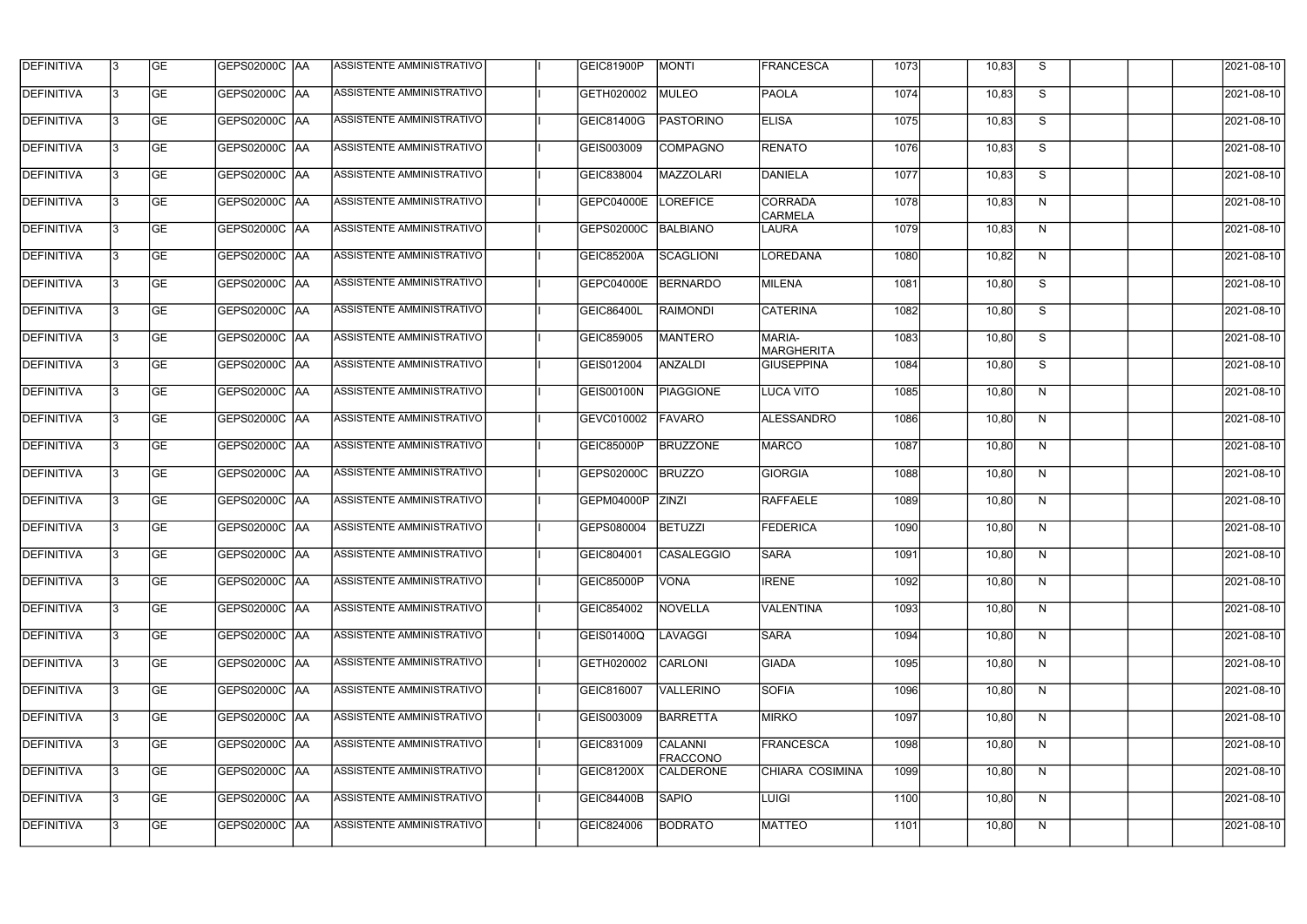| DEFINITIVA | 3 | GE | GEPS02000C | AA | ASSISTENTE AMMINISTRATIVO | | I | GEIC81900P | MONTI | FRANCESCA | 1073 | | 10,83 | S | | | | 2021-08-10 |
|---|---|---|---|---|---|---|---|---|---|---|---|---|---|---|---|---|---|---|
| DEFINITIVA | 3 | GE | GEPS02000C | AA | ASSISTENTE AMMINISTRATIVO | | I | GETH020002 | MULEO | PAOLA | 1074 | | 10,83 | S | | | | 2021-08-10 |
| DEFINITIVA | 3 | GE | GEPS02000C | AA | ASSISTENTE AMMINISTRATIVO | | I | GEIC81400G | PASTORINO | ELISA | 1075 | | 10,83 | S | | | | 2021-08-10 |
| DEFINITIVA | 3 | GE | GEPS02000C | AA | ASSISTENTE AMMINISTRATIVO | | I | GEIS003009 | COMPAGNO | RENATO | 1076 | | 10,83 | S | | | | 2021-08-10 |
| DEFINITIVA | 3 | GE | GEPS02000C | AA | ASSISTENTE AMMINISTRATIVO | | I | GEIC838004 | MAZZOLARI | DANIELA | 1077 | | 10,83 | S | | | | 2021-08-10 |
| DEFINITIVA | 3 | GE | GEPS02000C | AA | ASSISTENTE AMMINISTRATIVO | | I | GEPC04000E | LOREFICE | CORRADA CARMELA | 1078 | | 10,83 | N | | | | 2021-08-10 |
| DEFINITIVA | 3 | GE | GEPS02000C | AA | ASSISTENTE AMMINISTRATIVO | | I | GEPS02000C | BALBIANO | LAURA | 1079 | | 10,83 | N | | | | 2021-08-10 |
| DEFINITIVA | 3 | GE | GEPS02000C | AA | ASSISTENTE AMMINISTRATIVO | | I | GEIC85200A | SCAGLIONI | LOREDANA | 1080 | | 10,82 | N | | | | 2021-08-10 |
| DEFINITIVA | 3 | GE | GEPS02000C | AA | ASSISTENTE AMMINISTRATIVO | | I | GEPC04000E | BERNARDO | MILENA | 1081 | | 10,80 | S | | | | 2021-08-10 |
| DEFINITIVA | 3 | GE | GEPS02000C | AA | ASSISTENTE AMMINISTRATIVO | | I | GEIC86400L | RAIMONDI | CATERINA | 1082 | | 10,80 | S | | | | 2021-08-10 |
| DEFINITIVA | 3 | GE | GEPS02000C | AA | ASSISTENTE AMMINISTRATIVO | | I | GEIC859005 | MANTERO | MARIA-MARGHERITA | 1083 | | 10,80 | S | | | | 2021-08-10 |
| DEFINITIVA | 3 | GE | GEPS02000C | AA | ASSISTENTE AMMINISTRATIVO | | I | GEIS012004 | ANZALDI | GIUSEPPINA | 1084 | | 10,80 | S | | | | 2021-08-10 |
| DEFINITIVA | 3 | GE | GEPS02000C | AA | ASSISTENTE AMMINISTRATIVO | | I | GEIS00100N | PIAGGIONE | LUCA VITO | 1085 | | 10,80 | N | | | | 2021-08-10 |
| DEFINITIVA | 3 | GE | GEPS02000C | AA | ASSISTENTE AMMINISTRATIVO | | I | GEVC010002 | FAVARO | ALESSANDRO | 1086 | | 10,80 | N | | | | 2021-08-10 |
| DEFINITIVA | 3 | GE | GEPS02000C | AA | ASSISTENTE AMMINISTRATIVO | | I | GEIC85000P | BRUZZONE | MARCO | 1087 | | 10,80 | N | | | | 2021-08-10 |
| DEFINITIVA | 3 | GE | GEPS02000C | AA | ASSISTENTE AMMINISTRATIVO | | I | GEPS02000C | BRUZZO | GIORGIA | 1088 | | 10,80 | N | | | | 2021-08-10 |
| DEFINITIVA | 3 | GE | GEPS02000C | AA | ASSISTENTE AMMINISTRATIVO | | I | GEPM04000P | ZINZI | RAFFAELE | 1089 | | 10,80 | N | | | | 2021-08-10 |
| DEFINITIVA | 3 | GE | GEPS02000C | AA | ASSISTENTE AMMINISTRATIVO | | I | GEPS080004 | BETUZZI | FEDERICA | 1090 | | 10,80 | N | | | | 2021-08-10 |
| DEFINITIVA | 3 | GE | GEPS02000C | AA | ASSISTENTE AMMINISTRATIVO | | I | GEIC804001 | CASALEGGIO | SARA | 1091 | | 10,80 | N | | | | 2021-08-10 |
| DEFINITIVA | 3 | GE | GEPS02000C | AA | ASSISTENTE AMMINISTRATIVO | | I | GEIC85000P | VONA | IRENE | 1092 | | 10,80 | N | | | | 2021-08-10 |
| DEFINITIVA | 3 | GE | GEPS02000C | AA | ASSISTENTE AMMINISTRATIVO | | I | GEIC854002 | NOVELLA | VALENTINA | 1093 | | 10,80 | N | | | | 2021-08-10 |
| DEFINITIVA | 3 | GE | GEPS02000C | AA | ASSISTENTE AMMINISTRATIVO | | I | GEIS01400Q | LAVAGGI | SARA | 1094 | | 10,80 | N | | | | 2021-08-10 |
| DEFINITIVA | 3 | GE | GEPS02000C | AA | ASSISTENTE AMMINISTRATIVO | | I | GETH020002 | CARLONI | GIADA | 1095 | | 10,80 | N | | | | 2021-08-10 |
| DEFINITIVA | 3 | GE | GEPS02000C | AA | ASSISTENTE AMMINISTRATIVO | | I | GEIC816007 | VALLERINO | SOFIA | 1096 | | 10,80 | N | | | | 2021-08-10 |
| DEFINITIVA | 3 | GE | GEPS02000C | AA | ASSISTENTE AMMINISTRATIVO | | I | GEIS003009 | BARRETTA | MIRKO | 1097 | | 10,80 | N | | | | 2021-08-10 |
| DEFINITIVA | 3 | GE | GEPS02000C | AA | ASSISTENTE AMMINISTRATIVO | | I | GEIC831009 | CALANNI FRACCONO | FRANCESCA | 1098 | | 10,80 | N | | | | 2021-08-10 |
| DEFINITIVA | 3 | GE | GEPS02000C | AA | ASSISTENTE AMMINISTRATIVO | | I | GEIC81200X | CALDERONE | CHIARA COSIMINA | 1099 | | 10,80 | N | | | | 2021-08-10 |
| DEFINITIVA | 3 | GE | GEPS02000C | AA | ASSISTENTE AMMINISTRATIVO | | I | GEIC84400B | SAPIO | LUIGI | 1100 | | 10,80 | N | | | | 2021-08-10 |
| DEFINITIVA | 3 | GE | GEPS02000C | AA | ASSISTENTE AMMINISTRATIVO | | I | GEIC824006 | BODRATO | MATTEO | 1101 | | 10,80 | N | | | | 2021-08-10 |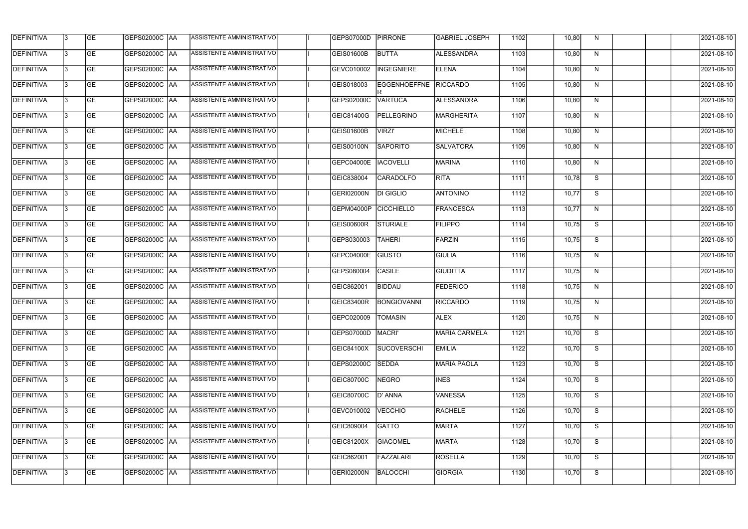| | | | | | | | | | | | | | | | | | | |
|---|---|---|---|---|---|---|---|---|---|---|---|---|---|---|---|---|---|---|
| DEFINITIVA | 3 | GE | GEPS02000C | AA | ASSISTENTE AMMINISTRATIVO | | I | GEPS07000D | PIRRONE | GABRIEL JOSEPH | 1102 | | 10,80 | N | | | | 2021-08-10 |
| DEFINITIVA | 3 | GE | GEPS02000C | AA | ASSISTENTE AMMINISTRATIVO | | I | GEIS01600B | BUTTA | ALESSANDRA | 1103 | | 10,80 | N | | | | 2021-08-10 |
| DEFINITIVA | 3 | GE | GEPS02000C | AA | ASSISTENTE AMMINISTRATIVO | | I | GEVC010002 | INGEGNIERE | ELENA | 1104 | | 10,80 | N | | | | 2021-08-10 |
| DEFINITIVA | 3 | GE | GEPS02000C | AA | ASSISTENTE AMMINISTRATIVO | | I | GEIS018003 | EGGENHOEFFNER | RICCARDO | 1105 | | 10,80 | N | | | | 2021-08-10 |
| DEFINITIVA | 3 | GE | GEPS02000C | AA | ASSISTENTE AMMINISTRATIVO | | I | GEPS02000C | VARTUCA | ALESSANDRA | 1106 | | 10,80 | N | | | | 2021-08-10 |
| DEFINITIVA | 3 | GE | GEPS02000C | AA | ASSISTENTE AMMINISTRATIVO | | I | GEIC81400G | PELLEGRINO | MARGHERITA | 1107 | | 10,80 | N | | | | 2021-08-10 |
| DEFINITIVA | 3 | GE | GEPS02000C | AA | ASSISTENTE AMMINISTRATIVO | | I | GEIS01600B | VIRZI' | MICHELE | 1108 | | 10,80 | N | | | | 2021-08-10 |
| DEFINITIVA | 3 | GE | GEPS02000C | AA | ASSISTENTE AMMINISTRATIVO | | I | GEIS00100N | SAPORITO | SALVATORA | 1109 | | 10,80 | N | | | | 2021-08-10 |
| DEFINITIVA | 3 | GE | GEPS02000C | AA | ASSISTENTE AMMINISTRATIVO | | I | GEPC04000E | IACOVELLI | MARINA | 1110 | | 10,80 | N | | | | 2021-08-10 |
| DEFINITIVA | 3 | GE | GEPS02000C | AA | ASSISTENTE AMMINISTRATIVO | | I | GEIC838004 | CARADOLFO | RITA | 1111 | | 10,78 | S | | | | 2021-08-10 |
| DEFINITIVA | 3 | GE | GEPS02000C | AA | ASSISTENTE AMMINISTRATIVO | | I | GERI02000N | DI GIGLIO | ANTONINO | 1112 | | 10,77 | S | | | | 2021-08-10 |
| DEFINITIVA | 3 | GE | GEPS02000C | AA | ASSISTENTE AMMINISTRATIVO | | I | GEPM04000P | CICCHIELLO | FRANCESCA | 1113 | | 10,77 | N | | | | 2021-08-10 |
| DEFINITIVA | 3 | GE | GEPS02000C | AA | ASSISTENTE AMMINISTRATIVO | | I | GEIS00600R | STURIALE | FILIPPO | 1114 | | 10,75 | S | | | | 2021-08-10 |
| DEFINITIVA | 3 | GE | GEPS02000C | AA | ASSISTENTE AMMINISTRATIVO | | I | GEPS030003 | TAHERI | FARZIN | 1115 | | 10,75 | S | | | | 2021-08-10 |
| DEFINITIVA | 3 | GE | GEPS02000C | AA | ASSISTENTE AMMINISTRATIVO | | I | GEPC04000E | GIUSTO | GIULIA | 1116 | | 10,75 | N | | | | 2021-08-10 |
| DEFINITIVA | 3 | GE | GEPS02000C | AA | ASSISTENTE AMMINISTRATIVO | | I | GEPS080004 | CASILE | GIUDITTA | 1117 | | 10,75 | N | | | | 2021-08-10 |
| DEFINITIVA | 3 | GE | GEPS02000C | AA | ASSISTENTE AMMINISTRATIVO | | I | GEIC862001 | BIDDAU | FEDERICO | 1118 | | 10,75 | N | | | | 2021-08-10 |
| DEFINITIVA | 3 | GE | GEPS02000C | AA | ASSISTENTE AMMINISTRATIVO | | I | GEIC83400R | BONGIOVANNI | RICCARDO | 1119 | | 10,75 | N | | | | 2021-08-10 |
| DEFINITIVA | 3 | GE | GEPS02000C | AA | ASSISTENTE AMMINISTRATIVO | | I | GEPC020009 | TOMASIN | ALEX | 1120 | | 10,75 | N | | | | 2021-08-10 |
| DEFINITIVA | 3 | GE | GEPS02000C | AA | ASSISTENTE AMMINISTRATIVO | | I | GEPS07000D | MACRI' | MARIA CARMELA | 1121 | | 10,70 | S | | | | 2021-08-10 |
| DEFINITIVA | 3 | GE | GEPS02000C | AA | ASSISTENTE AMMINISTRATIVO | | I | GEIC84100X | SUCOVERSCHI | EMILIA | 1122 | | 10,70 | S | | | | 2021-08-10 |
| DEFINITIVA | 3 | GE | GEPS02000C | AA | ASSISTENTE AMMINISTRATIVO | | I | GEPS02000C | SEDDA | MARIA PAOLA | 1123 | | 10,70 | S | | | | 2021-08-10 |
| DEFINITIVA | 3 | GE | GEPS02000C | AA | ASSISTENTE AMMINISTRATIVO | | I | GEIC80700C | NEGRO | INES | 1124 | | 10,70 | S | | | | 2021-08-10 |
| DEFINITIVA | 3 | GE | GEPS02000C | AA | ASSISTENTE AMMINISTRATIVO | | I | GEIC80700C | D' ANNA | VANESSA | 1125 | | 10,70 | S | | | | 2021-08-10 |
| DEFINITIVA | 3 | GE | GEPS02000C | AA | ASSISTENTE AMMINISTRATIVO | | I | GEVC010002 | VECCHIO | RACHELE | 1126 | | 10,70 | S | | | | 2021-08-10 |
| DEFINITIVA | 3 | GE | GEPS02000C | AA | ASSISTENTE AMMINISTRATIVO | | I | GEIC809004 | GATTO | MARTA | 1127 | | 10,70 | S | | | | 2021-08-10 |
| DEFINITIVA | 3 | GE | GEPS02000C | AA | ASSISTENTE AMMINISTRATIVO | | I | GEIC81200X | GIACOMEL | MARTA | 1128 | | 10,70 | S | | | | 2021-08-10 |
| DEFINITIVA | 3 | GE | GEPS02000C | AA | ASSISTENTE AMMINISTRATIVO | | I | GEIC862001 | FAZZALARI | ROSELLA | 1129 | | 10,70 | S | | | | 2021-08-10 |
| DEFINITIVA | 3 | GE | GEPS02000C | AA | ASSISTENTE AMMINISTRATIVO | | I | GERI02000N | BALOCCHI | GIORGIA | 1130 | | 10,70 | S | | | | 2021-08-10 |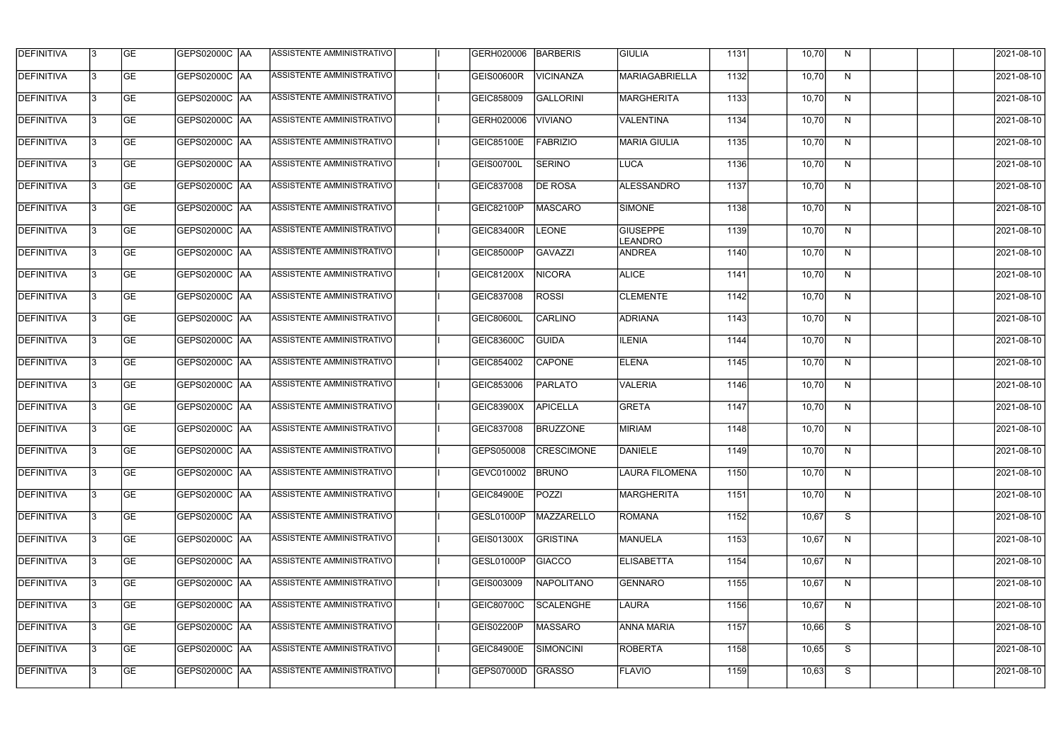| DEFINITIVA | 3 | GE | GEPS02000C | AA | ASSISTENTE AMMINISTRATIVO | | I | GERH020006 | BARBERIS | GIULIA | 1131 | | 10,70 | N | | | | 2021-08-10 |
|---|---|---|---|---|---|---|---|---|---|---|---|---|---|---|---|---|---|---|
| DEFINITIVA | 3 | GE | GEPS02000C | AA | ASSISTENTE AMMINISTRATIVO | | I | GEIS00600R | VICINANZA | MARIAGABRIELLA | 1132 | | 10,70 | N | | | | 2021-08-10 |
| DEFINITIVA | 3 | GE | GEPS02000C | AA | ASSISTENTE AMMINISTRATIVO | | I | GEIC858009 | GALLORINI | MARGHERITA | 1133 | | 10,70 | N | | | | 2021-08-10 |
| DEFINITIVA | 3 | GE | GEPS02000C | AA | ASSISTENTE AMMINISTRATIVO | | I | GERH020006 | VIVIANO | VALENTINA | 1134 | | 10,70 | N | | | | 2021-08-10 |
| DEFINITIVA | 3 | GE | GEPS02000C | AA | ASSISTENTE AMMINISTRATIVO | | I | GEIC85100E | FABRIZIO | MARIA GIULIA | 1135 | | 10,70 | N | | | | 2021-08-10 |
| DEFINITIVA | 3 | GE | GEPS02000C | AA | ASSISTENTE AMMINISTRATIVO | | I | GEIS00700L | SERINO | LUCA | 1136 | | 10,70 | N | | | | 2021-08-10 |
| DEFINITIVA | 3 | GE | GEPS02000C | AA | ASSISTENTE AMMINISTRATIVO | | I | GEIC837008 | DE ROSA | ALESSANDRO | 1137 | | 10,70 | N | | | | 2021-08-10 |
| DEFINITIVA | 3 | GE | GEPS02000C | AA | ASSISTENTE AMMINISTRATIVO | | I | GEIC82100P | MASCARO | SIMONE | 1138 | | 10,70 | N | | | | 2021-08-10 |
| DEFINITIVA | 3 | GE | GEPS02000C | AA | ASSISTENTE AMMINISTRATIVO | | I | GEIC83400R | LEONE | GIUSEPPE LEANDRO | 1139 | | 10,70 | N | | | | 2021-08-10 |
| DEFINITIVA | 3 | GE | GEPS02000C | AA | ASSISTENTE AMMINISTRATIVO | | I | GEIC85000P | GAVAZZI | ANDREA | 1140 | | 10,70 | N | | | | 2021-08-10 |
| DEFINITIVA | 3 | GE | GEPS02000C | AA | ASSISTENTE AMMINISTRATIVO | | I | GEIC81200X | NICORA | ALICE | 1141 | | 10,70 | N | | | | 2021-08-10 |
| DEFINITIVA | 3 | GE | GEPS02000C | AA | ASSISTENTE AMMINISTRATIVO | | I | GEIC837008 | ROSSI | CLEMENTE | 1142 | | 10,70 | N | | | | 2021-08-10 |
| DEFINITIVA | 3 | GE | GEPS02000C | AA | ASSISTENTE AMMINISTRATIVO | | I | GEIC80600L | CARLINO | ADRIANA | 1143 | | 10,70 | N | | | | 2021-08-10 |
| DEFINITIVA | 3 | GE | GEPS02000C | AA | ASSISTENTE AMMINISTRATIVO | | I | GEIC83600C | GUIDA | ILENIA | 1144 | | 10,70 | N | | | | 2021-08-10 |
| DEFINITIVA | 3 | GE | GEPS02000C | AA | ASSISTENTE AMMINISTRATIVO | | I | GEIC854002 | CAPONE | ELENA | 1145 | | 10,70 | N | | | | 2021-08-10 |
| DEFINITIVA | 3 | GE | GEPS02000C | AA | ASSISTENTE AMMINISTRATIVO | | I | GEIC853006 | PARLATO | VALERIA | 1146 | | 10,70 | N | | | | 2021-08-10 |
| DEFINITIVA | 3 | GE | GEPS02000C | AA | ASSISTENTE AMMINISTRATIVO | | I | GEIC83900X | APICELLA | GRETA | 1147 | | 10,70 | N | | | | 2021-08-10 |
| DEFINITIVA | 3 | GE | GEPS02000C | AA | ASSISTENTE AMMINISTRATIVO | | I | GEIC837008 | BRUZZONE | MIRIAM | 1148 | | 10,70 | N | | | | 2021-08-10 |
| DEFINITIVA | 3 | GE | GEPS02000C | AA | ASSISTENTE AMMINISTRATIVO | | I | GEPS050008 | CRESCIMONE | DANIELE | 1149 | | 10,70 | N | | | | 2021-08-10 |
| DEFINITIVA | 3 | GE | GEPS02000C | AA | ASSISTENTE AMMINISTRATIVO | | I | GEVC010002 | BRUNO | LAURA FILOMENA | 1150 | | 10,70 | N | | | | 2021-08-10 |
| DEFINITIVA | 3 | GE | GEPS02000C | AA | ASSISTENTE AMMINISTRATIVO | | I | GEIC84900E | POZZI | MARGHERITA | 1151 | | 10,70 | N | | | | 2021-08-10 |
| DEFINITIVA | 3 | GE | GEPS02000C | AA | ASSISTENTE AMMINISTRATIVO | | I | GESL01000P | MAZZARELLO | ROMANA | 1152 | | 10,67 | S | | | | 2021-08-10 |
| DEFINITIVA | 3 | GE | GEPS02000C | AA | ASSISTENTE AMMINISTRATIVO | | I | GEIS01300X | GRISTINA | MANUELA | 1153 | | 10,67 | N | | | | 2021-08-10 |
| DEFINITIVA | 3 | GE | GEPS02000C | AA | ASSISTENTE AMMINISTRATIVO | | I | GESL01000P | GIACCO | ELISABETTA | 1154 | | 10,67 | N | | | | 2021-08-10 |
| DEFINITIVA | 3 | GE | GEPS02000C | AA | ASSISTENTE AMMINISTRATIVO | | I | GEIS003009 | NAPOLITANO | GENNARO | 1155 | | 10,67 | N | | | | 2021-08-10 |
| DEFINITIVA | 3 | GE | GEPS02000C | AA | ASSISTENTE AMMINISTRATIVO | | I | GEIC80700C | SCALENGHE | LAURA | 1156 | | 10,67 | N | | | | 2021-08-10 |
| DEFINITIVA | 3 | GE | GEPS02000C | AA | ASSISTENTE AMMINISTRATIVO | | I | GEIS02200P | MASSARO | ANNA MARIA | 1157 | | 10,66 | S | | | | 2021-08-10 |
| DEFINITIVA | 3 | GE | GEPS02000C | AA | ASSISTENTE AMMINISTRATIVO | | I | GEIC84900E | SIMONCINI | ROBERTA | 1158 | | 10,65 | S | | | | 2021-08-10 |
| DEFINITIVA | 3 | GE | GEPS02000C | AA | ASSISTENTE AMMINISTRATIVO | | I | GEPS07000D | GRASSO | FLAVIO | 1159 | | 10,63 | S | | | | 2021-08-10 |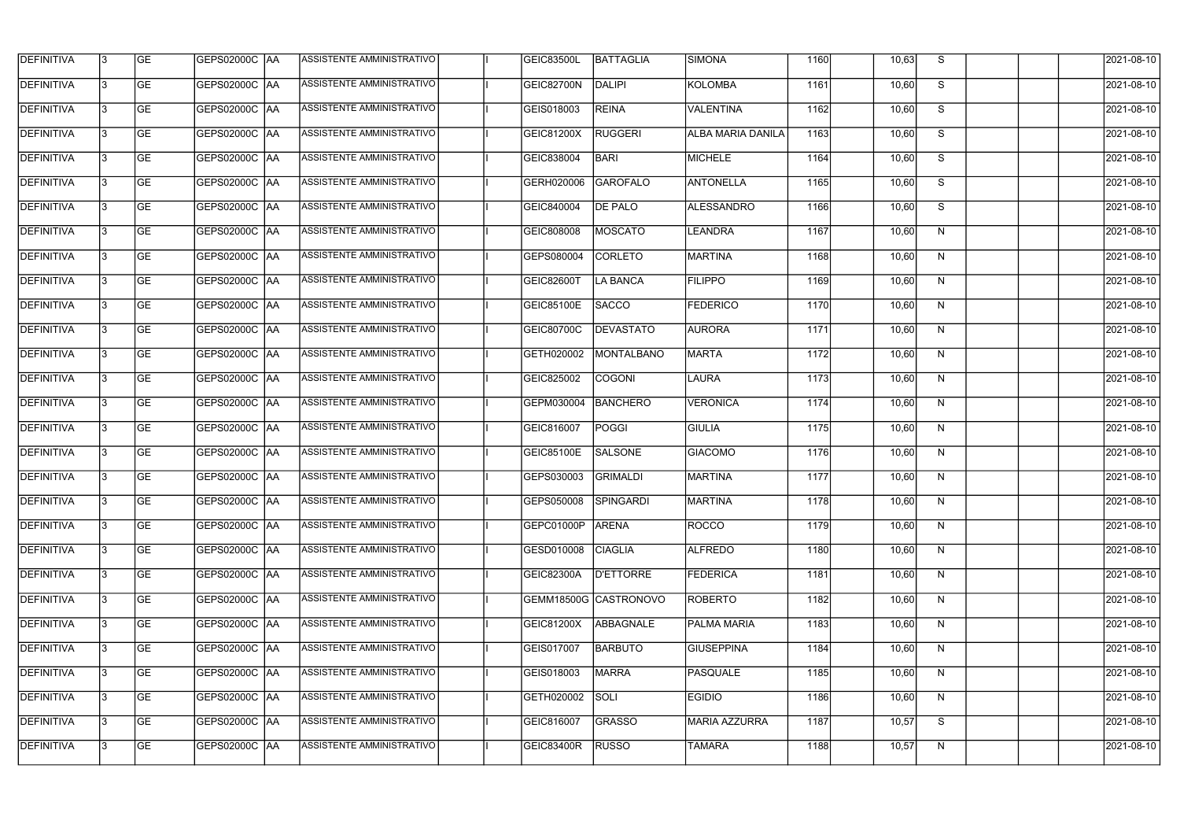| DEFINITIVA | 3 | GE | GEPS02000C | AA | ASSISTENTE AMMINISTRATIVO | | I | GEIC83500L | BATTAGLIA | SIMONA | 1160 | | 10,63 | S | | | | 2021-08-10 |
|---|---|---|---|---|---|---|---|---|---|---|---|---|---|---|---|---|---|---|
| DEFINITIVA | 3 | GE | GEPS02000C | AA | ASSISTENTE AMMINISTRATIVO | | I | GEIC82700N | DALIPI | KOLOMBA | 1161 | | 10,60 | S | | | | 2021-08-10 |
| DEFINITIVA | 3 | GE | GEPS02000C | AA | ASSISTENTE AMMINISTRATIVO | | I | GEIS018003 | REINA | VALENTINA | 1162 | | 10,60 | S | | | | 2021-08-10 |
| DEFINITIVA | 3 | GE | GEPS02000C | AA | ASSISTENTE AMMINISTRATIVO | | I | GEIC81200X | RUGGERI | ALBA MARIA DANILA | 1163 | | 10,60 | S | | | | 2021-08-10 |
| DEFINITIVA | 3 | GE | GEPS02000C | AA | ASSISTENTE AMMINISTRATIVO | | I | GEIC838004 | BARI | MICHELE | 1164 | | 10,60 | S | | | | 2021-08-10 |
| DEFINITIVA | 3 | GE | GEPS02000C | AA | ASSISTENTE AMMINISTRATIVO | | I | GERH020006 | GAROFALO | ANTONELLA | 1165 | | 10,60 | S | | | | 2021-08-10 |
| DEFINITIVA | 3 | GE | GEPS02000C | AA | ASSISTENTE AMMINISTRATIVO | | I | GEIC840004 | DE PALO | ALESSANDRO | 1166 | | 10,60 | S | | | | 2021-08-10 |
| DEFINITIVA | 3 | GE | GEPS02000C | AA | ASSISTENTE AMMINISTRATIVO | | I | GEIC808008 | MOSCATO | LEANDRA | 1167 | | 10,60 | N | | | | 2021-08-10 |
| DEFINITIVA | 3 | GE | GEPS02000C | AA | ASSISTENTE AMMINISTRATIVO | | I | GEPS080004 | CORLETO | MARTINA | 1168 | | 10,60 | N | | | | 2021-08-10 |
| DEFINITIVA | 3 | GE | GEPS02000C | AA | ASSISTENTE AMMINISTRATIVO | | I | GEIC82600T | LA BANCA | FILIPPO | 1169 | | 10,60 | N | | | | 2021-08-10 |
| DEFINITIVA | 3 | GE | GEPS02000C | AA | ASSISTENTE AMMINISTRATIVO | | I | GEIC85100E | SACCO | FEDERICO | 1170 | | 10,60 | N | | | | 2021-08-10 |
| DEFINITIVA | 3 | GE | GEPS02000C | AA | ASSISTENTE AMMINISTRATIVO | | I | GEIC80700C | DEVASTATO | AURORA | 1171 | | 10,60 | N | | | | 2021-08-10 |
| DEFINITIVA | 3 | GE | GEPS02000C | AA | ASSISTENTE AMMINISTRATIVO | | I | GETH020002 | MONTALBANO | MARTA | 1172 | | 10,60 | N | | | | 2021-08-10 |
| DEFINITIVA | 3 | GE | GEPS02000C | AA | ASSISTENTE AMMINISTRATIVO | | I | GEIC825002 | COGONI | LAURA | 1173 | | 10,60 | N | | | | 2021-08-10 |
| DEFINITIVA | 3 | GE | GEPS02000C | AA | ASSISTENTE AMMINISTRATIVO | | I | GEPM030004 | BANCHERO | VERONICA | 1174 | | 10,60 | N | | | | 2021-08-10 |
| DEFINITIVA | 3 | GE | GEPS02000C | AA | ASSISTENTE AMMINISTRATIVO | | I | GEIC816007 | POGGI | GIULIA | 1175 | | 10,60 | N | | | | 2021-08-10 |
| DEFINITIVA | 3 | GE | GEPS02000C | AA | ASSISTENTE AMMINISTRATIVO | | I | GEIC85100E | SALSONE | GIACOMO | 1176 | | 10,60 | N | | | | 2021-08-10 |
| DEFINITIVA | 3 | GE | GEPS02000C | AA | ASSISTENTE AMMINISTRATIVO | | I | GEPS030003 | GRIMALDI | MARTINA | 1177 | | 10,60 | N | | | | 2021-08-10 |
| DEFINITIVA | 3 | GE | GEPS02000C | AA | ASSISTENTE AMMINISTRATIVO | | I | GEPS050008 | SPINGARDI | MARTINA | 1178 | | 10,60 | N | | | | 2021-08-10 |
| DEFINITIVA | 3 | GE | GEPS02000C | AA | ASSISTENTE AMMINISTRATIVO | | I | GEPC01000P | ARENA | ROCCO | 1179 | | 10,60 | N | | | | 2021-08-10 |
| DEFINITIVA | 3 | GE | GEPS02000C | AA | ASSISTENTE AMMINISTRATIVO | | I | GESD010008 | CIAGLIA | ALFREDO | 1180 | | 10,60 | N | | | | 2021-08-10 |
| DEFINITIVA | 3 | GE | GEPS02000C | AA | ASSISTENTE AMMINISTRATIVO | | I | GEIC82300A | D'ETTORRE | FEDERICA | 1181 | | 10,60 | N | | | | 2021-08-10 |
| DEFINITIVA | 3 | GE | GEPS02000C | AA | ASSISTENTE AMMINISTRATIVO | | I | GEMM18500G | CASTRONOVO | ROBERTO | 1182 | | 10,60 | N | | | | 2021-08-10 |
| DEFINITIVA | 3 | GE | GEPS02000C | AA | ASSISTENTE AMMINISTRATIVO | | I | GEIC81200X | ABBAGNALE | PALMA MARIA | 1183 | | 10,60 | N | | | | 2021-08-10 |
| DEFINITIVA | 3 | GE | GEPS02000C | AA | ASSISTENTE AMMINISTRATIVO | | I | GEIS017007 | BARBUTO | GIUSEPPINA | 1184 | | 10,60 | N | | | | 2021-08-10 |
| DEFINITIVA | 3 | GE | GEPS02000C | AA | ASSISTENTE AMMINISTRATIVO | | I | GEIS018003 | MARRA | PASQUALE | 1185 | | 10,60 | N | | | | 2021-08-10 |
| DEFINITIVA | 3 | GE | GEPS02000C | AA | ASSISTENTE AMMINISTRATIVO | | I | GETH020002 | SOLI | EGIDIO | 1186 | | 10,60 | N | | | | 2021-08-10 |
| DEFINITIVA | 3 | GE | GEPS02000C | AA | ASSISTENTE AMMINISTRATIVO | | I | GEIC816007 | GRASSO | MARIA AZZURRA | 1187 | | 10,57 | S | | | | 2021-08-10 |
| DEFINITIVA | 3 | GE | GEPS02000C | AA | ASSISTENTE AMMINISTRATIVO | | I | GEIC83400R | RUSSO | TAMARA | 1188 | | 10,57 | N | | | | 2021-08-10 |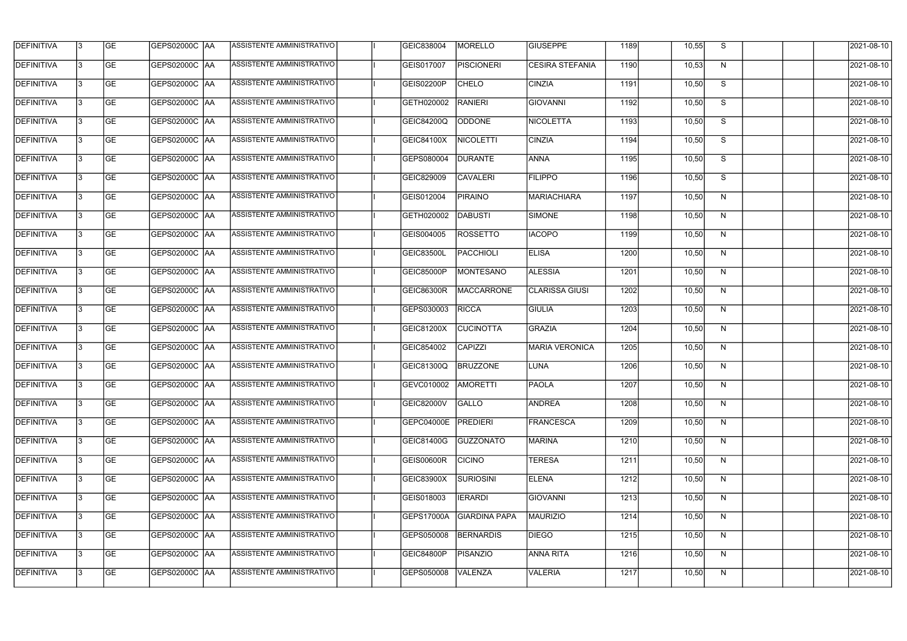| | | | | | | | | | | | | | | | | | |
|---|---|---|---|---|---|---|---|---|---|---|---|---|---|---|---|---|---|
| DEFINITIVA | 3 | GE | GEPS02000C | AA | ASSISTENTE AMMINISTRATIVO | | I | GEIC838004 | MORELLO | GIUSEPPE | 1189 | | 10,55 | S | | | 2021-08-10 |
| DEFINITIVA | 3 | GE | GEPS02000C | AA | ASSISTENTE AMMINISTRATIVO | | I | GEIS017007 | PISCIONERI | CESIRA STEFANIA | 1190 | | 10,53 | N | | | 2021-08-10 |
| DEFINITIVA | 3 | GE | GEPS02000C | AA | ASSISTENTE AMMINISTRATIVO | | I | GEIS02200P | CHELO | CINZIA | 1191 | | 10,50 | S | | | 2021-08-10 |
| DEFINITIVA | 3 | GE | GEPS02000C | AA | ASSISTENTE AMMINISTRATIVO | | I | GETH020002 | RANIERI | GIOVANNI | 1192 | | 10,50 | S | | | 2021-08-10 |
| DEFINITIVA | 3 | GE | GEPS02000C | AA | ASSISTENTE AMMINISTRATIVO | | I | GEIC84200Q | ODDONE | NICOLETTA | 1193 | | 10,50 | S | | | 2021-08-10 |
| DEFINITIVA | 3 | GE | GEPS02000C | AA | ASSISTENTE AMMINISTRATIVO | | I | GEIC84100X | NICOLETTI | CINZIA | 1194 | | 10,50 | S | | | 2021-08-10 |
| DEFINITIVA | 3 | GE | GEPS02000C | AA | ASSISTENTE AMMINISTRATIVO | | I | GEPS080004 | DURANTE | ANNA | 1195 | | 10,50 | S | | | 2021-08-10 |
| DEFINITIVA | 3 | GE | GEPS02000C | AA | ASSISTENTE AMMINISTRATIVO | | I | GEIC829009 | CAVALERI | FILIPPO | 1196 | | 10,50 | S | | | 2021-08-10 |
| DEFINITIVA | 3 | GE | GEPS02000C | AA | ASSISTENTE AMMINISTRATIVO | | I | GEIS012004 | PIRAINO | MARIACHIARA | 1197 | | 10,50 | N | | | 2021-08-10 |
| DEFINITIVA | 3 | GE | GEPS02000C | AA | ASSISTENTE AMMINISTRATIVO | | I | GETH020002 | DABUSTI | SIMONE | 1198 | | 10,50 | N | | | 2021-08-10 |
| DEFINITIVA | 3 | GE | GEPS02000C | AA | ASSISTENTE AMMINISTRATIVO | | I | GEIS004005 | ROSSETTO | IACOPO | 1199 | | 10,50 | N | | | 2021-08-10 |
| DEFINITIVA | 3 | GE | GEPS02000C | AA | ASSISTENTE AMMINISTRATIVO | | I | GEIC83500L | PACCHIOLI | ELISA | 1200 | | 10,50 | N | | | 2021-08-10 |
| DEFINITIVA | 3 | GE | GEPS02000C | AA | ASSISTENTE AMMINISTRATIVO | | I | GEIC85000P | MONTESANO | ALESSIA | 1201 | | 10,50 | N | | | 2021-08-10 |
| DEFINITIVA | 3 | GE | GEPS02000C | AA | ASSISTENTE AMMINISTRATIVO | | I | GEIC86300R | MACCARRONE | CLARISSA GIUSI | 1202 | | 10,50 | N | | | 2021-08-10 |
| DEFINITIVA | 3 | GE | GEPS02000C | AA | ASSISTENTE AMMINISTRATIVO | | I | GEPS030003 | RICCA | GIULIA | 1203 | | 10,50 | N | | | 2021-08-10 |
| DEFINITIVA | 3 | GE | GEPS02000C | AA | ASSISTENTE AMMINISTRATIVO | | I | GEIC81200X | CUCINOTTA | GRAZIA | 1204 | | 10,50 | N | | | 2021-08-10 |
| DEFINITIVA | 3 | GE | GEPS02000C | AA | ASSISTENTE AMMINISTRATIVO | | I | GEIC854002 | CAPIZZI | MARIA VERONICA | 1205 | | 10,50 | N | | | 2021-08-10 |
| DEFINITIVA | 3 | GE | GEPS02000C | AA | ASSISTENTE AMMINISTRATIVO | | I | GEIC81300Q | BRUZZONE | LUNA | 1206 | | 10,50 | N | | | 2021-08-10 |
| DEFINITIVA | 3 | GE | GEPS02000C | AA | ASSISTENTE AMMINISTRATIVO | | I | GEVC010002 | AMORETTI | PAOLA | 1207 | | 10,50 | N | | | 2021-08-10 |
| DEFINITIVA | 3 | GE | GEPS02000C | AA | ASSISTENTE AMMINISTRATIVO | | I | GEIC82000V | GALLO | ANDREA | 1208 | | 10,50 | N | | | 2021-08-10 |
| DEFINITIVA | 3 | GE | GEPS02000C | AA | ASSISTENTE AMMINISTRATIVO | | I | GEPC04000E | PREDIERI | FRANCESCA | 1209 | | 10,50 | N | | | 2021-08-10 |
| DEFINITIVA | 3 | GE | GEPS02000C | AA | ASSISTENTE AMMINISTRATIVO | | I | GEIC81400G | GUZZONATO | MARINA | 1210 | | 10,50 | N | | | 2021-08-10 |
| DEFINITIVA | 3 | GE | GEPS02000C | AA | ASSISTENTE AMMINISTRATIVO | | I | GEIS00600R | CICINO | TERESA | 1211 | | 10,50 | N | | | 2021-08-10 |
| DEFINITIVA | 3 | GE | GEPS02000C | AA | ASSISTENTE AMMINISTRATIVO | | I | GEIC83900X | SURIOSINI | ELENA | 1212 | | 10,50 | N | | | 2021-08-10 |
| DEFINITIVA | 3 | GE | GEPS02000C | AA | ASSISTENTE AMMINISTRATIVO | | I | GEIS018003 | IERARDI | GIOVANNI | 1213 | | 10,50 | N | | | 2021-08-10 |
| DEFINITIVA | 3 | GE | GEPS02000C | AA | ASSISTENTE AMMINISTRATIVO | | I | GEPS17000A | GIARDINA PAPA | MAURIZIO | 1214 | | 10,50 | N | | | 2021-08-10 |
| DEFINITIVA | 3 | GE | GEPS02000C | AA | ASSISTENTE AMMINISTRATIVO | | I | GEPS050008 | BERNARDIS | DIEGO | 1215 | | 10,50 | N | | | 2021-08-10 |
| DEFINITIVA | 3 | GE | GEPS02000C | AA | ASSISTENTE AMMINISTRATIVO | | I | GEIC84800P | PISANZIO | ANNA RITA | 1216 | | 10,50 | N | | | 2021-08-10 |
| DEFINITIVA | 3 | GE | GEPS02000C | AA | ASSISTENTE AMMINISTRATIVO | | I | GEPS050008 | VALENZA | VALERIA | 1217 | | 10,50 | N | | | 2021-08-10 |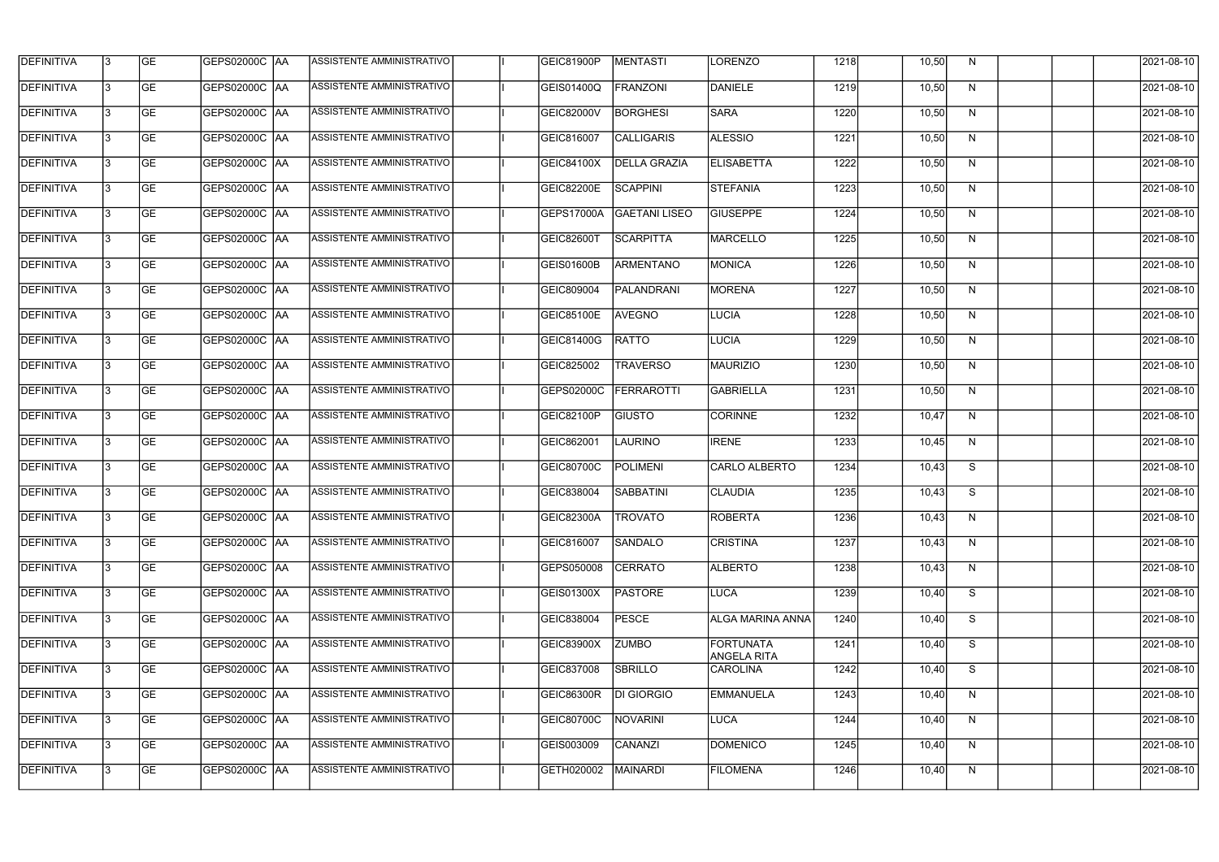| | | | | | | | | | | | | | | | | | | |
|---|---|---|---|---|---|---|---|---|---|---|---|---|---|---|---|---|---|---|
| DEFINITIVA | 3 | GE | GEPS02000C | AA | ASSISTENTE AMMINISTRATIVO | | I | GEIC81900P | MENTASTI | LORENZO | 1218 | | 10,50 | N | | | | 2021-08-10 |
| DEFINITIVA | 3 | GE | GEPS02000C | AA | ASSISTENTE AMMINISTRATIVO | | I | GEIS01400Q | FRANZONI | DANIELE | 1219 | | 10,50 | N | | | | 2021-08-10 |
| DEFINITIVA | 3 | GE | GEPS02000C | AA | ASSISTENTE AMMINISTRATIVO | | I | GEIC82000V | BORGHESI | SARA | 1220 | | 10,50 | N | | | | 2021-08-10 |
| DEFINITIVA | 3 | GE | GEPS02000C | AA | ASSISTENTE AMMINISTRATIVO | | I | GEIC816007 | CALLIGARIS | ALESSIO | 1221 | | 10,50 | N | | | | 2021-08-10 |
| DEFINITIVA | 3 | GE | GEPS02000C | AA | ASSISTENTE AMMINISTRATIVO | | I | GEIC84100X | DELLA GRAZIA | ELISABETTA | 1222 | | 10,50 | N | | | | 2021-08-10 |
| DEFINITIVA | 3 | GE | GEPS02000C | AA | ASSISTENTE AMMINISTRATIVO | | I | GEIC82200E | SCAPPINI | STEFANIA | 1223 | | 10,50 | N | | | | 2021-08-10 |
| DEFINITIVA | 3 | GE | GEPS02000C | AA | ASSISTENTE AMMINISTRATIVO | | I | GEPS17000A | GAETANI LISEO | GIUSEPPE | 1224 | | 10,50 | N | | | | 2021-08-10 |
| DEFINITIVA | 3 | GE | GEPS02000C | AA | ASSISTENTE AMMINISTRATIVO | | I | GEIC82600T | SCARPITTA | MARCELLO | 1225 | | 10,50 | N | | | | 2021-08-10 |
| DEFINITIVA | 3 | GE | GEPS02000C | AA | ASSISTENTE AMMINISTRATIVO | | I | GEIS01600B | ARMENTANO | MONICA | 1226 | | 10,50 | N | | | | 2021-08-10 |
| DEFINITIVA | 3 | GE | GEPS02000C | AA | ASSISTENTE AMMINISTRATIVO | | I | GEIC809004 | PALANDRANI | MORENA | 1227 | | 10,50 | N | | | | 2021-08-10 |
| DEFINITIVA | 3 | GE | GEPS02000C | AA | ASSISTENTE AMMINISTRATIVO | | I | GEIC85100E | AVEGNO | LUCIA | 1228 | | 10,50 | N | | | | 2021-08-10 |
| DEFINITIVA | 3 | GE | GEPS02000C | AA | ASSISTENTE AMMINISTRATIVO | | I | GEIC81400G | RATTO | LUCIA | 1229 | | 10,50 | N | | | | 2021-08-10 |
| DEFINITIVA | 3 | GE | GEPS02000C | AA | ASSISTENTE AMMINISTRATIVO | | I | GEIC825002 | TRAVERSO | MAURIZIO | 1230 | | 10,50 | N | | | | 2021-08-10 |
| DEFINITIVA | 3 | GE | GEPS02000C | AA | ASSISTENTE AMMINISTRATIVO | | I | GEPS02000C | FERRAROTTI | GABRIELLA | 1231 | | 10,50 | N | | | | 2021-08-10 |
| DEFINITIVA | 3 | GE | GEPS02000C | AA | ASSISTENTE AMMINISTRATIVO | | I | GEIC82100P | GIUSTO | CORINNE | 1232 | | 10,47 | N | | | | 2021-08-10 |
| DEFINITIVA | 3 | GE | GEPS02000C | AA | ASSISTENTE AMMINISTRATIVO | | I | GEIC862001 | LAURINO | IRENE | 1233 | | 10,45 | N | | | | 2021-08-10 |
| DEFINITIVA | 3 | GE | GEPS02000C | AA | ASSISTENTE AMMINISTRATIVO | | I | GEIC80700C | POLIMENI | CARLO ALBERTO | 1234 | | 10,43 | S | | | | 2021-08-10 |
| DEFINITIVA | 3 | GE | GEPS02000C | AA | ASSISTENTE AMMINISTRATIVO | | I | GEIC838004 | SABBATINI | CLAUDIA | 1235 | | 10,43 | S | | | | 2021-08-10 |
| DEFINITIVA | 3 | GE | GEPS02000C | AA | ASSISTENTE AMMINISTRATIVO | | I | GEIC82300A | TROVATO | ROBERTA | 1236 | | 10,43 | N | | | | 2021-08-10 |
| DEFINITIVA | 3 | GE | GEPS02000C | AA | ASSISTENTE AMMINISTRATIVO | | I | GEIC816007 | SANDALO | CRISTINA | 1237 | | 10,43 | N | | | | 2021-08-10 |
| DEFINITIVA | 3 | GE | GEPS02000C | AA | ASSISTENTE AMMINISTRATIVO | | I | GEPS050008 | CERRATO | ALBERTO | 1238 | | 10,43 | N | | | | 2021-08-10 |
| DEFINITIVA | 3 | GE | GEPS02000C | AA | ASSISTENTE AMMINISTRATIVO | | I | GEIS01300X | PASTORE | LUCA | 1239 | | 10,40 | S | | | | 2021-08-10 |
| DEFINITIVA | 3 | GE | GEPS02000C | AA | ASSISTENTE AMMINISTRATIVO | | I | GEIC838004 | PESCE | ALGA MARINA ANNA | 1240 | | 10,40 | S | | | | 2021-08-10 |
| DEFINITIVA | 3 | GE | GEPS02000C | AA | ASSISTENTE AMMINISTRATIVO | | I | GEIC83900X | ZUMBO | FORTUNATA ANGELA RITA | 1241 | | 10,40 | S | | | | 2021-08-10 |
| DEFINITIVA | 3 | GE | GEPS02000C | AA | ASSISTENTE AMMINISTRATIVO | | I | GEIC837008 | SBRILLO | CAROLINA | 1242 | | 10,40 | S | | | | 2021-08-10 |
| DEFINITIVA | 3 | GE | GEPS02000C | AA | ASSISTENTE AMMINISTRATIVO | | I | GEIC86300R | DI GIORGIO | EMMANUELA | 1243 | | 10,40 | N | | | | 2021-08-10 |
| DEFINITIVA | 3 | GE | GEPS02000C | AA | ASSISTENTE AMMINISTRATIVO | | I | GEIC80700C | NOVARINI | LUCA | 1244 | | 10,40 | N | | | | 2021-08-10 |
| DEFINITIVA | 3 | GE | GEPS02000C | AA | ASSISTENTE AMMINISTRATIVO | | I | GEIS003009 | CANANZI | DOMENICO | 1245 | | 10,40 | N | | | | 2021-08-10 |
| DEFINITIVA | 3 | GE | GEPS02000C | AA | ASSISTENTE AMMINISTRATIVO | | I | GETH020002 | MAINARDI | FILOMENA | 1246 | | 10,40 | N | | | | 2021-08-10 |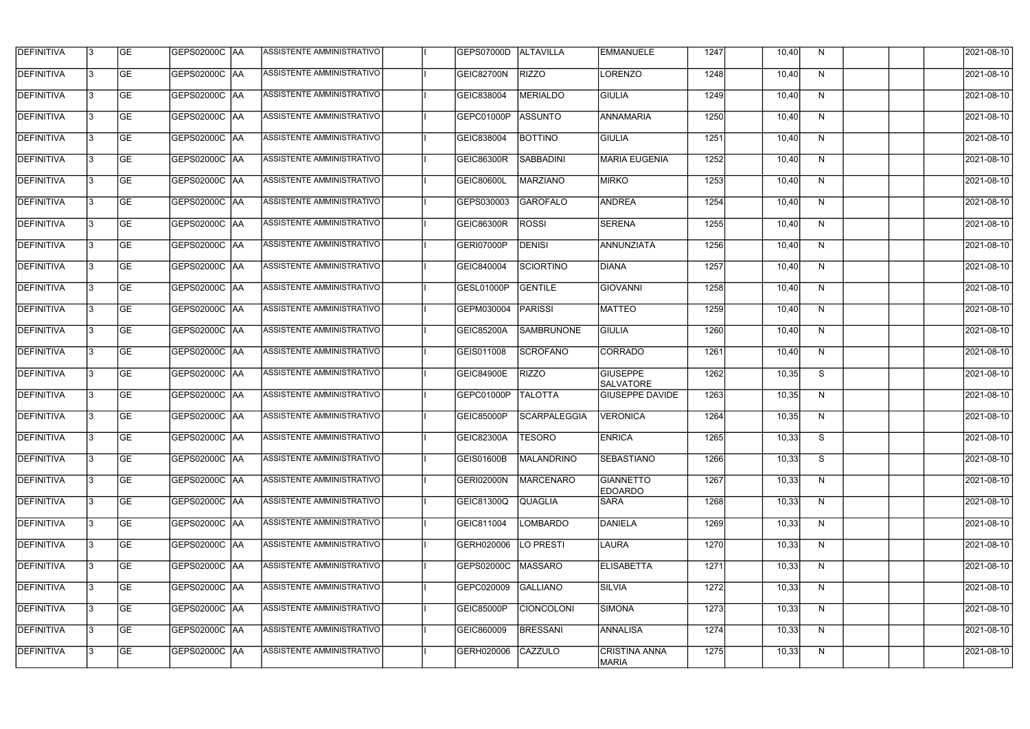| DEFINITIVA | 3 | GE | GEPS02000C | AA | ASSISTENTE AMMINISTRATIVO | | I | GEPS07000D | ALTAVILLA | EMMANUELE | 1247 | | 10,40 | N | | | | 2021-08-10 |
|---|---|---|---|---|---|---|---|---|---|---|---|---|---|---|---|---|---|---|
| DEFINITIVA | 3 | GE | GEPS02000C | AA | ASSISTENTE AMMINISTRATIVO | | I | GEIC82700N | RIZZO | LORENZO | 1248 | | 10,40 | N | | | | 2021-08-10 |
| DEFINITIVA | 3 | GE | GEPS02000C | AA | ASSISTENTE AMMINISTRATIVO | | I | GEIC838004 | MERIALDO | GIULIA | 1249 | | 10,40 | N | | | | 2021-08-10 |
| DEFINITIVA | 3 | GE | GEPS02000C | AA | ASSISTENTE AMMINISTRATIVO | | I | GEPC01000P | ASSUNTO | ANNAMARIA | 1250 | | 10,40 | N | | | | 2021-08-10 |
| DEFINITIVA | 3 | GE | GEPS02000C | AA | ASSISTENTE AMMINISTRATIVO | | I | GEIC838004 | BOTTINO | GIULIA | 1251 | | 10,40 | N | | | | 2021-08-10 |
| DEFINITIVA | 3 | GE | GEPS02000C | AA | ASSISTENTE AMMINISTRATIVO | | I | GEIC86300R | SABBADINI | MARIA EUGENIA | 1252 | | 10,40 | N | | | | 2021-08-10 |
| DEFINITIVA | 3 | GE | GEPS02000C | AA | ASSISTENTE AMMINISTRATIVO | | I | GEIC80600L | MARZIANO | MIRKO | 1253 | | 10,40 | N | | | | 2021-08-10 |
| DEFINITIVA | 3 | GE | GEPS02000C | AA | ASSISTENTE AMMINISTRATIVO | | I | GEPS030003 | GAROFALO | ANDREA | 1254 | | 10,40 | N | | | | 2021-08-10 |
| DEFINITIVA | 3 | GE | GEPS02000C | AA | ASSISTENTE AMMINISTRATIVO | | I | GEIC86300R | ROSSI | SERENA | 1255 | | 10,40 | N | | | | 2021-08-10 |
| DEFINITIVA | 3 | GE | GEPS02000C | AA | ASSISTENTE AMMINISTRATIVO | | I | GERI07000P | DENISI | ANNUNZIATA | 1256 | | 10,40 | N | | | | 2021-08-10 |
| DEFINITIVA | 3 | GE | GEPS02000C | AA | ASSISTENTE AMMINISTRATIVO | | I | GEIC840004 | SCIORTINO | DIANA | 1257 | | 10,40 | N | | | | 2021-08-10 |
| DEFINITIVA | 3 | GE | GEPS02000C | AA | ASSISTENTE AMMINISTRATIVO | | I | GESL01000P | GENTILE | GIOVANNI | 1258 | | 10,40 | N | | | | 2021-08-10 |
| DEFINITIVA | 3 | GE | GEPS02000C | AA | ASSISTENTE AMMINISTRATIVO | | I | GEPM030004 | PARISSI | MATTEO | 1259 | | 10,40 | N | | | | 2021-08-10 |
| DEFINITIVA | 3 | GE | GEPS02000C | AA | ASSISTENTE AMMINISTRATIVO | | I | GEIC85200A | SAMBRUNONE | GIULIA | 1260 | | 10,40 | N | | | | 2021-08-10 |
| DEFINITIVA | 3 | GE | GEPS02000C | AA | ASSISTENTE AMMINISTRATIVO | | I | GEIS011008 | SCROFANO | CORRADO | 1261 | | 10,40 | N | | | | 2021-08-10 |
| DEFINITIVA | 3 | GE | GEPS02000C | AA | ASSISTENTE AMMINISTRATIVO | | I | GEIC84900E | RIZZO | GIUSEPPE SALVATORE | 1262 | | 10,35 | S | | | | 2021-08-10 |
| DEFINITIVA | 3 | GE | GEPS02000C | AA | ASSISTENTE AMMINISTRATIVO | | I | GEPC01000P | TALOTTA | GIUSEPPE DAVIDE | 1263 | | 10,35 | N | | | | 2021-08-10 |
| DEFINITIVA | 3 | GE | GEPS02000C | AA | ASSISTENTE AMMINISTRATIVO | | I | GEIC85000P | SCARPALEGGIA | VERONICA | 1264 | | 10,35 | N | | | | 2021-08-10 |
| DEFINITIVA | 3 | GE | GEPS02000C | AA | ASSISTENTE AMMINISTRATIVO | | I | GEIC82300A | TESORO | ENRICA | 1265 | | 10,33 | S | | | | 2021-08-10 |
| DEFINITIVA | 3 | GE | GEPS02000C | AA | ASSISTENTE AMMINISTRATIVO | | I | GEIS01600B | MALANDRINO | SEBASTIANO | 1266 | | 10,33 | S | | | | 2021-08-10 |
| DEFINITIVA | 3 | GE | GEPS02000C | AA | ASSISTENTE AMMINISTRATIVO | | I | GERI02000N | MARCENARO | GIANNETTO EDOARDO | 1267 | | 10,33 | N | | | | 2021-08-10 |
| DEFINITIVA | 3 | GE | GEPS02000C | AA | ASSISTENTE AMMINISTRATIVO | | I | GEIC81300Q | QUAGLIA | SARA | 1268 | | 10,33 | N | | | | 2021-08-10 |
| DEFINITIVA | 3 | GE | GEPS02000C | AA | ASSISTENTE AMMINISTRATIVO | | I | GEIC811004 | LOMBARDO | DANIELA | 1269 | | 10,33 | N | | | | 2021-08-10 |
| DEFINITIVA | 3 | GE | GEPS02000C | AA | ASSISTENTE AMMINISTRATIVO | | I | GERH020006 | LO PRESTI | LAURA | 1270 | | 10,33 | N | | | | 2021-08-10 |
| DEFINITIVA | 3 | GE | GEPS02000C | AA | ASSISTENTE AMMINISTRATIVO | | I | GEPS02000C | MASSARO | ELISABETTA | 1271 | | 10,33 | N | | | | 2021-08-10 |
| DEFINITIVA | 3 | GE | GEPS02000C | AA | ASSISTENTE AMMINISTRATIVO | | I | GEPC020009 | GALLIANO | SILVIA | 1272 | | 10,33 | N | | | | 2021-08-10 |
| DEFINITIVA | 3 | GE | GEPS02000C | AA | ASSISTENTE AMMINISTRATIVO | | I | GEIC85000P | CIONCOLONI | SIMONA | 1273 | | 10,33 | N | | | | 2021-08-10 |
| DEFINITIVA | 3 | GE | GEPS02000C | AA | ASSISTENTE AMMINISTRATIVO | | I | GEIC860009 | BRESSANI | ANNALISA | 1274 | | 10,33 | N | | | | 2021-08-10 |
| DEFINITIVA | 3 | GE | GEPS02000C | AA | ASSISTENTE AMMINISTRATIVO | | I | GERH020006 | CAZZULO | CRISTINA ANNA MARIA | 1275 | | 10,33 | N | | | | 2021-08-10 |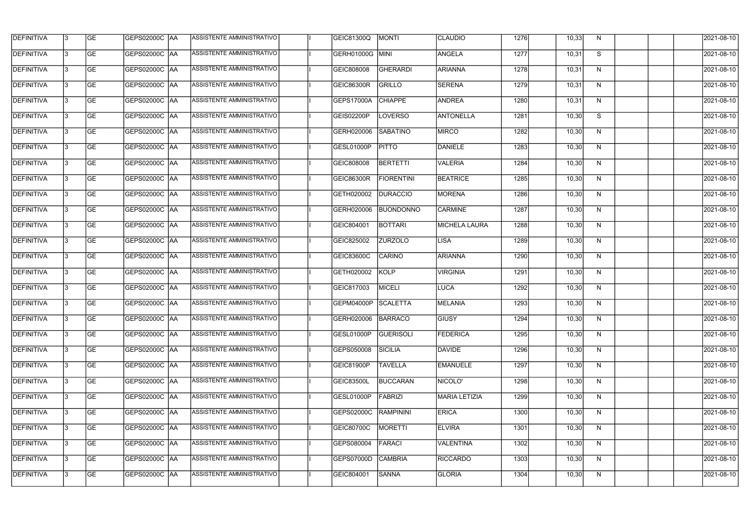| | | | | | | | | | | | | | | | | | | |
|---|---|---|---|---|---|---|---|---|---|---|---|---|---|---|---|---|---|---|
| DEFINITIVA | 3 | GE | GEPS02000C | AA | ASSISTENTE AMMINISTRATIVO | | I | GEIC81300Q | MONTI | CLAUDIO | 1276 | | 10,33 | N | | | | 2021-08-10 |
| DEFINITIVA | 3 | GE | GEPS02000C | AA | ASSISTENTE AMMINISTRATIVO | | I | GERH01000G | MINI | ANGELA | 1277 | | 10,31 | S | | | | 2021-08-10 |
| DEFINITIVA | 3 | GE | GEPS02000C | AA | ASSISTENTE AMMINISTRATIVO | | I | GEIC808008 | GHERARDI | ARIANNA | 1278 | | 10,31 | N | | | | 2021-08-10 |
| DEFINITIVA | 3 | GE | GEPS02000C | AA | ASSISTENTE AMMINISTRATIVO | | I | GEIC86300R | GRILLO | SERENA | 1279 | | 10,31 | N | | | | 2021-08-10 |
| DEFINITIVA | 3 | GE | GEPS02000C | AA | ASSISTENTE AMMINISTRATIVO | | I | GEPS17000A | CHIAPPE | ANDREA | 1280 | | 10,31 | N | | | | 2021-08-10 |
| DEFINITIVA | 3 | GE | GEPS02000C | AA | ASSISTENTE AMMINISTRATIVO | | I | GEIS02200P | LOVERSO | ANTONELLA | 1281 | | 10,30 | S | | | | 2021-08-10 |
| DEFINITIVA | 3 | GE | GEPS02000C | AA | ASSISTENTE AMMINISTRATIVO | | I | GERH020006 | SABATINO | MIRCO | 1282 | | 10,30 | N | | | | 2021-08-10 |
| DEFINITIVA | 3 | GE | GEPS02000C | AA | ASSISTENTE AMMINISTRATIVO | | I | GESL01000P | PITTO | DANIELE | 1283 | | 10,30 | N | | | | 2021-08-10 |
| DEFINITIVA | 3 | GE | GEPS02000C | AA | ASSISTENTE AMMINISTRATIVO | | I | GEIC808008 | BERTETTI | VALERIA | 1284 | | 10,30 | N | | | | 2021-08-10 |
| DEFINITIVA | 3 | GE | GEPS02000C | AA | ASSISTENTE AMMINISTRATIVO | | I | GEIC86300R | FIORENTINI | BEATRICE | 1285 | | 10,30 | N | | | | 2021-08-10 |
| DEFINITIVA | 3 | GE | GEPS02000C | AA | ASSISTENTE AMMINISTRATIVO | | I | GETH020002 | DURACCIO | MORENA | 1286 | | 10,30 | N | | | | 2021-08-10 |
| DEFINITIVA | 3 | GE | GEPS02000C | AA | ASSISTENTE AMMINISTRATIVO | | I | GERH020006 | BUONDONNO | CARMINE | 1287 | | 10,30 | N | | | | 2021-08-10 |
| DEFINITIVA | 3 | GE | GEPS02000C | AA | ASSISTENTE AMMINISTRATIVO | | I | GEIC804001 | BOTTARI | MICHELA LAURA | 1288 | | 10,30 | N | | | | 2021-08-10 |
| DEFINITIVA | 3 | GE | GEPS02000C | AA | ASSISTENTE AMMINISTRATIVO | | I | GEIC825002 | ZURZOLO | LISA | 1289 | | 10,30 | N | | | | 2021-08-10 |
| DEFINITIVA | 3 | GE | GEPS02000C | AA | ASSISTENTE AMMINISTRATIVO | | I | GEIC83600C | CARINO | ARIANNA | 1290 | | 10,30 | N | | | | 2021-08-10 |
| DEFINITIVA | 3 | GE | GEPS02000C | AA | ASSISTENTE AMMINISTRATIVO | | I | GETH020002 | KOLP | VIRGINIA | 1291 | | 10,30 | N | | | | 2021-08-10 |
| DEFINITIVA | 3 | GE | GEPS02000C | AA | ASSISTENTE AMMINISTRATIVO | | I | GEIC817003 | MICELI | LUCA | 1292 | | 10,30 | N | | | | 2021-08-10 |
| DEFINITIVA | 3 | GE | GEPS02000C | AA | ASSISTENTE AMMINISTRATIVO | | I | GEPM04000P | SCALETTA | MELANIA | 1293 | | 10,30 | N | | | | 2021-08-10 |
| DEFINITIVA | 3 | GE | GEPS02000C | AA | ASSISTENTE AMMINISTRATIVO | | I | GERH020006 | BARRACO | GIUSY | 1294 | | 10,30 | N | | | | 2021-08-10 |
| DEFINITIVA | 3 | GE | GEPS02000C | AA | ASSISTENTE AMMINISTRATIVO | | I | GESL01000P | GUERISOLI | FEDERICA | 1295 | | 10,30 | N | | | | 2021-08-10 |
| DEFINITIVA | 3 | GE | GEPS02000C | AA | ASSISTENTE AMMINISTRATIVO | | I | GEPS050008 | SICILIA | DAVIDE | 1296 | | 10,30 | N | | | | 2021-08-10 |
| DEFINITIVA | 3 | GE | GEPS02000C | AA | ASSISTENTE AMMINISTRATIVO | | I | GEIC81900P | TAVELLA | EMANUELE | 1297 | | 10,30 | N | | | | 2021-08-10 |
| DEFINITIVA | 3 | GE | GEPS02000C | AA | ASSISTENTE AMMINISTRATIVO | | I | GEIC83500L | BUCCARAN | NICOLO' | 1298 | | 10,30 | N | | | | 2021-08-10 |
| DEFINITIVA | 3 | GE | GEPS02000C | AA | ASSISTENTE AMMINISTRATIVO | | I | GESL01000P | FABRIZI | MARIA LETIZIA | 1299 | | 10,30 | N | | | | 2021-08-10 |
| DEFINITIVA | 3 | GE | GEPS02000C | AA | ASSISTENTE AMMINISTRATIVO | | I | GEPS02000C | RAMPININI | ERICA | 1300 | | 10,30 | N | | | | 2021-08-10 |
| DEFINITIVA | 3 | GE | GEPS02000C | AA | ASSISTENTE AMMINISTRATIVO | | I | GEIC80700C | MORETTI | ELVIRA | 1301 | | 10,30 | N | | | | 2021-08-10 |
| DEFINITIVA | 3 | GE | GEPS02000C | AA | ASSISTENTE AMMINISTRATIVO | | I | GEPS080004 | FARACI | VALENTINA | 1302 | | 10,30 | N | | | | 2021-08-10 |
| DEFINITIVA | 3 | GE | GEPS02000C | AA | ASSISTENTE AMMINISTRATIVO | | I | GEPS07000D | CAMBRIA | RICCARDO | 1303 | | 10,30 | N | | | | 2021-08-10 |
| DEFINITIVA | 3 | GE | GEPS02000C | AA | ASSISTENTE AMMINISTRATIVO | | I | GEIC804001 | SANNA | GLORIA | 1304 | | 10,30 | N | | | | 2021-08-10 |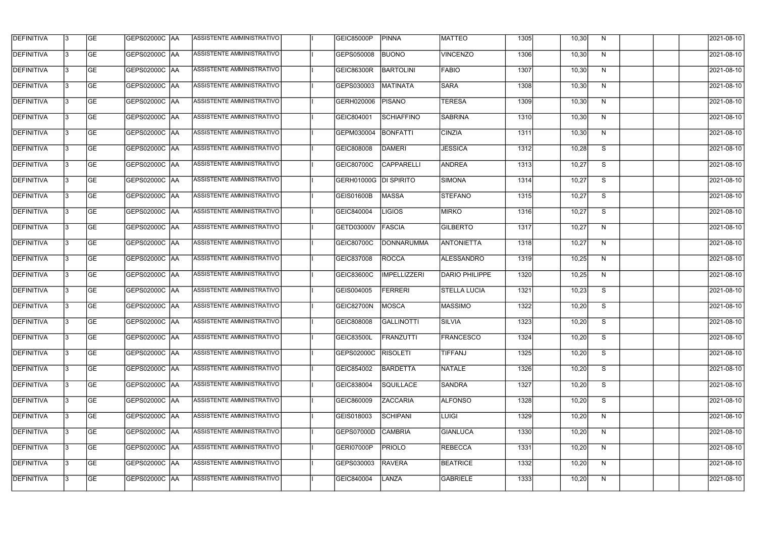| DEFINITIVA | 3 | GE | GEPS02000C | AA | ASSISTENTE AMMINISTRATIVO | | I | GEIC85000P | PINNA | MATTEO | 1305 | | 10,30 | N | | | | 2021-08-10 |
|---|---|---|---|---|---|---|---|---|---|---|---|---|---|---|---|---|---|---|
| DEFINITIVA | 3 | GE | GEPS02000C | AA | ASSISTENTE AMMINISTRATIVO | | I | GEPS050008 | BUONO | VINCENZO | 1306 | | 10,30 | N | | | | 2021-08-10 |
| DEFINITIVA | 3 | GE | GEPS02000C | AA | ASSISTENTE AMMINISTRATIVO | | I | GEIC86300R | BARTOLINI | FABIO | 1307 | | 10,30 | N | | | | 2021-08-10 |
| DEFINITIVA | 3 | GE | GEPS02000C | AA | ASSISTENTE AMMINISTRATIVO | | I | GEPS030003 | MATINATA | SARA | 1308 | | 10,30 | N | | | | 2021-08-10 |
| DEFINITIVA | 3 | GE | GEPS02000C | AA | ASSISTENTE AMMINISTRATIVO | | I | GERH020006 | PISANO | TERESA | 1309 | | 10,30 | N | | | | 2021-08-10 |
| DEFINITIVA | 3 | GE | GEPS02000C | AA | ASSISTENTE AMMINISTRATIVO | | I | GEIC804001 | SCHIAFFINO | SABRINA | 1310 | | 10,30 | N | | | | 2021-08-10 |
| DEFINITIVA | 3 | GE | GEPS02000C | AA | ASSISTENTE AMMINISTRATIVO | | I | GEPM030004 | BONFATTI | CINZIA | 1311 | | 10,30 | N | | | | 2021-08-10 |
| DEFINITIVA | 3 | GE | GEPS02000C | AA | ASSISTENTE AMMINISTRATIVO | | I | GEIC808008 | DAMERI | JESSICA | 1312 | | 10,28 | S | | | | 2021-08-10 |
| DEFINITIVA | 3 | GE | GEPS02000C | AA | ASSISTENTE AMMINISTRATIVO | | I | GEIC80700C | CAPPARELLI | ANDREA | 1313 | | 10,27 | S | | | | 2021-08-10 |
| DEFINITIVA | 3 | GE | GEPS02000C | AA | ASSISTENTE AMMINISTRATIVO | | I | GERH01000G | DI SPIRITO | SIMONA | 1314 | | 10,27 | S | | | | 2021-08-10 |
| DEFINITIVA | 3 | GE | GEPS02000C | AA | ASSISTENTE AMMINISTRATIVO | | I | GEIS01600B | MASSA | STEFANO | 1315 | | 10,27 | S | | | | 2021-08-10 |
| DEFINITIVA | 3 | GE | GEPS02000C | AA | ASSISTENTE AMMINISTRATIVO | | I | GEIC840004 | LIGIOS | MIRKO | 1316 | | 10,27 | S | | | | 2021-08-10 |
| DEFINITIVA | 3 | GE | GEPS02000C | AA | ASSISTENTE AMMINISTRATIVO | | I | GETD03000V | FASCIA | GILBERTO | 1317 | | 10,27 | N | | | | 2021-08-10 |
| DEFINITIVA | 3 | GE | GEPS02000C | AA | ASSISTENTE AMMINISTRATIVO | | I | GEIC80700C | DONNARUMMA | ANTONIETTA | 1318 | | 10,27 | N | | | | 2021-08-10 |
| DEFINITIVA | 3 | GE | GEPS02000C | AA | ASSISTENTE AMMINISTRATIVO | | I | GEIC837008 | ROCCA | ALESSANDRO | 1319 | | 10,25 | N | | | | 2021-08-10 |
| DEFINITIVA | 3 | GE | GEPS02000C | AA | ASSISTENTE AMMINISTRATIVO | | I | GEIC83600C | IMPELLIZZERI | DARIO PHILIPPE | 1320 | | 10,25 | N | | | | 2021-08-10 |
| DEFINITIVA | 3 | GE | GEPS02000C | AA | ASSISTENTE AMMINISTRATIVO | | I | GEIS004005 | FERRERI | STELLA LUCIA | 1321 | | 10,23 | S | | | | 2021-08-10 |
| DEFINITIVA | 3 | GE | GEPS02000C | AA | ASSISTENTE AMMINISTRATIVO | | I | GEIC82700N | MOSCA | MASSIMO | 1322 | | 10,20 | S | | | | 2021-08-10 |
| DEFINITIVA | 3 | GE | GEPS02000C | AA | ASSISTENTE AMMINISTRATIVO | | I | GEIC808008 | GALLINOTTI | SILVIA | 1323 | | 10,20 | S | | | | 2021-08-10 |
| DEFINITIVA | 3 | GE | GEPS02000C | AA | ASSISTENTE AMMINISTRATIVO | | I | GEIC83500L | FRANZUTTI | FRANCESCO | 1324 | | 10,20 | S | | | | 2021-08-10 |
| DEFINITIVA | 3 | GE | GEPS02000C | AA | ASSISTENTE AMMINISTRATIVO | | I | GEPS02000C | RISOLETI | TIFFANJ | 1325 | | 10,20 | S | | | | 2021-08-10 |
| DEFINITIVA | 3 | GE | GEPS02000C | AA | ASSISTENTE AMMINISTRATIVO | | I | GEIC854002 | BARDETTA | NATALE | 1326 | | 10,20 | S | | | | 2021-08-10 |
| DEFINITIVA | 3 | GE | GEPS02000C | AA | ASSISTENTE AMMINISTRATIVO | | I | GEIC838004 | SQUILLACE | SANDRA | 1327 | | 10,20 | S | | | | 2021-08-10 |
| DEFINITIVA | 3 | GE | GEPS02000C | AA | ASSISTENTE AMMINISTRATIVO | | I | GEIC860009 | ZACCARIA | ALFONSO | 1328 | | 10,20 | S | | | | 2021-08-10 |
| DEFINITIVA | 3 | GE | GEPS02000C | AA | ASSISTENTE AMMINISTRATIVO | | I | GEIS018003 | SCHIPANI | LUIGI | 1329 | | 10,20 | N | | | | 2021-08-10 |
| DEFINITIVA | 3 | GE | GEPS02000C | AA | ASSISTENTE AMMINISTRATIVO | | I | GEPS07000D | CAMBRIA | GIANLUCA | 1330 | | 10,20 | N | | | | 2021-08-10 |
| DEFINITIVA | 3 | GE | GEPS02000C | AA | ASSISTENTE AMMINISTRATIVO | | I | GERI07000P | PRIOLO | REBECCA | 1331 | | 10,20 | N | | | | 2021-08-10 |
| DEFINITIVA | 3 | GE | GEPS02000C | AA | ASSISTENTE AMMINISTRATIVO | | I | GEPS030003 | RAVERA | BEATRICE | 1332 | | 10,20 | N | | | | 2021-08-10 |
| DEFINITIVA | 3 | GE | GEPS02000C | AA | ASSISTENTE AMMINISTRATIVO | | I | GEIC840004 | LANZA | GABRIELE | 1333 | | 10,20 | N | | | | 2021-08-10 |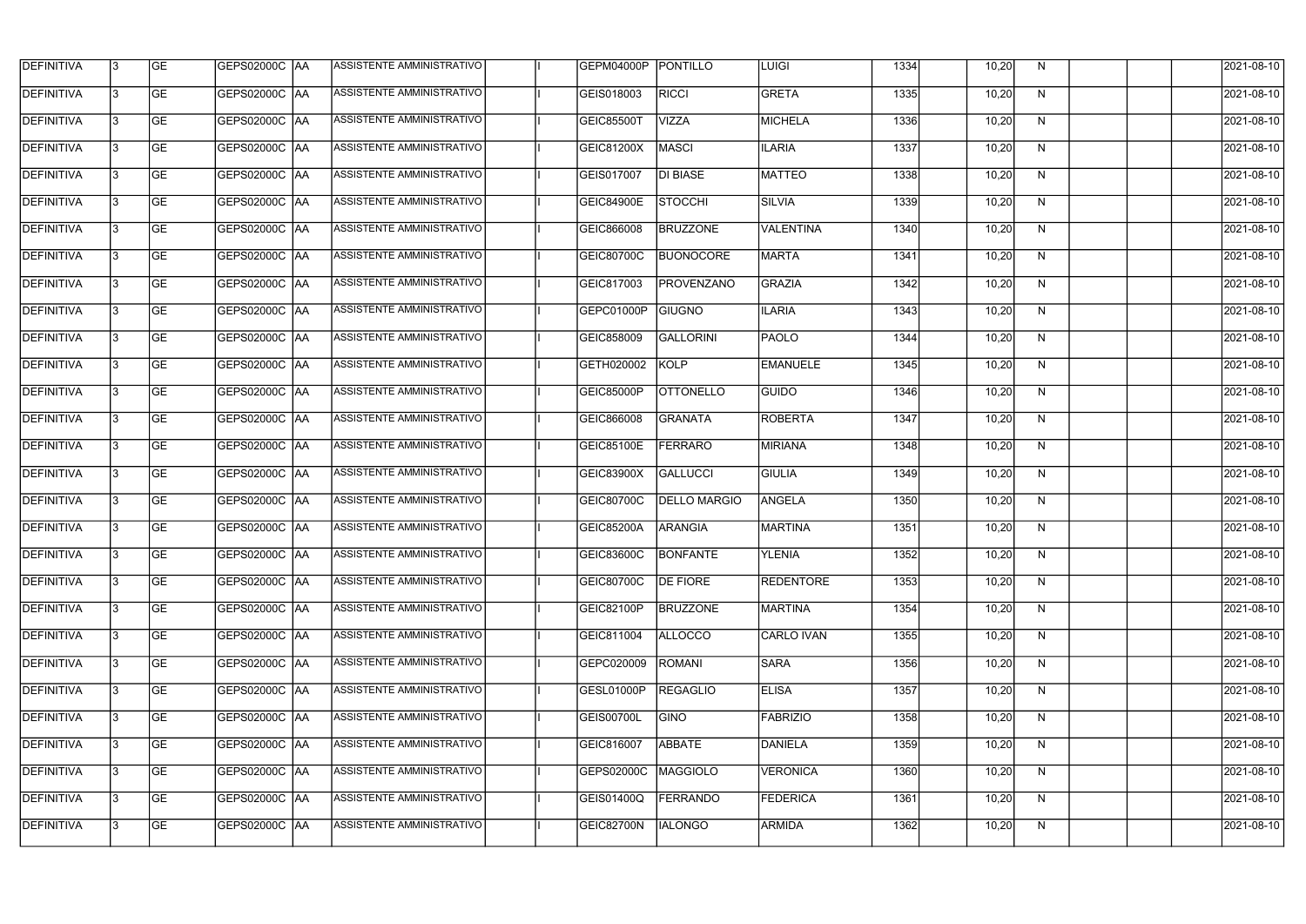| DEFINITIVA | 3 | GE | GEPS02000C | AA | ASSISTENTE AMMINISTRATIVO | | I | GEPM04000P | PONTILLO | LUIGI | 1334 | | 10,20 | N | | | | 2021-08-10 |
|---|---|---|---|---|---|---|---|---|---|---|---|---|---|---|---|---|---|---|
| DEFINITIVA | 3 | GE | GEPS02000C | AA | ASSISTENTE AMMINISTRATIVO | | I | GEIS018003 | RICCI | GRETA | 1335 | | 10,20 | N | | | | 2021-08-10 |
| DEFINITIVA | 3 | GE | GEPS02000C | AA | ASSISTENTE AMMINISTRATIVO | | I | GEIC85500T | VIZZA | MICHELA | 1336 | | 10,20 | N | | | | 2021-08-10 |
| DEFINITIVA | 3 | GE | GEPS02000C | AA | ASSISTENTE AMMINISTRATIVO | | I | GEIC81200X | MASCI | ILARIA | 1337 | | 10,20 | N | | | | 2021-08-10 |
| DEFINITIVA | 3 | GE | GEPS02000C | AA | ASSISTENTE AMMINISTRATIVO | | I | GEIS017007 | DI BIASE | MATTEO | 1338 | | 10,20 | N | | | | 2021-08-10 |
| DEFINITIVA | 3 | GE | GEPS02000C | AA | ASSISTENTE AMMINISTRATIVO | | I | GEIC84900E | STOCCHI | SILVIA | 1339 | | 10,20 | N | | | | 2021-08-10 |
| DEFINITIVA | 3 | GE | GEPS02000C | AA | ASSISTENTE AMMINISTRATIVO | | I | GEIC866008 | BRUZZONE | VALENTINA | 1340 | | 10,20 | N | | | | 2021-08-10 |
| DEFINITIVA | 3 | GE | GEPS02000C | AA | ASSISTENTE AMMINISTRATIVO | | I | GEIC80700C | BUONOCORE | MARTA | 1341 | | 10,20 | N | | | | 2021-08-10 |
| DEFINITIVA | 3 | GE | GEPS02000C | AA | ASSISTENTE AMMINISTRATIVO | | I | GEIC817003 | PROVENZANO | GRAZIA | 1342 | | 10,20 | N | | | | 2021-08-10 |
| DEFINITIVA | 3 | GE | GEPS02000C | AA | ASSISTENTE AMMINISTRATIVO | | I | GEPC01000P | GIUGNO | ILARIA | 1343 | | 10,20 | N | | | | 2021-08-10 |
| DEFINITIVA | 3 | GE | GEPS02000C | AA | ASSISTENTE AMMINISTRATIVO | | I | GEIC858009 | GALLORINI | PAOLO | 1344 | | 10,20 | N | | | | 2021-08-10 |
| DEFINITIVA | 3 | GE | GEPS02000C | AA | ASSISTENTE AMMINISTRATIVO | | I | GETH020002 | KOLP | EMANUELE | 1345 | | 10,20 | N | | | | 2021-08-10 |
| DEFINITIVA | 3 | GE | GEPS02000C | AA | ASSISTENTE AMMINISTRATIVO | | I | GEIC85000P | OTTONELLO | GUIDO | 1346 | | 10,20 | N | | | | 2021-08-10 |
| DEFINITIVA | 3 | GE | GEPS02000C | AA | ASSISTENTE AMMINISTRATIVO | | I | GEIC866008 | GRANATA | ROBERTA | 1347 | | 10,20 | N | | | | 2021-08-10 |
| DEFINITIVA | 3 | GE | GEPS02000C | AA | ASSISTENTE AMMINISTRATIVO | | I | GEIC85100E | FERRARO | MIRIANA | 1348 | | 10,20 | N | | | | 2021-08-10 |
| DEFINITIVA | 3 | GE | GEPS02000C | AA | ASSISTENTE AMMINISTRATIVO | | I | GEIC83900X | GALLUCCI | GIULIA | 1349 | | 10,20 | N | | | | 2021-08-10 |
| DEFINITIVA | 3 | GE | GEPS02000C | AA | ASSISTENTE AMMINISTRATIVO | | I | GEIC80700C | DELLO MARGIO | ANGELA | 1350 | | 10,20 | N | | | | 2021-08-10 |
| DEFINITIVA | 3 | GE | GEPS02000C | AA | ASSISTENTE AMMINISTRATIVO | | I | GEIC85200A | ARANGIA | MARTINA | 1351 | | 10,20 | N | | | | 2021-08-10 |
| DEFINITIVA | 3 | GE | GEPS02000C | AA | ASSISTENTE AMMINISTRATIVO | | I | GEIC83600C | BONFANTE | YLENIA | 1352 | | 10,20 | N | | | | 2021-08-10 |
| DEFINITIVA | 3 | GE | GEPS02000C | AA | ASSISTENTE AMMINISTRATIVO | | I | GEIC80700C | DE FIORE | REDENTORE | 1353 | | 10,20 | N | | | | 2021-08-10 |
| DEFINITIVA | 3 | GE | GEPS02000C | AA | ASSISTENTE AMMINISTRATIVO | | I | GEIC82100P | BRUZZONE | MARTINA | 1354 | | 10,20 | N | | | | 2021-08-10 |
| DEFINITIVA | 3 | GE | GEPS02000C | AA | ASSISTENTE AMMINISTRATIVO | | I | GEIC811004 | ALLOCCO | CARLO IVAN | 1355 | | 10,20 | N | | | | 2021-08-10 |
| DEFINITIVA | 3 | GE | GEPS02000C | AA | ASSISTENTE AMMINISTRATIVO | | I | GEPC020009 | ROMANI | SARA | 1356 | | 10,20 | N | | | | 2021-08-10 |
| DEFINITIVA | 3 | GE | GEPS02000C | AA | ASSISTENTE AMMINISTRATIVO | | I | GESL01000P | REGAGLIO | ELISA | 1357 | | 10,20 | N | | | | 2021-08-10 |
| DEFINITIVA | 3 | GE | GEPS02000C | AA | ASSISTENTE AMMINISTRATIVO | | I | GEIS00700L | GINO | FABRIZIO | 1358 | | 10,20 | N | | | | 2021-08-10 |
| DEFINITIVA | 3 | GE | GEPS02000C | AA | ASSISTENTE AMMINISTRATIVO | | I | GEIC816007 | ABBATE | DANIELA | 1359 | | 10,20 | N | | | | 2021-08-10 |
| DEFINITIVA | 3 | GE | GEPS02000C | AA | ASSISTENTE AMMINISTRATIVO | | I | GEPS02000C | MAGGIOLO | VERONICA | 1360 | | 10,20 | N | | | | 2021-08-10 |
| DEFINITIVA | 3 | GE | GEPS02000C | AA | ASSISTENTE AMMINISTRATIVO | | I | GEIS01400Q | FERRANDO | FEDERICA | 1361 | | 10,20 | N | | | | 2021-08-10 |
| DEFINITIVA | 3 | GE | GEPS02000C | AA | ASSISTENTE AMMINISTRATIVO | | I | GEIC82700N | IALONGO | ARMIDA | 1362 | | 10,20 | N | | | | 2021-08-10 |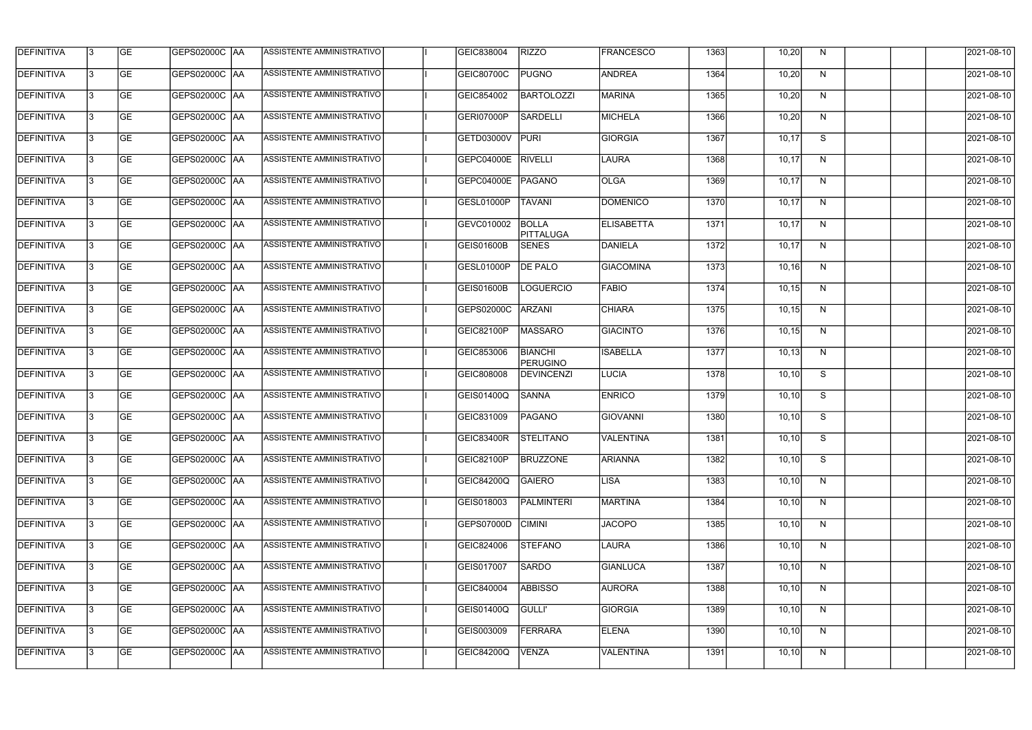| DEFINITIVA | 3 | GE | GEPS02000C | AA | ASSISTENTE AMMINISTRATIVO | | I | GEIC838004 | RIZZO | FRANCESCO | 1363 | | 10,20 | N | | | | 2021-08-10 |
|---|---|---|---|---|---|---|---|---|---|---|---|---|---|---|---|---|---|---|
| DEFINITIVA | 3 | GE | GEPS02000C | AA | ASSISTENTE AMMINISTRATIVO | | I | GEIC80700C | PUGNO | ANDREA | 1364 | | 10,20 | N | | | | 2021-08-10 |
| DEFINITIVA | 3 | GE | GEPS02000C | AA | ASSISTENTE AMMINISTRATIVO | | I | GEIC854002 | BARTOLOZZI | MARINA | 1365 | | 10,20 | N | | | | 2021-08-10 |
| DEFINITIVA | 3 | GE | GEPS02000C | AA | ASSISTENTE AMMINISTRATIVO | | I | GERI07000P | SARDELLI | MICHELA | 1366 | | 10,20 | N | | | | 2021-08-10 |
| DEFINITIVA | 3 | GE | GEPS02000C | AA | ASSISTENTE AMMINISTRATIVO | | I | GETD03000V | PURI | GIORGIA | 1367 | | 10,17 | S | | | | 2021-08-10 |
| DEFINITIVA | 3 | GE | GEPS02000C | AA | ASSISTENTE AMMINISTRATIVO | | I | GEPC04000E | RIVELLI | LAURA | 1368 | | 10,17 | N | | | | 2021-08-10 |
| DEFINITIVA | 3 | GE | GEPS02000C | AA | ASSISTENTE AMMINISTRATIVO | | I | GEPC04000E | PAGANO | OLGA | 1369 | | 10,17 | N | | | | 2021-08-10 |
| DEFINITIVA | 3 | GE | GEPS02000C | AA | ASSISTENTE AMMINISTRATIVO | | I | GESL01000P | TAVANI | DOMENICO | 1370 | | 10,17 | N | | | | 2021-08-10 |
| DEFINITIVA | 3 | GE | GEPS02000C | AA | ASSISTENTE AMMINISTRATIVO | | I | GEVC010002 | BOLLA PITTALUGA | ELISABETTA | 1371 | | 10,17 | N | | | | 2021-08-10 |
| DEFINITIVA | 3 | GE | GEPS02000C | AA | ASSISTENTE AMMINISTRATIVO | | I | GEIS01600B | SENES | DANIELA | 1372 | | 10,17 | N | | | | 2021-08-10 |
| DEFINITIVA | 3 | GE | GEPS02000C | AA | ASSISTENTE AMMINISTRATIVO | | I | GESL01000P | DE PALO | GIACOMINA | 1373 | | 10,16 | N | | | | 2021-08-10 |
| DEFINITIVA | 3 | GE | GEPS02000C | AA | ASSISTENTE AMMINISTRATIVO | | I | GEIS01600B | LOGUERCIO | FABIO | 1374 | | 10,15 | N | | | | 2021-08-10 |
| DEFINITIVA | 3 | GE | GEPS02000C | AA | ASSISTENTE AMMINISTRATIVO | | I | GEPS02000C | ARZANI | CHIARA | 1375 | | 10,15 | N | | | | 2021-08-10 |
| DEFINITIVA | 3 | GE | GEPS02000C | AA | ASSISTENTE AMMINISTRATIVO | | I | GEIC82100P | MASSARO | GIACINTO | 1376 | | 10,15 | N | | | | 2021-08-10 |
| DEFINITIVA | 3 | GE | GEPS02000C | AA | ASSISTENTE AMMINISTRATIVO | | I | GEIC853006 | BIANCHI PERUGINO | ISABELLA | 1377 | | 10,13 | N | | | | 2021-08-10 |
| DEFINITIVA | 3 | GE | GEPS02000C | AA | ASSISTENTE AMMINISTRATIVO | | I | GEIC808008 | DEVINCENZI | LUCIA | 1378 | | 10,10 | S | | | | 2021-08-10 |
| DEFINITIVA | 3 | GE | GEPS02000C | AA | ASSISTENTE AMMINISTRATIVO | | I | GEIS01400Q | SANNA | ENRICO | 1379 | | 10,10 | S | | | | 2021-08-10 |
| DEFINITIVA | 3 | GE | GEPS02000C | AA | ASSISTENTE AMMINISTRATIVO | | I | GEIC831009 | PAGANO | GIOVANNI | 1380 | | 10,10 | S | | | | 2021-08-10 |
| DEFINITIVA | 3 | GE | GEPS02000C | AA | ASSISTENTE AMMINISTRATIVO | | I | GEIC83400R | STELITANO | VALENTINA | 1381 | | 10,10 | S | | | | 2021-08-10 |
| DEFINITIVA | 3 | GE | GEPS02000C | AA | ASSISTENTE AMMINISTRATIVO | | I | GEIC82100P | BRUZZONE | ARIANNA | 1382 | | 10,10 | S | | | | 2021-08-10 |
| DEFINITIVA | 3 | GE | GEPS02000C | AA | ASSISTENTE AMMINISTRATIVO | | I | GEIC84200Q | GAIERO | LISA | 1383 | | 10,10 | N | | | | 2021-08-10 |
| DEFINITIVA | 3 | GE | GEPS02000C | AA | ASSISTENTE AMMINISTRATIVO | | I | GEIS018003 | PALMINTERI | MARTINA | 1384 | | 10,10 | N | | | | 2021-08-10 |
| DEFINITIVA | 3 | GE | GEPS02000C | AA | ASSISTENTE AMMINISTRATIVO | | I | GEPS07000D | CIMINI | JACOPO | 1385 | | 10,10 | N | | | | 2021-08-10 |
| DEFINITIVA | 3 | GE | GEPS02000C | AA | ASSISTENTE AMMINISTRATIVO | | I | GEIC824006 | STEFANO | LAURA | 1386 | | 10,10 | N | | | | 2021-08-10 |
| DEFINITIVA | 3 | GE | GEPS02000C | AA | ASSISTENTE AMMINISTRATIVO | | I | GEIS017007 | SARDO | GIANLUCA | 1387 | | 10,10 | N | | | | 2021-08-10 |
| DEFINITIVA | 3 | GE | GEPS02000C | AA | ASSISTENTE AMMINISTRATIVO | | I | GEIC840004 | ABBISSO | AURORA | 1388 | | 10,10 | N | | | | 2021-08-10 |
| DEFINITIVA | 3 | GE | GEPS02000C | AA | ASSISTENTE AMMINISTRATIVO | | I | GEIS01400Q | GULLI' | GIORGIA | 1389 | | 10,10 | N | | | | 2021-08-10 |
| DEFINITIVA | 3 | GE | GEPS02000C | AA | ASSISTENTE AMMINISTRATIVO | | I | GEIS003009 | FERRARA | ELENA | 1390 | | 10,10 | N | | | | 2021-08-10 |
| DEFINITIVA | 3 | GE | GEPS02000C | AA | ASSISTENTE AMMINISTRATIVO | | I | GEIC84200Q | VENZA | VALENTINA | 1391 | | 10,10 | N | | | | 2021-08-10 |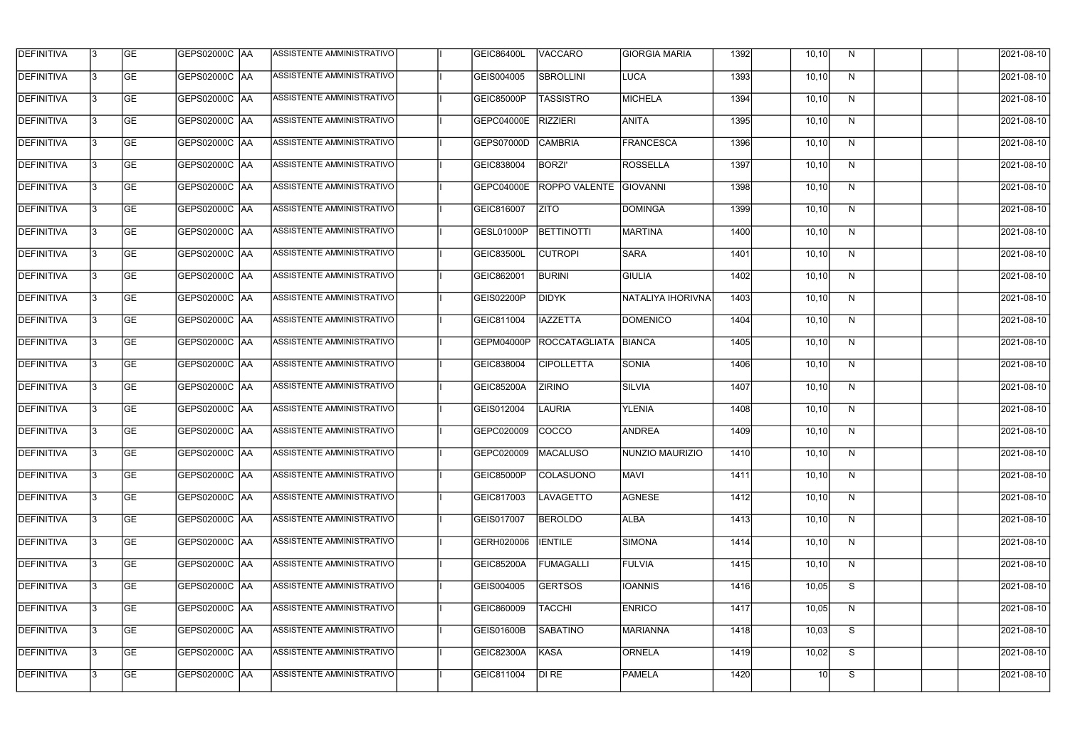| DEFINITIVA | 3 | GE | GEPS02000C | AA | ASSISTENTE AMMINISTRATIVO | | I | GEIC86400L | VACCARO | GIORGIA MARIA | 1392 | | 10,10 | N | | | | 2021-08-10 |
|---|---|---|---|---|---|---|---|---|---|---|---|---|---|---|---|---|---|---|
| DEFINITIVA | 3 | GE | GEPS02000C | AA | ASSISTENTE AMMINISTRATIVO | | I | GEIS004005 | SBROLLINI | LUCA | 1393 | | 10,10 | N | | | | 2021-08-10 |
| DEFINITIVA | 3 | GE | GEPS02000C | AA | ASSISTENTE AMMINISTRATIVO | | I | GEIC85000P | TASSISTRO | MICHELA | 1394 | | 10,10 | N | | | | 2021-08-10 |
| DEFINITIVA | 3 | GE | GEPS02000C | AA | ASSISTENTE AMMINISTRATIVO | | I | GEPC04000E | RIZZIERI | ANITA | 1395 | | 10,10 | N | | | | 2021-08-10 |
| DEFINITIVA | 3 | GE | GEPS02000C | AA | ASSISTENTE AMMINISTRATIVO | | I | GEPS07000D | CAMBRIA | FRANCESCA | 1396 | | 10,10 | N | | | | 2021-08-10 |
| DEFINITIVA | 3 | GE | GEPS02000C | AA | ASSISTENTE AMMINISTRATIVO | | I | GEIC838004 | BORZI' | ROSSELLA | 1397 | | 10,10 | N | | | | 2021-08-10 |
| DEFINITIVA | 3 | GE | GEPS02000C | AA | ASSISTENTE AMMINISTRATIVO | | I | GEPC04000E | ROPPO VALENTE | GIOVANNI | 1398 | | 10,10 | N | | | | 2021-08-10 |
| DEFINITIVA | 3 | GE | GEPS02000C | AA | ASSISTENTE AMMINISTRATIVO | | I | GEIC816007 | ZITO | DOMINGA | 1399 | | 10,10 | N | | | | 2021-08-10 |
| DEFINITIVA | 3 | GE | GEPS02000C | AA | ASSISTENTE AMMINISTRATIVO | | I | GESL01000P | BETTINOTTI | MARTINA | 1400 | | 10,10 | N | | | | 2021-08-10 |
| DEFINITIVA | 3 | GE | GEPS02000C | AA | ASSISTENTE AMMINISTRATIVO | | I | GEIC83500L | CUTROPI | SARA | 1401 | | 10,10 | N | | | | 2021-08-10 |
| DEFINITIVA | 3 | GE | GEPS02000C | AA | ASSISTENTE AMMINISTRATIVO | | I | GEIC862001 | BURINI | GIULIA | 1402 | | 10,10 | N | | | | 2021-08-10 |
| DEFINITIVA | 3 | GE | GEPS02000C | AA | ASSISTENTE AMMINISTRATIVO | | I | GEIS02200P | DIDYK | NATALIYA IHORIVNA | 1403 | | 10,10 | N | | | | 2021-08-10 |
| DEFINITIVA | 3 | GE | GEPS02000C | AA | ASSISTENTE AMMINISTRATIVO | | I | GEIC811004 | IAZZETTA | DOMENICO | 1404 | | 10,10 | N | | | | 2021-08-10 |
| DEFINITIVA | 3 | GE | GEPS02000C | AA | ASSISTENTE AMMINISTRATIVO | | I | GEPM04000P | ROCCATAGLIATA | BIANCA | 1405 | | 10,10 | N | | | | 2021-08-10 |
| DEFINITIVA | 3 | GE | GEPS02000C | AA | ASSISTENTE AMMINISTRATIVO | | I | GEIC838004 | CIPOLLETTA | SONIA | 1406 | | 10,10 | N | | | | 2021-08-10 |
| DEFINITIVA | 3 | GE | GEPS02000C | AA | ASSISTENTE AMMINISTRATIVO | | I | GEIC85200A | ZIRINO | SILVIA | 1407 | | 10,10 | N | | | | 2021-08-10 |
| DEFINITIVA | 3 | GE | GEPS02000C | AA | ASSISTENTE AMMINISTRATIVO | | I | GEIS012004 | LAURIA | YLENIA | 1408 | | 10,10 | N | | | | 2021-08-10 |
| DEFINITIVA | 3 | GE | GEPS02000C | AA | ASSISTENTE AMMINISTRATIVO | | I | GEPC020009 | COCCO | ANDREA | 1409 | | 10,10 | N | | | | 2021-08-10 |
| DEFINITIVA | 3 | GE | GEPS02000C | AA | ASSISTENTE AMMINISTRATIVO | | I | GEPC020009 | MACALUSO | NUNZIO MAURIZIO | 1410 | | 10,10 | N | | | | 2021-08-10 |
| DEFINITIVA | 3 | GE | GEPS02000C | AA | ASSISTENTE AMMINISTRATIVO | | I | GEIC85000P | COLASUONO | MAVI | 1411 | | 10,10 | N | | | | 2021-08-10 |
| DEFINITIVA | 3 | GE | GEPS02000C | AA | ASSISTENTE AMMINISTRATIVO | | I | GEIC817003 | LAVAGETTO | AGNESE | 1412 | | 10,10 | N | | | | 2021-08-10 |
| DEFINITIVA | 3 | GE | GEPS02000C | AA | ASSISTENTE AMMINISTRATIVO | | I | GEIS017007 | BEROLDO | ALBA | 1413 | | 10,10 | N | | | | 2021-08-10 |
| DEFINITIVA | 3 | GE | GEPS02000C | AA | ASSISTENTE AMMINISTRATIVO | | I | GERH020006 | IENTILE | SIMONA | 1414 | | 10,10 | N | | | | 2021-08-10 |
| DEFINITIVA | 3 | GE | GEPS02000C | AA | ASSISTENTE AMMINISTRATIVO | | I | GEIC85200A | FUMAGALLI | FULVIA | 1415 | | 10,10 | N | | | | 2021-08-10 |
| DEFINITIVA | 3 | GE | GEPS02000C | AA | ASSISTENTE AMMINISTRATIVO | | I | GEIS004005 | GERTSOS | IOANNIS | 1416 | | 10,05 | S | | | | 2021-08-10 |
| DEFINITIVA | 3 | GE | GEPS02000C | AA | ASSISTENTE AMMINISTRATIVO | | I | GEIC860009 | TACCHI | ENRICO | 1417 | | 10,05 | N | | | | 2021-08-10 |
| DEFINITIVA | 3 | GE | GEPS02000C | AA | ASSISTENTE AMMINISTRATIVO | | I | GEIS01600B | SABATINO | MARIANNA | 1418 | | 10,03 | S | | | | 2021-08-10 |
| DEFINITIVA | 3 | GE | GEPS02000C | AA | ASSISTENTE AMMINISTRATIVO | | I | GEIC82300A | KASA | ORNELA | 1419 | | 10,02 | S | | | | 2021-08-10 |
| DEFINITIVA | 3 | GE | GEPS02000C | AA | ASSISTENTE AMMINISTRATIVO | | I | GEIC811004 | DI RE | PAMELA | 1420 | | 10 | S | | | | 2021-08-10 |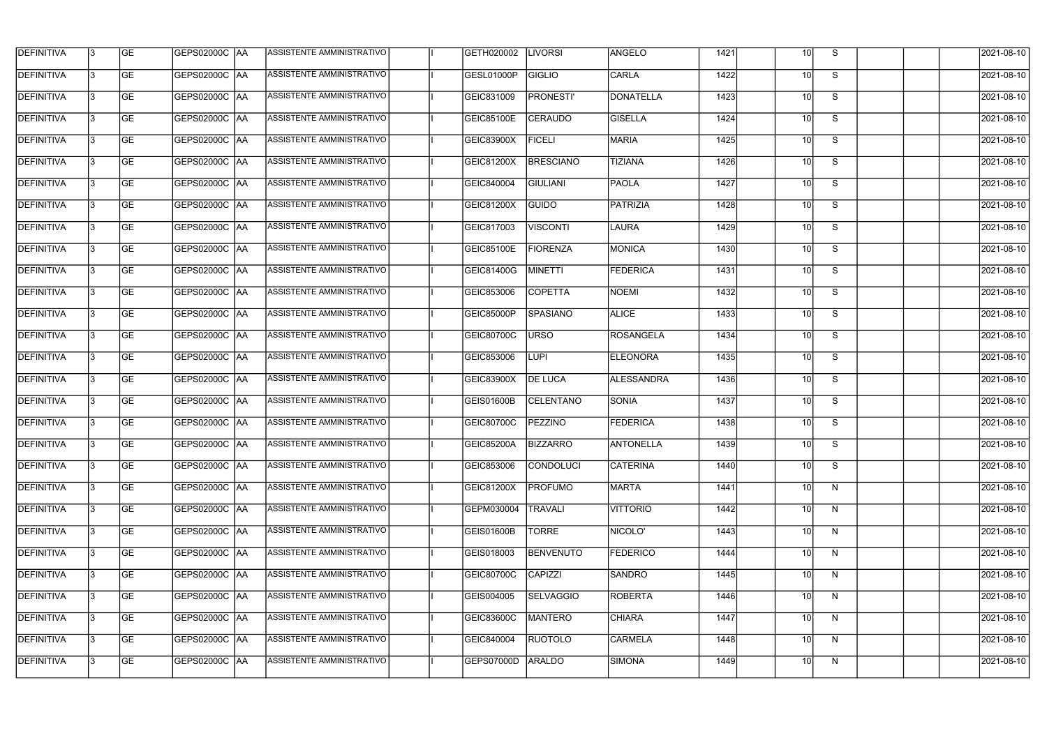| DEFINITIVA | 3 | GE | GEPS02000C | AA | ASSISTENTE AMMINISTRATIVO | | I | GETH020002 | LIVORSI | ANGELO | 1421 | | 10 | S | | | | 2021-08-10 |
|---|---|---|---|---|---|---|---|---|---|---|---|---|---|---|---|---|---|---|
| DEFINITIVA | 3 | GE | GEPS02000C | AA | ASSISTENTE AMMINISTRATIVO | | I | GESL01000P | GIGLIO | CARLA | 1422 | | 10 | S | | | | 2021-08-10 |
| DEFINITIVA | 3 | GE | GEPS02000C | AA | ASSISTENTE AMMINISTRATIVO | | I | GEIC831009 | PRONESTI' | DONATELLA | 1423 | | 10 | S | | | | 2021-08-10 |
| DEFINITIVA | 3 | GE | GEPS02000C | AA | ASSISTENTE AMMINISTRATIVO | | I | GEIC85100E | CERAUDO | GISELLA | 1424 | | 10 | S | | | | 2021-08-10 |
| DEFINITIVA | 3 | GE | GEPS02000C | AA | ASSISTENTE AMMINISTRATIVO | | I | GEIC83900X | FICELI | MARIA | 1425 | | 10 | S | | | | 2021-08-10 |
| DEFINITIVA | 3 | GE | GEPS02000C | AA | ASSISTENTE AMMINISTRATIVO | | I | GEIC81200X | BRESCIANO | TIZIANA | 1426 | | 10 | S | | | | 2021-08-10 |
| DEFINITIVA | 3 | GE | GEPS02000C | AA | ASSISTENTE AMMINISTRATIVO | | I | GEIC840004 | GIULIANI | PAOLA | 1427 | | 10 | S | | | | 2021-08-10 |
| DEFINITIVA | 3 | GE | GEPS02000C | AA | ASSISTENTE AMMINISTRATIVO | | I | GEIC81200X | GUIDO | PATRIZIA | 1428 | | 10 | S | | | | 2021-08-10 |
| DEFINITIVA | 3 | GE | GEPS02000C | AA | ASSISTENTE AMMINISTRATIVO | | I | GEIC817003 | VISCONTI | LAURA | 1429 | | 10 | S | | | | 2021-08-10 |
| DEFINITIVA | 3 | GE | GEPS02000C | AA | ASSISTENTE AMMINISTRATIVO | | I | GEIC85100E | FIORENZA | MONICA | 1430 | | 10 | S | | | | 2021-08-10 |
| DEFINITIVA | 3 | GE | GEPS02000C | AA | ASSISTENTE AMMINISTRATIVO | | I | GEIC81400G | MINETTI | FEDERICA | 1431 | | 10 | S | | | | 2021-08-10 |
| DEFINITIVA | 3 | GE | GEPS02000C | AA | ASSISTENTE AMMINISTRATIVO | | I | GEIC853006 | COPETTA | NOEMI | 1432 | | 10 | S | | | | 2021-08-10 |
| DEFINITIVA | 3 | GE | GEPS02000C | AA | ASSISTENTE AMMINISTRATIVO | | I | GEIC85000P | SPASIANO | ALICE | 1433 | | 10 | S | | | | 2021-08-10 |
| DEFINITIVA | 3 | GE | GEPS02000C | AA | ASSISTENTE AMMINISTRATIVO | | I | GEIC80700C | URSO | ROSANGELA | 1434 | | 10 | S | | | | 2021-08-10 |
| DEFINITIVA | 3 | GE | GEPS02000C | AA | ASSISTENTE AMMINISTRATIVO | | I | GEIC853006 | LUPI | ELEONORA | 1435 | | 10 | S | | | | 2021-08-10 |
| DEFINITIVA | 3 | GE | GEPS02000C | AA | ASSISTENTE AMMINISTRATIVO | | I | GEIC83900X | DE LUCA | ALESSANDRA | 1436 | | 10 | S | | | | 2021-08-10 |
| DEFINITIVA | 3 | GE | GEPS02000C | AA | ASSISTENTE AMMINISTRATIVO | | I | GEIS01600B | CELENTANO | SONIA | 1437 | | 10 | S | | | | 2021-08-10 |
| DEFINITIVA | 3 | GE | GEPS02000C | AA | ASSISTENTE AMMINISTRATIVO | | I | GEIC80700C | PEZZINO | FEDERICA | 1438 | | 10 | S | | | | 2021-08-10 |
| DEFINITIVA | 3 | GE | GEPS02000C | AA | ASSISTENTE AMMINISTRATIVO | | I | GEIC85200A | BIZZARRO | ANTONELLA | 1439 | | 10 | S | | | | 2021-08-10 |
| DEFINITIVA | 3 | GE | GEPS02000C | AA | ASSISTENTE AMMINISTRATIVO | | I | GEIC853006 | CONDOLUCI | CATERINA | 1440 | | 10 | S | | | | 2021-08-10 |
| DEFINITIVA | 3 | GE | GEPS02000C | AA | ASSISTENTE AMMINISTRATIVO | | I | GEIC81200X | PROFUMO | MARTA | 1441 | | 10 | N | | | | 2021-08-10 |
| DEFINITIVA | 3 | GE | GEPS02000C | AA | ASSISTENTE AMMINISTRATIVO | | I | GEPM030004 | TRAVALI | VITTORIO | 1442 | | 10 | N | | | | 2021-08-10 |
| DEFINITIVA | 3 | GE | GEPS02000C | AA | ASSISTENTE AMMINISTRATIVO | | I | GEIS01600B | TORRE | NICOLO' | 1443 | | 10 | N | | | | 2021-08-10 |
| DEFINITIVA | 3 | GE | GEPS02000C | AA | ASSISTENTE AMMINISTRATIVO | | I | GEIS018003 | BENVENUTO | FEDERICO | 1444 | | 10 | N | | | | 2021-08-10 |
| DEFINITIVA | 3 | GE | GEPS02000C | AA | ASSISTENTE AMMINISTRATIVO | | I | GEIC80700C | CAPIZZI | SANDRO | 1445 | | 10 | N | | | | 2021-08-10 |
| DEFINITIVA | 3 | GE | GEPS02000C | AA | ASSISTENTE AMMINISTRATIVO | | I | GEIS004005 | SELVAGGIO | ROBERTA | 1446 | | 10 | N | | | | 2021-08-10 |
| DEFINITIVA | 3 | GE | GEPS02000C | AA | ASSISTENTE AMMINISTRATIVO | | I | GEIC83600C | MANTERO | CHIARA | 1447 | | 10 | N | | | | 2021-08-10 |
| DEFINITIVA | 3 | GE | GEPS02000C | AA | ASSISTENTE AMMINISTRATIVO | | I | GEIC840004 | RUOTOLO | CARMELA | 1448 | | 10 | N | | | | 2021-08-10 |
| DEFINITIVA | 3 | GE | GEPS02000C | AA | ASSISTENTE AMMINISTRATIVO | | I | GEPS07000D | ARALDO | SIMONA | 1449 | | 10 | N | | | | 2021-08-10 |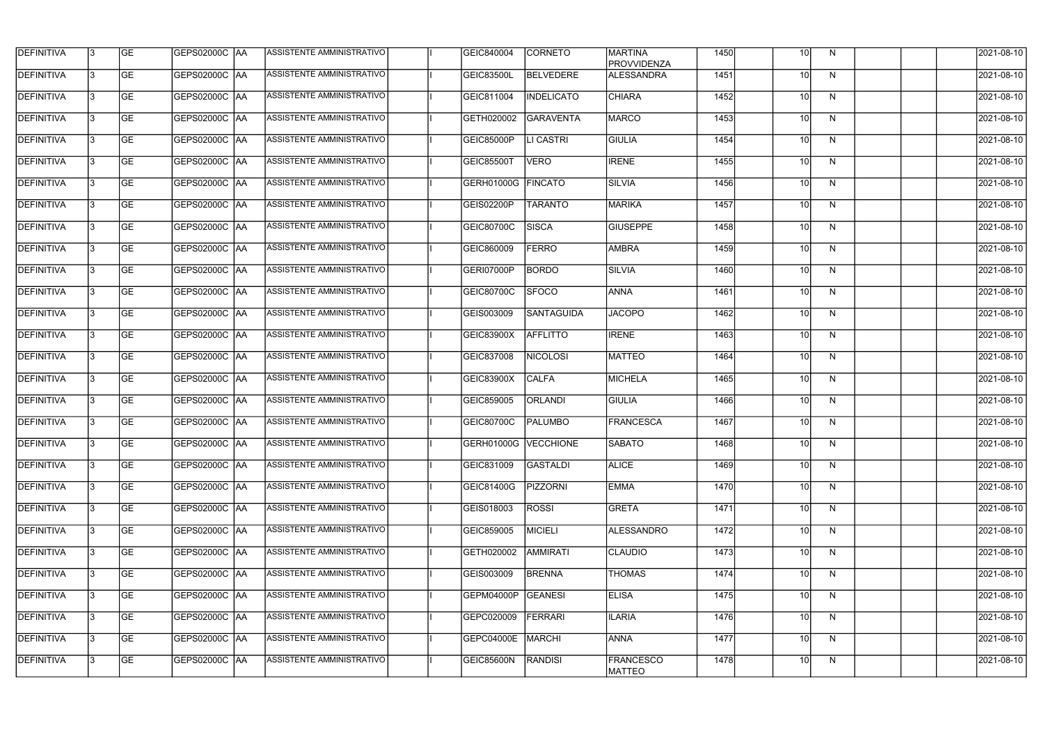| DEFINITIVA | 3 | GE | GEPS02000C | AA | ASSISTENTE AMMINISTRATIVO | | I | GEIC840004 | CORNETO | MARTINA PROVVIDENZA | 1450 | | 10 | N | | | | 2021-08-10 |
|---|---|---|---|---|---|---|---|---|---|---|---|---|---|---|---|---|---|---|
| DEFINITIVA | 3 | GE | GEPS02000C | AA | ASSISTENTE AMMINISTRATIVO | | I | GEIC83500L | BELVEDERE | ALESSANDRA | 1451 | | 10 | N | | | | 2021-08-10 |
| DEFINITIVA | 3 | GE | GEPS02000C | AA | ASSISTENTE AMMINISTRATIVO | | I | GEIC811004 | INDELICATO | CHIARA | 1452 | | 10 | N | | | | 2021-08-10 |
| DEFINITIVA | 3 | GE | GEPS02000C | AA | ASSISTENTE AMMINISTRATIVO | | I | GETH020002 | GARAVENTA | MARCO | 1453 | | 10 | N | | | | 2021-08-10 |
| DEFINITIVA | 3 | GE | GEPS02000C | AA | ASSISTENTE AMMINISTRATIVO | | I | GEIC85000P | LI CASTRI | GIULIA | 1454 | | 10 | N | | | | 2021-08-10 |
| DEFINITIVA | 3 | GE | GEPS02000C | AA | ASSISTENTE AMMINISTRATIVO | | I | GEIC85500T | VERO | IRENE | 1455 | | 10 | N | | | | 2021-08-10 |
| DEFINITIVA | 3 | GE | GEPS02000C | AA | ASSISTENTE AMMINISTRATIVO | | I | GERH01000G | FINCATO | SILVIA | 1456 | | 10 | N | | | | 2021-08-10 |
| DEFINITIVA | 3 | GE | GEPS02000C | AA | ASSISTENTE AMMINISTRATIVO | | I | GEIS02200P | TARANTO | MARIKA | 1457 | | 10 | N | | | | 2021-08-10 |
| DEFINITIVA | 3 | GE | GEPS02000C | AA | ASSISTENTE AMMINISTRATIVO | | I | GEIC80700C | SISCA | GIUSEPPE | 1458 | | 10 | N | | | | 2021-08-10 |
| DEFINITIVA | 3 | GE | GEPS02000C | AA | ASSISTENTE AMMINISTRATIVO | | I | GEIC860009 | FERRO | AMBRA | 1459 | | 10 | N | | | | 2021-08-10 |
| DEFINITIVA | 3 | GE | GEPS02000C | AA | ASSISTENTE AMMINISTRATIVO | | I | GERI07000P | BORDO | SILVIA | 1460 | | 10 | N | | | | 2021-08-10 |
| DEFINITIVA | 3 | GE | GEPS02000C | AA | ASSISTENTE AMMINISTRATIVO | | I | GEIC80700C | SFOCO | ANNA | 1461 | | 10 | N | | | | 2021-08-10 |
| DEFINITIVA | 3 | GE | GEPS02000C | AA | ASSISTENTE AMMINISTRATIVO | | I | GEIS003009 | SANTAGUIDA | JACOPO | 1462 | | 10 | N | | | | 2021-08-10 |
| DEFINITIVA | 3 | GE | GEPS02000C | AA | ASSISTENTE AMMINISTRATIVO | | I | GEIC83900X | AFFLITTO | IRENE | 1463 | | 10 | N | | | | 2021-08-10 |
| DEFINITIVA | 3 | GE | GEPS02000C | AA | ASSISTENTE AMMINISTRATIVO | | I | GEIC837008 | NICOLOSI | MATTEO | 1464 | | 10 | N | | | | 2021-08-10 |
| DEFINITIVA | 3 | GE | GEPS02000C | AA | ASSISTENTE AMMINISTRATIVO | | I | GEIC83900X | CALFA | MICHELA | 1465 | | 10 | N | | | | 2021-08-10 |
| DEFINITIVA | 3 | GE | GEPS02000C | AA | ASSISTENTE AMMINISTRATIVO | | I | GEIC859005 | ORLANDI | GIULIA | 1466 | | 10 | N | | | | 2021-08-10 |
| DEFINITIVA | 3 | GE | GEPS02000C | AA | ASSISTENTE AMMINISTRATIVO | | I | GEIC80700C | PALUMBO | FRANCESCA | 1467 | | 10 | N | | | | 2021-08-10 |
| DEFINITIVA | 3 | GE | GEPS02000C | AA | ASSISTENTE AMMINISTRATIVO | | I | GERH01000G | VECCHIONE | SABATO | 1468 | | 10 | N | | | | 2021-08-10 |
| DEFINITIVA | 3 | GE | GEPS02000C | AA | ASSISTENTE AMMINISTRATIVO | | I | GEIC831009 | GASTALDI | ALICE | 1469 | | 10 | N | | | | 2021-08-10 |
| DEFINITIVA | 3 | GE | GEPS02000C | AA | ASSISTENTE AMMINISTRATIVO | | I | GEIC81400G | PIZZORNI | EMMA | 1470 | | 10 | N | | | | 2021-08-10 |
| DEFINITIVA | 3 | GE | GEPS02000C | AA | ASSISTENTE AMMINISTRATIVO | | I | GEIS018003 | ROSSI | GRETA | 1471 | | 10 | N | | | | 2021-08-10 |
| DEFINITIVA | 3 | GE | GEPS02000C | AA | ASSISTENTE AMMINISTRATIVO | | I | GEIC859005 | MICIELI | ALESSANDRO | 1472 | | 10 | N | | | | 2021-08-10 |
| DEFINITIVA | 3 | GE | GEPS02000C | AA | ASSISTENTE AMMINISTRATIVO | | I | GETH020002 | AMMIRATI | CLAUDIO | 1473 | | 10 | N | | | | 2021-08-10 |
| DEFINITIVA | 3 | GE | GEPS02000C | AA | ASSISTENTE AMMINISTRATIVO | | I | GEIS003009 | BRENNA | THOMAS | 1474 | | 10 | N | | | | 2021-08-10 |
| DEFINITIVA | 3 | GE | GEPS02000C | AA | ASSISTENTE AMMINISTRATIVO | | I | GEPM04000P | GEANESI | ELISA | 1475 | | 10 | N | | | | 2021-08-10 |
| DEFINITIVA | 3 | GE | GEPS02000C | AA | ASSISTENTE AMMINISTRATIVO | | I | GEPC020009 | FERRARI | ILARIA | 1476 | | 10 | N | | | | 2021-08-10 |
| DEFINITIVA | 3 | GE | GEPS02000C | AA | ASSISTENTE AMMINISTRATIVO | | I | GEPC04000E | MARCHI | ANNA | 1477 | | 10 | N | | | | 2021-08-10 |
| DEFINITIVA | 3 | GE | GEPS02000C | AA | ASSISTENTE AMMINISTRATIVO | | I | GEIC85600N | RANDISI | FRANCESCO MATTEO | 1478 | | 10 | N | | | | 2021-08-10 |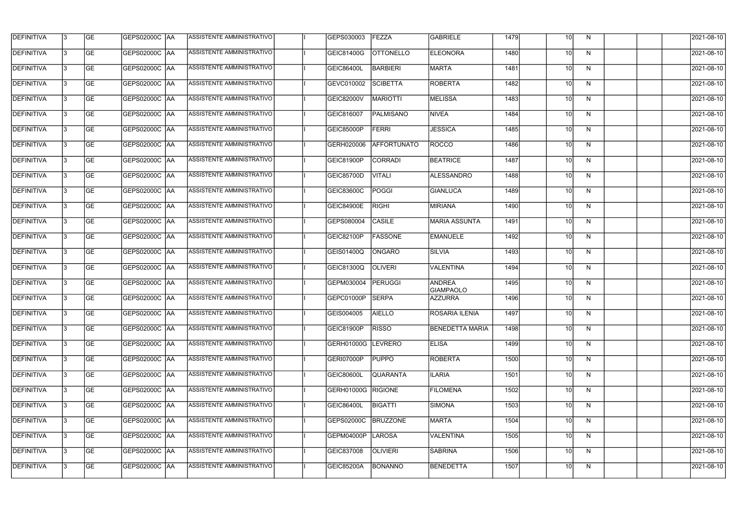| DEFINITIVA | 3 | GE | GEPS02000C | AA | ASSISTENTE AMMINISTRATIVO | | I | GEPS030003 | FEZZA | GABRIELE | 1479 | | 10 | N | | | | 2021-08-10 |
|---|---|---|---|---|---|---|---|---|---|---|---|---|---|---|---|---|---|---|
| DEFINITIVA | 3 | GE | GEPS02000C | AA | ASSISTENTE AMMINISTRATIVO | | I | GEIC81400G | OTTONELLO | ELEONORA | 1480 | | 10 | N | | | | 2021-08-10 |
| DEFINITIVA | 3 | GE | GEPS02000C | AA | ASSISTENTE AMMINISTRATIVO | | I | GEIC86400L | BARBIERI | MARTA | 1481 | | 10 | N | | | | 2021-08-10 |
| DEFINITIVA | 3 | GE | GEPS02000C | AA | ASSISTENTE AMMINISTRATIVO | | I | GEVC010002 | SCIBETTA | ROBERTA | 1482 | | 10 | N | | | | 2021-08-10 |
| DEFINITIVA | 3 | GE | GEPS02000C | AA | ASSISTENTE AMMINISTRATIVO | | I | GEIC82000V | MARIOTTI | MELISSA | 1483 | | 10 | N | | | | 2021-08-10 |
| DEFINITIVA | 3 | GE | GEPS02000C | AA | ASSISTENTE AMMINISTRATIVO | | I | GEIC816007 | PALMISANO | NIVEA | 1484 | | 10 | N | | | | 2021-08-10 |
| DEFINITIVA | 3 | GE | GEPS02000C | AA | ASSISTENTE AMMINISTRATIVO | | I | GEIC85000P | FERRI | JESSICA | 1485 | | 10 | N | | | | 2021-08-10 |
| DEFINITIVA | 3 | GE | GEPS02000C | AA | ASSISTENTE AMMINISTRATIVO | | I | GERH020006 | AFFORTUNATO | ROCCO | 1486 | | 10 | N | | | | 2021-08-10 |
| DEFINITIVA | 3 | GE | GEPS02000C | AA | ASSISTENTE AMMINISTRATIVO | | I | GEIC81900P | CORRADI | BEATRICE | 1487 | | 10 | N | | | | 2021-08-10 |
| DEFINITIVA | 3 | GE | GEPS02000C | AA | ASSISTENTE AMMINISTRATIVO | | I | GEIC85700D | VITALI | ALESSANDRO | 1488 | | 10 | N | | | | 2021-08-10 |
| DEFINITIVA | 3 | GE | GEPS02000C | AA | ASSISTENTE AMMINISTRATIVO | | I | GEIC83600C | POGGI | GIANLUCA | 1489 | | 10 | N | | | | 2021-08-10 |
| DEFINITIVA | 3 | GE | GEPS02000C | AA | ASSISTENTE AMMINISTRATIVO | | I | GEIC84900E | RIGHI | MIRIANA | 1490 | | 10 | N | | | | 2021-08-10 |
| DEFINITIVA | 3 | GE | GEPS02000C | AA | ASSISTENTE AMMINISTRATIVO | | I | GEPS080004 | CASILE | MARIA ASSUNTA | 1491 | | 10 | N | | | | 2021-08-10 |
| DEFINITIVA | 3 | GE | GEPS02000C | AA | ASSISTENTE AMMINISTRATIVO | | I | GEIC82100P | FASSONE | EMANUELE | 1492 | | 10 | N | | | | 2021-08-10 |
| DEFINITIVA | 3 | GE | GEPS02000C | AA | ASSISTENTE AMMINISTRATIVO | | I | GEIS01400Q | ONGARO | SILVIA | 1493 | | 10 | N | | | | 2021-08-10 |
| DEFINITIVA | 3 | GE | GEPS02000C | AA | ASSISTENTE AMMINISTRATIVO | | I | GEIC81300Q | OLIVERI | VALENTINA | 1494 | | 10 | N | | | | 2021-08-10 |
| DEFINITIVA | 3 | GE | GEPS02000C | AA | ASSISTENTE AMMINISTRATIVO | | I | GEPM030004 | PERUGGI | ANDREA GIAMPAOLO | 1495 | | 10 | N | | | | 2021-08-10 |
| DEFINITIVA | 3 | GE | GEPS02000C | AA | ASSISTENTE AMMINISTRATIVO | | I | GEPC01000P | SERPA | AZZURRA | 1496 | | 10 | N | | | | 2021-08-10 |
| DEFINITIVA | 3 | GE | GEPS02000C | AA | ASSISTENTE AMMINISTRATIVO | | I | GEIS004005 | AIELLO | ROSARIA ILENIA | 1497 | | 10 | N | | | | 2021-08-10 |
| DEFINITIVA | 3 | GE | GEPS02000C | AA | ASSISTENTE AMMINISTRATIVO | | I | GEIC81900P | RISSO | BENEDETTA MARIA | 1498 | | 10 | N | | | | 2021-08-10 |
| DEFINITIVA | 3 | GE | GEPS02000C | AA | ASSISTENTE AMMINISTRATIVO | | I | GERH01000G | LEVRERO | ELISA | 1499 | | 10 | N | | | | 2021-08-10 |
| DEFINITIVA | 3 | GE | GEPS02000C | AA | ASSISTENTE AMMINISTRATIVO | | I | GERI07000P | PUPPO | ROBERTA | 1500 | | 10 | N | | | | 2021-08-10 |
| DEFINITIVA | 3 | GE | GEPS02000C | AA | ASSISTENTE AMMINISTRATIVO | | I | GEIC80600L | QUARANTA | ILARIA | 1501 | | 10 | N | | | | 2021-08-10 |
| DEFINITIVA | 3 | GE | GEPS02000C | AA | ASSISTENTE AMMINISTRATIVO | | I | GERH01000G | RIGIONE | FILOMENA | 1502 | | 10 | N | | | | 2021-08-10 |
| DEFINITIVA | 3 | GE | GEPS02000C | AA | ASSISTENTE AMMINISTRATIVO | | I | GEIC86400L | BIGATTI | SIMONA | 1503 | | 10 | N | | | | 2021-08-10 |
| DEFINITIVA | 3 | GE | GEPS02000C | AA | ASSISTENTE AMMINISTRATIVO | | I | GEPS02000C | BRUZZONE | MARTA | 1504 | | 10 | N | | | | 2021-08-10 |
| DEFINITIVA | 3 | GE | GEPS02000C | AA | ASSISTENTE AMMINISTRATIVO | | I | GEPM04000P | LAROSA | VALENTINA | 1505 | | 10 | N | | | | 2021-08-10 |
| DEFINITIVA | 3 | GE | GEPS02000C | AA | ASSISTENTE AMMINISTRATIVO | | I | GEIC837008 | OLIVIERI | SABRINA | 1506 | | 10 | N | | | | 2021-08-10 |
| DEFINITIVA | 3 | GE | GEPS02000C | AA | ASSISTENTE AMMINISTRATIVO | | I | GEIC85200A | BONANNO | BENEDETTA | 1507 | | 10 | N | | | | 2021-08-10 |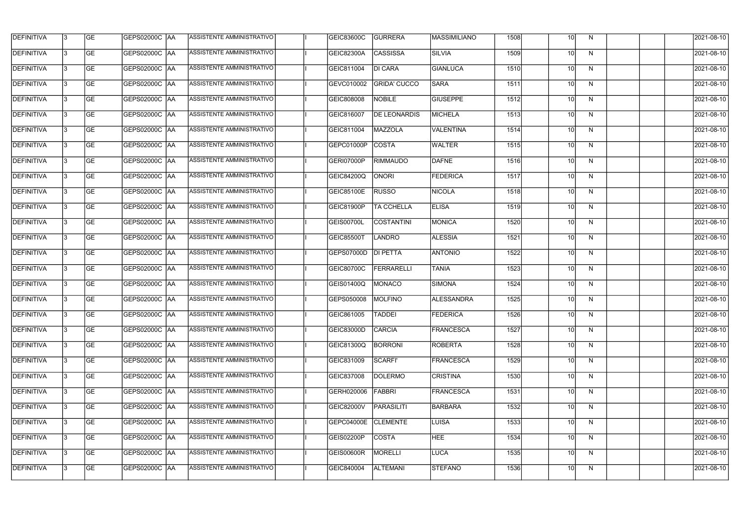| DEFINITIVA | 3 | GE | GEPS02000C | AA | ASSISTENTE AMMINISTRATIVO | | I | GEIC83600C | GURRERA | MASSIMILIANO | 1508 | | 10 | N | | | | 2021-08-10 |
|---|---|---|---|---|---|---|---|---|---|---|---|---|---|---|---|---|---|---|
| DEFINITIVA | 3 | GE | GEPS02000C | AA | ASSISTENTE AMMINISTRATIVO | | I | GEIC82300A | CASSISSA | SILVIA | 1509 | | 10 | N | | | | 2021-08-10 |
| DEFINITIVA | 3 | GE | GEPS02000C | AA | ASSISTENTE AMMINISTRATIVO | | I | GEIC811004 | DI CARA | GIANLUCA | 1510 | | 10 | N | | | | 2021-08-10 |
| DEFINITIVA | 3 | GE | GEPS02000C | AA | ASSISTENTE AMMINISTRATIVO | | I | GEVC010002 | GRIDA' CUCCO | SARA | 1511 | | 10 | N | | | | 2021-08-10 |
| DEFINITIVA | 3 | GE | GEPS02000C | AA | ASSISTENTE AMMINISTRATIVO | | I | GEIC808008 | NOBILE | GIUSEPPE | 1512 | | 10 | N | | | | 2021-08-10 |
| DEFINITIVA | 3 | GE | GEPS02000C | AA | ASSISTENTE AMMINISTRATIVO | | I | GEIC816007 | DE LEONARDIS | MICHELA | 1513 | | 10 | N | | | | 2021-08-10 |
| DEFINITIVA | 3 | GE | GEPS02000C | AA | ASSISTENTE AMMINISTRATIVO | | I | GEIC811004 | MAZZOLA | VALENTINA | 1514 | | 10 | N | | | | 2021-08-10 |
| DEFINITIVA | 3 | GE | GEPS02000C | AA | ASSISTENTE AMMINISTRATIVO | | I | GEPC01000P | COSTA | WALTER | 1515 | | 10 | N | | | | 2021-08-10 |
| DEFINITIVA | 3 | GE | GEPS02000C | AA | ASSISTENTE AMMINISTRATIVO | | I | GERI07000P | RIMMAUDO | DAFNE | 1516 | | 10 | N | | | | 2021-08-10 |
| DEFINITIVA | 3 | GE | GEPS02000C | AA | ASSISTENTE AMMINISTRATIVO | | I | GEIC84200Q | ONORI | FEDERICA | 1517 | | 10 | N | | | | 2021-08-10 |
| DEFINITIVA | 3 | GE | GEPS02000C | AA | ASSISTENTE AMMINISTRATIVO | | I | GEIC85100E | RUSSO | NICOLA | 1518 | | 10 | N | | | | 2021-08-10 |
| DEFINITIVA | 3 | GE | GEPS02000C | AA | ASSISTENTE AMMINISTRATIVO | | I | GEIC81900P | TA CCHELLA | ELISA | 1519 | | 10 | N | | | | 2021-08-10 |
| DEFINITIVA | 3 | GE | GEPS02000C | AA | ASSISTENTE AMMINISTRATIVO | | I | GEIS00700L | COSTANTINI | MONICA | 1520 | | 10 | N | | | | 2021-08-10 |
| DEFINITIVA | 3 | GE | GEPS02000C | AA | ASSISTENTE AMMINISTRATIVO | | I | GEIC85500T | LANDRO | ALESSIA | 1521 | | 10 | N | | | | 2021-08-10 |
| DEFINITIVA | 3 | GE | GEPS02000C | AA | ASSISTENTE AMMINISTRATIVO | | I | GEPS07000D | DI PETTA | ANTONIO | 1522 | | 10 | N | | | | 2021-08-10 |
| DEFINITIVA | 3 | GE | GEPS02000C | AA | ASSISTENTE AMMINISTRATIVO | | I | GEIC80700C | FERRARELLI | TANIA | 1523 | | 10 | N | | | | 2021-08-10 |
| DEFINITIVA | 3 | GE | GEPS02000C | AA | ASSISTENTE AMMINISTRATIVO | | I | GEIS01400Q | MONACO | SIMONA | 1524 | | 10 | N | | | | 2021-08-10 |
| DEFINITIVA | 3 | GE | GEPS02000C | AA | ASSISTENTE AMMINISTRATIVO | | I | GEPS050008 | MOLFINO | ALESSANDRA | 1525 | | 10 | N | | | | 2021-08-10 |
| DEFINITIVA | 3 | GE | GEPS02000C | AA | ASSISTENTE AMMINISTRATIVO | | I | GEIC861005 | TADDEI | FEDERICA | 1526 | | 10 | N | | | | 2021-08-10 |
| DEFINITIVA | 3 | GE | GEPS02000C | AA | ASSISTENTE AMMINISTRATIVO | | I | GEIC83000D | CARCIA | FRANCESCA | 1527 | | 10 | N | | | | 2021-08-10 |
| DEFINITIVA | 3 | GE | GEPS02000C | AA | ASSISTENTE AMMINISTRATIVO | | I | GEIC81300Q | BORRONI | ROBERTA | 1528 | | 10 | N | | | | 2021-08-10 |
| DEFINITIVA | 3 | GE | GEPS02000C | AA | ASSISTENTE AMMINISTRATIVO | | I | GEIC831009 | SCARFI' | FRANCESCA | 1529 | | 10 | N | | | | 2021-08-10 |
| DEFINITIVA | 3 | GE | GEPS02000C | AA | ASSISTENTE AMMINISTRATIVO | | I | GEIC837008 | DOLERMO | CRISTINA | 1530 | | 10 | N | | | | 2021-08-10 |
| DEFINITIVA | 3 | GE | GEPS02000C | AA | ASSISTENTE AMMINISTRATIVO | | I | GERH020006 | FABBRI | FRANCESCA | 1531 | | 10 | N | | | | 2021-08-10 |
| DEFINITIVA | 3 | GE | GEPS02000C | AA | ASSISTENTE AMMINISTRATIVO | | I | GEIC82000V | PARASILITI | BARBARA | 1532 | | 10 | N | | | | 2021-08-10 |
| DEFINITIVA | 3 | GE | GEPS02000C | AA | ASSISTENTE AMMINISTRATIVO | | I | GEPC04000E | CLEMENTE | LUISA | 1533 | | 10 | N | | | | 2021-08-10 |
| DEFINITIVA | 3 | GE | GEPS02000C | AA | ASSISTENTE AMMINISTRATIVO | | I | GEIS02200P | COSTA | HEE | 1534 | | 10 | N | | | | 2021-08-10 |
| DEFINITIVA | 3 | GE | GEPS02000C | AA | ASSISTENTE AMMINISTRATIVO | | I | GEIS00600R | MORELLI | LUCA | 1535 | | 10 | N | | | | 2021-08-10 |
| DEFINITIVA | 3 | GE | GEPS02000C | AA | ASSISTENTE AMMINISTRATIVO | | I | GEIC840004 | ALTEMANI | STEFANO | 1536 | | 10 | N | | | | 2021-08-10 |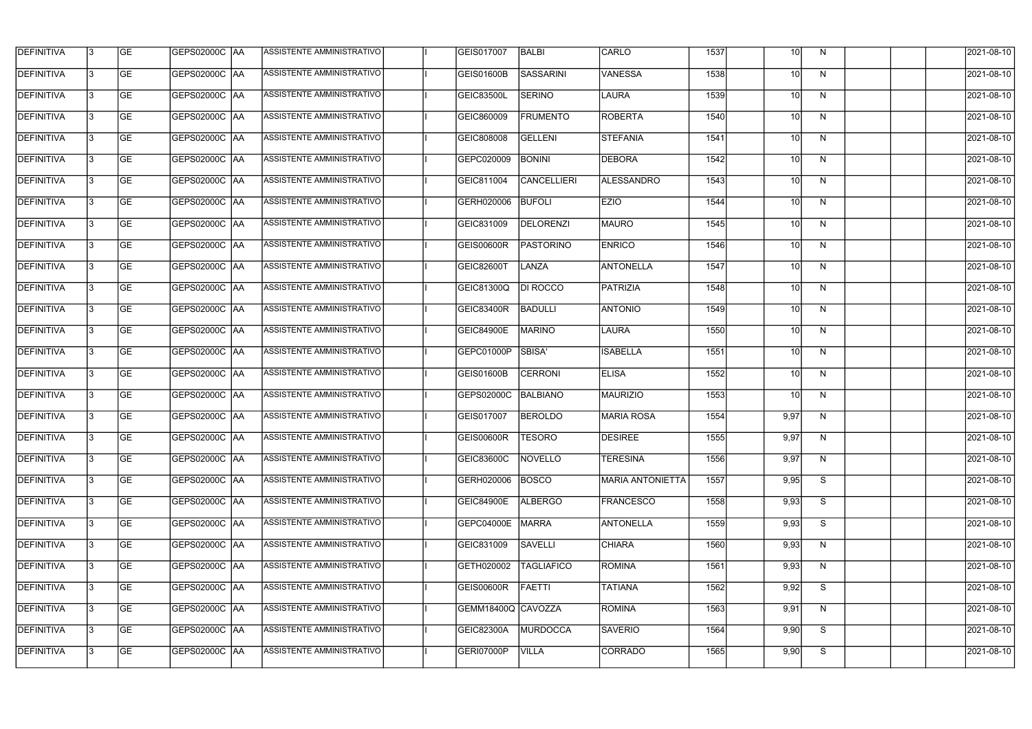| DEFINITIVA | 3 | GE | GEPS02000C | AA | ASSISTENTE AMMINISTRATIVO | | I | GEIS017007 | BALBI | CARLO | 1537 | | 10 | N | | | | 2021-08-10 |
|---|---|---|---|---|---|---|---|---|---|---|---|---|---|---|---|---|---|---|
| DEFINITIVA | 3 | GE | GEPS02000C | AA | ASSISTENTE AMMINISTRATIVO | | I | GEIS01600B | SASSARINI | VANESSA | 1538 | | 10 | N | | | | 2021-08-10 |
| DEFINITIVA | 3 | GE | GEPS02000C | AA | ASSISTENTE AMMINISTRATIVO | | I | GEIC83500L | SERINO | LAURA | 1539 | | 10 | N | | | | 2021-08-10 |
| DEFINITIVA | 3 | GE | GEPS02000C | AA | ASSISTENTE AMMINISTRATIVO | | I | GEIC860009 | FRUMENTO | ROBERTA | 1540 | | 10 | N | | | | 2021-08-10 |
| DEFINITIVA | 3 | GE | GEPS02000C | AA | ASSISTENTE AMMINISTRATIVO | | I | GEIC808008 | GELLENI | STEFANIA | 1541 | | 10 | N | | | | 2021-08-10 |
| DEFINITIVA | 3 | GE | GEPS02000C | AA | ASSISTENTE AMMINISTRATIVO | | I | GEPC020009 | BONINI | DEBORA | 1542 | | 10 | N | | | | 2021-08-10 |
| DEFINITIVA | 3 | GE | GEPS02000C | AA | ASSISTENTE AMMINISTRATIVO | | I | GEIC811004 | CANCELLIERI | ALESSANDRO | 1543 | | 10 | N | | | | 2021-08-10 |
| DEFINITIVA | 3 | GE | GEPS02000C | AA | ASSISTENTE AMMINISTRATIVO | | I | GERH020006 | BUFOLI | EZIO | 1544 | | 10 | N | | | | 2021-08-10 |
| DEFINITIVA | 3 | GE | GEPS02000C | AA | ASSISTENTE AMMINISTRATIVO | | I | GEIC831009 | DELORENZI | MAURO | 1545 | | 10 | N | | | | 2021-08-10 |
| DEFINITIVA | 3 | GE | GEPS02000C | AA | ASSISTENTE AMMINISTRATIVO | | I | GEIS00600R | PASTORINO | ENRICO | 1546 | | 10 | N | | | | 2021-08-10 |
| DEFINITIVA | 3 | GE | GEPS02000C | AA | ASSISTENTE AMMINISTRATIVO | | I | GEIC82600T | LANZA | ANTONELLA | 1547 | | 10 | N | | | | 2021-08-10 |
| DEFINITIVA | 3 | GE | GEPS02000C | AA | ASSISTENTE AMMINISTRATIVO | | I | GEIC81300Q | DI ROCCO | PATRIZIA | 1548 | | 10 | N | | | | 2021-08-10 |
| DEFINITIVA | 3 | GE | GEPS02000C | AA | ASSISTENTE AMMINISTRATIVO | | I | GEIC83400R | BADULLI | ANTONIO | 1549 | | 10 | N | | | | 2021-08-10 |
| DEFINITIVA | 3 | GE | GEPS02000C | AA | ASSISTENTE AMMINISTRATIVO | | I | GEIC84900E | MARINO | LAURA | 1550 | | 10 | N | | | | 2021-08-10 |
| DEFINITIVA | 3 | GE | GEPS02000C | AA | ASSISTENTE AMMINISTRATIVO | | I | GEPC01000P | SBISA' | ISABELLA | 1551 | | 10 | N | | | | 2021-08-10 |
| DEFINITIVA | 3 | GE | GEPS02000C | AA | ASSISTENTE AMMINISTRATIVO | | I | GEIS01600B | CERRONI | ELISA | 1552 | | 10 | N | | | | 2021-08-10 |
| DEFINITIVA | 3 | GE | GEPS02000C | AA | ASSISTENTE AMMINISTRATIVO | | I | GEPS02000C | BALBIANO | MAURIZIO | 1553 | | 10 | N | | | | 2021-08-10 |
| DEFINITIVA | 3 | GE | GEPS02000C | AA | ASSISTENTE AMMINISTRATIVO | | I | GEIS017007 | BEROLDO | MARIA ROSA | 1554 | | 9,97 | N | | | | 2021-08-10 |
| DEFINITIVA | 3 | GE | GEPS02000C | AA | ASSISTENTE AMMINISTRATIVO | | I | GEIS00600R | TESORO | DESIREE | 1555 | | 9,97 | N | | | | 2021-08-10 |
| DEFINITIVA | 3 | GE | GEPS02000C | AA | ASSISTENTE AMMINISTRATIVO | | I | GEIC83600C | NOVELLO | TERESINA | 1556 | | 9,97 | N | | | | 2021-08-10 |
| DEFINITIVA | 3 | GE | GEPS02000C | AA | ASSISTENTE AMMINISTRATIVO | | I | GERH020006 | BOSCO | MARIA ANTONIETTA | 1557 | | 9,95 | S | | | | 2021-08-10 |
| DEFINITIVA | 3 | GE | GEPS02000C | AA | ASSISTENTE AMMINISTRATIVO | | I | GEIC84900E | ALBERGO | FRANCESCO | 1558 | | 9,93 | S | | | | 2021-08-10 |
| DEFINITIVA | 3 | GE | GEPS02000C | AA | ASSISTENTE AMMINISTRATIVO | | I | GEPC04000E | MARRA | ANTONELLA | 1559 | | 9,93 | S | | | | 2021-08-10 |
| DEFINITIVA | 3 | GE | GEPS02000C | AA | ASSISTENTE AMMINISTRATIVO | | I | GEIC831009 | SAVELLI | CHIARA | 1560 | | 9,93 | N | | | | 2021-08-10 |
| DEFINITIVA | 3 | GE | GEPS02000C | AA | ASSISTENTE AMMINISTRATIVO | | I | GETH020002 | TAGLIAFICO | ROMINA | 1561 | | 9,93 | N | | | | 2021-08-10 |
| DEFINITIVA | 3 | GE | GEPS02000C | AA | ASSISTENTE AMMINISTRATIVO | | I | GEIS00600R | FAETTI | TATIANA | 1562 | | 9,92 | S | | | | 2021-08-10 |
| DEFINITIVA | 3 | GE | GEPS02000C | AA | ASSISTENTE AMMINISTRATIVO | | I | GEMM18400Q | CAVOZZA | ROMINA | 1563 | | 9,91 | N | | | | 2021-08-10 |
| DEFINITIVA | 3 | GE | GEPS02000C | AA | ASSISTENTE AMMINISTRATIVO | | I | GEIC82300A | MURDOCCA | SAVERIO | 1564 | | 9,90 | S | | | | 2021-08-10 |
| DEFINITIVA | 3 | GE | GEPS02000C | AA | ASSISTENTE AMMINISTRATIVO | | I | GERI07000P | VILLA | CORRADO | 1565 | | 9,90 | S | | | | 2021-08-10 |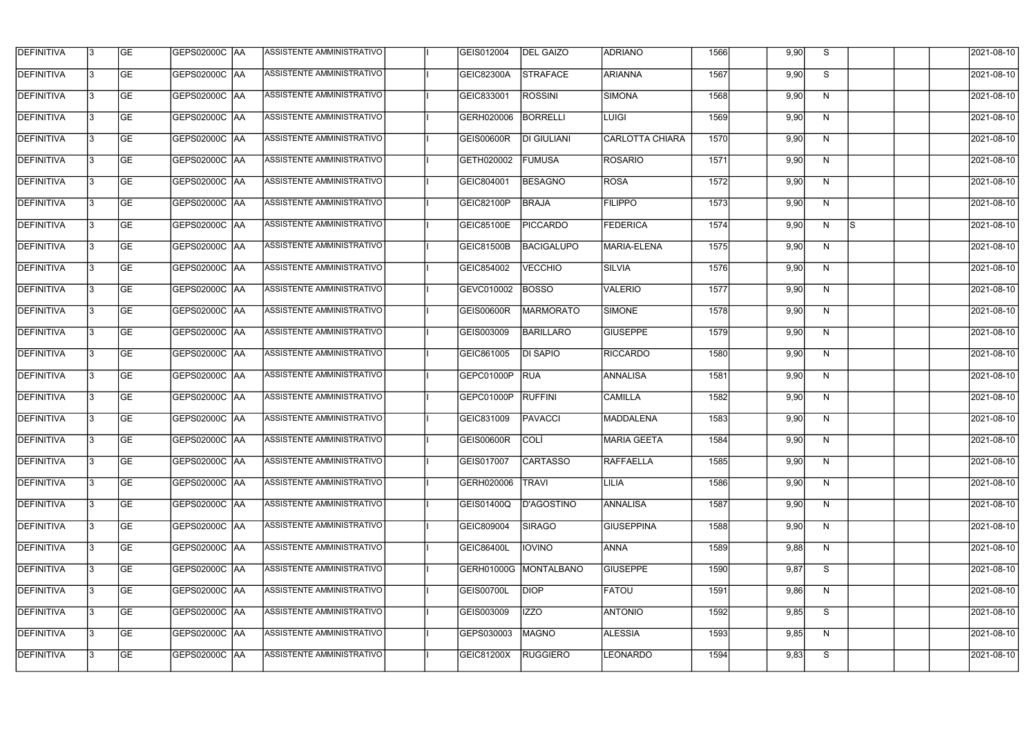| | | | | | | | | | | | | | | | | | | |
|---|---|---|---|---|---|---|---|---|---|---|---|---|---|---|---|---|---|---|
| DEFINITIVA | 3 | GE | GEPS02000C | AA | ASSISTENTE AMMINISTRATIVO | | I | GEIS012004 | DEL GAIZO | ADRIANO | 1566 | | 9,90 | S | | | | 2021-08-10 |
| DEFINITIVA | 3 | GE | GEPS02000C | AA | ASSISTENTE AMMINISTRATIVO | | I | GEIC82300A | STRAFACE | ARIANNA | 1567 | | 9,90 | S | | | | 2021-08-10 |
| DEFINITIVA | 3 | GE | GEPS02000C | AA | ASSISTENTE AMMINISTRATIVO | | I | GEIC833001 | ROSSINI | SIMONA | 1568 | | 9,90 | N | | | | 2021-08-10 |
| DEFINITIVA | 3 | GE | GEPS02000C | AA | ASSISTENTE AMMINISTRATIVO | | I | GERH020006 | BORRELLI | LUIGI | 1569 | | 9,90 | N | | | | 2021-08-10 |
| DEFINITIVA | 3 | GE | GEPS02000C | AA | ASSISTENTE AMMINISTRATIVO | | I | GEIS00600R | DI GIULIANI | CARLOTTA CHIARA | 1570 | | 9,90 | N | | | | 2021-08-10 |
| DEFINITIVA | 3 | GE | GEPS02000C | AA | ASSISTENTE AMMINISTRATIVO | | I | GETH020002 | FUMUSA | ROSARIO | 1571 | | 9,90 | N | | | | 2021-08-10 |
| DEFINITIVA | 3 | GE | GEPS02000C | AA | ASSISTENTE AMMINISTRATIVO | | I | GEIC804001 | BESAGNO | ROSA | 1572 | | 9,90 | N | | | | 2021-08-10 |
| DEFINITIVA | 3 | GE | GEPS02000C | AA | ASSISTENTE AMMINISTRATIVO | | I | GEIC82100P | BRAJA | FILIPPO | 1573 | | 9,90 | N | | | | 2021-08-10 |
| DEFINITIVA | 3 | GE | GEPS02000C | AA | ASSISTENTE AMMINISTRATIVO | | I | GEIC85100E | PICCARDO | FEDERICA | 1574 | | 9,90 | N | S | | | 2021-08-10 |
| DEFINITIVA | 3 | GE | GEPS02000C | AA | ASSISTENTE AMMINISTRATIVO | | I | GEIC81500B | BACIGALUPO | MARIA-ELENA | 1575 | | 9,90 | N | | | | 2021-08-10 |
| DEFINITIVA | 3 | GE | GEPS02000C | AA | ASSISTENTE AMMINISTRATIVO | | I | GEIC854002 | VECCHIO | SILVIA | 1576 | | 9,90 | N | | | | 2021-08-10 |
| DEFINITIVA | 3 | GE | GEPS02000C | AA | ASSISTENTE AMMINISTRATIVO | | I | GEVC010002 | BOSSO | VALERIO | 1577 | | 9,90 | N | | | | 2021-08-10 |
| DEFINITIVA | 3 | GE | GEPS02000C | AA | ASSISTENTE AMMINISTRATIVO | | I | GEIS00600R | MARMORATO | SIMONE | 1578 | | 9,90 | N | | | | 2021-08-10 |
| DEFINITIVA | 3 | GE | GEPS02000C | AA | ASSISTENTE AMMINISTRATIVO | | I | GEIS003009 | BARILLARO | GIUSEPPE | 1579 | | 9,90 | N | | | | 2021-08-10 |
| DEFINITIVA | 3 | GE | GEPS02000C | AA | ASSISTENTE AMMINISTRATIVO | | I | GEIC861005 | DI SAPIO | RICCARDO | 1580 | | 9,90 | N | | | | 2021-08-10 |
| DEFINITIVA | 3 | GE | GEPS02000C | AA | ASSISTENTE AMMINISTRATIVO | | I | GEPC01000P | RUA | ANNALISA | 1581 | | 9,90 | N | | | | 2021-08-10 |
| DEFINITIVA | 3 | GE | GEPS02000C | AA | ASSISTENTE AMMINISTRATIVO | | I | GEPC01000P | RUFFINI | CAMILLA | 1582 | | 9,90 | N | | | | 2021-08-10 |
| DEFINITIVA | 3 | GE | GEPS02000C | AA | ASSISTENTE AMMINISTRATIVO | | I | GEIC831009 | PAVACCI | MADDALENA | 1583 | | 9,90 | N | | | | 2021-08-10 |
| DEFINITIVA | 3 | GE | GEPS02000C | AA | ASSISTENTE AMMINISTRATIVO | | I | GEIS00600R | COLÌ | MARIA GEETA | 1584 | | 9,90 | N | | | | 2021-08-10 |
| DEFINITIVA | 3 | GE | GEPS02000C | AA | ASSISTENTE AMMINISTRATIVO | | I | GEIS017007 | CARTASSO | RAFFAELLA | 1585 | | 9,90 | N | | | | 2021-08-10 |
| DEFINITIVA | 3 | GE | GEPS02000C | AA | ASSISTENTE AMMINISTRATIVO | | I | GERH020006 | TRAVI | LILIA | 1586 | | 9,90 | N | | | | 2021-08-10 |
| DEFINITIVA | 3 | GE | GEPS02000C | AA | ASSISTENTE AMMINISTRATIVO | | I | GEIS01400Q | D'AGOSTINO | ANNALISA | 1587 | | 9,90 | N | | | | 2021-08-10 |
| DEFINITIVA | 3 | GE | GEPS02000C | AA | ASSISTENTE AMMINISTRATIVO | | I | GEIC809004 | SIRAGO | GIUSEPPINA | 1588 | | 9,90 | N | | | | 2021-08-10 |
| DEFINITIVA | 3 | GE | GEPS02000C | AA | ASSISTENTE AMMINISTRATIVO | | I | GEIC86400L | IOVINO | ANNA | 1589 | | 9,88 | N | | | | 2021-08-10 |
| DEFINITIVA | 3 | GE | GEPS02000C | AA | ASSISTENTE AMMINISTRATIVO | | I | GERH01000G | MONTALBANO | GIUSEPPE | 1590 | | 9,87 | S | | | | 2021-08-10 |
| DEFINITIVA | 3 | GE | GEPS02000C | AA | ASSISTENTE AMMINISTRATIVO | | I | GEIS00700L | DIOP | FATOU | 1591 | | 9,86 | N | | | | 2021-08-10 |
| DEFINITIVA | 3 | GE | GEPS02000C | AA | ASSISTENTE AMMINISTRATIVO | | I | GEIS003009 | IZZO | ANTONIO | 1592 | | 9,85 | S | | | | 2021-08-10 |
| DEFINITIVA | 3 | GE | GEPS02000C | AA | ASSISTENTE AMMINISTRATIVO | | I | GEPS030003 | MAGNO | ALESSIA | 1593 | | 9,85 | N | | | | 2021-08-10 |
| DEFINITIVA | 3 | GE | GEPS02000C | AA | ASSISTENTE AMMINISTRATIVO | | I | GEIC81200X | RUGGIERO | LEONARDO | 1594 | | 9,83 | S | | | | 2021-08-10 |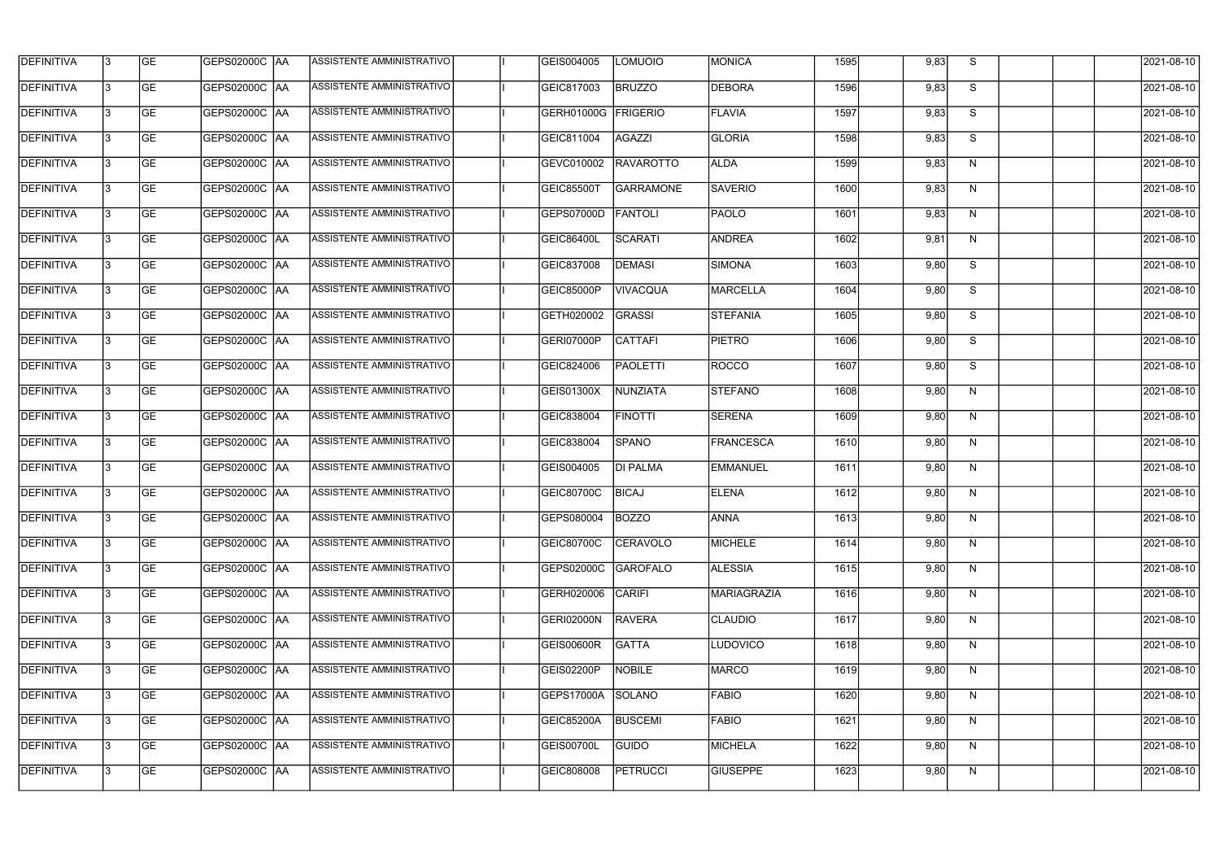| DEFINITIVA | 3 | GE | GEPS02000C | AA | ASSISTENTE AMMINISTRATIVO | | I | GEIS004005 | LOMUOIO | MONICA | 1595 | | 9,83 | S | | | | 2021-08-10 |
|---|---|---|---|---|---|---|---|---|---|---|---|---|---|---|---|---|---|---|
| DEFINITIVA | 3 | GE | GEPS02000C | AA | ASSISTENTE AMMINISTRATIVO | | I | GEIC817003 | BRUZZO | DEBORA | 1596 | | 9,83 | S | | | | 2021-08-10 |
| DEFINITIVA | 3 | GE | GEPS02000C | AA | ASSISTENTE AMMINISTRATIVO | | I | GERH01000G | FRIGERIO | FLAVIA | 1597 | | 9,83 | S | | | | 2021-08-10 |
| DEFINITIVA | 3 | GE | GEPS02000C | AA | ASSISTENTE AMMINISTRATIVO | | I | GEIC811004 | AGAZZI | GLORIA | 1598 | | 9,83 | S | | | | 2021-08-10 |
| DEFINITIVA | 3 | GE | GEPS02000C | AA | ASSISTENTE AMMINISTRATIVO | | I | GEVC010002 | RAVAROTTO | ALDA | 1599 | | 9,83 | N | | | | 2021-08-10 |
| DEFINITIVA | 3 | GE | GEPS02000C | AA | ASSISTENTE AMMINISTRATIVO | | I | GEIC85500T | GARRAMONE | SAVERIO | 1600 | | 9,83 | N | | | | 2021-08-10 |
| DEFINITIVA | 3 | GE | GEPS02000C | AA | ASSISTENTE AMMINISTRATIVO | | I | GEPS07000D | FANTOLI | PAOLO | 1601 | | 9,83 | N | | | | 2021-08-10 |
| DEFINITIVA | 3 | GE | GEPS02000C | AA | ASSISTENTE AMMINISTRATIVO | | I | GEIC86400L | SCARATI | ANDREA | 1602 | | 9,81 | N | | | | 2021-08-10 |
| DEFINITIVA | 3 | GE | GEPS02000C | AA | ASSISTENTE AMMINISTRATIVO | | I | GEIC837008 | DEMASI | SIMONA | 1603 | | 9,80 | S | | | | 2021-08-10 |
| DEFINITIVA | 3 | GE | GEPS02000C | AA | ASSISTENTE AMMINISTRATIVO | | I | GEIC85000P | VIVACQUA | MARCELLA | 1604 | | 9,80 | S | | | | 2021-08-10 |
| DEFINITIVA | 3 | GE | GEPS02000C | AA | ASSISTENTE AMMINISTRATIVO | | I | GETH020002 | GRASSI | STEFANIA | 1605 | | 9,80 | S | | | | 2021-08-10 |
| DEFINITIVA | 3 | GE | GEPS02000C | AA | ASSISTENTE AMMINISTRATIVO | | I | GERI07000P | CATTAFI | PIETRO | 1606 | | 9,80 | S | | | | 2021-08-10 |
| DEFINITIVA | 3 | GE | GEPS02000C | AA | ASSISTENTE AMMINISTRATIVO | | I | GEIC824006 | PAOLETTI | ROCCO | 1607 | | 9,80 | S | | | | 2021-08-10 |
| DEFINITIVA | 3 | GE | GEPS02000C | AA | ASSISTENTE AMMINISTRATIVO | | I | GEIS01300X | NUNZIATA | STEFANO | 1608 | | 9,80 | N | | | | 2021-08-10 |
| DEFINITIVA | 3 | GE | GEPS02000C | AA | ASSISTENTE AMMINISTRATIVO | | I | GEIC838004 | FINOTTI | SERENA | 1609 | | 9,80 | N | | | | 2021-08-10 |
| DEFINITIVA | 3 | GE | GEPS02000C | AA | ASSISTENTE AMMINISTRATIVO | | I | GEIC838004 | SPANO | FRANCESCA | 1610 | | 9,80 | N | | | | 2021-08-10 |
| DEFINITIVA | 3 | GE | GEPS02000C | AA | ASSISTENTE AMMINISTRATIVO | | I | GEIS004005 | DI PALMA | EMMANUEL | 1611 | | 9,80 | N | | | | 2021-08-10 |
| DEFINITIVA | 3 | GE | GEPS02000C | AA | ASSISTENTE AMMINISTRATIVO | | I | GEIC80700C | BICAJ | ELENA | 1612 | | 9,80 | N | | | | 2021-08-10 |
| DEFINITIVA | 3 | GE | GEPS02000C | AA | ASSISTENTE AMMINISTRATIVO | | I | GEPS080004 | BOZZO | ANNA | 1613 | | 9,80 | N | | | | 2021-08-10 |
| DEFINITIVA | 3 | GE | GEPS02000C | AA | ASSISTENTE AMMINISTRATIVO | | I | GEIC80700C | CERAVOLO | MICHELE | 1614 | | 9,80 | N | | | | 2021-08-10 |
| DEFINITIVA | 3 | GE | GEPS02000C | AA | ASSISTENTE AMMINISTRATIVO | | I | GEPS02000C | GAROFALO | ALESSIA | 1615 | | 9,80 | N | | | | 2021-08-10 |
| DEFINITIVA | 3 | GE | GEPS02000C | AA | ASSISTENTE AMMINISTRATIVO | | I | GERH020006 | CARIFI | MARIAGRAZIA | 1616 | | 9,80 | N | | | | 2021-08-10 |
| DEFINITIVA | 3 | GE | GEPS02000C | AA | ASSISTENTE AMMINISTRATIVO | | I | GERI02000N | RAVERA | CLAUDIO | 1617 | | 9,80 | N | | | | 2021-08-10 |
| DEFINITIVA | 3 | GE | GEPS02000C | AA | ASSISTENTE AMMINISTRATIVO | | I | GEIS00600R | GATTA | LUDOVICO | 1618 | | 9,80 | N | | | | 2021-08-10 |
| DEFINITIVA | 3 | GE | GEPS02000C | AA | ASSISTENTE AMMINISTRATIVO | | I | GEIS02200P | NOBILE | MARCO | 1619 | | 9,80 | N | | | | 2021-08-10 |
| DEFINITIVA | 3 | GE | GEPS02000C | AA | ASSISTENTE AMMINISTRATIVO | | I | GEPS17000A | SOLANO | FABIO | 1620 | | 9,80 | N | | | | 2021-08-10 |
| DEFINITIVA | 3 | GE | GEPS02000C | AA | ASSISTENTE AMMINISTRATIVO | | I | GEIC85200A | BUSCEMI | FABIO | 1621 | | 9,80 | N | | | | 2021-08-10 |
| DEFINITIVA | 3 | GE | GEPS02000C | AA | ASSISTENTE AMMINISTRATIVO | | I | GEIS00700L | GUIDO | MICHELA | 1622 | | 9,80 | N | | | | 2021-08-10 |
| DEFINITIVA | 3 | GE | GEPS02000C | AA | ASSISTENTE AMMINISTRATIVO | | I | GEIC808008 | PETRUCCI | GIUSEPPE | 1623 | | 9,80 | N | | | | 2021-08-10 |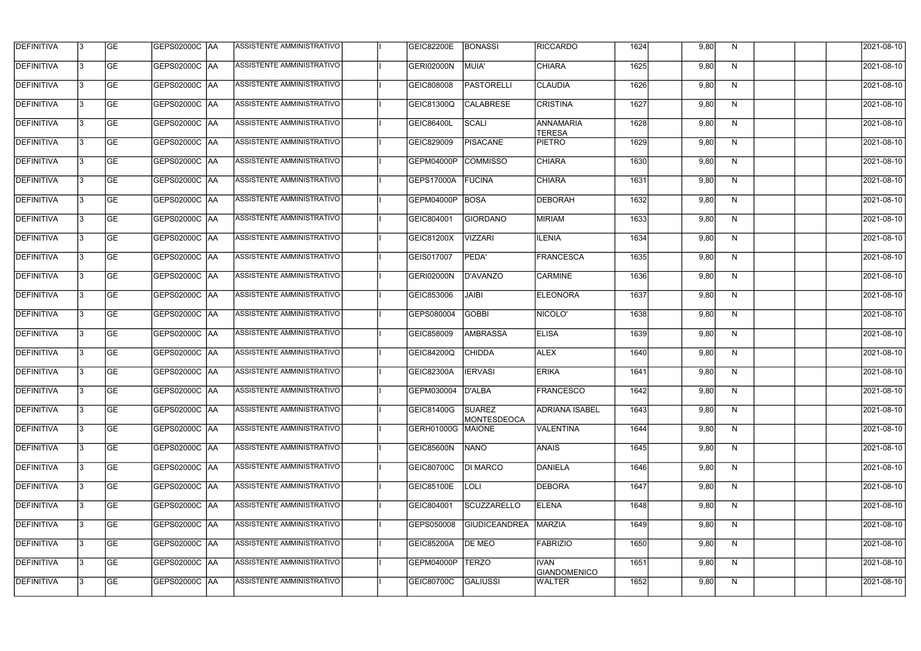| DEFINITIVA | 3 | GE | GEPS02000C | AA | ASSISTENTE AMMINISTRATIVO | | I | GEIC82200E | BONASSI | RICCARDO | 1624 | | 9,80 | N | | | | 2021-08-10 |
|---|---|---|---|---|---|---|---|---|---|---|---|---|---|---|---|---|---|---|
| DEFINITIVA | 3 | GE | GEPS02000C | AA | ASSISTENTE AMMINISTRATIVO | | I | GERI02000N | MUIA' | CHIARA | 1625 | | 9,80 | N | | | | 2021-08-10 |
| DEFINITIVA | 3 | GE | GEPS02000C | AA | ASSISTENTE AMMINISTRATIVO | | I | GEIC808008 | PASTORELLI | CLAUDIA | 1626 | | 9,80 | N | | | | 2021-08-10 |
| DEFINITIVA | 3 | GE | GEPS02000C | AA | ASSISTENTE AMMINISTRATIVO | | I | GEIC81300Q | CALABRESE | CRISTINA | 1627 | | 9,80 | N | | | | 2021-08-10 |
| DEFINITIVA | 3 | GE | GEPS02000C | AA | ASSISTENTE AMMINISTRATIVO | | I | GEIC86400L | SCALI | ANNAMARIA TERESA | 1628 | | 9,80 | N | | | | 2021-08-10 |
| DEFINITIVA | 3 | GE | GEPS02000C | AA | ASSISTENTE AMMINISTRATIVO | | I | GEIC829009 | PISACANE | PIETRO | 1629 | | 9,80 | N | | | | 2021-08-10 |
| DEFINITIVA | 3 | GE | GEPS02000C | AA | ASSISTENTE AMMINISTRATIVO | | I | GEPM04000P | COMMISSO | CHIARA | 1630 | | 9,80 | N | | | | 2021-08-10 |
| DEFINITIVA | 3 | GE | GEPS02000C | AA | ASSISTENTE AMMINISTRATIVO | | I | GEPS17000A | FUCINA | CHIARA | 1631 | | 9,80 | N | | | | 2021-08-10 |
| DEFINITIVA | 3 | GE | GEPS02000C | AA | ASSISTENTE AMMINISTRATIVO | | I | GEPM04000P | BOSA | DEBORAH | 1632 | | 9,80 | N | | | | 2021-08-10 |
| DEFINITIVA | 3 | GE | GEPS02000C | AA | ASSISTENTE AMMINISTRATIVO | | I | GEIC804001 | GIORDANO | MIRIAM | 1633 | | 9,80 | N | | | | 2021-08-10 |
| DEFINITIVA | 3 | GE | GEPS02000C | AA | ASSISTENTE AMMINISTRATIVO | | I | GEIC81200X | VIZZARI | ILENIA | 1634 | | 9,80 | N | | | | 2021-08-10 |
| DEFINITIVA | 3 | GE | GEPS02000C | AA | ASSISTENTE AMMINISTRATIVO | | I | GEIS017007 | PEDA' | FRANCESCA | 1635 | | 9,80 | N | | | | 2021-08-10 |
| DEFINITIVA | 3 | GE | GEPS02000C | AA | ASSISTENTE AMMINISTRATIVO | | I | GERI02000N | D'AVANZO | CARMINE | 1636 | | 9,80 | N | | | | 2021-08-10 |
| DEFINITIVA | 3 | GE | GEPS02000C | AA | ASSISTENTE AMMINISTRATIVO | | I | GEIC853006 | JAIBI | ELEONORA | 1637 | | 9,80 | N | | | | 2021-08-10 |
| DEFINITIVA | 3 | GE | GEPS02000C | AA | ASSISTENTE AMMINISTRATIVO | | I | GEPS080004 | GOBBI | NICOLO' | 1638 | | 9,80 | N | | | | 2021-08-10 |
| DEFINITIVA | 3 | GE | GEPS02000C | AA | ASSISTENTE AMMINISTRATIVO | | I | GEIC858009 | AMBRASSA | ELISA | 1639 | | 9,80 | N | | | | 2021-08-10 |
| DEFINITIVA | 3 | GE | GEPS02000C | AA | ASSISTENTE AMMINISTRATIVO | | I | GEIC84200Q | CHIDDA | ALEX | 1640 | | 9,80 | N | | | | 2021-08-10 |
| DEFINITIVA | 3 | GE | GEPS02000C | AA | ASSISTENTE AMMINISTRATIVO | | I | GEIC82300A | IERVASI | ERIKA | 1641 | | 9,80 | N | | | | 2021-08-10 |
| DEFINITIVA | 3 | GE | GEPS02000C | AA | ASSISTENTE AMMINISTRATIVO | | I | GEPM030004 | D'ALBA | FRANCESCO | 1642 | | 9,80 | N | | | | 2021-08-10 |
| DEFINITIVA | 3 | GE | GEPS02000C | AA | ASSISTENTE AMMINISTRATIVO | | I | GEIC81400G | SUAREZ MONTESDEOCA | ADRIANA ISABEL | 1643 | | 9,80 | N | | | | 2021-08-10 |
| DEFINITIVA | 3 | GE | GEPS02000C | AA | ASSISTENTE AMMINISTRATIVO | | I | GERH01000G | MAIONE | VALENTINA | 1644 | | 9,80 | N | | | | 2021-08-10 |
| DEFINITIVA | 3 | GE | GEPS02000C | AA | ASSISTENTE AMMINISTRATIVO | | I | GEIC85600N | NANO | ANAIS | 1645 | | 9,80 | N | | | | 2021-08-10 |
| DEFINITIVA | 3 | GE | GEPS02000C | AA | ASSISTENTE AMMINISTRATIVO | | I | GEIC80700C | DI MARCO | DANIELA | 1646 | | 9,80 | N | | | | 2021-08-10 |
| DEFINITIVA | 3 | GE | GEPS02000C | AA | ASSISTENTE AMMINISTRATIVO | | I | GEIC85100E | LOLI | DEBORA | 1647 | | 9,80 | N | | | | 2021-08-10 |
| DEFINITIVA | 3 | GE | GEPS02000C | AA | ASSISTENTE AMMINISTRATIVO | | I | GEIC804001 | SCUZZARELLO | ELENA | 1648 | | 9,80 | N | | | | 2021-08-10 |
| DEFINITIVA | 3 | GE | GEPS02000C | AA | ASSISTENTE AMMINISTRATIVO | | I | GEPS050008 | GIUDICEANDREA | MARZIA | 1649 | | 9,80 | N | | | | 2021-08-10 |
| DEFINITIVA | 3 | GE | GEPS02000C | AA | ASSISTENTE AMMINISTRATIVO | | I | GEIC85200A | DE MEO | FABRIZIO | 1650 | | 9,80 | N | | | | 2021-08-10 |
| DEFINITIVA | 3 | GE | GEPS02000C | AA | ASSISTENTE AMMINISTRATIVO | | I | GEPM04000P | TERZO | IVAN GIANDOMENICO | 1651 | | 9,80 | N | | | | 2021-08-10 |
| DEFINITIVA | 3 | GE | GEPS02000C | AA | ASSISTENTE AMMINISTRATIVO | | I | GEIC80700C | GALIUSSI | WALTER | 1652 | | 9,80 | N | | | | 2021-08-10 |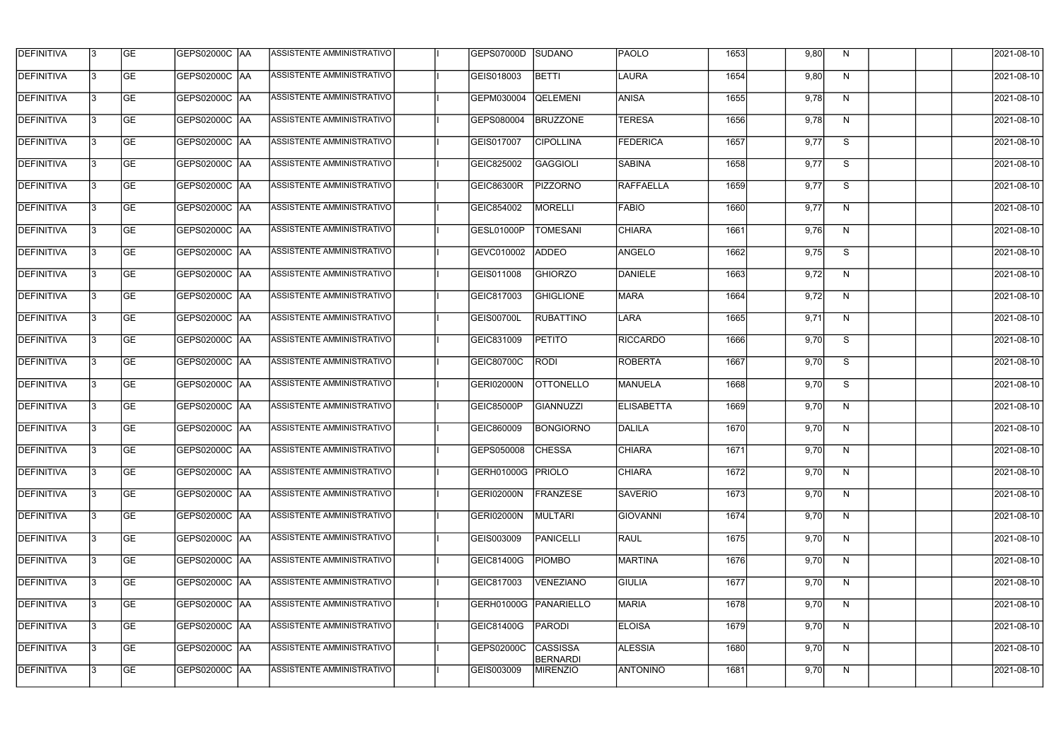| DEFINITIVA | 3 | GE | GEPS02000C | AA | ASSISTENTE AMMINISTRATIVO | | I | GEPS07000D | SUDANO | PAOLO | 1653 | | 9,80 | N | | | | 2021-08-10 |
|---|---|---|---|---|---|---|---|---|---|---|---|---|---|---|---|---|---|---|
| DEFINITIVA | 3 | GE | GEPS02000C | AA | ASSISTENTE AMMINISTRATIVO | | I | GEIS018003 | BETTI | LAURA | 1654 | | 9,80 | N | | | | 2021-08-10 |
| DEFINITIVA | 3 | GE | GEPS02000C | AA | ASSISTENTE AMMINISTRATIVO | | I | GEPM030004 | QELEMENI | ANISA | 1655 | | 9,78 | N | | | | 2021-08-10 |
| DEFINITIVA | 3 | GE | GEPS02000C | AA | ASSISTENTE AMMINISTRATIVO | | I | GEPS080004 | BRUZZONE | TERESA | 1656 | | 9,78 | N | | | | 2021-08-10 |
| DEFINITIVA | 3 | GE | GEPS02000C | AA | ASSISTENTE AMMINISTRATIVO | | I | GEIS017007 | CIPOLLINA | FEDERICA | 1657 | | 9,77 | S | | | | 2021-08-10 |
| DEFINITIVA | 3 | GE | GEPS02000C | AA | ASSISTENTE AMMINISTRATIVO | | I | GEIC825002 | GAGGIOLI | SABINA | 1658 | | 9,77 | S | | | | 2021-08-10 |
| DEFINITIVA | 3 | GE | GEPS02000C | AA | ASSISTENTE AMMINISTRATIVO | | I | GEIC86300R | PIZZORNO | RAFFAELLA | 1659 | | 9,77 | S | | | | 2021-08-10 |
| DEFINITIVA | 3 | GE | GEPS02000C | AA | ASSISTENTE AMMINISTRATIVO | | I | GEIC854002 | MORELLI | FABIO | 1660 | | 9,77 | N | | | | 2021-08-10 |
| DEFINITIVA | 3 | GE | GEPS02000C | AA | ASSISTENTE AMMINISTRATIVO | | I | GESL01000P | TOMESANI | CHIARA | 1661 | | 9,76 | N | | | | 2021-08-10 |
| DEFINITIVA | 3 | GE | GEPS02000C | AA | ASSISTENTE AMMINISTRATIVO | | I | GEVC010002 | ADDEO | ANGELO | 1662 | | 9,75 | S | | | | 2021-08-10 |
| DEFINITIVA | 3 | GE | GEPS02000C | AA | ASSISTENTE AMMINISTRATIVO | | I | GEIS011008 | GHIORZO | DANIELE | 1663 | | 9,72 | N | | | | 2021-08-10 |
| DEFINITIVA | 3 | GE | GEPS02000C | AA | ASSISTENTE AMMINISTRATIVO | | I | GEIC817003 | GHIGLIONE | MARA | 1664 | | 9,72 | N | | | | 2021-08-10 |
| DEFINITIVA | 3 | GE | GEPS02000C | AA | ASSISTENTE AMMINISTRATIVO | | I | GEIS00700L | RUBATTINO | LARA | 1665 | | 9,71 | N | | | | 2021-08-10 |
| DEFINITIVA | 3 | GE | GEPS02000C | AA | ASSISTENTE AMMINISTRATIVO | | I | GEIC831009 | PETITO | RICCARDO | 1666 | | 9,70 | S | | | | 2021-08-10 |
| DEFINITIVA | 3 | GE | GEPS02000C | AA | ASSISTENTE AMMINISTRATIVO | | I | GEIC80700C | RODI | ROBERTA | 1667 | | 9,70 | S | | | | 2021-08-10 |
| DEFINITIVA | 3 | GE | GEPS02000C | AA | ASSISTENTE AMMINISTRATIVO | | I | GERI02000N | OTTONELLO | MANUELA | 1668 | | 9,70 | S | | | | 2021-08-10 |
| DEFINITIVA | 3 | GE | GEPS02000C | AA | ASSISTENTE AMMINISTRATIVO | | I | GEIC85000P | GIANNUZZI | ELISABETTA | 1669 | | 9,70 | N | | | | 2021-08-10 |
| DEFINITIVA | 3 | GE | GEPS02000C | AA | ASSISTENTE AMMINISTRATIVO | | I | GEIC860009 | BONGIORNO | DALILA | 1670 | | 9,70 | N | | | | 2021-08-10 |
| DEFINITIVA | 3 | GE | GEPS02000C | AA | ASSISTENTE AMMINISTRATIVO | | I | GEPS050008 | CHESSA | CHIARA | 1671 | | 9,70 | N | | | | 2021-08-10 |
| DEFINITIVA | 3 | GE | GEPS02000C | AA | ASSISTENTE AMMINISTRATIVO | | I | GERH01000G | PRIOLO | CHIARA | 1672 | | 9,70 | N | | | | 2021-08-10 |
| DEFINITIVA | 3 | GE | GEPS02000C | AA | ASSISTENTE AMMINISTRATIVO | | I | GERI02000N | FRANZESE | SAVERIO | 1673 | | 9,70 | N | | | | 2021-08-10 |
| DEFINITIVA | 3 | GE | GEPS02000C | AA | ASSISTENTE AMMINISTRATIVO | | I | GERI02000N | MULTARI | GIOVANNI | 1674 | | 9,70 | N | | | | 2021-08-10 |
| DEFINITIVA | 3 | GE | GEPS02000C | AA | ASSISTENTE AMMINISTRATIVO | | I | GEIS003009 | PANICELLI | RAUL | 1675 | | 9,70 | N | | | | 2021-08-10 |
| DEFINITIVA | 3 | GE | GEPS02000C | AA | ASSISTENTE AMMINISTRATIVO | | I | GEIC81400G | PIOMBO | MARTINA | 1676 | | 9,70 | N | | | | 2021-08-10 |
| DEFINITIVA | 3 | GE | GEPS02000C | AA | ASSISTENTE AMMINISTRATIVO | | I | GEIC817003 | VENEZIANO | GIULIA | 1677 | | 9,70 | N | | | | 2021-08-10 |
| DEFINITIVA | 3 | GE | GEPS02000C | AA | ASSISTENTE AMMINISTRATIVO | | I | GERH01000G | PANARIELLO | MARIA | 1678 | | 9,70 | N | | | | 2021-08-10 |
| DEFINITIVA | 3 | GE | GEPS02000C | AA | ASSISTENTE AMMINISTRATIVO | | I | GEIC81400G | PARODI | ELOISA | 1679 | | 9,70 | N | | | | 2021-08-10 |
| DEFINITIVA | 3 | GE | GEPS02000C | AA | ASSISTENTE AMMINISTRATIVO | | I | GEPS02000C | CASSISSA BERNARDI | ALESSIA | 1680 | | 9,70 | N | | | | 2021-08-10 |
| DEFINITIVA | 3 | GE | GEPS02000C | AA | ASSISTENTE AMMINISTRATIVO | | I | GEIS003009 | MIRENZIO | ANTONINO | 1681 | | 9,70 | N | | | | 2021-08-10 |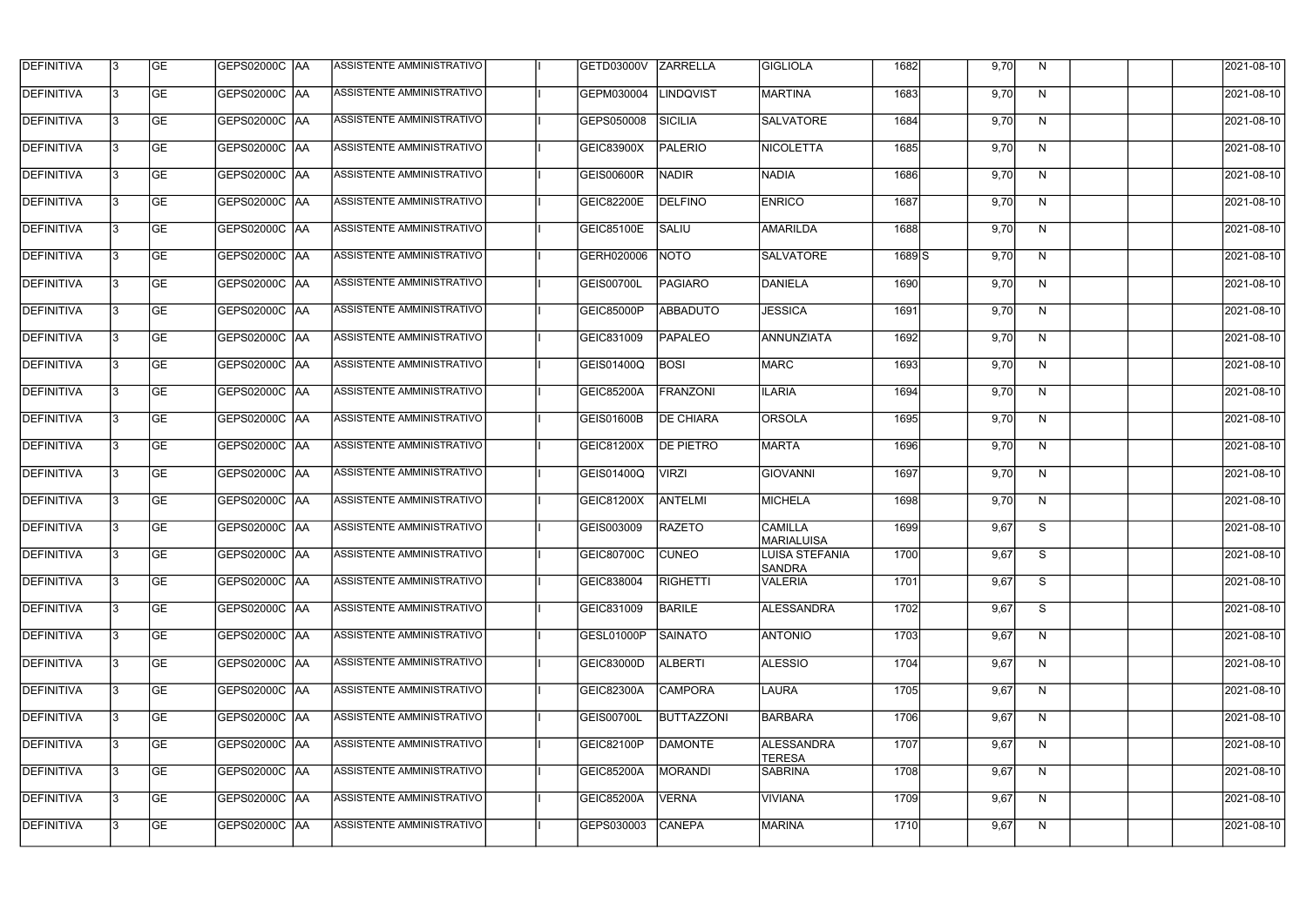| DEFINITIVA | 3 | GE | GEPS02000C | AA | ASSISTENTE AMMINISTRATIVO | | I | GETD03000V | ZARRELLA | GIGLIOLA | 1682 | | 9,70 | N | | | | 2021-08-10 |
|---|---|---|---|---|---|---|---|---|---|---|---|---|---|---|---|---|---|---|
| DEFINITIVA | 3 | GE | GEPS02000C | AA | ASSISTENTE AMMINISTRATIVO | | I | GEPM030004 | LINDQVIST | MARTINA | 1683 | | 9,70 | N | | | | 2021-08-10 |
| DEFINITIVA | 3 | GE | GEPS02000C | AA | ASSISTENTE AMMINISTRATIVO | | I | GEPS050008 | SICILIA | SALVATORE | 1684 | | 9,70 | N | | | | 2021-08-10 |
| DEFINITIVA | 3 | GE | GEPS02000C | AA | ASSISTENTE AMMINISTRATIVO | | I | GEIC83900X | PALERIO | NICOLETTA | 1685 | | 9,70 | N | | | | 2021-08-10 |
| DEFINITIVA | 3 | GE | GEPS02000C | AA | ASSISTENTE AMMINISTRATIVO | | I | GEIS00600R | NADIR | NADIA | 1686 | | 9,70 | N | | | | 2021-08-10 |
| DEFINITIVA | 3 | GE | GEPS02000C | AA | ASSISTENTE AMMINISTRATIVO | | I | GEIC82200E | DELFINO | ENRICO | 1687 | | 9,70 | N | | | | 2021-08-10 |
| DEFINITIVA | 3 | GE | GEPS02000C | AA | ASSISTENTE AMMINISTRATIVO | | I | GEIC85100E | SALIU | AMARILDA | 1688 | | 9,70 | N | | | | 2021-08-10 |
| DEFINITIVA | 3 | GE | GEPS02000C | AA | ASSISTENTE AMMINISTRATIVO | | I | GERH020006 | NOTO | SALVATORE | 1689 | S | 9,70 | N | | | | 2021-08-10 |
| DEFINITIVA | 3 | GE | GEPS02000C | AA | ASSISTENTE AMMINISTRATIVO | | I | GEIS00700L | PAGIARO | DANIELA | 1690 | | 9,70 | N | | | | 2021-08-10 |
| DEFINITIVA | 3 | GE | GEPS02000C | AA | ASSISTENTE AMMINISTRATIVO | | I | GEIC85000P | ABBADUTO | JESSICA | 1691 | | 9,70 | N | | | | 2021-08-10 |
| DEFINITIVA | 3 | GE | GEPS02000C | AA | ASSISTENTE AMMINISTRATIVO | | I | GEIC831009 | PAPALEO | ANNUNZIATA | 1692 | | 9,70 | N | | | | 2021-08-10 |
| DEFINITIVA | 3 | GE | GEPS02000C | AA | ASSISTENTE AMMINISTRATIVO | | I | GEIS01400Q | BOSI | MARC | 1693 | | 9,70 | N | | | | 2021-08-10 |
| DEFINITIVA | 3 | GE | GEPS02000C | AA | ASSISTENTE AMMINISTRATIVO | | I | GEIC85200A | FRANZONI | ILARIA | 1694 | | 9,70 | N | | | | 2021-08-10 |
| DEFINITIVA | 3 | GE | GEPS02000C | AA | ASSISTENTE AMMINISTRATIVO | | I | GEIS01600B | DE CHIARA | ORSOLA | 1695 | | 9,70 | N | | | | 2021-08-10 |
| DEFINITIVA | 3 | GE | GEPS02000C | AA | ASSISTENTE AMMINISTRATIVO | | I | GEIC81200X | DE PIETRO | MARTA | 1696 | | 9,70 | N | | | | 2021-08-10 |
| DEFINITIVA | 3 | GE | GEPS02000C | AA | ASSISTENTE AMMINISTRATIVO | | I | GEIS01400Q | VIRZI | GIOVANNI | 1697 | | 9,70 | N | | | | 2021-08-10 |
| DEFINITIVA | 3 | GE | GEPS02000C | AA | ASSISTENTE AMMINISTRATIVO | | I | GEIC81200X | ANTELMI | MICHELA | 1698 | | 9,70 | N | | | | 2021-08-10 |
| DEFINITIVA | 3 | GE | GEPS02000C | AA | ASSISTENTE AMMINISTRATIVO | | I | GEIS003009 | RAZETO | CAMILLA MARIALUISA | 1699 | | 9,67 | S | | | | 2021-08-10 |
| DEFINITIVA | 3 | GE | GEPS02000C | AA | ASSISTENTE AMMINISTRATIVO | | I | GEIC80700C | CUNEO | LUISA STEFANIA SANDRA | 1700 | | 9,67 | S | | | | 2021-08-10 |
| DEFINITIVA | 3 | GE | GEPS02000C | AA | ASSISTENTE AMMINISTRATIVO | | I | GEIC838004 | RIGHETTI | VALERIA | 1701 | | 9,67 | S | | | | 2021-08-10 |
| DEFINITIVA | 3 | GE | GEPS02000C | AA | ASSISTENTE AMMINISTRATIVO | | I | GEIC831009 | BARILE | ALESSANDRA | 1702 | | 9,67 | S | | | | 2021-08-10 |
| DEFINITIVA | 3 | GE | GEPS02000C | AA | ASSISTENTE AMMINISTRATIVO | | I | GESL01000P | SAINATO | ANTONIO | 1703 | | 9,67 | N | | | | 2021-08-10 |
| DEFINITIVA | 3 | GE | GEPS02000C | AA | ASSISTENTE AMMINISTRATIVO | | I | GEIC83000D | ALBERTI | ALESSIO | 1704 | | 9,67 | N | | | | 2021-08-10 |
| DEFINITIVA | 3 | GE | GEPS02000C | AA | ASSISTENTE AMMINISTRATIVO | | I | GEIC82300A | CAMPORA | LAURA | 1705 | | 9,67 | N | | | | 2021-08-10 |
| DEFINITIVA | 3 | GE | GEPS02000C | AA | ASSISTENTE AMMINISTRATIVO | | I | GEIS00700L | BUTTAZZONI | BARBARA | 1706 | | 9,67 | N | | | | 2021-08-10 |
| DEFINITIVA | 3 | GE | GEPS02000C | AA | ASSISTENTE AMMINISTRATIVO | | I | GEIC82100P | DAMONTE | ALESSANDRA TERESA | 1707 | | 9,67 | N | | | | 2021-08-10 |
| DEFINITIVA | 3 | GE | GEPS02000C | AA | ASSISTENTE AMMINISTRATIVO | | I | GEIC85200A | MORANDI | SABRINA | 1708 | | 9,67 | N | | | | 2021-08-10 |
| DEFINITIVA | 3 | GE | GEPS02000C | AA | ASSISTENTE AMMINISTRATIVO | | I | GEIC85200A | VERNA | VIVIANA | 1709 | | 9,67 | N | | | | 2021-08-10 |
| DEFINITIVA | 3 | GE | GEPS02000C | AA | ASSISTENTE AMMINISTRATIVO | | I | GEPS030003 | CANEPA | MARINA | 1710 | | 9,67 | N | | | | 2021-08-10 |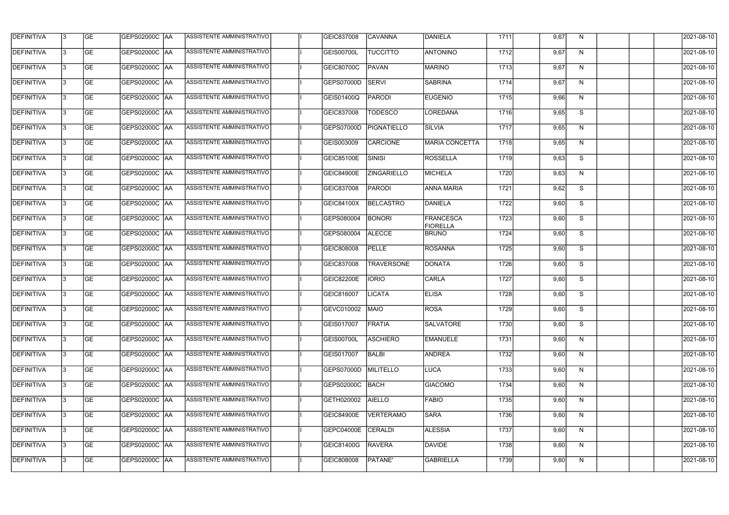| DEFINITIVA | 3 | GE | GEPS02000C | AA | ASSISTENTE AMMINISTRATIVO | | I | GEIC837008 | CAVANNA | DANIELA | 1711 | | 9,67 | N | | | | 2021-08-10 |
|---|---|---|---|---|---|---|---|---|---|---|---|---|---|---|---|---|---|---|
| DEFINITIVA | 3 | GE | GEPS02000C | AA | ASSISTENTE AMMINISTRATIVO | | I | GEIS00700L | TUCCITTO | ANTONINO | 1712 | | 9,67 | N | | | | 2021-08-10 |
| DEFINITIVA | 3 | GE | GEPS02000C | AA | ASSISTENTE AMMINISTRATIVO | | I | GEIC80700C | PAVAN | MARINO | 1713 | | 9,67 | N | | | | 2021-08-10 |
| DEFINITIVA | 3 | GE | GEPS02000C | AA | ASSISTENTE AMMINISTRATIVO | | I | GEPS07000D | SERVI | SABRINA | 1714 | | 9,67 | N | | | | 2021-08-10 |
| DEFINITIVA | 3 | GE | GEPS02000C | AA | ASSISTENTE AMMINISTRATIVO | | I | GEIS01400Q | PARODI | EUGENIO | 1715 | | 9,66 | N | | | | 2021-08-10 |
| DEFINITIVA | 3 | GE | GEPS02000C | AA | ASSISTENTE AMMINISTRATIVO | | I | GEIC837008 | TODESCO | LOREDANA | 1716 | | 9,65 | S | | | | 2021-08-10 |
| DEFINITIVA | 3 | GE | GEPS02000C | AA | ASSISTENTE AMMINISTRATIVO | | I | GEPS07000D | PIGNATIELLO | SILVIA | 1717 | | 9,65 | N | | | | 2021-08-10 |
| DEFINITIVA | 3 | GE | GEPS02000C | AA | ASSISTENTE AMMINISTRATIVO | | I | GEIS003009 | CARCIONE | MARIA CONCETTA | 1718 | | 9,65 | N | | | | 2021-08-10 |
| DEFINITIVA | 3 | GE | GEPS02000C | AA | ASSISTENTE AMMINISTRATIVO | | I | GEIC85100E | SINISI | ROSSELLA | 1719 | | 9,63 | S | | | | 2021-08-10 |
| DEFINITIVA | 3 | GE | GEPS02000C | AA | ASSISTENTE AMMINISTRATIVO | | I | GEIC84900E | ZINGARIELLO | MICHELA | 1720 | | 9,63 | N | | | | 2021-08-10 |
| DEFINITIVA | 3 | GE | GEPS02000C | AA | ASSISTENTE AMMINISTRATIVO | | I | GEIC837008 | PARODI | ANNA MARIA | 1721 | | 9,62 | S | | | | 2021-08-10 |
| DEFINITIVA | 3 | GE | GEPS02000C | AA | ASSISTENTE AMMINISTRATIVO | | I | GEIC84100X | BELCASTRO | DANIELA | 1722 | | 9,60 | S | | | | 2021-08-10 |
| DEFINITIVA | 3 | GE | GEPS02000C | AA | ASSISTENTE AMMINISTRATIVO | | I | GEPS080004 | BONORI | FRANCESCA FIORELLA | 1723 | | 9,60 | S | | | | 2021-08-10 |
| DEFINITIVA | 3 | GE | GEPS02000C | AA | ASSISTENTE AMMINISTRATIVO | | I | GEPS080004 | ALECCE | BRUNO | 1724 | | 9,60 | S | | | | 2021-08-10 |
| DEFINITIVA | 3 | GE | GEPS02000C | AA | ASSISTENTE AMMINISTRATIVO | | I | GEIC808008 | PELLE | ROSANNA | 1725 | | 9,60 | S | | | | 2021-08-10 |
| DEFINITIVA | 3 | GE | GEPS02000C | AA | ASSISTENTE AMMINISTRATIVO | | I | GEIC837008 | TRAVERSONE | DONATA | 1726 | | 9,60 | S | | | | 2021-08-10 |
| DEFINITIVA | 3 | GE | GEPS02000C | AA | ASSISTENTE AMMINISTRATIVO | | I | GEIC82200E | IORIO | CARLA | 1727 | | 9,60 | S | | | | 2021-08-10 |
| DEFINITIVA | 3 | GE | GEPS02000C | AA | ASSISTENTE AMMINISTRATIVO | | I | GEIC816007 | LICATA | ELISA | 1728 | | 9,60 | S | | | | 2021-08-10 |
| DEFINITIVA | 3 | GE | GEPS02000C | AA | ASSISTENTE AMMINISTRATIVO | | I | GEVC010002 | MAIO | ROSA | 1729 | | 9,60 | S | | | | 2021-08-10 |
| DEFINITIVA | 3 | GE | GEPS02000C | AA | ASSISTENTE AMMINISTRATIVO | | I | GEIS017007 | FRATIA | SALVATORE | 1730 | | 9,60 | S | | | | 2021-08-10 |
| DEFINITIVA | 3 | GE | GEPS02000C | AA | ASSISTENTE AMMINISTRATIVO | | I | GEIS00700L | ASCHIERO | EMANUELE | 1731 | | 9,60 | N | | | | 2021-08-10 |
| DEFINITIVA | 3 | GE | GEPS02000C | AA | ASSISTENTE AMMINISTRATIVO | | I | GEIS017007 | BALBI | ANDREA | 1732 | | 9,60 | N | | | | 2021-08-10 |
| DEFINITIVA | 3 | GE | GEPS02000C | AA | ASSISTENTE AMMINISTRATIVO | | I | GEPS07000D | MILITELLO | LUCA | 1733 | | 9,60 | N | | | | 2021-08-10 |
| DEFINITIVA | 3 | GE | GEPS02000C | AA | ASSISTENTE AMMINISTRATIVO | | I | GEPS02000C | BACH | GIACOMO | 1734 | | 9,60 | N | | | | 2021-08-10 |
| DEFINITIVA | 3 | GE | GEPS02000C | AA | ASSISTENTE AMMINISTRATIVO | | I | GETH020002 | AIELLO | FABIO | 1735 | | 9,60 | N | | | | 2021-08-10 |
| DEFINITIVA | 3 | GE | GEPS02000C | AA | ASSISTENTE AMMINISTRATIVO | | I | GEIC84900E | VERTERAMO | SARA | 1736 | | 9,60 | N | | | | 2021-08-10 |
| DEFINITIVA | 3 | GE | GEPS02000C | AA | ASSISTENTE AMMINISTRATIVO | | I | GEPC04000E | CERALDI | ALESSIA | 1737 | | 9,60 | N | | | | 2021-08-10 |
| DEFINITIVA | 3 | GE | GEPS02000C | AA | ASSISTENTE AMMINISTRATIVO | | I | GEIC81400G | RAVERA | DAVIDE | 1738 | | 9,60 | N | | | | 2021-08-10 |
| DEFINITIVA | 3 | GE | GEPS02000C | AA | ASSISTENTE AMMINISTRATIVO | | I | GEIC808008 | PATANE' | GABRIELLA | 1739 | | 9,60 | N | | | | 2021-08-10 |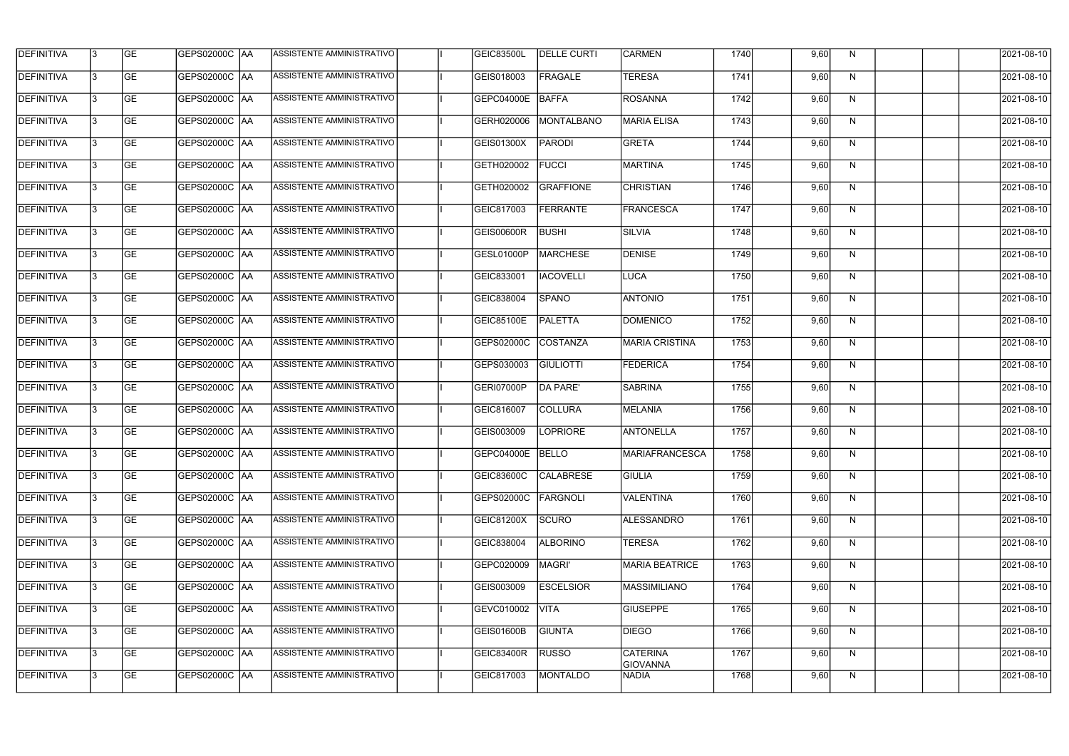| DEFINITIVA | 3 | GE | GEPS02000C | AA | ASSISTENTE AMMINISTRATIVO | | I | GEIC83500L | DELLE CURTI | CARMEN | 1740 | | 9,60 | N | | | | 2021-08-10 |
|---|---|---|---|---|---|---|---|---|---|---|---|---|---|---|---|---|---|---|
| DEFINITIVA | 3 | GE | GEPS02000C | AA | ASSISTENTE AMMINISTRATIVO | | I | GEIS018003 | FRAGALE | TERESA | 1741 | | 9,60 | N | | | | 2021-08-10 |
| DEFINITIVA | 3 | GE | GEPS02000C | AA | ASSISTENTE AMMINISTRATIVO | | I | GEPC04000E | BAFFA | ROSANNA | 1742 | | 9,60 | N | | | | 2021-08-10 |
| DEFINITIVA | 3 | GE | GEPS02000C | AA | ASSISTENTE AMMINISTRATIVO | | I | GERH020006 | MONTALBANO | MARIA ELISA | 1743 | | 9,60 | N | | | | 2021-08-10 |
| DEFINITIVA | 3 | GE | GEPS02000C | AA | ASSISTENTE AMMINISTRATIVO | | I | GEIS01300X | PARODI | GRETA | 1744 | | 9,60 | N | | | | 2021-08-10 |
| DEFINITIVA | 3 | GE | GEPS02000C | AA | ASSISTENTE AMMINISTRATIVO | | I | GETH020002 | FUCCI | MARTINA | 1745 | | 9,60 | N | | | | 2021-08-10 |
| DEFINITIVA | 3 | GE | GEPS02000C | AA | ASSISTENTE AMMINISTRATIVO | | I | GETH020002 | GRAFFIONE | CHRISTIAN | 1746 | | 9,60 | N | | | | 2021-08-10 |
| DEFINITIVA | 3 | GE | GEPS02000C | AA | ASSISTENTE AMMINISTRATIVO | | I | GEIC817003 | FERRANTE | FRANCESCA | 1747 | | 9,60 | N | | | | 2021-08-10 |
| DEFINITIVA | 3 | GE | GEPS02000C | AA | ASSISTENTE AMMINISTRATIVO | | I | GEIS00600R | BUSHI | SILVIA | 1748 | | 9,60 | N | | | | 2021-08-10 |
| DEFINITIVA | 3 | GE | GEPS02000C | AA | ASSISTENTE AMMINISTRATIVO | | I | GESL01000P | MARCHESE | DENISE | 1749 | | 9,60 | N | | | | 2021-08-10 |
| DEFINITIVA | 3 | GE | GEPS02000C | AA | ASSISTENTE AMMINISTRATIVO | | I | GEIC833001 | IACOVELLI | LUCA | 1750 | | 9,60 | N | | | | 2021-08-10 |
| DEFINITIVA | 3 | GE | GEPS02000C | AA | ASSISTENTE AMMINISTRATIVO | | I | GEIC838004 | SPANO | ANTONIO | 1751 | | 9,60 | N | | | | 2021-08-10 |
| DEFINITIVA | 3 | GE | GEPS02000C | AA | ASSISTENTE AMMINISTRATIVO | | I | GEIC85100E | PALETTA | DOMENICO | 1752 | | 9,60 | N | | | | 2021-08-10 |
| DEFINITIVA | 3 | GE | GEPS02000C | AA | ASSISTENTE AMMINISTRATIVO | | I | GEPS02000C | COSTANZA | MARIA CRISTINA | 1753 | | 9,60 | N | | | | 2021-08-10 |
| DEFINITIVA | 3 | GE | GEPS02000C | AA | ASSISTENTE AMMINISTRATIVO | | I | GEPS030003 | GIULIOTTI | FEDERICA | 1754 | | 9,60 | N | | | | 2021-08-10 |
| DEFINITIVA | 3 | GE | GEPS02000C | AA | ASSISTENTE AMMINISTRATIVO | | I | GERI07000P | DA PARE' | SABRINA | 1755 | | 9,60 | N | | | | 2021-08-10 |
| DEFINITIVA | 3 | GE | GEPS02000C | AA | ASSISTENTE AMMINISTRATIVO | | I | GEIC816007 | COLLURA | MELANIA | 1756 | | 9,60 | N | | | | 2021-08-10 |
| DEFINITIVA | 3 | GE | GEPS02000C | AA | ASSISTENTE AMMINISTRATIVO | | I | GEIS003009 | LOPRIORE | ANTONELLA | 1757 | | 9,60 | N | | | | 2021-08-10 |
| DEFINITIVA | 3 | GE | GEPS02000C | AA | ASSISTENTE AMMINISTRATIVO | | I | GEPC04000E | BELLO | MARIAFRANCESCA | 1758 | | 9,60 | N | | | | 2021-08-10 |
| DEFINITIVA | 3 | GE | GEPS02000C | AA | ASSISTENTE AMMINISTRATIVO | | I | GEIC83600C | CALABRESE | GIULIA | 1759 | | 9,60 | N | | | | 2021-08-10 |
| DEFINITIVA | 3 | GE | GEPS02000C | AA | ASSISTENTE AMMINISTRATIVO | | I | GEPS02000C | FARGNOLI | VALENTINA | 1760 | | 9,60 | N | | | | 2021-08-10 |
| DEFINITIVA | 3 | GE | GEPS02000C | AA | ASSISTENTE AMMINISTRATIVO | | I | GEIC81200X | SCURO | ALESSANDRO | 1761 | | 9,60 | N | | | | 2021-08-10 |
| DEFINITIVA | 3 | GE | GEPS02000C | AA | ASSISTENTE AMMINISTRATIVO | | I | GEIC838004 | ALBORINO | TERESA | 1762 | | 9,60 | N | | | | 2021-08-10 |
| DEFINITIVA | 3 | GE | GEPS02000C | AA | ASSISTENTE AMMINISTRATIVO | | I | GEPC020009 | MAGRI' | MARIA BEATRICE | 1763 | | 9,60 | N | | | | 2021-08-10 |
| DEFINITIVA | 3 | GE | GEPS02000C | AA | ASSISTENTE AMMINISTRATIVO | | I | GEIS003009 | ESCELSIOR | MASSIMILIANO | 1764 | | 9,60 | N | | | | 2021-08-10 |
| DEFINITIVA | 3 | GE | GEPS02000C | AA | ASSISTENTE AMMINISTRATIVO | | I | GEVC010002 | VITA | GIUSEPPE | 1765 | | 9,60 | N | | | | 2021-08-10 |
| DEFINITIVA | 3 | GE | GEPS02000C | AA | ASSISTENTE AMMINISTRATIVO | | I | GEIS01600B | GIUNTA | DIEGO | 1766 | | 9,60 | N | | | | 2021-08-10 |
| DEFINITIVA | 3 | GE | GEPS02000C | AA | ASSISTENTE AMMINISTRATIVO | | I | GEIC83400R | RUSSO | CATERINA GIOVANNA | 1767 | | 9,60 | N | | | | 2021-08-10 |
| DEFINITIVA | 3 | GE | GEPS02000C | AA | ASSISTENTE AMMINISTRATIVO | | I | GEIC817003 | MONTALDO | NADIA | 1768 | | 9,60 | N | | | | 2021-08-10 |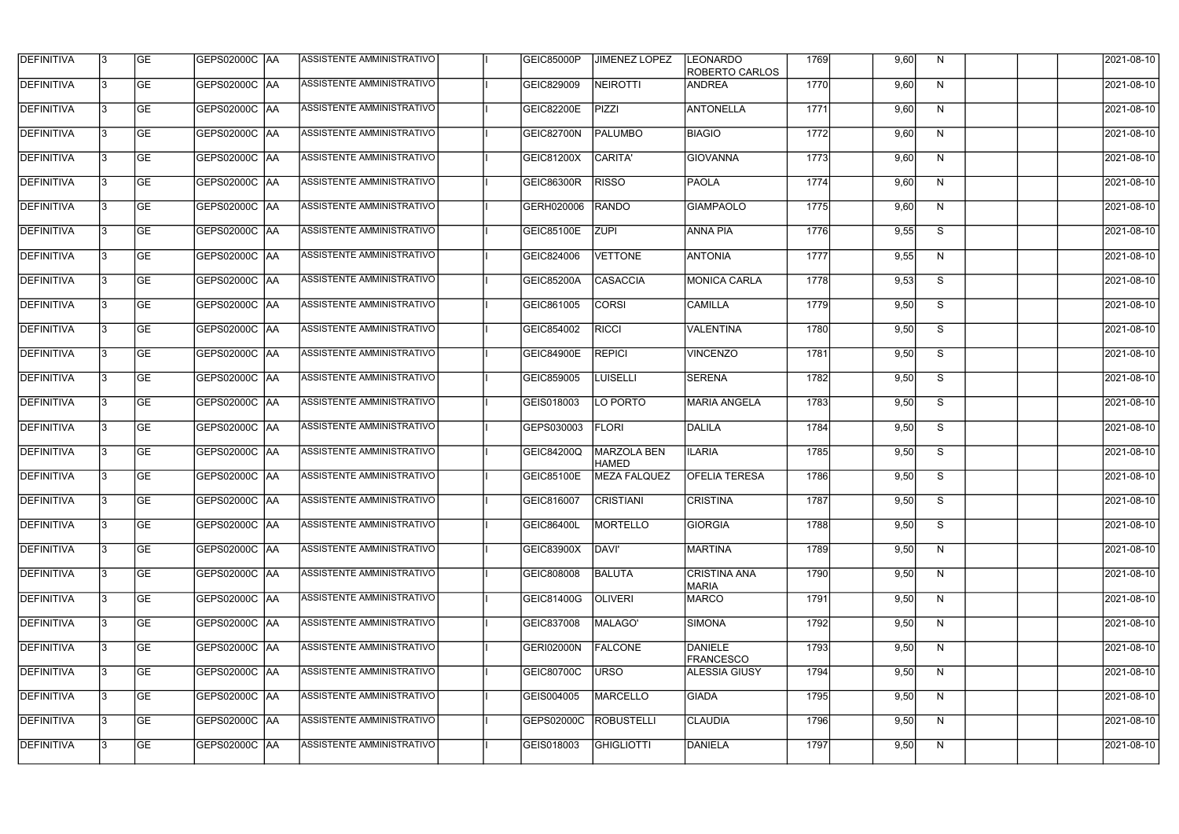| DEFINITIVA | 3 | GE | GEPS02000C | AA | ASSISTENTE AMMINISTRATIVO | | I | GEIC85000P | JIMENEZ LOPEZ | LEONARDO ROBERTO CARLOS | 1769 | | 9,60 | N | | | | 2021-08-10 |
|---|---|---|---|---|---|---|---|---|---|---|---|---|---|---|---|---|---|---|
| DEFINITIVA | 3 | GE | GEPS02000C | AA | ASSISTENTE AMMINISTRATIVO | | I | GEIC829009 | NEIROTTI | ANDREA | 1770 | | 9,60 | N | | | | 2021-08-10 |
| DEFINITIVA | 3 | GE | GEPS02000C | AA | ASSISTENTE AMMINISTRATIVO | | I | GEIC82200E | PIZZI | ANTONELLA | 1771 | | 9,60 | N | | | | 2021-08-10 |
| DEFINITIVA | 3 | GE | GEPS02000C | AA | ASSISTENTE AMMINISTRATIVO | | I | GEIC82700N | PALUMBO | BIAGIO | 1772 | | 9,60 | N | | | | 2021-08-10 |
| DEFINITIVA | 3 | GE | GEPS02000C | AA | ASSISTENTE AMMINISTRATIVO | | I | GEIC81200X | CARITA' | GIOVANNA | 1773 | | 9,60 | N | | | | 2021-08-10 |
| DEFINITIVA | 3 | GE | GEPS02000C | AA | ASSISTENTE AMMINISTRATIVO | | I | GEIC86300R | RISSO | PAOLA | 1774 | | 9,60 | N | | | | 2021-08-10 |
| DEFINITIVA | 3 | GE | GEPS02000C | AA | ASSISTENTE AMMINISTRATIVO | | I | GERH020006 | RANDO | GIAMPAOLO | 1775 | | 9,60 | N | | | | 2021-08-10 |
| DEFINITIVA | 3 | GE | GEPS02000C | AA | ASSISTENTE AMMINISTRATIVO | | I | GEIC85100E | ZUPI | ANNA PIA | 1776 | | 9,55 | S | | | | 2021-08-10 |
| DEFINITIVA | 3 | GE | GEPS02000C | AA | ASSISTENTE AMMINISTRATIVO | | I | GEIC824006 | VETTONE | ANTONIA | 1777 | | 9,55 | N | | | | 2021-08-10 |
| DEFINITIVA | 3 | GE | GEPS02000C | AA | ASSISTENTE AMMINISTRATIVO | | I | GEIC85200A | CASACCIA | MONICA CARLA | 1778 | | 9,53 | S | | | | 2021-08-10 |
| DEFINITIVA | 3 | GE | GEPS02000C | AA | ASSISTENTE AMMINISTRATIVO | | I | GEIC861005 | CORSI | CAMILLA | 1779 | | 9,50 | S | | | | 2021-08-10 |
| DEFINITIVA | 3 | GE | GEPS02000C | AA | ASSISTENTE AMMINISTRATIVO | | I | GEIC854002 | RICCI | VALENTINA | 1780 | | 9,50 | S | | | | 2021-08-10 |
| DEFINITIVA | 3 | GE | GEPS02000C | AA | ASSISTENTE AMMINISTRATIVO | | I | GEIC84900E | REPICI | VINCENZO | 1781 | | 9,50 | S | | | | 2021-08-10 |
| DEFINITIVA | 3 | GE | GEPS02000C | AA | ASSISTENTE AMMINISTRATIVO | | I | GEIC859005 | LUISELLI | SERENA | 1782 | | 9,50 | S | | | | 2021-08-10 |
| DEFINITIVA | 3 | GE | GEPS02000C | AA | ASSISTENTE AMMINISTRATIVO | | I | GEIS018003 | LO PORTO | MARIA ANGELA | 1783 | | 9,50 | S | | | | 2021-08-10 |
| DEFINITIVA | 3 | GE | GEPS02000C | AA | ASSISTENTE AMMINISTRATIVO | | I | GEPS030003 | FLORI | DALILA | 1784 | | 9,50 | S | | | | 2021-08-10 |
| DEFINITIVA | 3 | GE | GEPS02000C | AA | ASSISTENTE AMMINISTRATIVO | | I | GEIC84200Q | MARZOLA BEN HAMED | ILARIA | 1785 | | 9,50 | S | | | | 2021-08-10 |
| DEFINITIVA | 3 | GE | GEPS02000C | AA | ASSISTENTE AMMINISTRATIVO | | I | GEIC85100E | MEZA FALQUEZ | OFELIA TERESA | 1786 | | 9,50 | S | | | | 2021-08-10 |
| DEFINITIVA | 3 | GE | GEPS02000C | AA | ASSISTENTE AMMINISTRATIVO | | I | GEIC816007 | CRISTIANI | CRISTINA | 1787 | | 9,50 | S | | | | 2021-08-10 |
| DEFINITIVA | 3 | GE | GEPS02000C | AA | ASSISTENTE AMMINISTRATIVO | | I | GEIC86400L | MORTELLO | GIORGIA | 1788 | | 9,50 | S | | | | 2021-08-10 |
| DEFINITIVA | 3 | GE | GEPS02000C | AA | ASSISTENTE AMMINISTRATIVO | | I | GEIC83900X | DAVI' | MARTINA | 1789 | | 9,50 | N | | | | 2021-08-10 |
| DEFINITIVA | 3 | GE | GEPS02000C | AA | ASSISTENTE AMMINISTRATIVO | | I | GEIC808008 | BALUTA | CRISTINA ANA MARIA | 1790 | | 9,50 | N | | | | 2021-08-10 |
| DEFINITIVA | 3 | GE | GEPS02000C | AA | ASSISTENTE AMMINISTRATIVO | | I | GEIC81400G | OLIVERI | MARCO | 1791 | | 9,50 | N | | | | 2021-08-10 |
| DEFINITIVA | 3 | GE | GEPS02000C | AA | ASSISTENTE AMMINISTRATIVO | | I | GEIC837008 | MALAGO' | SIMONA | 1792 | | 9,50 | N | | | | 2021-08-10 |
| DEFINITIVA | 3 | GE | GEPS02000C | AA | ASSISTENTE AMMINISTRATIVO | | I | GERI02000N | FALCONE | DANIELE FRANCESCO | 1793 | | 9,50 | N | | | | 2021-08-10 |
| DEFINITIVA | 3 | GE | GEPS02000C | AA | ASSISTENTE AMMINISTRATIVO | | I | GEIC80700C | URSO | ALESSIA GIUSY | 1794 | | 9,50 | N | | | | 2021-08-10 |
| DEFINITIVA | 3 | GE | GEPS02000C | AA | ASSISTENTE AMMINISTRATIVO | | I | GEIS004005 | MARCELLO | GIADA | 1795 | | 9,50 | N | | | | 2021-08-10 |
| DEFINITIVA | 3 | GE | GEPS02000C | AA | ASSISTENTE AMMINISTRATIVO | | I | GEPS02000C | ROBUSTELLI | CLAUDIA | 1796 | | 9,50 | N | | | | 2021-08-10 |
| DEFINITIVA | 3 | GE | GEPS02000C | AA | ASSISTENTE AMMINISTRATIVO | | I | GEIS018003 | GHIGLIOTTI | DANIELA | 1797 | | 9,50 | N | | | | 2021-08-10 |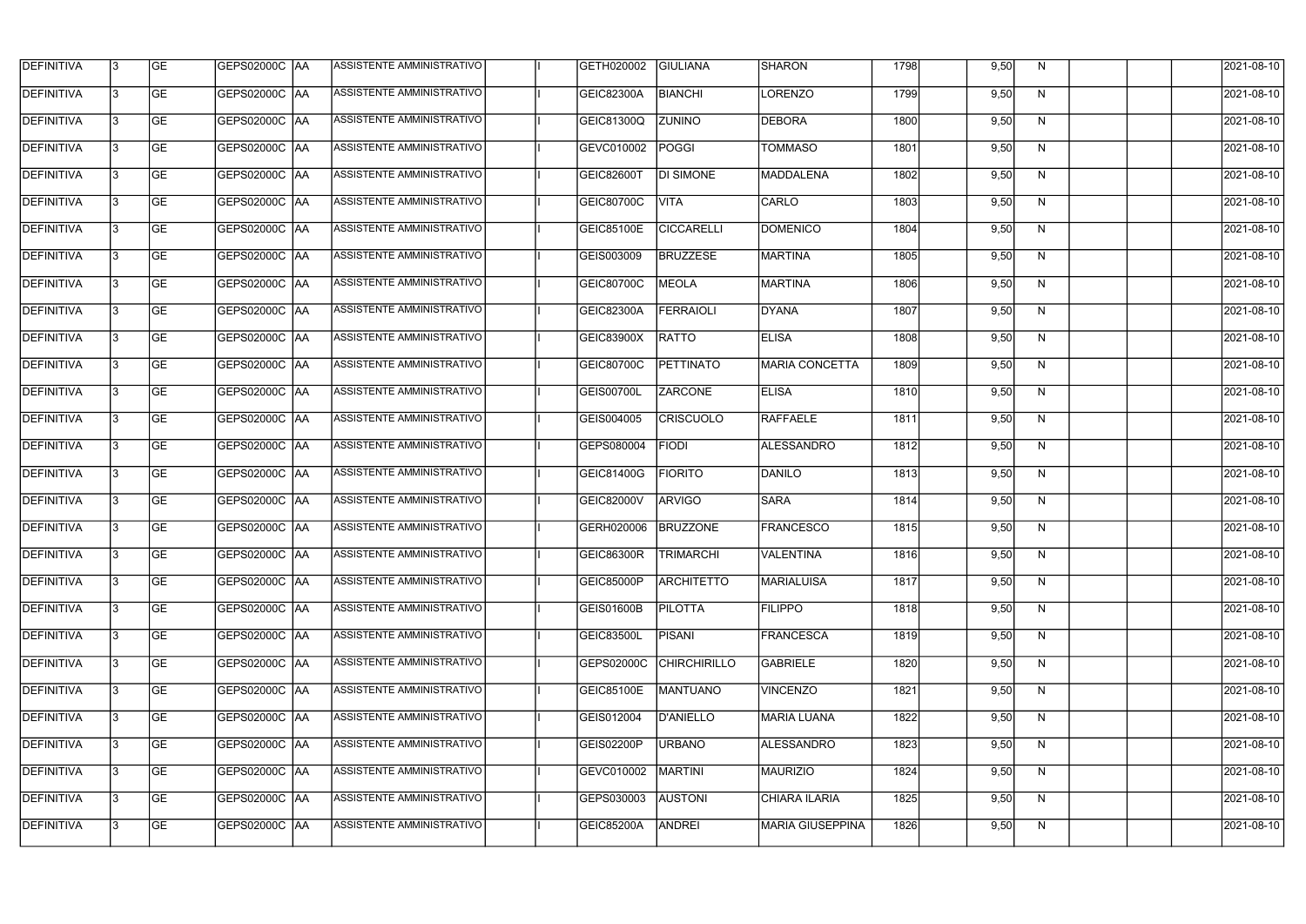| DEFINITIVA | 3 | GE | GEPS02000C | AA | ASSISTENTE AMMINISTRATIVO | | I | GETH020002 | GIULIANA | SHARON | 1798 | | 9,50 | N | | | | 2021-08-10 |
|---|---|---|---|---|---|---|---|---|---|---|---|---|---|---|---|---|---|---|
| DEFINITIVA | 3 | GE | GEPS02000C | AA | ASSISTENTE AMMINISTRATIVO | | I | GEIC82300A | BIANCHI | LORENZO | 1799 | | 9,50 | N | | | | 2021-08-10 |
| DEFINITIVA | 3 | GE | GEPS02000C | AA | ASSISTENTE AMMINISTRATIVO | | I | GEIC81300Q | ZUNINO | DEBORA | 1800 | | 9,50 | N | | | | 2021-08-10 |
| DEFINITIVA | 3 | GE | GEPS02000C | AA | ASSISTENTE AMMINISTRATIVO | | I | GEVC010002 | POGGI | TOMMASO | 1801 | | 9,50 | N | | | | 2021-08-10 |
| DEFINITIVA | 3 | GE | GEPS02000C | AA | ASSISTENTE AMMINISTRATIVO | | I | GEIC82600T | DI SIMONE | MADDALENA | 1802 | | 9,50 | N | | | | 2021-08-10 |
| DEFINITIVA | 3 | GE | GEPS02000C | AA | ASSISTENTE AMMINISTRATIVO | | I | GEIC80700C | VITA | CARLO | 1803 | | 9,50 | N | | | | 2021-08-10 |
| DEFINITIVA | 3 | GE | GEPS02000C | AA | ASSISTENTE AMMINISTRATIVO | | I | GEIC85100E | CICCARELLI | DOMENICO | 1804 | | 9,50 | N | | | | 2021-08-10 |
| DEFINITIVA | 3 | GE | GEPS02000C | AA | ASSISTENTE AMMINISTRATIVO | | I | GEIS003009 | BRUZZESE | MARTINA | 1805 | | 9,50 | N | | | | 2021-08-10 |
| DEFINITIVA | 3 | GE | GEPS02000C | AA | ASSISTENTE AMMINISTRATIVO | | I | GEIC80700C | MEOLA | MARTINA | 1806 | | 9,50 | N | | | | 2021-08-10 |
| DEFINITIVA | 3 | GE | GEPS02000C | AA | ASSISTENTE AMMINISTRATIVO | | I | GEIC82300A | FERRAIOLI | DYANA | 1807 | | 9,50 | N | | | | 2021-08-10 |
| DEFINITIVA | 3 | GE | GEPS02000C | AA | ASSISTENTE AMMINISTRATIVO | | I | GEIC83900X | RATTO | ELISA | 1808 | | 9,50 | N | | | | 2021-08-10 |
| DEFINITIVA | 3 | GE | GEPS02000C | AA | ASSISTENTE AMMINISTRATIVO | | I | GEIC80700C | PETTINATO | MARIA CONCETTA | 1809 | | 9,50 | N | | | | 2021-08-10 |
| DEFINITIVA | 3 | GE | GEPS02000C | AA | ASSISTENTE AMMINISTRATIVO | | I | GEIS00700L | ZARCONE | ELISA | 1810 | | 9,50 | N | | | | 2021-08-10 |
| DEFINITIVA | 3 | GE | GEPS02000C | AA | ASSISTENTE AMMINISTRATIVO | | I | GEIS004005 | CRISCUOLO | RAFFAELE | 1811 | | 9,50 | N | | | | 2021-08-10 |
| DEFINITIVA | 3 | GE | GEPS02000C | AA | ASSISTENTE AMMINISTRATIVO | | I | GEPS080004 | FIODI | ALESSANDRO | 1812 | | 9,50 | N | | | | 2021-08-10 |
| DEFINITIVA | 3 | GE | GEPS02000C | AA | ASSISTENTE AMMINISTRATIVO | | I | GEIC81400G | FIORITO | DANILO | 1813 | | 9,50 | N | | | | 2021-08-10 |
| DEFINITIVA | 3 | GE | GEPS02000C | AA | ASSISTENTE AMMINISTRATIVO | | I | GEIC82000V | ARVIGO | SARA | 1814 | | 9,50 | N | | | | 2021-08-10 |
| DEFINITIVA | 3 | GE | GEPS02000C | AA | ASSISTENTE AMMINISTRATIVO | | I | GERH020006 | BRUZZONE | FRANCESCO | 1815 | | 9,50 | N | | | | 2021-08-10 |
| DEFINITIVA | 3 | GE | GEPS02000C | AA | ASSISTENTE AMMINISTRATIVO | | I | GEIC86300R | TRIMARCHI | VALENTINA | 1816 | | 9,50 | N | | | | 2021-08-10 |
| DEFINITIVA | 3 | GE | GEPS02000C | AA | ASSISTENTE AMMINISTRATIVO | | I | GEIC85000P | ARCHITETTO | MARIALUISA | 1817 | | 9,50 | N | | | | 2021-08-10 |
| DEFINITIVA | 3 | GE | GEPS02000C | AA | ASSISTENTE AMMINISTRATIVO | | I | GEIS01600B | PILOTTA | FILIPPO | 1818 | | 9,50 | N | | | | 2021-08-10 |
| DEFINITIVA | 3 | GE | GEPS02000C | AA | ASSISTENTE AMMINISTRATIVO | | I | GEIC83500L | PISANI | FRANCESCA | 1819 | | 9,50 | N | | | | 2021-08-10 |
| DEFINITIVA | 3 | GE | GEPS02000C | AA | ASSISTENTE AMMINISTRATIVO | | I | GEPS02000C | CHIRCHIRILLO | GABRIELE | 1820 | | 9,50 | N | | | | 2021-08-10 |
| DEFINITIVA | 3 | GE | GEPS02000C | AA | ASSISTENTE AMMINISTRATIVO | | I | GEIC85100E | MANTUANO | VINCENZO | 1821 | | 9,50 | N | | | | 2021-08-10 |
| DEFINITIVA | 3 | GE | GEPS02000C | AA | ASSISTENTE AMMINISTRATIVO | | I | GEIS012004 | D'ANIELLO | MARIA LUANA | 1822 | | 9,50 | N | | | | 2021-08-10 |
| DEFINITIVA | 3 | GE | GEPS02000C | AA | ASSISTENTE AMMINISTRATIVO | | I | GEIS02200P | URBANO | ALESSANDRO | 1823 | | 9,50 | N | | | | 2021-08-10 |
| DEFINITIVA | 3 | GE | GEPS02000C | AA | ASSISTENTE AMMINISTRATIVO | | I | GEVC010002 | MARTINI | MAURIZIO | 1824 | | 9,50 | N | | | | 2021-08-10 |
| DEFINITIVA | 3 | GE | GEPS02000C | AA | ASSISTENTE AMMINISTRATIVO | | I | GEPS030003 | AUSTONI | CHIARA ILARIA | 1825 | | 9,50 | N | | | | 2021-08-10 |
| DEFINITIVA | 3 | GE | GEPS02000C | AA | ASSISTENTE AMMINISTRATIVO | | I | GEIC85200A | ANDREI | MARIA GIUSEPPINA | 1826 | | 9,50 | N | | | | 2021-08-10 |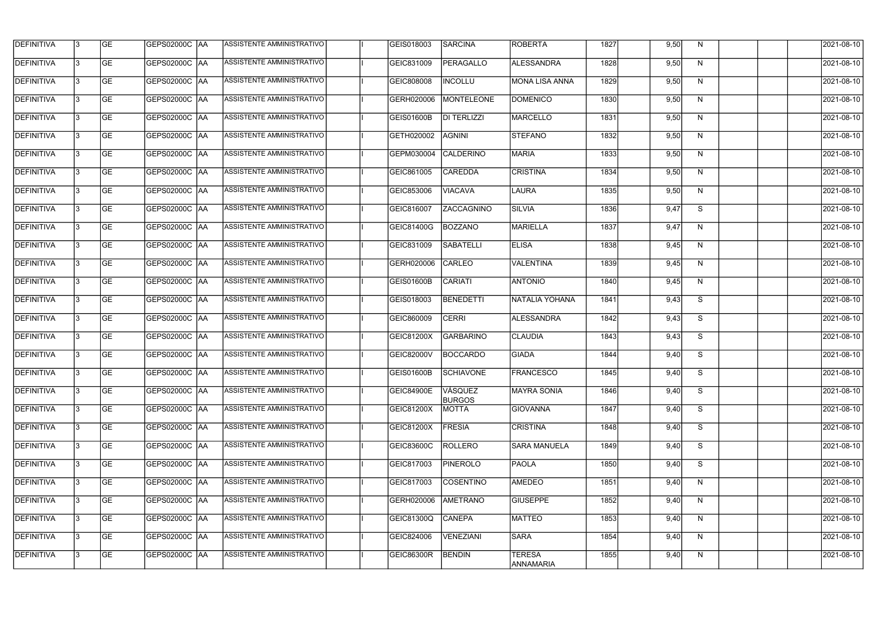| DEFINITIVA | 3 | GE | GEPS02000C | AA | ASSISTENTE AMMINISTRATIVO | | I | GEIS018003 | SARCINA | ROBERTA | 1827 | | 9,50 | N | | | | 2021-08-10 |
|---|---|---|---|---|---|---|---|---|---|---|---|---|---|---|---|---|---|---|
| DEFINITIVA | 3 | GE | GEPS02000C | AA | ASSISTENTE AMMINISTRATIVO | | I | GEIC831009 | PERAGALLO | ALESSANDRA | 1828 | | 9,50 | N | | | | 2021-08-10 |
| DEFINITIVA | 3 | GE | GEPS02000C | AA | ASSISTENTE AMMINISTRATIVO | | I | GEIC808008 | INCOLLU | MONA LISA ANNA | 1829 | | 9,50 | N | | | | 2021-08-10 |
| DEFINITIVA | 3 | GE | GEPS02000C | AA | ASSISTENTE AMMINISTRATIVO | | I | GERH020006 | MONTELEONE | DOMENICO | 1830 | | 9,50 | N | | | | 2021-08-10 |
| DEFINITIVA | 3 | GE | GEPS02000C | AA | ASSISTENTE AMMINISTRATIVO | | I | GEIS01600B | DI TERLIZZI | MARCELLO | 1831 | | 9,50 | N | | | | 2021-08-10 |
| DEFINITIVA | 3 | GE | GEPS02000C | AA | ASSISTENTE AMMINISTRATIVO | | I | GETH020002 | AGNINI | STEFANO | 1832 | | 9,50 | N | | | | 2021-08-10 |
| DEFINITIVA | 3 | GE | GEPS02000C | AA | ASSISTENTE AMMINISTRATIVO | | I | GEPM030004 | CALDERINO | MARIA | 1833 | | 9,50 | N | | | | 2021-08-10 |
| DEFINITIVA | 3 | GE | GEPS02000C | AA | ASSISTENTE AMMINISTRATIVO | | I | GEIC861005 | CAREDDA | CRISTINA | 1834 | | 9,50 | N | | | | 2021-08-10 |
| DEFINITIVA | 3 | GE | GEPS02000C | AA | ASSISTENTE AMMINISTRATIVO | | I | GEIC853006 | VIACAVA | LAURA | 1835 | | 9,50 | N | | | | 2021-08-10 |
| DEFINITIVA | 3 | GE | GEPS02000C | AA | ASSISTENTE AMMINISTRATIVO | | I | GEIC816007 | ZACCAGNINO | SILVIA | 1836 | | 9,47 | S | | | | 2021-08-10 |
| DEFINITIVA | 3 | GE | GEPS02000C | AA | ASSISTENTE AMMINISTRATIVO | | I | GEIC81400G | BOZZANO | MARIELLA | 1837 | | 9,47 | N | | | | 2021-08-10 |
| DEFINITIVA | 3 | GE | GEPS02000C | AA | ASSISTENTE AMMINISTRATIVO | | I | GEIC831009 | SABATELLI | ELISA | 1838 | | 9,45 | N | | | | 2021-08-10 |
| DEFINITIVA | 3 | GE | GEPS02000C | AA | ASSISTENTE AMMINISTRATIVO | | I | GERH020006 | CARLEO | VALENTINA | 1839 | | 9,45 | N | | | | 2021-08-10 |
| DEFINITIVA | 3 | GE | GEPS02000C | AA | ASSISTENTE AMMINISTRATIVO | | I | GEIS01600B | CARIATI | ANTONIO | 1840 | | 9,45 | N | | | | 2021-08-10 |
| DEFINITIVA | 3 | GE | GEPS02000C | AA | ASSISTENTE AMMINISTRATIVO | | I | GEIS018003 | BENEDETTI | NATALIA YOHANA | 1841 | | 9,43 | S | | | | 2021-08-10 |
| DEFINITIVA | 3 | GE | GEPS02000C | AA | ASSISTENTE AMMINISTRATIVO | | I | GEIC860009 | CERRI | ALESSANDRA | 1842 | | 9,43 | S | | | | 2021-08-10 |
| DEFINITIVA | 3 | GE | GEPS02000C | AA | ASSISTENTE AMMINISTRATIVO | | I | GEIC81200X | GARBARINO | CLAUDIA | 1843 | | 9,43 | S | | | | 2021-08-10 |
| DEFINITIVA | 3 | GE | GEPS02000C | AA | ASSISTENTE AMMINISTRATIVO | | I | GEIC82000V | BOCCARDO | GIADA | 1844 | | 9,40 | S | | | | 2021-08-10 |
| DEFINITIVA | 3 | GE | GEPS02000C | AA | ASSISTENTE AMMINISTRATIVO | | I | GEIS01600B | SCHIAVONE | FRANCESCO | 1845 | | 9,40 | S | | | | 2021-08-10 |
| DEFINITIVA | 3 | GE | GEPS02000C | AA | ASSISTENTE AMMINISTRATIVO | | I | GEIC84900E | VÁSQUEZ BURGOS | MAYRA SONIA | 1846 | | 9,40 | S | | | | 2021-08-10 |
| DEFINITIVA | 3 | GE | GEPS02000C | AA | ASSISTENTE AMMINISTRATIVO | | I | GEIC81200X | MOTTA | GIOVANNA | 1847 | | 9,40 | S | | | | 2021-08-10 |
| DEFINITIVA | 3 | GE | GEPS02000C | AA | ASSISTENTE AMMINISTRATIVO | | I | GEIC81200X | FRESIA | CRISTINA | 1848 | | 9,40 | S | | | | 2021-08-10 |
| DEFINITIVA | 3 | GE | GEPS02000C | AA | ASSISTENTE AMMINISTRATIVO | | I | GEIC83600C | ROLLERO | SARA MANUELA | 1849 | | 9,40 | S | | | | 2021-08-10 |
| DEFINITIVA | 3 | GE | GEPS02000C | AA | ASSISTENTE AMMINISTRATIVO | | I | GEIC817003 | PINEROLO | PAOLA | 1850 | | 9,40 | S | | | | 2021-08-10 |
| DEFINITIVA | 3 | GE | GEPS02000C | AA | ASSISTENTE AMMINISTRATIVO | | I | GEIC817003 | COSENTINO | AMEDEO | 1851 | | 9,40 | N | | | | 2021-08-10 |
| DEFINITIVA | 3 | GE | GEPS02000C | AA | ASSISTENTE AMMINISTRATIVO | | I | GERH020006 | AMETRANO | GIUSEPPE | 1852 | | 9,40 | N | | | | 2021-08-10 |
| DEFINITIVA | 3 | GE | GEPS02000C | AA | ASSISTENTE AMMINISTRATIVO | | I | GEIC81300Q | CANEPA | MATTEO | 1853 | | 9,40 | N | | | | 2021-08-10 |
| DEFINITIVA | 3 | GE | GEPS02000C | AA | ASSISTENTE AMMINISTRATIVO | | I | GEIC824006 | VENEZIANI | SARA | 1854 | | 9,40 | N | | | | 2021-08-10 |
| DEFINITIVA | 3 | GE | GEPS02000C | AA | ASSISTENTE AMMINISTRATIVO | | I | GEIC86300R | BENDIN | TERESA ANNAMARIA | 1855 | | 9,40 | N | | | | 2021-08-10 |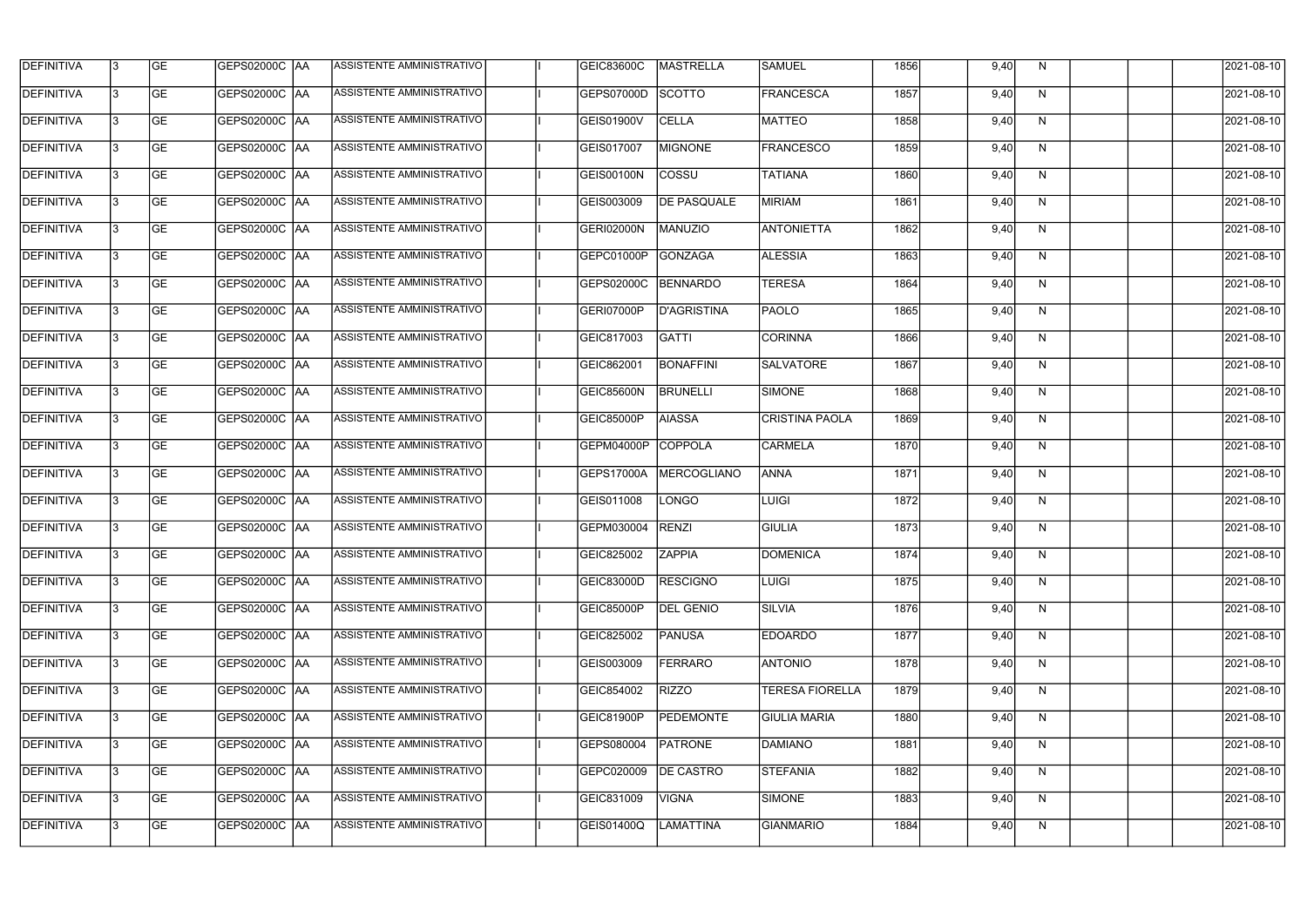| DEFINITIVA | 3 | GE | GEPS02000C | AA | ASSISTENTE AMMINISTRATIVO | | I | GEIC83600C | MASTRELLA | SAMUEL | 1856 | | 9,40 | N | | | | 2021-08-10 |
|---|---|---|---|---|---|---|---|---|---|---|---|---|---|---|---|---|---|---|
| DEFINITIVA | 3 | GE | GEPS02000C | AA | ASSISTENTE AMMINISTRATIVO | | I | GEPS07000D | SCOTTO | FRANCESCA | 1857 | | 9,40 | N | | | | 2021-08-10 |
| DEFINITIVA | 3 | GE | GEPS02000C | AA | ASSISTENTE AMMINISTRATIVO | | I | GEIS01900V | CELLA | MATTEO | 1858 | | 9,40 | N | | | | 2021-08-10 |
| DEFINITIVA | 3 | GE | GEPS02000C | AA | ASSISTENTE AMMINISTRATIVO | | I | GEIS017007 | MIGNONE | FRANCESCO | 1859 | | 9,40 | N | | | | 2021-08-10 |
| DEFINITIVA | 3 | GE | GEPS02000C | AA | ASSISTENTE AMMINISTRATIVO | | I | GEIS00100N | COSSU | TATIANA | 1860 | | 9,40 | N | | | | 2021-08-10 |
| DEFINITIVA | 3 | GE | GEPS02000C | AA | ASSISTENTE AMMINISTRATIVO | | I | GEIS003009 | DE PASQUALE | MIRIAM | 1861 | | 9,40 | N | | | | 2021-08-10 |
| DEFINITIVA | 3 | GE | GEPS02000C | AA | ASSISTENTE AMMINISTRATIVO | | I | GERI02000N | MANUZIO | ANTONIETTA | 1862 | | 9,40 | N | | | | 2021-08-10 |
| DEFINITIVA | 3 | GE | GEPS02000C | AA | ASSISTENTE AMMINISTRATIVO | | I | GEPC01000P | GONZAGA | ALESSIA | 1863 | | 9,40 | N | | | | 2021-08-10 |
| DEFINITIVA | 3 | GE | GEPS02000C | AA | ASSISTENTE AMMINISTRATIVO | | I | GEPS02000C | BENNARDO | TERESA | 1864 | | 9,40 | N | | | | 2021-08-10 |
| DEFINITIVA | 3 | GE | GEPS02000C | AA | ASSISTENTE AMMINISTRATIVO | | I | GERI07000P | D'AGRISTINA | PAOLO | 1865 | | 9,40 | N | | | | 2021-08-10 |
| DEFINITIVA | 3 | GE | GEPS02000C | AA | ASSISTENTE AMMINISTRATIVO | | I | GEIC817003 | GATTI | CORINNA | 1866 | | 9,40 | N | | | | 2021-08-10 |
| DEFINITIVA | 3 | GE | GEPS02000C | AA | ASSISTENTE AMMINISTRATIVO | | I | GEIC862001 | BONAFFINI | SALVATORE | 1867 | | 9,40 | N | | | | 2021-08-10 |
| DEFINITIVA | 3 | GE | GEPS02000C | AA | ASSISTENTE AMMINISTRATIVO | | I | GEIC85600N | BRUNELLI | SIMONE | 1868 | | 9,40 | N | | | | 2021-08-10 |
| DEFINITIVA | 3 | GE | GEPS02000C | AA | ASSISTENTE AMMINISTRATIVO | | I | GEIC85000P | AIASSA | CRISTINA PAOLA | 1869 | | 9,40 | N | | | | 2021-08-10 |
| DEFINITIVA | 3 | GE | GEPS02000C | AA | ASSISTENTE AMMINISTRATIVO | | I | GEPM04000P | COPPOLA | CARMELA | 1870 | | 9,40 | N | | | | 2021-08-10 |
| DEFINITIVA | 3 | GE | GEPS02000C | AA | ASSISTENTE AMMINISTRATIVO | | I | GEPS17000A | MERCOGLIANO | ANNA | 1871 | | 9,40 | N | | | | 2021-08-10 |
| DEFINITIVA | 3 | GE | GEPS02000C | AA | ASSISTENTE AMMINISTRATIVO | | I | GEIS011008 | LONGO | LUIGI | 1872 | | 9,40 | N | | | | 2021-08-10 |
| DEFINITIVA | 3 | GE | GEPS02000C | AA | ASSISTENTE AMMINISTRATIVO | | I | GEPM030004 | RENZI | GIULIA | 1873 | | 9,40 | N | | | | 2021-08-10 |
| DEFINITIVA | 3 | GE | GEPS02000C | AA | ASSISTENTE AMMINISTRATIVO | | I | GEIC825002 | ZAPPIA | DOMENICA | 1874 | | 9,40 | N | | | | 2021-08-10 |
| DEFINITIVA | 3 | GE | GEPS02000C | AA | ASSISTENTE AMMINISTRATIVO | | I | GEIC83000D | RESCIGNO | LUIGI | 1875 | | 9,40 | N | | | | 2021-08-10 |
| DEFINITIVA | 3 | GE | GEPS02000C | AA | ASSISTENTE AMMINISTRATIVO | | I | GEIC85000P | DEL GENIO | SILVIA | 1876 | | 9,40 | N | | | | 2021-08-10 |
| DEFINITIVA | 3 | GE | GEPS02000C | AA | ASSISTENTE AMMINISTRATIVO | | I | GEIC825002 | PANUSA | EDOARDO | 1877 | | 9,40 | N | | | | 2021-08-10 |
| DEFINITIVA | 3 | GE | GEPS02000C | AA | ASSISTENTE AMMINISTRATIVO | | I | GEIS003009 | FERRARO | ANTONIO | 1878 | | 9,40 | N | | | | 2021-08-10 |
| DEFINITIVA | 3 | GE | GEPS02000C | AA | ASSISTENTE AMMINISTRATIVO | | I | GEIC854002 | RIZZO | TERESA FIORELLA | 1879 | | 9,40 | N | | | | 2021-08-10 |
| DEFINITIVA | 3 | GE | GEPS02000C | AA | ASSISTENTE AMMINISTRATIVO | | I | GEIC81900P | PEDEMONTE | GIULIA MARIA | 1880 | | 9,40 | N | | | | 2021-08-10 |
| DEFINITIVA | 3 | GE | GEPS02000C | AA | ASSISTENTE AMMINISTRATIVO | | I | GEPS080004 | PATRONE | DAMIANO | 1881 | | 9,40 | N | | | | 2021-08-10 |
| DEFINITIVA | 3 | GE | GEPS02000C | AA | ASSISTENTE AMMINISTRATIVO | | I | GEPC020009 | DE CASTRO | STEFANIA | 1882 | | 9,40 | N | | | | 2021-08-10 |
| DEFINITIVA | 3 | GE | GEPS02000C | AA | ASSISTENTE AMMINISTRATIVO | | I | GEIC831009 | VIGNA | SIMONE | 1883 | | 9,40 | N | | | | 2021-08-10 |
| DEFINITIVA | 3 | GE | GEPS02000C | AA | ASSISTENTE AMMINISTRATIVO | | I | GEIS01400Q | LAMATTINA | GIANMARIO | 1884 | | 9,40 | N | | | | 2021-08-10 |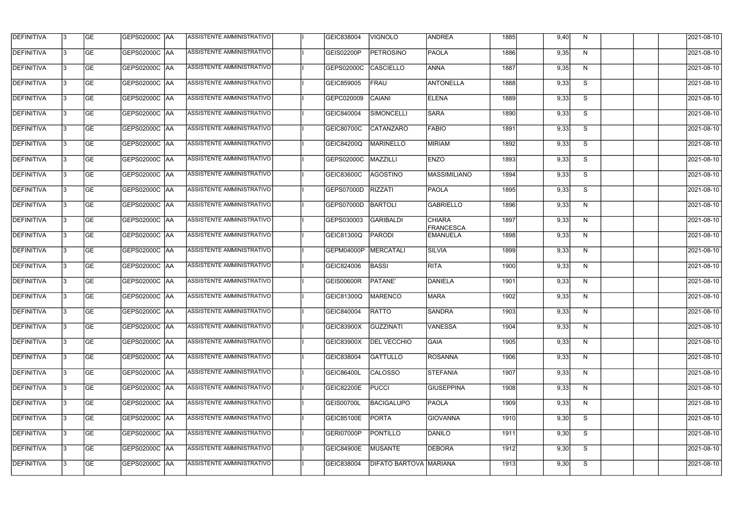| DEFINITIVA | 3 | GE | GEPS02000C | AA | ASSISTENTE AMMINISTRATIVO | | I | GEIC838004 | VIGNOLO | ANDREA | 1885 | | 9,40 | N | | | | 2021-08-10 |
|---|---|---|---|---|---|---|---|---|---|---|---|---|---|---|---|---|---|---|
| DEFINITIVA | 3 | GE | GEPS02000C | AA | ASSISTENTE AMMINISTRATIVO | | I | GEIS02200P | PETROSINO | PAOLA | 1886 | | 9,35 | N | | | | 2021-08-10 |
| DEFINITIVA | 3 | GE | GEPS02000C | AA | ASSISTENTE AMMINISTRATIVO | | I | GEPS02000C | CASCIELLO | ANNA | 1887 | | 9,35 | N | | | | 2021-08-10 |
| DEFINITIVA | 3 | GE | GEPS02000C | AA | ASSISTENTE AMMINISTRATIVO | | I | GEIC859005 | FRAU | ANTONELLA | 1888 | | 9,33 | S | | | | 2021-08-10 |
| DEFINITIVA | 3 | GE | GEPS02000C | AA | ASSISTENTE AMMINISTRATIVO | | I | GEPC020009 | CAIANI | ELENA | 1889 | | 9,33 | S | | | | 2021-08-10 |
| DEFINITIVA | 3 | GE | GEPS02000C | AA | ASSISTENTE AMMINISTRATIVO | | I | GEIC840004 | SIMONCELLI | SARA | 1890 | | 9,33 | S | | | | 2021-08-10 |
| DEFINITIVA | 3 | GE | GEPS02000C | AA | ASSISTENTE AMMINISTRATIVO | | I | GEIC80700C | CATANZARO | FABIO | 1891 | | 9,33 | S | | | | 2021-08-10 |
| DEFINITIVA | 3 | GE | GEPS02000C | AA | ASSISTENTE AMMINISTRATIVO | | I | GEIC84200Q | MARINELLO | MIRIAM | 1892 | | 9,33 | S | | | | 2021-08-10 |
| DEFINITIVA | 3 | GE | GEPS02000C | AA | ASSISTENTE AMMINISTRATIVO | | I | GEPS02000C | MAZZILLI | ENZO | 1893 | | 9,33 | S | | | | 2021-08-10 |
| DEFINITIVA | 3 | GE | GEPS02000C | AA | ASSISTENTE AMMINISTRATIVO | | I | GEIC83600C | AGOSTINO | MASSIMILIANO | 1894 | | 9,33 | S | | | | 2021-08-10 |
| DEFINITIVA | 3 | GE | GEPS02000C | AA | ASSISTENTE AMMINISTRATIVO | | I | GEPS07000D | RIZZATI | PAOLA | 1895 | | 9,33 | S | | | | 2021-08-10 |
| DEFINITIVA | 3 | GE | GEPS02000C | AA | ASSISTENTE AMMINISTRATIVO | | I | GEPS07000D | BARTOLI | GABRIELLO | 1896 | | 9,33 | N | | | | 2021-08-10 |
| DEFINITIVA | 3 | GE | GEPS02000C | AA | ASSISTENTE AMMINISTRATIVO | | I | GEPS030003 | GARIBALDI | CHIARA FRANCESCA | 1897 | | 9,33 | N | | | | 2021-08-10 |
| DEFINITIVA | 3 | GE | GEPS02000C | AA | ASSISTENTE AMMINISTRATIVO | | I | GEIC81300Q | PARODI | EMANUELA | 1898 | | 9,33 | N | | | | 2021-08-10 |
| DEFINITIVA | 3 | GE | GEPS02000C | AA | ASSISTENTE AMMINISTRATIVO | | I | GEPM04000P | MERCATALI | SILVIA | 1899 | | 9,33 | N | | | | 2021-08-10 |
| DEFINITIVA | 3 | GE | GEPS02000C | AA | ASSISTENTE AMMINISTRATIVO | | I | GEIC824006 | BASSI | RITA | 1900 | | 9,33 | N | | | | 2021-08-10 |
| DEFINITIVA | 3 | GE | GEPS02000C | AA | ASSISTENTE AMMINISTRATIVO | | I | GEIS00600R | PATANE' | DANIELA | 1901 | | 9,33 | N | | | | 2021-08-10 |
| DEFINITIVA | 3 | GE | GEPS02000C | AA | ASSISTENTE AMMINISTRATIVO | | I | GEIC81300Q | MARENCO | MARA | 1902 | | 9,33 | N | | | | 2021-08-10 |
| DEFINITIVA | 3 | GE | GEPS02000C | AA | ASSISTENTE AMMINISTRATIVO | | I | GEIC840004 | RATTO | SANDRA | 1903 | | 9,33 | N | | | | 2021-08-10 |
| DEFINITIVA | 3 | GE | GEPS02000C | AA | ASSISTENTE AMMINISTRATIVO | | I | GEIC83900X | GUZZINATI | VANESSA | 1904 | | 9,33 | N | | | | 2021-08-10 |
| DEFINITIVA | 3 | GE | GEPS02000C | AA | ASSISTENTE AMMINISTRATIVO | | I | GEIC83900X | DEL VECCHIO | GAIA | 1905 | | 9,33 | N | | | | 2021-08-10 |
| DEFINITIVA | 3 | GE | GEPS02000C | AA | ASSISTENTE AMMINISTRATIVO | | I | GEIC838004 | GATTULLO | ROSANNA | 1906 | | 9,33 | N | | | | 2021-08-10 |
| DEFINITIVA | 3 | GE | GEPS02000C | AA | ASSISTENTE AMMINISTRATIVO | | I | GEIC86400L | CALOSSO | STEFANIA | 1907 | | 9,33 | N | | | | 2021-08-10 |
| DEFINITIVA | 3 | GE | GEPS02000C | AA | ASSISTENTE AMMINISTRATIVO | | I | GEIC82200E | PUCCI | GIUSEPPINA | 1908 | | 9,33 | N | | | | 2021-08-10 |
| DEFINITIVA | 3 | GE | GEPS02000C | AA | ASSISTENTE AMMINISTRATIVO | | I | GEIS00700L | BACIGALUPO | PAOLA | 1909 | | 9,33 | N | | | | 2021-08-10 |
| DEFINITIVA | 3 | GE | GEPS02000C | AA | ASSISTENTE AMMINISTRATIVO | | I | GEIC85100E | PORTA | GIOVANNA | 1910 | | 9,30 | S | | | | 2021-08-10 |
| DEFINITIVA | 3 | GE | GEPS02000C | AA | ASSISTENTE AMMINISTRATIVO | | I | GERI07000P | PONTILLO | DANILO | 1911 | | 9,30 | S | | | | 2021-08-10 |
| DEFINITIVA | 3 | GE | GEPS02000C | AA | ASSISTENTE AMMINISTRATIVO | | I | GEIC84900E | MUSANTE | DEBORA | 1912 | | 9,30 | S | | | | 2021-08-10 |
| DEFINITIVA | 3 | GE | GEPS02000C | AA | ASSISTENTE AMMINISTRATIVO | | I | GEIC838004 | DIFATO BARTOVA | MARIANA | 1913 | | 9,30 | S | | | | 2021-08-10 |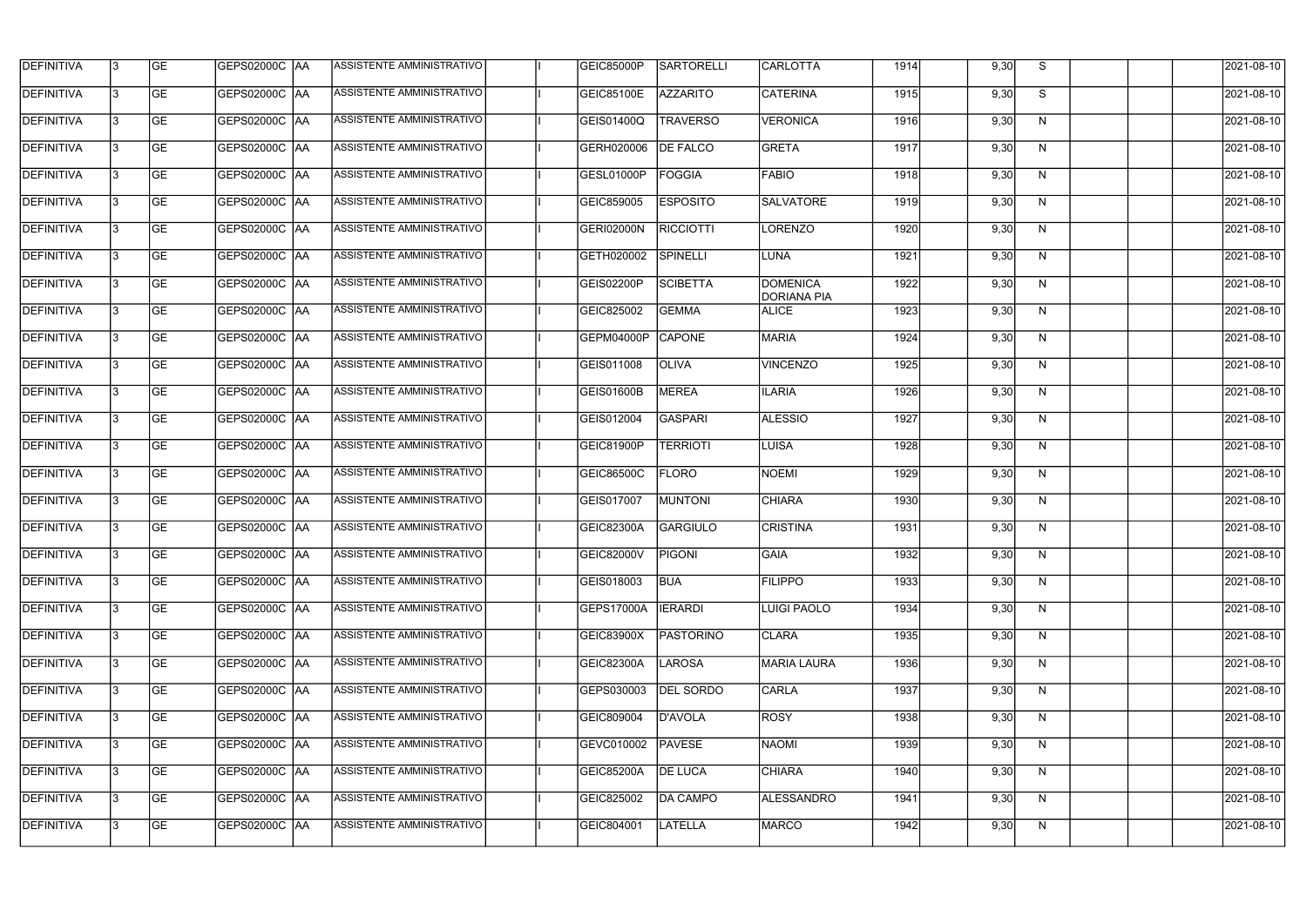| DEFINITIVA | 3 | GE | GEPS02000C | AA | ASSISTENTE AMMINISTRATIVO | | I | GEIC85000P | SARTORELLI | CARLOTTA | 1914 | | 9,30 | S | | | | 2021-08-10 |
|---|---|---|---|---|---|---|---|---|---|---|---|---|---|---|---|---|---|---|
| DEFINITIVA | 3 | GE | GEPS02000C | AA | ASSISTENTE AMMINISTRATIVO | | I | GEIC85100E | AZZARITO | CATERINA | 1915 | | 9,30 | S | | | | 2021-08-10 |
| DEFINITIVA | 3 | GE | GEPS02000C | AA | ASSISTENTE AMMINISTRATIVO | | I | GEIS01400Q | TRAVERSO | VERONICA | 1916 | | 9,30 | N | | | | 2021-08-10 |
| DEFINITIVA | 3 | GE | GEPS02000C | AA | ASSISTENTE AMMINISTRATIVO | | I | GERH020006 | DE FALCO | GRETA | 1917 | | 9,30 | N | | | | 2021-08-10 |
| DEFINITIVA | 3 | GE | GEPS02000C | AA | ASSISTENTE AMMINISTRATIVO | | I | GESL01000P | FOGGIA | FABIO | 1918 | | 9,30 | N | | | | 2021-08-10 |
| DEFINITIVA | 3 | GE | GEPS02000C | AA | ASSISTENTE AMMINISTRATIVO | | I | GEIC859005 | ESPOSITO | SALVATORE | 1919 | | 9,30 | N | | | | 2021-08-10 |
| DEFINITIVA | 3 | GE | GEPS02000C | AA | ASSISTENTE AMMINISTRATIVO | | I | GERI02000N | RICCIOTTI | LORENZO | 1920 | | 9,30 | N | | | | 2021-08-10 |
| DEFINITIVA | 3 | GE | GEPS02000C | AA | ASSISTENTE AMMINISTRATIVO | | I | GETH020002 | SPINELLI | LUNA | 1921 | | 9,30 | N | | | | 2021-08-10 |
| DEFINITIVA | 3 | GE | GEPS02000C | AA | ASSISTENTE AMMINISTRATIVO | | I | GEIS02200P | SCIBETTA | DOMENICA DORIANA PIA | 1922 | | 9,30 | N | | | | 2021-08-10 |
| DEFINITIVA | 3 | GE | GEPS02000C | AA | ASSISTENTE AMMINISTRATIVO | | I | GEIC825002 | GEMMA | ALICE | 1923 | | 9,30 | N | | | | 2021-08-10 |
| DEFINITIVA | 3 | GE | GEPS02000C | AA | ASSISTENTE AMMINISTRATIVO | | I | GEPM04000P | CAPONE | MARIA | 1924 | | 9,30 | N | | | | 2021-08-10 |
| DEFINITIVA | 3 | GE | GEPS02000C | AA | ASSISTENTE AMMINISTRATIVO | | I | GEIS011008 | OLIVA | VINCENZO | 1925 | | 9,30 | N | | | | 2021-08-10 |
| DEFINITIVA | 3 | GE | GEPS02000C | AA | ASSISTENTE AMMINISTRATIVO | | I | GEIS01600B | MEREA | ILARIA | 1926 | | 9,30 | N | | | | 2021-08-10 |
| DEFINITIVA | 3 | GE | GEPS02000C | AA | ASSISTENTE AMMINISTRATIVO | | I | GEIS012004 | GASPARI | ALESSIO | 1927 | | 9,30 | N | | | | 2021-08-10 |
| DEFINITIVA | 3 | GE | GEPS02000C | AA | ASSISTENTE AMMINISTRATIVO | | I | GEIC81900P | TERRIOTI | LUISA | 1928 | | 9,30 | N | | | | 2021-08-10 |
| DEFINITIVA | 3 | GE | GEPS02000C | AA | ASSISTENTE AMMINISTRATIVO | | I | GEIC86500C | FLORO | NOEMI | 1929 | | 9,30 | N | | | | 2021-08-10 |
| DEFINITIVA | 3 | GE | GEPS02000C | AA | ASSISTENTE AMMINISTRATIVO | | I | GEIS017007 | MUNTONI | CHIARA | 1930 | | 9,30 | N | | | | 2021-08-10 |
| DEFINITIVA | 3 | GE | GEPS02000C | AA | ASSISTENTE AMMINISTRATIVO | | I | GEIC82300A | GARGIULO | CRISTINA | 1931 | | 9,30 | N | | | | 2021-08-10 |
| DEFINITIVA | 3 | GE | GEPS02000C | AA | ASSISTENTE AMMINISTRATIVO | | I | GEIC82000V | PIGONI | GAIA | 1932 | | 9,30 | N | | | | 2021-08-10 |
| DEFINITIVA | 3 | GE | GEPS02000C | AA | ASSISTENTE AMMINISTRATIVO | | I | GEIS018003 | BUA | FILIPPO | 1933 | | 9,30 | N | | | | 2021-08-10 |
| DEFINITIVA | 3 | GE | GEPS02000C | AA | ASSISTENTE AMMINISTRATIVO | | I | GEPS17000A | IERARDI | LUIGI PAOLO | 1934 | | 9,30 | N | | | | 2021-08-10 |
| DEFINITIVA | 3 | GE | GEPS02000C | AA | ASSISTENTE AMMINISTRATIVO | | I | GEIC83900X | PASTORINO | CLARA | 1935 | | 9,30 | N | | | | 2021-08-10 |
| DEFINITIVA | 3 | GE | GEPS02000C | AA | ASSISTENTE AMMINISTRATIVO | | I | GEIC82300A | LAROSA | MARIA LAURA | 1936 | | 9,30 | N | | | | 2021-08-10 |
| DEFINITIVA | 3 | GE | GEPS02000C | AA | ASSISTENTE AMMINISTRATIVO | | I | GEPS030003 | DEL SORDO | CARLA | 1937 | | 9,30 | N | | | | 2021-08-10 |
| DEFINITIVA | 3 | GE | GEPS02000C | AA | ASSISTENTE AMMINISTRATIVO | | I | GEIC809004 | D'AVOLA | ROSY | 1938 | | 9,30 | N | | | | 2021-08-10 |
| DEFINITIVA | 3 | GE | GEPS02000C | AA | ASSISTENTE AMMINISTRATIVO | | I | GEVC010002 | PAVESE | NAOMI | 1939 | | 9,30 | N | | | | 2021-08-10 |
| DEFINITIVA | 3 | GE | GEPS02000C | AA | ASSISTENTE AMMINISTRATIVO | | I | GEIC85200A | DE LUCA | CHIARA | 1940 | | 9,30 | N | | | | 2021-08-10 |
| DEFINITIVA | 3 | GE | GEPS02000C | AA | ASSISTENTE AMMINISTRATIVO | | I | GEIC825002 | DA CAMPO | ALESSANDRO | 1941 | | 9,30 | N | | | | 2021-08-10 |
| DEFINITIVA | 3 | GE | GEPS02000C | AA | ASSISTENTE AMMINISTRATIVO | | I | GEIC804001 | LATELLA | MARCO | 1942 | | 9,30 | N | | | | 2021-08-10 |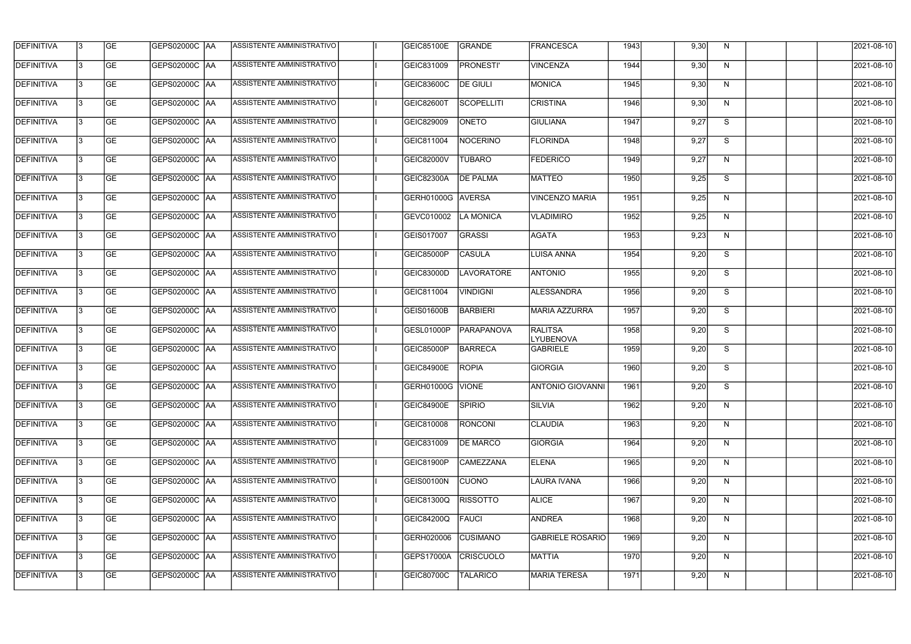| | | | | | | | | | | | | | | | | | |
|---|---|---|---|---|---|---|---|---|---|---|---|---|---|---|---|---|---|
| DEFINITIVA | 3 | GE | GEPS02000C | AA | ASSISTENTE AMMINISTRATIVO | | I | GEIC85100E | GRANDE | FRANCESCA | 1943 | | 9,30 | N | | | | 2021-08-10 |
| DEFINITIVA | 3 | GE | GEPS02000C | AA | ASSISTENTE AMMINISTRATIVO | | I | GEIC831009 | PRONESTI' | VINCENZA | 1944 | | 9,30 | N | | | | 2021-08-10 |
| DEFINITIVA | 3 | GE | GEPS02000C | AA | ASSISTENTE AMMINISTRATIVO | | I | GEIC83600C | DE GIULI | MONICA | 1945 | | 9,30 | N | | | | 2021-08-10 |
| DEFINITIVA | 3 | GE | GEPS02000C | AA | ASSISTENTE AMMINISTRATIVO | | I | GEIC82600T | SCOPELLITI | CRISTINA | 1946 | | 9,30 | N | | | | 2021-08-10 |
| DEFINITIVA | 3 | GE | GEPS02000C | AA | ASSISTENTE AMMINISTRATIVO | | I | GEIC829009 | ONETO | GIULIANA | 1947 | | 9,27 | S | | | | 2021-08-10 |
| DEFINITIVA | 3 | GE | GEPS02000C | AA | ASSISTENTE AMMINISTRATIVO | | I | GEIC811004 | NOCERINO | FLORINDA | 1948 | | 9,27 | S | | | | 2021-08-10 |
| DEFINITIVA | 3 | GE | GEPS02000C | AA | ASSISTENTE AMMINISTRATIVO | | I | GEIC82000V | TUBARO | FEDERICO | 1949 | | 9,27 | N | | | | 2021-08-10 |
| DEFINITIVA | 3 | GE | GEPS02000C | AA | ASSISTENTE AMMINISTRATIVO | | I | GEIC82300A | DE PALMA | MATTEO | 1950 | | 9,25 | S | | | | 2021-08-10 |
| DEFINITIVA | 3 | GE | GEPS02000C | AA | ASSISTENTE AMMINISTRATIVO | | I | GERH01000G | AVERSA | VINCENZO MARIA | 1951 | | 9,25 | N | | | | 2021-08-10 |
| DEFINITIVA | 3 | GE | GEPS02000C | AA | ASSISTENTE AMMINISTRATIVO | | I | GEVC010002 | LA MONICA | VLADIMIRO | 1952 | | 9,25 | N | | | | 2021-08-10 |
| DEFINITIVA | 3 | GE | GEPS02000C | AA | ASSISTENTE AMMINISTRATIVO | | I | GEIS017007 | GRASSI | AGATA | 1953 | | 9,23 | N | | | | 2021-08-10 |
| DEFINITIVA | 3 | GE | GEPS02000C | AA | ASSISTENTE AMMINISTRATIVO | | I | GEIC85000P | CASULA | LUISA ANNA | 1954 | | 9,20 | S | | | | 2021-08-10 |
| DEFINITIVA | 3 | GE | GEPS02000C | AA | ASSISTENTE AMMINISTRATIVO | | I | GEIC83000D | LAVORATORE | ANTONIO | 1955 | | 9,20 | S | | | | 2021-08-10 |
| DEFINITIVA | 3 | GE | GEPS02000C | AA | ASSISTENTE AMMINISTRATIVO | | I | GEIC811004 | VINDIGNI | ALESSANDRA | 1956 | | 9,20 | S | | | | 2021-08-10 |
| DEFINITIVA | 3 | GE | GEPS02000C | AA | ASSISTENTE AMMINISTRATIVO | | I | GEIS01600B | BARBIERI | MARIA AZZURRA | 1957 | | 9,20 | S | | | | 2021-08-10 |
| DEFINITIVA | 3 | GE | GEPS02000C | AA | ASSISTENTE AMMINISTRATIVO | | I | GESL01000P | PARAPANOVA | RALITSA LYUBENOVA | 1958 | | 9,20 | S | | | | 2021-08-10 |
| DEFINITIVA | 3 | GE | GEPS02000C | AA | ASSISTENTE AMMINISTRATIVO | | I | GEIC85000P | BARRECA | GABRIELE | 1959 | | 9,20 | S | | | | 2021-08-10 |
| DEFINITIVA | 3 | GE | GEPS02000C | AA | ASSISTENTE AMMINISTRATIVO | | I | GEIC84900E | ROPIA | GIORGIA | 1960 | | 9,20 | S | | | | 2021-08-10 |
| DEFINITIVA | 3 | GE | GEPS02000C | AA | ASSISTENTE AMMINISTRATIVO | | I | GERH01000G | VIONE | ANTONIO GIOVANNI | 1961 | | 9,20 | S | | | | 2021-08-10 |
| DEFINITIVA | 3 | GE | GEPS02000C | AA | ASSISTENTE AMMINISTRATIVO | | I | GEIC84900E | SPIRIO | SILVIA | 1962 | | 9,20 | N | | | | 2021-08-10 |
| DEFINITIVA | 3 | GE | GEPS02000C | AA | ASSISTENTE AMMINISTRATIVO | | I | GEIC810008 | RONCONI | CLAUDIA | 1963 | | 9,20 | N | | | | 2021-08-10 |
| DEFINITIVA | 3 | GE | GEPS02000C | AA | ASSISTENTE AMMINISTRATIVO | | I | GEIC831009 | DE MARCO | GIORGIA | 1964 | | 9,20 | N | | | | 2021-08-10 |
| DEFINITIVA | 3 | GE | GEPS02000C | AA | ASSISTENTE AMMINISTRATIVO | | I | GEIC81900P | CAMEZZANA | ELENA | 1965 | | 9,20 | N | | | | 2021-08-10 |
| DEFINITIVA | 3 | GE | GEPS02000C | AA | ASSISTENTE AMMINISTRATIVO | | I | GEIS00100N | CUONO | LAURA IVANA | 1966 | | 9,20 | N | | | | 2021-08-10 |
| DEFINITIVA | 3 | GE | GEPS02000C | AA | ASSISTENTE AMMINISTRATIVO | | I | GEIC81300Q | RISSOTTO | ALICE | 1967 | | 9,20 | N | | | | 2021-08-10 |
| DEFINITIVA | 3 | GE | GEPS02000C | AA | ASSISTENTE AMMINISTRATIVO | | I | GEIC84200Q | FAUCI | ANDREA | 1968 | | 9,20 | N | | | | 2021-08-10 |
| DEFINITIVA | 3 | GE | GEPS02000C | AA | ASSISTENTE AMMINISTRATIVO | | I | GERH020006 | CUSIMANO | GABRIELE ROSARIO | 1969 | | 9,20 | N | | | | 2021-08-10 |
| DEFINITIVA | 3 | GE | GEPS02000C | AA | ASSISTENTE AMMINISTRATIVO | | I | GEPS17000A | CRISCUOLO | MATTIA | 1970 | | 9,20 | N | | | | 2021-08-10 |
| DEFINITIVA | 3 | GE | GEPS02000C | AA | ASSISTENTE AMMINISTRATIVO | | I | GEIC80700C | TALARICO | MARIA TERESA | 1971 | | 9,20 | N | | | | 2021-08-10 |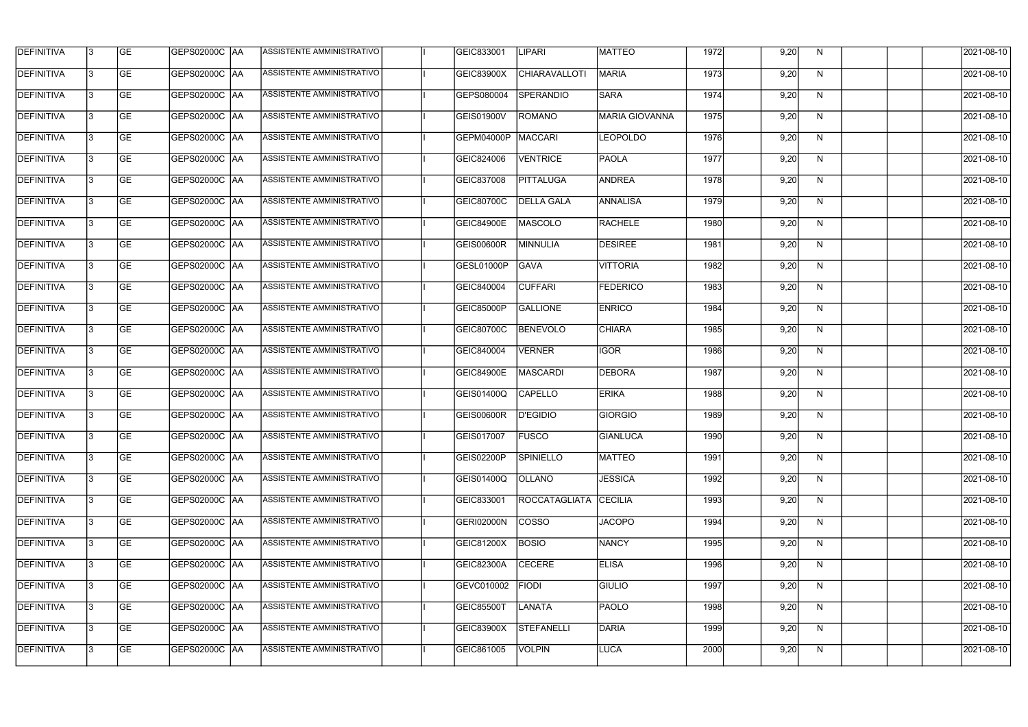| | | | | | | | | | | | | | | | | | |
|---|---|---|---|---|---|---|---|---|---|---|---|---|---|---|---|---|---|
| DEFINITIVA | 3 | GE | GEPS02000C | AA | ASSISTENTE AMMINISTRATIVO | | I | GEIC833001 | LIPARI | MATTEO | 1972 | | 9,20 | N | | | 2021-08-10 |
| DEFINITIVA | 3 | GE | GEPS02000C | AA | ASSISTENTE AMMINISTRATIVO | | I | GEIC83900X | CHIARAVALLOTI | MARIA | 1973 | | 9,20 | N | | | 2021-08-10 |
| DEFINITIVA | 3 | GE | GEPS02000C | AA | ASSISTENTE AMMINISTRATIVO | | I | GEPS080004 | SPERANDIO | SARA | 1974 | | 9,20 | N | | | 2021-08-10 |
| DEFINITIVA | 3 | GE | GEPS02000C | AA | ASSISTENTE AMMINISTRATIVO | | I | GEIS01900V | ROMANO | MARIA GIOVANNA | 1975 | | 9,20 | N | | | 2021-08-10 |
| DEFINITIVA | 3 | GE | GEPS02000C | AA | ASSISTENTE AMMINISTRATIVO | | I | GEPM04000P | MACCARI | LEOPOLDO | 1976 | | 9,20 | N | | | 2021-08-10 |
| DEFINITIVA | 3 | GE | GEPS02000C | AA | ASSISTENTE AMMINISTRATIVO | | I | GEIC824006 | VENTRICE | PAOLA | 1977 | | 9,20 | N | | | 2021-08-10 |
| DEFINITIVA | 3 | GE | GEPS02000C | AA | ASSISTENTE AMMINISTRATIVO | | I | GEIC837008 | PITTALUGA | ANDREA | 1978 | | 9,20 | N | | | 2021-08-10 |
| DEFINITIVA | 3 | GE | GEPS02000C | AA | ASSISTENTE AMMINISTRATIVO | | I | GEIC80700C | DELLA GALA | ANNALISA | 1979 | | 9,20 | N | | | 2021-08-10 |
| DEFINITIVA | 3 | GE | GEPS02000C | AA | ASSISTENTE AMMINISTRATIVO | | I | GEIC84900E | MASCOLO | RACHELE | 1980 | | 9,20 | N | | | 2021-08-10 |
| DEFINITIVA | 3 | GE | GEPS02000C | AA | ASSISTENTE AMMINISTRATIVO | | I | GEIS00600R | MINNULIA | DESIREE | 1981 | | 9,20 | N | | | 2021-08-10 |
| DEFINITIVA | 3 | GE | GEPS02000C | AA | ASSISTENTE AMMINISTRATIVO | | I | GESL01000P | GAVA | VITTORIA | 1982 | | 9,20 | N | | | 2021-08-10 |
| DEFINITIVA | 3 | GE | GEPS02000C | AA | ASSISTENTE AMMINISTRATIVO | | I | GEIC840004 | CUFFARI | FEDERICO | 1983 | | 9,20 | N | | | 2021-08-10 |
| DEFINITIVA | 3 | GE | GEPS02000C | AA | ASSISTENTE AMMINISTRATIVO | | I | GEIC85000P | GALLIONE | ENRICO | 1984 | | 9,20 | N | | | 2021-08-10 |
| DEFINITIVA | 3 | GE | GEPS02000C | AA | ASSISTENTE AMMINISTRATIVO | | I | GEIC80700C | BENEVOLO | CHIARA | 1985 | | 9,20 | N | | | 2021-08-10 |
| DEFINITIVA | 3 | GE | GEPS02000C | AA | ASSISTENTE AMMINISTRATIVO | | I | GEIC840004 | VERNER | IGOR | 1986 | | 9,20 | N | | | 2021-08-10 |
| DEFINITIVA | 3 | GE | GEPS02000C | AA | ASSISTENTE AMMINISTRATIVO | | I | GEIC84900E | MASCARDI | DEBORA | 1987 | | 9,20 | N | | | 2021-08-10 |
| DEFINITIVA | 3 | GE | GEPS02000C | AA | ASSISTENTE AMMINISTRATIVO | | I | GEIS01400Q | CAPELLO | ERIKA | 1988 | | 9,20 | N | | | 2021-08-10 |
| DEFINITIVA | 3 | GE | GEPS02000C | AA | ASSISTENTE AMMINISTRATIVO | | I | GEIS00600R | D'EGIDIO | GIORGIO | 1989 | | 9,20 | N | | | 2021-08-10 |
| DEFINITIVA | 3 | GE | GEPS02000C | AA | ASSISTENTE AMMINISTRATIVO | | I | GEIS017007 | FUSCO | GIANLUCA | 1990 | | 9,20 | N | | | 2021-08-10 |
| DEFINITIVA | 3 | GE | GEPS02000C | AA | ASSISTENTE AMMINISTRATIVO | | I | GEIS02200P | SPINIELLO | MATTEO | 1991 | | 9,20 | N | | | 2021-08-10 |
| DEFINITIVA | 3 | GE | GEPS02000C | AA | ASSISTENTE AMMINISTRATIVO | | I | GEIS01400Q | OLLANO | JESSICA | 1992 | | 9,20 | N | | | 2021-08-10 |
| DEFINITIVA | 3 | GE | GEPS02000C | AA | ASSISTENTE AMMINISTRATIVO | | I | GEIC833001 | ROCCATAGLIATA | CECILIA | 1993 | | 9,20 | N | | | 2021-08-10 |
| DEFINITIVA | 3 | GE | GEPS02000C | AA | ASSISTENTE AMMINISTRATIVO | | I | GERI02000N | COSSO | JACOPO | 1994 | | 9,20 | N | | | 2021-08-10 |
| DEFINITIVA | 3 | GE | GEPS02000C | AA | ASSISTENTE AMMINISTRATIVO | | I | GEIC81200X | BOSIO | NANCY | 1995 | | 9,20 | N | | | 2021-08-10 |
| DEFINITIVA | 3 | GE | GEPS02000C | AA | ASSISTENTE AMMINISTRATIVO | | I | GEIC82300A | CECERE | ELISA | 1996 | | 9,20 | N | | | 2021-08-10 |
| DEFINITIVA | 3 | GE | GEPS02000C | AA | ASSISTENTE AMMINISTRATIVO | | I | GEVC010002 | FIODI | GIULIO | 1997 | | 9,20 | N | | | 2021-08-10 |
| DEFINITIVA | 3 | GE | GEPS02000C | AA | ASSISTENTE AMMINISTRATIVO | | I | GEIC85500T | LANATA | PAOLO | 1998 | | 9,20 | N | | | 2021-08-10 |
| DEFINITIVA | 3 | GE | GEPS02000C | AA | ASSISTENTE AMMINISTRATIVO | | I | GEIC83900X | STEFANELLI | DARIA | 1999 | | 9,20 | N | | | 2021-08-10 |
| DEFINITIVA | 3 | GE | GEPS02000C | AA | ASSISTENTE AMMINISTRATIVO | | I | GEIC861005 | VOLPIN | LUCA | 2000 | | 9,20 | N | | | 2021-08-10 |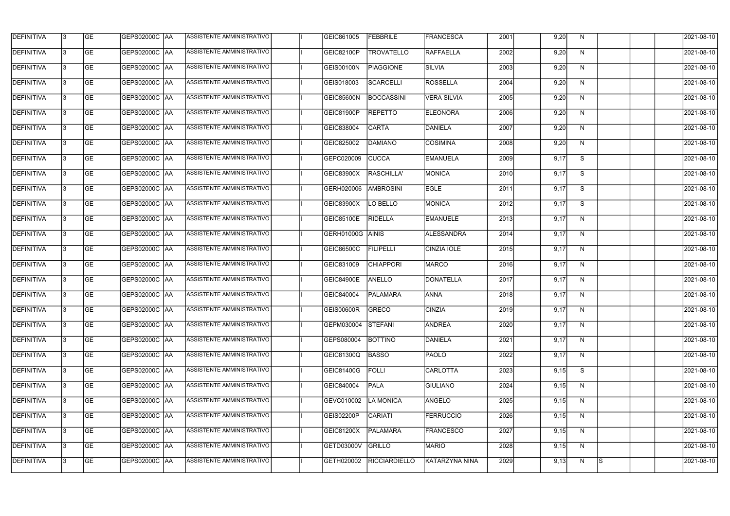| | | | | | | | | | | | | | | | | | | |
|---|---|---|---|---|---|---|---|---|---|---|---|---|---|---|---|---|---|---|
| DEFINITIVA | 3 | GE | GEPS02000C | AA | ASSISTENTE AMMINISTRATIVO | | I | GEIC861005 | FEBBRILE | FRANCESCA | 2001 | | 9,20 | N | | | | 2021-08-10 |
| DEFINITIVA | 3 | GE | GEPS02000C | AA | ASSISTENTE AMMINISTRATIVO | | I | GEIC82100P | TROVATELLO | RAFFAELLA | 2002 | | 9,20 | N | | | | 2021-08-10 |
| DEFINITIVA | 3 | GE | GEPS02000C | AA | ASSISTENTE AMMINISTRATIVO | | I | GEIS00100N | PIAGGIONE | SILVIA | 2003 | | 9,20 | N | | | | 2021-08-10 |
| DEFINITIVA | 3 | GE | GEPS02000C | AA | ASSISTENTE AMMINISTRATIVO | | I | GEIS018003 | SCARCELLI | ROSSELLA | 2004 | | 9,20 | N | | | | 2021-08-10 |
| DEFINITIVA | 3 | GE | GEPS02000C | AA | ASSISTENTE AMMINISTRATIVO | | I | GEIC85600N | BOCCASSINI | VERA SILVIA | 2005 | | 9,20 | N | | | | 2021-08-10 |
| DEFINITIVA | 3 | GE | GEPS02000C | AA | ASSISTENTE AMMINISTRATIVO | | I | GEIC81900P | REPETTO | ELEONORA | 2006 | | 9,20 | N | | | | 2021-08-10 |
| DEFINITIVA | 3 | GE | GEPS02000C | AA | ASSISTENTE AMMINISTRATIVO | | I | GEIC838004 | CARTA | DANIELA | 2007 | | 9,20 | N | | | | 2021-08-10 |
| DEFINITIVA | 3 | GE | GEPS02000C | AA | ASSISTENTE AMMINISTRATIVO | | I | GEIC825002 | DAMIANO | COSIMINA | 2008 | | 9,20 | N | | | | 2021-08-10 |
| DEFINITIVA | 3 | GE | GEPS02000C | AA | ASSISTENTE AMMINISTRATIVO | | I | GEPC020009 | CUCCA | EMANUELA | 2009 | | 9,17 | S | | | | 2021-08-10 |
| DEFINITIVA | 3 | GE | GEPS02000C | AA | ASSISTENTE AMMINISTRATIVO | | I | GEIC83900X | RASCHILLA' | MONICA | 2010 | | 9,17 | S | | | | 2021-08-10 |
| DEFINITIVA | 3 | GE | GEPS02000C | AA | ASSISTENTE AMMINISTRATIVO | | I | GERH020006 | AMBROSINI | EGLE | 2011 | | 9,17 | S | | | | 2021-08-10 |
| DEFINITIVA | 3 | GE | GEPS02000C | AA | ASSISTENTE AMMINISTRATIVO | | I | GEIC83900X | LO BELLO | MONICA | 2012 | | 9,17 | S | | | | 2021-08-10 |
| DEFINITIVA | 3 | GE | GEPS02000C | AA | ASSISTENTE AMMINISTRATIVO | | I | GEIC85100E | RIDELLA | EMANUELE | 2013 | | 9,17 | N | | | | 2021-08-10 |
| DEFINITIVA | 3 | GE | GEPS02000C | AA | ASSISTENTE AMMINISTRATIVO | | I | GERH01000G | AINIS | ALESSANDRA | 2014 | | 9,17 | N | | | | 2021-08-10 |
| DEFINITIVA | 3 | GE | GEPS02000C | AA | ASSISTENTE AMMINISTRATIVO | | I | GEIC86500C | FILIPELLI | CINZIA IOLE | 2015 | | 9,17 | N | | | | 2021-08-10 |
| DEFINITIVA | 3 | GE | GEPS02000C | AA | ASSISTENTE AMMINISTRATIVO | | I | GEIC831009 | CHIAPPORI | MARCO | 2016 | | 9,17 | N | | | | 2021-08-10 |
| DEFINITIVA | 3 | GE | GEPS02000C | AA | ASSISTENTE AMMINISTRATIVO | | I | GEIC84900E | ANELLO | DONATELLA | 2017 | | 9,17 | N | | | | 2021-08-10 |
| DEFINITIVA | 3 | GE | GEPS02000C | AA | ASSISTENTE AMMINISTRATIVO | | I | GEIC840004 | PALAMARA | ANNA | 2018 | | 9,17 | N | | | | 2021-08-10 |
| DEFINITIVA | 3 | GE | GEPS02000C | AA | ASSISTENTE AMMINISTRATIVO | | I | GEIS00600R | GRECO | CINZIA | 2019 | | 9,17 | N | | | | 2021-08-10 |
| DEFINITIVA | 3 | GE | GEPS02000C | AA | ASSISTENTE AMMINISTRATIVO | | I | GEPM030004 | STEFANI | ANDREA | 2020 | | 9,17 | N | | | | 2021-08-10 |
| DEFINITIVA | 3 | GE | GEPS02000C | AA | ASSISTENTE AMMINISTRATIVO | | I | GEPS080004 | BOTTINO | DANIELA | 2021 | | 9,17 | N | | | | 2021-08-10 |
| DEFINITIVA | 3 | GE | GEPS02000C | AA | ASSISTENTE AMMINISTRATIVO | | I | GEIC81300Q | BASSO | PAOLO | 2022 | | 9,17 | N | | | | 2021-08-10 |
| DEFINITIVA | 3 | GE | GEPS02000C | AA | ASSISTENTE AMMINISTRATIVO | | I | GEIC81400G | FOLLI | CARLOTTA | 2023 | | 9,15 | S | | | | 2021-08-10 |
| DEFINITIVA | 3 | GE | GEPS02000C | AA | ASSISTENTE AMMINISTRATIVO | | I | GEIC840004 | PALA | GIULIANO | 2024 | | 9,15 | N | | | | 2021-08-10 |
| DEFINITIVA | 3 | GE | GEPS02000C | AA | ASSISTENTE AMMINISTRATIVO | | I | GEVC010002 | LA MONICA | ANGELO | 2025 | | 9,15 | N | | | | 2021-08-10 |
| DEFINITIVA | 3 | GE | GEPS02000C | AA | ASSISTENTE AMMINISTRATIVO | | I | GEIS02200P | CARIATI | FERRUCCIO | 2026 | | 9,15 | N | | | | 2021-08-10 |
| DEFINITIVA | 3 | GE | GEPS02000C | AA | ASSISTENTE AMMINISTRATIVO | | I | GEIC81200X | PALAMARA | FRANCESCO | 2027 | | 9,15 | N | | | | 2021-08-10 |
| DEFINITIVA | 3 | GE | GEPS02000C | AA | ASSISTENTE AMMINISTRATIVO | | I | GETD03000V | GRILLO | MARIO | 2028 | | 9,15 | N | | | | 2021-08-10 |
| DEFINITIVA | 3 | GE | GEPS02000C | AA | ASSISTENTE AMMINISTRATIVO | | I | GETH020002 | RICCIARDIELLO | KATARZYNA NINA | 2029 | | 9,13 | N | S | | | 2021-08-10 |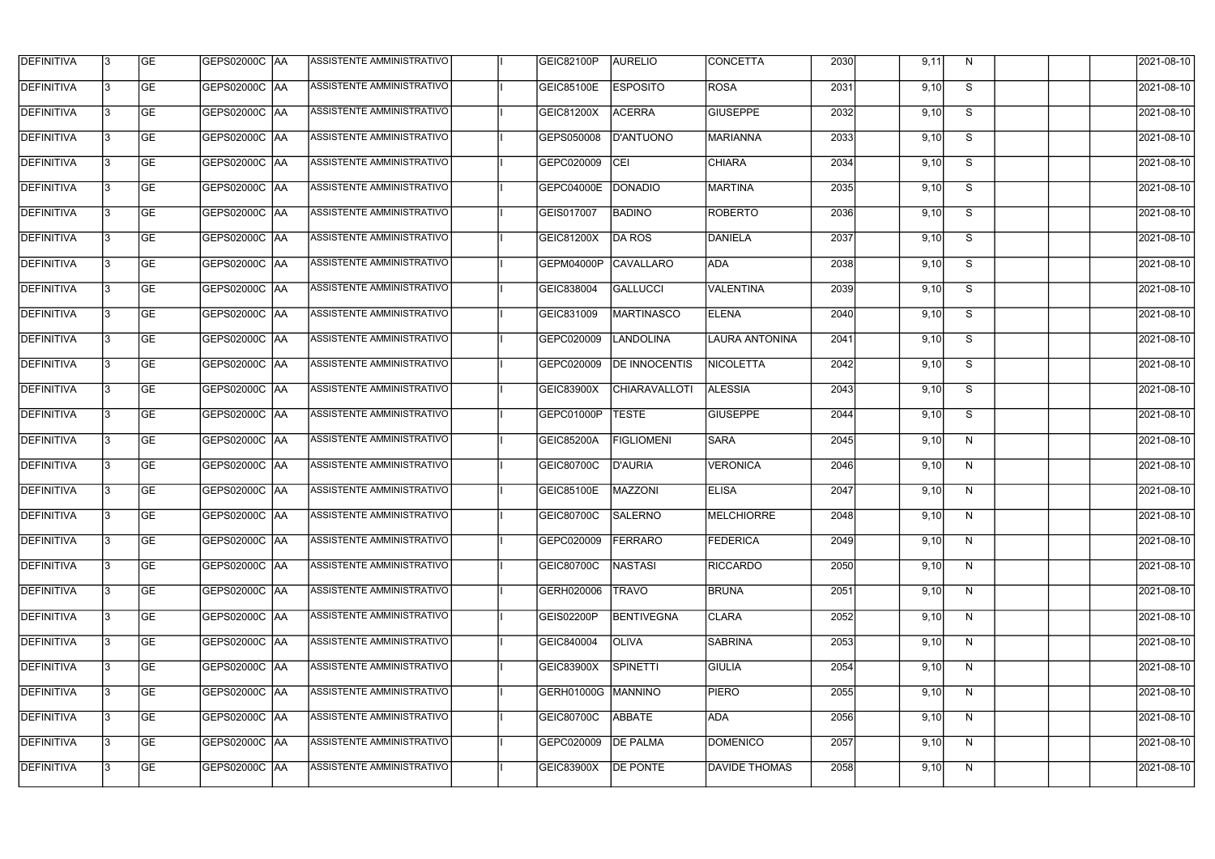| DEFINITIVA | 3 | GE | GEPS02000C | AA | ASSISTENTE AMMINISTRATIVO | | I | GEIC82100P | AURELIO | CONCETTA | 2030 | | 9,11 | N | | | | 2021-08-10 |
|---|---|---|---|---|---|---|---|---|---|---|---|---|---|---|---|---|---|---|
| DEFINITIVA | 3 | GE | GEPS02000C | AA | ASSISTENTE AMMINISTRATIVO | | I | GEIC85100E | ESPOSITO | ROSA | 2031 | | 9,10 | S | | | | 2021-08-10 |
| DEFINITIVA | 3 | GE | GEPS02000C | AA | ASSISTENTE AMMINISTRATIVO | | I | GEIC81200X | ACERRA | GIUSEPPE | 2032 | | 9,10 | S | | | | 2021-08-10 |
| DEFINITIVA | 3 | GE | GEPS02000C | AA | ASSISTENTE AMMINISTRATIVO | | I | GEPS050008 | D'ANTUONO | MARIANNA | 2033 | | 9,10 | S | | | | 2021-08-10 |
| DEFINITIVA | 3 | GE | GEPS02000C | AA | ASSISTENTE AMMINISTRATIVO | | I | GEPC020009 | CEI | CHIARA | 2034 | | 9,10 | S | | | | 2021-08-10 |
| DEFINITIVA | 3 | GE | GEPS02000C | AA | ASSISTENTE AMMINISTRATIVO | | I | GEPC04000E | DONADIO | MARTINA | 2035 | | 9,10 | S | | | | 2021-08-10 |
| DEFINITIVA | 3 | GE | GEPS02000C | AA | ASSISTENTE AMMINISTRATIVO | | I | GEIS017007 | BADINO | ROBERTO | 2036 | | 9,10 | S | | | | 2021-08-10 |
| DEFINITIVA | 3 | GE | GEPS02000C | AA | ASSISTENTE AMMINISTRATIVO | | I | GEIC81200X | DA ROS | DANIELA | 2037 | | 9,10 | S | | | | 2021-08-10 |
| DEFINITIVA | 3 | GE | GEPS02000C | AA | ASSISTENTE AMMINISTRATIVO | | I | GEPM04000P | CAVALLARO | ADA | 2038 | | 9,10 | S | | | | 2021-08-10 |
| DEFINITIVA | 3 | GE | GEPS02000C | AA | ASSISTENTE AMMINISTRATIVO | | I | GEIC838004 | GALLUCCI | VALENTINA | 2039 | | 9,10 | S | | | | 2021-08-10 |
| DEFINITIVA | 3 | GE | GEPS02000C | AA | ASSISTENTE AMMINISTRATIVO | | I | GEIC831009 | MARTINASCO | ELENA | 2040 | | 9,10 | S | | | | 2021-08-10 |
| DEFINITIVA | 3 | GE | GEPS02000C | AA | ASSISTENTE AMMINISTRATIVO | | I | GEPC020009 | LANDOLINA | LAURA ANTONINA | 2041 | | 9,10 | S | | | | 2021-08-10 |
| DEFINITIVA | 3 | GE | GEPS02000C | AA | ASSISTENTE AMMINISTRATIVO | | I | GEPC020009 | DE INNOCENTIS | NICOLETTA | 2042 | | 9,10 | S | | | | 2021-08-10 |
| DEFINITIVA | 3 | GE | GEPS02000C | AA | ASSISTENTE AMMINISTRATIVO | | I | GEIC83900X | CHIARAVALLOTI | ALESSIA | 2043 | | 9,10 | S | | | | 2021-08-10 |
| DEFINITIVA | 3 | GE | GEPS02000C | AA | ASSISTENTE AMMINISTRATIVO | | I | GEPC01000P | TESTE | GIUSEPPE | 2044 | | 9,10 | S | | | | 2021-08-10 |
| DEFINITIVA | 3 | GE | GEPS02000C | AA | ASSISTENTE AMMINISTRATIVO | | I | GEIC85200A | FIGLIOMENI | SARA | 2045 | | 9,10 | N | | | | 2021-08-10 |
| DEFINITIVA | 3 | GE | GEPS02000C | AA | ASSISTENTE AMMINISTRATIVO | | I | GEIC80700C | D'AURIA | VERONICA | 2046 | | 9,10 | N | | | | 2021-08-10 |
| DEFINITIVA | 3 | GE | GEPS02000C | AA | ASSISTENTE AMMINISTRATIVO | | I | GEIC85100E | MAZZONI | ELISA | 2047 | | 9,10 | N | | | | 2021-08-10 |
| DEFINITIVA | 3 | GE | GEPS02000C | AA | ASSISTENTE AMMINISTRATIVO | | I | GEIC80700C | SALERNO | MELCHIORRE | 2048 | | 9,10 | N | | | | 2021-08-10 |
| DEFINITIVA | 3 | GE | GEPS02000C | AA | ASSISTENTE AMMINISTRATIVO | | I | GEPC020009 | FERRARO | FEDERICA | 2049 | | 9,10 | N | | | | 2021-08-10 |
| DEFINITIVA | 3 | GE | GEPS02000C | AA | ASSISTENTE AMMINISTRATIVO | | I | GEIC80700C | NASTASI | RICCARDO | 2050 | | 9,10 | N | | | | 2021-08-10 |
| DEFINITIVA | 3 | GE | GEPS02000C | AA | ASSISTENTE AMMINISTRATIVO | | I | GERH020006 | TRAVO | BRUNA | 2051 | | 9,10 | N | | | | 2021-08-10 |
| DEFINITIVA | 3 | GE | GEPS02000C | AA | ASSISTENTE AMMINISTRATIVO | | I | GEIS02200P | BENTIVEGNA | CLARA | 2052 | | 9,10 | N | | | | 2021-08-10 |
| DEFINITIVA | 3 | GE | GEPS02000C | AA | ASSISTENTE AMMINISTRATIVO | | I | GEIC840004 | OLIVA | SABRINA | 2053 | | 9,10 | N | | | | 2021-08-10 |
| DEFINITIVA | 3 | GE | GEPS02000C | AA | ASSISTENTE AMMINISTRATIVO | | I | GEIC83900X | SPINETTI | GIULIA | 2054 | | 9,10 | N | | | | 2021-08-10 |
| DEFINITIVA | 3 | GE | GEPS02000C | AA | ASSISTENTE AMMINISTRATIVO | | I | GERH01000G | MANNINO | PIERO | 2055 | | 9,10 | N | | | | 2021-08-10 |
| DEFINITIVA | 3 | GE | GEPS02000C | AA | ASSISTENTE AMMINISTRATIVO | | I | GEIC80700C | ABBATE | ADA | 2056 | | 9,10 | N | | | | 2021-08-10 |
| DEFINITIVA | 3 | GE | GEPS02000C | AA | ASSISTENTE AMMINISTRATIVO | | I | GEPC020009 | DE PALMA | DOMENICO | 2057 | | 9,10 | N | | | | 2021-08-10 |
| DEFINITIVA | 3 | GE | GEPS02000C | AA | ASSISTENTE AMMINISTRATIVO | | I | GEIC83900X | DE PONTE | DAVIDE THOMAS | 2058 | | 9,10 | N | | | | 2021-08-10 |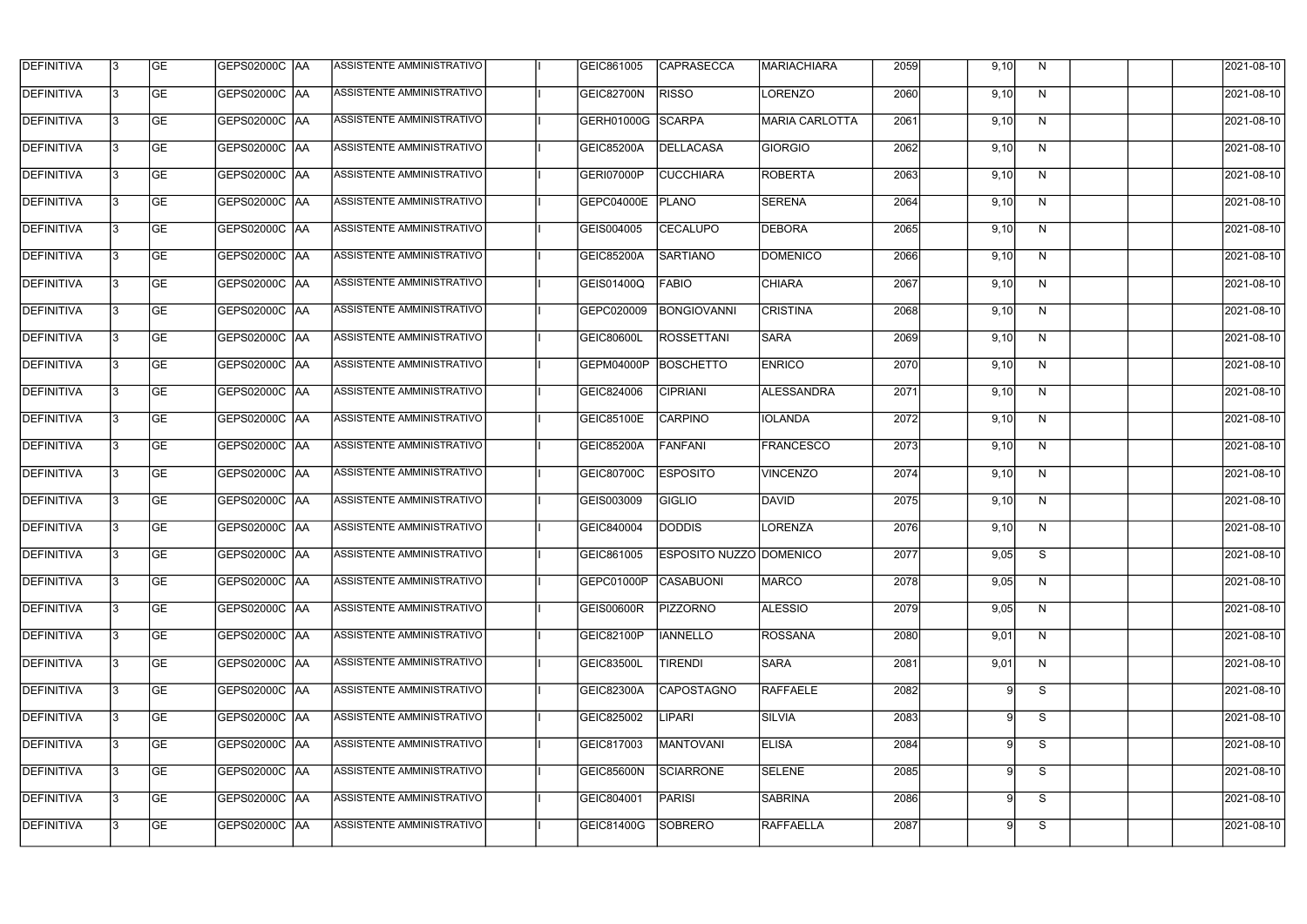| DEFINITIVA | 3 | GE | GEPS02000C | AA | ASSISTENTE AMMINISTRATIVO | | I | GEIC861005 | CAPRASECCA | MARIACHIARA | 2059 | | 9,10 | N | | | | 2021-08-10 |
|---|---|---|---|---|---|---|---|---|---|---|---|---|---|---|---|---|---|---|
| DEFINITIVA | 3 | GE | GEPS02000C | AA | ASSISTENTE AMMINISTRATIVO | | I | GEIC82700N | RISSO | LORENZO | 2060 | | 9,10 | N | | | | 2021-08-10 |
| DEFINITIVA | 3 | GE | GEPS02000C | AA | ASSISTENTE AMMINISTRATIVO | | I | GERH01000G | SCARPA | MARIA CARLOTTA | 2061 | | 9,10 | N | | | | 2021-08-10 |
| DEFINITIVA | 3 | GE | GEPS02000C | AA | ASSISTENTE AMMINISTRATIVO | | I | GEIC85200A | DELLACASA | GIORGIO | 2062 | | 9,10 | N | | | | 2021-08-10 |
| DEFINITIVA | 3 | GE | GEPS02000C | AA | ASSISTENTE AMMINISTRATIVO | | I | GERI07000P | CUCCHIARA | ROBERTA | 2063 | | 9,10 | N | | | | 2021-08-10 |
| DEFINITIVA | 3 | GE | GEPS02000C | AA | ASSISTENTE AMMINISTRATIVO | | I | GEPC04000E | PLANO | SERENA | 2064 | | 9,10 | N | | | | 2021-08-10 |
| DEFINITIVA | 3 | GE | GEPS02000C | AA | ASSISTENTE AMMINISTRATIVO | | I | GEIS004005 | CECALUPO | DEBORA | 2065 | | 9,10 | N | | | | 2021-08-10 |
| DEFINITIVA | 3 | GE | GEPS02000C | AA | ASSISTENTE AMMINISTRATIVO | | I | GEIC85200A | SARTIANO | DOMENICO | 2066 | | 9,10 | N | | | | 2021-08-10 |
| DEFINITIVA | 3 | GE | GEPS02000C | AA | ASSISTENTE AMMINISTRATIVO | | I | GEIS01400Q | FABIO | CHIARA | 2067 | | 9,10 | N | | | | 2021-08-10 |
| DEFINITIVA | 3 | GE | GEPS02000C | AA | ASSISTENTE AMMINISTRATIVO | | I | GEPC020009 | BONGIOVANNI | CRISTINA | 2068 | | 9,10 | N | | | | 2021-08-10 |
| DEFINITIVA | 3 | GE | GEPS02000C | AA | ASSISTENTE AMMINISTRATIVO | | I | GEIC80600L | ROSSETTANI | SARA | 2069 | | 9,10 | N | | | | 2021-08-10 |
| DEFINITIVA | 3 | GE | GEPS02000C | AA | ASSISTENTE AMMINISTRATIVO | | I | GEPM04000P | BOSCHETTO | ENRICO | 2070 | | 9,10 | N | | | | 2021-08-10 |
| DEFINITIVA | 3 | GE | GEPS02000C | AA | ASSISTENTE AMMINISTRATIVO | | I | GEIC824006 | CIPRIANI | ALESSANDRA | 2071 | | 9,10 | N | | | | 2021-08-10 |
| DEFINITIVA | 3 | GE | GEPS02000C | AA | ASSISTENTE AMMINISTRATIVO | | I | GEIC85100E | CARPINO | IOLANDA | 2072 | | 9,10 | N | | | | 2021-08-10 |
| DEFINITIVA | 3 | GE | GEPS02000C | AA | ASSISTENTE AMMINISTRATIVO | | I | GEIC85200A | FANFANI | FRANCESCO | 2073 | | 9,10 | N | | | | 2021-08-10 |
| DEFINITIVA | 3 | GE | GEPS02000C | AA | ASSISTENTE AMMINISTRATIVO | | I | GEIC80700C | ESPOSITO | VINCENZO | 2074 | | 9,10 | N | | | | 2021-08-10 |
| DEFINITIVA | 3 | GE | GEPS02000C | AA | ASSISTENTE AMMINISTRATIVO | | I | GEIS003009 | GIGLIO | DAVID | 2075 | | 9,10 | N | | | | 2021-08-10 |
| DEFINITIVA | 3 | GE | GEPS02000C | AA | ASSISTENTE AMMINISTRATIVO | | I | GEIC840004 | DODDIS | LORENZA | 2076 | | 9,10 | N | | | | 2021-08-10 |
| DEFINITIVA | 3 | GE | GEPS02000C | AA | ASSISTENTE AMMINISTRATIVO | | I | GEIC861005 | ESPOSITO NUZZO | DOMENICO | 2077 | | 9,05 | S | | | | 2021-08-10 |
| DEFINITIVA | 3 | GE | GEPS02000C | AA | ASSISTENTE AMMINISTRATIVO | | I | GEPC01000P | CASABUONI | MARCO | 2078 | | 9,05 | N | | | | 2021-08-10 |
| DEFINITIVA | 3 | GE | GEPS02000C | AA | ASSISTENTE AMMINISTRATIVO | | I | GEIS00600R | PIZZORNO | ALESSIO | 2079 | | 9,05 | N | | | | 2021-08-10 |
| DEFINITIVA | 3 | GE | GEPS02000C | AA | ASSISTENTE AMMINISTRATIVO | | I | GEIC82100P | IANNELLO | ROSSANA | 2080 | | 9,01 | N | | | | 2021-08-10 |
| DEFINITIVA | 3 | GE | GEPS02000C | AA | ASSISTENTE AMMINISTRATIVO | | I | GEIC83500L | TIRENDI | SARA | 2081 | | 9,01 | N | | | | 2021-08-10 |
| DEFINITIVA | 3 | GE | GEPS02000C | AA | ASSISTENTE AMMINISTRATIVO | | I | GEIC82300A | CAPOSTAGNO | RAFFAELE | 2082 | | 9 | S | | | | 2021-08-10 |
| DEFINITIVA | 3 | GE | GEPS02000C | AA | ASSISTENTE AMMINISTRATIVO | | I | GEIC825002 | LIPARI | SILVIA | 2083 | | 9 | S | | | | 2021-08-10 |
| DEFINITIVA | 3 | GE | GEPS02000C | AA | ASSISTENTE AMMINISTRATIVO | | I | GEIC817003 | MANTOVANI | ELISA | 2084 | | 9 | S | | | | 2021-08-10 |
| DEFINITIVA | 3 | GE | GEPS02000C | AA | ASSISTENTE AMMINISTRATIVO | | I | GEIC85600N | SCIARRONE | SELENE | 2085 | | 9 | S | | | | 2021-08-10 |
| DEFINITIVA | 3 | GE | GEPS02000C | AA | ASSISTENTE AMMINISTRATIVO | | I | GEIC804001 | PARISI | SABRINA | 2086 | | 9 | S | | | | 2021-08-10 |
| DEFINITIVA | 3 | GE | GEPS02000C | AA | ASSISTENTE AMMINISTRATIVO | | I | GEIC81400G | SOBRERO | RAFFAELLA | 2087 | | 9 | S | | | | 2021-08-10 |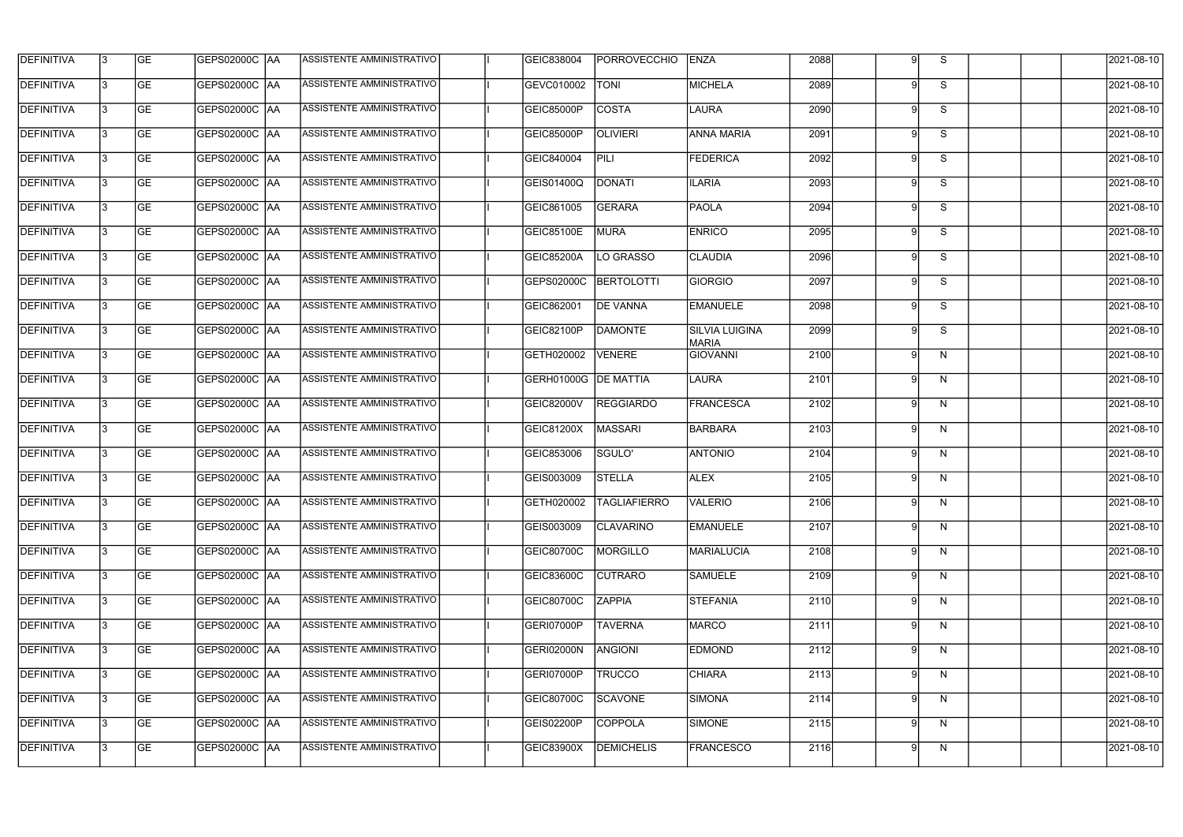| DEFINITIVA | 3 | GE | GEPS02000C | AA | ASSISTENTE AMMINISTRATIVO | | I | GEIC838004 | PORROVECCHIO | ENZA | 2088 | | 9 | S | | | | 2021-08-10 |
|---|---|---|---|---|---|---|---|---|---|---|---|---|---|---|---|---|---|---|
| DEFINITIVA | 3 | GE | GEPS02000C | AA | ASSISTENTE AMMINISTRATIVO | | I | GEVC010002 | TONI | MICHELA | 2089 | | 9 | S | | | | 2021-08-10 |
| DEFINITIVA | 3 | GE | GEPS02000C | AA | ASSISTENTE AMMINISTRATIVO | | I | GEIC85000P | COSTA | LAURA | 2090 | | 9 | S | | | | 2021-08-10 |
| DEFINITIVA | 3 | GE | GEPS02000C | AA | ASSISTENTE AMMINISTRATIVO | | I | GEIC85000P | OLIVIERI | ANNA MARIA | 2091 | | 9 | S | | | | 2021-08-10 |
| DEFINITIVA | 3 | GE | GEPS02000C | AA | ASSISTENTE AMMINISTRATIVO | | I | GEIC840004 | PILI | FEDERICA | 2092 | | 9 | S | | | | 2021-08-10 |
| DEFINITIVA | 3 | GE | GEPS02000C | AA | ASSISTENTE AMMINISTRATIVO | | I | GEIS01400Q | DONATI | ILARIA | 2093 | | 9 | S | | | | 2021-08-10 |
| DEFINITIVA | 3 | GE | GEPS02000C | AA | ASSISTENTE AMMINISTRATIVO | | I | GEIC861005 | GERARA | PAOLA | 2094 | | 9 | S | | | | 2021-08-10 |
| DEFINITIVA | 3 | GE | GEPS02000C | AA | ASSISTENTE AMMINISTRATIVO | | I | GEIC85100E | MURA | ENRICO | 2095 | | 9 | S | | | | 2021-08-10 |
| DEFINITIVA | 3 | GE | GEPS02000C | AA | ASSISTENTE AMMINISTRATIVO | | I | GEIC85200A | LO GRASSO | CLAUDIA | 2096 | | 9 | S | | | | 2021-08-10 |
| DEFINITIVA | 3 | GE | GEPS02000C | AA | ASSISTENTE AMMINISTRATIVO | | I | GEPS02000C | BERTOLOTTI | GIORGIO | 2097 | | 9 | S | | | | 2021-08-10 |
| DEFINITIVA | 3 | GE | GEPS02000C | AA | ASSISTENTE AMMINISTRATIVO | | I | GEIC862001 | DE VANNA | EMANUELE | 2098 | | 9 | S | | | | 2021-08-10 |
| DEFINITIVA | 3 | GE | GEPS02000C | AA | ASSISTENTE AMMINISTRATIVO | | I | GEIC82100P | DAMONTE | SILVIA LUIGINA MARIA | 2099 | | 9 | S | | | | 2021-08-10 |
| DEFINITIVA | 3 | GE | GEPS02000C | AA | ASSISTENTE AMMINISTRATIVO | | I | GETH020002 | VENERE | GIOVANNI | 2100 | | 9 | N | | | | 2021-08-10 |
| DEFINITIVA | 3 | GE | GEPS02000C | AA | ASSISTENTE AMMINISTRATIVO | | I | GERH01000G | DE MATTIA | LAURA | 2101 | | 9 | N | | | | 2021-08-10 |
| DEFINITIVA | 3 | GE | GEPS02000C | AA | ASSISTENTE AMMINISTRATIVO | | I | GEIC82000V | REGGIARDO | FRANCESCA | 2102 | | 9 | N | | | | 2021-08-10 |
| DEFINITIVA | 3 | GE | GEPS02000C | AA | ASSISTENTE AMMINISTRATIVO | | I | GEIC81200X | MASSARI | BARBARA | 2103 | | 9 | N | | | | 2021-08-10 |
| DEFINITIVA | 3 | GE | GEPS02000C | AA | ASSISTENTE AMMINISTRATIVO | | I | GEIC853006 | SGULO' | ANTONIO | 2104 | | 9 | N | | | | 2021-08-10 |
| DEFINITIVA | 3 | GE | GEPS02000C | AA | ASSISTENTE AMMINISTRATIVO | | I | GEIS003009 | STELLA | ALEX | 2105 | | 9 | N | | | | 2021-08-10 |
| DEFINITIVA | 3 | GE | GEPS02000C | AA | ASSISTENTE AMMINISTRATIVO | | I | GETH020002 | TAGLIAFIERRO | VALERIO | 2106 | | 9 | N | | | | 2021-08-10 |
| DEFINITIVA | 3 | GE | GEPS02000C | AA | ASSISTENTE AMMINISTRATIVO | | I | GEIS003009 | CLAVARINO | EMANUELE | 2107 | | 9 | N | | | | 2021-08-10 |
| DEFINITIVA | 3 | GE | GEPS02000C | AA | ASSISTENTE AMMINISTRATIVO | | I | GEIC80700C | MORGILLO | MARIALUCIA | 2108 | | 9 | N | | | | 2021-08-10 |
| DEFINITIVA | 3 | GE | GEPS02000C | AA | ASSISTENTE AMMINISTRATIVO | | I | GEIC83600C | CUTRARO | SAMUELE | 2109 | | 9 | N | | | | 2021-08-10 |
| DEFINITIVA | 3 | GE | GEPS02000C | AA | ASSISTENTE AMMINISTRATIVO | | I | GEIC80700C | ZAPPIA | STEFANIA | 2110 | | 9 | N | | | | 2021-08-10 |
| DEFINITIVA | 3 | GE | GEPS02000C | AA | ASSISTENTE AMMINISTRATIVO | | I | GERI07000P | TAVERNA | MARCO | 2111 | | 9 | N | | | | 2021-08-10 |
| DEFINITIVA | 3 | GE | GEPS02000C | AA | ASSISTENTE AMMINISTRATIVO | | I | GERI02000N | ANGIONI | EDMOND | 2112 | | 9 | N | | | | 2021-08-10 |
| DEFINITIVA | 3 | GE | GEPS02000C | AA | ASSISTENTE AMMINISTRATIVO | | I | GERI07000P | TRUCCO | CHIARA | 2113 | | 9 | N | | | | 2021-08-10 |
| DEFINITIVA | 3 | GE | GEPS02000C | AA | ASSISTENTE AMMINISTRATIVO | | I | GEIC80700C | SCAVONE | SIMONA | 2114 | | 9 | N | | | | 2021-08-10 |
| DEFINITIVA | 3 | GE | GEPS02000C | AA | ASSISTENTE AMMINISTRATIVO | | I | GEIS02200P | COPPOLA | SIMONE | 2115 | | 9 | N | | | | 2021-08-10 |
| DEFINITIVA | 3 | GE | GEPS02000C | AA | ASSISTENTE AMMINISTRATIVO | | I | GEIC83900X | DEMICHELIS | FRANCESCO | 2116 | | 9 | N | | | | 2021-08-10 |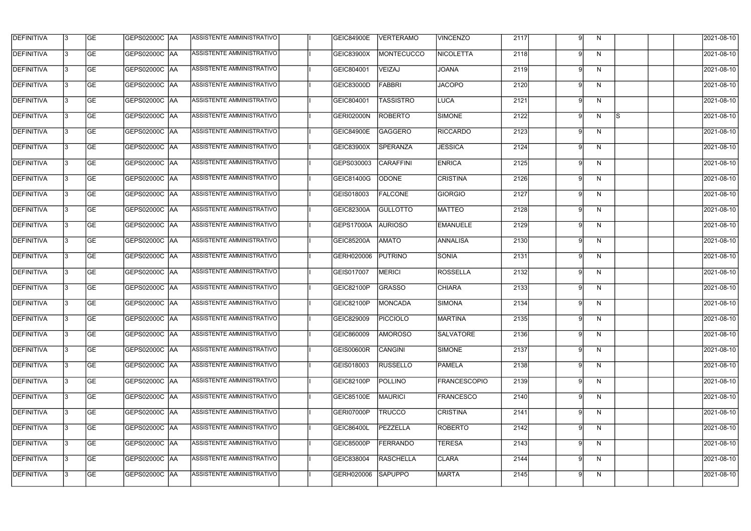| DEFINITIVA | 3 | GE | GEPS02000C | AA | ASSISTENTE AMMINISTRATIVO | | I | GEIC84900E | VERTERAMO | VINCENZO | 2117 | | 9 | N | | | | 2021-08-10 |
|---|---|---|---|---|---|---|---|---|---|---|---|---|---|---|---|---|---|---|
| DEFINITIVA | 3 | GE | GEPS02000C | AA | ASSISTENTE AMMINISTRATIVO | | I | GEIC83900X | MONTECUCCO | NICOLETTA | 2118 | | 9 | N | | | | 2021-08-10 |
| DEFINITIVA | 3 | GE | GEPS02000C | AA | ASSISTENTE AMMINISTRATIVO | | I | GEIC804001 | VEIZAJ | JOANA | 2119 | | 9 | N | | | | 2021-08-10 |
| DEFINITIVA | 3 | GE | GEPS02000C | AA | ASSISTENTE AMMINISTRATIVO | | I | GEIC83000D | FABBRI | JACOPO | 2120 | | 9 | N | | | | 2021-08-10 |
| DEFINITIVA | 3 | GE | GEPS02000C | AA | ASSISTENTE AMMINISTRATIVO | | I | GEIC804001 | TASSISTRO | LUCA | 2121 | | 9 | N | | | | 2021-08-10 |
| DEFINITIVA | 3 | GE | GEPS02000C | AA | ASSISTENTE AMMINISTRATIVO | | I | GERI02000N | ROBERTO | SIMONE | 2122 | | 9 | N | S | | | 2021-08-10 |
| DEFINITIVA | 3 | GE | GEPS02000C | AA | ASSISTENTE AMMINISTRATIVO | | I | GEIC84900E | GAGGERO | RICCARDO | 2123 | | 9 | N | | | | 2021-08-10 |
| DEFINITIVA | 3 | GE | GEPS02000C | AA | ASSISTENTE AMMINISTRATIVO | | I | GEIC83900X | SPERANZA | JESSICA | 2124 | | 9 | N | | | | 2021-08-10 |
| DEFINITIVA | 3 | GE | GEPS02000C | AA | ASSISTENTE AMMINISTRATIVO | | I | GEPS030003 | CARAFFINI | ENRICA | 2125 | | 9 | N | | | | 2021-08-10 |
| DEFINITIVA | 3 | GE | GEPS02000C | AA | ASSISTENTE AMMINISTRATIVO | | I | GEIC81400G | ODONE | CRISTINA | 2126 | | 9 | N | | | | 2021-08-10 |
| DEFINITIVA | 3 | GE | GEPS02000C | AA | ASSISTENTE AMMINISTRATIVO | | I | GEIS018003 | FALCONE | GIORGIO | 2127 | | 9 | N | | | | 2021-08-10 |
| DEFINITIVA | 3 | GE | GEPS02000C | AA | ASSISTENTE AMMINISTRATIVO | | I | GEIC82300A | GULLOTTO | MATTEO | 2128 | | 9 | N | | | | 2021-08-10 |
| DEFINITIVA | 3 | GE | GEPS02000C | AA | ASSISTENTE AMMINISTRATIVO | | I | GEPS17000A | AURIOSO | EMANUELE | 2129 | | 9 | N | | | | 2021-08-10 |
| DEFINITIVA | 3 | GE | GEPS02000C | AA | ASSISTENTE AMMINISTRATIVO | | I | GEIC85200A | AMATO | ANNALISA | 2130 | | 9 | N | | | | 2021-08-10 |
| DEFINITIVA | 3 | GE | GEPS02000C | AA | ASSISTENTE AMMINISTRATIVO | | I | GERH020006 | PUTRINO | SONIA | 2131 | | 9 | N | | | | 2021-08-10 |
| DEFINITIVA | 3 | GE | GEPS02000C | AA | ASSISTENTE AMMINISTRATIVO | | I | GEIS017007 | MERICI | ROSSELLA | 2132 | | 9 | N | | | | 2021-08-10 |
| DEFINITIVA | 3 | GE | GEPS02000C | AA | ASSISTENTE AMMINISTRATIVO | | I | GEIC82100P | GRASSO | CHIARA | 2133 | | 9 | N | | | | 2021-08-10 |
| DEFINITIVA | 3 | GE | GEPS02000C | AA | ASSISTENTE AMMINISTRATIVO | | I | GEIC82100P | MONCADA | SIMONA | 2134 | | 9 | N | | | | 2021-08-10 |
| DEFINITIVA | 3 | GE | GEPS02000C | AA | ASSISTENTE AMMINISTRATIVO | | I | GEIC829009 | PICCIOLO | MARTINA | 2135 | | 9 | N | | | | 2021-08-10 |
| DEFINITIVA | 3 | GE | GEPS02000C | AA | ASSISTENTE AMMINISTRATIVO | | I | GEIC860009 | AMOROSO | SALVATORE | 2136 | | 9 | N | | | | 2021-08-10 |
| DEFINITIVA | 3 | GE | GEPS02000C | AA | ASSISTENTE AMMINISTRATIVO | | I | GEIS00600R | CANGINI | SIMONE | 2137 | | 9 | N | | | | 2021-08-10 |
| DEFINITIVA | 3 | GE | GEPS02000C | AA | ASSISTENTE AMMINISTRATIVO | | I | GEIS018003 | RUSSELLO | PAMELA | 2138 | | 9 | N | | | | 2021-08-10 |
| DEFINITIVA | 3 | GE | GEPS02000C | AA | ASSISTENTE AMMINISTRATIVO | | I | GEIC82100P | POLLINO | FRANCESCOPIO | 2139 | | 9 | N | | | | 2021-08-10 |
| DEFINITIVA | 3 | GE | GEPS02000C | AA | ASSISTENTE AMMINISTRATIVO | | I | GEIC85100E | MAURICI | FRANCESCO | 2140 | | 9 | N | | | | 2021-08-10 |
| DEFINITIVA | 3 | GE | GEPS02000C | AA | ASSISTENTE AMMINISTRATIVO | | I | GERI07000P | TRUCCO | CRISTINA | 2141 | | 9 | N | | | | 2021-08-10 |
| DEFINITIVA | 3 | GE | GEPS02000C | AA | ASSISTENTE AMMINISTRATIVO | | I | GEIC86400L | PEZZELLA | ROBERTO | 2142 | | 9 | N | | | | 2021-08-10 |
| DEFINITIVA | 3 | GE | GEPS02000C | AA | ASSISTENTE AMMINISTRATIVO | | I | GEIC85000P | FERRANDO | TERESA | 2143 | | 9 | N | | | | 2021-08-10 |
| DEFINITIVA | 3 | GE | GEPS02000C | AA | ASSISTENTE AMMINISTRATIVO | | I | GEIC838004 | RASCHELLA | CLARA | 2144 | | 9 | N | | | | 2021-08-10 |
| DEFINITIVA | 3 | GE | GEPS02000C | AA | ASSISTENTE AMMINISTRATIVO | | I | GERH020006 | SAPUPPO | MARTA | 2145 | | 9 | N | | | | 2021-08-10 |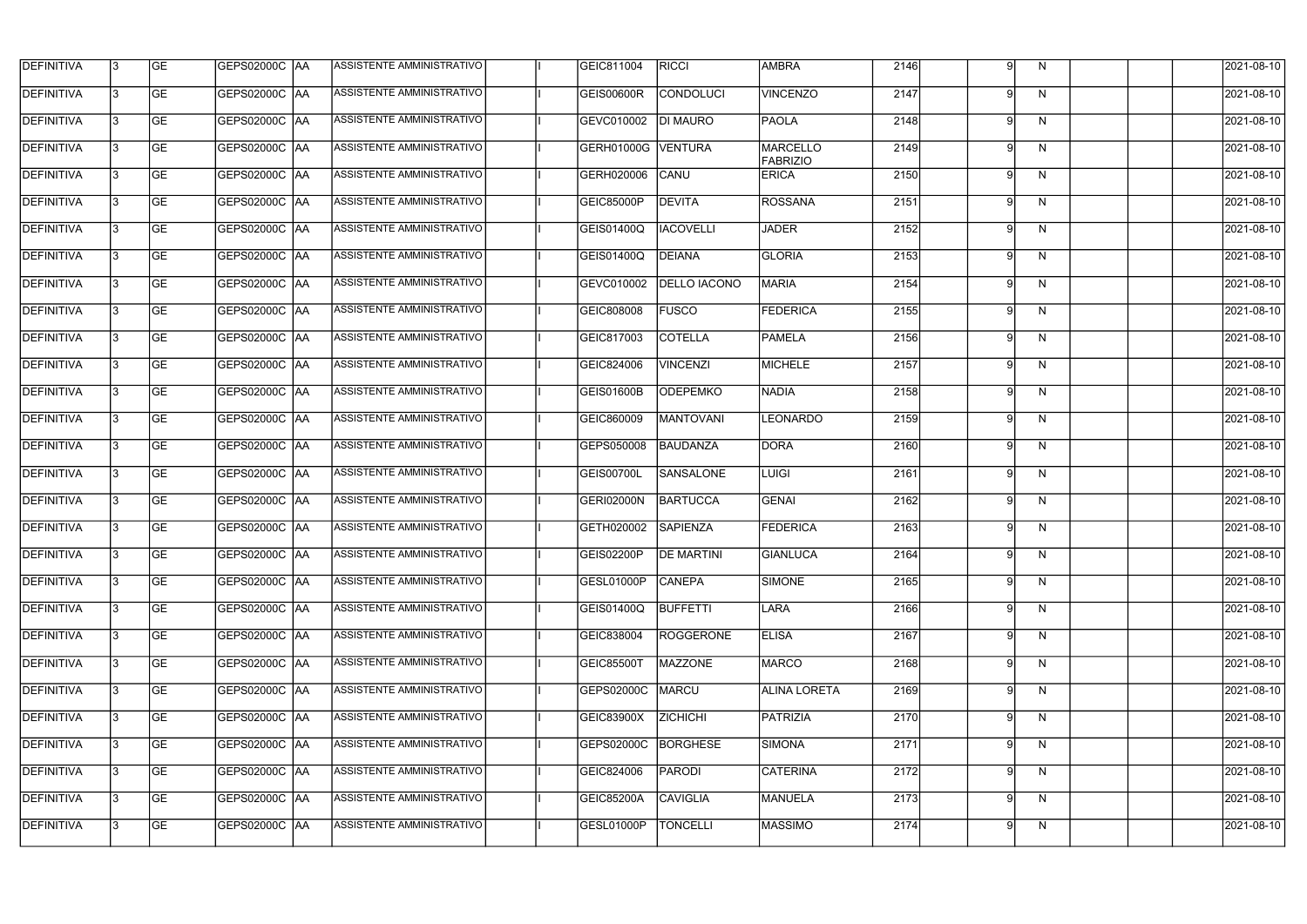| DEFINITIVA | 3 | GE | GEPS02000C | AA | ASSISTENTE AMMINISTRATIVO | | I | GEIC811004 | RICCI | AMBRA | 2146 | | 9 | N | | | | 2021-08-10 |
|---|---|---|---|---|---|---|---|---|---|---|---|---|---|---|---|---|---|---|
| DEFINITIVA | 3 | GE | GEPS02000C | AA | ASSISTENTE AMMINISTRATIVO | | I | GEIS00600R | CONDOLUCI | VINCENZO | 2147 | | 9 | N | | | | 2021-08-10 |
| DEFINITIVA | 3 | GE | GEPS02000C | AA | ASSISTENTE AMMINISTRATIVO | | I | GEVC010002 | DI MAURO | PAOLA | 2148 | | 9 | N | | | | 2021-08-10 |
| DEFINITIVA | 3 | GE | GEPS02000C | AA | ASSISTENTE AMMINISTRATIVO | | I | GERH01000G | VENTURA | MARCELLO FABRIZIO | 2149 | | 9 | N | | | | 2021-08-10 |
| DEFINITIVA | 3 | GE | GEPS02000C | AA | ASSISTENTE AMMINISTRATIVO | | I | GERH020006 | CANU | ERICA | 2150 | | 9 | N | | | | 2021-08-10 |
| DEFINITIVA | 3 | GE | GEPS02000C | AA | ASSISTENTE AMMINISTRATIVO | | I | GEIC85000P | DEVITA | ROSSANA | 2151 | | 9 | N | | | | 2021-08-10 |
| DEFINITIVA | 3 | GE | GEPS02000C | AA | ASSISTENTE AMMINISTRATIVO | | I | GEIS01400Q | IACOVELLI | JADER | 2152 | | 9 | N | | | | 2021-08-10 |
| DEFINITIVA | 3 | GE | GEPS02000C | AA | ASSISTENTE AMMINISTRATIVO | | I | GEIS01400Q | DEIANA | GLORIA | 2153 | | 9 | N | | | | 2021-08-10 |
| DEFINITIVA | 3 | GE | GEPS02000C | AA | ASSISTENTE AMMINISTRATIVO | | I | GEVC010002 | DELLO IACONO | MARIA | 2154 | | 9 | N | | | | 2021-08-10 |
| DEFINITIVA | 3 | GE | GEPS02000C | AA | ASSISTENTE AMMINISTRATIVO | | I | GEIC808008 | FUSCO | FEDERICA | 2155 | | 9 | N | | | | 2021-08-10 |
| DEFINITIVA | 3 | GE | GEPS02000C | AA | ASSISTENTE AMMINISTRATIVO | | I | GEIC817003 | COTELLA | PAMELA | 2156 | | 9 | N | | | | 2021-08-10 |
| DEFINITIVA | 3 | GE | GEPS02000C | AA | ASSISTENTE AMMINISTRATIVO | | I | GEIC824006 | VINCENZI | MICHELE | 2157 | | 9 | N | | | | 2021-08-10 |
| DEFINITIVA | 3 | GE | GEPS02000C | AA | ASSISTENTE AMMINISTRATIVO | | I | GEIS01600B | ODEPEMKO | NADIA | 2158 | | 9 | N | | | | 2021-08-10 |
| DEFINITIVA | 3 | GE | GEPS02000C | AA | ASSISTENTE AMMINISTRATIVO | | I | GEIC860009 | MANTOVANI | LEONARDO | 2159 | | 9 | N | | | | 2021-08-10 |
| DEFINITIVA | 3 | GE | GEPS02000C | AA | ASSISTENTE AMMINISTRATIVO | | I | GEPS050008 | BAUDANZA | DORA | 2160 | | 9 | N | | | | 2021-08-10 |
| DEFINITIVA | 3 | GE | GEPS02000C | AA | ASSISTENTE AMMINISTRATIVO | | I | GEIS00700L | SANSALONE | LUIGI | 2161 | | 9 | N | | | | 2021-08-10 |
| DEFINITIVA | 3 | GE | GEPS02000C | AA | ASSISTENTE AMMINISTRATIVO | | I | GERI02000N | BARTUCCA | GENAI | 2162 | | 9 | N | | | | 2021-08-10 |
| DEFINITIVA | 3 | GE | GEPS02000C | AA | ASSISTENTE AMMINISTRATIVO | | I | GETH020002 | SAPIENZA | FEDERICA | 2163 | | 9 | N | | | | 2021-08-10 |
| DEFINITIVA | 3 | GE | GEPS02000C | AA | ASSISTENTE AMMINISTRATIVO | | I | GEIS02200P | DE MARTINI | GIANLUCA | 2164 | | 9 | N | | | | 2021-08-10 |
| DEFINITIVA | 3 | GE | GEPS02000C | AA | ASSISTENTE AMMINISTRATIVO | | I | GESL01000P | CANEPA | SIMONE | 2165 | | 9 | N | | | | 2021-08-10 |
| DEFINITIVA | 3 | GE | GEPS02000C | AA | ASSISTENTE AMMINISTRATIVO | | I | GEIS01400Q | BUFFETTI | LARA | 2166 | | 9 | N | | | | 2021-08-10 |
| DEFINITIVA | 3 | GE | GEPS02000C | AA | ASSISTENTE AMMINISTRATIVO | | I | GEIC838004 | ROGGERONE | ELISA | 2167 | | 9 | N | | | | 2021-08-10 |
| DEFINITIVA | 3 | GE | GEPS02000C | AA | ASSISTENTE AMMINISTRATIVO | | I | GEIC85500T | MAZZONE | MARCO | 2168 | | 9 | N | | | | 2021-08-10 |
| DEFINITIVA | 3 | GE | GEPS02000C | AA | ASSISTENTE AMMINISTRATIVO | | I | GEPS02000C | MARCU | ALINA LORETA | 2169 | | 9 | N | | | | 2021-08-10 |
| DEFINITIVA | 3 | GE | GEPS02000C | AA | ASSISTENTE AMMINISTRATIVO | | I | GEIC83900X | ZICHICHI | PATRIZIA | 2170 | | 9 | N | | | | 2021-08-10 |
| DEFINITIVA | 3 | GE | GEPS02000C | AA | ASSISTENTE AMMINISTRATIVO | | I | GEPS02000C | BORGHESE | SIMONA | 2171 | | 9 | N | | | | 2021-08-10 |
| DEFINITIVA | 3 | GE | GEPS02000C | AA | ASSISTENTE AMMINISTRATIVO | | I | GEIC824006 | PARODI | CATERINA | 2172 | | 9 | N | | | | 2021-08-10 |
| DEFINITIVA | 3 | GE | GEPS02000C | AA | ASSISTENTE AMMINISTRATIVO | | I | GEIC85200A | CAVIGLIA | MANUELA | 2173 | | 9 | N | | | | 2021-08-10 |
| DEFINITIVA | 3 | GE | GEPS02000C | AA | ASSISTENTE AMMINISTRATIVO | | I | GESL01000P | TONCELLI | MASSIMO | 2174 | | 9 | N | | | | 2021-08-10 |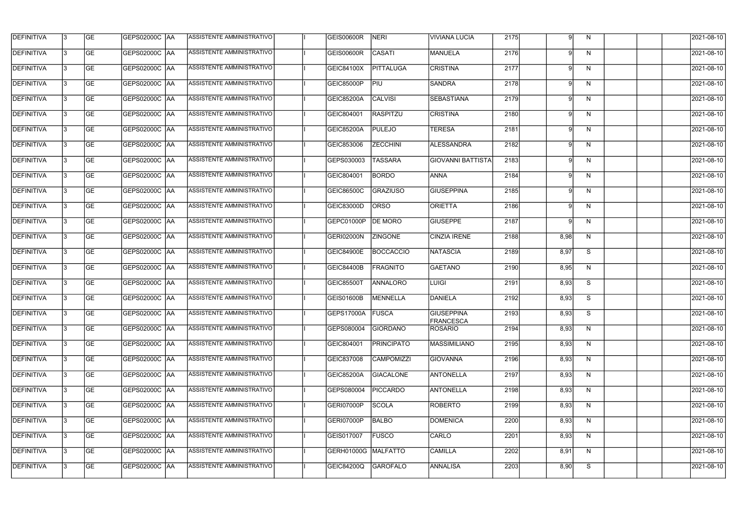| DEFINITIVA | 3 | GE | GEPS02000C | AA | ASSISTENTE AMMINISTRATIVO | | I | GEIS00600R | NERI | VIVIANA LUCIA | 2175 | | 9 | N | | | | 2021-08-10 |
|---|---|---|---|---|---|---|---|---|---|---|---|---|---|---|---|---|---|---|
| DEFINITIVA | 3 | GE | GEPS02000C | AA | ASSISTENTE AMMINISTRATIVO | | I | GEIS00600R | CASATI | MANUELA | 2176 | | 9 | N | | | | 2021-08-10 |
| DEFINITIVA | 3 | GE | GEPS02000C | AA | ASSISTENTE AMMINISTRATIVO | | I | GEIC84100X | PITTALUGA | CRISTINA | 2177 | | 9 | N | | | | 2021-08-10 |
| DEFINITIVA | 3 | GE | GEPS02000C | AA | ASSISTENTE AMMINISTRATIVO | | I | GEIC85000P | PIU | SANDRA | 2178 | | 9 | N | | | | 2021-08-10 |
| DEFINITIVA | 3 | GE | GEPS02000C | AA | ASSISTENTE AMMINISTRATIVO | | I | GEIC85200A | CALVISI | SEBASTIANA | 2179 | | 9 | N | | | | 2021-08-10 |
| DEFINITIVA | 3 | GE | GEPS02000C | AA | ASSISTENTE AMMINISTRATIVO | | I | GEIC804001 | RASPITZU | CRISTINA | 2180 | | 9 | N | | | | 2021-08-10 |
| DEFINITIVA | 3 | GE | GEPS02000C | AA | ASSISTENTE AMMINISTRATIVO | | I | GEIC85200A | PULEJO | TERESA | 2181 | | 9 | N | | | | 2021-08-10 |
| DEFINITIVA | 3 | GE | GEPS02000C | AA | ASSISTENTE AMMINISTRATIVO | | I | GEIC853006 | ZECCHINI | ALESSANDRA | 2182 | | 9 | N | | | | 2021-08-10 |
| DEFINITIVA | 3 | GE | GEPS02000C | AA | ASSISTENTE AMMINISTRATIVO | | I | GEPS030003 | TASSARA | GIOVANNI BATTISTA | 2183 | | 9 | N | | | | 2021-08-10 |
| DEFINITIVA | 3 | GE | GEPS02000C | AA | ASSISTENTE AMMINISTRATIVO | | I | GEIC804001 | BORDO | ANNA | 2184 | | 9 | N | | | | 2021-08-10 |
| DEFINITIVA | 3 | GE | GEPS02000C | AA | ASSISTENTE AMMINISTRATIVO | | I | GEIC86500C | GRAZIUSO | GIUSEPPINA | 2185 | | 9 | N | | | | 2021-08-10 |
| DEFINITIVA | 3 | GE | GEPS02000C | AA | ASSISTENTE AMMINISTRATIVO | | I | GEIC83000D | ORSO | ORIETTA | 2186 | | 9 | N | | | | 2021-08-10 |
| DEFINITIVA | 3 | GE | GEPS02000C | AA | ASSISTENTE AMMINISTRATIVO | | I | GEPC01000P | DE MORO | GIUSEPPE | 2187 | | 9 | N | | | | 2021-08-10 |
| DEFINITIVA | 3 | GE | GEPS02000C | AA | ASSISTENTE AMMINISTRATIVO | | I | GERI02000N | ZINGONE | CINZIA IRENE | 2188 | | 8,98 | N | | | | 2021-08-10 |
| DEFINITIVA | 3 | GE | GEPS02000C | AA | ASSISTENTE AMMINISTRATIVO | | I | GEIC84900E | BOCCACCIO | NATASCIA | 2189 | | 8,97 | S | | | | 2021-08-10 |
| DEFINITIVA | 3 | GE | GEPS02000C | AA | ASSISTENTE AMMINISTRATIVO | | I | GEIC84400B | FRAGNITO | GAETANO | 2190 | | 8,95 | N | | | | 2021-08-10 |
| DEFINITIVA | 3 | GE | GEPS02000C | AA | ASSISTENTE AMMINISTRATIVO | | I | GEIC85500T | ANNALORO | LUIGI | 2191 | | 8,93 | S | | | | 2021-08-10 |
| DEFINITIVA | 3 | GE | GEPS02000C | AA | ASSISTENTE AMMINISTRATIVO | | I | GEIS01600B | MENNELLA | DANIELA | 2192 | | 8,93 | S | | | | 2021-08-10 |
| DEFINITIVA | 3 | GE | GEPS02000C | AA | ASSISTENTE AMMINISTRATIVO | | I | GEPS17000A | FUSCA | GIUSEPPINA FRANCESCA | 2193 | | 8,93 | S | | | | 2021-08-10 |
| DEFINITIVA | 3 | GE | GEPS02000C | AA | ASSISTENTE AMMINISTRATIVO | | I | GEPS080004 | GIORDANO | ROSARIO | 2194 | | 8,93 | N | | | | 2021-08-10 |
| DEFINITIVA | 3 | GE | GEPS02000C | AA | ASSISTENTE AMMINISTRATIVO | | I | GEIC804001 | PRINCIPATO | MASSIMILIANO | 2195 | | 8,93 | N | | | | 2021-08-10 |
| DEFINITIVA | 3 | GE | GEPS02000C | AA | ASSISTENTE AMMINISTRATIVO | | I | GEIC837008 | CAMPOMIZZI | GIOVANNA | 2196 | | 8,93 | N | | | | 2021-08-10 |
| DEFINITIVA | 3 | GE | GEPS02000C | AA | ASSISTENTE AMMINISTRATIVO | | I | GEIC85200A | GIACALONE | ANTONELLA | 2197 | | 8,93 | N | | | | 2021-08-10 |
| DEFINITIVA | 3 | GE | GEPS02000C | AA | ASSISTENTE AMMINISTRATIVO | | I | GEPS080004 | PICCARDO | ANTONELLA | 2198 | | 8,93 | N | | | | 2021-08-10 |
| DEFINITIVA | 3 | GE | GEPS02000C | AA | ASSISTENTE AMMINISTRATIVO | | I | GERI07000P | SCOLA | ROBERTO | 2199 | | 8,93 | N | | | | 2021-08-10 |
| DEFINITIVA | 3 | GE | GEPS02000C | AA | ASSISTENTE AMMINISTRATIVO | | I | GERI07000P | BALBO | DOMENICA | 2200 | | 8,93 | N | | | | 2021-08-10 |
| DEFINITIVA | 3 | GE | GEPS02000C | AA | ASSISTENTE AMMINISTRATIVO | | I | GEIS017007 | FUSCO | CARLO | 2201 | | 8,93 | N | | | | 2021-08-10 |
| DEFINITIVA | 3 | GE | GEPS02000C | AA | ASSISTENTE AMMINISTRATIVO | | I | GERH01000G | MALFATTO | CAMILLA | 2202 | | 8,91 | N | | | | 2021-08-10 |
| DEFINITIVA | 3 | GE | GEPS02000C | AA | ASSISTENTE AMMINISTRATIVO | | I | GEIC84200Q | GAROFALO | ANNALISA | 2203 | | 8,90 | S | | | | 2021-08-10 |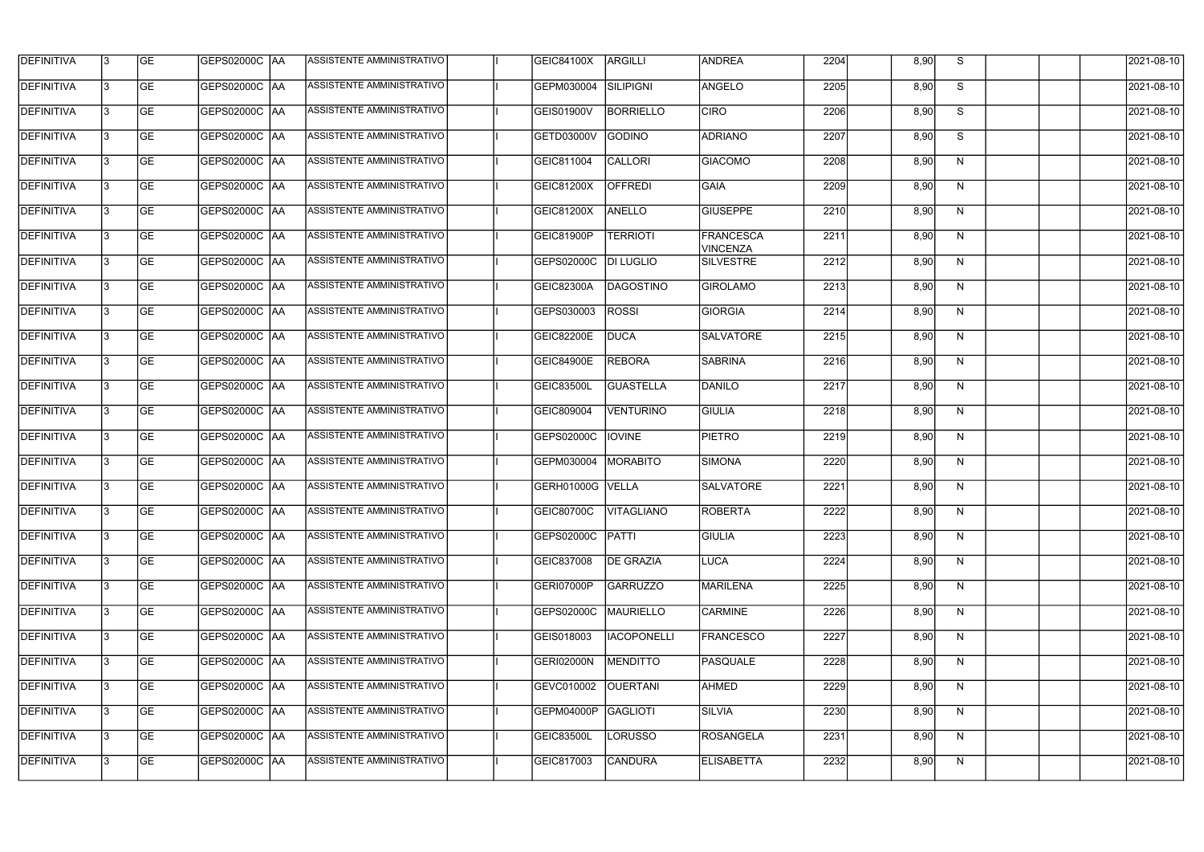| DEFINITIVA | 3 | GE | GEPS02000C | AA | ASSISTENTE AMMINISTRATIVO | | I | GEIC84100X | ARGILLI | ANDREA | 2204 | | 8,90 | S | | | | 2021-08-10 |
|---|---|---|---|---|---|---|---|---|---|---|---|---|---|---|---|---|---|---|
| DEFINITIVA | 3 | GE | GEPS02000C | AA | ASSISTENTE AMMINISTRATIVO | | I | GEPM030004 | SILIPIGNI | ANGELO | 2205 | | 8,90 | S | | | | 2021-08-10 |
| DEFINITIVA | 3 | GE | GEPS02000C | AA | ASSISTENTE AMMINISTRATIVO | | I | GEIS01900V | BORRIELLO | CIRO | 2206 | | 8,90 | S | | | | 2021-08-10 |
| DEFINITIVA | 3 | GE | GEPS02000C | AA | ASSISTENTE AMMINISTRATIVO | | I | GETD03000V | GODINO | ADRIANO | 2207 | | 8,90 | S | | | | 2021-08-10 |
| DEFINITIVA | 3 | GE | GEPS02000C | AA | ASSISTENTE AMMINISTRATIVO | | I | GEIC811004 | CALLORI | GIACOMO | 2208 | | 8,90 | N | | | | 2021-08-10 |
| DEFINITIVA | 3 | GE | GEPS02000C | AA | ASSISTENTE AMMINISTRATIVO | | I | GEIC81200X | OFFREDI | GAIA | 2209 | | 8,90 | N | | | | 2021-08-10 |
| DEFINITIVA | 3 | GE | GEPS02000C | AA | ASSISTENTE AMMINISTRATIVO | | I | GEIC81200X | ANELLO | GIUSEPPE | 2210 | | 8,90 | N | | | | 2021-08-10 |
| DEFINITIVA | 3 | GE | GEPS02000C | AA | ASSISTENTE AMMINISTRATIVO | | I | GEIC81900P | TERRIOTI | FRANCESCA VINCENZA | 2211 | | 8,90 | N | | | | 2021-08-10 |
| DEFINITIVA | 3 | GE | GEPS02000C | AA | ASSISTENTE AMMINISTRATIVO | | I | GEPS02000C | DI LUGLIO | SILVESTRE | 2212 | | 8,90 | N | | | | 2021-08-10 |
| DEFINITIVA | 3 | GE | GEPS02000C | AA | ASSISTENTE AMMINISTRATIVO | | I | GEIC82300A | DAGOSTINO | GIROLAMO | 2213 | | 8,90 | N | | | | 2021-08-10 |
| DEFINITIVA | 3 | GE | GEPS02000C | AA | ASSISTENTE AMMINISTRATIVO | | I | GEPS030003 | ROSSI | GIORGIA | 2214 | | 8,90 | N | | | | 2021-08-10 |
| DEFINITIVA | 3 | GE | GEPS02000C | AA | ASSISTENTE AMMINISTRATIVO | | I | GEIC82200E | DUCA | SALVATORE | 2215 | | 8,90 | N | | | | 2021-08-10 |
| DEFINITIVA | 3 | GE | GEPS02000C | AA | ASSISTENTE AMMINISTRATIVO | | I | GEIC84900E | REBORA | SABRINA | 2216 | | 8,90 | N | | | | 2021-08-10 |
| DEFINITIVA | 3 | GE | GEPS02000C | AA | ASSISTENTE AMMINISTRATIVO | | I | GEIC83500L | GUASTELLA | DANILO | 2217 | | 8,90 | N | | | | 2021-08-10 |
| DEFINITIVA | 3 | GE | GEPS02000C | AA | ASSISTENTE AMMINISTRATIVO | | I | GEIC809004 | VENTURINO | GIULIA | 2218 | | 8,90 | N | | | | 2021-08-10 |
| DEFINITIVA | 3 | GE | GEPS02000C | AA | ASSISTENTE AMMINISTRATIVO | | I | GEPS02000C | IOVINE | PIETRO | 2219 | | 8,90 | N | | | | 2021-08-10 |
| DEFINITIVA | 3 | GE | GEPS02000C | AA | ASSISTENTE AMMINISTRATIVO | | I | GEPM030004 | MORABITO | SIMONA | 2220 | | 8,90 | N | | | | 2021-08-10 |
| DEFINITIVA | 3 | GE | GEPS02000C | AA | ASSISTENTE AMMINISTRATIVO | | I | GERH01000G | VELLA | SALVATORE | 2221 | | 8,90 | N | | | | 2021-08-10 |
| DEFINITIVA | 3 | GE | GEPS02000C | AA | ASSISTENTE AMMINISTRATIVO | | I | GEIC80700C | VITAGLIANO | ROBERTA | 2222 | | 8,90 | N | | | | 2021-08-10 |
| DEFINITIVA | 3 | GE | GEPS02000C | AA | ASSISTENTE AMMINISTRATIVO | | I | GEPS02000C | PATTI | GIULIA | 2223 | | 8,90 | N | | | | 2021-08-10 |
| DEFINITIVA | 3 | GE | GEPS02000C | AA | ASSISTENTE AMMINISTRATIVO | | I | GEIC837008 | DE GRAZIA | LUCA | 2224 | | 8,90 | N | | | | 2021-08-10 |
| DEFINITIVA | 3 | GE | GEPS02000C | AA | ASSISTENTE AMMINISTRATIVO | | I | GERI07000P | GARRUZZO | MARILENA | 2225 | | 8,90 | N | | | | 2021-08-10 |
| DEFINITIVA | 3 | GE | GEPS02000C | AA | ASSISTENTE AMMINISTRATIVO | | I | GEPS02000C | MAURIELLO | CARMINE | 2226 | | 8,90 | N | | | | 2021-08-10 |
| DEFINITIVA | 3 | GE | GEPS02000C | AA | ASSISTENTE AMMINISTRATIVO | | I | GEIS018003 | IACOPONELLI | FRANCESCO | 2227 | | 8,90 | N | | | | 2021-08-10 |
| DEFINITIVA | 3 | GE | GEPS02000C | AA | ASSISTENTE AMMINISTRATIVO | | I | GERI02000N | MENDITTO | PASQUALE | 2228 | | 8,90 | N | | | | 2021-08-10 |
| DEFINITIVA | 3 | GE | GEPS02000C | AA | ASSISTENTE AMMINISTRATIVO | | I | GEVC010002 | OUERTANI | AHMED | 2229 | | 8,90 | N | | | | 2021-08-10 |
| DEFINITIVA | 3 | GE | GEPS02000C | AA | ASSISTENTE AMMINISTRATIVO | | I | GEPM04000P | GAGLIOTI | SILVIA | 2230 | | 8,90 | N | | | | 2021-08-10 |
| DEFINITIVA | 3 | GE | GEPS02000C | AA | ASSISTENTE AMMINISTRATIVO | | I | GEIC83500L | LORUSSO | ROSANGELA | 2231 | | 8,90 | N | | | | 2021-08-10 |
| DEFINITIVA | 3 | GE | GEPS02000C | AA | ASSISTENTE AMMINISTRATIVO | | I | GEIC817003 | CANDURA | ELISABETTA | 2232 | | 8,90 | N | | | | 2021-08-10 |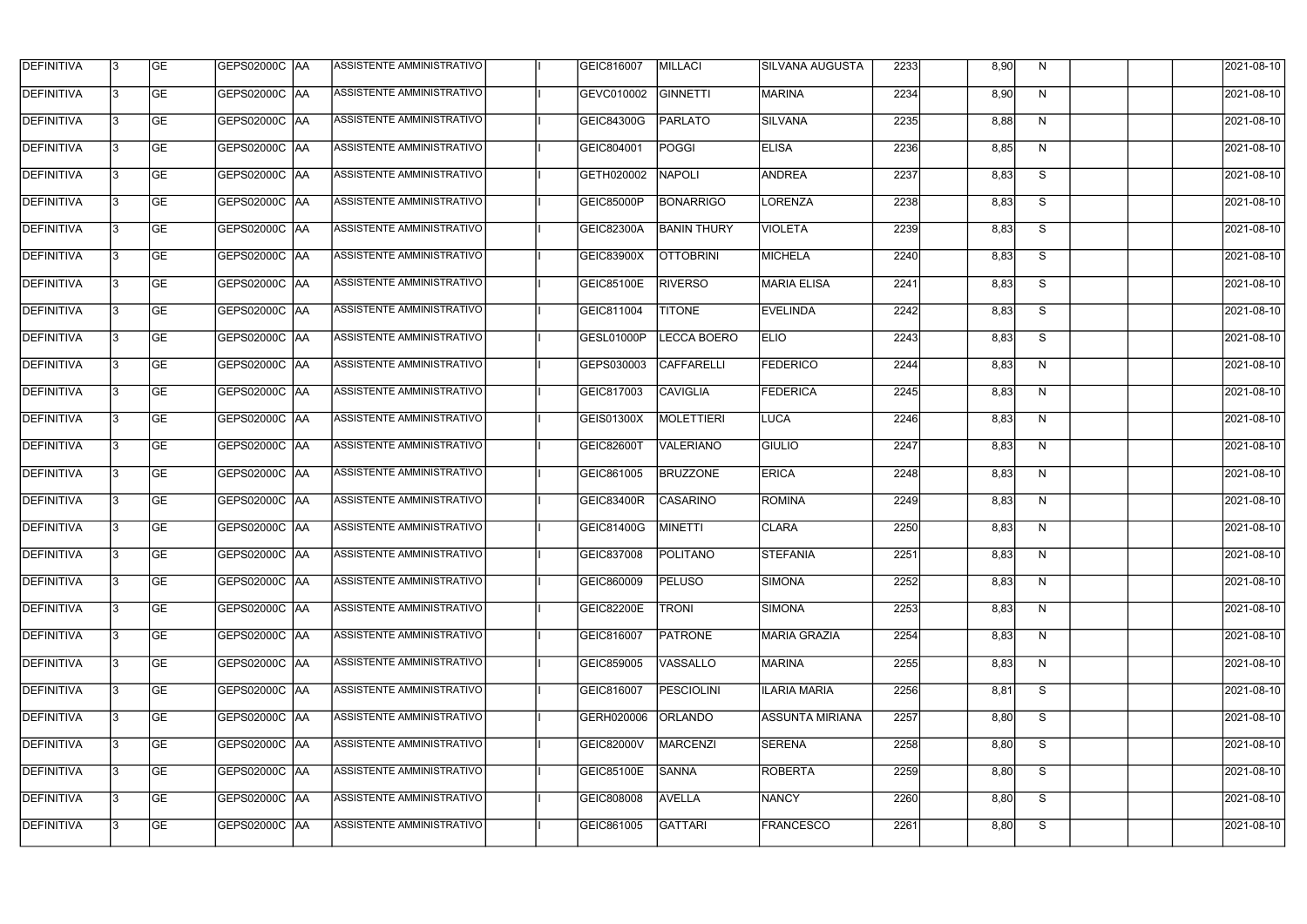| DEFINITIVA | 3 | GE | GEPS02000C | AA | ASSISTENTE AMMINISTRATIVO | | I | GEIC816007 | MILLACI | SILVANA AUGUSTA | 2233 | | 8,90 | N | | | | 2021-08-10 |
|---|---|---|---|---|---|---|---|---|---|---|---|---|---|---|---|---|---|---|
| DEFINITIVA | 3 | GE | GEPS02000C | AA | ASSISTENTE AMMINISTRATIVO | | I | GEVC010002 | GINNETTI | MARINA | 2234 | | 8,90 | N | | | | 2021-08-10 |
| DEFINITIVA | 3 | GE | GEPS02000C | AA | ASSISTENTE AMMINISTRATIVO | | I | GEIC84300G | PARLATO | SILVANA | 2235 | | 8,88 | N | | | | 2021-08-10 |
| DEFINITIVA | 3 | GE | GEPS02000C | AA | ASSISTENTE AMMINISTRATIVO | | I | GEIC804001 | POGGI | ELISA | 2236 | | 8,85 | N | | | | 2021-08-10 |
| DEFINITIVA | 3 | GE | GEPS02000C | AA | ASSISTENTE AMMINISTRATIVO | | I | GETH020002 | NAPOLI | ANDREA | 2237 | | 8,83 | S | | | | 2021-08-10 |
| DEFINITIVA | 3 | GE | GEPS02000C | AA | ASSISTENTE AMMINISTRATIVO | | I | GEIC85000P | BONARRIGO | LORENZA | 2238 | | 8,83 | S | | | | 2021-08-10 |
| DEFINITIVA | 3 | GE | GEPS02000C | AA | ASSISTENTE AMMINISTRATIVO | | I | GEIC82300A | BANIN THURY | VIOLETA | 2239 | | 8,83 | S | | | | 2021-08-10 |
| DEFINITIVA | 3 | GE | GEPS02000C | AA | ASSISTENTE AMMINISTRATIVO | | I | GEIC83900X | OTTOBRINI | MICHELA | 2240 | | 8,83 | S | | | | 2021-08-10 |
| DEFINITIVA | 3 | GE | GEPS02000C | AA | ASSISTENTE AMMINISTRATIVO | | I | GEIC85100E | RIVERSO | MARIA ELISA | 2241 | | 8,83 | S | | | | 2021-08-10 |
| DEFINITIVA | 3 | GE | GEPS02000C | AA | ASSISTENTE AMMINISTRATIVO | | I | GEIC811004 | TITONE | EVELINDA | 2242 | | 8,83 | S | | | | 2021-08-10 |
| DEFINITIVA | 3 | GE | GEPS02000C | AA | ASSISTENTE AMMINISTRATIVO | | I | GESL01000P | LECCA BOERO | ELIO | 2243 | | 8,83 | S | | | | 2021-08-10 |
| DEFINITIVA | 3 | GE | GEPS02000C | AA | ASSISTENTE AMMINISTRATIVO | | I | GEPS030003 | CAFFARELLI | FEDERICO | 2244 | | 8,83 | N | | | | 2021-08-10 |
| DEFINITIVA | 3 | GE | GEPS02000C | AA | ASSISTENTE AMMINISTRATIVO | | I | GEIC817003 | CAVIGLIA | FEDERICA | 2245 | | 8,83 | N | | | | 2021-08-10 |
| DEFINITIVA | 3 | GE | GEPS02000C | AA | ASSISTENTE AMMINISTRATIVO | | I | GEIS01300X | MOLETTIERI | LUCA | 2246 | | 8,83 | N | | | | 2021-08-10 |
| DEFINITIVA | 3 | GE | GEPS02000C | AA | ASSISTENTE AMMINISTRATIVO | | I | GEIC82600T | VALERIANO | GIULIO | 2247 | | 8,83 | N | | | | 2021-08-10 |
| DEFINITIVA | 3 | GE | GEPS02000C | AA | ASSISTENTE AMMINISTRATIVO | | I | GEIC861005 | BRUZZONE | ERICA | 2248 | | 8,83 | N | | | | 2021-08-10 |
| DEFINITIVA | 3 | GE | GEPS02000C | AA | ASSISTENTE AMMINISTRATIVO | | I | GEIC83400R | CASARINO | ROMINA | 2249 | | 8,83 | N | | | | 2021-08-10 |
| DEFINITIVA | 3 | GE | GEPS02000C | AA | ASSISTENTE AMMINISTRATIVO | | I | GEIC81400G | MINETTI | CLARA | 2250 | | 8,83 | N | | | | 2021-08-10 |
| DEFINITIVA | 3 | GE | GEPS02000C | AA | ASSISTENTE AMMINISTRATIVO | | I | GEIC837008 | POLITANO | STEFANIA | 2251 | | 8,83 | N | | | | 2021-08-10 |
| DEFINITIVA | 3 | GE | GEPS02000C | AA | ASSISTENTE AMMINISTRATIVO | | I | GEIC860009 | PELUSO | SIMONA | 2252 | | 8,83 | N | | | | 2021-08-10 |
| DEFINITIVA | 3 | GE | GEPS02000C | AA | ASSISTENTE AMMINISTRATIVO | | I | GEIC82200E | TRONI | SIMONA | 2253 | | 8,83 | N | | | | 2021-08-10 |
| DEFINITIVA | 3 | GE | GEPS02000C | AA | ASSISTENTE AMMINISTRATIVO | | I | GEIC816007 | PATRONE | MARIA GRAZIA | 2254 | | 8,83 | N | | | | 2021-08-10 |
| DEFINITIVA | 3 | GE | GEPS02000C | AA | ASSISTENTE AMMINISTRATIVO | | I | GEIC859005 | VASSALLO | MARINA | 2255 | | 8,83 | N | | | | 2021-08-10 |
| DEFINITIVA | 3 | GE | GEPS02000C | AA | ASSISTENTE AMMINISTRATIVO | | I | GEIC816007 | PESCIOLINI | ILARIA MARIA | 2256 | | 8,81 | S | | | | 2021-08-10 |
| DEFINITIVA | 3 | GE | GEPS02000C | AA | ASSISTENTE AMMINISTRATIVO | | I | GERH020006 | ORLANDO | ASSUNTA MIRIANA | 2257 | | 8,80 | S | | | | 2021-08-10 |
| DEFINITIVA | 3 | GE | GEPS02000C | AA | ASSISTENTE AMMINISTRATIVO | | I | GEIC82000V | MARCENZI | SERENA | 2258 | | 8,80 | S | | | | 2021-08-10 |
| DEFINITIVA | 3 | GE | GEPS02000C | AA | ASSISTENTE AMMINISTRATIVO | | I | GEIC85100E | SANNA | ROBERTA | 2259 | | 8,80 | S | | | | 2021-08-10 |
| DEFINITIVA | 3 | GE | GEPS02000C | AA | ASSISTENTE AMMINISTRATIVO | | I | GEIC808008 | AVELLA | NANCY | 2260 | | 8,80 | S | | | | 2021-08-10 |
| DEFINITIVA | 3 | GE | GEPS02000C | AA | ASSISTENTE AMMINISTRATIVO | | I | GEIC861005 | GATTARI | FRANCESCO | 2261 | | 8,80 | S | | | | 2021-08-10 |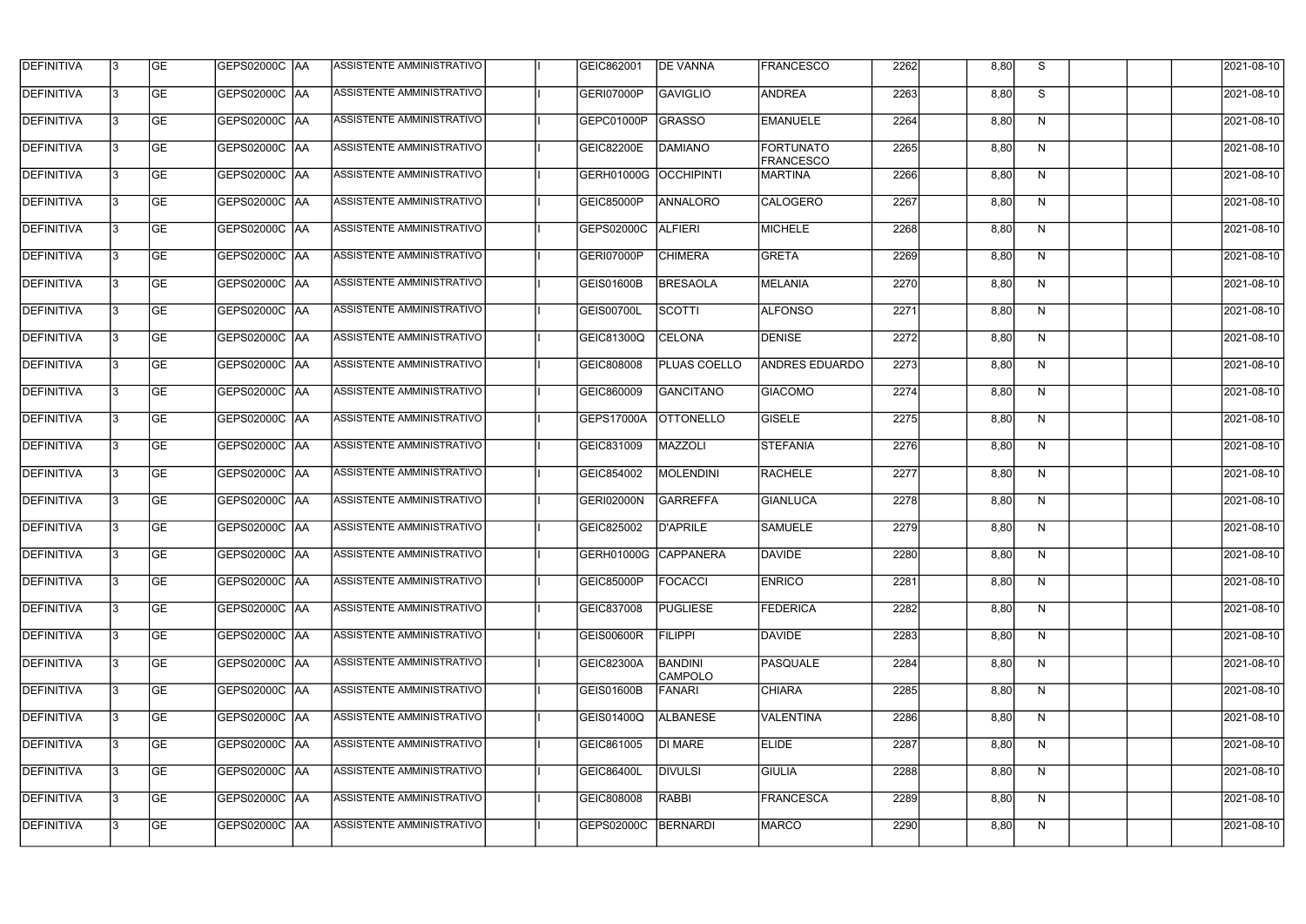| DEFINITIVA | 3 | GE | GEPS02000C | AA | ASSISTENTE AMMINISTRATIVO | | I | GEIC862001 | DE VANNA | FRANCESCO | 2262 | | 8,80 | S | | | | 2021-08-10 |
|---|---|---|---|---|---|---|---|---|---|---|---|---|---|---|---|---|---|---|
| DEFINITIVA | 3 | GE | GEPS02000C | AA | ASSISTENTE AMMINISTRATIVO | | I | GERI07000P | GAVIGLIO | ANDREA | 2263 | | 8,80 | S | | | | 2021-08-10 |
| DEFINITIVA | 3 | GE | GEPS02000C | AA | ASSISTENTE AMMINISTRATIVO | | I | GEPC01000P | GRASSO | EMANUELE | 2264 | | 8,80 | N | | | | 2021-08-10 |
| DEFINITIVA | 3 | GE | GEPS02000C | AA | ASSISTENTE AMMINISTRATIVO | | I | GEIC82200E | DAMIANO | FORTUNATO FRANCESCO | 2265 | | 8,80 | N | | | | 2021-08-10 |
| DEFINITIVA | 3 | GE | GEPS02000C | AA | ASSISTENTE AMMINISTRATIVO | | I | GERH01000G | OCCHIPINTI | MARTINA | 2266 | | 8,80 | N | | | | 2021-08-10 |
| DEFINITIVA | 3 | GE | GEPS02000C | AA | ASSISTENTE AMMINISTRATIVO | | I | GEIC85000P | ANNALORO | CALOGERO | 2267 | | 8,80 | N | | | | 2021-08-10 |
| DEFINITIVA | 3 | GE | GEPS02000C | AA | ASSISTENTE AMMINISTRATIVO | | I | GEPS02000C | ALFIERI | MICHELE | 2268 | | 8,80 | N | | | | 2021-08-10 |
| DEFINITIVA | 3 | GE | GEPS02000C | AA | ASSISTENTE AMMINISTRATIVO | | I | GERI07000P | CHIMERA | GRETA | 2269 | | 8,80 | N | | | | 2021-08-10 |
| DEFINITIVA | 3 | GE | GEPS02000C | AA | ASSISTENTE AMMINISTRATIVO | | I | GEIS01600B | BRESAOLA | MELANIA | 2270 | | 8,80 | N | | | | 2021-08-10 |
| DEFINITIVA | 3 | GE | GEPS02000C | AA | ASSISTENTE AMMINISTRATIVO | | I | GEIS00700L | SCOTTI | ALFONSO | 2271 | | 8,80 | N | | | | 2021-08-10 |
| DEFINITIVA | 3 | GE | GEPS02000C | AA | ASSISTENTE AMMINISTRATIVO | | I | GEIC81300Q | CELONA | DENISE | 2272 | | 8,80 | N | | | | 2021-08-10 |
| DEFINITIVA | 3 | GE | GEPS02000C | AA | ASSISTENTE AMMINISTRATIVO | | I | GEIC808008 | PLUAS COELLO | ANDRES EDUARDO | 2273 | | 8,80 | N | | | | 2021-08-10 |
| DEFINITIVA | 3 | GE | GEPS02000C | AA | ASSISTENTE AMMINISTRATIVO | | I | GEIC860009 | GANCITANO | GIACOMO | 2274 | | 8,80 | N | | | | 2021-08-10 |
| DEFINITIVA | 3 | GE | GEPS02000C | AA | ASSISTENTE AMMINISTRATIVO | | I | GEPS17000A | OTTONELLO | GISELE | 2275 | | 8,80 | N | | | | 2021-08-10 |
| DEFINITIVA | 3 | GE | GEPS02000C | AA | ASSISTENTE AMMINISTRATIVO | | I | GEIC831009 | MAZZOLI | STEFANIA | 2276 | | 8,80 | N | | | | 2021-08-10 |
| DEFINITIVA | 3 | GE | GEPS02000C | AA | ASSISTENTE AMMINISTRATIVO | | I | GEIC854002 | MOLENDINI | RACHELE | 2277 | | 8,80 | N | | | | 2021-08-10 |
| DEFINITIVA | 3 | GE | GEPS02000C | AA | ASSISTENTE AMMINISTRATIVO | | I | GERI02000N | GARREFFA | GIANLUCA | 2278 | | 8,80 | N | | | | 2021-08-10 |
| DEFINITIVA | 3 | GE | GEPS02000C | AA | ASSISTENTE AMMINISTRATIVO | | I | GEIC825002 | D'APRILE | SAMUELE | 2279 | | 8,80 | N | | | | 2021-08-10 |
| DEFINITIVA | 3 | GE | GEPS02000C | AA | ASSISTENTE AMMINISTRATIVO | | I | GERH01000G | CAPPANERA | DAVIDE | 2280 | | 8,80 | N | | | | 2021-08-10 |
| DEFINITIVA | 3 | GE | GEPS02000C | AA | ASSISTENTE AMMINISTRATIVO | | I | GEIC85000P | FOCACCI | ENRICO | 2281 | | 8,80 | N | | | | 2021-08-10 |
| DEFINITIVA | 3 | GE | GEPS02000C | AA | ASSISTENTE AMMINISTRATIVO | | I | GEIC837008 | PUGLIESE | FEDERICA | 2282 | | 8,80 | N | | | | 2021-08-10 |
| DEFINITIVA | 3 | GE | GEPS02000C | AA | ASSISTENTE AMMINISTRATIVO | | I | GEIS00600R | FILIPPI | DAVIDE | 2283 | | 8,80 | N | | | | 2021-08-10 |
| DEFINITIVA | 3 | GE | GEPS02000C | AA | ASSISTENTE AMMINISTRATIVO | | I | GEIC82300A | BANDINI CAMPOLO | PASQUALE | 2284 | | 8,80 | N | | | | 2021-08-10 |
| DEFINITIVA | 3 | GE | GEPS02000C | AA | ASSISTENTE AMMINISTRATIVO | | I | GEIS01600B | FANARI | CHIARA | 2285 | | 8,80 | N | | | | 2021-08-10 |
| DEFINITIVA | 3 | GE | GEPS02000C | AA | ASSISTENTE AMMINISTRATIVO | | I | GEIS01400Q | ALBANESE | VALENTINA | 2286 | | 8,80 | N | | | | 2021-08-10 |
| DEFINITIVA | 3 | GE | GEPS02000C | AA | ASSISTENTE AMMINISTRATIVO | | I | GEIC861005 | DI MARE | ELIDE | 2287 | | 8,80 | N | | | | 2021-08-10 |
| DEFINITIVA | 3 | GE | GEPS02000C | AA | ASSISTENTE AMMINISTRATIVO | | I | GEIC86400L | DIVULSI | GIULIA | 2288 | | 8,80 | N | | | | 2021-08-10 |
| DEFINITIVA | 3 | GE | GEPS02000C | AA | ASSISTENTE AMMINISTRATIVO | | I | GEIC808008 | RABBI | FRANCESCA | 2289 | | 8,80 | N | | | | 2021-08-10 |
| DEFINITIVA | 3 | GE | GEPS02000C | AA | ASSISTENTE AMMINISTRATIVO | | I | GEPS02000C | BERNARDI | MARCO | 2290 | | 8,80 | N | | | | 2021-08-10 |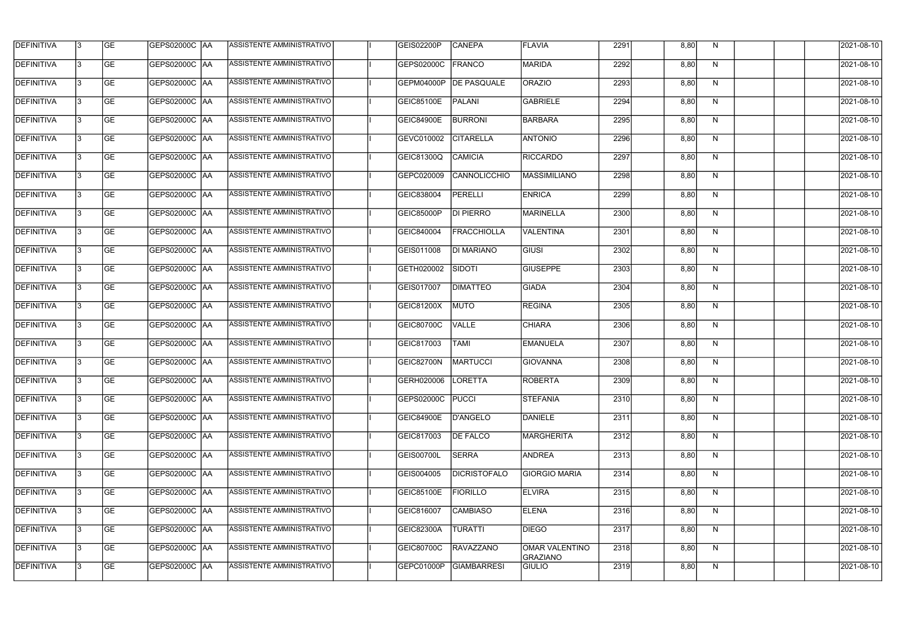| | | | | | | | | | | | | | | | | | |
|---|---|---|---|---|---|---|---|---|---|---|---|---|---|---|---|---|---|
| DEFINITIVA | 3 | GE | GEPS02000C | AA | ASSISTENTE AMMINISTRATIVO | | I | GEIS02200P | CANEPA | FLAVIA | 2291 | | 8,80 | N | | | 2021-08-10 |
| DEFINITIVA | 3 | GE | GEPS02000C | AA | ASSISTENTE AMMINISTRATIVO | | I | GEPS02000C | FRANCO | MARIDA | 2292 | | 8,80 | N | | | 2021-08-10 |
| DEFINITIVA | 3 | GE | GEPS02000C | AA | ASSISTENTE AMMINISTRATIVO | | I | GEPM04000P | DE PASQUALE | ORAZIO | 2293 | | 8,80 | N | | | 2021-08-10 |
| DEFINITIVA | 3 | GE | GEPS02000C | AA | ASSISTENTE AMMINISTRATIVO | | I | GEIC85100E | PALANI | GABRIELE | 2294 | | 8,80 | N | | | 2021-08-10 |
| DEFINITIVA | 3 | GE | GEPS02000C | AA | ASSISTENTE AMMINISTRATIVO | | I | GEIC84900E | BURRONI | BARBARA | 2295 | | 8,80 | N | | | 2021-08-10 |
| DEFINITIVA | 3 | GE | GEPS02000C | AA | ASSISTENTE AMMINISTRATIVO | | I | GEVC010002 | CITARELLA | ANTONIO | 2296 | | 8,80 | N | | | 2021-08-10 |
| DEFINITIVA | 3 | GE | GEPS02000C | AA | ASSISTENTE AMMINISTRATIVO | | I | GEIC81300Q | CAMICIA | RICCARDO | 2297 | | 8,80 | N | | | 2021-08-10 |
| DEFINITIVA | 3 | GE | GEPS02000C | AA | ASSISTENTE AMMINISTRATIVO | | I | GEPC020009 | CANNOLICCHIO | MASSIMILIANO | 2298 | | 8,80 | N | | | 2021-08-10 |
| DEFINITIVA | 3 | GE | GEPS02000C | AA | ASSISTENTE AMMINISTRATIVO | | I | GEIC838004 | PERELLI | ENRICA | 2299 | | 8,80 | N | | | 2021-08-10 |
| DEFINITIVA | 3 | GE | GEPS02000C | AA | ASSISTENTE AMMINISTRATIVO | | I | GEIC85000P | DI PIERRO | MARINELLA | 2300 | | 8,80 | N | | | 2021-08-10 |
| DEFINITIVA | 3 | GE | GEPS02000C | AA | ASSISTENTE AMMINISTRATIVO | | I | GEIC840004 | FRACCHIOLLA | VALENTINA | 2301 | | 8,80 | N | | | 2021-08-10 |
| DEFINITIVA | 3 | GE | GEPS02000C | AA | ASSISTENTE AMMINISTRATIVO | | I | GEIS011008 | DI MARIANO | GIUSI | 2302 | | 8,80 | N | | | 2021-08-10 |
| DEFINITIVA | 3 | GE | GEPS02000C | AA | ASSISTENTE AMMINISTRATIVO | | I | GETH020002 | SIDOTI | GIUSEPPE | 2303 | | 8,80 | N | | | 2021-08-10 |
| DEFINITIVA | 3 | GE | GEPS02000C | AA | ASSISTENTE AMMINISTRATIVO | | I | GEIS017007 | DIMATTEO | GIADA | 2304 | | 8,80 | N | | | 2021-08-10 |
| DEFINITIVA | 3 | GE | GEPS02000C | AA | ASSISTENTE AMMINISTRATIVO | | I | GEIC81200X | MUTO | REGINA | 2305 | | 8,80 | N | | | 2021-08-10 |
| DEFINITIVA | 3 | GE | GEPS02000C | AA | ASSISTENTE AMMINISTRATIVO | | I | GEIC80700C | VALLE | CHIARA | 2306 | | 8,80 | N | | | 2021-08-10 |
| DEFINITIVA | 3 | GE | GEPS02000C | AA | ASSISTENTE AMMINISTRATIVO | | I | GEIC817003 | TAMI | EMANUELA | 2307 | | 8,80 | N | | | 2021-08-10 |
| DEFINITIVA | 3 | GE | GEPS02000C | AA | ASSISTENTE AMMINISTRATIVO | | I | GEIC82700N | MARTUCCI | GIOVANNA | 2308 | | 8,80 | N | | | 2021-08-10 |
| DEFINITIVA | 3 | GE | GEPS02000C | AA | ASSISTENTE AMMINISTRATIVO | | I | GERH020006 | LORETTA | ROBERTA | 2309 | | 8,80 | N | | | 2021-08-10 |
| DEFINITIVA | 3 | GE | GEPS02000C | AA | ASSISTENTE AMMINISTRATIVO | | I | GEPS02000C | PUCCI | STEFANIA | 2310 | | 8,80 | N | | | 2021-08-10 |
| DEFINITIVA | 3 | GE | GEPS02000C | AA | ASSISTENTE AMMINISTRATIVO | | I | GEIC84900E | D'ANGELO | DANIELE | 2311 | | 8,80 | N | | | 2021-08-10 |
| DEFINITIVA | 3 | GE | GEPS02000C | AA | ASSISTENTE AMMINISTRATIVO | | I | GEIC817003 | DE FALCO | MARGHERITA | 2312 | | 8,80 | N | | | 2021-08-10 |
| DEFINITIVA | 3 | GE | GEPS02000C | AA | ASSISTENTE AMMINISTRATIVO | | I | GEIS00700L | SERRA | ANDREA | 2313 | | 8,80 | N | | | 2021-08-10 |
| DEFINITIVA | 3 | GE | GEPS02000C | AA | ASSISTENTE AMMINISTRATIVO | | I | GEIS004005 | DICRISTOFALO | GIORGIO MARIA | 2314 | | 8,80 | N | | | 2021-08-10 |
| DEFINITIVA | 3 | GE | GEPS02000C | AA | ASSISTENTE AMMINISTRATIVO | | I | GEIC85100E | FIORILLO | ELVIRA | 2315 | | 8,80 | N | | | 2021-08-10 |
| DEFINITIVA | 3 | GE | GEPS02000C | AA | ASSISTENTE AMMINISTRATIVO | | I | GEIC816007 | CAMBIASO | ELENA | 2316 | | 8,80 | N | | | 2021-08-10 |
| DEFINITIVA | 3 | GE | GEPS02000C | AA | ASSISTENTE AMMINISTRATIVO | | I | GEIC82300A | TURATTI | DIEGO | 2317 | | 8,80 | N | | | 2021-08-10 |
| DEFINITIVA | 3 | GE | GEPS02000C | AA | ASSISTENTE AMMINISTRATIVO | | I | GEIC80700C | RAVAZZANO | OMAR VALENTINO GRAZIANO | 2318 | | 8,80 | N | | | 2021-08-10 |
| DEFINITIVA | 3 | GE | GEPS02000C | AA | ASSISTENTE AMMINISTRATIVO | | I | GEPC01000P | GIAMBARRESI | GIULIO | 2319 | | 8,80 | N | | | 2021-08-10 |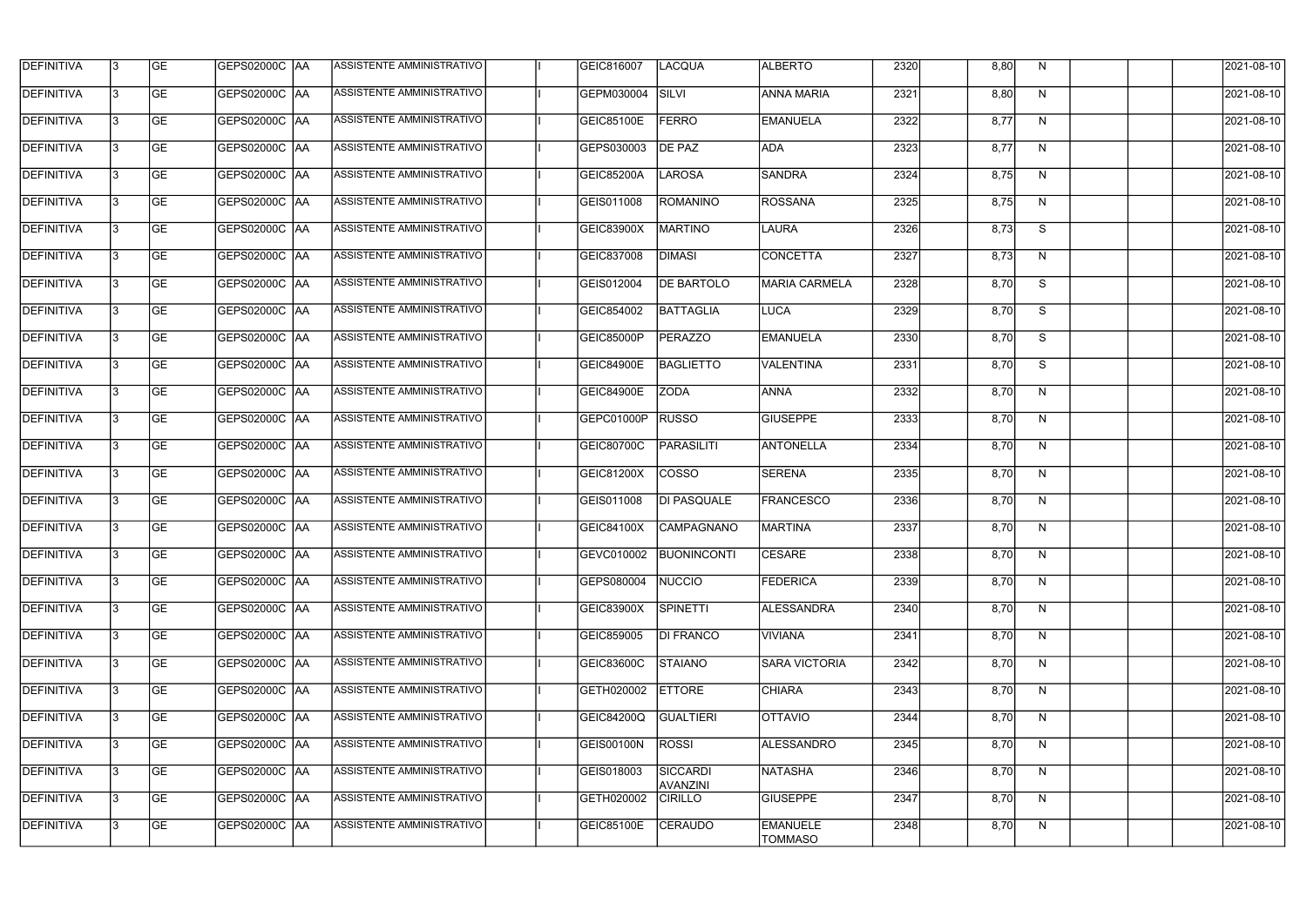| DEFINITIVA | 3 | GE | GEPS02000C | AA | ASSISTENTE AMMINISTRATIVO | | I | GEIC816007 | LACQUA | ALBERTO | 2320 | | 8,80 | N | | | | 2021-08-10 |
|---|---|---|---|---|---|---|---|---|---|---|---|---|---|---|---|---|---|---|
| DEFINITIVA | 3 | GE | GEPS02000C | AA | ASSISTENTE AMMINISTRATIVO | | I | GEPM030004 | SILVI | ANNA MARIA | 2321 | | 8,80 | N | | | | 2021-08-10 |
| DEFINITIVA | 3 | GE | GEPS02000C | AA | ASSISTENTE AMMINISTRATIVO | | I | GEIC85100E | FERRO | EMANUELA | 2322 | | 8,77 | N | | | | 2021-08-10 |
| DEFINITIVA | 3 | GE | GEPS02000C | AA | ASSISTENTE AMMINISTRATIVO | | I | GEPS030003 | DE PAZ | ADA | 2323 | | 8,77 | N | | | | 2021-08-10 |
| DEFINITIVA | 3 | GE | GEPS02000C | AA | ASSISTENTE AMMINISTRATIVO | | I | GEIC85200A | LAROSA | SANDRA | 2324 | | 8,75 | N | | | | 2021-08-10 |
| DEFINITIVA | 3 | GE | GEPS02000C | AA | ASSISTENTE AMMINISTRATIVO | | I | GEIS011008 | ROMANINO | ROSSANA | 2325 | | 8,75 | N | | | | 2021-08-10 |
| DEFINITIVA | 3 | GE | GEPS02000C | AA | ASSISTENTE AMMINISTRATIVO | | I | GEIC83900X | MARTINO | LAURA | 2326 | | 8,73 | S | | | | 2021-08-10 |
| DEFINITIVA | 3 | GE | GEPS02000C | AA | ASSISTENTE AMMINISTRATIVO | | I | GEIC837008 | DIMASI | CONCETTA | 2327 | | 8,73 | N | | | | 2021-08-10 |
| DEFINITIVA | 3 | GE | GEPS02000C | AA | ASSISTENTE AMMINISTRATIVO | | I | GEIS012004 | DE BARTOLO | MARIA CARMELA | 2328 | | 8,70 | S | | | | 2021-08-10 |
| DEFINITIVA | 3 | GE | GEPS02000C | AA | ASSISTENTE AMMINISTRATIVO | | I | GEIC854002 | BATTAGLIA | LUCA | 2329 | | 8,70 | S | | | | 2021-08-10 |
| DEFINITIVA | 3 | GE | GEPS02000C | AA | ASSISTENTE AMMINISTRATIVO | | I | GEIC85000P | PERAZZO | EMANUELA | 2330 | | 8,70 | S | | | | 2021-08-10 |
| DEFINITIVA | 3 | GE | GEPS02000C | AA | ASSISTENTE AMMINISTRATIVO | | I | GEIC84900E | BAGLIETTO | VALENTINA | 2331 | | 8,70 | S | | | | 2021-08-10 |
| DEFINITIVA | 3 | GE | GEPS02000C | AA | ASSISTENTE AMMINISTRATIVO | | I | GEIC84900E | ZODA | ANNA | 2332 | | 8,70 | N | | | | 2021-08-10 |
| DEFINITIVA | 3 | GE | GEPS02000C | AA | ASSISTENTE AMMINISTRATIVO | | I | GEPC01000P | RUSSO | GIUSEPPE | 2333 | | 8,70 | N | | | | 2021-08-10 |
| DEFINITIVA | 3 | GE | GEPS02000C | AA | ASSISTENTE AMMINISTRATIVO | | I | GEIC80700C | PARASILITI | ANTONELLA | 2334 | | 8,70 | N | | | | 2021-08-10 |
| DEFINITIVA | 3 | GE | GEPS02000C | AA | ASSISTENTE AMMINISTRATIVO | | I | GEIC81200X | COSSO | SERENA | 2335 | | 8,70 | N | | | | 2021-08-10 |
| DEFINITIVA | 3 | GE | GEPS02000C | AA | ASSISTENTE AMMINISTRATIVO | | I | GEIS011008 | DI PASQUALE | FRANCESCO | 2336 | | 8,70 | N | | | | 2021-08-10 |
| DEFINITIVA | 3 | GE | GEPS02000C | AA | ASSISTENTE AMMINISTRATIVO | | I | GEIC84100X | CAMPAGNANO | MARTINA | 2337 | | 8,70 | N | | | | 2021-08-10 |
| DEFINITIVA | 3 | GE | GEPS02000C | AA | ASSISTENTE AMMINISTRATIVO | | I | GEVC010002 | BUONINCONTI | CESARE | 2338 | | 8,70 | N | | | | 2021-08-10 |
| DEFINITIVA | 3 | GE | GEPS02000C | AA | ASSISTENTE AMMINISTRATIVO | | I | GEPS080004 | NUCCIO | FEDERICA | 2339 | | 8,70 | N | | | | 2021-08-10 |
| DEFINITIVA | 3 | GE | GEPS02000C | AA | ASSISTENTE AMMINISTRATIVO | | I | GEIC83900X | SPINETTI | ALESSANDRA | 2340 | | 8,70 | N | | | | 2021-08-10 |
| DEFINITIVA | 3 | GE | GEPS02000C | AA | ASSISTENTE AMMINISTRATIVO | | I | GEIC859005 | DI FRANCO | VIVIANA | 2341 | | 8,70 | N | | | | 2021-08-10 |
| DEFINITIVA | 3 | GE | GEPS02000C | AA | ASSISTENTE AMMINISTRATIVO | | I | GEIC83600C | STAIANO | SARA VICTORIA | 2342 | | 8,70 | N | | | | 2021-08-10 |
| DEFINITIVA | 3 | GE | GEPS02000C | AA | ASSISTENTE AMMINISTRATIVO | | I | GETH020002 | ETTORE | CHIARA | 2343 | | 8,70 | N | | | | 2021-08-10 |
| DEFINITIVA | 3 | GE | GEPS02000C | AA | ASSISTENTE AMMINISTRATIVO | | I | GEIC84200Q | GUALTIERI | OTTAVIO | 2344 | | 8,70 | N | | | | 2021-08-10 |
| DEFINITIVA | 3 | GE | GEPS02000C | AA | ASSISTENTE AMMINISTRATIVO | | I | GEIS00100N | ROSSI | ALESSANDRO | 2345 | | 8,70 | N | | | | 2021-08-10 |
| DEFINITIVA | 3 | GE | GEPS02000C | AA | ASSISTENTE AMMINISTRATIVO | | I | GEIS018003 | SICCARDI AVANZINI | NATASHA | 2346 | | 8,70 | N | | | | 2021-08-10 |
| DEFINITIVA | 3 | GE | GEPS02000C | AA | ASSISTENTE AMMINISTRATIVO | | I | GETH020002 | CIRILLO | GIUSEPPE | 2347 | | 8,70 | N | | | | 2021-08-10 |
| DEFINITIVA | 3 | GE | GEPS02000C | AA | ASSISTENTE AMMINISTRATIVO | | I | GEIC85100E | CERAUDO | EMANUELE TOMMASO | 2348 | | 8,70 | N | | | | 2021-08-10 |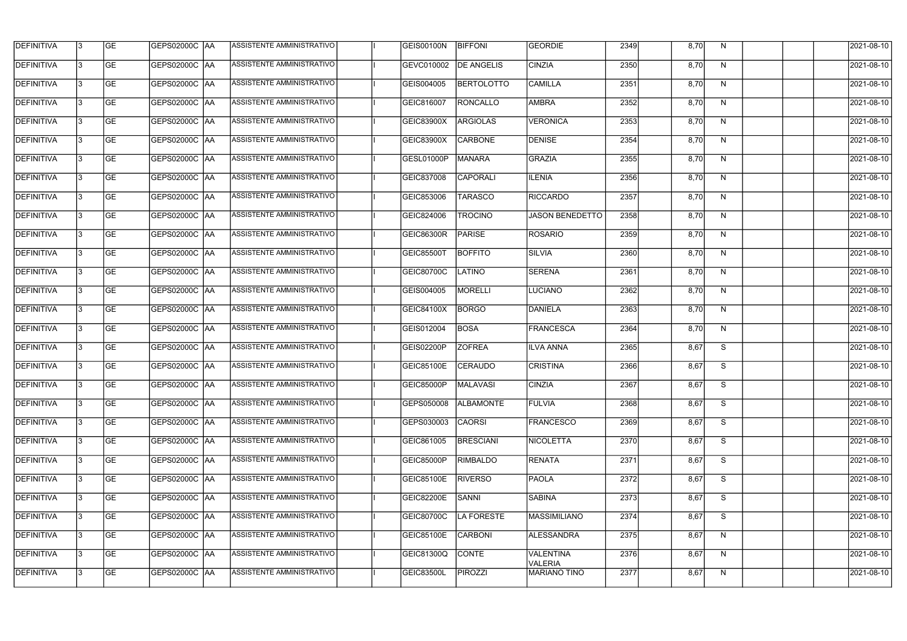| DEFINITIVA | 3 | GE | GEPS02000C | AA | ASSISTENTE AMMINISTRATIVO | | I | GEIS00100N | BIFFONI | GEORDIE | 2349 | | 8,70 | N | | | | 2021-08-10 |
|---|---|---|---|---|---|---|---|---|---|---|---|---|---|---|---|---|---|---|
| DEFINITIVA | 3 | GE | GEPS02000C | AA | ASSISTENTE AMMINISTRATIVO | | I | GEVC010002 | DE ANGELIS | CINZIA | 2350 | | 8,70 | N | | | | 2021-08-10 |
| DEFINITIVA | 3 | GE | GEPS02000C | AA | ASSISTENTE AMMINISTRATIVO | | I | GEIS004005 | BERTOLOTTO | CAMILLA | 2351 | | 8,70 | N | | | | 2021-08-10 |
| DEFINITIVA | 3 | GE | GEPS02000C | AA | ASSISTENTE AMMINISTRATIVO | | I | GEIC816007 | RONCALLO | AMBRA | 2352 | | 8,70 | N | | | | 2021-08-10 |
| DEFINITIVA | 3 | GE | GEPS02000C | AA | ASSISTENTE AMMINISTRATIVO | | I | GEIC83900X | ARGIOLAS | VERONICA | 2353 | | 8,70 | N | | | | 2021-08-10 |
| DEFINITIVA | 3 | GE | GEPS02000C | AA | ASSISTENTE AMMINISTRATIVO | | I | GEIC83900X | CARBONE | DENISE | 2354 | | 8,70 | N | | | | 2021-08-10 |
| DEFINITIVA | 3 | GE | GEPS02000C | AA | ASSISTENTE AMMINISTRATIVO | | I | GESL01000P | MANARA | GRAZIA | 2355 | | 8,70 | N | | | | 2021-08-10 |
| DEFINITIVA | 3 | GE | GEPS02000C | AA | ASSISTENTE AMMINISTRATIVO | | I | GEIC837008 | CAPORALI | ILENIA | 2356 | | 8,70 | N | | | | 2021-08-10 |
| DEFINITIVA | 3 | GE | GEPS02000C | AA | ASSISTENTE AMMINISTRATIVO | | I | GEIC853006 | TARASCO | RICCARDO | 2357 | | 8,70 | N | | | | 2021-08-10 |
| DEFINITIVA | 3 | GE | GEPS02000C | AA | ASSISTENTE AMMINISTRATIVO | | I | GEIC824006 | TROCINO | JASON BENEDETTO | 2358 | | 8,70 | N | | | | 2021-08-10 |
| DEFINITIVA | 3 | GE | GEPS02000C | AA | ASSISTENTE AMMINISTRATIVO | | I | GEIC86300R | PARISE | ROSARIO | 2359 | | 8,70 | N | | | | 2021-08-10 |
| DEFINITIVA | 3 | GE | GEPS02000C | AA | ASSISTENTE AMMINISTRATIVO | | I | GEIC85500T | BOFFITO | SILVIA | 2360 | | 8,70 | N | | | | 2021-08-10 |
| DEFINITIVA | 3 | GE | GEPS02000C | AA | ASSISTENTE AMMINISTRATIVO | | I | GEIC80700C | LATINO | SERENA | 2361 | | 8,70 | N | | | | 2021-08-10 |
| DEFINITIVA | 3 | GE | GEPS02000C | AA | ASSISTENTE AMMINISTRATIVO | | I | GEIS004005 | MORELLI | LUCIANO | 2362 | | 8,70 | N | | | | 2021-08-10 |
| DEFINITIVA | 3 | GE | GEPS02000C | AA | ASSISTENTE AMMINISTRATIVO | | I | GEIC84100X | BORGO | DANIELA | 2363 | | 8,70 | N | | | | 2021-08-10 |
| DEFINITIVA | 3 | GE | GEPS02000C | AA | ASSISTENTE AMMINISTRATIVO | | I | GEIS012004 | BOSA | FRANCESCA | 2364 | | 8,70 | N | | | | 2021-08-10 |
| DEFINITIVA | 3 | GE | GEPS02000C | AA | ASSISTENTE AMMINISTRATIVO | | I | GEIS02200P | ZOFREA | ILVA ANNA | 2365 | | 8,67 | S | | | | 2021-08-10 |
| DEFINITIVA | 3 | GE | GEPS02000C | AA | ASSISTENTE AMMINISTRATIVO | | I | GEIC85100E | CERAUDO | CRISTINA | 2366 | | 8,67 | S | | | | 2021-08-10 |
| DEFINITIVA | 3 | GE | GEPS02000C | AA | ASSISTENTE AMMINISTRATIVO | | I | GEIC85000P | MALAVASI | CINZIA | 2367 | | 8,67 | S | | | | 2021-08-10 |
| DEFINITIVA | 3 | GE | GEPS02000C | AA | ASSISTENTE AMMINISTRATIVO | | I | GEPS050008 | ALBAMONTE | FULVIA | 2368 | | 8,67 | S | | | | 2021-08-10 |
| DEFINITIVA | 3 | GE | GEPS02000C | AA | ASSISTENTE AMMINISTRATIVO | | I | GEPS030003 | CAORSI | FRANCESCO | 2369 | | 8,67 | S | | | | 2021-08-10 |
| DEFINITIVA | 3 | GE | GEPS02000C | AA | ASSISTENTE AMMINISTRATIVO | | I | GEIC861005 | BRESCIANI | NICOLETTA | 2370 | | 8,67 | S | | | | 2021-08-10 |
| DEFINITIVA | 3 | GE | GEPS02000C | AA | ASSISTENTE AMMINISTRATIVO | | I | GEIC85000P | RIMBALDO | RENATA | 2371 | | 8,67 | S | | | | 2021-08-10 |
| DEFINITIVA | 3 | GE | GEPS02000C | AA | ASSISTENTE AMMINISTRATIVO | | I | GEIC85100E | RIVERSO | PAOLA | 2372 | | 8,67 | S | | | | 2021-08-10 |
| DEFINITIVA | 3 | GE | GEPS02000C | AA | ASSISTENTE AMMINISTRATIVO | | I | GEIC82200E | SANNI | SABINA | 2373 | | 8,67 | S | | | | 2021-08-10 |
| DEFINITIVA | 3 | GE | GEPS02000C | AA | ASSISTENTE AMMINISTRATIVO | | I | GEIC80700C | LA FORESTE | MASSIMILIANO | 2374 | | 8,67 | S | | | | 2021-08-10 |
| DEFINITIVA | 3 | GE | GEPS02000C | AA | ASSISTENTE AMMINISTRATIVO | | I | GEIC85100E | CARBONI | ALESSANDRA | 2375 | | 8,67 | N | | | | 2021-08-10 |
| DEFINITIVA | 3 | GE | GEPS02000C | AA | ASSISTENTE AMMINISTRATIVO | | I | GEIC81300Q | CONTE | VALENTINA VALERIA | 2376 | | 8,67 | N | | | | 2021-08-10 |
| DEFINITIVA | 3 | GE | GEPS02000C | AA | ASSISTENTE AMMINISTRATIVO | | I | GEIC83500L | PIROZZI | MARIANO TINO | 2377 | | 8,67 | N | | | | 2021-08-10 |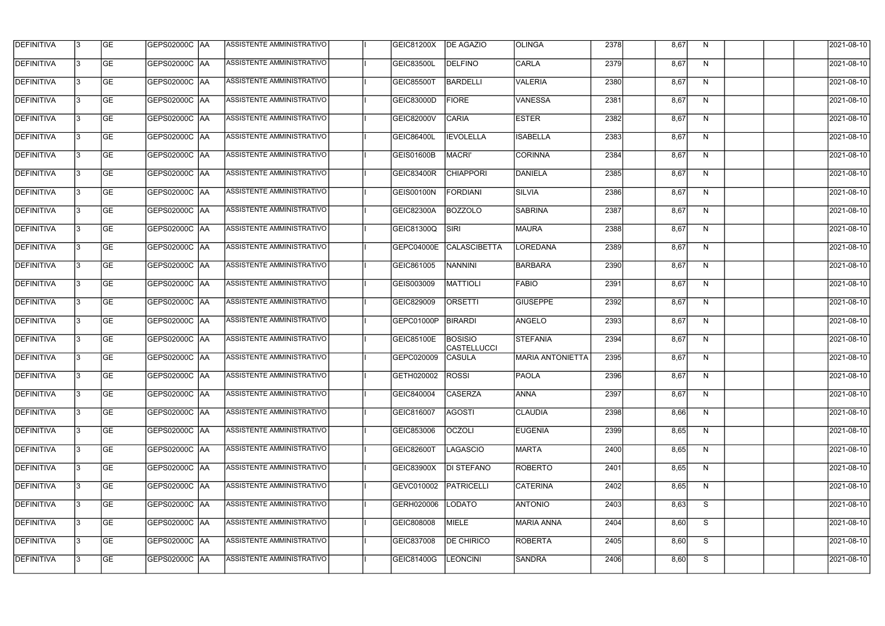| DEFINITIVA | 3 | GE | GEPS02000C | AA | ASSISTENTE AMMINISTRATIVO | | I | GEIC81200X | DE AGAZIO | OLINGA | 2378 | | 8,67 | N | | | | 2021-08-10 |
|---|---|---|---|---|---|---|---|---|---|---|---|---|---|---|---|---|---|---|
| DEFINITIVA | 3 | GE | GEPS02000C | AA | ASSISTENTE AMMINISTRATIVO | | I | GEIC83500L | DELFINO | CARLA | 2379 | | 8,67 | N | | | | 2021-08-10 |
| DEFINITIVA | 3 | GE | GEPS02000C | AA | ASSISTENTE AMMINISTRATIVO | | I | GEIC85500T | BARDELLI | VALERIA | 2380 | | 8,67 | N | | | | 2021-08-10 |
| DEFINITIVA | 3 | GE | GEPS02000C | AA | ASSISTENTE AMMINISTRATIVO | | I | GEIC83000D | FIORE | VANESSA | 2381 | | 8,67 | N | | | | 2021-08-10 |
| DEFINITIVA | 3 | GE | GEPS02000C | AA | ASSISTENTE AMMINISTRATIVO | | I | GEIC82000V | CARIA | ESTER | 2382 | | 8,67 | N | | | | 2021-08-10 |
| DEFINITIVA | 3 | GE | GEPS02000C | AA | ASSISTENTE AMMINISTRATIVO | | I | GEIC86400L | IEVOLELLA | ISABELLA | 2383 | | 8,67 | N | | | | 2021-08-10 |
| DEFINITIVA | 3 | GE | GEPS02000C | AA | ASSISTENTE AMMINISTRATIVO | | I | GEIS01600B | MACRI' | CORINNA | 2384 | | 8,67 | N | | | | 2021-08-10 |
| DEFINITIVA | 3 | GE | GEPS02000C | AA | ASSISTENTE AMMINISTRATIVO | | I | GEIC83400R | CHIAPPORI | DANIELA | 2385 | | 8,67 | N | | | | 2021-08-10 |
| DEFINITIVA | 3 | GE | GEPS02000C | AA | ASSISTENTE AMMINISTRATIVO | | I | GEIS00100N | FORDIANI | SILVIA | 2386 | | 8,67 | N | | | | 2021-08-10 |
| DEFINITIVA | 3 | GE | GEPS02000C | AA | ASSISTENTE AMMINISTRATIVO | | I | GEIC82300A | BOZZOLO | SABRINA | 2387 | | 8,67 | N | | | | 2021-08-10 |
| DEFINITIVA | 3 | GE | GEPS02000C | AA | ASSISTENTE AMMINISTRATIVO | | I | GEIC81300Q | SIRI | MAURA | 2388 | | 8,67 | N | | | | 2021-08-10 |
| DEFINITIVA | 3 | GE | GEPS02000C | AA | ASSISTENTE AMMINISTRATIVO | | I | GEPC04000E | CALASCIBETTA | LOREDANA | 2389 | | 8,67 | N | | | | 2021-08-10 |
| DEFINITIVA | 3 | GE | GEPS02000C | AA | ASSISTENTE AMMINISTRATIVO | | I | GEIC861005 | NANNINI | BARBARA | 2390 | | 8,67 | N | | | | 2021-08-10 |
| DEFINITIVA | 3 | GE | GEPS02000C | AA | ASSISTENTE AMMINISTRATIVO | | I | GEIS003009 | MATTIOLI | FABIO | 2391 | | 8,67 | N | | | | 2021-08-10 |
| DEFINITIVA | 3 | GE | GEPS02000C | AA | ASSISTENTE AMMINISTRATIVO | | I | GEIC829009 | ORSETTI | GIUSEPPE | 2392 | | 8,67 | N | | | | 2021-08-10 |
| DEFINITIVA | 3 | GE | GEPS02000C | AA | ASSISTENTE AMMINISTRATIVO | | I | GEPC01000P | BIRARDI | ANGELO | 2393 | | 8,67 | N | | | | 2021-08-10 |
| DEFINITIVA | 3 | GE | GEPS02000C | AA | ASSISTENTE AMMINISTRATIVO | | I | GEIC85100E | BOSISIO CASTELLUCCI | STEFANIA | 2394 | | 8,67 | N | | | | 2021-08-10 |
| DEFINITIVA | 3 | GE | GEPS02000C | AA | ASSISTENTE AMMINISTRATIVO | | I | GEPC020009 | CASULA | MARIA ANTONIETTA | 2395 | | 8,67 | N | | | | 2021-08-10 |
| DEFINITIVA | 3 | GE | GEPS02000C | AA | ASSISTENTE AMMINISTRATIVO | | I | GETH020002 | ROSSI | PAOLA | 2396 | | 8,67 | N | | | | 2021-08-10 |
| DEFINITIVA | 3 | GE | GEPS02000C | AA | ASSISTENTE AMMINISTRATIVO | | I | GEIC840004 | CASERZA | ANNA | 2397 | | 8,67 | N | | | | 2021-08-10 |
| DEFINITIVA | 3 | GE | GEPS02000C | AA | ASSISTENTE AMMINISTRATIVO | | I | GEIC816007 | AGOSTI | CLAUDIA | 2398 | | 8,66 | N | | | | 2021-08-10 |
| DEFINITIVA | 3 | GE | GEPS02000C | AA | ASSISTENTE AMMINISTRATIVO | | I | GEIC853006 | OCZOLI | EUGENIA | 2399 | | 8,65 | N | | | | 2021-08-10 |
| DEFINITIVA | 3 | GE | GEPS02000C | AA | ASSISTENTE AMMINISTRATIVO | | I | GEIC82600T | LAGASCIO | MARTA | 2400 | | 8,65 | N | | | | 2021-08-10 |
| DEFINITIVA | 3 | GE | GEPS02000C | AA | ASSISTENTE AMMINISTRATIVO | | I | GEIC83900X | DI STEFANO | ROBERTO | 2401 | | 8,65 | N | | | | 2021-08-10 |
| DEFINITIVA | 3 | GE | GEPS02000C | AA | ASSISTENTE AMMINISTRATIVO | | I | GEVC010002 | PATRICELLI | CATERINA | 2402 | | 8,65 | N | | | | 2021-08-10 |
| DEFINITIVA | 3 | GE | GEPS02000C | AA | ASSISTENTE AMMINISTRATIVO | | I | GERH020006 | LODATO | ANTONIO | 2403 | | 8,63 | S | | | | 2021-08-10 |
| DEFINITIVA | 3 | GE | GEPS02000C | AA | ASSISTENTE AMMINISTRATIVO | | I | GEIC808008 | MIELE | MARIA ANNA | 2404 | | 8,60 | S | | | | 2021-08-10 |
| DEFINITIVA | 3 | GE | GEPS02000C | AA | ASSISTENTE AMMINISTRATIVO | | I | GEIC837008 | DE CHIRICO | ROBERTA | 2405 | | 8,60 | S | | | | 2021-08-10 |
| DEFINITIVA | 3 | GE | GEPS02000C | AA | ASSISTENTE AMMINISTRATIVO | | I | GEIC81400G | LEONCINI | SANDRA | 2406 | | 8,60 | S | | | | 2021-08-10 |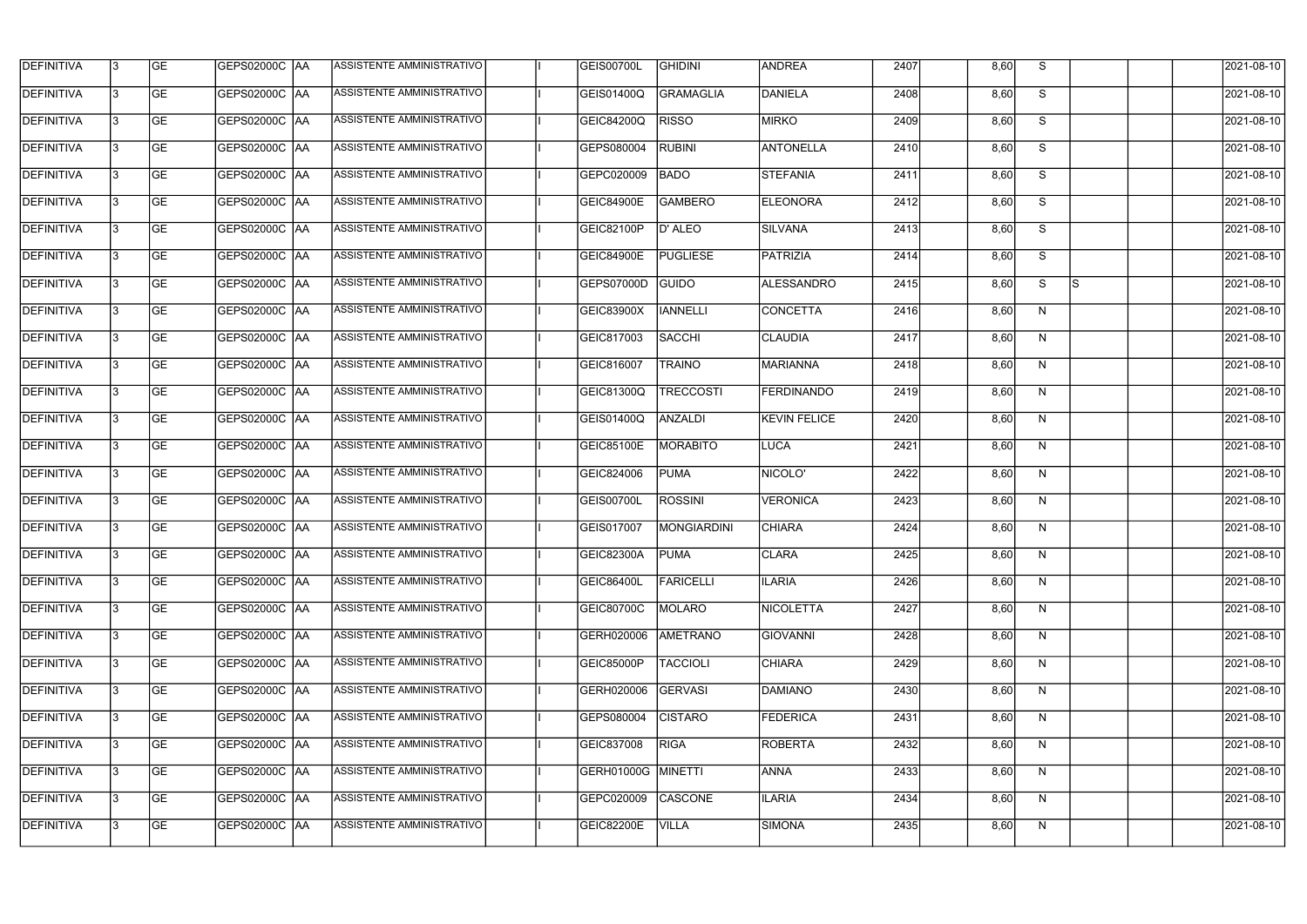| DEFINITIVA | 3 | GE | GEPS02000C | AA | ASSISTENTE AMMINISTRATIVO | | I | GEIS00700L | GHIDINI | ANDREA | 2407 | | 8,60 | S | | | | 2021-08-10 |
|---|---|---|---|---|---|---|---|---|---|---|---|---|---|---|---|---|---|---|
| DEFINITIVA | 3 | GE | GEPS02000C | AA | ASSISTENTE AMMINISTRATIVO | | I | GEIS01400Q | GRAMAGLIA | DANIELA | 2408 | | 8,60 | S | | | | 2021-08-10 |
| DEFINITIVA | 3 | GE | GEPS02000C | AA | ASSISTENTE AMMINISTRATIVO | | I | GEIC84200Q | RISSO | MIRKO | 2409 | | 8,60 | S | | | | 2021-08-10 |
| DEFINITIVA | 3 | GE | GEPS02000C | AA | ASSISTENTE AMMINISTRATIVO | | I | GEPS080004 | RUBINI | ANTONELLA | 2410 | | 8,60 | S | | | | 2021-08-10 |
| DEFINITIVA | 3 | GE | GEPS02000C | AA | ASSISTENTE AMMINISTRATIVO | | I | GEPC020009 | BADO | STEFANIA | 2411 | | 8,60 | S | | | | 2021-08-10 |
| DEFINITIVA | 3 | GE | GEPS02000C | AA | ASSISTENTE AMMINISTRATIVO | | I | GEIC84900E | GAMBERO | ELEONORA | 2412 | | 8,60 | S | | | | 2021-08-10 |
| DEFINITIVA | 3 | GE | GEPS02000C | AA | ASSISTENTE AMMINISTRATIVO | | I | GEIC82100P | D' ALEO | SILVANA | 2413 | | 8,60 | S | | | | 2021-08-10 |
| DEFINITIVA | 3 | GE | GEPS02000C | AA | ASSISTENTE AMMINISTRATIVO | | I | GEIC84900E | PUGLIESE | PATRIZIA | 2414 | | 8,60 | S | | | | 2021-08-10 |
| DEFINITIVA | 3 | GE | GEPS02000C | AA | ASSISTENTE AMMINISTRATIVO | | I | GEPS07000D | GUIDO | ALESSANDRO | 2415 | | 8,60 | S | S | | | 2021-08-10 |
| DEFINITIVA | 3 | GE | GEPS02000C | AA | ASSISTENTE AMMINISTRATIVO | | I | GEIC83900X | IANNELLI | CONCETTA | 2416 | | 8,60 | N | | | | 2021-08-10 |
| DEFINITIVA | 3 | GE | GEPS02000C | AA | ASSISTENTE AMMINISTRATIVO | | I | GEIC817003 | SACCHI | CLAUDIA | 2417 | | 8,60 | N | | | | 2021-08-10 |
| DEFINITIVA | 3 | GE | GEPS02000C | AA | ASSISTENTE AMMINISTRATIVO | | I | GEIC816007 | TRAINO | MARIANNA | 2418 | | 8,60 | N | | | | 2021-08-10 |
| DEFINITIVA | 3 | GE | GEPS02000C | AA | ASSISTENTE AMMINISTRATIVO | | I | GEIC81300Q | TRECCOSTI | FERDINANDO | 2419 | | 8,60 | N | | | | 2021-08-10 |
| DEFINITIVA | 3 | GE | GEPS02000C | AA | ASSISTENTE AMMINISTRATIVO | | I | GEIS01400Q | ANZALDI | KEVIN FELICE | 2420 | | 8,60 | N | | | | 2021-08-10 |
| DEFINITIVA | 3 | GE | GEPS02000C | AA | ASSISTENTE AMMINISTRATIVO | | I | GEIC85100E | MORABITO | LUCA | 2421 | | 8,60 | N | | | | 2021-08-10 |
| DEFINITIVA | 3 | GE | GEPS02000C | AA | ASSISTENTE AMMINISTRATIVO | | I | GEIC824006 | PUMA | NICOLO' | 2422 | | 8,60 | N | | | | 2021-08-10 |
| DEFINITIVA | 3 | GE | GEPS02000C | AA | ASSISTENTE AMMINISTRATIVO | | I | GEIS00700L | ROSSINI | VERONICA | 2423 | | 8,60 | N | | | | 2021-08-10 |
| DEFINITIVA | 3 | GE | GEPS02000C | AA | ASSISTENTE AMMINISTRATIVO | | I | GEIS017007 | MONGIARDINI | CHIARA | 2424 | | 8,60 | N | | | | 2021-08-10 |
| DEFINITIVA | 3 | GE | GEPS02000C | AA | ASSISTENTE AMMINISTRATIVO | | I | GEIC82300A | PUMA | CLARA | 2425 | | 8,60 | N | | | | 2021-08-10 |
| DEFINITIVA | 3 | GE | GEPS02000C | AA | ASSISTENTE AMMINISTRATIVO | | I | GEIC86400L | FARICELLI | ILARIA | 2426 | | 8,60 | N | | | | 2021-08-10 |
| DEFINITIVA | 3 | GE | GEPS02000C | AA | ASSISTENTE AMMINISTRATIVO | | I | GEIC80700C | MOLARO | NICOLETTA | 2427 | | 8,60 | N | | | | 2021-08-10 |
| DEFINITIVA | 3 | GE | GEPS02000C | AA | ASSISTENTE AMMINISTRATIVO | | I | GERH020006 | AMETRANO | GIOVANNI | 2428 | | 8,60 | N | | | | 2021-08-10 |
| DEFINITIVA | 3 | GE | GEPS02000C | AA | ASSISTENTE AMMINISTRATIVO | | I | GEIC85000P | TACCIOLI | CHIARA | 2429 | | 8,60 | N | | | | 2021-08-10 |
| DEFINITIVA | 3 | GE | GEPS02000C | AA | ASSISTENTE AMMINISTRATIVO | | I | GERH020006 | GERVASI | DAMIANO | 2430 | | 8,60 | N | | | | 2021-08-10 |
| DEFINITIVA | 3 | GE | GEPS02000C | AA | ASSISTENTE AMMINISTRATIVO | | I | GEPS080004 | CISTARO | FEDERICA | 2431 | | 8,60 | N | | | | 2021-08-10 |
| DEFINITIVA | 3 | GE | GEPS02000C | AA | ASSISTENTE AMMINISTRATIVO | | I | GEIC837008 | RIGA | ROBERTA | 2432 | | 8,60 | N | | | | 2021-08-10 |
| DEFINITIVA | 3 | GE | GEPS02000C | AA | ASSISTENTE AMMINISTRATIVO | | I | GERH01000G | MINETTI | ANNA | 2433 | | 8,60 | N | | | | 2021-08-10 |
| DEFINITIVA | 3 | GE | GEPS02000C | AA | ASSISTENTE AMMINISTRATIVO | | I | GEPC020009 | CASCONE | ILARIA | 2434 | | 8,60 | N | | | | 2021-08-10 |
| DEFINITIVA | 3 | GE | GEPS02000C | AA | ASSISTENTE AMMINISTRATIVO | | I | GEIC82200E | VILLA | SIMONA | 2435 | | 8,60 | N | | | | 2021-08-10 |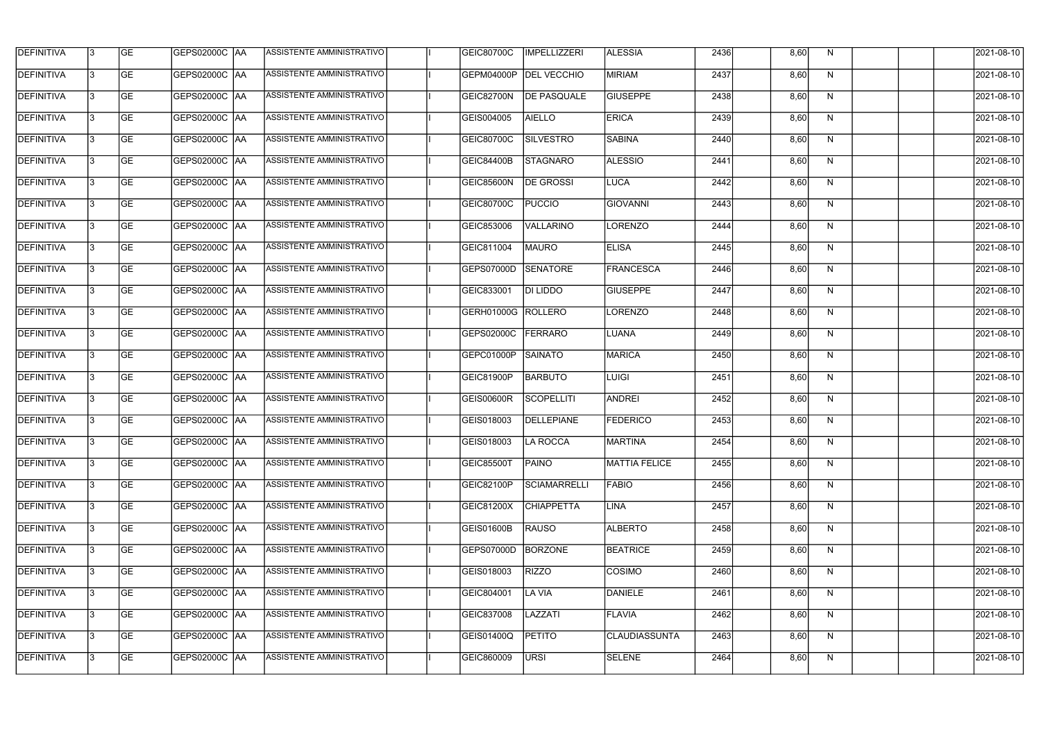| DEFINITIVA | 3 | GE | GEPS02000C | AA | ASSISTENTE AMMINISTRATIVO | | I | GEIC80700C | IMPELLIZZERI | ALESSIA | 2436 | | 8,60 | N | | | | 2021-08-10 |
|---|---|---|---|---|---|---|---|---|---|---|---|---|---|---|---|---|---|---|
| DEFINITIVA | 3 | GE | GEPS02000C | AA | ASSISTENTE AMMINISTRATIVO | | I | GEPM04000P | DEL VECCHIO | MIRIAM | 2437 | | 8,60 | N | | | | 2021-08-10 |
| DEFINITIVA | 3 | GE | GEPS02000C | AA | ASSISTENTE AMMINISTRATIVO | | I | GEIC82700N | DE PASQUALE | GIUSEPPE | 2438 | | 8,60 | N | | | | 2021-08-10 |
| DEFINITIVA | 3 | GE | GEPS02000C | AA | ASSISTENTE AMMINISTRATIVO | | I | GEIS004005 | AIELLO | ERICA | 2439 | | 8,60 | N | | | | 2021-08-10 |
| DEFINITIVA | 3 | GE | GEPS02000C | AA | ASSISTENTE AMMINISTRATIVO | | I | GEIC80700C | SILVESTRO | SABINA | 2440 | | 8,60 | N | | | | 2021-08-10 |
| DEFINITIVA | 3 | GE | GEPS02000C | AA | ASSISTENTE AMMINISTRATIVO | | I | GEIC84400B | STAGNARO | ALESSIO | 2441 | | 8,60 | N | | | | 2021-08-10 |
| DEFINITIVA | 3 | GE | GEPS02000C | AA | ASSISTENTE AMMINISTRATIVO | | I | GEIC85600N | DE GROSSI | LUCA | 2442 | | 8,60 | N | | | | 2021-08-10 |
| DEFINITIVA | 3 | GE | GEPS02000C | AA | ASSISTENTE AMMINISTRATIVO | | I | GEIC80700C | PUCCIO | GIOVANNI | 2443 | | 8,60 | N | | | | 2021-08-10 |
| DEFINITIVA | 3 | GE | GEPS02000C | AA | ASSISTENTE AMMINISTRATIVO | | I | GEIC853006 | VALLARINO | LORENZO | 2444 | | 8,60 | N | | | | 2021-08-10 |
| DEFINITIVA | 3 | GE | GEPS02000C | AA | ASSISTENTE AMMINISTRATIVO | | I | GEIC811004 | MAURO | ELISA | 2445 | | 8,60 | N | | | | 2021-08-10 |
| DEFINITIVA | 3 | GE | GEPS02000C | AA | ASSISTENTE AMMINISTRATIVO | | I | GEPS07000D | SENATORE | FRANCESCA | 2446 | | 8,60 | N | | | | 2021-08-10 |
| DEFINITIVA | 3 | GE | GEPS02000C | AA | ASSISTENTE AMMINISTRATIVO | | I | GEIC833001 | DI LIDDO | GIUSEPPE | 2447 | | 8,60 | N | | | | 2021-08-10 |
| DEFINITIVA | 3 | GE | GEPS02000C | AA | ASSISTENTE AMMINISTRATIVO | | I | GERH01000G | ROLLERO | LORENZO | 2448 | | 8,60 | N | | | | 2021-08-10 |
| DEFINITIVA | 3 | GE | GEPS02000C | AA | ASSISTENTE AMMINISTRATIVO | | I | GEPS02000C | FERRARO | LUANA | 2449 | | 8,60 | N | | | | 2021-08-10 |
| DEFINITIVA | 3 | GE | GEPS02000C | AA | ASSISTENTE AMMINISTRATIVO | | I | GEPC01000P | SAINATO | MARICA | 2450 | | 8,60 | N | | | | 2021-08-10 |
| DEFINITIVA | 3 | GE | GEPS02000C | AA | ASSISTENTE AMMINISTRATIVO | | I | GEIC81900P | BARBUTO | LUIGI | 2451 | | 8,60 | N | | | | 2021-08-10 |
| DEFINITIVA | 3 | GE | GEPS02000C | AA | ASSISTENTE AMMINISTRATIVO | | I | GEIS00600R | SCOPELLITI | ANDREI | 2452 | | 8,60 | N | | | | 2021-08-10 |
| DEFINITIVA | 3 | GE | GEPS02000C | AA | ASSISTENTE AMMINISTRATIVO | | I | GEIS018003 | DELLEPIANE | FEDERICO | 2453 | | 8,60 | N | | | | 2021-08-10 |
| DEFINITIVA | 3 | GE | GEPS02000C | AA | ASSISTENTE AMMINISTRATIVO | | I | GEIS018003 | LA ROCCA | MARTINA | 2454 | | 8,60 | N | | | | 2021-08-10 |
| DEFINITIVA | 3 | GE | GEPS02000C | AA | ASSISTENTE AMMINISTRATIVO | | I | GEIC85500T | PAINO | MATTIA FELICE | 2455 | | 8,60 | N | | | | 2021-08-10 |
| DEFINITIVA | 3 | GE | GEPS02000C | AA | ASSISTENTE AMMINISTRATIVO | | I | GEIC82100P | SCIAMARRELLI | FABIO | 2456 | | 8,60 | N | | | | 2021-08-10 |
| DEFINITIVA | 3 | GE | GEPS02000C | AA | ASSISTENTE AMMINISTRATIVO | | I | GEIC81200X | CHIAPPETTA | LINA | 2457 | | 8,60 | N | | | | 2021-08-10 |
| DEFINITIVA | 3 | GE | GEPS02000C | AA | ASSISTENTE AMMINISTRATIVO | | I | GEIS01600B | RAUSO | ALBERTO | 2458 | | 8,60 | N | | | | 2021-08-10 |
| DEFINITIVA | 3 | GE | GEPS02000C | AA | ASSISTENTE AMMINISTRATIVO | | I | GEPS07000D | BORZONE | BEATRICE | 2459 | | 8,60 | N | | | | 2021-08-10 |
| DEFINITIVA | 3 | GE | GEPS02000C | AA | ASSISTENTE AMMINISTRATIVO | | I | GEIS018003 | RIZZO | COSIMO | 2460 | | 8,60 | N | | | | 2021-08-10 |
| DEFINITIVA | 3 | GE | GEPS02000C | AA | ASSISTENTE AMMINISTRATIVO | | I | GEIC804001 | LA VIA | DANIELE | 2461 | | 8,60 | N | | | | 2021-08-10 |
| DEFINITIVA | 3 | GE | GEPS02000C | AA | ASSISTENTE AMMINISTRATIVO | | I | GEIC837008 | LAZZATI | FLAVIA | 2462 | | 8,60 | N | | | | 2021-08-10 |
| DEFINITIVA | 3 | GE | GEPS02000C | AA | ASSISTENTE AMMINISTRATIVO | | I | GEIS01400Q | PETITO | CLAUDIASSUNTA | 2463 | | 8,60 | N | | | | 2021-08-10 |
| DEFINITIVA | 3 | GE | GEPS02000C | AA | ASSISTENTE AMMINISTRATIVO | | I | GEIC860009 | URSI | SELENE | 2464 | | 8,60 | N | | | | 2021-08-10 |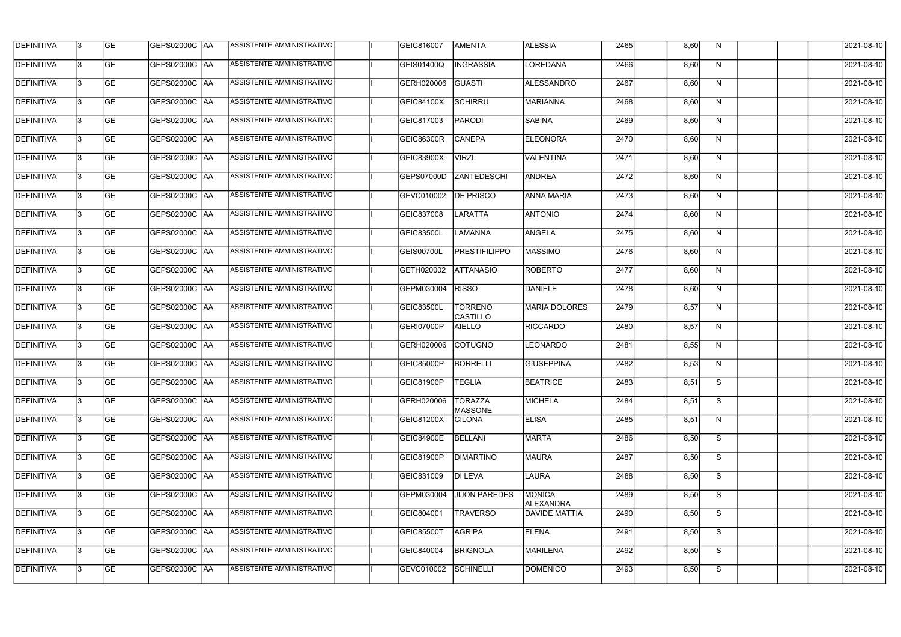| | | | | | | | | | | | | | | | | | | |
|---|---|---|---|---|---|---|---|---|---|---|---|---|---|---|---|---|---|---|
| DEFINITIVA | 3 | GE | GEPS02000C | AA | ASSISTENTE AMMINISTRATIVO | | I | GEIC816007 | AMENTA | ALESSIA | 2465 | | 8,60 | N | | | | 2021-08-10 |
| DEFINITIVA | 3 | GE | GEPS02000C | AA | ASSISTENTE AMMINISTRATIVO | | I | GEIS01400Q | INGRASSIA | LOREDANA | 2466 | | 8,60 | N | | | | 2021-08-10 |
| DEFINITIVA | 3 | GE | GEPS02000C | AA | ASSISTENTE AMMINISTRATIVO | | I | GERH020006 | GUASTI | ALESSANDRO | 2467 | | 8,60 | N | | | | 2021-08-10 |
| DEFINITIVA | 3 | GE | GEPS02000C | AA | ASSISTENTE AMMINISTRATIVO | | I | GEIC84100X | SCHIRRU | MARIANNA | 2468 | | 8,60 | N | | | | 2021-08-10 |
| DEFINITIVA | 3 | GE | GEPS02000C | AA | ASSISTENTE AMMINISTRATIVO | | I | GEIC817003 | PARODI | SABINA | 2469 | | 8,60 | N | | | | 2021-08-10 |
| DEFINITIVA | 3 | GE | GEPS02000C | AA | ASSISTENTE AMMINISTRATIVO | | I | GEIC86300R | CANEPA | ELEONORA | 2470 | | 8,60 | N | | | | 2021-08-10 |
| DEFINITIVA | 3 | GE | GEPS02000C | AA | ASSISTENTE AMMINISTRATIVO | | I | GEIC83900X | VIRZI | VALENTINA | 2471 | | 8,60 | N | | | | 2021-08-10 |
| DEFINITIVA | 3 | GE | GEPS02000C | AA | ASSISTENTE AMMINISTRATIVO | | I | GEPS07000D | ZANTEDESCHI | ANDREA | 2472 | | 8,60 | N | | | | 2021-08-10 |
| DEFINITIVA | 3 | GE | GEPS02000C | AA | ASSISTENTE AMMINISTRATIVO | | I | GEVC010002 | DE PRISCO | ANNA MARIA | 2473 | | 8,60 | N | | | | 2021-08-10 |
| DEFINITIVA | 3 | GE | GEPS02000C | AA | ASSISTENTE AMMINISTRATIVO | | I | GEIC837008 | LARATTA | ANTONIO | 2474 | | 8,60 | N | | | | 2021-08-10 |
| DEFINITIVA | 3 | GE | GEPS02000C | AA | ASSISTENTE AMMINISTRATIVO | | I | GEIC83500L | LAMANNA | ANGELA | 2475 | | 8,60 | N | | | | 2021-08-10 |
| DEFINITIVA | 3 | GE | GEPS02000C | AA | ASSISTENTE AMMINISTRATIVO | | I | GEIS00700L | PRESTIFILIPPO | MASSIMO | 2476 | | 8,60 | N | | | | 2021-08-10 |
| DEFINITIVA | 3 | GE | GEPS02000C | AA | ASSISTENTE AMMINISTRATIVO | | I | GETH020002 | ATTANASIO | ROBERTO | 2477 | | 8,60 | N | | | | 2021-08-10 |
| DEFINITIVA | 3 | GE | GEPS02000C | AA | ASSISTENTE AMMINISTRATIVO | | I | GEPM030004 | RISSO | DANIELE | 2478 | | 8,60 | N | | | | 2021-08-10 |
| DEFINITIVA | 3 | GE | GEPS02000C | AA | ASSISTENTE AMMINISTRATIVO | | I | GEIC83500L | TORRENO CASTILLO | MARIA DOLORES | 2479 | | 8,57 | N | | | | 2021-08-10 |
| DEFINITIVA | 3 | GE | GEPS02000C | AA | ASSISTENTE AMMINISTRATIVO | | I | GERI07000P | AIELLO | RICCARDO | 2480 | | 8,57 | N | | | | 2021-08-10 |
| DEFINITIVA | 3 | GE | GEPS02000C | AA | ASSISTENTE AMMINISTRATIVO | | I | GERH020006 | COTUGNO | LEONARDO | 2481 | | 8,55 | N | | | | 2021-08-10 |
| DEFINITIVA | 3 | GE | GEPS02000C | AA | ASSISTENTE AMMINISTRATIVO | | I | GEIC85000P | BORRELLI | GIUSEPPINA | 2482 | | 8,53 | N | | | | 2021-08-10 |
| DEFINITIVA | 3 | GE | GEPS02000C | AA | ASSISTENTE AMMINISTRATIVO | | I | GEIC81900P | TEGLIA | BEATRICE | 2483 | | 8,51 | S | | | | 2021-08-10 |
| DEFINITIVA | 3 | GE | GEPS02000C | AA | ASSISTENTE AMMINISTRATIVO | | I | GERH020006 | TORAZZA MASSONE | MICHELA | 2484 | | 8,51 | S | | | | 2021-08-10 |
| DEFINITIVA | 3 | GE | GEPS02000C | AA | ASSISTENTE AMMINISTRATIVO | | I | GEIC81200X | CILONA | ELISA | 2485 | | 8,51 | N | | | | 2021-08-10 |
| DEFINITIVA | 3 | GE | GEPS02000C | AA | ASSISTENTE AMMINISTRATIVO | | I | GEIC84900E | BELLANI | MARTA | 2486 | | 8,50 | S | | | | 2021-08-10 |
| DEFINITIVA | 3 | GE | GEPS02000C | AA | ASSISTENTE AMMINISTRATIVO | | I | GEIC81900P | DIMARTINO | MAURA | 2487 | | 8,50 | S | | | | 2021-08-10 |
| DEFINITIVA | 3 | GE | GEPS02000C | AA | ASSISTENTE AMMINISTRATIVO | | I | GEIC831009 | DI LEVA | LAURA | 2488 | | 8,50 | S | | | | 2021-08-10 |
| DEFINITIVA | 3 | GE | GEPS02000C | AA | ASSISTENTE AMMINISTRATIVO | | I | GEPM030004 | JIJON PAREDES | MONICA ALEXANDRA | 2489 | | 8,50 | S | | | | 2021-08-10 |
| DEFINITIVA | 3 | GE | GEPS02000C | AA | ASSISTENTE AMMINISTRATIVO | | I | GEIC804001 | TRAVERSO | DAVIDE MATTIA | 2490 | | 8,50 | S | | | | 2021-08-10 |
| DEFINITIVA | 3 | GE | GEPS02000C | AA | ASSISTENTE AMMINISTRATIVO | | I | GEIC85500T | AGRIPA | ELENA | 2491 | | 8,50 | S | | | | 2021-08-10 |
| DEFINITIVA | 3 | GE | GEPS02000C | AA | ASSISTENTE AMMINISTRATIVO | | I | GEIC840004 | BRIGNOLA | MARILENA | 2492 | | 8,50 | S | | | | 2021-08-10 |
| DEFINITIVA | 3 | GE | GEPS02000C | AA | ASSISTENTE AMMINISTRATIVO | | I | GEVC010002 | SCHINELLI | DOMENICO | 2493 | | 8,50 | S | | | | 2021-08-10 |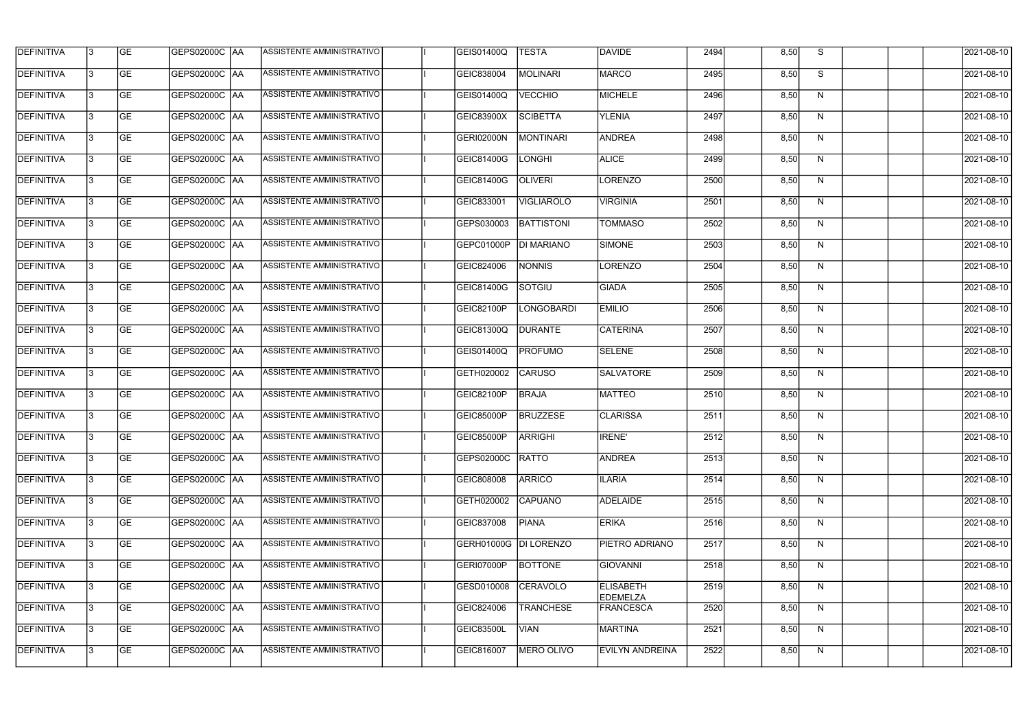| DEFINITIVA | 3 | GE | GEPS02000C | AA | ASSISTENTE AMMINISTRATIVO | | I | GEIS01400Q | TESTA | DAVIDE | 2494 | | 8,50 | S | | | | 2021-08-10 |
|---|---|---|---|---|---|---|---|---|---|---|---|---|---|---|---|---|---|---|
| DEFINITIVA | 3 | GE | GEPS02000C | AA | ASSISTENTE AMMINISTRATIVO | | I | GEIC838004 | MOLINARI | MARCO | 2495 | | 8,50 | S | | | | 2021-08-10 |
| DEFINITIVA | 3 | GE | GEPS02000C | AA | ASSISTENTE AMMINISTRATIVO | | I | GEIS01400Q | VECCHIO | MICHELE | 2496 | | 8,50 | N | | | | 2021-08-10 |
| DEFINITIVA | 3 | GE | GEPS02000C | AA | ASSISTENTE AMMINISTRATIVO | | I | GEIC83900X | SCIBETTA | YLENIA | 2497 | | 8,50 | N | | | | 2021-08-10 |
| DEFINITIVA | 3 | GE | GEPS02000C | AA | ASSISTENTE AMMINISTRATIVO | | I | GERI02000N | MONTINARI | ANDREA | 2498 | | 8,50 | N | | | | 2021-08-10 |
| DEFINITIVA | 3 | GE | GEPS02000C | AA | ASSISTENTE AMMINISTRATIVO | | I | GEIC81400G | LONGHI | ALICE | 2499 | | 8,50 | N | | | | 2021-08-10 |
| DEFINITIVA | 3 | GE | GEPS02000C | AA | ASSISTENTE AMMINISTRATIVO | | I | GEIC81400G | OLIVERI | LORENZO | 2500 | | 8,50 | N | | | | 2021-08-10 |
| DEFINITIVA | 3 | GE | GEPS02000C | AA | ASSISTENTE AMMINISTRATIVO | | I | GEIC833001 | VIGLIAROLO | VIRGINIA | 2501 | | 8,50 | N | | | | 2021-08-10 |
| DEFINITIVA | 3 | GE | GEPS02000C | AA | ASSISTENTE AMMINISTRATIVO | | I | GEPS030003 | BATTISTONI | TOMMASO | 2502 | | 8,50 | N | | | | 2021-08-10 |
| DEFINITIVA | 3 | GE | GEPS02000C | AA | ASSISTENTE AMMINISTRATIVO | | I | GEPC01000P | DI MARIANO | SIMONE | 2503 | | 8,50 | N | | | | 2021-08-10 |
| DEFINITIVA | 3 | GE | GEPS02000C | AA | ASSISTENTE AMMINISTRATIVO | | I | GEIC824006 | NONNIS | LORENZO | 2504 | | 8,50 | N | | | | 2021-08-10 |
| DEFINITIVA | 3 | GE | GEPS02000C | AA | ASSISTENTE AMMINISTRATIVO | | I | GEIC81400G | SOTGIU | GIADA | 2505 | | 8,50 | N | | | | 2021-08-10 |
| DEFINITIVA | 3 | GE | GEPS02000C | AA | ASSISTENTE AMMINISTRATIVO | | I | GEIC82100P | LONGOBARDI | EMILIO | 2506 | | 8,50 | N | | | | 2021-08-10 |
| DEFINITIVA | 3 | GE | GEPS02000C | AA | ASSISTENTE AMMINISTRATIVO | | I | GEIC81300Q | DURANTE | CATERINA | 2507 | | 8,50 | N | | | | 2021-08-10 |
| DEFINITIVA | 3 | GE | GEPS02000C | AA | ASSISTENTE AMMINISTRATIVO | | I | GEIS01400Q | PROFUMO | SELENE | 2508 | | 8,50 | N | | | | 2021-08-10 |
| DEFINITIVA | 3 | GE | GEPS02000C | AA | ASSISTENTE AMMINISTRATIVO | | I | GETH020002 | CARUSO | SALVATORE | 2509 | | 8,50 | N | | | | 2021-08-10 |
| DEFINITIVA | 3 | GE | GEPS02000C | AA | ASSISTENTE AMMINISTRATIVO | | I | GEIC82100P | BRAJA | MATTEO | 2510 | | 8,50 | N | | | | 2021-08-10 |
| DEFINITIVA | 3 | GE | GEPS02000C | AA | ASSISTENTE AMMINISTRATIVO | | I | GEIC85000P | BRUZZESE | CLARISSA | 2511 | | 8,50 | N | | | | 2021-08-10 |
| DEFINITIVA | 3 | GE | GEPS02000C | AA | ASSISTENTE AMMINISTRATIVO | | I | GEIC85000P | ARRIGHI | IRENE' | 2512 | | 8,50 | N | | | | 2021-08-10 |
| DEFINITIVA | 3 | GE | GEPS02000C | AA | ASSISTENTE AMMINISTRATIVO | | I | GEPS02000C | RATTO | ANDREA | 2513 | | 8,50 | N | | | | 2021-08-10 |
| DEFINITIVA | 3 | GE | GEPS02000C | AA | ASSISTENTE AMMINISTRATIVO | | I | GEIC808008 | ARRICO | ILARIA | 2514 | | 8,50 | N | | | | 2021-08-10 |
| DEFINITIVA | 3 | GE | GEPS02000C | AA | ASSISTENTE AMMINISTRATIVO | | I | GETH020002 | CAPUANO | ADELAIDE | 2515 | | 8,50 | N | | | | 2021-08-10 |
| DEFINITIVA | 3 | GE | GEPS02000C | AA | ASSISTENTE AMMINISTRATIVO | | I | GEIC837008 | PIANA | ERIKA | 2516 | | 8,50 | N | | | | 2021-08-10 |
| DEFINITIVA | 3 | GE | GEPS02000C | AA | ASSISTENTE AMMINISTRATIVO | | I | GERH01000G | DI LORENZO | PIETRO ADRIANO | 2517 | | 8,50 | N | | | | 2021-08-10 |
| DEFINITIVA | 3 | GE | GEPS02000C | AA | ASSISTENTE AMMINISTRATIVO | | I | GERI07000P | BOTTONE | GIOVANNI | 2518 | | 8,50 | N | | | | 2021-08-10 |
| DEFINITIVA | 3 | GE | GEPS02000C | AA | ASSISTENTE AMMINISTRATIVO | | I | GESD010008 | CERAVOLO | ELISABETH EDEMELZA | 2519 | | 8,50 | N | | | | 2021-08-10 |
| DEFINITIVA | 3 | GE | GEPS02000C | AA | ASSISTENTE AMMINISTRATIVO | | I | GEIC824006 | TRANCHESE | FRANCESCA | 2520 | | 8,50 | N | | | | 2021-08-10 |
| DEFINITIVA | 3 | GE | GEPS02000C | AA | ASSISTENTE AMMINISTRATIVO | | I | GEIC83500L | VIAN | MARTINA | 2521 | | 8,50 | N | | | | 2021-08-10 |
| DEFINITIVA | 3 | GE | GEPS02000C | AA | ASSISTENTE AMMINISTRATIVO | | I | GEIC816007 | MERO OLIVO | EVILYN ANDREINA | 2522 | | 8,50 | N | | | | 2021-08-10 |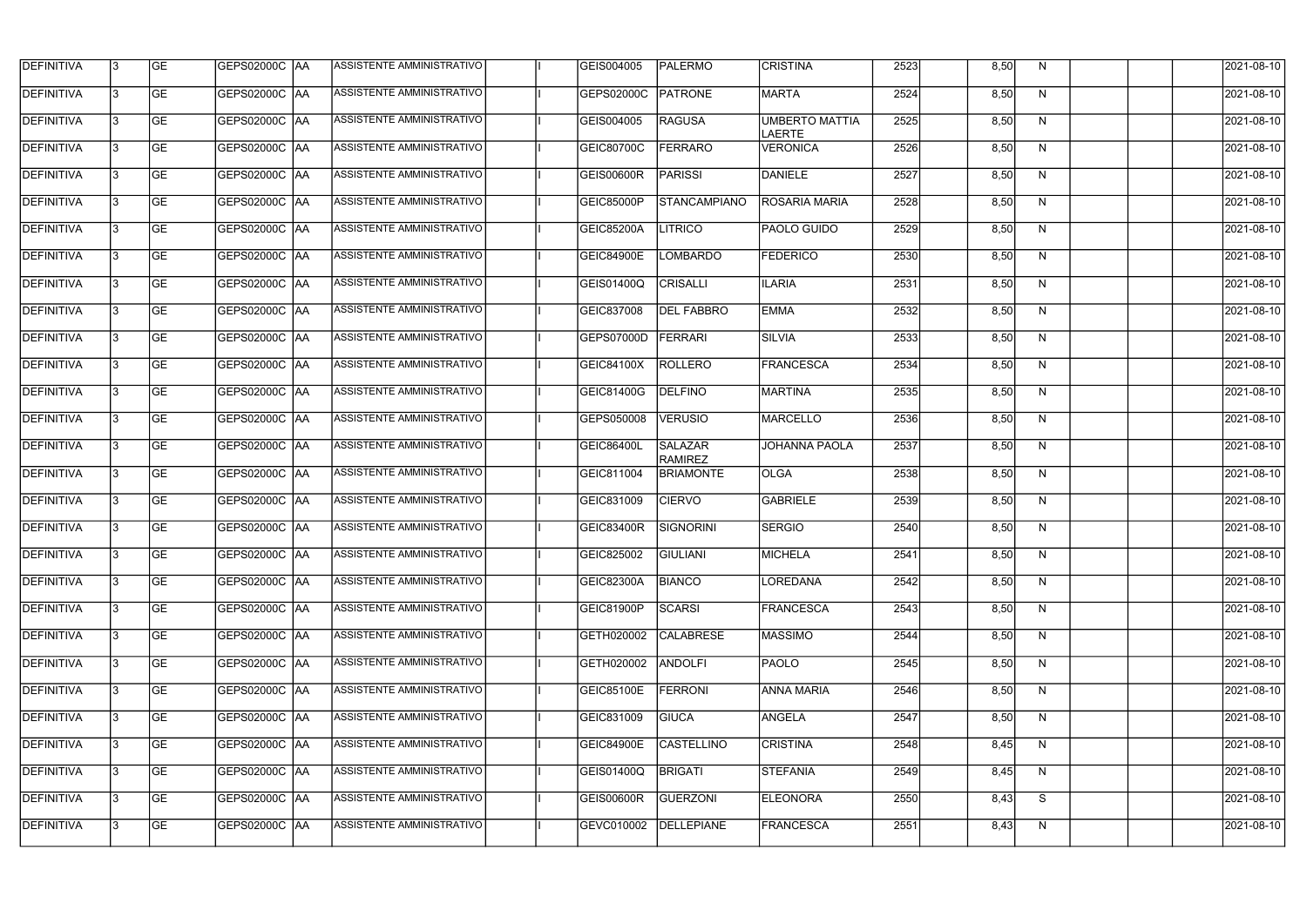| DEFINITIVA | 3 | GE | GEPS02000C | AA | ASSISTENTE AMMINISTRATIVO | | I | GEIS004005 | PALERMO | CRISTINA | 2523 | | 8,50 | N | | | | 2021-08-10 |
|---|---|---|---|---|---|---|---|---|---|---|---|---|---|---|---|---|---|---|
| DEFINITIVA | 3 | GE | GEPS02000C | AA | ASSISTENTE AMMINISTRATIVO | | I | GEPS02000C | PATRONE | MARTA | 2524 | | 8,50 | N | | | | 2021-08-10 |
| DEFINITIVA | 3 | GE | GEPS02000C | AA | ASSISTENTE AMMINISTRATIVO | | I | GEIS004005 | RAGUSA | UMBERTO MATTIA LAERTE | 2525 | | 8,50 | N | | | | 2021-08-10 |
| DEFINITIVA | 3 | GE | GEPS02000C | AA | ASSISTENTE AMMINISTRATIVO | | I | GEIC80700C | FERRARO | VERONICA | 2526 | | 8,50 | N | | | | 2021-08-10 |
| DEFINITIVA | 3 | GE | GEPS02000C | AA | ASSISTENTE AMMINISTRATIVO | | I | GEIS00600R | PARISSI | DANIELE | 2527 | | 8,50 | N | | | | 2021-08-10 |
| DEFINITIVA | 3 | GE | GEPS02000C | AA | ASSISTENTE AMMINISTRATIVO | | I | GEIC85000P | STANCAMPIANO | ROSARIA MARIA | 2528 | | 8,50 | N | | | | 2021-08-10 |
| DEFINITIVA | 3 | GE | GEPS02000C | AA | ASSISTENTE AMMINISTRATIVO | | I | GEIC85200A | LITRICO | PAOLO GUIDO | 2529 | | 8,50 | N | | | | 2021-08-10 |
| DEFINITIVA | 3 | GE | GEPS02000C | AA | ASSISTENTE AMMINISTRATIVO | | I | GEIC84900E | LOMBARDO | FEDERICO | 2530 | | 8,50 | N | | | | 2021-08-10 |
| DEFINITIVA | 3 | GE | GEPS02000C | AA | ASSISTENTE AMMINISTRATIVO | | I | GEIS01400Q | CRISALLI | ILARIA | 2531 | | 8,50 | N | | | | 2021-08-10 |
| DEFINITIVA | 3 | GE | GEPS02000C | AA | ASSISTENTE AMMINISTRATIVO | | I | GEIC837008 | DEL FABBRO | EMMA | 2532 | | 8,50 | N | | | | 2021-08-10 |
| DEFINITIVA | 3 | GE | GEPS02000C | AA | ASSISTENTE AMMINISTRATIVO | | I | GEPS07000D | FERRARI | SILVIA | 2533 | | 8,50 | N | | | | 2021-08-10 |
| DEFINITIVA | 3 | GE | GEPS02000C | AA | ASSISTENTE AMMINISTRATIVO | | I | GEIC84100X | ROLLERO | FRANCESCA | 2534 | | 8,50 | N | | | | 2021-08-10 |
| DEFINITIVA | 3 | GE | GEPS02000C | AA | ASSISTENTE AMMINISTRATIVO | | I | GEIC81400G | DELFINO | MARTINA | 2535 | | 8,50 | N | | | | 2021-08-10 |
| DEFINITIVA | 3 | GE | GEPS02000C | AA | ASSISTENTE AMMINISTRATIVO | | I | GEPS050008 | VERUSIO | MARCELLO | 2536 | | 8,50 | N | | | | 2021-08-10 |
| DEFINITIVA | 3 | GE | GEPS02000C | AA | ASSISTENTE AMMINISTRATIVO | | I | GEIC86400L | SALAZAR RAMIREZ | JOHANNA PAOLA | 2537 | | 8,50 | N | | | | 2021-08-10 |
| DEFINITIVA | 3 | GE | GEPS02000C | AA | ASSISTENTE AMMINISTRATIVO | | I | GEIC811004 | BRIAMONTE | OLGA | 2538 | | 8,50 | N | | | | 2021-08-10 |
| DEFINITIVA | 3 | GE | GEPS02000C | AA | ASSISTENTE AMMINISTRATIVO | | I | GEIC831009 | CIERVO | GABRIELE | 2539 | | 8,50 | N | | | | 2021-08-10 |
| DEFINITIVA | 3 | GE | GEPS02000C | AA | ASSISTENTE AMMINISTRATIVO | | I | GEIC83400R | SIGNORINI | SERGIO | 2540 | | 8,50 | N | | | | 2021-08-10 |
| DEFINITIVA | 3 | GE | GEPS02000C | AA | ASSISTENTE AMMINISTRATIVO | | I | GEIC825002 | GIULIANI | MICHELA | 2541 | | 8,50 | N | | | | 2021-08-10 |
| DEFINITIVA | 3 | GE | GEPS02000C | AA | ASSISTENTE AMMINISTRATIVO | | I | GEIC82300A | BIANCO | LOREDANA | 2542 | | 8,50 | N | | | | 2021-08-10 |
| DEFINITIVA | 3 | GE | GEPS02000C | AA | ASSISTENTE AMMINISTRATIVO | | I | GEIC81900P | SCARSI | FRANCESCA | 2543 | | 8,50 | N | | | | 2021-08-10 |
| DEFINITIVA | 3 | GE | GEPS02000C | AA | ASSISTENTE AMMINISTRATIVO | | I | GETH020002 | CALABRESE | MASSIMO | 2544 | | 8,50 | N | | | | 2021-08-10 |
| DEFINITIVA | 3 | GE | GEPS02000C | AA | ASSISTENTE AMMINISTRATIVO | | I | GETH020002 | ANDOLFI | PAOLO | 2545 | | 8,50 | N | | | | 2021-08-10 |
| DEFINITIVA | 3 | GE | GEPS02000C | AA | ASSISTENTE AMMINISTRATIVO | | I | GEIC85100E | FERRONI | ANNA MARIA | 2546 | | 8,50 | N | | | | 2021-08-10 |
| DEFINITIVA | 3 | GE | GEPS02000C | AA | ASSISTENTE AMMINISTRATIVO | | I | GEIC831009 | GIUCA | ANGELA | 2547 | | 8,50 | N | | | | 2021-08-10 |
| DEFINITIVA | 3 | GE | GEPS02000C | AA | ASSISTENTE AMMINISTRATIVO | | I | GEIC84900E | CASTELLINO | CRISTINA | 2548 | | 8,45 | N | | | | 2021-08-10 |
| DEFINITIVA | 3 | GE | GEPS02000C | AA | ASSISTENTE AMMINISTRATIVO | | I | GEIS01400Q | BRIGATI | STEFANIA | 2549 | | 8,45 | N | | | | 2021-08-10 |
| DEFINITIVA | 3 | GE | GEPS02000C | AA | ASSISTENTE AMMINISTRATIVO | | I | GEIS00600R | GUERZONI | ELEONORA | 2550 | | 8,43 | S | | | | 2021-08-10 |
| DEFINITIVA | 3 | GE | GEPS02000C | AA | ASSISTENTE AMMINISTRATIVO | | I | GEVC010002 | DELLEPIANE | FRANCESCA | 2551 | | 8,43 | N | | | | 2021-08-10 |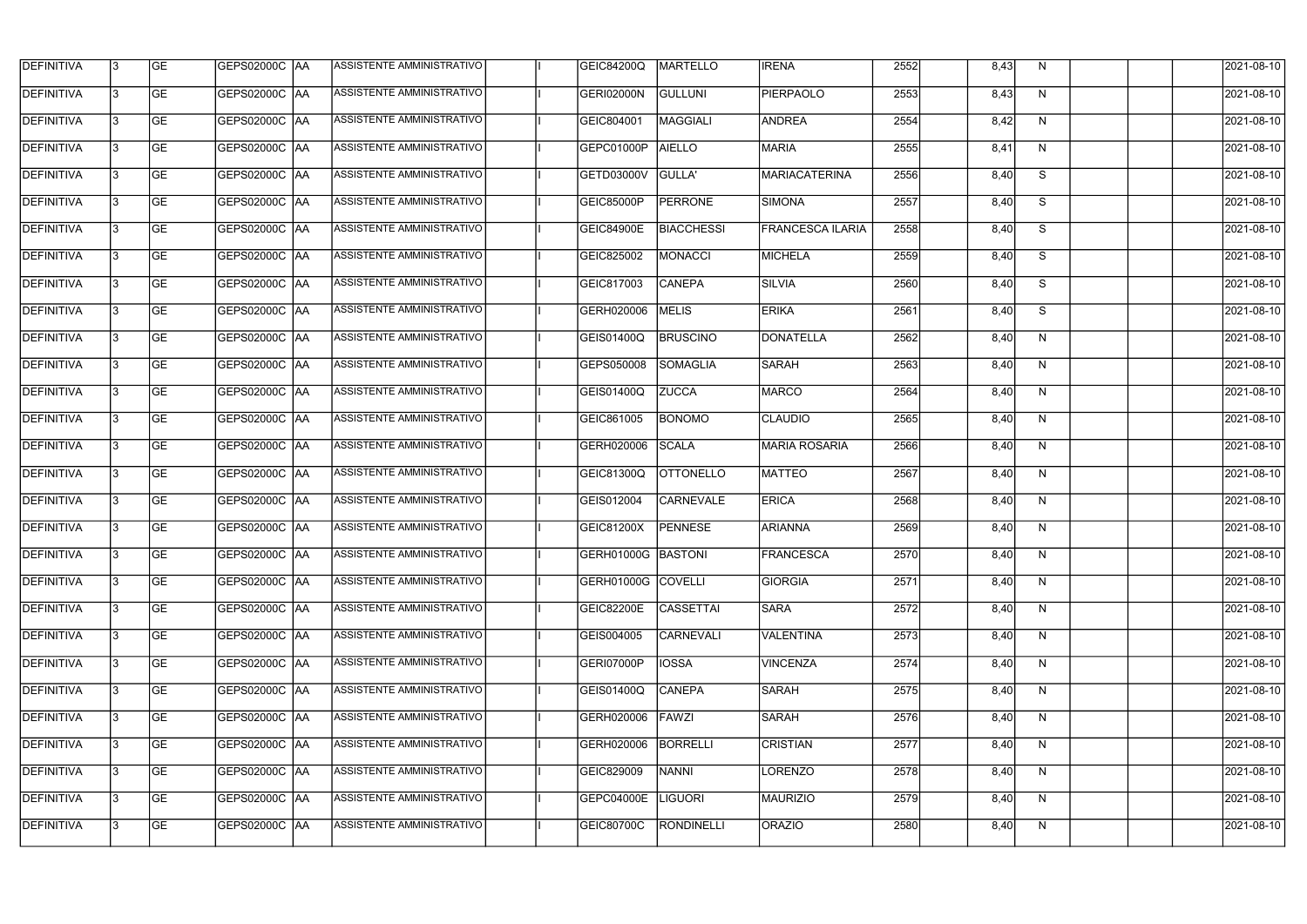| DEFINITIVA | 3 | GE | GEPS02000C | AA | ASSISTENTE AMMINISTRATIVO | | I | GEIC84200Q | MARTELLO | IRENA | 2552 | | 8,43 | N | | | | 2021-08-10 |
|---|---|---|---|---|---|---|---|---|---|---|---|---|---|---|---|---|---|---|
| DEFINITIVA | 3 | GE | GEPS02000C | AA | ASSISTENTE AMMINISTRATIVO | | I | GERI02000N | GULLUNI | PIERPAOLO | 2553 | | 8,43 | N | | | | 2021-08-10 |
| DEFINITIVA | 3 | GE | GEPS02000C | AA | ASSISTENTE AMMINISTRATIVO | | I | GEIC804001 | MAGGIALI | ANDREA | 2554 | | 8,42 | N | | | | 2021-08-10 |
| DEFINITIVA | 3 | GE | GEPS02000C | AA | ASSISTENTE AMMINISTRATIVO | | I | GEPC01000P | AIELLO | MARIA | 2555 | | 8,41 | N | | | | 2021-08-10 |
| DEFINITIVA | 3 | GE | GEPS02000C | AA | ASSISTENTE AMMINISTRATIVO | | I | GETD03000V | GULLA' | MARIACATERINA | 2556 | | 8,40 | S | | | | 2021-08-10 |
| DEFINITIVA | 3 | GE | GEPS02000C | AA | ASSISTENTE AMMINISTRATIVO | | I | GEIC85000P | PERRONE | SIMONA | 2557 | | 8,40 | S | | | | 2021-08-10 |
| DEFINITIVA | 3 | GE | GEPS02000C | AA | ASSISTENTE AMMINISTRATIVO | | I | GEIC84900E | BIACCHESSI | FRANCESCA ILARIA | 2558 | | 8,40 | S | | | | 2021-08-10 |
| DEFINITIVA | 3 | GE | GEPS02000C | AA | ASSISTENTE AMMINISTRATIVO | | I | GEIC825002 | MONACCI | MICHELA | 2559 | | 8,40 | S | | | | 2021-08-10 |
| DEFINITIVA | 3 | GE | GEPS02000C | AA | ASSISTENTE AMMINISTRATIVO | | I | GEIC817003 | CANEPA | SILVIA | 2560 | | 8,40 | S | | | | 2021-08-10 |
| DEFINITIVA | 3 | GE | GEPS02000C | AA | ASSISTENTE AMMINISTRATIVO | | I | GERH020006 | MELIS | ERIKA | 2561 | | 8,40 | S | | | | 2021-08-10 |
| DEFINITIVA | 3 | GE | GEPS02000C | AA | ASSISTENTE AMMINISTRATIVO | | I | GEIS01400Q | BRUSCINO | DONATELLA | 2562 | | 8,40 | N | | | | 2021-08-10 |
| DEFINITIVA | 3 | GE | GEPS02000C | AA | ASSISTENTE AMMINISTRATIVO | | I | GEPS050008 | SOMAGLIA | SARAH | 2563 | | 8,40 | N | | | | 2021-08-10 |
| DEFINITIVA | 3 | GE | GEPS02000C | AA | ASSISTENTE AMMINISTRATIVO | | I | GEIS01400Q | ZUCCA | MARCO | 2564 | | 8,40 | N | | | | 2021-08-10 |
| DEFINITIVA | 3 | GE | GEPS02000C | AA | ASSISTENTE AMMINISTRATIVO | | I | GEIC861005 | BONOMO | CLAUDIO | 2565 | | 8,40 | N | | | | 2021-08-10 |
| DEFINITIVA | 3 | GE | GEPS02000C | AA | ASSISTENTE AMMINISTRATIVO | | I | GERH020006 | SCALA | MARIA ROSARIA | 2566 | | 8,40 | N | | | | 2021-08-10 |
| DEFINITIVA | 3 | GE | GEPS02000C | AA | ASSISTENTE AMMINISTRATIVO | | I | GEIC81300Q | OTTONELLO | MATTEO | 2567 | | 8,40 | N | | | | 2021-08-10 |
| DEFINITIVA | 3 | GE | GEPS02000C | AA | ASSISTENTE AMMINISTRATIVO | | I | GEIS012004 | CARNEVALE | ERICA | 2568 | | 8,40 | N | | | | 2021-08-10 |
| DEFINITIVA | 3 | GE | GEPS02000C | AA | ASSISTENTE AMMINISTRATIVO | | I | GEIC81200X | PENNESE | ARIANNA | 2569 | | 8,40 | N | | | | 2021-08-10 |
| DEFINITIVA | 3 | GE | GEPS02000C | AA | ASSISTENTE AMMINISTRATIVO | | I | GERH01000G | BASTONI | FRANCESCA | 2570 | | 8,40 | N | | | | 2021-08-10 |
| DEFINITIVA | 3 | GE | GEPS02000C | AA | ASSISTENTE AMMINISTRATIVO | | I | GERH01000G | COVELLI | GIORGIA | 2571 | | 8,40 | N | | | | 2021-08-10 |
| DEFINITIVA | 3 | GE | GEPS02000C | AA | ASSISTENTE AMMINISTRATIVO | | I | GEIC82200E | CASSETTAI | SARA | 2572 | | 8,40 | N | | | | 2021-08-10 |
| DEFINITIVA | 3 | GE | GEPS02000C | AA | ASSISTENTE AMMINISTRATIVO | | I | GEIS004005 | CARNEVALI | VALENTINA | 2573 | | 8,40 | N | | | | 2021-08-10 |
| DEFINITIVA | 3 | GE | GEPS02000C | AA | ASSISTENTE AMMINISTRATIVO | | I | GERI07000P | IOSSA | VINCENZA | 2574 | | 8,40 | N | | | | 2021-08-10 |
| DEFINITIVA | 3 | GE | GEPS02000C | AA | ASSISTENTE AMMINISTRATIVO | | I | GEIS01400Q | CANEPA | SARAH | 2575 | | 8,40 | N | | | | 2021-08-10 |
| DEFINITIVA | 3 | GE | GEPS02000C | AA | ASSISTENTE AMMINISTRATIVO | | I | GERH020006 | FAWZI | SARAH | 2576 | | 8,40 | N | | | | 2021-08-10 |
| DEFINITIVA | 3 | GE | GEPS02000C | AA | ASSISTENTE AMMINISTRATIVO | | I | GERH020006 | BORRELLI | CRISTIAN | 2577 | | 8,40 | N | | | | 2021-08-10 |
| DEFINITIVA | 3 | GE | GEPS02000C | AA | ASSISTENTE AMMINISTRATIVO | | I | GEIC829009 | NANNI | LORENZO | 2578 | | 8,40 | N | | | | 2021-08-10 |
| DEFINITIVA | 3 | GE | GEPS02000C | AA | ASSISTENTE AMMINISTRATIVO | | I | GEPC04000E | LIGUORI | MAURIZIO | 2579 | | 8,40 | N | | | | 2021-08-10 |
| DEFINITIVA | 3 | GE | GEPS02000C | AA | ASSISTENTE AMMINISTRATIVO | | I | GEIC80700C | RONDINELLI | ORAZIO | 2580 | | 8,40 | N | | | | 2021-08-10 |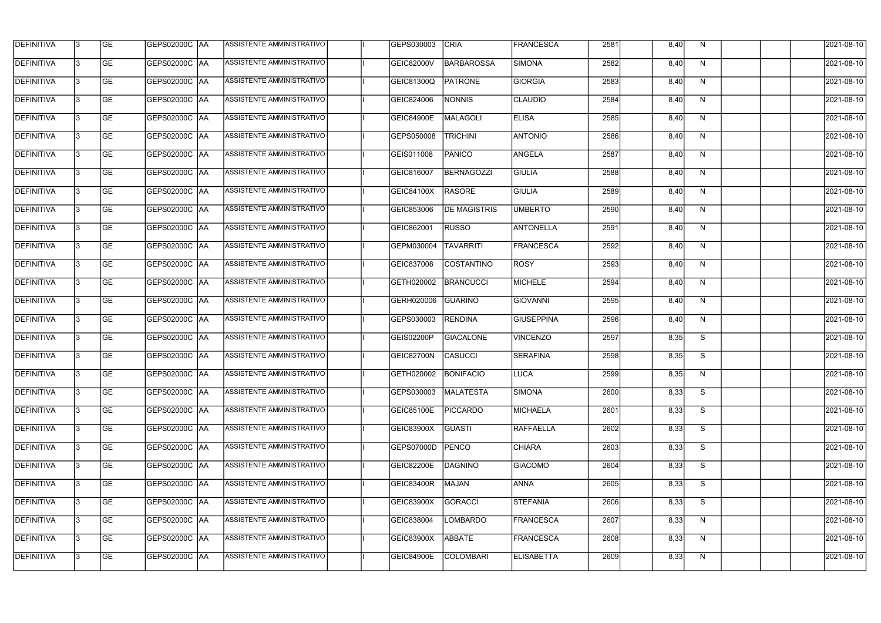| DEFINITIVA | 3 | GE | GEPS02000C | AA | ASSISTENTE AMMINISTRATIVO | | I | GEPS030003 | CRIA | FRANCESCA | 2581 | | 8,40 | N | | | | 2021-08-10 |
|---|---|---|---|---|---|---|---|---|---|---|---|---|---|---|---|---|---|---|
| DEFINITIVA | 3 | GE | GEPS02000C | AA | ASSISTENTE AMMINISTRATIVO | | I | GEIC82000V | BARBAROSSA | SIMONA | 2582 | | 8,40 | N | | | | 2021-08-10 |
| DEFINITIVA | 3 | GE | GEPS02000C | AA | ASSISTENTE AMMINISTRATIVO | | I | GEIC81300Q | PATRONE | GIORGIA | 2583 | | 8,40 | N | | | | 2021-08-10 |
| DEFINITIVA | 3 | GE | GEPS02000C | AA | ASSISTENTE AMMINISTRATIVO | | I | GEIC824006 | NONNIS | CLAUDIO | 2584 | | 8,40 | N | | | | 2021-08-10 |
| DEFINITIVA | 3 | GE | GEPS02000C | AA | ASSISTENTE AMMINISTRATIVO | | I | GEIC84900E | MALAGOLI | ELISA | 2585 | | 8,40 | N | | | | 2021-08-10 |
| DEFINITIVA | 3 | GE | GEPS02000C | AA | ASSISTENTE AMMINISTRATIVO | | I | GEPS050008 | TRICHINI | ANTONIO | 2586 | | 8,40 | N | | | | 2021-08-10 |
| DEFINITIVA | 3 | GE | GEPS02000C | AA | ASSISTENTE AMMINISTRATIVO | | I | GEIS011008 | PANICO | ANGELA | 2587 | | 8,40 | N | | | | 2021-08-10 |
| DEFINITIVA | 3 | GE | GEPS02000C | AA | ASSISTENTE AMMINISTRATIVO | | I | GEIC816007 | BERNAGOZZI | GIULIA | 2588 | | 8,40 | N | | | | 2021-08-10 |
| DEFINITIVA | 3 | GE | GEPS02000C | AA | ASSISTENTE AMMINISTRATIVO | | I | GEIC84100X | RASORE | GIULIA | 2589 | | 8,40 | N | | | | 2021-08-10 |
| DEFINITIVA | 3 | GE | GEPS02000C | AA | ASSISTENTE AMMINISTRATIVO | | I | GEIC853006 | DE MAGISTRIS | UMBERTO | 2590 | | 8,40 | N | | | | 2021-08-10 |
| DEFINITIVA | 3 | GE | GEPS02000C | AA | ASSISTENTE AMMINISTRATIVO | | I | GEIC862001 | RUSSO | ANTONELLA | 2591 | | 8,40 | N | | | | 2021-08-10 |
| DEFINITIVA | 3 | GE | GEPS02000C | AA | ASSISTENTE AMMINISTRATIVO | | I | GEPM030004 | TAVARRITI | FRANCESCA | 2592 | | 8,40 | N | | | | 2021-08-10 |
| DEFINITIVA | 3 | GE | GEPS02000C | AA | ASSISTENTE AMMINISTRATIVO | | I | GEIC837008 | COSTANTINO | ROSY | 2593 | | 8,40 | N | | | | 2021-08-10 |
| DEFINITIVA | 3 | GE | GEPS02000C | AA | ASSISTENTE AMMINISTRATIVO | | I | GETH020002 | BRANCUCCI | MICHELE | 2594 | | 8,40 | N | | | | 2021-08-10 |
| DEFINITIVA | 3 | GE | GEPS02000C | AA | ASSISTENTE AMMINISTRATIVO | | I | GERH020006 | GUARINO | GIOVANNI | 2595 | | 8,40 | N | | | | 2021-08-10 |
| DEFINITIVA | 3 | GE | GEPS02000C | AA | ASSISTENTE AMMINISTRATIVO | | I | GEPS030003 | RENDINA | GIUSEPPINA | 2596 | | 8,40 | N | | | | 2021-08-10 |
| DEFINITIVA | 3 | GE | GEPS02000C | AA | ASSISTENTE AMMINISTRATIVO | | I | GEIS02200P | GIACALONE | VINCENZO | 2597 | | 8,35 | S | | | | 2021-08-10 |
| DEFINITIVA | 3 | GE | GEPS02000C | AA | ASSISTENTE AMMINISTRATIVO | | I | GEIC82700N | CASUCCI | SERAFINA | 2598 | | 8,35 | S | | | | 2021-08-10 |
| DEFINITIVA | 3 | GE | GEPS02000C | AA | ASSISTENTE AMMINISTRATIVO | | I | GETH020002 | BONIFACIO | LUCA | 2599 | | 8,35 | N | | | | 2021-08-10 |
| DEFINITIVA | 3 | GE | GEPS02000C | AA | ASSISTENTE AMMINISTRATIVO | | I | GEPS030003 | MALATESTA | SIMONA | 2600 | | 8,33 | S | | | | 2021-08-10 |
| DEFINITIVA | 3 | GE | GEPS02000C | AA | ASSISTENTE AMMINISTRATIVO | | I | GEIC85100E | PICCARDO | MICHAELA | 2601 | | 8,33 | S | | | | 2021-08-10 |
| DEFINITIVA | 3 | GE | GEPS02000C | AA | ASSISTENTE AMMINISTRATIVO | | I | GEIC83900X | GUASTI | RAFFAELLA | 2602 | | 8,33 | S | | | | 2021-08-10 |
| DEFINITIVA | 3 | GE | GEPS02000C | AA | ASSISTENTE AMMINISTRATIVO | | I | GEPS07000D | PENCO | CHIARA | 2603 | | 8,33 | S | | | | 2021-08-10 |
| DEFINITIVA | 3 | GE | GEPS02000C | AA | ASSISTENTE AMMINISTRATIVO | | I | GEIC82200E | DAGNINO | GIACOMO | 2604 | | 8,33 | S | | | | 2021-08-10 |
| DEFINITIVA | 3 | GE | GEPS02000C | AA | ASSISTENTE AMMINISTRATIVO | | I | GEIC83400R | MAJAN | ANNA | 2605 | | 8,33 | S | | | | 2021-08-10 |
| DEFINITIVA | 3 | GE | GEPS02000C | AA | ASSISTENTE AMMINISTRATIVO | | I | GEIC83900X | GORACCI | STEFANIA | 2606 | | 8,33 | S | | | | 2021-08-10 |
| DEFINITIVA | 3 | GE | GEPS02000C | AA | ASSISTENTE AMMINISTRATIVO | | I | GEIC838004 | LOMBARDO | FRANCESCA | 2607 | | 8,33 | N | | | | 2021-08-10 |
| DEFINITIVA | 3 | GE | GEPS02000C | AA | ASSISTENTE AMMINISTRATIVO | | I | GEIC83900X | ABBATE | FRANCESCA | 2608 | | 8,33 | N | | | | 2021-08-10 |
| DEFINITIVA | 3 | GE | GEPS02000C | AA | ASSISTENTE AMMINISTRATIVO | | I | GEIC84900E | COLOMBARI | ELISABETTA | 2609 | | 8,33 | N | | | | 2021-08-10 |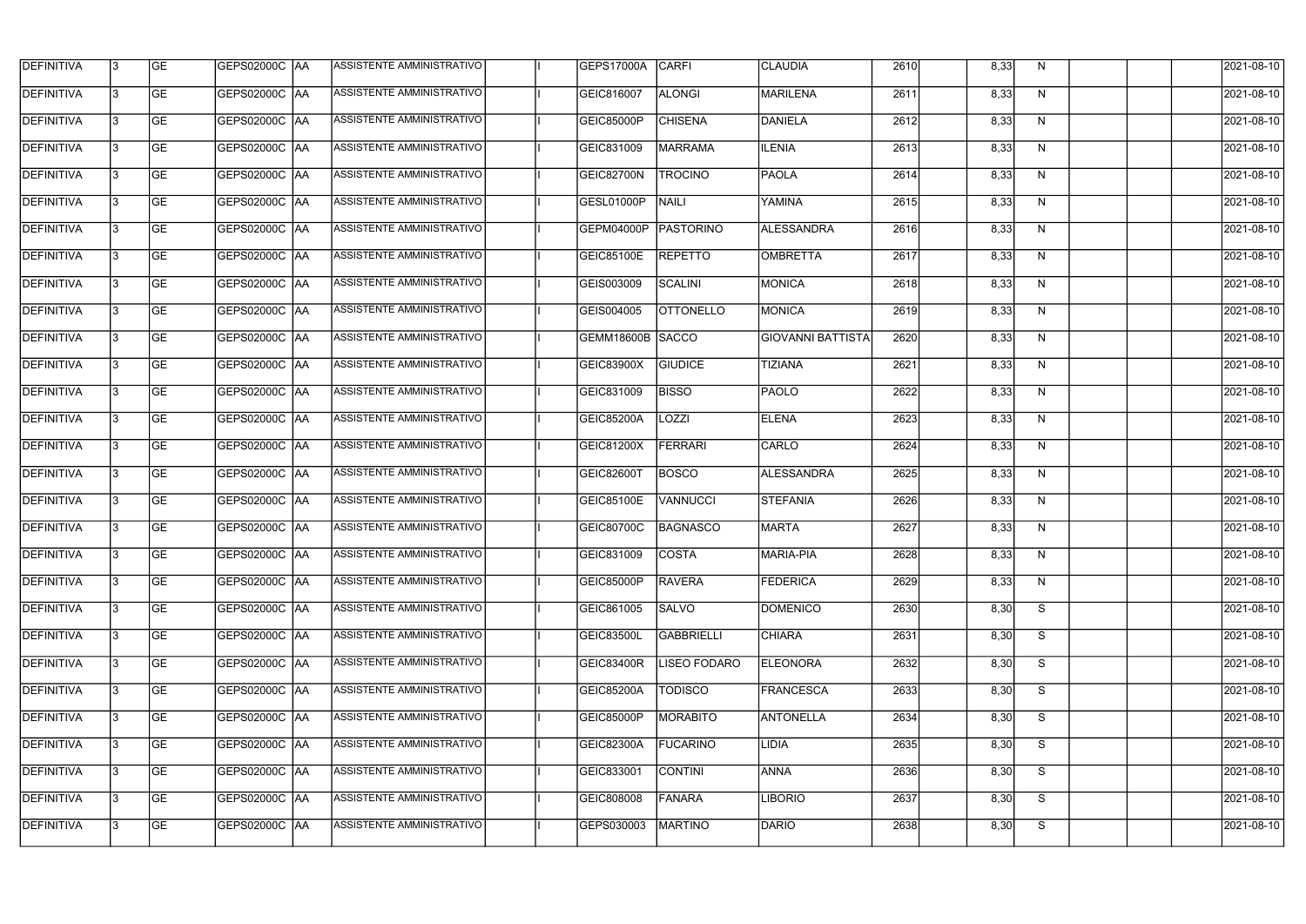| DEFINITIVA | 3 | GE | GEPS02000C | AA | ASSISTENTE AMMINISTRATIVO | | I | GEPS17000A | CARFI | CLAUDIA | 2610 | | 8,33 | N | | | | 2021-08-10 |
|---|---|---|---|---|---|---|---|---|---|---|---|---|---|---|---|---|---|---|
| DEFINITIVA | 3 | GE | GEPS02000C | AA | ASSISTENTE AMMINISTRATIVO | | I | GEIC816007 | ALONGI | MARILENA | 2611 | | 8,33 | N | | | | 2021-08-10 |
| DEFINITIVA | 3 | GE | GEPS02000C | AA | ASSISTENTE AMMINISTRATIVO | | I | GEIC85000P | CHISENA | DANIELA | 2612 | | 8,33 | N | | | | 2021-08-10 |
| DEFINITIVA | 3 | GE | GEPS02000C | AA | ASSISTENTE AMMINISTRATIVO | | I | GEIC831009 | MARRAMA | ILENIA | 2613 | | 8,33 | N | | | | 2021-08-10 |
| DEFINITIVA | 3 | GE | GEPS02000C | AA | ASSISTENTE AMMINISTRATIVO | | I | GEIC82700N | TROCINO | PAOLA | 2614 | | 8,33 | N | | | | 2021-08-10 |
| DEFINITIVA | 3 | GE | GEPS02000C | AA | ASSISTENTE AMMINISTRATIVO | | I | GESL01000P | NAILI | YAMINA | 2615 | | 8,33 | N | | | | 2021-08-10 |
| DEFINITIVA | 3 | GE | GEPS02000C | AA | ASSISTENTE AMMINISTRATIVO | | I | GEPM04000P | PASTORINO | ALESSANDRA | 2616 | | 8,33 | N | | | | 2021-08-10 |
| DEFINITIVA | 3 | GE | GEPS02000C | AA | ASSISTENTE AMMINISTRATIVO | | I | GEIC85100E | REPETTO | OMBRETTA | 2617 | | 8,33 | N | | | | 2021-08-10 |
| DEFINITIVA | 3 | GE | GEPS02000C | AA | ASSISTENTE AMMINISTRATIVO | | I | GEIS003009 | SCALINI | MONICA | 2618 | | 8,33 | N | | | | 2021-08-10 |
| DEFINITIVA | 3 | GE | GEPS02000C | AA | ASSISTENTE AMMINISTRATIVO | | I | GEIS004005 | OTTONELLO | MONICA | 2619 | | 8,33 | N | | | | 2021-08-10 |
| DEFINITIVA | 3 | GE | GEPS02000C | AA | ASSISTENTE AMMINISTRATIVO | | I | GEMM18600B | SACCO | GIOVANNI BATTISTA | 2620 | | 8,33 | N | | | | 2021-08-10 |
| DEFINITIVA | 3 | GE | GEPS02000C | AA | ASSISTENTE AMMINISTRATIVO | | I | GEIC83900X | GIUDICE | TIZIANA | 2621 | | 8,33 | N | | | | 2021-08-10 |
| DEFINITIVA | 3 | GE | GEPS02000C | AA | ASSISTENTE AMMINISTRATIVO | | I | GEIC831009 | BISSO | PAOLO | 2622 | | 8,33 | N | | | | 2021-08-10 |
| DEFINITIVA | 3 | GE | GEPS02000C | AA | ASSISTENTE AMMINISTRATIVO | | I | GEIC85200A | LOZZI | ELENA | 2623 | | 8,33 | N | | | | 2021-08-10 |
| DEFINITIVA | 3 | GE | GEPS02000C | AA | ASSISTENTE AMMINISTRATIVO | | I | GEIC81200X | FERRARI | CARLO | 2624 | | 8,33 | N | | | | 2021-08-10 |
| DEFINITIVA | 3 | GE | GEPS02000C | AA | ASSISTENTE AMMINISTRATIVO | | I | GEIC82600T | BOSCO | ALESSANDRA | 2625 | | 8,33 | N | | | | 2021-08-10 |
| DEFINITIVA | 3 | GE | GEPS02000C | AA | ASSISTENTE AMMINISTRATIVO | | I | GEIC85100E | VANNUCCI | STEFANIA | 2626 | | 8,33 | N | | | | 2021-08-10 |
| DEFINITIVA | 3 | GE | GEPS02000C | AA | ASSISTENTE AMMINISTRATIVO | | I | GEIC80700C | BAGNASCO | MARTA | 2627 | | 8,33 | N | | | | 2021-08-10 |
| DEFINITIVA | 3 | GE | GEPS02000C | AA | ASSISTENTE AMMINISTRATIVO | | I | GEIC831009 | COSTA | MARIA-PIA | 2628 | | 8,33 | N | | | | 2021-08-10 |
| DEFINITIVA | 3 | GE | GEPS02000C | AA | ASSISTENTE AMMINISTRATIVO | | I | GEIC85000P | RAVERA | FEDERICA | 2629 | | 8,33 | N | | | | 2021-08-10 |
| DEFINITIVA | 3 | GE | GEPS02000C | AA | ASSISTENTE AMMINISTRATIVO | | I | GEIC861005 | SALVO | DOMENICO | 2630 | | 8,30 | S | | | | 2021-08-10 |
| DEFINITIVA | 3 | GE | GEPS02000C | AA | ASSISTENTE AMMINISTRATIVO | | I | GEIC83500L | GABBRIELLI | CHIARA | 2631 | | 8,30 | S | | | | 2021-08-10 |
| DEFINITIVA | 3 | GE | GEPS02000C | AA | ASSISTENTE AMMINISTRATIVO | | I | GEIC83400R | LISEO FODARO | ELEONORA | 2632 | | 8,30 | S | | | | 2021-08-10 |
| DEFINITIVA | 3 | GE | GEPS02000C | AA | ASSISTENTE AMMINISTRATIVO | | I | GEIC85200A | TODISCO | FRANCESCA | 2633 | | 8,30 | S | | | | 2021-08-10 |
| DEFINITIVA | 3 | GE | GEPS02000C | AA | ASSISTENTE AMMINISTRATIVO | | I | GEIC85000P | MORABITO | ANTONELLA | 2634 | | 8,30 | S | | | | 2021-08-10 |
| DEFINITIVA | 3 | GE | GEPS02000C | AA | ASSISTENTE AMMINISTRATIVO | | I | GEIC82300A | FUCARINO | LIDIA | 2635 | | 8,30 | S | | | | 2021-08-10 |
| DEFINITIVA | 3 | GE | GEPS02000C | AA | ASSISTENTE AMMINISTRATIVO | | I | GEIC833001 | CONTINI | ANNA | 2636 | | 8,30 | S | | | | 2021-08-10 |
| DEFINITIVA | 3 | GE | GEPS02000C | AA | ASSISTENTE AMMINISTRATIVO | | I | GEIC808008 | FANARA | LIBORIO | 2637 | | 8,30 | S | | | | 2021-08-10 |
| DEFINITIVA | 3 | GE | GEPS02000C | AA | ASSISTENTE AMMINISTRATIVO | | I | GEPS030003 | MARTINO | DARIO | 2638 | | 8,30 | S | | | | 2021-08-10 |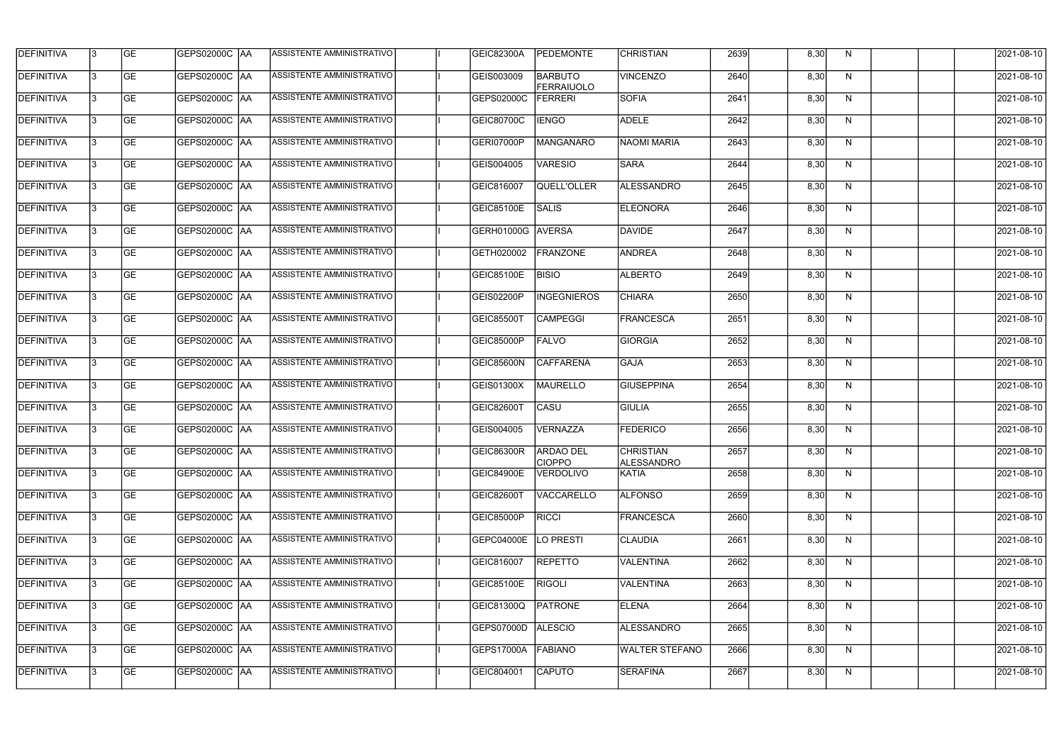| DEFINITIVA | 3 | GE | GEPS02000C | AA | ASSISTENTE AMMINISTRATIVO | | I | GEIC82300A | PEDEMONTE | CHRISTIAN | 2639 | | 8,30 | N | | | | 2021-08-10 |
|---|---|---|---|---|---|---|---|---|---|---|---|---|---|---|---|---|---|---|
| DEFINITIVA | 3 | GE | GEPS02000C | AA | ASSISTENTE AMMINISTRATIVO | | I | GEIS003009 | BARBUTO FERRAIUOLO | VINCENZO | 2640 | | 8,30 | N | | | | 2021-08-10 |
| DEFINITIVA | 3 | GE | GEPS02000C | AA | ASSISTENTE AMMINISTRATIVO | | I | GEPS02000C | FERRERI | SOFIA | 2641 | | 8,30 | N | | | | 2021-08-10 |
| DEFINITIVA | 3 | GE | GEPS02000C | AA | ASSISTENTE AMMINISTRATIVO | | I | GEIC80700C | IENGO | ADELE | 2642 | | 8,30 | N | | | | 2021-08-10 |
| DEFINITIVA | 3 | GE | GEPS02000C | AA | ASSISTENTE AMMINISTRATIVO | | I | GERI07000P | MANGANARO | NAOMI MARIA | 2643 | | 8,30 | N | | | | 2021-08-10 |
| DEFINITIVA | 3 | GE | GEPS02000C | AA | ASSISTENTE AMMINISTRATIVO | | I | GEIS004005 | VARESIO | SARA | 2644 | | 8,30 | N | | | | 2021-08-10 |
| DEFINITIVA | 3 | GE | GEPS02000C | AA | ASSISTENTE AMMINISTRATIVO | | I | GEIC816007 | QUELL'OLLER | ALESSANDRO | 2645 | | 8,30 | N | | | | 2021-08-10 |
| DEFINITIVA | 3 | GE | GEPS02000C | AA | ASSISTENTE AMMINISTRATIVO | | I | GEIC85100E | SALIS | ELEONORA | 2646 | | 8,30 | N | | | | 2021-08-10 |
| DEFINITIVA | 3 | GE | GEPS02000C | AA | ASSISTENTE AMMINISTRATIVO | | I | GERH01000G | AVERSA | DAVIDE | 2647 | | 8,30 | N | | | | 2021-08-10 |
| DEFINITIVA | 3 | GE | GEPS02000C | AA | ASSISTENTE AMMINISTRATIVO | | I | GETH020002 | FRANZONE | ANDREA | 2648 | | 8,30 | N | | | | 2021-08-10 |
| DEFINITIVA | 3 | GE | GEPS02000C | AA | ASSISTENTE AMMINISTRATIVO | | I | GEIC85100E | BISIO | ALBERTO | 2649 | | 8,30 | N | | | | 2021-08-10 |
| DEFINITIVA | 3 | GE | GEPS02000C | AA | ASSISTENTE AMMINISTRATIVO | | I | GEIS02200P | INGEGNIEROS | CHIARA | 2650 | | 8,30 | N | | | | 2021-08-10 |
| DEFINITIVA | 3 | GE | GEPS02000C | AA | ASSISTENTE AMMINISTRATIVO | | I | GEIC85500T | CAMPEGGI | FRANCESCA | 2651 | | 8,30 | N | | | | 2021-08-10 |
| DEFINITIVA | 3 | GE | GEPS02000C | AA | ASSISTENTE AMMINISTRATIVO | | I | GEIC85000P | FALVO | GIORGIA | 2652 | | 8,30 | N | | | | 2021-08-10 |
| DEFINITIVA | 3 | GE | GEPS02000C | AA | ASSISTENTE AMMINISTRATIVO | | I | GEIC85600N | CAFFARENA | GAJA | 2653 | | 8,30 | N | | | | 2021-08-10 |
| DEFINITIVA | 3 | GE | GEPS02000C | AA | ASSISTENTE AMMINISTRATIVO | | I | GEIS01300X | MAURELLO | GIUSEPPINA | 2654 | | 8,30 | N | | | | 2021-08-10 |
| DEFINITIVA | 3 | GE | GEPS02000C | AA | ASSISTENTE AMMINISTRATIVO | | I | GEIC82600T | CASU | GIULIA | 2655 | | 8,30 | N | | | | 2021-08-10 |
| DEFINITIVA | 3 | GE | GEPS02000C | AA | ASSISTENTE AMMINISTRATIVO | | I | GEIS004005 | VERNAZZA | FEDERICO | 2656 | | 8,30 | N | | | | 2021-08-10 |
| DEFINITIVA | 3 | GE | GEPS02000C | AA | ASSISTENTE AMMINISTRATIVO | | I | GEIC86300R | ARDAO DEL CIOPPO | CHRISTIAN ALESSANDRO | 2657 | | 8,30 | N | | | | 2021-08-10 |
| DEFINITIVA | 3 | GE | GEPS02000C | AA | ASSISTENTE AMMINISTRATIVO | | I | GEIC84900E | VERDOLIVO | KATIA | 2658 | | 8,30 | N | | | | 2021-08-10 |
| DEFINITIVA | 3 | GE | GEPS02000C | AA | ASSISTENTE AMMINISTRATIVO | | I | GEIC82600T | VACCARELLO | ALFONSO | 2659 | | 8,30 | N | | | | 2021-08-10 |
| DEFINITIVA | 3 | GE | GEPS02000C | AA | ASSISTENTE AMMINISTRATIVO | | I | GEIC85000P | RICCI | FRANCESCA | 2660 | | 8,30 | N | | | | 2021-08-10 |
| DEFINITIVA | 3 | GE | GEPS02000C | AA | ASSISTENTE AMMINISTRATIVO | | I | GEPC04000E | LO PRESTI | CLAUDIA | 2661 | | 8,30 | N | | | | 2021-08-10 |
| DEFINITIVA | 3 | GE | GEPS02000C | AA | ASSISTENTE AMMINISTRATIVO | | I | GEIC816007 | REPETTO | VALENTINA | 2662 | | 8,30 | N | | | | 2021-08-10 |
| DEFINITIVA | 3 | GE | GEPS02000C | AA | ASSISTENTE AMMINISTRATIVO | | I | GEIC85100E | RIGOLI | VALENTINA | 2663 | | 8,30 | N | | | | 2021-08-10 |
| DEFINITIVA | 3 | GE | GEPS02000C | AA | ASSISTENTE AMMINISTRATIVO | | I | GEIC81300Q | PATRONE | ELENA | 2664 | | 8,30 | N | | | | 2021-08-10 |
| DEFINITIVA | 3 | GE | GEPS02000C | AA | ASSISTENTE AMMINISTRATIVO | | I | GEPS07000D | ALESCIO | ALESSANDRO | 2665 | | 8,30 | N | | | | 2021-08-10 |
| DEFINITIVA | 3 | GE | GEPS02000C | AA | ASSISTENTE AMMINISTRATIVO | | I | GEPS17000A | FABIANO | WALTER STEFANO | 2666 | | 8,30 | N | | | | 2021-08-10 |
| DEFINITIVA | 3 | GE | GEPS02000C | AA | ASSISTENTE AMMINISTRATIVO | | I | GEIC804001 | CAPUTO | SERAFINA | 2667 | | 8,30 | N | | | | 2021-08-10 |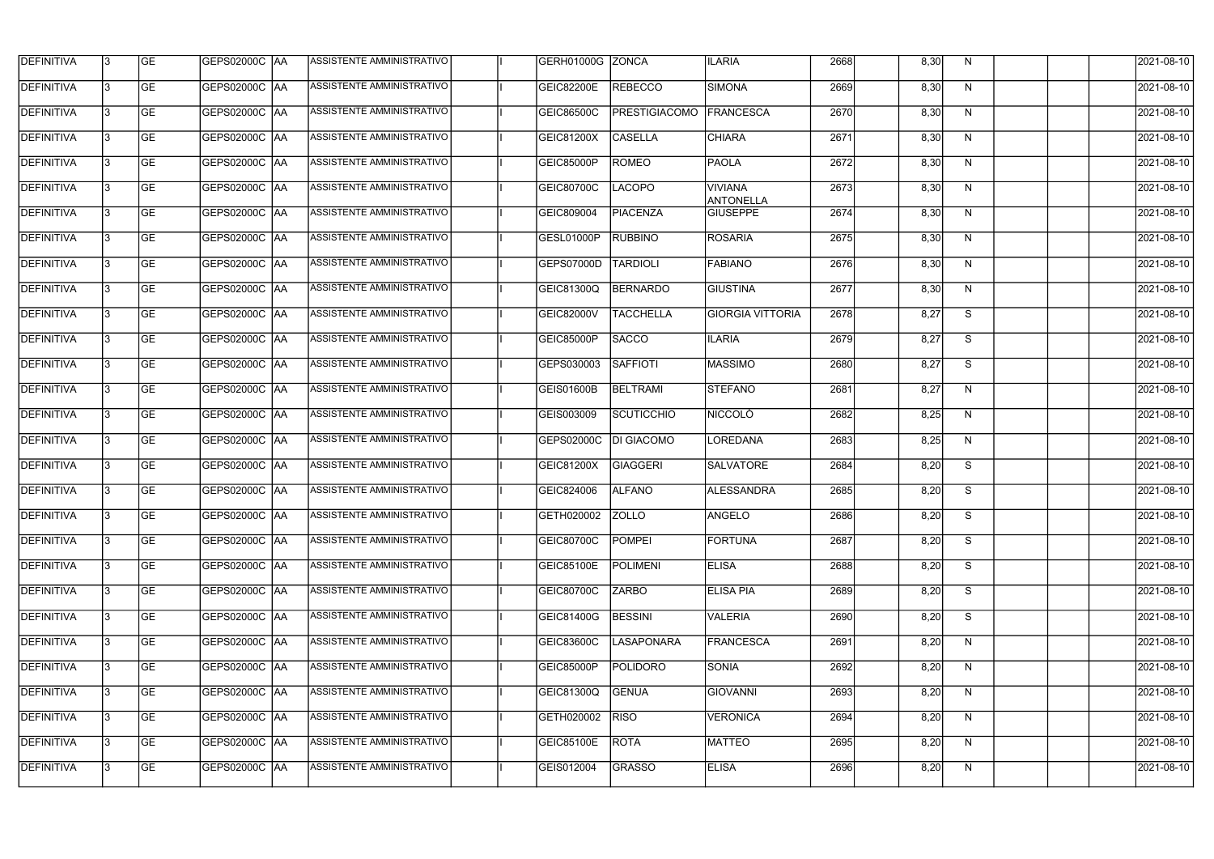| DEFINITIVA | 3 | GE | GEPS02000C | AA | ASSISTENTE AMMINISTRATIVO | | I | GERH01000G | ZONCA | ILARIA | 2668 | | 8,30 | N | | | | 2021-08-10 |
|---|---|---|---|---|---|---|---|---|---|---|---|---|---|---|---|---|---|---|
| DEFINITIVA | 3 | GE | GEPS02000C | AA | ASSISTENTE AMMINISTRATIVO | | I | GEIC82200E | REBECCO | SIMONA | 2669 | | 8,30 | N | | | | 2021-08-10 |
| DEFINITIVA | 3 | GE | GEPS02000C | AA | ASSISTENTE AMMINISTRATIVO | | I | GEIC86500C | PRESTIGIACOMO | FRANCESCA | 2670 | | 8,30 | N | | | | 2021-08-10 |
| DEFINITIVA | 3 | GE | GEPS02000C | AA | ASSISTENTE AMMINISTRATIVO | | I | GEIC81200X | CASELLA | CHIARA | 2671 | | 8,30 | N | | | | 2021-08-10 |
| DEFINITIVA | 3 | GE | GEPS02000C | AA | ASSISTENTE AMMINISTRATIVO | | I | GEIC85000P | ROMEO | PAOLA | 2672 | | 8,30 | N | | | | 2021-08-10 |
| DEFINITIVA | 3 | GE | GEPS02000C | AA | ASSISTENTE AMMINISTRATIVO | | I | GEIC80700C | LACOPO | VIVIANA ANTONELLA | 2673 | | 8,30 | N | | | | 2021-08-10 |
| DEFINITIVA | 3 | GE | GEPS02000C | AA | ASSISTENTE AMMINISTRATIVO | | I | GEIC809004 | PIACENZA | GIUSEPPE | 2674 | | 8,30 | N | | | | 2021-08-10 |
| DEFINITIVA | 3 | GE | GEPS02000C | AA | ASSISTENTE AMMINISTRATIVO | | I | GESL01000P | RUBBINO | ROSARIA | 2675 | | 8,30 | N | | | | 2021-08-10 |
| DEFINITIVA | 3 | GE | GEPS02000C | AA | ASSISTENTE AMMINISTRATIVO | | I | GEPS07000D | TARDIOLI | FABIANO | 2676 | | 8,30 | N | | | | 2021-08-10 |
| DEFINITIVA | 3 | GE | GEPS02000C | AA | ASSISTENTE AMMINISTRATIVO | | I | GEIC81300Q | BERNARDO | GIUSTINA | 2677 | | 8,30 | N | | | | 2021-08-10 |
| DEFINITIVA | 3 | GE | GEPS02000C | AA | ASSISTENTE AMMINISTRATIVO | | I | GEIC82000V | TACCHELLA | GIORGIA VITTORIA | 2678 | | 8,27 | S | | | | 2021-08-10 |
| DEFINITIVA | 3 | GE | GEPS02000C | AA | ASSISTENTE AMMINISTRATIVO | | I | GEIC85000P | SACCO | ILARIA | 2679 | | 8,27 | S | | | | 2021-08-10 |
| DEFINITIVA | 3 | GE | GEPS02000C | AA | ASSISTENTE AMMINISTRATIVO | | I | GEPS030003 | SAFFIOTI | MASSIMO | 2680 | | 8,27 | S | | | | 2021-08-10 |
| DEFINITIVA | 3 | GE | GEPS02000C | AA | ASSISTENTE AMMINISTRATIVO | | I | GEIS01600B | BELTRAMI | STEFANO | 2681 | | 8,27 | N | | | | 2021-08-10 |
| DEFINITIVA | 3 | GE | GEPS02000C | AA | ASSISTENTE AMMINISTRATIVO | | I | GEIS003009 | SCUTICCHIO | NICCOLÒ | 2682 | | 8,25 | N | | | | 2021-08-10 |
| DEFINITIVA | 3 | GE | GEPS02000C | AA | ASSISTENTE AMMINISTRATIVO | | I | GEPS02000C | DI GIACOMO | LOREDANA | 2683 | | 8,25 | N | | | | 2021-08-10 |
| DEFINITIVA | 3 | GE | GEPS02000C | AA | ASSISTENTE AMMINISTRATIVO | | I | GEIC81200X | GIAGGERI | SALVATORE | 2684 | | 8,20 | S | | | | 2021-08-10 |
| DEFINITIVA | 3 | GE | GEPS02000C | AA | ASSISTENTE AMMINISTRATIVO | | I | GEIC824006 | ALFANO | ALESSANDRA | 2685 | | 8,20 | S | | | | 2021-08-10 |
| DEFINITIVA | 3 | GE | GEPS02000C | AA | ASSISTENTE AMMINISTRATIVO | | I | GETH020002 | ZOLLO | ANGELO | 2686 | | 8,20 | S | | | | 2021-08-10 |
| DEFINITIVA | 3 | GE | GEPS02000C | AA | ASSISTENTE AMMINISTRATIVO | | I | GEIC80700C | POMPEI | FORTUNA | 2687 | | 8,20 | S | | | | 2021-08-10 |
| DEFINITIVA | 3 | GE | GEPS02000C | AA | ASSISTENTE AMMINISTRATIVO | | I | GEIC85100E | POLIMENI | ELISA | 2688 | | 8,20 | S | | | | 2021-08-10 |
| DEFINITIVA | 3 | GE | GEPS02000C | AA | ASSISTENTE AMMINISTRATIVO | | I | GEIC80700C | ZARBO | ELISA PIA | 2689 | | 8,20 | S | | | | 2021-08-10 |
| DEFINITIVA | 3 | GE | GEPS02000C | AA | ASSISTENTE AMMINISTRATIVO | | I | GEIC81400G | BESSINI | VALERIA | 2690 | | 8,20 | S | | | | 2021-08-10 |
| DEFINITIVA | 3 | GE | GEPS02000C | AA | ASSISTENTE AMMINISTRATIVO | | I | GEIC83600C | LASAPONARA | FRANCESCA | 2691 | | 8,20 | N | | | | 2021-08-10 |
| DEFINITIVA | 3 | GE | GEPS02000C | AA | ASSISTENTE AMMINISTRATIVO | | I | GEIC85000P | POLIDORO | SONIA | 2692 | | 8,20 | N | | | | 2021-08-10 |
| DEFINITIVA | 3 | GE | GEPS02000C | AA | ASSISTENTE AMMINISTRATIVO | | I | GEIC81300Q | GENUA | GIOVANNI | 2693 | | 8,20 | N | | | | 2021-08-10 |
| DEFINITIVA | 3 | GE | GEPS02000C | AA | ASSISTENTE AMMINISTRATIVO | | I | GETH020002 | RISO | VERONICA | 2694 | | 8,20 | N | | | | 2021-08-10 |
| DEFINITIVA | 3 | GE | GEPS02000C | AA | ASSISTENTE AMMINISTRATIVO | | I | GEIC85100E | ROTA | MATTEO | 2695 | | 8,20 | N | | | | 2021-08-10 |
| DEFINITIVA | 3 | GE | GEPS02000C | AA | ASSISTENTE AMMINISTRATIVO | | I | GEIS012004 | GRASSO | ELISA | 2696 | | 8,20 | N | | | | 2021-08-10 |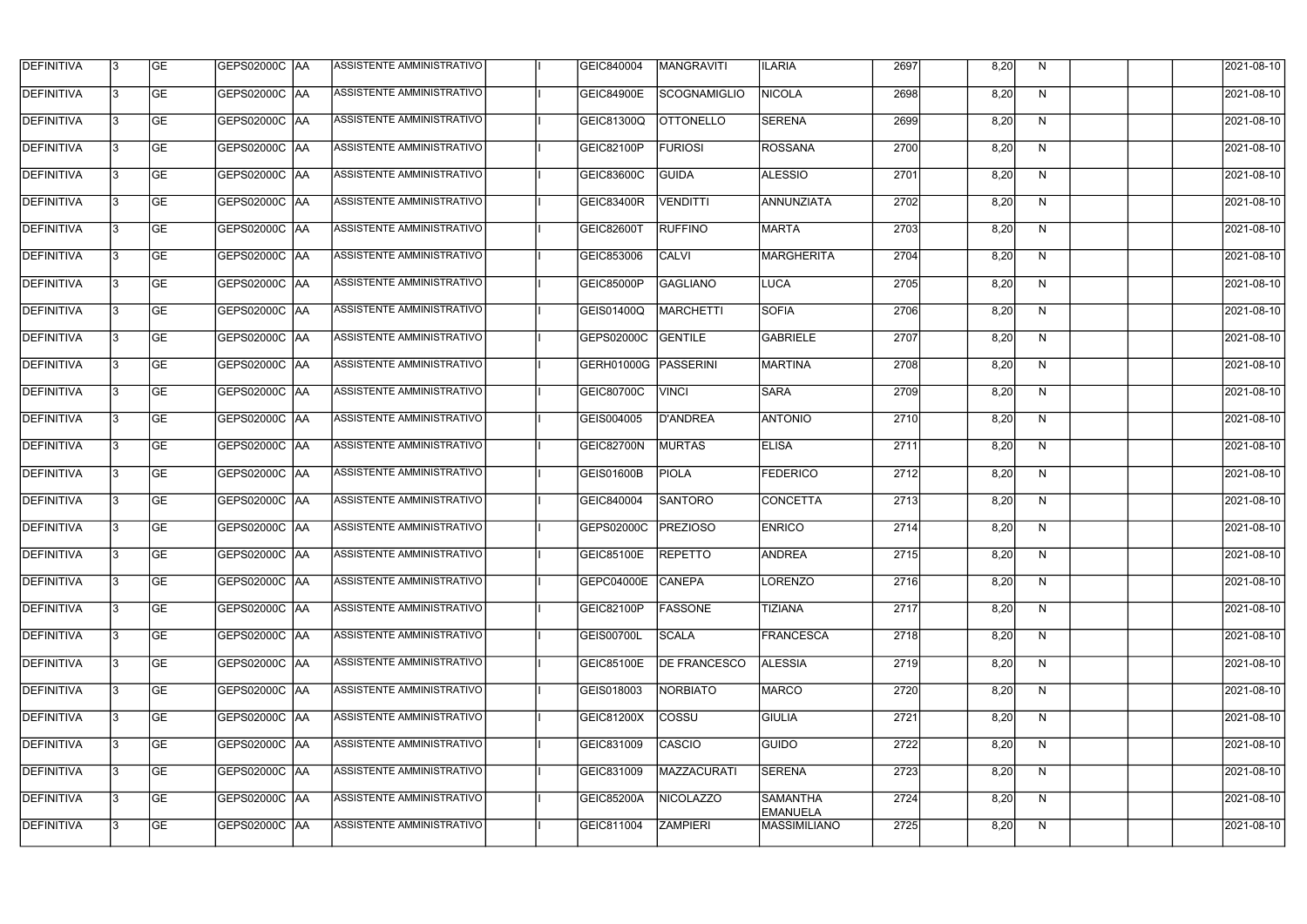| DEFINITIVA | 3 | GE | GEPS02000C | AA | ASSISTENTE AMMINISTRATIVO | I | GEIC840004 | MANGRAVITI | ILARIA | 2697 | 8,20 | N | | | | 2021-08-10 |
|---|---|---|---|---|---|---|---|---|---|---|---|---|---|---|---|---|
| DEFINITIVA | 3 | GE | GEPS02000C | AA | ASSISTENTE AMMINISTRATIVO | I | GEIC84900E | SCOGNAMIGLIO | NICOLA | 2698 | 8,20 | N | | | | 2021-08-10 |
| DEFINITIVA | 3 | GE | GEPS02000C | AA | ASSISTENTE AMMINISTRATIVO | I | GEIC81300Q | OTTONELLO | SERENA | 2699 | 8,20 | N | | | | 2021-08-10 |
| DEFINITIVA | 3 | GE | GEPS02000C | AA | ASSISTENTE AMMINISTRATIVO | I | GEIC82100P | FURIOSI | ROSSANA | 2700 | 8,20 | N | | | | 2021-08-10 |
| DEFINITIVA | 3 | GE | GEPS02000C | AA | ASSISTENTE AMMINISTRATIVO | I | GEIC83600C | GUIDA | ALESSIO | 2701 | 8,20 | N | | | | 2021-08-10 |
| DEFINITIVA | 3 | GE | GEPS02000C | AA | ASSISTENTE AMMINISTRATIVO | I | GEIC83400R | VENDITTI | ANNUNZIATA | 2702 | 8,20 | N | | | | 2021-08-10 |
| DEFINITIVA | 3 | GE | GEPS02000C | AA | ASSISTENTE AMMINISTRATIVO | I | GEIC82600T | RUFFINO | MARTA | 2703 | 8,20 | N | | | | 2021-08-10 |
| DEFINITIVA | 3 | GE | GEPS02000C | AA | ASSISTENTE AMMINISTRATIVO | I | GEIC853006 | CALVI | MARGHERITA | 2704 | 8,20 | N | | | | 2021-08-10 |
| DEFINITIVA | 3 | GE | GEPS02000C | AA | ASSISTENTE AMMINISTRATIVO | I | GEIC85000P | GAGLIANO | LUCA | 2705 | 8,20 | N | | | | 2021-08-10 |
| DEFINITIVA | 3 | GE | GEPS02000C | AA | ASSISTENTE AMMINISTRATIVO | I | GEIS01400Q | MARCHETTI | SOFIA | 2706 | 8,20 | N | | | | 2021-08-10 |
| DEFINITIVA | 3 | GE | GEPS02000C | AA | ASSISTENTE AMMINISTRATIVO | I | GEPS02000C | GENTILE | GABRIELE | 2707 | 8,20 | N | | | | 2021-08-10 |
| DEFINITIVA | 3 | GE | GEPS02000C | AA | ASSISTENTE AMMINISTRATIVO | I | GERH01000G | PASSERINI | MARTINA | 2708 | 8,20 | N | | | | 2021-08-10 |
| DEFINITIVA | 3 | GE | GEPS02000C | AA | ASSISTENTE AMMINISTRATIVO | I | GEIC80700C | VINCI | SARA | 2709 | 8,20 | N | | | | 2021-08-10 |
| DEFINITIVA | 3 | GE | GEPS02000C | AA | ASSISTENTE AMMINISTRATIVO | I | GEIS004005 | D'ANDREA | ANTONIO | 2710 | 8,20 | N | | | | 2021-08-10 |
| DEFINITIVA | 3 | GE | GEPS02000C | AA | ASSISTENTE AMMINISTRATIVO | I | GEIC82700N | MURTAS | ELISA | 2711 | 8,20 | N | | | | 2021-08-10 |
| DEFINITIVA | 3 | GE | GEPS02000C | AA | ASSISTENTE AMMINISTRATIVO | I | GEIS01600B | PIOLA | FEDERICO | 2712 | 8,20 | N | | | | 2021-08-10 |
| DEFINITIVA | 3 | GE | GEPS02000C | AA | ASSISTENTE AMMINISTRATIVO | I | GEIC840004 | SANTORO | CONCETTA | 2713 | 8,20 | N | | | | 2021-08-10 |
| DEFINITIVA | 3 | GE | GEPS02000C | AA | ASSISTENTE AMMINISTRATIVO | I | GEPS02000C | PREZIOSO | ENRICO | 2714 | 8,20 | N | | | | 2021-08-10 |
| DEFINITIVA | 3 | GE | GEPS02000C | AA | ASSISTENTE AMMINISTRATIVO | I | GEIC85100E | REPETTO | ANDREA | 2715 | 8,20 | N | | | | 2021-08-10 |
| DEFINITIVA | 3 | GE | GEPS02000C | AA | ASSISTENTE AMMINISTRATIVO | I | GEPC04000E | CANEPA | LORENZO | 2716 | 8,20 | N | | | | 2021-08-10 |
| DEFINITIVA | 3 | GE | GEPS02000C | AA | ASSISTENTE AMMINISTRATIVO | I | GEIC82100P | FASSONE | TIZIANA | 2717 | 8,20 | N | | | | 2021-08-10 |
| DEFINITIVA | 3 | GE | GEPS02000C | AA | ASSISTENTE AMMINISTRATIVO | I | GEIS00700L | SCALA | FRANCESCA | 2718 | 8,20 | N | | | | 2021-08-10 |
| DEFINITIVA | 3 | GE | GEPS02000C | AA | ASSISTENTE AMMINISTRATIVO | I | GEIC85100E | DE FRANCESCO | ALESSIA | 2719 | 8,20 | N | | | | 2021-08-10 |
| DEFINITIVA | 3 | GE | GEPS02000C | AA | ASSISTENTE AMMINISTRATIVO | I | GEIS018003 | NORBIATO | MARCO | 2720 | 8,20 | N | | | | 2021-08-10 |
| DEFINITIVA | 3 | GE | GEPS02000C | AA | ASSISTENTE AMMINISTRATIVO | I | GEIC81200X | COSSU | GIULIA | 2721 | 8,20 | N | | | | 2021-08-10 |
| DEFINITIVA | 3 | GE | GEPS02000C | AA | ASSISTENTE AMMINISTRATIVO | I | GEIC831009 | CASCIO | GUIDO | 2722 | 8,20 | N | | | | 2021-08-10 |
| DEFINITIVA | 3 | GE | GEPS02000C | AA | ASSISTENTE AMMINISTRATIVO | I | GEIC831009 | MAZZACURATI | SERENA | 2723 | 8,20 | N | | | | 2021-08-10 |
| DEFINITIVA | 3 | GE | GEPS02000C | AA | ASSISTENTE AMMINISTRATIVO | I | GEIC85200A | NICOLAZZO | SAMANTHA EMANUELA | 2724 | 8,20 | N | | | | 2021-08-10 |
| DEFINITIVA | 3 | GE | GEPS02000C | AA | ASSISTENTE AMMINISTRATIVO | I | GEIC811004 | ZAMPIERI | MASSIMILIANO | 2725 | 8,20 | N | | | | 2021-08-10 |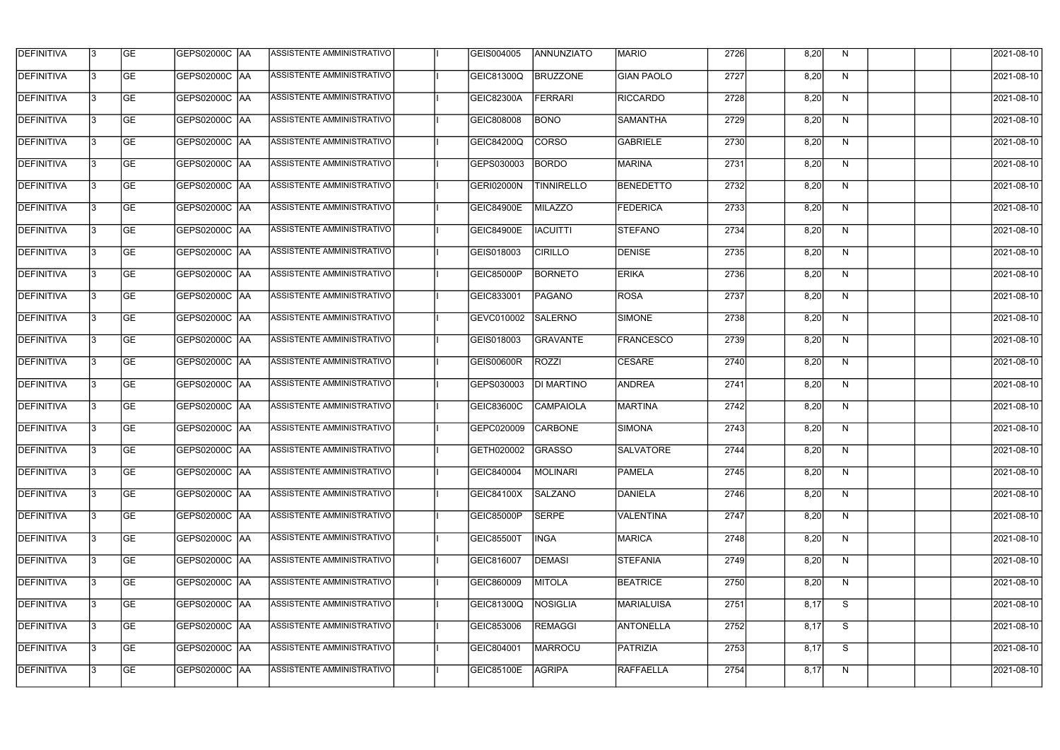| DEFINITIVA | 3 | GE | GEPS02000C | AA | ASSISTENTE AMMINISTRATIVO | | I | GEIS004005 | ANNUNZIATO | MARIO | 2726 | | 8,20 | N | | | | 2021-08-10 |
|---|---|---|---|---|---|---|---|---|---|---|---|---|---|---|---|---|---|---|
| DEFINITIVA | 3 | GE | GEPS02000C | AA | ASSISTENTE AMMINISTRATIVO | | I | GEIC81300Q | BRUZZONE | GIAN PAOLO | 2727 | | 8,20 | N | | | | 2021-08-10 |
| DEFINITIVA | 3 | GE | GEPS02000C | AA | ASSISTENTE AMMINISTRATIVO | | I | GEIC82300A | FERRARI | RICCARDO | 2728 | | 8,20 | N | | | | 2021-08-10 |
| DEFINITIVA | 3 | GE | GEPS02000C | AA | ASSISTENTE AMMINISTRATIVO | | I | GEIC808008 | BONO | SAMANTHA | 2729 | | 8,20 | N | | | | 2021-08-10 |
| DEFINITIVA | 3 | GE | GEPS02000C | AA | ASSISTENTE AMMINISTRATIVO | | I | GEIC84200Q | CORSO | GABRIELE | 2730 | | 8,20 | N | | | | 2021-08-10 |
| DEFINITIVA | 3 | GE | GEPS02000C | AA | ASSISTENTE AMMINISTRATIVO | | I | GEPS030003 | BORDO | MARINA | 2731 | | 8,20 | N | | | | 2021-08-10 |
| DEFINITIVA | 3 | GE | GEPS02000C | AA | ASSISTENTE AMMINISTRATIVO | | I | GERI02000N | TINNIRELLO | BENEDETTO | 2732 | | 8,20 | N | | | | 2021-08-10 |
| DEFINITIVA | 3 | GE | GEPS02000C | AA | ASSISTENTE AMMINISTRATIVO | | I | GEIC84900E | MILAZZO | FEDERICA | 2733 | | 8,20 | N | | | | 2021-08-10 |
| DEFINITIVA | 3 | GE | GEPS02000C | AA | ASSISTENTE AMMINISTRATIVO | | I | GEIC84900E | IACUITTI | STEFANO | 2734 | | 8,20 | N | | | | 2021-08-10 |
| DEFINITIVA | 3 | GE | GEPS02000C | AA | ASSISTENTE AMMINISTRATIVO | | I | GEIS018003 | CIRILLO | DENISE | 2735 | | 8,20 | N | | | | 2021-08-10 |
| DEFINITIVA | 3 | GE | GEPS02000C | AA | ASSISTENTE AMMINISTRATIVO | | I | GEIC85000P | BORNETO | ERIKA | 2736 | | 8,20 | N | | | | 2021-08-10 |
| DEFINITIVA | 3 | GE | GEPS02000C | AA | ASSISTENTE AMMINISTRATIVO | | I | GEIC833001 | PAGANO | ROSA | 2737 | | 8,20 | N | | | | 2021-08-10 |
| DEFINITIVA | 3 | GE | GEPS02000C | AA | ASSISTENTE AMMINISTRATIVO | | I | GEVC010002 | SALERNO | SIMONE | 2738 | | 8,20 | N | | | | 2021-08-10 |
| DEFINITIVA | 3 | GE | GEPS02000C | AA | ASSISTENTE AMMINISTRATIVO | | I | GEIS018003 | GRAVANTE | FRANCESCO | 2739 | | 8,20 | N | | | | 2021-08-10 |
| DEFINITIVA | 3 | GE | GEPS02000C | AA | ASSISTENTE AMMINISTRATIVO | | I | GEIS00600R | ROZZI | CESARE | 2740 | | 8,20 | N | | | | 2021-08-10 |
| DEFINITIVA | 3 | GE | GEPS02000C | AA | ASSISTENTE AMMINISTRATIVO | | I | GEPS030003 | DI MARTINO | ANDREA | 2741 | | 8,20 | N | | | | 2021-08-10 |
| DEFINITIVA | 3 | GE | GEPS02000C | AA | ASSISTENTE AMMINISTRATIVO | | I | GEIC83600C | CAMPAIOLA | MARTINA | 2742 | | 8,20 | N | | | | 2021-08-10 |
| DEFINITIVA | 3 | GE | GEPS02000C | AA | ASSISTENTE AMMINISTRATIVO | | I | GEPC020009 | CARBONE | SIMONA | 2743 | | 8,20 | N | | | | 2021-08-10 |
| DEFINITIVA | 3 | GE | GEPS02000C | AA | ASSISTENTE AMMINISTRATIVO | | I | GETH020002 | GRASSO | SALVATORE | 2744 | | 8,20 | N | | | | 2021-08-10 |
| DEFINITIVA | 3 | GE | GEPS02000C | AA | ASSISTENTE AMMINISTRATIVO | | I | GEIC840004 | MOLINARI | PAMELA | 2745 | | 8,20 | N | | | | 2021-08-10 |
| DEFINITIVA | 3 | GE | GEPS02000C | AA | ASSISTENTE AMMINISTRATIVO | | I | GEIC84100X | SALZANO | DANIELA | 2746 | | 8,20 | N | | | | 2021-08-10 |
| DEFINITIVA | 3 | GE | GEPS02000C | AA | ASSISTENTE AMMINISTRATIVO | | I | GEIC85000P | SERPE | VALENTINA | 2747 | | 8,20 | N | | | | 2021-08-10 |
| DEFINITIVA | 3 | GE | GEPS02000C | AA | ASSISTENTE AMMINISTRATIVO | | I | GEIC85500T | INGA | MARICA | 2748 | | 8,20 | N | | | | 2021-08-10 |
| DEFINITIVA | 3 | GE | GEPS02000C | AA | ASSISTENTE AMMINISTRATIVO | | I | GEIC816007 | DEMASI | STEFANIA | 2749 | | 8,20 | N | | | | 2021-08-10 |
| DEFINITIVA | 3 | GE | GEPS02000C | AA | ASSISTENTE AMMINISTRATIVO | | I | GEIC860009 | MITOLA | BEATRICE | 2750 | | 8,20 | N | | | | 2021-08-10 |
| DEFINITIVA | 3 | GE | GEPS02000C | AA | ASSISTENTE AMMINISTRATIVO | | I | GEIC81300Q | NOSIGLIA | MARIALUISA | 2751 | | 8,17 | S | | | | 2021-08-10 |
| DEFINITIVA | 3 | GE | GEPS02000C | AA | ASSISTENTE AMMINISTRATIVO | | I | GEIC853006 | REMAGGI | ANTONELLA | 2752 | | 8,17 | S | | | | 2021-08-10 |
| DEFINITIVA | 3 | GE | GEPS02000C | AA | ASSISTENTE AMMINISTRATIVO | | I | GEIC804001 | MARROCU | PATRIZIA | 2753 | | 8,17 | S | | | | 2021-08-10 |
| DEFINITIVA | 3 | GE | GEPS02000C | AA | ASSISTENTE AMMINISTRATIVO | | I | GEIC85100E | AGRIPA | RAFFAELLA | 2754 | | 8,17 | N | | | | 2021-08-10 |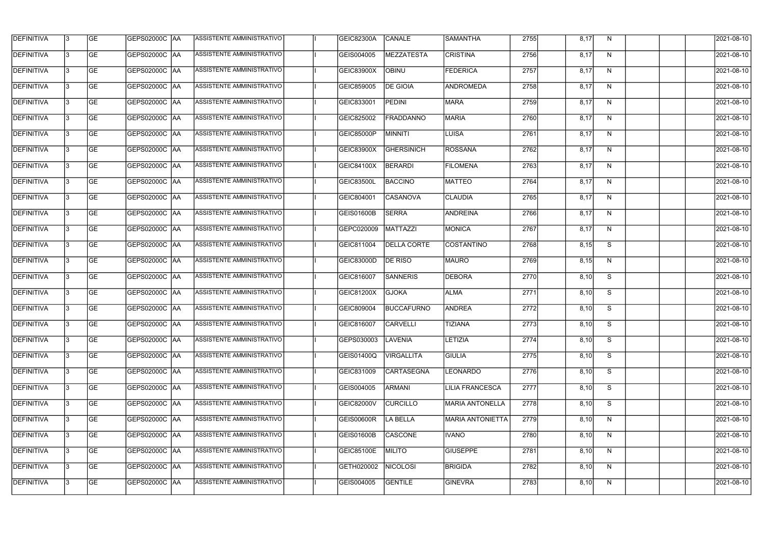| | | | | | | | | | | | | | | | | | | |
|---|---|---|---|---|---|---|---|---|---|---|---|---|---|---|---|---|---|---|
| DEFINITIVA | 3 | GE | GEPS02000C | AA | ASSISTENTE AMMINISTRATIVO | | I | GEIC82300A | CANALE | SAMANTHA | 2755 | | 8,17 | N | | | | 2021-08-10 |
| DEFINITIVA | 3 | GE | GEPS02000C | AA | ASSISTENTE AMMINISTRATIVO | | I | GEIS004005 | MEZZATESTA | CRISTINA | 2756 | | 8,17 | N | | | | 2021-08-10 |
| DEFINITIVA | 3 | GE | GEPS02000C | AA | ASSISTENTE AMMINISTRATIVO | | I | GEIC83900X | OBINU | FEDERICA | 2757 | | 8,17 | N | | | | 2021-08-10 |
| DEFINITIVA | 3 | GE | GEPS02000C | AA | ASSISTENTE AMMINISTRATIVO | | I | GEIC859005 | DE GIOIA | ANDROMEDA | 2758 | | 8,17 | N | | | | 2021-08-10 |
| DEFINITIVA | 3 | GE | GEPS02000C | AA | ASSISTENTE AMMINISTRATIVO | | I | GEIC833001 | PEDINI | MARA | 2759 | | 8,17 | N | | | | 2021-08-10 |
| DEFINITIVA | 3 | GE | GEPS02000C | AA | ASSISTENTE AMMINISTRATIVO | | I | GEIC825002 | FRADDANNO | MARIA | 2760 | | 8,17 | N | | | | 2021-08-10 |
| DEFINITIVA | 3 | GE | GEPS02000C | AA | ASSISTENTE AMMINISTRATIVO | | I | GEIC85000P | MINNITI | LUISA | 2761 | | 8,17 | N | | | | 2021-08-10 |
| DEFINITIVA | 3 | GE | GEPS02000C | AA | ASSISTENTE AMMINISTRATIVO | | I | GEIC83900X | GHERSINICH | ROSSANA | 2762 | | 8,17 | N | | | | 2021-08-10 |
| DEFINITIVA | 3 | GE | GEPS02000C | AA | ASSISTENTE AMMINISTRATIVO | | I | GEIC84100X | BERARDI | FILOMENA | 2763 | | 8,17 | N | | | | 2021-08-10 |
| DEFINITIVA | 3 | GE | GEPS02000C | AA | ASSISTENTE AMMINISTRATIVO | | I | GEIC83500L | BACCINO | MATTEO | 2764 | | 8,17 | N | | | | 2021-08-10 |
| DEFINITIVA | 3 | GE | GEPS02000C | AA | ASSISTENTE AMMINISTRATIVO | | I | GEIC804001 | CASANOVA | CLAUDIA | 2765 | | 8,17 | N | | | | 2021-08-10 |
| DEFINITIVA | 3 | GE | GEPS02000C | AA | ASSISTENTE AMMINISTRATIVO | | I | GEIS01600B | SERRA | ANDREINA | 2766 | | 8,17 | N | | | | 2021-08-10 |
| DEFINITIVA | 3 | GE | GEPS02000C | AA | ASSISTENTE AMMINISTRATIVO | | I | GEPC020009 | MATTAZZI | MONICA | 2767 | | 8,17 | N | | | | 2021-08-10 |
| DEFINITIVA | 3 | GE | GEPS02000C | AA | ASSISTENTE AMMINISTRATIVO | | I | GEIC811004 | DELLA CORTE | COSTANTINO | 2768 | | 8,15 | S | | | | 2021-08-10 |
| DEFINITIVA | 3 | GE | GEPS02000C | AA | ASSISTENTE AMMINISTRATIVO | | I | GEIC83000D | DE RISO | MAURO | 2769 | | 8,15 | N | | | | 2021-08-10 |
| DEFINITIVA | 3 | GE | GEPS02000C | AA | ASSISTENTE AMMINISTRATIVO | | I | GEIC816007 | SANNERIS | DEBORA | 2770 | | 8,10 | S | | | | 2021-08-10 |
| DEFINITIVA | 3 | GE | GEPS02000C | AA | ASSISTENTE AMMINISTRATIVO | | I | GEIC81200X | GJOKA | ALMA | 2771 | | 8,10 | S | | | | 2021-08-10 |
| DEFINITIVA | 3 | GE | GEPS02000C | AA | ASSISTENTE AMMINISTRATIVO | | I | GEIC809004 | BUCCAFURNO | ANDREA | 2772 | | 8,10 | S | | | | 2021-08-10 |
| DEFINITIVA | 3 | GE | GEPS02000C | AA | ASSISTENTE AMMINISTRATIVO | | I | GEIC816007 | CARVELLI | TIZIANA | 2773 | | 8,10 | S | | | | 2021-08-10 |
| DEFINITIVA | 3 | GE | GEPS02000C | AA | ASSISTENTE AMMINISTRATIVO | | I | GEPS030003 | LAVENIA | LETIZIA | 2774 | | 8,10 | S | | | | 2021-08-10 |
| DEFINITIVA | 3 | GE | GEPS02000C | AA | ASSISTENTE AMMINISTRATIVO | | I | GEIS01400Q | VIRGALLITA | GIULIA | 2775 | | 8,10 | S | | | | 2021-08-10 |
| DEFINITIVA | 3 | GE | GEPS02000C | AA | ASSISTENTE AMMINISTRATIVO | | I | GEIC831009 | CARTASEGNA | LEONARDO | 2776 | | 8,10 | S | | | | 2021-08-10 |
| DEFINITIVA | 3 | GE | GEPS02000C | AA | ASSISTENTE AMMINISTRATIVO | | I | GEIS004005 | ARMANI | LILIA FRANCESCA | 2777 | | 8,10 | S | | | | 2021-08-10 |
| DEFINITIVA | 3 | GE | GEPS02000C | AA | ASSISTENTE AMMINISTRATIVO | | I | GEIC82000V | CURCILLO | MARIA ANTONELLA | 2778 | | 8,10 | S | | | | 2021-08-10 |
| DEFINITIVA | 3 | GE | GEPS02000C | AA | ASSISTENTE AMMINISTRATIVO | | I | GEIS00600R | LA BELLA | MARIA ANTONIETTA | 2779 | | 8,10 | N | | | | 2021-08-10 |
| DEFINITIVA | 3 | GE | GEPS02000C | AA | ASSISTENTE AMMINISTRATIVO | | I | GEIS01600B | CASCONE | IVANO | 2780 | | 8,10 | N | | | | 2021-08-10 |
| DEFINITIVA | 3 | GE | GEPS02000C | AA | ASSISTENTE AMMINISTRATIVO | | I | GEIC85100E | MILITO | GIUSEPPE | 2781 | | 8,10 | N | | | | 2021-08-10 |
| DEFINITIVA | 3 | GE | GEPS02000C | AA | ASSISTENTE AMMINISTRATIVO | | I | GETH020002 | NICOLOSI | BRIGIDA | 2782 | | 8,10 | N | | | | 2021-08-10 |
| DEFINITIVA | 3 | GE | GEPS02000C | AA | ASSISTENTE AMMINISTRATIVO | | I | GEIS004005 | GENTILE | GINEVRA | 2783 | | 8,10 | N | | | | 2021-08-10 |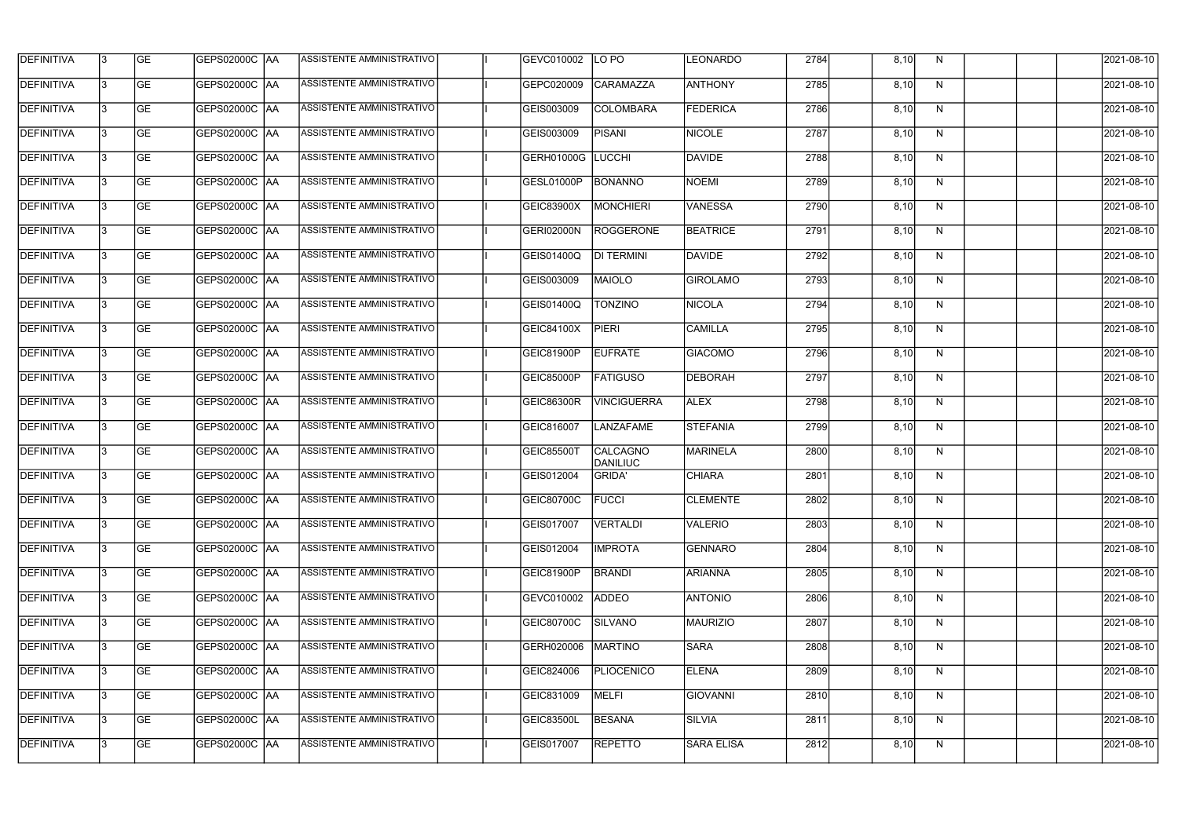| DEFINITIVA | 3 | GE | GEPS02000C | AA | ASSISTENTE AMMINISTRATIVO | | I | GEVC010002 | LO PO | LEONARDO | 2784 | | 8,10 | N | | | | 2021-08-10 |
|---|---|---|---|---|---|---|---|---|---|---|---|---|---|---|---|---|---|---|
| DEFINITIVA | 3 | GE | GEPS02000C | AA | ASSISTENTE AMMINISTRATIVO | | I | GEPC020009 | CARAMAZZA | ANTHONY | 2785 | | 8,10 | N | | | | 2021-08-10 |
| DEFINITIVA | 3 | GE | GEPS02000C | AA | ASSISTENTE AMMINISTRATIVO | | I | GEIS003009 | COLOMBARA | FEDERICA | 2786 | | 8,10 | N | | | | 2021-08-10 |
| DEFINITIVA | 3 | GE | GEPS02000C | AA | ASSISTENTE AMMINISTRATIVO | | I | GEIS003009 | PISANI | NICOLE | 2787 | | 8,10 | N | | | | 2021-08-10 |
| DEFINITIVA | 3 | GE | GEPS02000C | AA | ASSISTENTE AMMINISTRATIVO | | I | GERH01000G | LUCCHI | DAVIDE | 2788 | | 8,10 | N | | | | 2021-08-10 |
| DEFINITIVA | 3 | GE | GEPS02000C | AA | ASSISTENTE AMMINISTRATIVO | | I | GESL01000P | BONANNO | NOEMI | 2789 | | 8,10 | N | | | | 2021-08-10 |
| DEFINITIVA | 3 | GE | GEPS02000C | AA | ASSISTENTE AMMINISTRATIVO | | I | GEIC83900X | MONCHIERI | VANESSA | 2790 | | 8,10 | N | | | | 2021-08-10 |
| DEFINITIVA | 3 | GE | GEPS02000C | AA | ASSISTENTE AMMINISTRATIVO | | I | GERI02000N | ROGGERONE | BEATRICE | 2791 | | 8,10 | N | | | | 2021-08-10 |
| DEFINITIVA | 3 | GE | GEPS02000C | AA | ASSISTENTE AMMINISTRATIVO | | I | GEIS01400Q | DI TERMINI | DAVIDE | 2792 | | 8,10 | N | | | | 2021-08-10 |
| DEFINITIVA | 3 | GE | GEPS02000C | AA | ASSISTENTE AMMINISTRATIVO | | I | GEIS003009 | MAIOLO | GIROLAMO | 2793 | | 8,10 | N | | | | 2021-08-10 |
| DEFINITIVA | 3 | GE | GEPS02000C | AA | ASSISTENTE AMMINISTRATIVO | | I | GEIS01400Q | TONZINO | NICOLA | 2794 | | 8,10 | N | | | | 2021-08-10 |
| DEFINITIVA | 3 | GE | GEPS02000C | AA | ASSISTENTE AMMINISTRATIVO | | I | GEIC84100X | PIERI | CAMILLA | 2795 | | 8,10 | N | | | | 2021-08-10 |
| DEFINITIVA | 3 | GE | GEPS02000C | AA | ASSISTENTE AMMINISTRATIVO | | I | GEIC81900P | EUFRATE | GIACOMO | 2796 | | 8,10 | N | | | | 2021-08-10 |
| DEFINITIVA | 3 | GE | GEPS02000C | AA | ASSISTENTE AMMINISTRATIVO | | I | GEIC85000P | FATIGUSO | DEBORAH | 2797 | | 8,10 | N | | | | 2021-08-10 |
| DEFINITIVA | 3 | GE | GEPS02000C | AA | ASSISTENTE AMMINISTRATIVO | | I | GEIC86300R | VINCIGUERRA | ALEX | 2798 | | 8,10 | N | | | | 2021-08-10 |
| DEFINITIVA | 3 | GE | GEPS02000C | AA | ASSISTENTE AMMINISTRATIVO | | I | GEIC816007 | LANZAFAME | STEFANIA | 2799 | | 8,10 | N | | | | 2021-08-10 |
| DEFINITIVA | 3 | GE | GEPS02000C | AA | ASSISTENTE AMMINISTRATIVO | | I | GEIC85500T | CALCAGNO DANILIUC | MARINELA | 2800 | | 8,10 | N | | | | 2021-08-10 |
| DEFINITIVA | 3 | GE | GEPS02000C | AA | ASSISTENTE AMMINISTRATIVO | | I | GEIS012004 | GRIDA' | CHIARA | 2801 | | 8,10 | N | | | | 2021-08-10 |
| DEFINITIVA | 3 | GE | GEPS02000C | AA | ASSISTENTE AMMINISTRATIVO | | I | GEIC80700C | FUCCI | CLEMENTE | 2802 | | 8,10 | N | | | | 2021-08-10 |
| DEFINITIVA | 3 | GE | GEPS02000C | AA | ASSISTENTE AMMINISTRATIVO | | I | GEIS017007 | VERTALDI | VALERIO | 2803 | | 8,10 | N | | | | 2021-08-10 |
| DEFINITIVA | 3 | GE | GEPS02000C | AA | ASSISTENTE AMMINISTRATIVO | | I | GEIS012004 | IMPROTA | GENNARO | 2804 | | 8,10 | N | | | | 2021-08-10 |
| DEFINITIVA | 3 | GE | GEPS02000C | AA | ASSISTENTE AMMINISTRATIVO | | I | GEIC81900P | BRANDI | ARIANNA | 2805 | | 8,10 | N | | | | 2021-08-10 |
| DEFINITIVA | 3 | GE | GEPS02000C | AA | ASSISTENTE AMMINISTRATIVO | | I | GEVC010002 | ADDEO | ANTONIO | 2806 | | 8,10 | N | | | | 2021-08-10 |
| DEFINITIVA | 3 | GE | GEPS02000C | AA | ASSISTENTE AMMINISTRATIVO | | I | GEIC80700C | SILVANO | MAURIZIO | 2807 | | 8,10 | N | | | | 2021-08-10 |
| DEFINITIVA | 3 | GE | GEPS02000C | AA | ASSISTENTE AMMINISTRATIVO | | I | GERH020006 | MARTINO | SARA | 2808 | | 8,10 | N | | | | 2021-08-10 |
| DEFINITIVA | 3 | GE | GEPS02000C | AA | ASSISTENTE AMMINISTRATIVO | | I | GEIC824006 | PLIOCENICO | ELENA | 2809 | | 8,10 | N | | | | 2021-08-10 |
| DEFINITIVA | 3 | GE | GEPS02000C | AA | ASSISTENTE AMMINISTRATIVO | | I | GEIC831009 | MELFI | GIOVANNI | 2810 | | 8,10 | N | | | | 2021-08-10 |
| DEFINITIVA | 3 | GE | GEPS02000C | AA | ASSISTENTE AMMINISTRATIVO | | I | GEIC83500L | BESANA | SILVIA | 2811 | | 8,10 | N | | | | 2021-08-10 |
| DEFINITIVA | 3 | GE | GEPS02000C | AA | ASSISTENTE AMMINISTRATIVO | | I | GEIS017007 | REPETTO | SARA ELISA | 2812 | | 8,10 | N | | | | 2021-08-10 |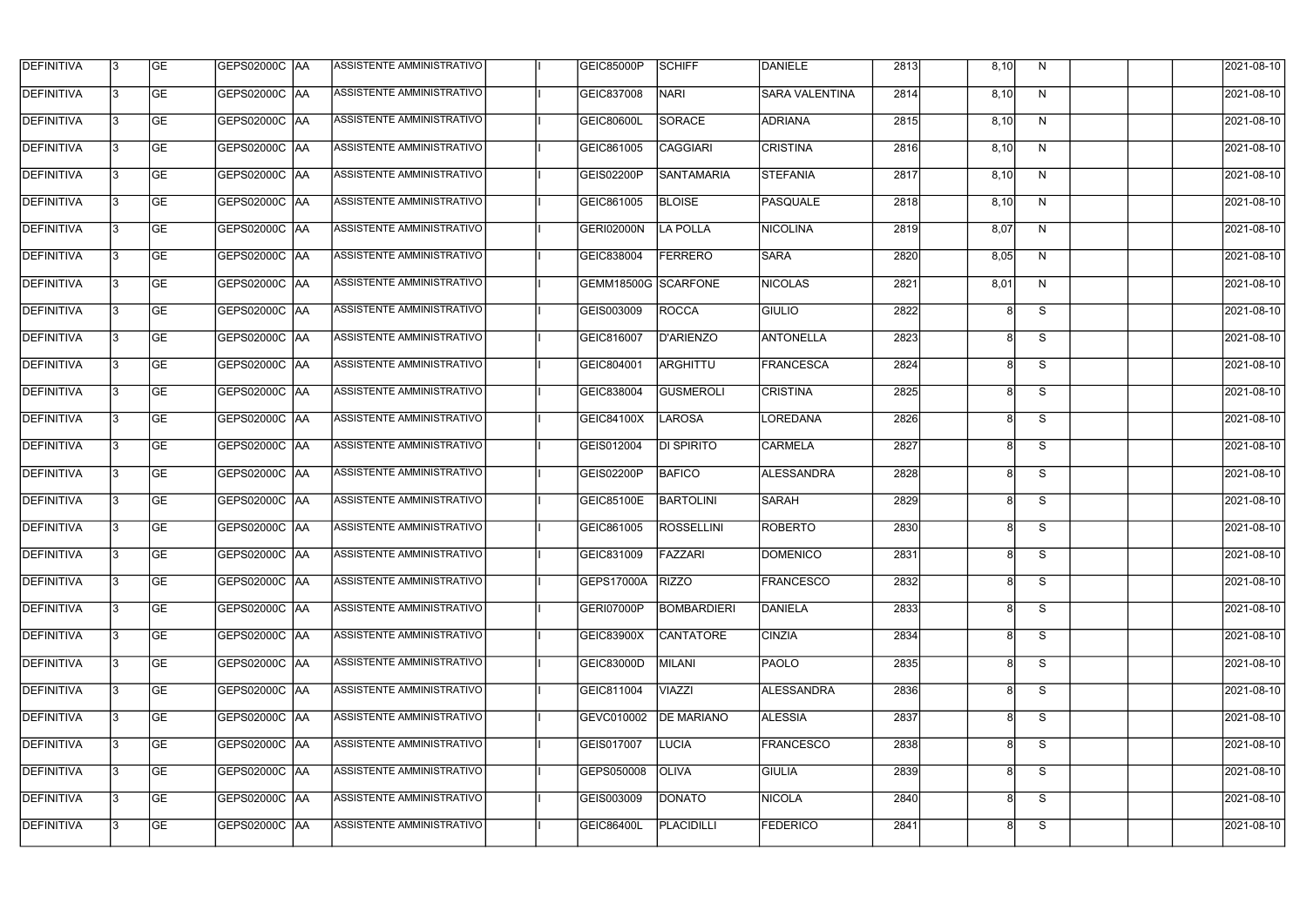| DEFINITIVA | 3 | GE | GEPS02000C | AA | ASSISTENTE AMMINISTRATIVO | | I | GEIC85000P | SCHIFF | DANIELE | 2813 | | 8,10 | N | | | | 2021-08-10 |
|---|---|---|---|---|---|---|---|---|---|---|---|---|---|---|---|---|---|---|
| DEFINITIVA | 3 | GE | GEPS02000C | AA | ASSISTENTE AMMINISTRATIVO | | I | GEIC837008 | NARI | SARA VALENTINA | 2814 | | 8,10 | N | | | | 2021-08-10 |
| DEFINITIVA | 3 | GE | GEPS02000C | AA | ASSISTENTE AMMINISTRATIVO | | I | GEIC80600L | SORACE | ADRIANA | 2815 | | 8,10 | N | | | | 2021-08-10 |
| DEFINITIVA | 3 | GE | GEPS02000C | AA | ASSISTENTE AMMINISTRATIVO | | I | GEIC861005 | CAGGIARI | CRISTINA | 2816 | | 8,10 | N | | | | 2021-08-10 |
| DEFINITIVA | 3 | GE | GEPS02000C | AA | ASSISTENTE AMMINISTRATIVO | | I | GEIS02200P | SANTAMARIA | STEFANIA | 2817 | | 8,10 | N | | | | 2021-08-10 |
| DEFINITIVA | 3 | GE | GEPS02000C | AA | ASSISTENTE AMMINISTRATIVO | | I | GEIC861005 | BLOISE | PASQUALE | 2818 | | 8,10 | N | | | | 2021-08-10 |
| DEFINITIVA | 3 | GE | GEPS02000C | AA | ASSISTENTE AMMINISTRATIVO | | I | GERI02000N | LA POLLA | NICOLINA | 2819 | | 8,07 | N | | | | 2021-08-10 |
| DEFINITIVA | 3 | GE | GEPS02000C | AA | ASSISTENTE AMMINISTRATIVO | | I | GEIC838004 | FERRERO | SARA | 2820 | | 8,05 | N | | | | 2021-08-10 |
| DEFINITIVA | 3 | GE | GEPS02000C | AA | ASSISTENTE AMMINISTRATIVO | | I | GEMM18500G | SCARFONE | NICOLAS | 2821 | | 8,01 | N | | | | 2021-08-10 |
| DEFINITIVA | 3 | GE | GEPS02000C | AA | ASSISTENTE AMMINISTRATIVO | | I | GEIS003009 | ROCCA | GIULIO | 2822 | | 8 | S | | | | 2021-08-10 |
| DEFINITIVA | 3 | GE | GEPS02000C | AA | ASSISTENTE AMMINISTRATIVO | | I | GEIC816007 | D'ARIENZO | ANTONELLA | 2823 | | 8 | S | | | | 2021-08-10 |
| DEFINITIVA | 3 | GE | GEPS02000C | AA | ASSISTENTE AMMINISTRATIVO | | I | GEIC804001 | ARGHITTU | FRANCESCA | 2824 | | 8 | S | | | | 2021-08-10 |
| DEFINITIVA | 3 | GE | GEPS02000C | AA | ASSISTENTE AMMINISTRATIVO | | I | GEIC838004 | GUSMEROLI | CRISTINA | 2825 | | 8 | S | | | | 2021-08-10 |
| DEFINITIVA | 3 | GE | GEPS02000C | AA | ASSISTENTE AMMINISTRATIVO | | I | GEIC84100X | LAROSA | LOREDANA | 2826 | | 8 | S | | | | 2021-08-10 |
| DEFINITIVA | 3 | GE | GEPS02000C | AA | ASSISTENTE AMMINISTRATIVO | | I | GEIS012004 | DI SPIRITO | CARMELA | 2827 | | 8 | S | | | | 2021-08-10 |
| DEFINITIVA | 3 | GE | GEPS02000C | AA | ASSISTENTE AMMINISTRATIVO | | I | GEIS02200P | BAFICO | ALESSANDRA | 2828 | | 8 | S | | | | 2021-08-10 |
| DEFINITIVA | 3 | GE | GEPS02000C | AA | ASSISTENTE AMMINISTRATIVO | | I | GEIC85100E | BARTOLINI | SARAH | 2829 | | 8 | S | | | | 2021-08-10 |
| DEFINITIVA | 3 | GE | GEPS02000C | AA | ASSISTENTE AMMINISTRATIVO | | I | GEIC861005 | ROSSELLINI | ROBERTO | 2830 | | 8 | S | | | | 2021-08-10 |
| DEFINITIVA | 3 | GE | GEPS02000C | AA | ASSISTENTE AMMINISTRATIVO | | I | GEIC831009 | FAZZARI | DOMENICO | 2831 | | 8 | S | | | | 2021-08-10 |
| DEFINITIVA | 3 | GE | GEPS02000C | AA | ASSISTENTE AMMINISTRATIVO | | I | GEPS17000A | RIZZO | FRANCESCO | 2832 | | 8 | S | | | | 2021-08-10 |
| DEFINITIVA | 3 | GE | GEPS02000C | AA | ASSISTENTE AMMINISTRATIVO | | I | GERI07000P | BOMBARDIERI | DANIELA | 2833 | | 8 | S | | | | 2021-08-10 |
| DEFINITIVA | 3 | GE | GEPS02000C | AA | ASSISTENTE AMMINISTRATIVO | | I | GEIC83900X | CANTATORE | CINZIA | 2834 | | 8 | S | | | | 2021-08-10 |
| DEFINITIVA | 3 | GE | GEPS02000C | AA | ASSISTENTE AMMINISTRATIVO | | I | GEIC83000D | MILANI | PAOLO | 2835 | | 8 | S | | | | 2021-08-10 |
| DEFINITIVA | 3 | GE | GEPS02000C | AA | ASSISTENTE AMMINISTRATIVO | | I | GEIC811004 | VIAZZI | ALESSANDRA | 2836 | | 8 | S | | | | 2021-08-10 |
| DEFINITIVA | 3 | GE | GEPS02000C | AA | ASSISTENTE AMMINISTRATIVO | | I | GEVC010002 | DE MARIANO | ALESSIA | 2837 | | 8 | S | | | | 2021-08-10 |
| DEFINITIVA | 3 | GE | GEPS02000C | AA | ASSISTENTE AMMINISTRATIVO | | I | GEIS017007 | LUCIA | FRANCESCO | 2838 | | 8 | S | | | | 2021-08-10 |
| DEFINITIVA | 3 | GE | GEPS02000C | AA | ASSISTENTE AMMINISTRATIVO | | I | GEPS050008 | OLIVA | GIULIA | 2839 | | 8 | S | | | | 2021-08-10 |
| DEFINITIVA | 3 | GE | GEPS02000C | AA | ASSISTENTE AMMINISTRATIVO | | I | GEIS003009 | DONATO | NICOLA | 2840 | | 8 | S | | | | 2021-08-10 |
| DEFINITIVA | 3 | GE | GEPS02000C | AA | ASSISTENTE AMMINISTRATIVO | | I | GEIC86400L | PLACIDILLI | FEDERICO | 2841 | | 8 | S | | | | 2021-08-10 |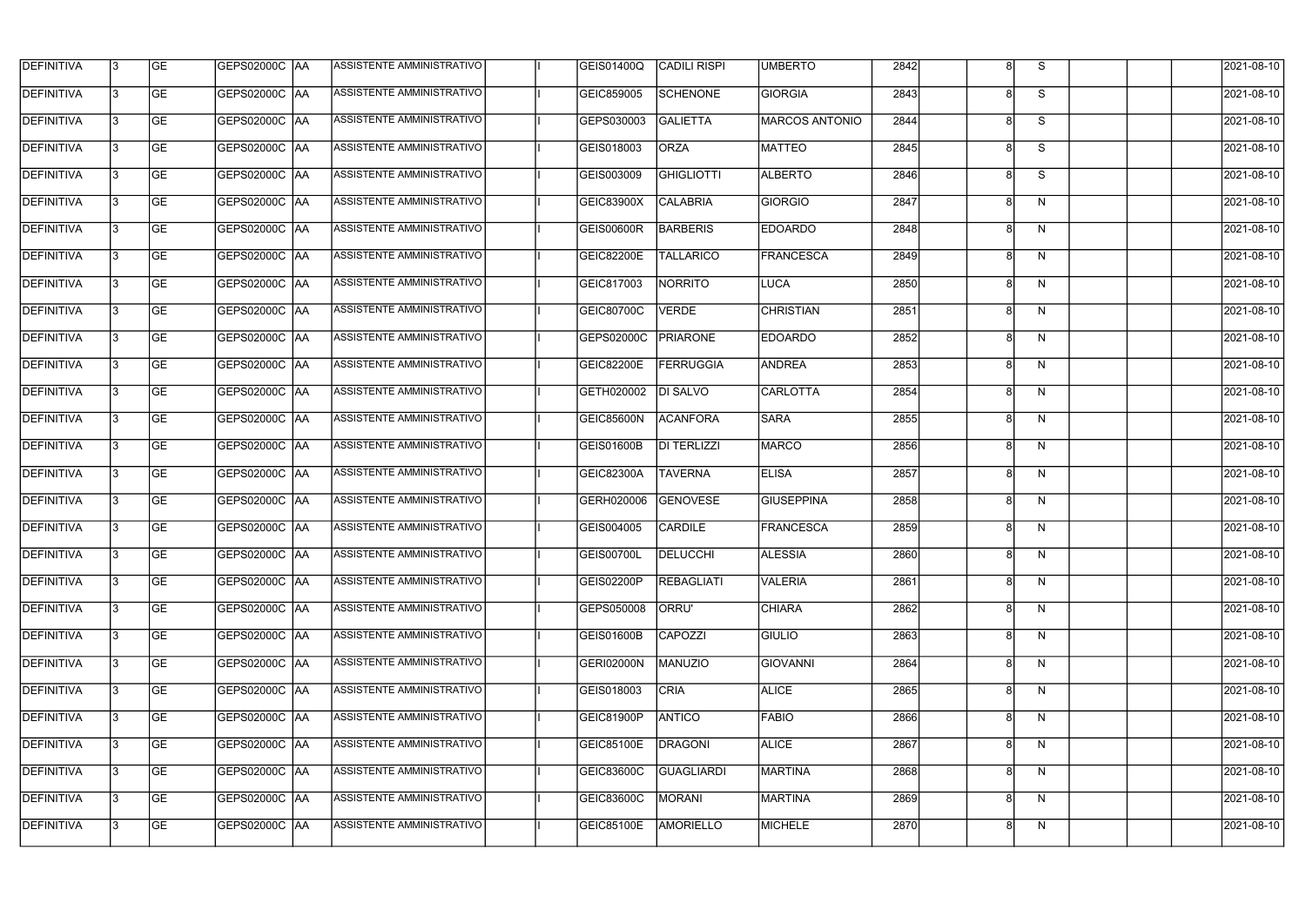| DEFINITIVA | 3 | GE | GEPS02000C | AA | ASSISTENTE AMMINISTRATIVO | | I | GEIS01400Q | CADILI RISPI | UMBERTO | 2842 | | 8 | S | | | | 2021-08-10 |
|---|---|---|---|---|---|---|---|---|---|---|---|---|---|---|---|---|---|---|
| DEFINITIVA | 3 | GE | GEPS02000C | AA | ASSISTENTE AMMINISTRATIVO | | I | GEIC859005 | SCHENONE | GIORGIA | 2843 | | 8 | S | | | | 2021-08-10 |
| DEFINITIVA | 3 | GE | GEPS02000C | AA | ASSISTENTE AMMINISTRATIVO | | I | GEPS030003 | GALIETTA | MARCOS ANTONIO | 2844 | | 8 | S | | | | 2021-08-10 |
| DEFINITIVA | 3 | GE | GEPS02000C | AA | ASSISTENTE AMMINISTRATIVO | | I | GEIS018003 | ORZA | MATTEO | 2845 | | 8 | S | | | | 2021-08-10 |
| DEFINITIVA | 3 | GE | GEPS02000C | AA | ASSISTENTE AMMINISTRATIVO | | I | GEIS003009 | GHIGLIOTTI | ALBERTO | 2846 | | 8 | S | | | | 2021-08-10 |
| DEFINITIVA | 3 | GE | GEPS02000C | AA | ASSISTENTE AMMINISTRATIVO | | I | GEIC83900X | CALABRIA | GIORGIO | 2847 | | 8 | N | | | | 2021-08-10 |
| DEFINITIVA | 3 | GE | GEPS02000C | AA | ASSISTENTE AMMINISTRATIVO | | I | GEIS00600R | BARBERIS | EDOARDO | 2848 | | 8 | N | | | | 2021-08-10 |
| DEFINITIVA | 3 | GE | GEPS02000C | AA | ASSISTENTE AMMINISTRATIVO | | I | GEIC82200E | TALLARICO | FRANCESCA | 2849 | | 8 | N | | | | 2021-08-10 |
| DEFINITIVA | 3 | GE | GEPS02000C | AA | ASSISTENTE AMMINISTRATIVO | | I | GEIC817003 | NORRITO | LUCA | 2850 | | 8 | N | | | | 2021-08-10 |
| DEFINITIVA | 3 | GE | GEPS02000C | AA | ASSISTENTE AMMINISTRATIVO | | I | GEIC80700C | VERDE | CHRISTIAN | 2851 | | 8 | N | | | | 2021-08-10 |
| DEFINITIVA | 3 | GE | GEPS02000C | AA | ASSISTENTE AMMINISTRATIVO | | I | GEPS02000C | PRIARONE | EDOARDO | 2852 | | 8 | N | | | | 2021-08-10 |
| DEFINITIVA | 3 | GE | GEPS02000C | AA | ASSISTENTE AMMINISTRATIVO | | I | GEIC82200E | FERRUGGIA | ANDREA | 2853 | | 8 | N | | | | 2021-08-10 |
| DEFINITIVA | 3 | GE | GEPS02000C | AA | ASSISTENTE AMMINISTRATIVO | | I | GETH020002 | DI SALVO | CARLOTTA | 2854 | | 8 | N | | | | 2021-08-10 |
| DEFINITIVA | 3 | GE | GEPS02000C | AA | ASSISTENTE AMMINISTRATIVO | | I | GEIC85600N | ACANFORA | SARA | 2855 | | 8 | N | | | | 2021-08-10 |
| DEFINITIVA | 3 | GE | GEPS02000C | AA | ASSISTENTE AMMINISTRATIVO | | I | GEIS01600B | DI TERLIZZI | MARCO | 2856 | | 8 | N | | | | 2021-08-10 |
| DEFINITIVA | 3 | GE | GEPS02000C | AA | ASSISTENTE AMMINISTRATIVO | | I | GEIC82300A | TAVERNA | ELISA | 2857 | | 8 | N | | | | 2021-08-10 |
| DEFINITIVA | 3 | GE | GEPS02000C | AA | ASSISTENTE AMMINISTRATIVO | | I | GERH020006 | GENOVESE | GIUSEPPINA | 2858 | | 8 | N | | | | 2021-08-10 |
| DEFINITIVA | 3 | GE | GEPS02000C | AA | ASSISTENTE AMMINISTRATIVO | | I | GEIS004005 | CARDILE | FRANCESCA | 2859 | | 8 | N | | | | 2021-08-10 |
| DEFINITIVA | 3 | GE | GEPS02000C | AA | ASSISTENTE AMMINISTRATIVO | | I | GEIS00700L | DELUCCHI | ALESSIA | 2860 | | 8 | N | | | | 2021-08-10 |
| DEFINITIVA | 3 | GE | GEPS02000C | AA | ASSISTENTE AMMINISTRATIVO | | I | GEIS02200P | REBAGLIATI | VALERIA | 2861 | | 8 | N | | | | 2021-08-10 |
| DEFINITIVA | 3 | GE | GEPS02000C | AA | ASSISTENTE AMMINISTRATIVO | | I | GEPS050008 | ORRU' | CHIARA | 2862 | | 8 | N | | | | 2021-08-10 |
| DEFINITIVA | 3 | GE | GEPS02000C | AA | ASSISTENTE AMMINISTRATIVO | | I | GEIS01600B | CAPOZZI | GIULIO | 2863 | | 8 | N | | | | 2021-08-10 |
| DEFINITIVA | 3 | GE | GEPS02000C | AA | ASSISTENTE AMMINISTRATIVO | | I | GERI02000N | MANUZIO | GIOVANNI | 2864 | | 8 | N | | | | 2021-08-10 |
| DEFINITIVA | 3 | GE | GEPS02000C | AA | ASSISTENTE AMMINISTRATIVO | | I | GEIS018003 | CRIA | ALICE | 2865 | | 8 | N | | | | 2021-08-10 |
| DEFINITIVA | 3 | GE | GEPS02000C | AA | ASSISTENTE AMMINISTRATIVO | | I | GEIC81900P | ANTICO | FABIO | 2866 | | 8 | N | | | | 2021-08-10 |
| DEFINITIVA | 3 | GE | GEPS02000C | AA | ASSISTENTE AMMINISTRATIVO | | I | GEIC85100E | DRAGONI | ALICE | 2867 | | 8 | N | | | | 2021-08-10 |
| DEFINITIVA | 3 | GE | GEPS02000C | AA | ASSISTENTE AMMINISTRATIVO | | I | GEIC83600C | GUAGLIARDI | MARTINA | 2868 | | 8 | N | | | | 2021-08-10 |
| DEFINITIVA | 3 | GE | GEPS02000C | AA | ASSISTENTE AMMINISTRATIVO | | I | GEIC83600C | MORANI | MARTINA | 2869 | | 8 | N | | | | 2021-08-10 |
| DEFINITIVA | 3 | GE | GEPS02000C | AA | ASSISTENTE AMMINISTRATIVO | | I | GEIC85100E | AMORIELLO | MICHELE | 2870 | | 8 | N | | | | 2021-08-10 |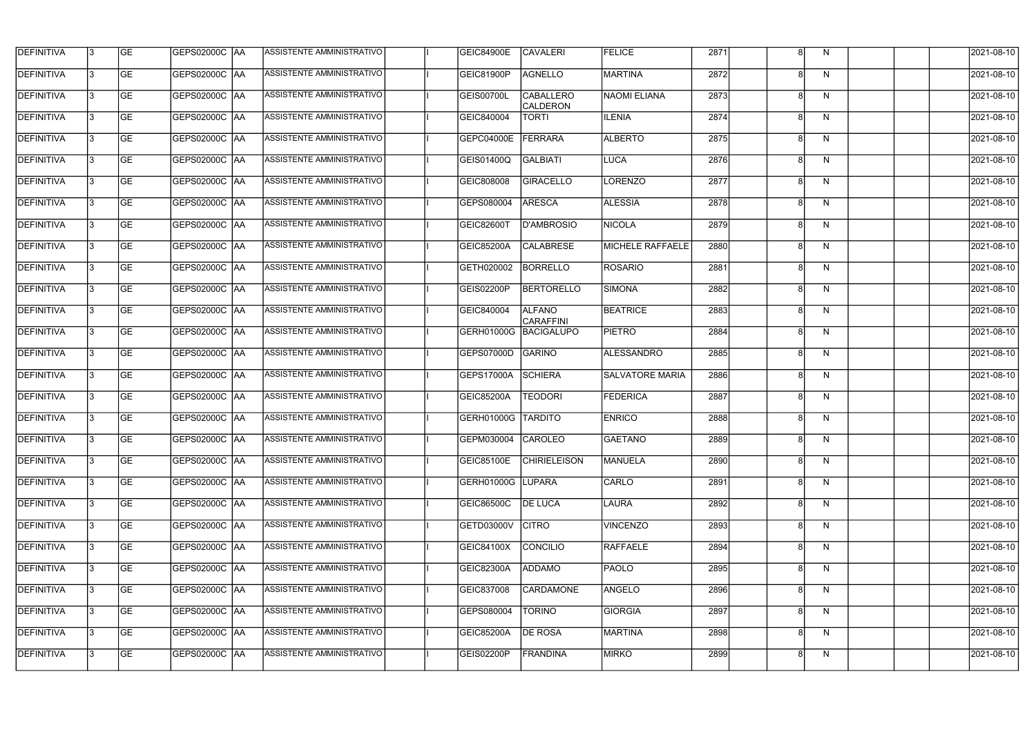| DEFINITIVA | 3 | GE | GEPS02000C | AA | ASSISTENTE AMMINISTRATIVO | | I | GEIC84900E | CAVALERI | FELICE | 2871 | | 8 | N | | | | 2021-08-10 |
|---|---|---|---|---|---|---|---|---|---|---|---|---|---|---|---|---|---|---|
| DEFINITIVA | 3 | GE | GEPS02000C | AA | ASSISTENTE AMMINISTRATIVO | | I | GEIC81900P | AGNELLO | MARTINA | 2872 | | 8 | N | | | | 2021-08-10 |
| DEFINITIVA | 3 | GE | GEPS02000C | AA | ASSISTENTE AMMINISTRATIVO | | I | GEIS00700L | CABALLERO CALDERON | NAOMI ELIANA | 2873 | | 8 | N | | | | 2021-08-10 |
| DEFINITIVA | 3 | GE | GEPS02000C | AA | ASSISTENTE AMMINISTRATIVO | | I | GEIC840004 | TORTI | ILENIA | 2874 | | 8 | N | | | | 2021-08-10 |
| DEFINITIVA | 3 | GE | GEPS02000C | AA | ASSISTENTE AMMINISTRATIVO | | I | GEPC04000E | FERRARA | ALBERTO | 2875 | | 8 | N | | | | 2021-08-10 |
| DEFINITIVA | 3 | GE | GEPS02000C | AA | ASSISTENTE AMMINISTRATIVO | | I | GEIS01400Q | GALBIATI | LUCA | 2876 | | 8 | N | | | | 2021-08-10 |
| DEFINITIVA | 3 | GE | GEPS02000C | AA | ASSISTENTE AMMINISTRATIVO | | I | GEIC808008 | GIRACELLO | LORENZO | 2877 | | 8 | N | | | | 2021-08-10 |
| DEFINITIVA | 3 | GE | GEPS02000C | AA | ASSISTENTE AMMINISTRATIVO | | I | GEPS080004 | ARESCA | ALESSIA | 2878 | | 8 | N | | | | 2021-08-10 |
| DEFINITIVA | 3 | GE | GEPS02000C | AA | ASSISTENTE AMMINISTRATIVO | | I | GEIC82600T | D'AMBROSIO | NICOLA | 2879 | | 8 | N | | | | 2021-08-10 |
| DEFINITIVA | 3 | GE | GEPS02000C | AA | ASSISTENTE AMMINISTRATIVO | | I | GEIC85200A | CALABRESE | MICHELE RAFFAELE | 2880 | | 8 | N | | | | 2021-08-10 |
| DEFINITIVA | 3 | GE | GEPS02000C | AA | ASSISTENTE AMMINISTRATIVO | | I | GETH020002 | BORRELLO | ROSARIO | 2881 | | 8 | N | | | | 2021-08-10 |
| DEFINITIVA | 3 | GE | GEPS02000C | AA | ASSISTENTE AMMINISTRATIVO | | I | GEIS02200P | BERTORELLO | SIMONA | 2882 | | 8 | N | | | | 2021-08-10 |
| DEFINITIVA | 3 | GE | GEPS02000C | AA | ASSISTENTE AMMINISTRATIVO | | I | GEIC840004 | ALFANO CARAFFINI | BEATRICE | 2883 | | 8 | N | | | | 2021-08-10 |
| DEFINITIVA | 3 | GE | GEPS02000C | AA | ASSISTENTE AMMINISTRATIVO | | I | GERH01000G | BACIGALUPO | PIETRO | 2884 | | 8 | N | | | | 2021-08-10 |
| DEFINITIVA | 3 | GE | GEPS02000C | AA | ASSISTENTE AMMINISTRATIVO | | I | GEPS07000D | GARINO | ALESSANDRO | 2885 | | 8 | N | | | | 2021-08-10 |
| DEFINITIVA | 3 | GE | GEPS02000C | AA | ASSISTENTE AMMINISTRATIVO | | I | GEPS17000A | SCHIERA | SALVATORE MARIA | 2886 | | 8 | N | | | | 2021-08-10 |
| DEFINITIVA | 3 | GE | GEPS02000C | AA | ASSISTENTE AMMINISTRATIVO | | I | GEIC85200A | TEODORI | FEDERICA | 2887 | | 8 | N | | | | 2021-08-10 |
| DEFINITIVA | 3 | GE | GEPS02000C | AA | ASSISTENTE AMMINISTRATIVO | | I | GERH01000G | TARDITO | ENRICO | 2888 | | 8 | N | | | | 2021-08-10 |
| DEFINITIVA | 3 | GE | GEPS02000C | AA | ASSISTENTE AMMINISTRATIVO | | I | GEPM030004 | CAROLEO | GAETANO | 2889 | | 8 | N | | | | 2021-08-10 |
| DEFINITIVA | 3 | GE | GEPS02000C | AA | ASSISTENTE AMMINISTRATIVO | | I | GEIC85100E | CHIRIELEISON | MANUELA | 2890 | | 8 | N | | | | 2021-08-10 |
| DEFINITIVA | 3 | GE | GEPS02000C | AA | ASSISTENTE AMMINISTRATIVO | | I | GERH01000G | LUPARA | CARLO | 2891 | | 8 | N | | | | 2021-08-10 |
| DEFINITIVA | 3 | GE | GEPS02000C | AA | ASSISTENTE AMMINISTRATIVO | | I | GEIC86500C | DE LUCA | LAURA | 2892 | | 8 | N | | | | 2021-08-10 |
| DEFINITIVA | 3 | GE | GEPS02000C | AA | ASSISTENTE AMMINISTRATIVO | | I | GETD03000V | CITRO | VINCENZO | 2893 | | 8 | N | | | | 2021-08-10 |
| DEFINITIVA | 3 | GE | GEPS02000C | AA | ASSISTENTE AMMINISTRATIVO | | I | GEIC84100X | CONCILIO | RAFFAELE | 2894 | | 8 | N | | | | 2021-08-10 |
| DEFINITIVA | 3 | GE | GEPS02000C | AA | ASSISTENTE AMMINISTRATIVO | | I | GEIC82300A | ADDAMO | PAOLO | 2895 | | 8 | N | | | | 2021-08-10 |
| DEFINITIVA | 3 | GE | GEPS02000C | AA | ASSISTENTE AMMINISTRATIVO | | I | GEIC837008 | CARDAMONE | ANGELO | 2896 | | 8 | N | | | | 2021-08-10 |
| DEFINITIVA | 3 | GE | GEPS02000C | AA | ASSISTENTE AMMINISTRATIVO | | I | GEPS080004 | TORINO | GIORGIA | 2897 | | 8 | N | | | | 2021-08-10 |
| DEFINITIVA | 3 | GE | GEPS02000C | AA | ASSISTENTE AMMINISTRATIVO | | I | GEIC85200A | DE ROSA | MARTINA | 2898 | | 8 | N | | | | 2021-08-10 |
| DEFINITIVA | 3 | GE | GEPS02000C | AA | ASSISTENTE AMMINISTRATIVO | | I | GEIS02200P | FRANDINA | MIRKO | 2899 | | 8 | N | | | | 2021-08-10 |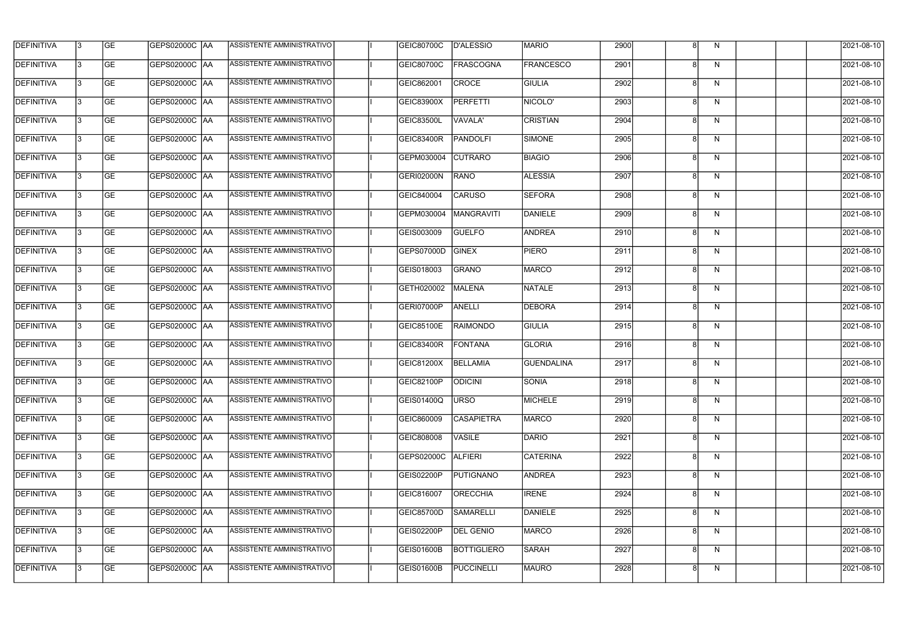| DEFINITIVA | 3 | GE | GEPS02000C | AA | ASSISTENTE AMMINISTRATIVO | | I | GEIC80700C | D'ALESSIO | MARIO | 2900 | | 8 | N | | | | 2021-08-10 |
|---|---|---|---|---|---|---|---|---|---|---|---|---|---|---|---|---|---|---|
| DEFINITIVA | 3 | GE | GEPS02000C | AA | ASSISTENTE AMMINISTRATIVO | | I | GEIC80700C | FRASCOGNA | FRANCESCO | 2901 | | 8 | N | | | | 2021-08-10 |
| DEFINITIVA | 3 | GE | GEPS02000C | AA | ASSISTENTE AMMINISTRATIVO | | I | GEIC862001 | CROCE | GIULIA | 2902 | | 8 | N | | | | 2021-08-10 |
| DEFINITIVA | 3 | GE | GEPS02000C | AA | ASSISTENTE AMMINISTRATIVO | | I | GEIC83900X | PERFETTI | NICOLO' | 2903 | | 8 | N | | | | 2021-08-10 |
| DEFINITIVA | 3 | GE | GEPS02000C | AA | ASSISTENTE AMMINISTRATIVO | | I | GEIC83500L | VAVALA' | CRISTIAN | 2904 | | 8 | N | | | | 2021-08-10 |
| DEFINITIVA | 3 | GE | GEPS02000C | AA | ASSISTENTE AMMINISTRATIVO | | I | GEIC83400R | PANDOLFI | SIMONE | 2905 | | 8 | N | | | | 2021-08-10 |
| DEFINITIVA | 3 | GE | GEPS02000C | AA | ASSISTENTE AMMINISTRATIVO | | I | GEPM030004 | CUTRARO | BIAGIO | 2906 | | 8 | N | | | | 2021-08-10 |
| DEFINITIVA | 3 | GE | GEPS02000C | AA | ASSISTENTE AMMINISTRATIVO | | I | GERI02000N | RANO | ALESSIA | 2907 | | 8 | N | | | | 2021-08-10 |
| DEFINITIVA | 3 | GE | GEPS02000C | AA | ASSISTENTE AMMINISTRATIVO | | I | GEIC840004 | CARUSO | SEFORA | 2908 | | 8 | N | | | | 2021-08-10 |
| DEFINITIVA | 3 | GE | GEPS02000C | AA | ASSISTENTE AMMINISTRATIVO | | I | GEPM030004 | MANGRAVITI | DANIELE | 2909 | | 8 | N | | | | 2021-08-10 |
| DEFINITIVA | 3 | GE | GEPS02000C | AA | ASSISTENTE AMMINISTRATIVO | | I | GEIS003009 | GUELFO | ANDREA | 2910 | | 8 | N | | | | 2021-08-10 |
| DEFINITIVA | 3 | GE | GEPS02000C | AA | ASSISTENTE AMMINISTRATIVO | | I | GEPS07000D | GINEX | PIERO | 2911 | | 8 | N | | | | 2021-08-10 |
| DEFINITIVA | 3 | GE | GEPS02000C | AA | ASSISTENTE AMMINISTRATIVO | | I | GEIS018003 | GRANO | MARCO | 2912 | | 8 | N | | | | 2021-08-10 |
| DEFINITIVA | 3 | GE | GEPS02000C | AA | ASSISTENTE AMMINISTRATIVO | | I | GETH020002 | MALENA | NATALE | 2913 | | 8 | N | | | | 2021-08-10 |
| DEFINITIVA | 3 | GE | GEPS02000C | AA | ASSISTENTE AMMINISTRATIVO | | I | GERI07000P | ANELLI | DEBORA | 2914 | | 8 | N | | | | 2021-08-10 |
| DEFINITIVA | 3 | GE | GEPS02000C | AA | ASSISTENTE AMMINISTRATIVO | | I | GEIC85100E | RAIMONDO | GIULIA | 2915 | | 8 | N | | | | 2021-08-10 |
| DEFINITIVA | 3 | GE | GEPS02000C | AA | ASSISTENTE AMMINISTRATIVO | | I | GEIC83400R | FONTANA | GLORIA | 2916 | | 8 | N | | | | 2021-08-10 |
| DEFINITIVA | 3 | GE | GEPS02000C | AA | ASSISTENTE AMMINISTRATIVO | | I | GEIC81200X | BELLAMIA | GUENDALINA | 2917 | | 8 | N | | | | 2021-08-10 |
| DEFINITIVA | 3 | GE | GEPS02000C | AA | ASSISTENTE AMMINISTRATIVO | | I | GEIC82100P | ODICINI | SONIA | 2918 | | 8 | N | | | | 2021-08-10 |
| DEFINITIVA | 3 | GE | GEPS02000C | AA | ASSISTENTE AMMINISTRATIVO | | I | GEIS01400Q | URSO | MICHELE | 2919 | | 8 | N | | | | 2021-08-10 |
| DEFINITIVA | 3 | GE | GEPS02000C | AA | ASSISTENTE AMMINISTRATIVO | | I | GEIC860009 | CASAPIETRA | MARCO | 2920 | | 8 | N | | | | 2021-08-10 |
| DEFINITIVA | 3 | GE | GEPS02000C | AA | ASSISTENTE AMMINISTRATIVO | | I | GEIC808008 | VASILE | DARIO | 2921 | | 8 | N | | | | 2021-08-10 |
| DEFINITIVA | 3 | GE | GEPS02000C | AA | ASSISTENTE AMMINISTRATIVO | | I | GEPS02000C | ALFIERI | CATERINA | 2922 | | 8 | N | | | | 2021-08-10 |
| DEFINITIVA | 3 | GE | GEPS02000C | AA | ASSISTENTE AMMINISTRATIVO | | I | GEIS02200P | PUTIGNANO | ANDREA | 2923 | | 8 | N | | | | 2021-08-10 |
| DEFINITIVA | 3 | GE | GEPS02000C | AA | ASSISTENTE AMMINISTRATIVO | | I | GEIC816007 | ORECCHIA | IRENE | 2924 | | 8 | N | | | | 2021-08-10 |
| DEFINITIVA | 3 | GE | GEPS02000C | AA | ASSISTENTE AMMINISTRATIVO | | I | GEIC85700D | SAMARELLI | DANIELE | 2925 | | 8 | N | | | | 2021-08-10 |
| DEFINITIVA | 3 | GE | GEPS02000C | AA | ASSISTENTE AMMINISTRATIVO | | I | GEIS02200P | DEL GENIO | MARCO | 2926 | | 8 | N | | | | 2021-08-10 |
| DEFINITIVA | 3 | GE | GEPS02000C | AA | ASSISTENTE AMMINISTRATIVO | | I | GEIS01600B | BOTTIGLIERO | SARAH | 2927 | | 8 | N | | | | 2021-08-10 |
| DEFINITIVA | 3 | GE | GEPS02000C | AA | ASSISTENTE AMMINISTRATIVO | | I | GEIS01600B | PUCCINELLI | MAURO | 2928 | | 8 | N | | | | 2021-08-10 |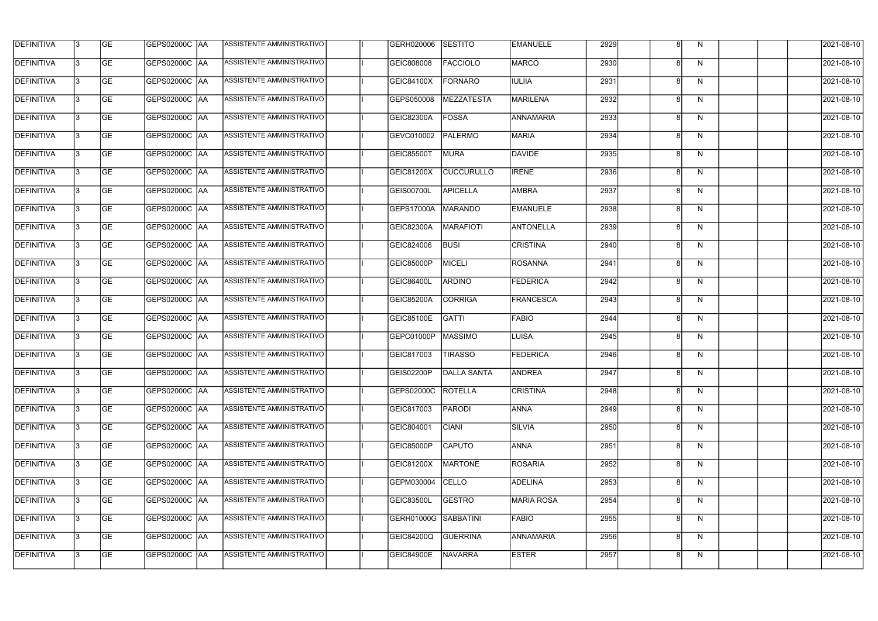| DEFINITIVA | 3 | GE | GEPS02000C | AA | ASSISTENTE AMMINISTRATIVO | | I | GERH020006 | SESTITO | EMANUELE | 2929 | | 8 | N | | | | 2021-08-10 |
|---|---|---|---|---|---|---|---|---|---|---|---|---|---|---|---|---|---|---|
| DEFINITIVA | 3 | GE | GEPS02000C | AA | ASSISTENTE AMMINISTRATIVO | | I | GEIC808008 | FACCIOLO | MARCO | 2930 | | 8 | N | | | | 2021-08-10 |
| DEFINITIVA | 3 | GE | GEPS02000C | AA | ASSISTENTE AMMINISTRATIVO | | I | GEIC84100X | FORNARO | IULIIA | 2931 | | 8 | N | | | | 2021-08-10 |
| DEFINITIVA | 3 | GE | GEPS02000C | AA | ASSISTENTE AMMINISTRATIVO | | I | GEPS050008 | MEZZATESTA | MARILENA | 2932 | | 8 | N | | | | 2021-08-10 |
| DEFINITIVA | 3 | GE | GEPS02000C | AA | ASSISTENTE AMMINISTRATIVO | | I | GEIC82300A | FOSSA | ANNAMARIA | 2933 | | 8 | N | | | | 2021-08-10 |
| DEFINITIVA | 3 | GE | GEPS02000C | AA | ASSISTENTE AMMINISTRATIVO | | I | GEVC010002 | PALERMO | MARIA | 2934 | | 8 | N | | | | 2021-08-10 |
| DEFINITIVA | 3 | GE | GEPS02000C | AA | ASSISTENTE AMMINISTRATIVO | | I | GEIC85500T | MURA | DAVIDE | 2935 | | 8 | N | | | | 2021-08-10 |
| DEFINITIVA | 3 | GE | GEPS02000C | AA | ASSISTENTE AMMINISTRATIVO | | I | GEIC81200X | CUCCURULLO | IRENE | 2936 | | 8 | N | | | | 2021-08-10 |
| DEFINITIVA | 3 | GE | GEPS02000C | AA | ASSISTENTE AMMINISTRATIVO | | I | GEIS00700L | APICELLA | AMBRA | 2937 | | 8 | N | | | | 2021-08-10 |
| DEFINITIVA | 3 | GE | GEPS02000C | AA | ASSISTENTE AMMINISTRATIVO | | I | GEPS17000A | MARANDO | EMANUELE | 2938 | | 8 | N | | | | 2021-08-10 |
| DEFINITIVA | 3 | GE | GEPS02000C | AA | ASSISTENTE AMMINISTRATIVO | | I | GEIC82300A | MARAFIOTI | ANTONELLA | 2939 | | 8 | N | | | | 2021-08-10 |
| DEFINITIVA | 3 | GE | GEPS02000C | AA | ASSISTENTE AMMINISTRATIVO | | I | GEIC824006 | BUSI | CRISTINA | 2940 | | 8 | N | | | | 2021-08-10 |
| DEFINITIVA | 3 | GE | GEPS02000C | AA | ASSISTENTE AMMINISTRATIVO | | I | GEIC85000P | MICELI | ROSANNA | 2941 | | 8 | N | | | | 2021-08-10 |
| DEFINITIVA | 3 | GE | GEPS02000C | AA | ASSISTENTE AMMINISTRATIVO | | I | GEIC86400L | ARDINO | FEDERICA | 2942 | | 8 | N | | | | 2021-08-10 |
| DEFINITIVA | 3 | GE | GEPS02000C | AA | ASSISTENTE AMMINISTRATIVO | | I | GEIC85200A | CORRIGA | FRANCESCA | 2943 | | 8 | N | | | | 2021-08-10 |
| DEFINITIVA | 3 | GE | GEPS02000C | AA | ASSISTENTE AMMINISTRATIVO | | I | GEIC85100E | GATTI | FABIO | 2944 | | 8 | N | | | | 2021-08-10 |
| DEFINITIVA | 3 | GE | GEPS02000C | AA | ASSISTENTE AMMINISTRATIVO | | I | GEPC01000P | MASSIMO | LUISA | 2945 | | 8 | N | | | | 2021-08-10 |
| DEFINITIVA | 3 | GE | GEPS02000C | AA | ASSISTENTE AMMINISTRATIVO | | I | GEIC817003 | TIRASSO | FEDERICA | 2946 | | 8 | N | | | | 2021-08-10 |
| DEFINITIVA | 3 | GE | GEPS02000C | AA | ASSISTENTE AMMINISTRATIVO | | I | GEIS02200P | DALLA SANTA | ANDREA | 2947 | | 8 | N | | | | 2021-08-10 |
| DEFINITIVA | 3 | GE | GEPS02000C | AA | ASSISTENTE AMMINISTRATIVO | | I | GEPS02000C | ROTELLA | CRISTINA | 2948 | | 8 | N | | | | 2021-08-10 |
| DEFINITIVA | 3 | GE | GEPS02000C | AA | ASSISTENTE AMMINISTRATIVO | | I | GEIC817003 | PARODI | ANNA | 2949 | | 8 | N | | | | 2021-08-10 |
| DEFINITIVA | 3 | GE | GEPS02000C | AA | ASSISTENTE AMMINISTRATIVO | | I | GEIC804001 | CIANI | SILVIA | 2950 | | 8 | N | | | | 2021-08-10 |
| DEFINITIVA | 3 | GE | GEPS02000C | AA | ASSISTENTE AMMINISTRATIVO | | I | GEIC85000P | CAPUTO | ANNA | 2951 | | 8 | N | | | | 2021-08-10 |
| DEFINITIVA | 3 | GE | GEPS02000C | AA | ASSISTENTE AMMINISTRATIVO | | I | GEIC81200X | MARTONE | ROSARIA | 2952 | | 8 | N | | | | 2021-08-10 |
| DEFINITIVA | 3 | GE | GEPS02000C | AA | ASSISTENTE AMMINISTRATIVO | | I | GEPM030004 | CELLO | ADELINA | 2953 | | 8 | N | | | | 2021-08-10 |
| DEFINITIVA | 3 | GE | GEPS02000C | AA | ASSISTENTE AMMINISTRATIVO | | I | GEIC83500L | GESTRO | MARIA ROSA | 2954 | | 8 | N | | | | 2021-08-10 |
| DEFINITIVA | 3 | GE | GEPS02000C | AA | ASSISTENTE AMMINISTRATIVO | | I | GERH01000G | SABBATINI | FABIO | 2955 | | 8 | N | | | | 2021-08-10 |
| DEFINITIVA | 3 | GE | GEPS02000C | AA | ASSISTENTE AMMINISTRATIVO | | I | GEIC84200Q | GUERRINA | ANNAMARIA | 2956 | | 8 | N | | | | 2021-08-10 |
| DEFINITIVA | 3 | GE | GEPS02000C | AA | ASSISTENTE AMMINISTRATIVO | | I | GEIC84900E | NAVARRA | ESTER | 2957 | | 8 | N | | | | 2021-08-10 |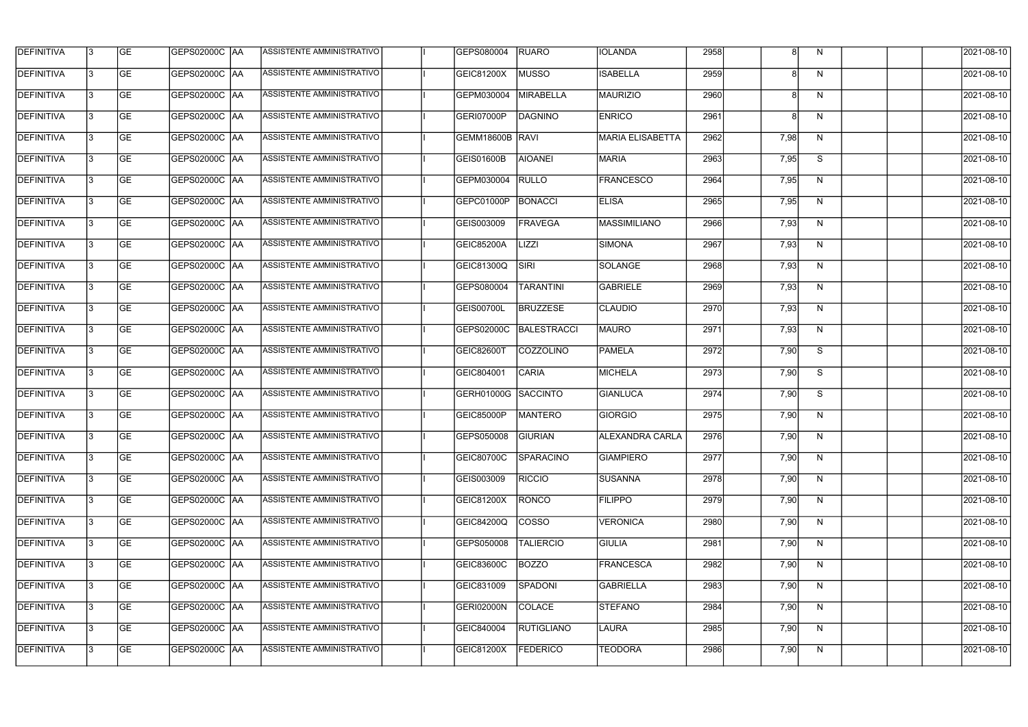| DEFINITIVA | 3 | GE | GEPS02000C | AA | ASSISTENTE AMMINISTRATIVO | | I | GEPS080004 | RUARO | IOLANDA | 2958 | | 8 | N | | | | 2021-08-10 |
|---|---|---|---|---|---|---|---|---|---|---|---|---|---|---|---|---|---|---|
| DEFINITIVA | 3 | GE | GEPS02000C | AA | ASSISTENTE AMMINISTRATIVO | | I | GEIC81200X | MUSSO | ISABELLA | 2959 | | 8 | N | | | | 2021-08-10 |
| DEFINITIVA | 3 | GE | GEPS02000C | AA | ASSISTENTE AMMINISTRATIVO | | I | GEPM030004 | MIRABELLA | MAURIZIO | 2960 | | 8 | N | | | | 2021-08-10 |
| DEFINITIVA | 3 | GE | GEPS02000C | AA | ASSISTENTE AMMINISTRATIVO | | I | GERI07000P | DAGNINO | ENRICO | 2961 | | 8 | N | | | | 2021-08-10 |
| DEFINITIVA | 3 | GE | GEPS02000C | AA | ASSISTENTE AMMINISTRATIVO | | I | GEMM18600B | RAVI | MARIA ELISABETTA | 2962 | | 7,98 | N | | | | 2021-08-10 |
| DEFINITIVA | 3 | GE | GEPS02000C | AA | ASSISTENTE AMMINISTRATIVO | | I | GEIS01600B | AIOANEI | MARIA | 2963 | | 7,95 | S | | | | 2021-08-10 |
| DEFINITIVA | 3 | GE | GEPS02000C | AA | ASSISTENTE AMMINISTRATIVO | | I | GEPM030004 | RULLO | FRANCESCO | 2964 | | 7,95 | N | | | | 2021-08-10 |
| DEFINITIVA | 3 | GE | GEPS02000C | AA | ASSISTENTE AMMINISTRATIVO | | I | GEPC01000P | BONACCI | ELISA | 2965 | | 7,95 | N | | | | 2021-08-10 |
| DEFINITIVA | 3 | GE | GEPS02000C | AA | ASSISTENTE AMMINISTRATIVO | | I | GEIS003009 | FRAVEGA | MASSIMILIANO | 2966 | | 7,93 | N | | | | 2021-08-10 |
| DEFINITIVA | 3 | GE | GEPS02000C | AA | ASSISTENTE AMMINISTRATIVO | | I | GEIC85200A | LIZZI | SIMONA | 2967 | | 7,93 | N | | | | 2021-08-10 |
| DEFINITIVA | 3 | GE | GEPS02000C | AA | ASSISTENTE AMMINISTRATIVO | | I | GEIC81300Q | SIRI | SOLANGE | 2968 | | 7,93 | N | | | | 2021-08-10 |
| DEFINITIVA | 3 | GE | GEPS02000C | AA | ASSISTENTE AMMINISTRATIVO | | I | GEPS080004 | TARANTINI | GABRIELE | 2969 | | 7,93 | N | | | | 2021-08-10 |
| DEFINITIVA | 3 | GE | GEPS02000C | AA | ASSISTENTE AMMINISTRATIVO | | I | GEIS00700L | BRUZZESE | CLAUDIO | 2970 | | 7,93 | N | | | | 2021-08-10 |
| DEFINITIVA | 3 | GE | GEPS02000C | AA | ASSISTENTE AMMINISTRATIVO | | I | GEPS02000C | BALESTRACCI | MAURO | 2971 | | 7,93 | N | | | | 2021-08-10 |
| DEFINITIVA | 3 | GE | GEPS02000C | AA | ASSISTENTE AMMINISTRATIVO | | I | GEIC82600T | COZZOLINO | PAMELA | 2972 | | 7,90 | S | | | | 2021-08-10 |
| DEFINITIVA | 3 | GE | GEPS02000C | AA | ASSISTENTE AMMINISTRATIVO | | I | GEIC804001 | CARIA | MICHELA | 2973 | | 7,90 | S | | | | 2021-08-10 |
| DEFINITIVA | 3 | GE | GEPS02000C | AA | ASSISTENTE AMMINISTRATIVO | | I | GERH01000G | SACCINTO | GIANLUCA | 2974 | | 7,90 | S | | | | 2021-08-10 |
| DEFINITIVA | 3 | GE | GEPS02000C | AA | ASSISTENTE AMMINISTRATIVO | | I | GEIC85000P | MANTERO | GIORGIO | 2975 | | 7,90 | N | | | | 2021-08-10 |
| DEFINITIVA | 3 | GE | GEPS02000C | AA | ASSISTENTE AMMINISTRATIVO | | I | GEPS050008 | GIURIAN | ALEXANDRA CARLA | 2976 | | 7,90 | N | | | | 2021-08-10 |
| DEFINITIVA | 3 | GE | GEPS02000C | AA | ASSISTENTE AMMINISTRATIVO | | I | GEIC80700C | SPARACINO | GIAMPIERO | 2977 | | 7,90 | N | | | | 2021-08-10 |
| DEFINITIVA | 3 | GE | GEPS02000C | AA | ASSISTENTE AMMINISTRATIVO | | I | GEIS003009 | RICCIO | SUSANNA | 2978 | | 7,90 | N | | | | 2021-08-10 |
| DEFINITIVA | 3 | GE | GEPS02000C | AA | ASSISTENTE AMMINISTRATIVO | | I | GEIC81200X | RONCO | FILIPPO | 2979 | | 7,90 | N | | | | 2021-08-10 |
| DEFINITIVA | 3 | GE | GEPS02000C | AA | ASSISTENTE AMMINISTRATIVO | | I | GEIC84200Q | COSSO | VERONICA | 2980 | | 7,90 | N | | | | 2021-08-10 |
| DEFINITIVA | 3 | GE | GEPS02000C | AA | ASSISTENTE AMMINISTRATIVO | | I | GEPS050008 | TALIERCIO | GIULIA | 2981 | | 7,90 | N | | | | 2021-08-10 |
| DEFINITIVA | 3 | GE | GEPS02000C | AA | ASSISTENTE AMMINISTRATIVO | | I | GEIC83600C | BOZZO | FRANCESCA | 2982 | | 7,90 | N | | | | 2021-08-10 |
| DEFINITIVA | 3 | GE | GEPS02000C | AA | ASSISTENTE AMMINISTRATIVO | | I | GEIC831009 | SPADONI | GABRIELLA | 2983 | | 7,90 | N | | | | 2021-08-10 |
| DEFINITIVA | 3 | GE | GEPS02000C | AA | ASSISTENTE AMMINISTRATIVO | | I | GERI02000N | COLACE | STEFANO | 2984 | | 7,90 | N | | | | 2021-08-10 |
| DEFINITIVA | 3 | GE | GEPS02000C | AA | ASSISTENTE AMMINISTRATIVO | | I | GEIC840004 | RUTIGLIANO | LAURA | 2985 | | 7,90 | N | | | | 2021-08-10 |
| DEFINITIVA | 3 | GE | GEPS02000C | AA | ASSISTENTE AMMINISTRATIVO | | I | GEIC81200X | FEDERICO | TEODORA | 2986 | | 7,90 | N | | | | 2021-08-10 |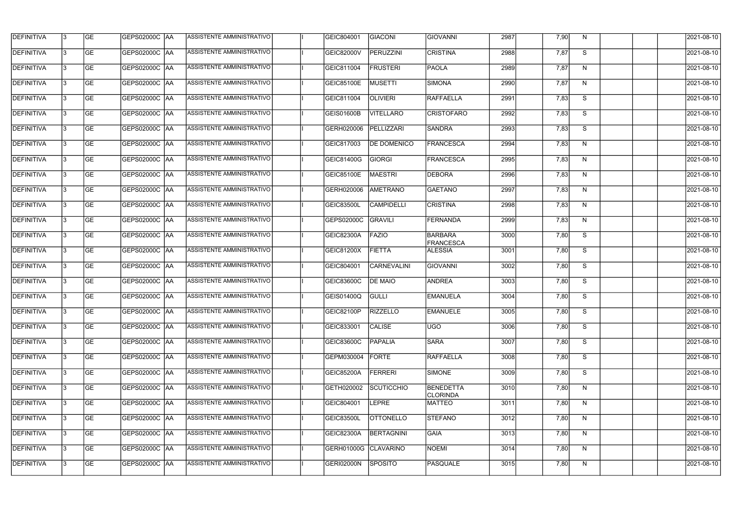| | | | | | | | | | | | | | | | | | | |
|---|---|---|---|---|---|---|---|---|---|---|---|---|---|---|---|---|---|---|
| DEFINITIVA | 3 | GE | GEPS02000C | AA | ASSISTENTE AMMINISTRATIVO | | I | GEIC804001 | GIACONI | GIOVANNI | 2987 | | 7,90 | N | | | | 2021-08-10 |
| DEFINITIVA | 3 | GE | GEPS02000C | AA | ASSISTENTE AMMINISTRATIVO | | I | GEIC82000V | PERUZZINI | CRISTINA | 2988 | | 7,87 | S | | | | 2021-08-10 |
| DEFINITIVA | 3 | GE | GEPS02000C | AA | ASSISTENTE AMMINISTRATIVO | | I | GEIC811004 | FRUSTERI | PAOLA | 2989 | | 7,87 | N | | | | 2021-08-10 |
| DEFINITIVA | 3 | GE | GEPS02000C | AA | ASSISTENTE AMMINISTRATIVO | | I | GEIC85100E | MUSETTI | SIMONA | 2990 | | 7,87 | N | | | | 2021-08-10 |
| DEFINITIVA | 3 | GE | GEPS02000C | AA | ASSISTENTE AMMINISTRATIVO | | I | GEIC811004 | OLIVIERI | RAFFAELLA | 2991 | | 7,83 | S | | | | 2021-08-10 |
| DEFINITIVA | 3 | GE | GEPS02000C | AA | ASSISTENTE AMMINISTRATIVO | | I | GEIS01600B | VITELLARO | CRISTOFARO | 2992 | | 7,83 | S | | | | 2021-08-10 |
| DEFINITIVA | 3 | GE | GEPS02000C | AA | ASSISTENTE AMMINISTRATIVO | | I | GERH020006 | PELLIZZARI | SANDRA | 2993 | | 7,83 | S | | | | 2021-08-10 |
| DEFINITIVA | 3 | GE | GEPS02000C | AA | ASSISTENTE AMMINISTRATIVO | | I | GEIC817003 | DE DOMENICO | FRANCESCA | 2994 | | 7,83 | N | | | | 2021-08-10 |
| DEFINITIVA | 3 | GE | GEPS02000C | AA | ASSISTENTE AMMINISTRATIVO | | I | GEIC81400G | GIORGI | FRANCESCA | 2995 | | 7,83 | N | | | | 2021-08-10 |
| DEFINITIVA | 3 | GE | GEPS02000C | AA | ASSISTENTE AMMINISTRATIVO | | I | GEIC85100E | MAESTRI | DEBORA | 2996 | | 7,83 | N | | | | 2021-08-10 |
| DEFINITIVA | 3 | GE | GEPS02000C | AA | ASSISTENTE AMMINISTRATIVO | | I | GERH020006 | AMETRANO | GAETANO | 2997 | | 7,83 | N | | | | 2021-08-10 |
| DEFINITIVA | 3 | GE | GEPS02000C | AA | ASSISTENTE AMMINISTRATIVO | | I | GEIC83500L | CAMPIDELLI | CRISTINA | 2998 | | 7,83 | N | | | | 2021-08-10 |
| DEFINITIVA | 3 | GE | GEPS02000C | AA | ASSISTENTE AMMINISTRATIVO | | I | GEPS02000C | GRAVILI | FERNANDA | 2999 | | 7,83 | N | | | | 2021-08-10 |
| DEFINITIVA | 3 | GE | GEPS02000C | AA | ASSISTENTE AMMINISTRATIVO | | I | GEIC82300A | FAZIO | BARBARA FRANCESCA | 3000 | | 7,80 | S | | | | 2021-08-10 |
| DEFINITIVA | 3 | GE | GEPS02000C | AA | ASSISTENTE AMMINISTRATIVO | | I | GEIC81200X | FIETTA | ALESSIA | 3001 | | 7,80 | S | | | | 2021-08-10 |
| DEFINITIVA | 3 | GE | GEPS02000C | AA | ASSISTENTE AMMINISTRATIVO | | I | GEIC804001 | CARNEVALINI | GIOVANNI | 3002 | | 7,80 | S | | | | 2021-08-10 |
| DEFINITIVA | 3 | GE | GEPS02000C | AA | ASSISTENTE AMMINISTRATIVO | | I | GEIC83600C | DE MAIO | ANDREA | 3003 | | 7,80 | S | | | | 2021-08-10 |
| DEFINITIVA | 3 | GE | GEPS02000C | AA | ASSISTENTE AMMINISTRATIVO | | I | GEIS01400Q | GULLI | EMANUELA | 3004 | | 7,80 | S | | | | 2021-08-10 |
| DEFINITIVA | 3 | GE | GEPS02000C | AA | ASSISTENTE AMMINISTRATIVO | | I | GEIC82100P | RIZZELLO | EMANUELE | 3005 | | 7,80 | S | | | | 2021-08-10 |
| DEFINITIVA | 3 | GE | GEPS02000C | AA | ASSISTENTE AMMINISTRATIVO | | I | GEIC833001 | CALISE | UGO | 3006 | | 7,80 | S | | | | 2021-08-10 |
| DEFINITIVA | 3 | GE | GEPS02000C | AA | ASSISTENTE AMMINISTRATIVO | | I | GEIC83600C | PAPALIA | SARA | 3007 | | 7,80 | S | | | | 2021-08-10 |
| DEFINITIVA | 3 | GE | GEPS02000C | AA | ASSISTENTE AMMINISTRATIVO | | I | GEPM030004 | FORTE | RAFFAELLA | 3008 | | 7,80 | S | | | | 2021-08-10 |
| DEFINITIVA | 3 | GE | GEPS02000C | AA | ASSISTENTE AMMINISTRATIVO | | I | GEIC85200A | FERRERI | SIMONE | 3009 | | 7,80 | S | | | | 2021-08-10 |
| DEFINITIVA | 3 | GE | GEPS02000C | AA | ASSISTENTE AMMINISTRATIVO | | I | GETH020002 | SCUTICCHIO | BENEDETTA CLORINDA | 3010 | | 7,80 | N | | | | 2021-08-10 |
| DEFINITIVA | 3 | GE | GEPS02000C | AA | ASSISTENTE AMMINISTRATIVO | | I | GEIC804001 | LEPRE | MATTEO | 3011 | | 7,80 | N | | | | 2021-08-10 |
| DEFINITIVA | 3 | GE | GEPS02000C | AA | ASSISTENTE AMMINISTRATIVO | | I | GEIC83500L | OTTONELLO | STEFANO | 3012 | | 7,80 | N | | | | 2021-08-10 |
| DEFINITIVA | 3 | GE | GEPS02000C | AA | ASSISTENTE AMMINISTRATIVO | | I | GEIC82300A | BERTAGNINI | GAIA | 3013 | | 7,80 | N | | | | 2021-08-10 |
| DEFINITIVA | 3 | GE | GEPS02000C | AA | ASSISTENTE AMMINISTRATIVO | | I | GERH01000G | CLAVARINO | NOEMI | 3014 | | 7,80 | N | | | | 2021-08-10 |
| DEFINITIVA | 3 | GE | GEPS02000C | AA | ASSISTENTE AMMINISTRATIVO | | I | GERI02000N | SPOSITO | PASQUALE | 3015 | | 7,80 | N | | | | 2021-08-10 |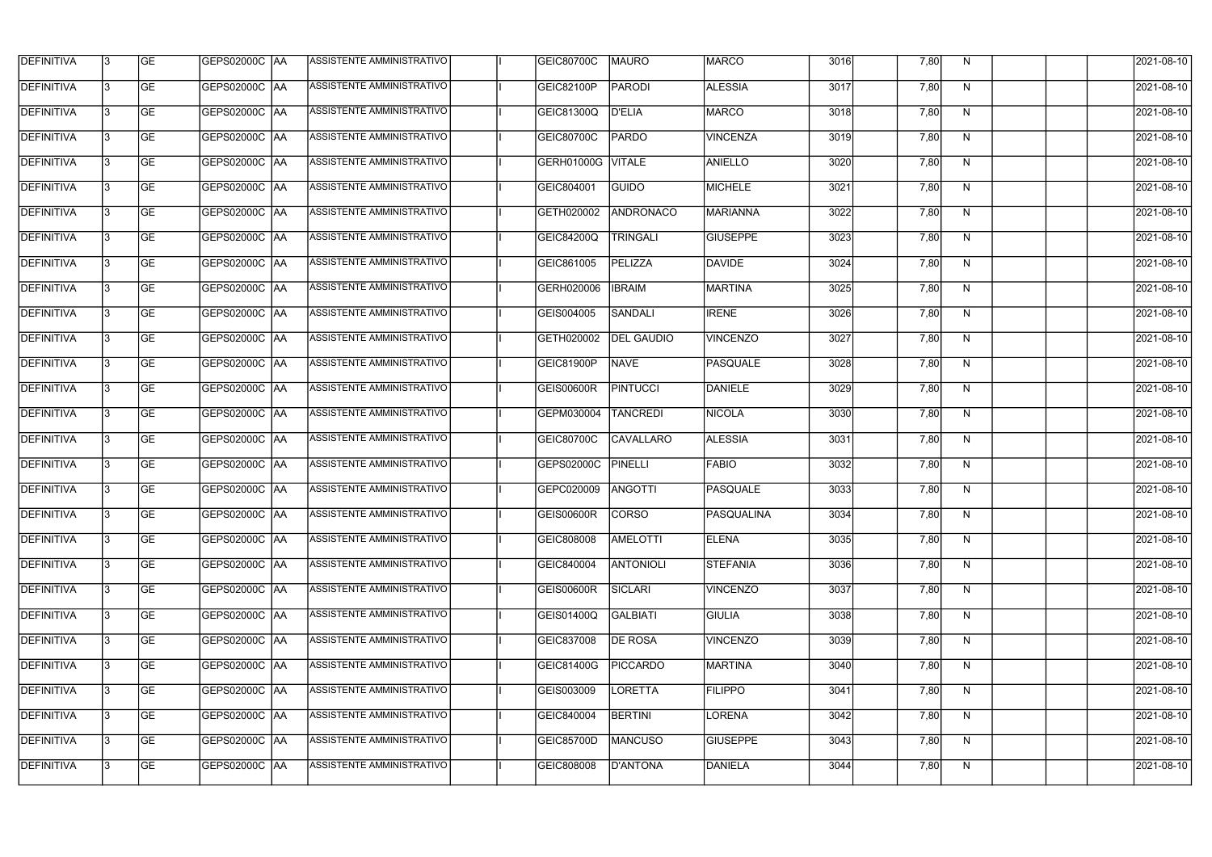| DEFINITIVA | 3 | GE | GEPS02000C | AA | ASSISTENTE AMMINISTRATIVO |  | I | GEIC80700C | MAURO | MARCO | 3016 |  | 7,80 | N |  |  |  | 2021-08-10 |
|---|---|---|---|---|---|---|---|---|---|---|---|---|---|---|---|---|---|---|
| DEFINITIVA | 3 | GE | GEPS02000C | AA | ASSISTENTE AMMINISTRATIVO |  | I | GEIC82100P | PARODI | ALESSIA | 3017 |  | 7,80 | N |  |  |  | 2021-08-10 |
| DEFINITIVA | 3 | GE | GEPS02000C | AA | ASSISTENTE AMMINISTRATIVO |  | I | GEIC81300Q | D'ELIA | MARCO | 3018 |  | 7,80 | N |  |  |  | 2021-08-10 |
| DEFINITIVA | 3 | GE | GEPS02000C | AA | ASSISTENTE AMMINISTRATIVO |  | I | GEIC80700C | PARDO | VINCENZA | 3019 |  | 7,80 | N |  |  |  | 2021-08-10 |
| DEFINITIVA | 3 | GE | GEPS02000C | AA | ASSISTENTE AMMINISTRATIVO |  | I | GERH01000G | VITALE | ANIELLO | 3020 |  | 7,80 | N |  |  |  | 2021-08-10 |
| DEFINITIVA | 3 | GE | GEPS02000C | AA | ASSISTENTE AMMINISTRATIVO |  | I | GEIC804001 | GUIDO | MICHELE | 3021 |  | 7,80 | N |  |  |  | 2021-08-10 |
| DEFINITIVA | 3 | GE | GEPS02000C | AA | ASSISTENTE AMMINISTRATIVO |  | I | GETH020002 | ANDRONACO | MARIANNA | 3022 |  | 7,80 | N |  |  |  | 2021-08-10 |
| DEFINITIVA | 3 | GE | GEPS02000C | AA | ASSISTENTE AMMINISTRATIVO |  | I | GEIC84200Q | TRINGALI | GIUSEPPE | 3023 |  | 7,80 | N |  |  |  | 2021-08-10 |
| DEFINITIVA | 3 | GE | GEPS02000C | AA | ASSISTENTE AMMINISTRATIVO |  | I | GEIC861005 | PELIZZA | DAVIDE | 3024 |  | 7,80 | N |  |  |  | 2021-08-10 |
| DEFINITIVA | 3 | GE | GEPS02000C | AA | ASSISTENTE AMMINISTRATIVO |  | I | GERH020006 | IBRAIM | MARTINA | 3025 |  | 7,80 | N |  |  |  | 2021-08-10 |
| DEFINITIVA | 3 | GE | GEPS02000C | AA | ASSISTENTE AMMINISTRATIVO |  | I | GEIS004005 | SANDALI | IRENE | 3026 |  | 7,80 | N |  |  |  | 2021-08-10 |
| DEFINITIVA | 3 | GE | GEPS02000C | AA | ASSISTENTE AMMINISTRATIVO |  | I | GETH020002 | DEL GAUDIO | VINCENZO | 3027 |  | 7,80 | N |  |  |  | 2021-08-10 |
| DEFINITIVA | 3 | GE | GEPS02000C | AA | ASSISTENTE AMMINISTRATIVO |  | I | GEIC81900P | NAVE | PASQUALE | 3028 |  | 7,80 | N |  |  |  | 2021-08-10 |
| DEFINITIVA | 3 | GE | GEPS02000C | AA | ASSISTENTE AMMINISTRATIVO |  | I | GEIS00600R | PINTUCCI | DANIELE | 3029 |  | 7,80 | N |  |  |  | 2021-08-10 |
| DEFINITIVA | 3 | GE | GEPS02000C | AA | ASSISTENTE AMMINISTRATIVO |  | I | GEPM030004 | TANCREDI | NICOLA | 3030 |  | 7,80 | N |  |  |  | 2021-08-10 |
| DEFINITIVA | 3 | GE | GEPS02000C | AA | ASSISTENTE AMMINISTRATIVO |  | I | GEIC80700C | CAVALLARO | ALESSIA | 3031 |  | 7,80 | N |  |  |  | 2021-08-10 |
| DEFINITIVA | 3 | GE | GEPS02000C | AA | ASSISTENTE AMMINISTRATIVO |  | I | GEPS02000C | PINELLI | FABIO | 3032 |  | 7,80 | N |  |  |  | 2021-08-10 |
| DEFINITIVA | 3 | GE | GEPS02000C | AA | ASSISTENTE AMMINISTRATIVO |  | I | GEPC020009 | ANGOTTI | PASQUALE | 3033 |  | 7,80 | N |  |  |  | 2021-08-10 |
| DEFINITIVA | 3 | GE | GEPS02000C | AA | ASSISTENTE AMMINISTRATIVO |  | I | GEIS00600R | CORSO | PASQUALINA | 3034 |  | 7,80 | N |  |  |  | 2021-08-10 |
| DEFINITIVA | 3 | GE | GEPS02000C | AA | ASSISTENTE AMMINISTRATIVO |  | I | GEIC808008 | AMELOTTI | ELENA | 3035 |  | 7,80 | N |  |  |  | 2021-08-10 |
| DEFINITIVA | 3 | GE | GEPS02000C | AA | ASSISTENTE AMMINISTRATIVO |  | I | GEIC840004 | ANTONIOLI | STEFANIA | 3036 |  | 7,80 | N |  |  |  | 2021-08-10 |
| DEFINITIVA | 3 | GE | GEPS02000C | AA | ASSISTENTE AMMINISTRATIVO |  | I | GEIS00600R | SICLARI | VINCENZO | 3037 |  | 7,80 | N |  |  |  | 2021-08-10 |
| DEFINITIVA | 3 | GE | GEPS02000C | AA | ASSISTENTE AMMINISTRATIVO |  | I | GEIS01400Q | GALBIATI | GIULIA | 3038 |  | 7,80 | N |  |  |  | 2021-08-10 |
| DEFINITIVA | 3 | GE | GEPS02000C | AA | ASSISTENTE AMMINISTRATIVO |  | I | GEIC837008 | DE ROSA | VINCENZO | 3039 |  | 7,80 | N |  |  |  | 2021-08-10 |
| DEFINITIVA | 3 | GE | GEPS02000C | AA | ASSISTENTE AMMINISTRATIVO |  | I | GEIC81400G | PICCARDO | MARTINA | 3040 |  | 7,80 | N |  |  |  | 2021-08-10 |
| DEFINITIVA | 3 | GE | GEPS02000C | AA | ASSISTENTE AMMINISTRATIVO |  | I | GEIS003009 | LORETTA | FILIPPO | 3041 |  | 7,80 | N |  |  |  | 2021-08-10 |
| DEFINITIVA | 3 | GE | GEPS02000C | AA | ASSISTENTE AMMINISTRATIVO |  | I | GEIC840004 | BERTINI | LORENA | 3042 |  | 7,80 | N |  |  |  | 2021-08-10 |
| DEFINITIVA | 3 | GE | GEPS02000C | AA | ASSISTENTE AMMINISTRATIVO |  | I | GEIC85700D | MANCUSO | GIUSEPPE | 3043 |  | 7,80 | N |  |  |  | 2021-08-10 |
| DEFINITIVA | 3 | GE | GEPS02000C | AA | ASSISTENTE AMMINISTRATIVO |  | I | GEIC808008 | D'ANTONA | DANIELA | 3044 |  | 7,80 | N |  |  |  | 2021-08-10 |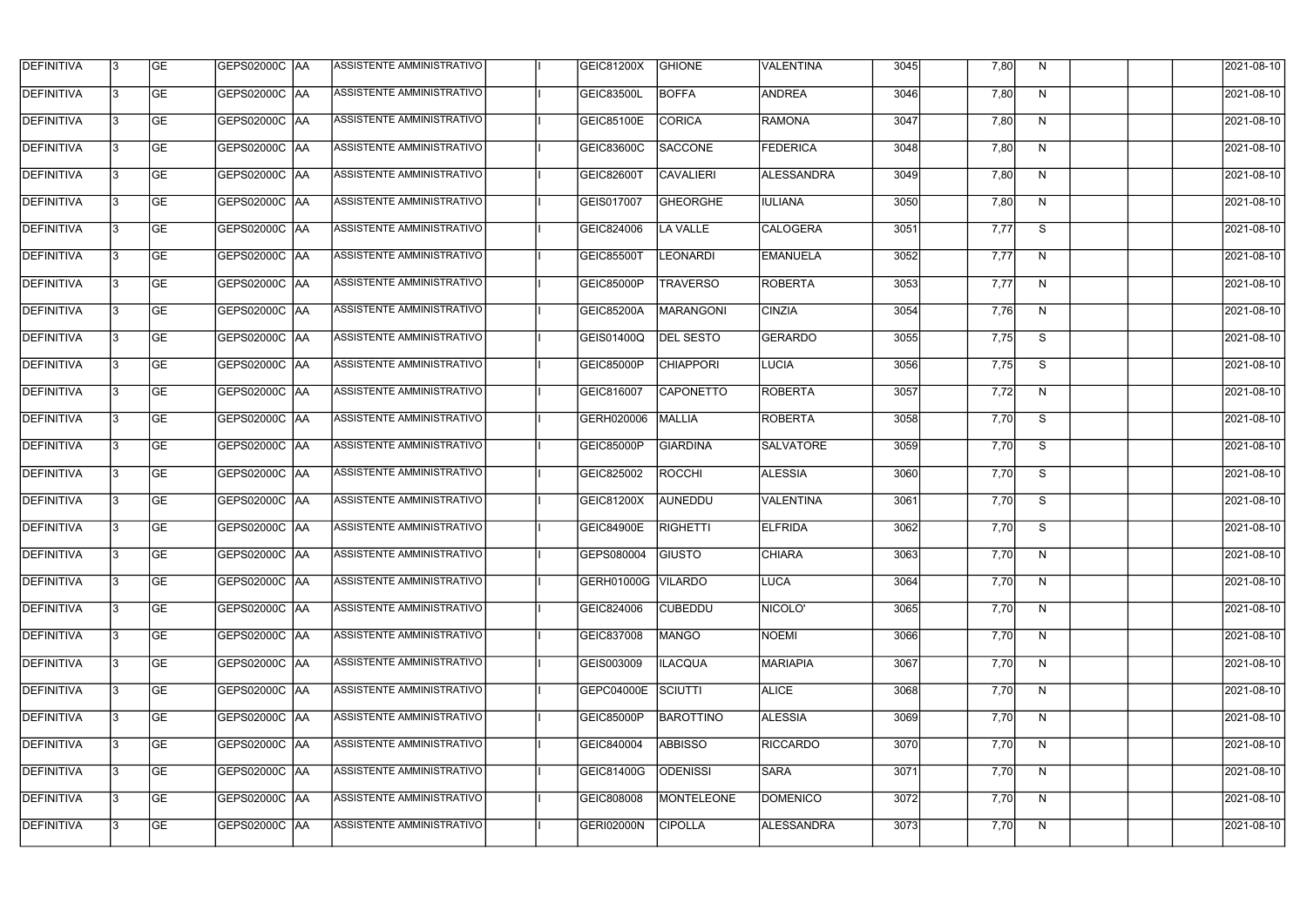| DEFINITIVA | 3 | GE | GEPS02000C | AA | ASSISTENTE AMMINISTRATIVO | | I | GEIC81200X | GHIONE | VALENTINA | 3045 | | 7,80 | N | | | | 2021-08-10 |
|---|---|---|---|---|---|---|---|---|---|---|---|---|---|---|---|---|---|---|
| DEFINITIVA | 3 | GE | GEPS02000C | AA | ASSISTENTE AMMINISTRATIVO | | I | GEIC83500L | BOFFA | ANDREA | 3046 | | 7,80 | N | | | | 2021-08-10 |
| DEFINITIVA | 3 | GE | GEPS02000C | AA | ASSISTENTE AMMINISTRATIVO | | I | GEIC85100E | CORICA | RAMONA | 3047 | | 7,80 | N | | | | 2021-08-10 |
| DEFINITIVA | 3 | GE | GEPS02000C | AA | ASSISTENTE AMMINISTRATIVO | | I | GEIC83600C | SACCONE | FEDERICA | 3048 | | 7,80 | N | | | | 2021-08-10 |
| DEFINITIVA | 3 | GE | GEPS02000C | AA | ASSISTENTE AMMINISTRATIVO | | I | GEIC82600T | CAVALIERI | ALESSANDRA | 3049 | | 7,80 | N | | | | 2021-08-10 |
| DEFINITIVA | 3 | GE | GEPS02000C | AA | ASSISTENTE AMMINISTRATIVO | | I | GEIS017007 | GHEORGHE | IULIANA | 3050 | | 7,80 | N | | | | 2021-08-10 |
| DEFINITIVA | 3 | GE | GEPS02000C | AA | ASSISTENTE AMMINISTRATIVO | | I | GEIC824006 | LA VALLE | CALOGERA | 3051 | | 7,77 | S | | | | 2021-08-10 |
| DEFINITIVA | 3 | GE | GEPS02000C | AA | ASSISTENTE AMMINISTRATIVO | | I | GEIC85500T | LEONARDI | EMANUELA | 3052 | | 7,77 | N | | | | 2021-08-10 |
| DEFINITIVA | 3 | GE | GEPS02000C | AA | ASSISTENTE AMMINISTRATIVO | | I | GEIC85000P | TRAVERSO | ROBERTA | 3053 | | 7,77 | N | | | | 2021-08-10 |
| DEFINITIVA | 3 | GE | GEPS02000C | AA | ASSISTENTE AMMINISTRATIVO | | I | GEIC85200A | MARANGONI | CINZIA | 3054 | | 7,76 | N | | | | 2021-08-10 |
| DEFINITIVA | 3 | GE | GEPS02000C | AA | ASSISTENTE AMMINISTRATIVO | | I | GEIS01400Q | DEL SESTO | GERARDO | 3055 | | 7,75 | S | | | | 2021-08-10 |
| DEFINITIVA | 3 | GE | GEPS02000C | AA | ASSISTENTE AMMINISTRATIVO | | I | GEIC85000P | CHIAPPORI | LUCIA | 3056 | | 7,75 | S | | | | 2021-08-10 |
| DEFINITIVA | 3 | GE | GEPS02000C | AA | ASSISTENTE AMMINISTRATIVO | | I | GEIC816007 | CAPONETTO | ROBERTA | 3057 | | 7,72 | N | | | | 2021-08-10 |
| DEFINITIVA | 3 | GE | GEPS02000C | AA | ASSISTENTE AMMINISTRATIVO | | I | GERH020006 | MALLIA | ROBERTA | 3058 | | 7,70 | S | | | | 2021-08-10 |
| DEFINITIVA | 3 | GE | GEPS02000C | AA | ASSISTENTE AMMINISTRATIVO | | I | GEIC85000P | GIARDINA | SALVATORE | 3059 | | 7,70 | S | | | | 2021-08-10 |
| DEFINITIVA | 3 | GE | GEPS02000C | AA | ASSISTENTE AMMINISTRATIVO | | I | GEIC825002 | ROCCHI | ALESSIA | 3060 | | 7,70 | S | | | | 2021-08-10 |
| DEFINITIVA | 3 | GE | GEPS02000C | AA | ASSISTENTE AMMINISTRATIVO | | I | GEIC81200X | AUNEDDU | VALENTINA | 3061 | | 7,70 | S | | | | 2021-08-10 |
| DEFINITIVA | 3 | GE | GEPS02000C | AA | ASSISTENTE AMMINISTRATIVO | | I | GEIC84900E | RIGHETTI | ELFRIDA | 3062 | | 7,70 | S | | | | 2021-08-10 |
| DEFINITIVA | 3 | GE | GEPS02000C | AA | ASSISTENTE AMMINISTRATIVO | | I | GEPS080004 | GIUSTO | CHIARA | 3063 | | 7,70 | N | | | | 2021-08-10 |
| DEFINITIVA | 3 | GE | GEPS02000C | AA | ASSISTENTE AMMINISTRATIVO | | I | GERH01000G | VILARDO | LUCA | 3064 | | 7,70 | N | | | | 2021-08-10 |
| DEFINITIVA | 3 | GE | GEPS02000C | AA | ASSISTENTE AMMINISTRATIVO | | I | GEIC824006 | CUBEDDU | NICOLO' | 3065 | | 7,70 | N | | | | 2021-08-10 |
| DEFINITIVA | 3 | GE | GEPS02000C | AA | ASSISTENTE AMMINISTRATIVO | | I | GEIC837008 | MANGO | NOEMI | 3066 | | 7,70 | N | | | | 2021-08-10 |
| DEFINITIVA | 3 | GE | GEPS02000C | AA | ASSISTENTE AMMINISTRATIVO | | I | GEIS003009 | ILACQUA | MARIAPIA | 3067 | | 7,70 | N | | | | 2021-08-10 |
| DEFINITIVA | 3 | GE | GEPS02000C | AA | ASSISTENTE AMMINISTRATIVO | | I | GEPC04000E | SCIUTTI | ALICE | 3068 | | 7,70 | N | | | | 2021-08-10 |
| DEFINITIVA | 3 | GE | GEPS02000C | AA | ASSISTENTE AMMINISTRATIVO | | I | GEIC85000P | BAROTTINO | ALESSIA | 3069 | | 7,70 | N | | | | 2021-08-10 |
| DEFINITIVA | 3 | GE | GEPS02000C | AA | ASSISTENTE AMMINISTRATIVO | | I | GEIC840004 | ABBISSO | RICCARDO | 3070 | | 7,70 | N | | | | 2021-08-10 |
| DEFINITIVA | 3 | GE | GEPS02000C | AA | ASSISTENTE AMMINISTRATIVO | | I | GEIC81400G | ODENISSI | SARA | 3071 | | 7,70 | N | | | | 2021-08-10 |
| DEFINITIVA | 3 | GE | GEPS02000C | AA | ASSISTENTE AMMINISTRATIVO | | I | GEIC808008 | MONTELEONE | DOMENICO | 3072 | | 7,70 | N | | | | 2021-08-10 |
| DEFINITIVA | 3 | GE | GEPS02000C | AA | ASSISTENTE AMMINISTRATIVO | | I | GERI02000N | CIPOLLA | ALESSANDRA | 3073 | | 7,70 | N | | | | 2021-08-10 |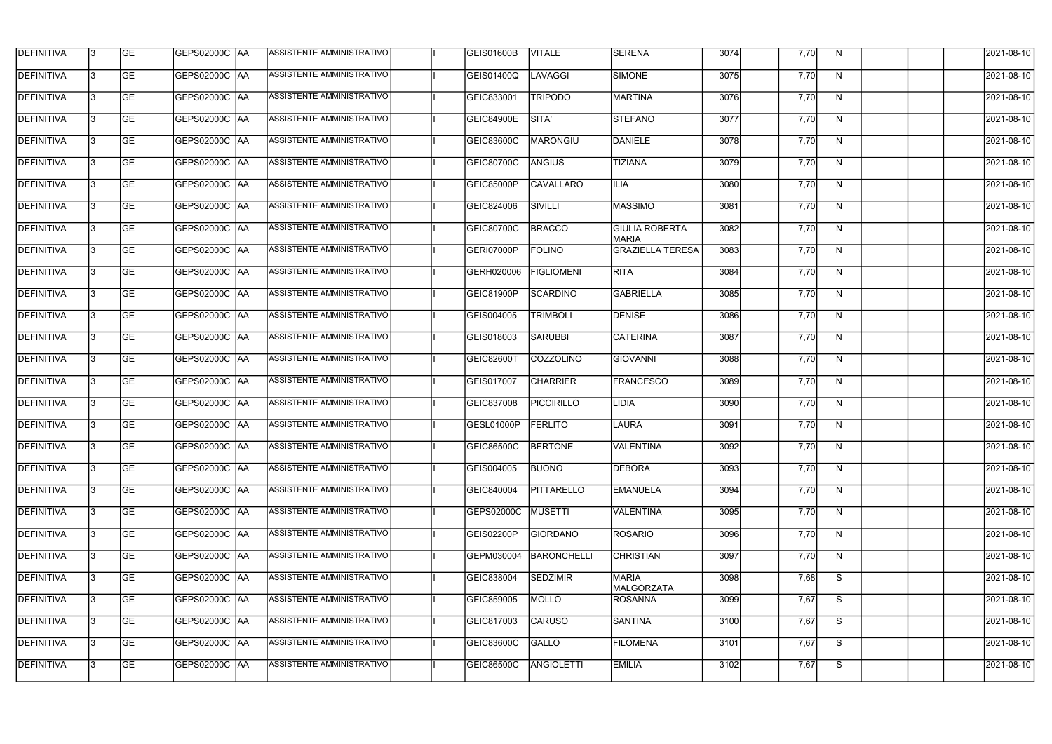| DEFINITIVA | 3 | GE | GEPS02000C | AA | ASSISTENTE AMMINISTRATIVO | | I | GEIS01600B | VITALE | SERENA | 3074 | | 7,70 | N | | | | 2021-08-10 |
|---|---|---|---|---|---|---|---|---|---|---|---|---|---|---|---|---|---|---|
| DEFINITIVA | 3 | GE | GEPS02000C | AA | ASSISTENTE AMMINISTRATIVO | | I | GEIS01400Q | LAVAGGI | SIMONE | 3075 | | 7,70 | N | | | | 2021-08-10 |
| DEFINITIVA | 3 | GE | GEPS02000C | AA | ASSISTENTE AMMINISTRATIVO | | I | GEIC833001 | TRIPODO | MARTINA | 3076 | | 7,70 | N | | | | 2021-08-10 |
| DEFINITIVA | 3 | GE | GEPS02000C | AA | ASSISTENTE AMMINISTRATIVO | | I | GEIC84900E | SITA' | STEFANO | 3077 | | 7,70 | N | | | | 2021-08-10 |
| DEFINITIVA | 3 | GE | GEPS02000C | AA | ASSISTENTE AMMINISTRATIVO | | I | GEIC83600C | MARONGIU | DANIELE | 3078 | | 7,70 | N | | | | 2021-08-10 |
| DEFINITIVA | 3 | GE | GEPS02000C | AA | ASSISTENTE AMMINISTRATIVO | | I | GEIC80700C | ANGIUS | TIZIANA | 3079 | | 7,70 | N | | | | 2021-08-10 |
| DEFINITIVA | 3 | GE | GEPS02000C | AA | ASSISTENTE AMMINISTRATIVO | | I | GEIC85000P | CAVALLARO | ILIA | 3080 | | 7,70 | N | | | | 2021-08-10 |
| DEFINITIVA | 3 | GE | GEPS02000C | AA | ASSISTENTE AMMINISTRATIVO | | I | GEIC824006 | SIVILLI | MASSIMO | 3081 | | 7,70 | N | | | | 2021-08-10 |
| DEFINITIVA | 3 | GE | GEPS02000C | AA | ASSISTENTE AMMINISTRATIVO | | I | GEIC80700C | BRACCO | GIULIA ROBERTA MARIA | 3082 | | 7,70 | N | | | | 2021-08-10 |
| DEFINITIVA | 3 | GE | GEPS02000C | AA | ASSISTENTE AMMINISTRATIVO | | I | GERI07000P | FOLINO | GRAZIELLA TERESA | 3083 | | 7,70 | N | | | | 2021-08-10 |
| DEFINITIVA | 3 | GE | GEPS02000C | AA | ASSISTENTE AMMINISTRATIVO | | I | GERH020006 | FIGLIOMENI | RITA | 3084 | | 7,70 | N | | | | 2021-08-10 |
| DEFINITIVA | 3 | GE | GEPS02000C | AA | ASSISTENTE AMMINISTRATIVO | | I | GEIC81900P | SCARDINO | GABRIELLA | 3085 | | 7,70 | N | | | | 2021-08-10 |
| DEFINITIVA | 3 | GE | GEPS02000C | AA | ASSISTENTE AMMINISTRATIVO | | I | GEIS004005 | TRIMBOLI | DENISE | 3086 | | 7,70 | N | | | | 2021-08-10 |
| DEFINITIVA | 3 | GE | GEPS02000C | AA | ASSISTENTE AMMINISTRATIVO | | I | GEIS018003 | SARUBBI | CATERINA | 3087 | | 7,70 | N | | | | 2021-08-10 |
| DEFINITIVA | 3 | GE | GEPS02000C | AA | ASSISTENTE AMMINISTRATIVO | | I | GEIC82600T | COZZOLINO | GIOVANNI | 3088 | | 7,70 | N | | | | 2021-08-10 |
| DEFINITIVA | 3 | GE | GEPS02000C | AA | ASSISTENTE AMMINISTRATIVO | | I | GEIS017007 | CHARRIER | FRANCESCO | 3089 | | 7,70 | N | | | | 2021-08-10 |
| DEFINITIVA | 3 | GE | GEPS02000C | AA | ASSISTENTE AMMINISTRATIVO | | I | GEIC837008 | PICCIRILLO | LIDIA | 3090 | | 7,70 | N | | | | 2021-08-10 |
| DEFINITIVA | 3 | GE | GEPS02000C | AA | ASSISTENTE AMMINISTRATIVO | | I | GESL01000P | FERLITO | LAURA | 3091 | | 7,70 | N | | | | 2021-08-10 |
| DEFINITIVA | 3 | GE | GEPS02000C | AA | ASSISTENTE AMMINISTRATIVO | | I | GEIC86500C | BERTONE | VALENTINA | 3092 | | 7,70 | N | | | | 2021-08-10 |
| DEFINITIVA | 3 | GE | GEPS02000C | AA | ASSISTENTE AMMINISTRATIVO | | I | GEIS004005 | BUONO | DEBORA | 3093 | | 7,70 | N | | | | 2021-08-10 |
| DEFINITIVA | 3 | GE | GEPS02000C | AA | ASSISTENTE AMMINISTRATIVO | | I | GEIC840004 | PITTARELLO | EMANUELA | 3094 | | 7,70 | N | | | | 2021-08-10 |
| DEFINITIVA | 3 | GE | GEPS02000C | AA | ASSISTENTE AMMINISTRATIVO | | I | GEPS02000C | MUSETTI | VALENTINA | 3095 | | 7,70 | N | | | | 2021-08-10 |
| DEFINITIVA | 3 | GE | GEPS02000C | AA | ASSISTENTE AMMINISTRATIVO | | I | GEIS02200P | GIORDANO | ROSARIO | 3096 | | 7,70 | N | | | | 2021-08-10 |
| DEFINITIVA | 3 | GE | GEPS02000C | AA | ASSISTENTE AMMINISTRATIVO | | I | GEPM030004 | BARONCHELLI | CHRISTIAN | 3097 | | 7,70 | N | | | | 2021-08-10 |
| DEFINITIVA | 3 | GE | GEPS02000C | AA | ASSISTENTE AMMINISTRATIVO | | I | GEIC838004 | SEDZIMIR | MARIA MALGORZATA | 3098 | | 7,68 | S | | | | 2021-08-10 |
| DEFINITIVA | 3 | GE | GEPS02000C | AA | ASSISTENTE AMMINISTRATIVO | | I | GEIC859005 | MOLLO | ROSANNA | 3099 | | 7,67 | S | | | | 2021-08-10 |
| DEFINITIVA | 3 | GE | GEPS02000C | AA | ASSISTENTE AMMINISTRATIVO | | I | GEIC817003 | CARUSO | SANTINA | 3100 | | 7,67 | S | | | | 2021-08-10 |
| DEFINITIVA | 3 | GE | GEPS02000C | AA | ASSISTENTE AMMINISTRATIVO | | I | GEIC83600C | GALLO | FILOMENA | 3101 | | 7,67 | S | | | | 2021-08-10 |
| DEFINITIVA | 3 | GE | GEPS02000C | AA | ASSISTENTE AMMINISTRATIVO | | I | GEIC86500C | ANGIOLETTI | EMILIA | 3102 | | 7,67 | S | | | | 2021-08-10 |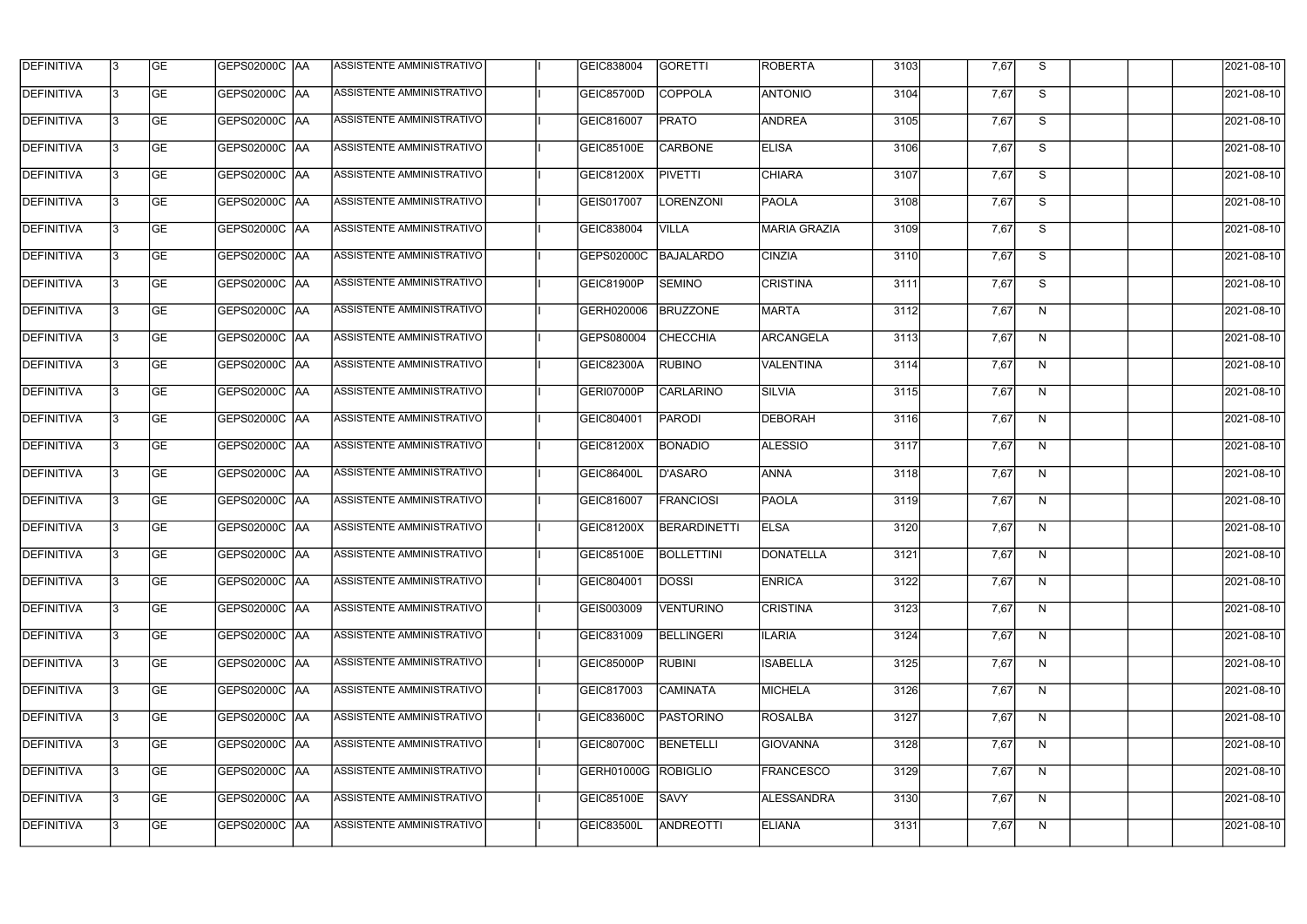| | | | | | | | | | | | | | | | | | |
|---|---|---|---|---|---|---|---|---|---|---|---|---|---|---|---|---|---|
| DEFINITIVA | 3 | GE | GEPS02000C | AA | ASSISTENTE AMMINISTRATIVO | | I | GEIC838004 | GORETTI | ROBERTA | 3103 | | 7,67 | S | | | 2021-08-10 |
| DEFINITIVA | 3 | GE | GEPS02000C | AA | ASSISTENTE AMMINISTRATIVO | | I | GEIC85700D | COPPOLA | ANTONIO | 3104 | | 7,67 | S | | | 2021-08-10 |
| DEFINITIVA | 3 | GE | GEPS02000C | AA | ASSISTENTE AMMINISTRATIVO | | I | GEIC816007 | PRATO | ANDREA | 3105 | | 7,67 | S | | | 2021-08-10 |
| DEFINITIVA | 3 | GE | GEPS02000C | AA | ASSISTENTE AMMINISTRATIVO | | I | GEIC85100E | CARBONE | ELISA | 3106 | | 7,67 | S | | | 2021-08-10 |
| DEFINITIVA | 3 | GE | GEPS02000C | AA | ASSISTENTE AMMINISTRATIVO | | I | GEIC81200X | PIVETTI | CHIARA | 3107 | | 7,67 | S | | | 2021-08-10 |
| DEFINITIVA | 3 | GE | GEPS02000C | AA | ASSISTENTE AMMINISTRATIVO | | I | GEIS017007 | LORENZONI | PAOLA | 3108 | | 7,67 | S | | | 2021-08-10 |
| DEFINITIVA | 3 | GE | GEPS02000C | AA | ASSISTENTE AMMINISTRATIVO | | I | GEIC838004 | VILLA | MARIA GRAZIA | 3109 | | 7,67 | S | | | 2021-08-10 |
| DEFINITIVA | 3 | GE | GEPS02000C | AA | ASSISTENTE AMMINISTRATIVO | | I | GEPS02000C | BAJALARDO | CINZIA | 3110 | | 7,67 | S | | | 2021-08-10 |
| DEFINITIVA | 3 | GE | GEPS02000C | AA | ASSISTENTE AMMINISTRATIVO | | I | GEIC81900P | SEMINO | CRISTINA | 3111 | | 7,67 | S | | | 2021-08-10 |
| DEFINITIVA | 3 | GE | GEPS02000C | AA | ASSISTENTE AMMINISTRATIVO | | I | GERH020006 | BRUZZONE | MARTA | 3112 | | 7,67 | N | | | 2021-08-10 |
| DEFINITIVA | 3 | GE | GEPS02000C | AA | ASSISTENTE AMMINISTRATIVO | | I | GEPS080004 | CHECCHIA | ARCANGELA | 3113 | | 7,67 | N | | | 2021-08-10 |
| DEFINITIVA | 3 | GE | GEPS02000C | AA | ASSISTENTE AMMINISTRATIVO | | I | GEIC82300A | RUBINO | VALENTINA | 3114 | | 7,67 | N | | | 2021-08-10 |
| DEFINITIVA | 3 | GE | GEPS02000C | AA | ASSISTENTE AMMINISTRATIVO | | I | GERI07000P | CARLARINO | SILVIA | 3115 | | 7,67 | N | | | 2021-08-10 |
| DEFINITIVA | 3 | GE | GEPS02000C | AA | ASSISTENTE AMMINISTRATIVO | | I | GEIC804001 | PARODI | DEBORAH | 3116 | | 7,67 | N | | | 2021-08-10 |
| DEFINITIVA | 3 | GE | GEPS02000C | AA | ASSISTENTE AMMINISTRATIVO | | I | GEIC81200X | BONADIO | ALESSIO | 3117 | | 7,67 | N | | | 2021-08-10 |
| DEFINITIVA | 3 | GE | GEPS02000C | AA | ASSISTENTE AMMINISTRATIVO | | I | GEIC86400L | D'ASARO | ANNA | 3118 | | 7,67 | N | | | 2021-08-10 |
| DEFINITIVA | 3 | GE | GEPS02000C | AA | ASSISTENTE AMMINISTRATIVO | | I | GEIC816007 | FRANCIOSI | PAOLA | 3119 | | 7,67 | N | | | 2021-08-10 |
| DEFINITIVA | 3 | GE | GEPS02000C | AA | ASSISTENTE AMMINISTRATIVO | | I | GEIC81200X | BERARDINETTI | ELSA | 3120 | | 7,67 | N | | | 2021-08-10 |
| DEFINITIVA | 3 | GE | GEPS02000C | AA | ASSISTENTE AMMINISTRATIVO | | I | GEIC85100E | BOLLETTINI | DONATELLA | 3121 | | 7,67 | N | | | 2021-08-10 |
| DEFINITIVA | 3 | GE | GEPS02000C | AA | ASSISTENTE AMMINISTRATIVO | | I | GEIC804001 | DOSSI | ENRICA | 3122 | | 7,67 | N | | | 2021-08-10 |
| DEFINITIVA | 3 | GE | GEPS02000C | AA | ASSISTENTE AMMINISTRATIVO | | I | GEIS003009 | VENTURINO | CRISTINA | 3123 | | 7,67 | N | | | 2021-08-10 |
| DEFINITIVA | 3 | GE | GEPS02000C | AA | ASSISTENTE AMMINISTRATIVO | | I | GEIC831009 | BELLINGERI | ILARIA | 3124 | | 7,67 | N | | | 2021-08-10 |
| DEFINITIVA | 3 | GE | GEPS02000C | AA | ASSISTENTE AMMINISTRATIVO | | I | GEIC85000P | RUBINI | ISABELLA | 3125 | | 7,67 | N | | | 2021-08-10 |
| DEFINITIVA | 3 | GE | GEPS02000C | AA | ASSISTENTE AMMINISTRATIVO | | I | GEIC817003 | CAMINATA | MICHELA | 3126 | | 7,67 | N | | | 2021-08-10 |
| DEFINITIVA | 3 | GE | GEPS02000C | AA | ASSISTENTE AMMINISTRATIVO | | I | GEIC83600C | PASTORINO | ROSALBA | 3127 | | 7,67 | N | | | 2021-08-10 |
| DEFINITIVA | 3 | GE | GEPS02000C | AA | ASSISTENTE AMMINISTRATIVO | | I | GEIC80700C | BENETELLI | GIOVANNA | 3128 | | 7,67 | N | | | 2021-08-10 |
| DEFINITIVA | 3 | GE | GEPS02000C | AA | ASSISTENTE AMMINISTRATIVO | | I | GERH01000G | ROBIGLIO | FRANCESCO | 3129 | | 7,67 | N | | | 2021-08-10 |
| DEFINITIVA | 3 | GE | GEPS02000C | AA | ASSISTENTE AMMINISTRATIVO | | I | GEIC85100E | SAVY | ALESSANDRA | 3130 | | 7,67 | N | | | 2021-08-10 |
| DEFINITIVA | 3 | GE | GEPS02000C | AA | ASSISTENTE AMMINISTRATIVO | | I | GEIC83500L | ANDREOTTI | ELIANA | 3131 | | 7,67 | N | | | 2021-08-10 |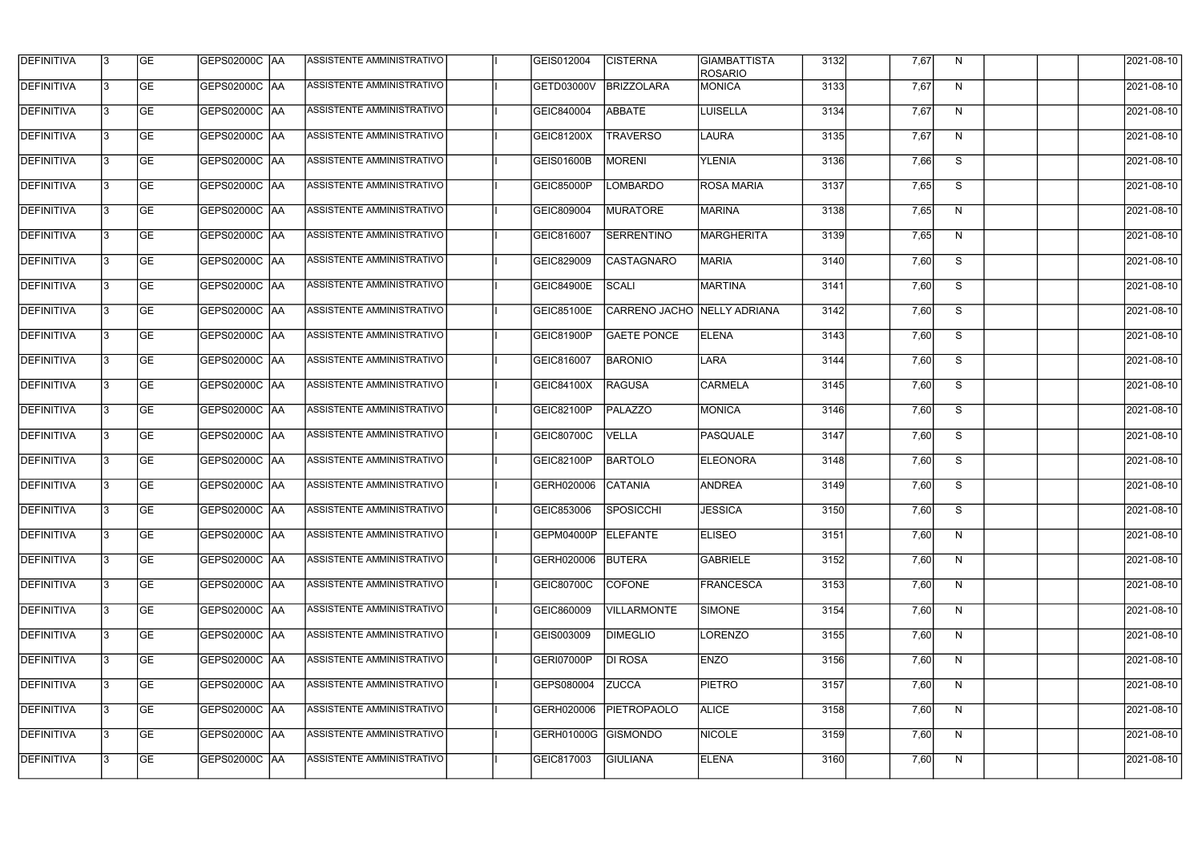| DEFINITIVA | 3 | GE | GEPS02000C | AA | ASSISTENTE AMMINISTRATIVO | | I | GEIS012004 | CISTERNA | GIAMBATTISTA ROSARIO | 3132 | | 7,67 | N | | | | 2021-08-10 |
|---|---|---|---|---|---|---|---|---|---|---|---|---|---|---|---|---|---|---|
| DEFINITIVA | 3 | GE | GEPS02000C | AA | ASSISTENTE AMMINISTRATIVO | | I | GETD03000V | BRIZZOLARA | MONICA | 3133 | | 7,67 | N | | | | 2021-08-10 |
| DEFINITIVA | 3 | GE | GEPS02000C | AA | ASSISTENTE AMMINISTRATIVO | | I | GEIC840004 | ABBATE | LUISELLA | 3134 | | 7,67 | N | | | | 2021-08-10 |
| DEFINITIVA | 3 | GE | GEPS02000C | AA | ASSISTENTE AMMINISTRATIVO | | I | GEIC81200X | TRAVERSO | LAURA | 3135 | | 7,67 | N | | | | 2021-08-10 |
| DEFINITIVA | 3 | GE | GEPS02000C | AA | ASSISTENTE AMMINISTRATIVO | | I | GEIS01600B | MORENI | YLENIA | 3136 | | 7,66 | S | | | | 2021-08-10 |
| DEFINITIVA | 3 | GE | GEPS02000C | AA | ASSISTENTE AMMINISTRATIVO | | I | GEIC85000P | LOMBARDO | ROSA MARIA | 3137 | | 7,65 | S | | | | 2021-08-10 |
| DEFINITIVA | 3 | GE | GEPS02000C | AA | ASSISTENTE AMMINISTRATIVO | | I | GEIC809004 | MURATORE | MARINA | 3138 | | 7,65 | N | | | | 2021-08-10 |
| DEFINITIVA | 3 | GE | GEPS02000C | AA | ASSISTENTE AMMINISTRATIVO | | I | GEIC816007 | SERRENTINO | MARGHERITA | 3139 | | 7,65 | N | | | | 2021-08-10 |
| DEFINITIVA | 3 | GE | GEPS02000C | AA | ASSISTENTE AMMINISTRATIVO | | I | GEIC829009 | CASTAGNARO | MARIA | 3140 | | 7,60 | S | | | | 2021-08-10 |
| DEFINITIVA | 3 | GE | GEPS02000C | AA | ASSISTENTE AMMINISTRATIVO | | I | GEIC84900E | SCALI | MARTINA | 3141 | | 7,60 | S | | | | 2021-08-10 |
| DEFINITIVA | 3 | GE | GEPS02000C | AA | ASSISTENTE AMMINISTRATIVO | | I | GEIC85100E | CARRENO JACHO | NELLY ADRIANA | 3142 | | 7,60 | S | | | | 2021-08-10 |
| DEFINITIVA | 3 | GE | GEPS02000C | AA | ASSISTENTE AMMINISTRATIVO | | I | GEIC81900P | GAETE PONCE | ELENA | 3143 | | 7,60 | S | | | | 2021-08-10 |
| DEFINITIVA | 3 | GE | GEPS02000C | AA | ASSISTENTE AMMINISTRATIVO | | I | GEIC816007 | BARONIO | LARA | 3144 | | 7,60 | S | | | | 2021-08-10 |
| DEFINITIVA | 3 | GE | GEPS02000C | AA | ASSISTENTE AMMINISTRATIVO | | I | GEIC84100X | RAGUSA | CARMELA | 3145 | | 7,60 | S | | | | 2021-08-10 |
| DEFINITIVA | 3 | GE | GEPS02000C | AA | ASSISTENTE AMMINISTRATIVO | | I | GEIC82100P | PALAZZO | MONICA | 3146 | | 7,60 | S | | | | 2021-08-10 |
| DEFINITIVA | 3 | GE | GEPS02000C | AA | ASSISTENTE AMMINISTRATIVO | | I | GEIC80700C | VELLA | PASQUALE | 3147 | | 7,60 | S | | | | 2021-08-10 |
| DEFINITIVA | 3 | GE | GEPS02000C | AA | ASSISTENTE AMMINISTRATIVO | | I | GEIC82100P | BARTOLO | ELEONORA | 3148 | | 7,60 | S | | | | 2021-08-10 |
| DEFINITIVA | 3 | GE | GEPS02000C | AA | ASSISTENTE AMMINISTRATIVO | | I | GERH020006 | CATANIA | ANDREA | 3149 | | 7,60 | S | | | | 2021-08-10 |
| DEFINITIVA | 3 | GE | GEPS02000C | AA | ASSISTENTE AMMINISTRATIVO | | I | GEIC853006 | SPOSICCHI | JESSICA | 3150 | | 7,60 | S | | | | 2021-08-10 |
| DEFINITIVA | 3 | GE | GEPS02000C | AA | ASSISTENTE AMMINISTRATIVO | | I | GEPM04000P | ELEFANTE | ELISEO | 3151 | | 7,60 | N | | | | 2021-08-10 |
| DEFINITIVA | 3 | GE | GEPS02000C | AA | ASSISTENTE AMMINISTRATIVO | | I | GERH020006 | BUTERA | GABRIELE | 3152 | | 7,60 | N | | | | 2021-08-10 |
| DEFINITIVA | 3 | GE | GEPS02000C | AA | ASSISTENTE AMMINISTRATIVO | | I | GEIC80700C | COFONE | FRANCESCA | 3153 | | 7,60 | N | | | | 2021-08-10 |
| DEFINITIVA | 3 | GE | GEPS02000C | AA | ASSISTENTE AMMINISTRATIVO | | I | GEIC860009 | VILLARMONTE | SIMONE | 3154 | | 7,60 | N | | | | 2021-08-10 |
| DEFINITIVA | 3 | GE | GEPS02000C | AA | ASSISTENTE AMMINISTRATIVO | | I | GEIS003009 | DIMEGLIO | LORENZO | 3155 | | 7,60 | N | | | | 2021-08-10 |
| DEFINITIVA | 3 | GE | GEPS02000C | AA | ASSISTENTE AMMINISTRATIVO | | I | GERI07000P | DI ROSA | ENZO | 3156 | | 7,60 | N | | | | 2021-08-10 |
| DEFINITIVA | 3 | GE | GEPS02000C | AA | ASSISTENTE AMMINISTRATIVO | | I | GEPS080004 | ZUCCA | PIETRO | 3157 | | 7,60 | N | | | | 2021-08-10 |
| DEFINITIVA | 3 | GE | GEPS02000C | AA | ASSISTENTE AMMINISTRATIVO | | I | GERH020006 | PIETROPAOLO | ALICE | 3158 | | 7,60 | N | | | | 2021-08-10 |
| DEFINITIVA | 3 | GE | GEPS02000C | AA | ASSISTENTE AMMINISTRATIVO | | I | GERH01000G | GISMONDO | NICOLE | 3159 | | 7,60 | N | | | | 2021-08-10 |
| DEFINITIVA | 3 | GE | GEPS02000C | AA | ASSISTENTE AMMINISTRATIVO | | I | GEIC817003 | GIULIANA | ELENA | 3160 | | 7,60 | N | | | | 2021-08-10 |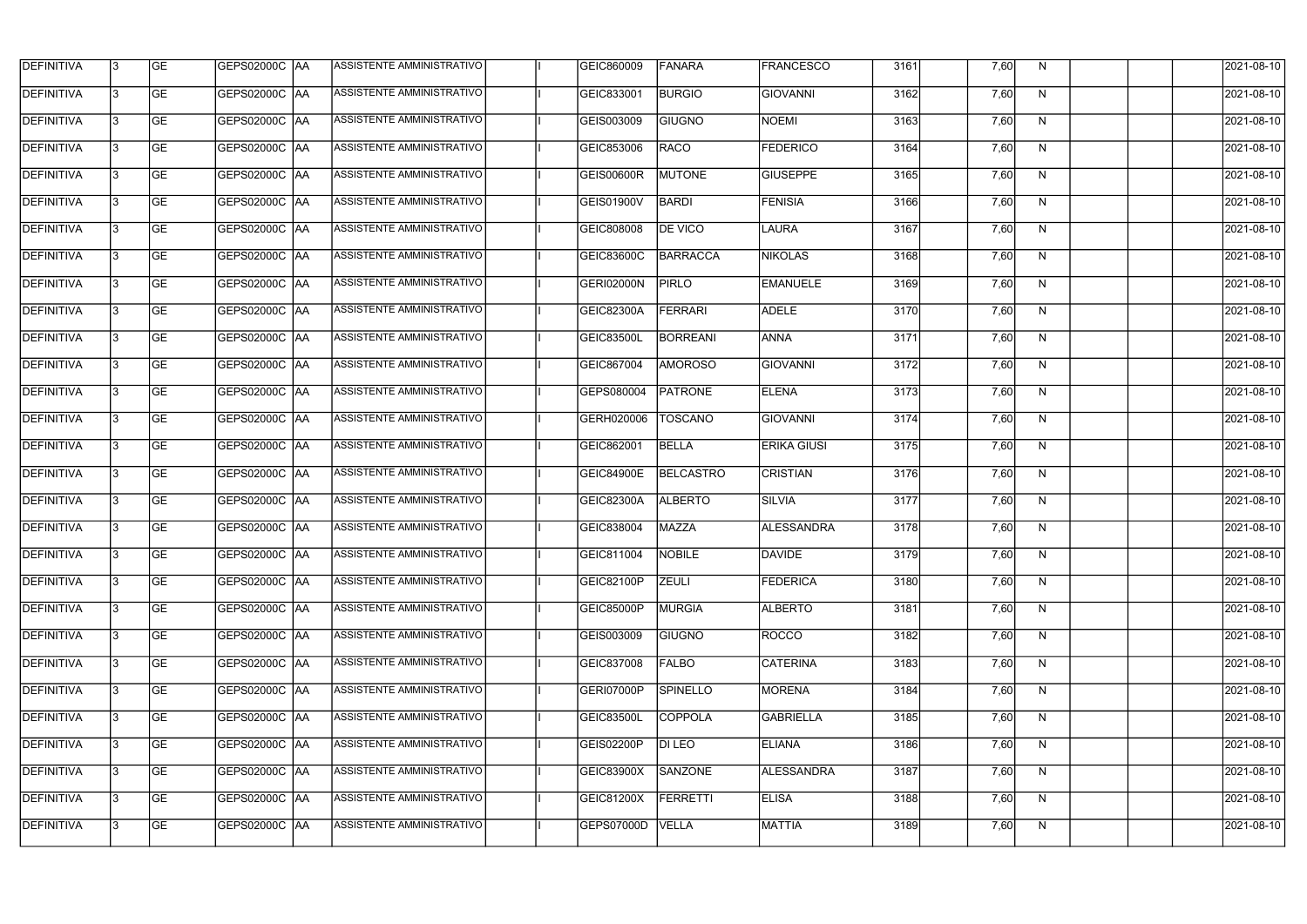| DEFINITIVA | 3 | GE | GEPS02000C | AA | ASSISTENTE AMMINISTRATIVO | | I | GEIC860009 | FANARA | FRANCESCO | 3161 | | 7,60 | N | | | | 2021-08-10 |
|---|---|---|---|---|---|---|---|---|---|---|---|---|---|---|---|---|---|---|
| DEFINITIVA | 3 | GE | GEPS02000C | AA | ASSISTENTE AMMINISTRATIVO | | I | GEIC833001 | BURGIO | GIOVANNI | 3162 | | 7,60 | N | | | | 2021-08-10 |
| DEFINITIVA | 3 | GE | GEPS02000C | AA | ASSISTENTE AMMINISTRATIVO | | I | GEIS003009 | GIUGNO | NOEMI | 3163 | | 7,60 | N | | | | 2021-08-10 |
| DEFINITIVA | 3 | GE | GEPS02000C | AA | ASSISTENTE AMMINISTRATIVO | | I | GEIC853006 | RACO | FEDERICO | 3164 | | 7,60 | N | | | | 2021-08-10 |
| DEFINITIVA | 3 | GE | GEPS02000C | AA | ASSISTENTE AMMINISTRATIVO | | I | GEIS00600R | MUTONE | GIUSEPPE | 3165 | | 7,60 | N | | | | 2021-08-10 |
| DEFINITIVA | 3 | GE | GEPS02000C | AA | ASSISTENTE AMMINISTRATIVO | | I | GEIS01900V | BARDI | FENISIA | 3166 | | 7,60 | N | | | | 2021-08-10 |
| DEFINITIVA | 3 | GE | GEPS02000C | AA | ASSISTENTE AMMINISTRATIVO | | I | GEIC808008 | DE VICO | LAURA | 3167 | | 7,60 | N | | | | 2021-08-10 |
| DEFINITIVA | 3 | GE | GEPS02000C | AA | ASSISTENTE AMMINISTRATIVO | | I | GEIC83600C | BARRACCA | NIKOLAS | 3168 | | 7,60 | N | | | | 2021-08-10 |
| DEFINITIVA | 3 | GE | GEPS02000C | AA | ASSISTENTE AMMINISTRATIVO | | I | GERI02000N | PIRLO | EMANUELE | 3169 | | 7,60 | N | | | | 2021-08-10 |
| DEFINITIVA | 3 | GE | GEPS02000C | AA | ASSISTENTE AMMINISTRATIVO | | I | GEIC82300A | FERRARI | ADELE | 3170 | | 7,60 | N | | | | 2021-08-10 |
| DEFINITIVA | 3 | GE | GEPS02000C | AA | ASSISTENTE AMMINISTRATIVO | | I | GEIC83500L | BORREANI | ANNA | 3171 | | 7,60 | N | | | | 2021-08-10 |
| DEFINITIVA | 3 | GE | GEPS02000C | AA | ASSISTENTE AMMINISTRATIVO | | I | GEIC867004 | AMOROSO | GIOVANNI | 3172 | | 7,60 | N | | | | 2021-08-10 |
| DEFINITIVA | 3 | GE | GEPS02000C | AA | ASSISTENTE AMMINISTRATIVO | | I | GEPS080004 | PATRONE | ELENA | 3173 | | 7,60 | N | | | | 2021-08-10 |
| DEFINITIVA | 3 | GE | GEPS02000C | AA | ASSISTENTE AMMINISTRATIVO | | I | GERH020006 | TOSCANO | GIOVANNI | 3174 | | 7,60 | N | | | | 2021-08-10 |
| DEFINITIVA | 3 | GE | GEPS02000C | AA | ASSISTENTE AMMINISTRATIVO | | I | GEIC862001 | BELLA | ERIKA GIUSI | 3175 | | 7,60 | N | | | | 2021-08-10 |
| DEFINITIVA | 3 | GE | GEPS02000C | AA | ASSISTENTE AMMINISTRATIVO | | I | GEIC84900E | BELCASTRO | CRISTIAN | 3176 | | 7,60 | N | | | | 2021-08-10 |
| DEFINITIVA | 3 | GE | GEPS02000C | AA | ASSISTENTE AMMINISTRATIVO | | I | GEIC82300A | ALBERTO | SILVIA | 3177 | | 7,60 | N | | | | 2021-08-10 |
| DEFINITIVA | 3 | GE | GEPS02000C | AA | ASSISTENTE AMMINISTRATIVO | | I | GEIC838004 | MAZZA | ALESSANDRA | 3178 | | 7,60 | N | | | | 2021-08-10 |
| DEFINITIVA | 3 | GE | GEPS02000C | AA | ASSISTENTE AMMINISTRATIVO | | I | GEIC811004 | NOBILE | DAVIDE | 3179 | | 7,60 | N | | | | 2021-08-10 |
| DEFINITIVA | 3 | GE | GEPS02000C | AA | ASSISTENTE AMMINISTRATIVO | | I | GEIC82100P | ZEULI | FEDERICA | 3180 | | 7,60 | N | | | | 2021-08-10 |
| DEFINITIVA | 3 | GE | GEPS02000C | AA | ASSISTENTE AMMINISTRATIVO | | I | GEIC85000P | MURGIA | ALBERTO | 3181 | | 7,60 | N | | | | 2021-08-10 |
| DEFINITIVA | 3 | GE | GEPS02000C | AA | ASSISTENTE AMMINISTRATIVO | | I | GEIS003009 | GIUGNO | ROCCO | 3182 | | 7,60 | N | | | | 2021-08-10 |
| DEFINITIVA | 3 | GE | GEPS02000C | AA | ASSISTENTE AMMINISTRATIVO | | I | GEIC837008 | FALBO | CATERINA | 3183 | | 7,60 | N | | | | 2021-08-10 |
| DEFINITIVA | 3 | GE | GEPS02000C | AA | ASSISTENTE AMMINISTRATIVO | | I | GERI07000P | SPINELLO | MORENA | 3184 | | 7,60 | N | | | | 2021-08-10 |
| DEFINITIVA | 3 | GE | GEPS02000C | AA | ASSISTENTE AMMINISTRATIVO | | I | GEIC83500L | COPPOLA | GABRIELLA | 3185 | | 7,60 | N | | | | 2021-08-10 |
| DEFINITIVA | 3 | GE | GEPS02000C | AA | ASSISTENTE AMMINISTRATIVO | | I | GEIS02200P | DI LEO | ELIANA | 3186 | | 7,60 | N | | | | 2021-08-10 |
| DEFINITIVA | 3 | GE | GEPS02000C | AA | ASSISTENTE AMMINISTRATIVO | | I | GEIC83900X | SANZONE | ALESSANDRA | 3187 | | 7,60 | N | | | | 2021-08-10 |
| DEFINITIVA | 3 | GE | GEPS02000C | AA | ASSISTENTE AMMINISTRATIVO | | I | GEIC81200X | FERRETTI | ELISA | 3188 | | 7,60 | N | | | | 2021-08-10 |
| DEFINITIVA | 3 | GE | GEPS02000C | AA | ASSISTENTE AMMINISTRATIVO | | I | GEPS07000D | VELLA | MATTIA | 3189 | | 7,60 | N | | | | 2021-08-10 |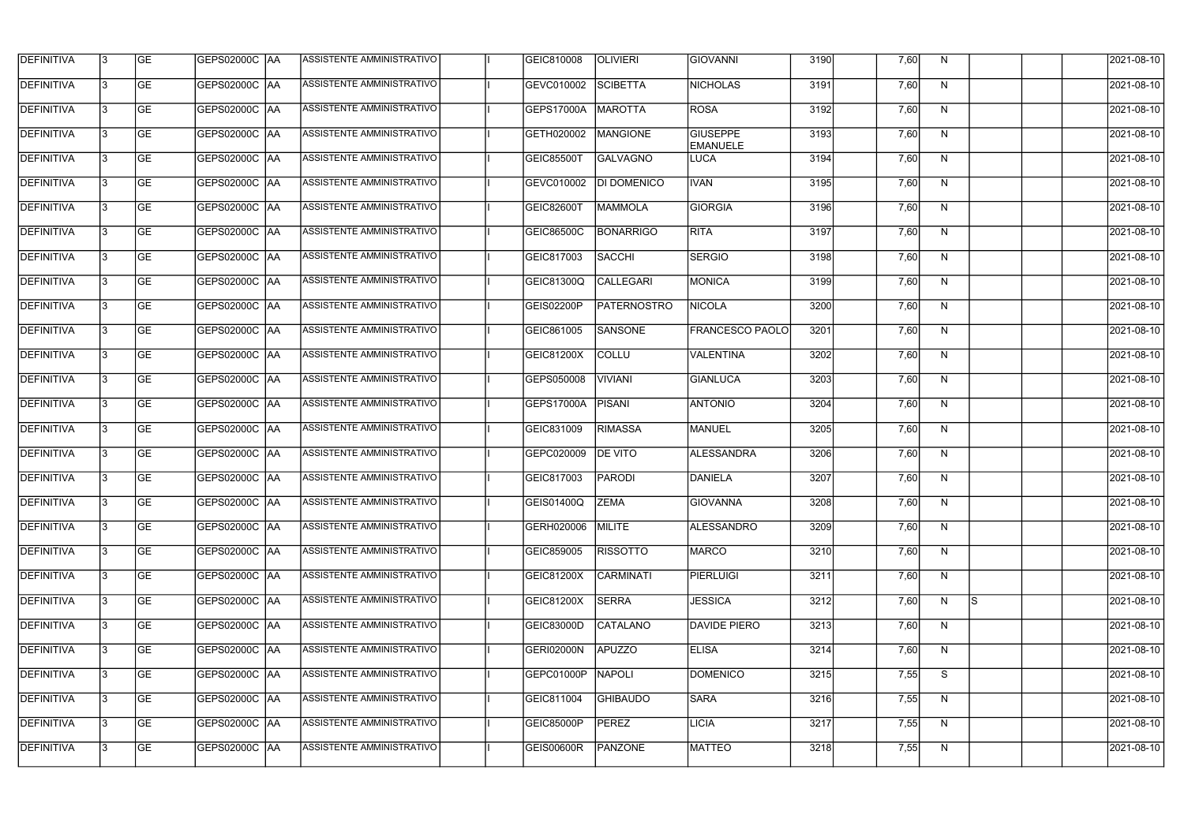| DEFINITIVA | 3 | GE | GEPS02000C | AA | ASSISTENTE AMMINISTRATIVO | | I | GEIC810008 | OLIVIERI | GIOVANNI | 3190 | | 7,60 | N | | | | 2021-08-10 |
|---|---|---|---|---|---|---|---|---|---|---|---|---|---|---|---|---|---|---|
| DEFINITIVA | 3 | GE | GEPS02000C | AA | ASSISTENTE AMMINISTRATIVO | | I | GEVC010002 | SCIBETTA | NICHOLAS | 3191 | | 7,60 | N | | | | 2021-08-10 |
| DEFINITIVA | 3 | GE | GEPS02000C | AA | ASSISTENTE AMMINISTRATIVO | | I | GEPS17000A | MAROTTA | ROSA | 3192 | | 7,60 | N | | | | 2021-08-10 |
| DEFINITIVA | 3 | GE | GEPS02000C | AA | ASSISTENTE AMMINISTRATIVO | | I | GETH020002 | MANGIONE | GIUSEPPE EMANUELE | 3193 | | 7,60 | N | | | | 2021-08-10 |
| DEFINITIVA | 3 | GE | GEPS02000C | AA | ASSISTENTE AMMINISTRATIVO | | I | GEIC85500T | GALVAGNO | LUCA | 3194 | | 7,60 | N | | | | 2021-08-10 |
| DEFINITIVA | 3 | GE | GEPS02000C | AA | ASSISTENTE AMMINISTRATIVO | | I | GEVC010002 | DI DOMENICO | IVAN | 3195 | | 7,60 | N | | | | 2021-08-10 |
| DEFINITIVA | 3 | GE | GEPS02000C | AA | ASSISTENTE AMMINISTRATIVO | | I | GEIC82600T | MAMMOLA | GIORGIA | 3196 | | 7,60 | N | | | | 2021-08-10 |
| DEFINITIVA | 3 | GE | GEPS02000C | AA | ASSISTENTE AMMINISTRATIVO | | I | GEIC86500C | BONARRIGO | RITA | 3197 | | 7,60 | N | | | | 2021-08-10 |
| DEFINITIVA | 3 | GE | GEPS02000C | AA | ASSISTENTE AMMINISTRATIVO | | I | GEIC817003 | SACCHI | SERGIO | 3198 | | 7,60 | N | | | | 2021-08-10 |
| DEFINITIVA | 3 | GE | GEPS02000C | AA | ASSISTENTE AMMINISTRATIVO | | I | GEIC81300Q | CALLEGARI | MONICA | 3199 | | 7,60 | N | | | | 2021-08-10 |
| DEFINITIVA | 3 | GE | GEPS02000C | AA | ASSISTENTE AMMINISTRATIVO | | I | GEIS02200P | PATERNOSTRO | NICOLA | 3200 | | 7,60 | N | | | | 2021-08-10 |
| DEFINITIVA | 3 | GE | GEPS02000C | AA | ASSISTENTE AMMINISTRATIVO | | I | GEIC861005 | SANSONE | FRANCESCO PAOLO | 3201 | | 7,60 | N | | | | 2021-08-10 |
| DEFINITIVA | 3 | GE | GEPS02000C | AA | ASSISTENTE AMMINISTRATIVO | | I | GEIC81200X | COLLU | VALENTINA | 3202 | | 7,60 | N | | | | 2021-08-10 |
| DEFINITIVA | 3 | GE | GEPS02000C | AA | ASSISTENTE AMMINISTRATIVO | | I | GEPS050008 | VIVIANI | GIANLUCA | 3203 | | 7,60 | N | | | | 2021-08-10 |
| DEFINITIVA | 3 | GE | GEPS02000C | AA | ASSISTENTE AMMINISTRATIVO | | I | GEPS17000A | PISANI | ANTONIO | 3204 | | 7,60 | N | | | | 2021-08-10 |
| DEFINITIVA | 3 | GE | GEPS02000C | AA | ASSISTENTE AMMINISTRATIVO | | I | GEIC831009 | RIMASSA | MANUEL | 3205 | | 7,60 | N | | | | 2021-08-10 |
| DEFINITIVA | 3 | GE | GEPS02000C | AA | ASSISTENTE AMMINISTRATIVO | | I | GEPC020009 | DE VITO | ALESSANDRA | 3206 | | 7,60 | N | | | | 2021-08-10 |
| DEFINITIVA | 3 | GE | GEPS02000C | AA | ASSISTENTE AMMINISTRATIVO | | I | GEIC817003 | PARODI | DANIELA | 3207 | | 7,60 | N | | | | 2021-08-10 |
| DEFINITIVA | 3 | GE | GEPS02000C | AA | ASSISTENTE AMMINISTRATIVO | | I | GEIS01400Q | ZEMA | GIOVANNA | 3208 | | 7,60 | N | | | | 2021-08-10 |
| DEFINITIVA | 3 | GE | GEPS02000C | AA | ASSISTENTE AMMINISTRATIVO | | I | GERH020006 | MILITE | ALESSANDRO | 3209 | | 7,60 | N | | | | 2021-08-10 |
| DEFINITIVA | 3 | GE | GEPS02000C | AA | ASSISTENTE AMMINISTRATIVO | | I | GEIC859005 | RISSOTTO | MARCO | 3210 | | 7,60 | N | | | | 2021-08-10 |
| DEFINITIVA | 3 | GE | GEPS02000C | AA | ASSISTENTE AMMINISTRATIVO | | I | GEIC81200X | CARMINATI | PIERLUIGI | 3211 | | 7,60 | N | | | | 2021-08-10 |
| DEFINITIVA | 3 | GE | GEPS02000C | AA | ASSISTENTE AMMINISTRATIVO | | I | GEIC81200X | SERRA | JESSICA | 3212 | | 7,60 | N | S | | | 2021-08-10 |
| DEFINITIVA | 3 | GE | GEPS02000C | AA | ASSISTENTE AMMINISTRATIVO | | I | GEIC83000D | CATALANO | DAVIDE PIERO | 3213 | | 7,60 | N | | | | 2021-08-10 |
| DEFINITIVA | 3 | GE | GEPS02000C | AA | ASSISTENTE AMMINISTRATIVO | | I | GERI02000N | APUZZO | ELISA | 3214 | | 7,60 | N | | | | 2021-08-10 |
| DEFINITIVA | 3 | GE | GEPS02000C | AA | ASSISTENTE AMMINISTRATIVO | | I | GEPC01000P | NAPOLI | DOMENICO | 3215 | | 7,55 | S | | | | 2021-08-10 |
| DEFINITIVA | 3 | GE | GEPS02000C | AA | ASSISTENTE AMMINISTRATIVO | | I | GEIC811004 | GHIBAUDO | SARA | 3216 | | 7,55 | N | | | | 2021-08-10 |
| DEFINITIVA | 3 | GE | GEPS02000C | AA | ASSISTENTE AMMINISTRATIVO | | I | GEIC85000P | PEREZ | LICIA | 3217 | | 7,55 | N | | | | 2021-08-10 |
| DEFINITIVA | 3 | GE | GEPS02000C | AA | ASSISTENTE AMMINISTRATIVO | | I | GEIS00600R | PANZONE | MATTEO | 3218 | | 7,55 | N | | | | 2021-08-10 |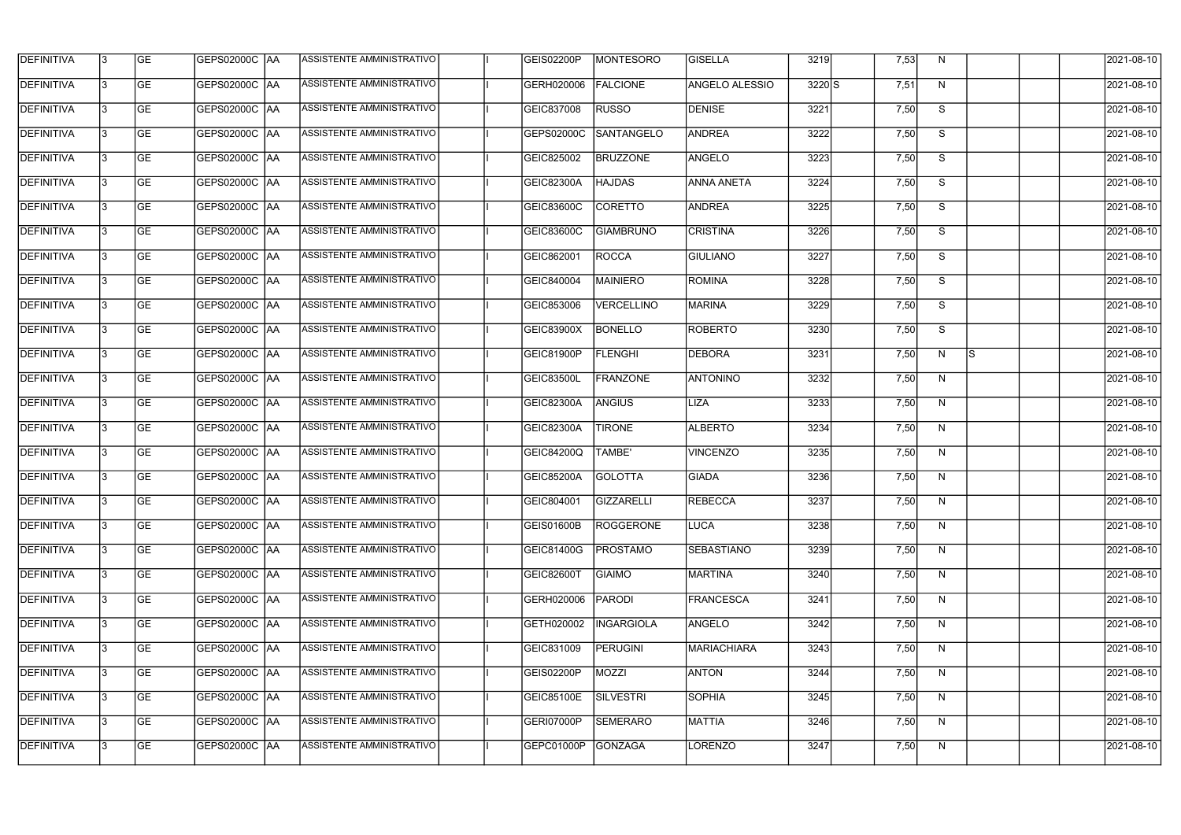| DEFINITIVA | 3 | GE | GEPS02000C | AA | ASSISTENTE AMMINISTRATIVO | | I | GEIS02200P | MONTESORO | GISELLA | 3219 | | 7,53 | N | | | | 2021-08-10 |
|---|---|---|---|---|---|---|---|---|---|---|---|---|---|---|---|---|---|---|
| DEFINITIVA | 3 | GE | GEPS02000C | AA | ASSISTENTE AMMINISTRATIVO | | I | GERH020006 | FALCIONE | ANGELO ALESSIO | 3220 | S | 7,51 | N | | | | 2021-08-10 |
| DEFINITIVA | 3 | GE | GEPS02000C | AA | ASSISTENTE AMMINISTRATIVO | | I | GEIC837008 | RUSSO | DENISE | 3221 | | 7,50 | S | | | | 2021-08-10 |
| DEFINITIVA | 3 | GE | GEPS02000C | AA | ASSISTENTE AMMINISTRATIVO | | I | GEPS02000C | SANTANGELO | ANDREA | 3222 | | 7,50 | S | | | | 2021-08-10 |
| DEFINITIVA | 3 | GE | GEPS02000C | AA | ASSISTENTE AMMINISTRATIVO | | I | GEIC825002 | BRUZZONE | ANGELO | 3223 | | 7,50 | S | | | | 2021-08-10 |
| DEFINITIVA | 3 | GE | GEPS02000C | AA | ASSISTENTE AMMINISTRATIVO | | I | GEIC82300A | HAJDAS | ANNA ANETA | 3224 | | 7,50 | S | | | | 2021-08-10 |
| DEFINITIVA | 3 | GE | GEPS02000C | AA | ASSISTENTE AMMINISTRATIVO | | I | GEIC83600C | CORETTO | ANDREA | 3225 | | 7,50 | S | | | | 2021-08-10 |
| DEFINITIVA | 3 | GE | GEPS02000C | AA | ASSISTENTE AMMINISTRATIVO | | I | GEIC83600C | GIAMBRUNO | CRISTINA | 3226 | | 7,50 | S | | | | 2021-08-10 |
| DEFINITIVA | 3 | GE | GEPS02000C | AA | ASSISTENTE AMMINISTRATIVO | | I | GEIC862001 | ROCCA | GIULIANO | 3227 | | 7,50 | S | | | | 2021-08-10 |
| DEFINITIVA | 3 | GE | GEPS02000C | AA | ASSISTENTE AMMINISTRATIVO | | I | GEIC840004 | MAINIERO | ROMINA | 3228 | | 7,50 | S | | | | 2021-08-10 |
| DEFINITIVA | 3 | GE | GEPS02000C | AA | ASSISTENTE AMMINISTRATIVO | | I | GEIC853006 | VERCELLINO | MARINA | 3229 | | 7,50 | S | | | | 2021-08-10 |
| DEFINITIVA | 3 | GE | GEPS02000C | AA | ASSISTENTE AMMINISTRATIVO | | I | GEIC83900X | BONELLO | ROBERTO | 3230 | | 7,50 | S | | | | 2021-08-10 |
| DEFINITIVA | 3 | GE | GEPS02000C | AA | ASSISTENTE AMMINISTRATIVO | | I | GEIC81900P | FLENGHI | DEBORA | 3231 | | 7,50 | N | S | | | 2021-08-10 |
| DEFINITIVA | 3 | GE | GEPS02000C | AA | ASSISTENTE AMMINISTRATIVO | | I | GEIC83500L | FRANZONE | ANTONINO | 3232 | | 7,50 | N | | | | 2021-08-10 |
| DEFINITIVA | 3 | GE | GEPS02000C | AA | ASSISTENTE AMMINISTRATIVO | | I | GEIC82300A | ANGIUS | LIZA | 3233 | | 7,50 | N | | | | 2021-08-10 |
| DEFINITIVA | 3 | GE | GEPS02000C | AA | ASSISTENTE AMMINISTRATIVO | | I | GEIC82300A | TIRONE | ALBERTO | 3234 | | 7,50 | N | | | | 2021-08-10 |
| DEFINITIVA | 3 | GE | GEPS02000C | AA | ASSISTENTE AMMINISTRATIVO | | I | GEIC84200Q | TAMBE' | VINCENZO | 3235 | | 7,50 | N | | | | 2021-08-10 |
| DEFINITIVA | 3 | GE | GEPS02000C | AA | ASSISTENTE AMMINISTRATIVO | | I | GEIC85200A | GOLOTTA | GIADA | 3236 | | 7,50 | N | | | | 2021-08-10 |
| DEFINITIVA | 3 | GE | GEPS02000C | AA | ASSISTENTE AMMINISTRATIVO | | I | GEIC804001 | GIZZARELLI | REBECCA | 3237 | | 7,50 | N | | | | 2021-08-10 |
| DEFINITIVA | 3 | GE | GEPS02000C | AA | ASSISTENTE AMMINISTRATIVO | | I | GEIS01600B | ROGGERONE | LUCA | 3238 | | 7,50 | N | | | | 2021-08-10 |
| DEFINITIVA | 3 | GE | GEPS02000C | AA | ASSISTENTE AMMINISTRATIVO | | I | GEIC81400G | PROSTAMO | SEBASTIANO | 3239 | | 7,50 | N | | | | 2021-08-10 |
| DEFINITIVA | 3 | GE | GEPS02000C | AA | ASSISTENTE AMMINISTRATIVO | | I | GEIC82600T | GIAIMO | MARTINA | 3240 | | 7,50 | N | | | | 2021-08-10 |
| DEFINITIVA | 3 | GE | GEPS02000C | AA | ASSISTENTE AMMINISTRATIVO | | I | GERH020006 | PARODI | FRANCESCA | 3241 | | 7,50 | N | | | | 2021-08-10 |
| DEFINITIVA | 3 | GE | GEPS02000C | AA | ASSISTENTE AMMINISTRATIVO | | I | GETH020002 | INGARGIOLA | ANGELO | 3242 | | 7,50 | N | | | | 2021-08-10 |
| DEFINITIVA | 3 | GE | GEPS02000C | AA | ASSISTENTE AMMINISTRATIVO | | I | GEIC831009 | PERUGINI | MARIACHIARA | 3243 | | 7,50 | N | | | | 2021-08-10 |
| DEFINITIVA | 3 | GE | GEPS02000C | AA | ASSISTENTE AMMINISTRATIVO | | I | GEIS02200P | MOZZI | ANTON | 3244 | | 7,50 | N | | | | 2021-08-10 |
| DEFINITIVA | 3 | GE | GEPS02000C | AA | ASSISTENTE AMMINISTRATIVO | | I | GEIC85100E | SILVESTRI | SOPHIA | 3245 | | 7,50 | N | | | | 2021-08-10 |
| DEFINITIVA | 3 | GE | GEPS02000C | AA | ASSISTENTE AMMINISTRATIVO | | I | GERI07000P | SEMERARO | MATTIA | 3246 | | 7,50 | N | | | | 2021-08-10 |
| DEFINITIVA | 3 | GE | GEPS02000C | AA | ASSISTENTE AMMINISTRATIVO | | I | GEPC01000P | GONZAGA | LORENZO | 3247 | | 7,50 | N | | | | 2021-08-10 |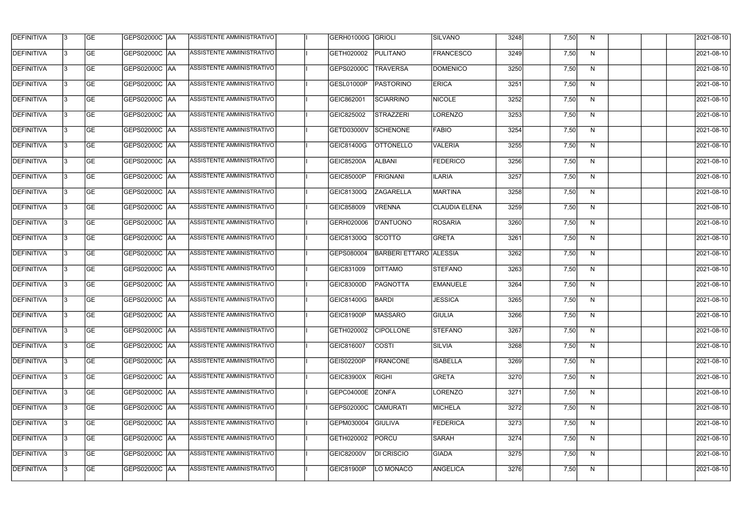| DEFINITIVA | 3 | GE | GEPS02000C | AA | ASSISTENTE AMMINISTRATIVO | | I | GERH01000G | GRIOLI | SILVANO | 3248 | | 7,50 | N | | | | 2021-08-10 |
|---|---|---|---|---|---|---|---|---|---|---|---|---|---|---|---|---|---|---|
| DEFINITIVA | 3 | GE | GEPS02000C | AA | ASSISTENTE AMMINISTRATIVO | | I | GETH020002 | PULITANO | FRANCESCO | 3249 | | 7,50 | N | | | | 2021-08-10 |
| DEFINITIVA | 3 | GE | GEPS02000C | AA | ASSISTENTE AMMINISTRATIVO | | I | GEPS02000C | TRAVERSA | DOMENICO | 3250 | | 7,50 | N | | | | 2021-08-10 |
| DEFINITIVA | 3 | GE | GEPS02000C | AA | ASSISTENTE AMMINISTRATIVO | | I | GESL01000P | PASTORINO | ERICA | 3251 | | 7,50 | N | | | | 2021-08-10 |
| DEFINITIVA | 3 | GE | GEPS02000C | AA | ASSISTENTE AMMINISTRATIVO | | I | GEIC862001 | SCIARRINO | NICOLE | 3252 | | 7,50 | N | | | | 2021-08-10 |
| DEFINITIVA | 3 | GE | GEPS02000C | AA | ASSISTENTE AMMINISTRATIVO | | I | GEIC825002 | STRAZZERI | LORENZO | 3253 | | 7,50 | N | | | | 2021-08-10 |
| DEFINITIVA | 3 | GE | GEPS02000C | AA | ASSISTENTE AMMINISTRATIVO | | I | GETD03000V | SCHENONE | FABIO | 3254 | | 7,50 | N | | | | 2021-08-10 |
| DEFINITIVA | 3 | GE | GEPS02000C | AA | ASSISTENTE AMMINISTRATIVO | | I | GEIC81400G | OTTONELLO | VALERIA | 3255 | | 7,50 | N | | | | 2021-08-10 |
| DEFINITIVA | 3 | GE | GEPS02000C | AA | ASSISTENTE AMMINISTRATIVO | | I | GEIC85200A | ALBANI | FEDERICO | 3256 | | 7,50 | N | | | | 2021-08-10 |
| DEFINITIVA | 3 | GE | GEPS02000C | AA | ASSISTENTE AMMINISTRATIVO | | I | GEIC85000P | FRIGNANI | ILARIA | 3257 | | 7,50 | N | | | | 2021-08-10 |
| DEFINITIVA | 3 | GE | GEPS02000C | AA | ASSISTENTE AMMINISTRATIVO | | I | GEIC81300Q | ZAGARELLA | MARTINA | 3258 | | 7,50 | N | | | | 2021-08-10 |
| DEFINITIVA | 3 | GE | GEPS02000C | AA | ASSISTENTE AMMINISTRATIVO | | I | GEIC858009 | VRENNA | CLAUDIA ELENA | 3259 | | 7,50 | N | | | | 2021-08-10 |
| DEFINITIVA | 3 | GE | GEPS02000C | AA | ASSISTENTE AMMINISTRATIVO | | I | GERH020006 | D'ANTUONO | ROSARIA | 3260 | | 7,50 | N | | | | 2021-08-10 |
| DEFINITIVA | 3 | GE | GEPS02000C | AA | ASSISTENTE AMMINISTRATIVO | | I | GEIC81300Q | SCOTTO | GRETA | 3261 | | 7,50 | N | | | | 2021-08-10 |
| DEFINITIVA | 3 | GE | GEPS02000C | AA | ASSISTENTE AMMINISTRATIVO | | I | GEPS080004 | BARBERI ETTARO | ALESSIA | 3262 | | 7,50 | N | | | | 2021-08-10 |
| DEFINITIVA | 3 | GE | GEPS02000C | AA | ASSISTENTE AMMINISTRATIVO | | I | GEIC831009 | DITTAMO | STEFANO | 3263 | | 7,50 | N | | | | 2021-08-10 |
| DEFINITIVA | 3 | GE | GEPS02000C | AA | ASSISTENTE AMMINISTRATIVO | | I | GEIC83000D | PAGNOTTA | EMANUELE | 3264 | | 7,50 | N | | | | 2021-08-10 |
| DEFINITIVA | 3 | GE | GEPS02000C | AA | ASSISTENTE AMMINISTRATIVO | | I | GEIC81400G | BARDI | JESSICA | 3265 | | 7,50 | N | | | | 2021-08-10 |
| DEFINITIVA | 3 | GE | GEPS02000C | AA | ASSISTENTE AMMINISTRATIVO | | I | GEIC81900P | MASSARO | GIULIA | 3266 | | 7,50 | N | | | | 2021-08-10 |
| DEFINITIVA | 3 | GE | GEPS02000C | AA | ASSISTENTE AMMINISTRATIVO | | I | GETH020002 | CIPOLLONE | STEFANO | 3267 | | 7,50 | N | | | | 2021-08-10 |
| DEFINITIVA | 3 | GE | GEPS02000C | AA | ASSISTENTE AMMINISTRATIVO | | I | GEIC816007 | COSTI | SILVIA | 3268 | | 7,50 | N | | | | 2021-08-10 |
| DEFINITIVA | 3 | GE | GEPS02000C | AA | ASSISTENTE AMMINISTRATIVO | | I | GEIS02200P | FRANCONE | ISABELLA | 3269 | | 7,50 | N | | | | 2021-08-10 |
| DEFINITIVA | 3 | GE | GEPS02000C | AA | ASSISTENTE AMMINISTRATIVO | | I | GEIC83900X | RIGHI | GRETA | 3270 | | 7,50 | N | | | | 2021-08-10 |
| DEFINITIVA | 3 | GE | GEPS02000C | AA | ASSISTENTE AMMINISTRATIVO | | I | GEPC04000E | ZONFA | LORENZO | 3271 | | 7,50 | N | | | | 2021-08-10 |
| DEFINITIVA | 3 | GE | GEPS02000C | AA | ASSISTENTE AMMINISTRATIVO | | I | GEPS02000C | CAMURATI | MICHELA | 3272 | | 7,50 | N | | | | 2021-08-10 |
| DEFINITIVA | 3 | GE | GEPS02000C | AA | ASSISTENTE AMMINISTRATIVO | | I | GEPM030004 | GIULIVA | FEDERICA | 3273 | | 7,50 | N | | | | 2021-08-10 |
| DEFINITIVA | 3 | GE | GEPS02000C | AA | ASSISTENTE AMMINISTRATIVO | | I | GETH020002 | PORCU | SARAH | 3274 | | 7,50 | N | | | | 2021-08-10 |
| DEFINITIVA | 3 | GE | GEPS02000C | AA | ASSISTENTE AMMINISTRATIVO | | I | GEIC82000V | DI CRISCIO | GIADA | 3275 | | 7,50 | N | | | | 2021-08-10 |
| DEFINITIVA | 3 | GE | GEPS02000C | AA | ASSISTENTE AMMINISTRATIVO | | I | GEIC81900P | LO MONACO | ANGELICA | 3276 | | 7,50 | N | | | | 2021-08-10 |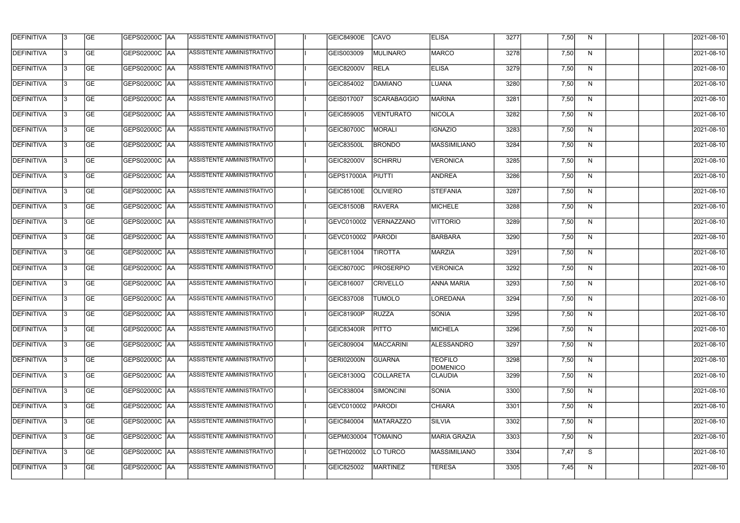| DEFINITIVA | 3 | GE | GEPS02000C | AA | ASSISTENTE AMMINISTRATIVO | | I | GEIC84900E | CAVO | ELISA | 3277 | | 7,50 | N | | | | 2021-08-10 |
|---|---|---|---|---|---|---|---|---|---|---|---|---|---|---|---|---|---|---|
| DEFINITIVA | 3 | GE | GEPS02000C | AA | ASSISTENTE AMMINISTRATIVO | | I | GEIS003009 | MULINARO | MARCO | 3278 | | 7,50 | N | | | | 2021-08-10 |
| DEFINITIVA | 3 | GE | GEPS02000C | AA | ASSISTENTE AMMINISTRATIVO | | I | GEIC82000V | RELA | ELISA | 3279 | | 7,50 | N | | | | 2021-08-10 |
| DEFINITIVA | 3 | GE | GEPS02000C | AA | ASSISTENTE AMMINISTRATIVO | | I | GEIC854002 | DAMIANO | LUANA | 3280 | | 7,50 | N | | | | 2021-08-10 |
| DEFINITIVA | 3 | GE | GEPS02000C | AA | ASSISTENTE AMMINISTRATIVO | | I | GEIS017007 | SCARABAGGIO | MARINA | 3281 | | 7,50 | N | | | | 2021-08-10 |
| DEFINITIVA | 3 | GE | GEPS02000C | AA | ASSISTENTE AMMINISTRATIVO | | I | GEIC859005 | VENTURATO | NICOLA | 3282 | | 7,50 | N | | | | 2021-08-10 |
| DEFINITIVA | 3 | GE | GEPS02000C | AA | ASSISTENTE AMMINISTRATIVO | | I | GEIC80700C | MORALI | IGNAZIO | 3283 | | 7,50 | N | | | | 2021-08-10 |
| DEFINITIVA | 3 | GE | GEPS02000C | AA | ASSISTENTE AMMINISTRATIVO | | I | GEIC83500L | BRONDO | MASSIMILIANO | 3284 | | 7,50 | N | | | | 2021-08-10 |
| DEFINITIVA | 3 | GE | GEPS02000C | AA | ASSISTENTE AMMINISTRATIVO | | I | GEIC82000V | SCHIRRU | VERONICA | 3285 | | 7,50 | N | | | | 2021-08-10 |
| DEFINITIVA | 3 | GE | GEPS02000C | AA | ASSISTENTE AMMINISTRATIVO | | I | GEPS17000A | PIUTTI | ANDREA | 3286 | | 7,50 | N | | | | 2021-08-10 |
| DEFINITIVA | 3 | GE | GEPS02000C | AA | ASSISTENTE AMMINISTRATIVO | | I | GEIC85100E | OLIVIERO | STEFANIA | 3287 | | 7,50 | N | | | | 2021-08-10 |
| DEFINITIVA | 3 | GE | GEPS02000C | AA | ASSISTENTE AMMINISTRATIVO | | I | GEIC81500B | RAVERA | MICHELE | 3288 | | 7,50 | N | | | | 2021-08-10 |
| DEFINITIVA | 3 | GE | GEPS02000C | AA | ASSISTENTE AMMINISTRATIVO | | I | GEVC010002 | VERNAZZANO | VITTORIO | 3289 | | 7,50 | N | | | | 2021-08-10 |
| DEFINITIVA | 3 | GE | GEPS02000C | AA | ASSISTENTE AMMINISTRATIVO | | I | GEVC010002 | PARODI | BARBARA | 3290 | | 7,50 | N | | | | 2021-08-10 |
| DEFINITIVA | 3 | GE | GEPS02000C | AA | ASSISTENTE AMMINISTRATIVO | | I | GEIC811004 | TIROTTA | MARZIA | 3291 | | 7,50 | N | | | | 2021-08-10 |
| DEFINITIVA | 3 | GE | GEPS02000C | AA | ASSISTENTE AMMINISTRATIVO | | I | GEIC80700C | PROSERPIO | VERONICA | 3292 | | 7,50 | N | | | | 2021-08-10 |
| DEFINITIVA | 3 | GE | GEPS02000C | AA | ASSISTENTE AMMINISTRATIVO | | I | GEIC816007 | CRIVELLO | ANNA MARIA | 3293 | | 7,50 | N | | | | 2021-08-10 |
| DEFINITIVA | 3 | GE | GEPS02000C | AA | ASSISTENTE AMMINISTRATIVO | | I | GEIC837008 | TUMOLO | LOREDANA | 3294 | | 7,50 | N | | | | 2021-08-10 |
| DEFINITIVA | 3 | GE | GEPS02000C | AA | ASSISTENTE AMMINISTRATIVO | | I | GEIC81900P | RUZZA | SONIA | 3295 | | 7,50 | N | | | | 2021-08-10 |
| DEFINITIVA | 3 | GE | GEPS02000C | AA | ASSISTENTE AMMINISTRATIVO | | I | GEIC83400R | PITTO | MICHELA | 3296 | | 7,50 | N | | | | 2021-08-10 |
| DEFINITIVA | 3 | GE | GEPS02000C | AA | ASSISTENTE AMMINISTRATIVO | | I | GEIC809004 | MACCARINI | ALESSANDRO | 3297 | | 7,50 | N | | | | 2021-08-10 |
| DEFINITIVA | 3 | GE | GEPS02000C | AA | ASSISTENTE AMMINISTRATIVO | | I | GERI02000N | GUARNA | TEOFILO DOMENICO | 3298 | | 7,50 | N | | | | 2021-08-10 |
| DEFINITIVA | 3 | GE | GEPS02000C | AA | ASSISTENTE AMMINISTRATIVO | | I | GEIC81300Q | COLLARETA | CLAUDIA | 3299 | | 7,50 | N | | | | 2021-08-10 |
| DEFINITIVA | 3 | GE | GEPS02000C | AA | ASSISTENTE AMMINISTRATIVO | | I | GEIC838004 | SIMONCINI | SONIA | 3300 | | 7,50 | N | | | | 2021-08-10 |
| DEFINITIVA | 3 | GE | GEPS02000C | AA | ASSISTENTE AMMINISTRATIVO | | I | GEVC010002 | PARODI | CHIARA | 3301 | | 7,50 | N | | | | 2021-08-10 |
| DEFINITIVA | 3 | GE | GEPS02000C | AA | ASSISTENTE AMMINISTRATIVO | | I | GEIC840004 | MATARAZZO | SILVIA | 3302 | | 7,50 | N | | | | 2021-08-10 |
| DEFINITIVA | 3 | GE | GEPS02000C | AA | ASSISTENTE AMMINISTRATIVO | | I | GEPM030004 | TOMAINO | MARIA GRAZIA | 3303 | | 7,50 | N | | | | 2021-08-10 |
| DEFINITIVA | 3 | GE | GEPS02000C | AA | ASSISTENTE AMMINISTRATIVO | | I | GETH020002 | LO TURCO | MASSIMILIANO | 3304 | | 7,47 | S | | | | 2021-08-10 |
| DEFINITIVA | 3 | GE | GEPS02000C | AA | ASSISTENTE AMMINISTRATIVO | | I | GEIC825002 | MARTINEZ | TERESA | 3305 | | 7,45 | N | | | | 2021-08-10 |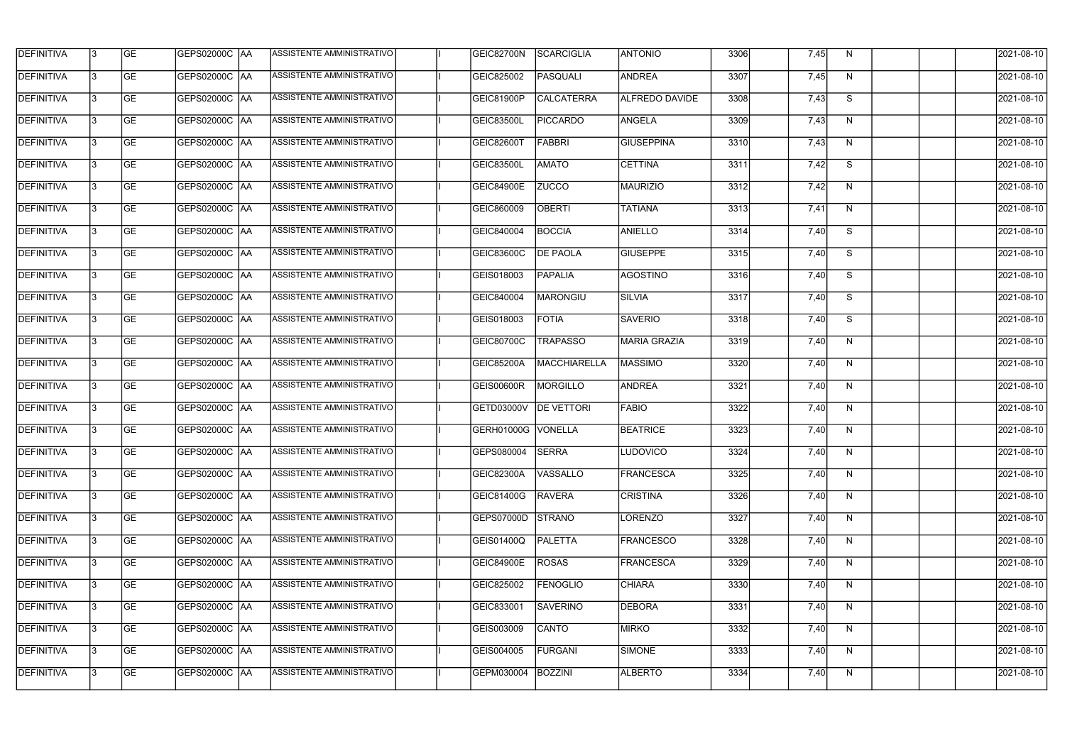| | | | | | | | | | | | | | | | | | | |
|---|---|---|---|---|---|---|---|---|---|---|---|---|---|---|---|---|---|---|
| DEFINITIVA | 3 | GE | GEPS02000C | AA | ASSISTENTE AMMINISTRATIVO | | I | GEIC82700N | SCARCIGLIA | ANTONIO | 3306 | | 7,45 | N | | | | 2021-08-10 |
| DEFINITIVA | 3 | GE | GEPS02000C | AA | ASSISTENTE AMMINISTRATIVO | | I | GEIC825002 | PASQUALI | ANDREA | 3307 | | 7,45 | N | | | | 2021-08-10 |
| DEFINITIVA | 3 | GE | GEPS02000C | AA | ASSISTENTE AMMINISTRATIVO | | I | GEIC81900P | CALCATERRA | ALFREDO DAVIDE | 3308 | | 7,43 | S | | | | 2021-08-10 |
| DEFINITIVA | 3 | GE | GEPS02000C | AA | ASSISTENTE AMMINISTRATIVO | | I | GEIC83500L | PICCARDO | ANGELA | 3309 | | 7,43 | N | | | | 2021-08-10 |
| DEFINITIVA | 3 | GE | GEPS02000C | AA | ASSISTENTE AMMINISTRATIVO | | I | GEIC82600T | FABBRI | GIUSEPPINA | 3310 | | 7,43 | N | | | | 2021-08-10 |
| DEFINITIVA | 3 | GE | GEPS02000C | AA | ASSISTENTE AMMINISTRATIVO | | I | GEIC83500L | AMATO | CETTINA | 3311 | | 7,42 | S | | | | 2021-08-10 |
| DEFINITIVA | 3 | GE | GEPS02000C | AA | ASSISTENTE AMMINISTRATIVO | | I | GEIC84900E | ZUCCO | MAURIZIO | 3312 | | 7,42 | N | | | | 2021-08-10 |
| DEFINITIVA | 3 | GE | GEPS02000C | AA | ASSISTENTE AMMINISTRATIVO | | I | GEIC860009 | OBERTI | TATIANA | 3313 | | 7,41 | N | | | | 2021-08-10 |
| DEFINITIVA | 3 | GE | GEPS02000C | AA | ASSISTENTE AMMINISTRATIVO | | I | GEIC840004 | BOCCIA | ANIELLO | 3314 | | 7,40 | S | | | | 2021-08-10 |
| DEFINITIVA | 3 | GE | GEPS02000C | AA | ASSISTENTE AMMINISTRATIVO | | I | GEIC83600C | DE PAOLA | GIUSEPPE | 3315 | | 7,40 | S | | | | 2021-08-10 |
| DEFINITIVA | 3 | GE | GEPS02000C | AA | ASSISTENTE AMMINISTRATIVO | | I | GEIS018003 | PAPALIA | AGOSTINO | 3316 | | 7,40 | S | | | | 2021-08-10 |
| DEFINITIVA | 3 | GE | GEPS02000C | AA | ASSISTENTE AMMINISTRATIVO | | I | GEIC840004 | MARONGIU | SILVIA | 3317 | | 7,40 | S | | | | 2021-08-10 |
| DEFINITIVA | 3 | GE | GEPS02000C | AA | ASSISTENTE AMMINISTRATIVO | | I | GEIS018003 | FOTIA | SAVERIO | 3318 | | 7,40 | S | | | | 2021-08-10 |
| DEFINITIVA | 3 | GE | GEPS02000C | AA | ASSISTENTE AMMINISTRATIVO | | I | GEIC80700C | TRAPASSO | MARIA GRAZIA | 3319 | | 7,40 | N | | | | 2021-08-10 |
| DEFINITIVA | 3 | GE | GEPS02000C | AA | ASSISTENTE AMMINISTRATIVO | | I | GEIC85200A | MACCHIARELLA | MASSIMO | 3320 | | 7,40 | N | | | | 2021-08-10 |
| DEFINITIVA | 3 | GE | GEPS02000C | AA | ASSISTENTE AMMINISTRATIVO | | I | GEIS00600R | MORGILLO | ANDREA | 3321 | | 7,40 | N | | | | 2021-08-10 |
| DEFINITIVA | 3 | GE | GEPS02000C | AA | ASSISTENTE AMMINISTRATIVO | | I | GETD03000V | DE VETTORI | FABIO | 3322 | | 7,40 | N | | | | 2021-08-10 |
| DEFINITIVA | 3 | GE | GEPS02000C | AA | ASSISTENTE AMMINISTRATIVO | | I | GERH01000G | VONELLA | BEATRICE | 3323 | | 7,40 | N | | | | 2021-08-10 |
| DEFINITIVA | 3 | GE | GEPS02000C | AA | ASSISTENTE AMMINISTRATIVO | | I | GEPS080004 | SERRA | LUDOVICO | 3324 | | 7,40 | N | | | | 2021-08-10 |
| DEFINITIVA | 3 | GE | GEPS02000C | AA | ASSISTENTE AMMINISTRATIVO | | I | GEIC82300A | VASSALLO | FRANCESCA | 3325 | | 7,40 | N | | | | 2021-08-10 |
| DEFINITIVA | 3 | GE | GEPS02000C | AA | ASSISTENTE AMMINISTRATIVO | | I | GEIC81400G | RAVERA | CRISTINA | 3326 | | 7,40 | N | | | | 2021-08-10 |
| DEFINITIVA | 3 | GE | GEPS02000C | AA | ASSISTENTE AMMINISTRATIVO | | I | GEPS07000D | STRANO | LORENZO | 3327 | | 7,40 | N | | | | 2021-08-10 |
| DEFINITIVA | 3 | GE | GEPS02000C | AA | ASSISTENTE AMMINISTRATIVO | | I | GEIS01400Q | PALETTA | FRANCESCO | 3328 | | 7,40 | N | | | | 2021-08-10 |
| DEFINITIVA | 3 | GE | GEPS02000C | AA | ASSISTENTE AMMINISTRATIVO | | I | GEIC84900E | ROSAS | FRANCESCA | 3329 | | 7,40 | N | | | | 2021-08-10 |
| DEFINITIVA | 3 | GE | GEPS02000C | AA | ASSISTENTE AMMINISTRATIVO | | I | GEIC825002 | FENOGLIO | CHIARA | 3330 | | 7,40 | N | | | | 2021-08-10 |
| DEFINITIVA | 3 | GE | GEPS02000C | AA | ASSISTENTE AMMINISTRATIVO | | I | GEIC833001 | SAVERINO | DEBORA | 3331 | | 7,40 | N | | | | 2021-08-10 |
| DEFINITIVA | 3 | GE | GEPS02000C | AA | ASSISTENTE AMMINISTRATIVO | | I | GEIS003009 | CANTO | MIRKO | 3332 | | 7,40 | N | | | | 2021-08-10 |
| DEFINITIVA | 3 | GE | GEPS02000C | AA | ASSISTENTE AMMINISTRATIVO | | I | GEIS004005 | FURGANI | SIMONE | 3333 | | 7,40 | N | | | | 2021-08-10 |
| DEFINITIVA | 3 | GE | GEPS02000C | AA | ASSISTENTE AMMINISTRATIVO | | I | GEPM030004 | BOZZINI | ALBERTO | 3334 | | 7,40 | N | | | | 2021-08-10 |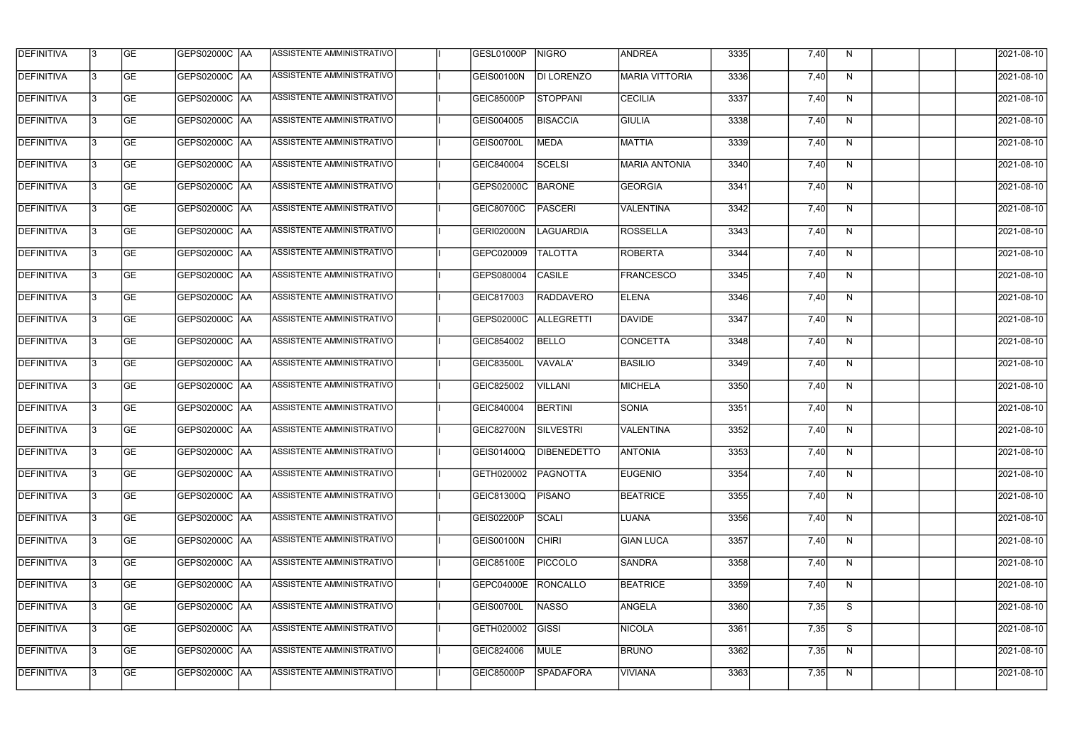| DEFINITIVA | 3 | GE | GEPS02000C | AA | ASSISTENTE AMMINISTRATIVO | | I | GESL01000P | NIGRO | ANDREA | 3335 | | 7,40 | N | | | | 2021-08-10 |
|---|---|---|---|---|---|---|---|---|---|---|---|---|---|---|---|---|---|---|
| DEFINITIVA | 3 | GE | GEPS02000C | AA | ASSISTENTE AMMINISTRATIVO | | I | GEIS00100N | DI LORENZO | MARIA VITTORIA | 3336 | | 7,40 | N | | | | 2021-08-10 |
| DEFINITIVA | 3 | GE | GEPS02000C | AA | ASSISTENTE AMMINISTRATIVO | | I | GEIC85000P | STOPPANI | CECILIA | 3337 | | 7,40 | N | | | | 2021-08-10 |
| DEFINITIVA | 3 | GE | GEPS02000C | AA | ASSISTENTE AMMINISTRATIVO | | I | GEIS004005 | BISACCIA | GIULIA | 3338 | | 7,40 | N | | | | 2021-08-10 |
| DEFINITIVA | 3 | GE | GEPS02000C | AA | ASSISTENTE AMMINISTRATIVO | | I | GEIS00700L | MEDA | MATTIA | 3339 | | 7,40 | N | | | | 2021-08-10 |
| DEFINITIVA | 3 | GE | GEPS02000C | AA | ASSISTENTE AMMINISTRATIVO | | I | GEIC840004 | SCELSI | MARIA ANTONIA | 3340 | | 7,40 | N | | | | 2021-08-10 |
| DEFINITIVA | 3 | GE | GEPS02000C | AA | ASSISTENTE AMMINISTRATIVO | | I | GEPS02000C | BARONE | GEORGIA | 3341 | | 7,40 | N | | | | 2021-08-10 |
| DEFINITIVA | 3 | GE | GEPS02000C | AA | ASSISTENTE AMMINISTRATIVO | | I | GEIC80700C | PASCERI | VALENTINA | 3342 | | 7,40 | N | | | | 2021-08-10 |
| DEFINITIVA | 3 | GE | GEPS02000C | AA | ASSISTENTE AMMINISTRATIVO | | I | GERI02000N | LAGUARDIA | ROSSELLA | 3343 | | 7,40 | N | | | | 2021-08-10 |
| DEFINITIVA | 3 | GE | GEPS02000C | AA | ASSISTENTE AMMINISTRATIVO | | I | GEPC020009 | TALOTTA | ROBERTA | 3344 | | 7,40 | N | | | | 2021-08-10 |
| DEFINITIVA | 3 | GE | GEPS02000C | AA | ASSISTENTE AMMINISTRATIVO | | I | GEPS080004 | CASILE | FRANCESCO | 3345 | | 7,40 | N | | | | 2021-08-10 |
| DEFINITIVA | 3 | GE | GEPS02000C | AA | ASSISTENTE AMMINISTRATIVO | | I | GEIC817003 | RADDAVERO | ELENA | 3346 | | 7,40 | N | | | | 2021-08-10 |
| DEFINITIVA | 3 | GE | GEPS02000C | AA | ASSISTENTE AMMINISTRATIVO | | I | GEPS02000C | ALLEGRETTI | DAVIDE | 3347 | | 7,40 | N | | | | 2021-08-10 |
| DEFINITIVA | 3 | GE | GEPS02000C | AA | ASSISTENTE AMMINISTRATIVO | | I | GEIC854002 | BELLO | CONCETTA | 3348 | | 7,40 | N | | | | 2021-08-10 |
| DEFINITIVA | 3 | GE | GEPS02000C | AA | ASSISTENTE AMMINISTRATIVO | | I | GEIC83500L | VAVALA' | BASILIO | 3349 | | 7,40 | N | | | | 2021-08-10 |
| DEFINITIVA | 3 | GE | GEPS02000C | AA | ASSISTENTE AMMINISTRATIVO | | I | GEIC825002 | VILLANI | MICHELA | 3350 | | 7,40 | N | | | | 2021-08-10 |
| DEFINITIVA | 3 | GE | GEPS02000C | AA | ASSISTENTE AMMINISTRATIVO | | I | GEIC840004 | BERTINI | SONIA | 3351 | | 7,40 | N | | | | 2021-08-10 |
| DEFINITIVA | 3 | GE | GEPS02000C | AA | ASSISTENTE AMMINISTRATIVO | | I | GEIC82700N | SILVESTRI | VALENTINA | 3352 | | 7,40 | N | | | | 2021-08-10 |
| DEFINITIVA | 3 | GE | GEPS02000C | AA | ASSISTENTE AMMINISTRATIVO | | I | GEIS01400Q | DIBENEDETTO | ANTONIA | 3353 | | 7,40 | N | | | | 2021-08-10 |
| DEFINITIVA | 3 | GE | GEPS02000C | AA | ASSISTENTE AMMINISTRATIVO | | I | GETH020002 | PAGNOTTA | EUGENIO | 3354 | | 7,40 | N | | | | 2021-08-10 |
| DEFINITIVA | 3 | GE | GEPS02000C | AA | ASSISTENTE AMMINISTRATIVO | | I | GEIC81300Q | PISANO | BEATRICE | 3355 | | 7,40 | N | | | | 2021-08-10 |
| DEFINITIVA | 3 | GE | GEPS02000C | AA | ASSISTENTE AMMINISTRATIVO | | I | GEIS02200P | SCALI | LUANA | 3356 | | 7,40 | N | | | | 2021-08-10 |
| DEFINITIVA | 3 | GE | GEPS02000C | AA | ASSISTENTE AMMINISTRATIVO | | I | GEIS00100N | CHIRI | GIAN LUCA | 3357 | | 7,40 | N | | | | 2021-08-10 |
| DEFINITIVA | 3 | GE | GEPS02000C | AA | ASSISTENTE AMMINISTRATIVO | | I | GEIC85100E | PICCOLO | SANDRA | 3358 | | 7,40 | N | | | | 2021-08-10 |
| DEFINITIVA | 3 | GE | GEPS02000C | AA | ASSISTENTE AMMINISTRATIVO | | I | GEPC04000E | RONCALLO | BEATRICE | 3359 | | 7,40 | N | | | | 2021-08-10 |
| DEFINITIVA | 3 | GE | GEPS02000C | AA | ASSISTENTE AMMINISTRATIVO | | I | GEIS00700L | NASSO | ANGELA | 3360 | | 7,35 | S | | | | 2021-08-10 |
| DEFINITIVA | 3 | GE | GEPS02000C | AA | ASSISTENTE AMMINISTRATIVO | | I | GETH020002 | GISSI | NICOLA | 3361 | | 7,35 | S | | | | 2021-08-10 |
| DEFINITIVA | 3 | GE | GEPS02000C | AA | ASSISTENTE AMMINISTRATIVO | | I | GEIC824006 | MULE | BRUNO | 3362 | | 7,35 | N | | | | 2021-08-10 |
| DEFINITIVA | 3 | GE | GEPS02000C | AA | ASSISTENTE AMMINISTRATIVO | | I | GEIC85000P | SPADAFORA | VIVIANA | 3363 | | 7,35 | N | | | | 2021-08-10 |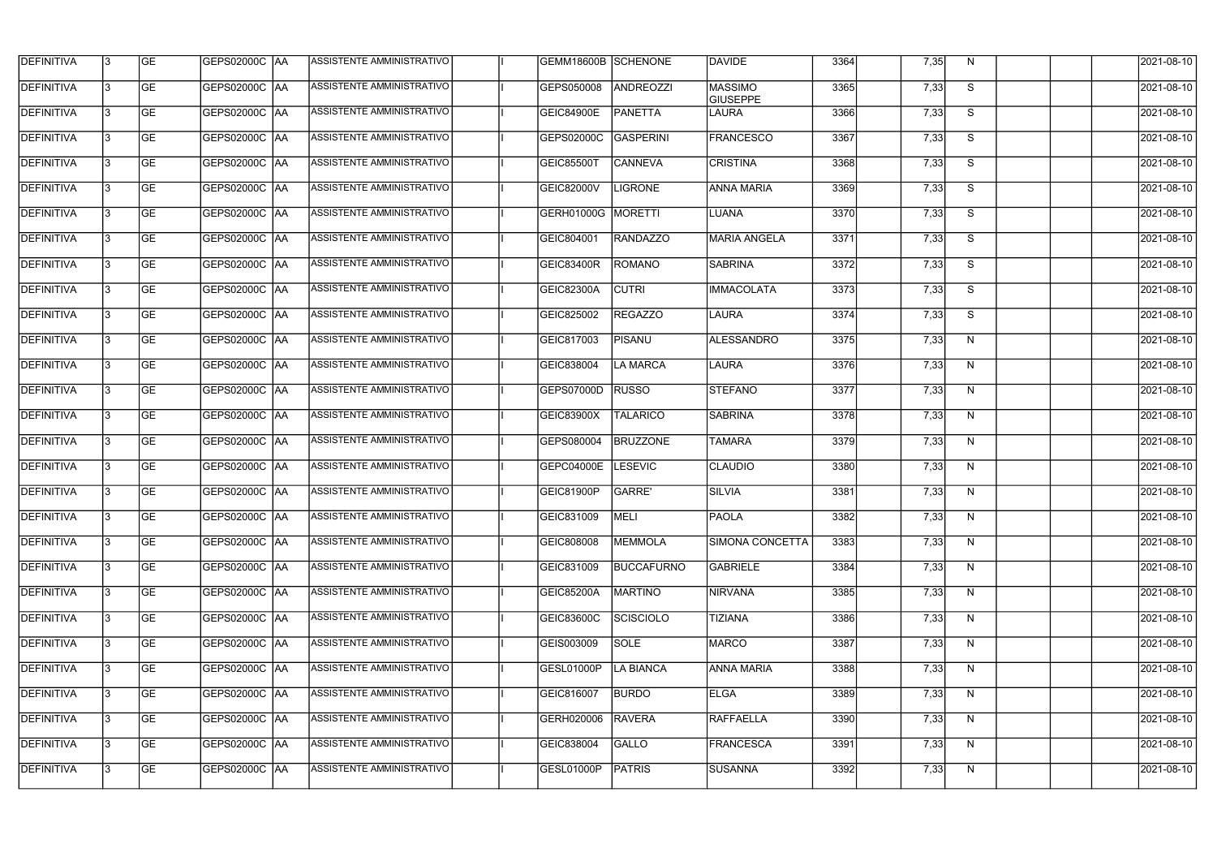| DEFINITIVA | 3 | GE | GEPS02000C | AA | ASSISTENTE AMMINISTRATIVO | | I | GEMM18600B | SCHENONE | DAVIDE | 3364 | | 7,35 | N | | | | 2021-08-10 |
|---|---|---|---|---|---|---|---|---|---|---|---|---|---|---|---|---|---|---|
| DEFINITIVA | 3 | GE | GEPS02000C | AA | ASSISTENTE AMMINISTRATIVO | | I | GEPS050008 | ANDREOZZI | MASSIMO GIUSEPPE | 3365 | | 7,33 | S | | | | 2021-08-10 |
| DEFINITIVA | 3 | GE | GEPS02000C | AA | ASSISTENTE AMMINISTRATIVO | | I | GEIC84900E | PANETTA | LAURA | 3366 | | 7,33 | S | | | | 2021-08-10 |
| DEFINITIVA | 3 | GE | GEPS02000C | AA | ASSISTENTE AMMINISTRATIVO | | I | GEPS02000C | GASPERINI | FRANCESCO | 3367 | | 7,33 | S | | | | 2021-08-10 |
| DEFINITIVA | 3 | GE | GEPS02000C | AA | ASSISTENTE AMMINISTRATIVO | | I | GEIC85500T | CANNEVA | CRISTINA | 3368 | | 7,33 | S | | | | 2021-08-10 |
| DEFINITIVA | 3 | GE | GEPS02000C | AA | ASSISTENTE AMMINISTRATIVO | | I | GEIC82000V | LIGRONE | ANNA MARIA | 3369 | | 7,33 | S | | | | 2021-08-10 |
| DEFINITIVA | 3 | GE | GEPS02000C | AA | ASSISTENTE AMMINISTRATIVO | | I | GERH01000G | MORETTI | LUANA | 3370 | | 7,33 | S | | | | 2021-08-10 |
| DEFINITIVA | 3 | GE | GEPS02000C | AA | ASSISTENTE AMMINISTRATIVO | | I | GEIC804001 | RANDAZZO | MARIA ANGELA | 3371 | | 7,33 | S | | | | 2021-08-10 |
| DEFINITIVA | 3 | GE | GEPS02000C | AA | ASSISTENTE AMMINISTRATIVO | | I | GEIC83400R | ROMANO | SABRINA | 3372 | | 7,33 | S | | | | 2021-08-10 |
| DEFINITIVA | 3 | GE | GEPS02000C | AA | ASSISTENTE AMMINISTRATIVO | | I | GEIC82300A | CUTRI | IMMACOLATA | 3373 | | 7,33 | S | | | | 2021-08-10 |
| DEFINITIVA | 3 | GE | GEPS02000C | AA | ASSISTENTE AMMINISTRATIVO | | I | GEIC825002 | REGAZZO | LAURA | 3374 | | 7,33 | S | | | | 2021-08-10 |
| DEFINITIVA | 3 | GE | GEPS02000C | AA | ASSISTENTE AMMINISTRATIVO | | I | GEIC817003 | PISANU | ALESSANDRO | 3375 | | 7,33 | N | | | | 2021-08-10 |
| DEFINITIVA | 3 | GE | GEPS02000C | AA | ASSISTENTE AMMINISTRATIVO | | I | GEIC838004 | LA MARCA | LAURA | 3376 | | 7,33 | N | | | | 2021-08-10 |
| DEFINITIVA | 3 | GE | GEPS02000C | AA | ASSISTENTE AMMINISTRATIVO | | I | GEPS07000D | RUSSO | STEFANO | 3377 | | 7,33 | N | | | | 2021-08-10 |
| DEFINITIVA | 3 | GE | GEPS02000C | AA | ASSISTENTE AMMINISTRATIVO | | I | GEIC83900X | TALARICO | SABRINA | 3378 | | 7,33 | N | | | | 2021-08-10 |
| DEFINITIVA | 3 | GE | GEPS02000C | AA | ASSISTENTE AMMINISTRATIVO | | I | GEPS080004 | BRUZZONE | TAMARA | 3379 | | 7,33 | N | | | | 2021-08-10 |
| DEFINITIVA | 3 | GE | GEPS02000C | AA | ASSISTENTE AMMINISTRATIVO | | I | GEPC04000E | LESEVIC | CLAUDIO | 3380 | | 7,33 | N | | | | 2021-08-10 |
| DEFINITIVA | 3 | GE | GEPS02000C | AA | ASSISTENTE AMMINISTRATIVO | | I | GEIC81900P | GARRE' | SILVIA | 3381 | | 7,33 | N | | | | 2021-08-10 |
| DEFINITIVA | 3 | GE | GEPS02000C | AA | ASSISTENTE AMMINISTRATIVO | | I | GEIC831009 | MELI | PAOLA | 3382 | | 7,33 | N | | | | 2021-08-10 |
| DEFINITIVA | 3 | GE | GEPS02000C | AA | ASSISTENTE AMMINISTRATIVO | | I | GEIC808008 | MEMMOLA | SIMONA CONCETTA | 3383 | | 7,33 | N | | | | 2021-08-10 |
| DEFINITIVA | 3 | GE | GEPS02000C | AA | ASSISTENTE AMMINISTRATIVO | | I | GEIC831009 | BUCCAFURNO | GABRIELE | 3384 | | 7,33 | N | | | | 2021-08-10 |
| DEFINITIVA | 3 | GE | GEPS02000C | AA | ASSISTENTE AMMINISTRATIVO | | I | GEIC85200A | MARTINO | NIRVANA | 3385 | | 7,33 | N | | | | 2021-08-10 |
| DEFINITIVA | 3 | GE | GEPS02000C | AA | ASSISTENTE AMMINISTRATIVO | | I | GEIC83600C | SCISCIOLO | TIZIANA | 3386 | | 7,33 | N | | | | 2021-08-10 |
| DEFINITIVA | 3 | GE | GEPS02000C | AA | ASSISTENTE AMMINISTRATIVO | | I | GEIS003009 | SOLE | MARCO | 3387 | | 7,33 | N | | | | 2021-08-10 |
| DEFINITIVA | 3 | GE | GEPS02000C | AA | ASSISTENTE AMMINISTRATIVO | | I | GESL01000P | LA BIANCA | ANNA MARIA | 3388 | | 7,33 | N | | | | 2021-08-10 |
| DEFINITIVA | 3 | GE | GEPS02000C | AA | ASSISTENTE AMMINISTRATIVO | | I | GEIC816007 | BURDO | ELGA | 3389 | | 7,33 | N | | | | 2021-08-10 |
| DEFINITIVA | 3 | GE | GEPS02000C | AA | ASSISTENTE AMMINISTRATIVO | | I | GERH020006 | RAVERA | RAFFAELLA | 3390 | | 7,33 | N | | | | 2021-08-10 |
| DEFINITIVA | 3 | GE | GEPS02000C | AA | ASSISTENTE AMMINISTRATIVO | | I | GEIC838004 | GALLO | FRANCESCA | 3391 | | 7,33 | N | | | | 2021-08-10 |
| DEFINITIVA | 3 | GE | GEPS02000C | AA | ASSISTENTE AMMINISTRATIVO | | I | GESL01000P | PATRIS | SUSANNA | 3392 | | 7,33 | N | | | | 2021-08-10 |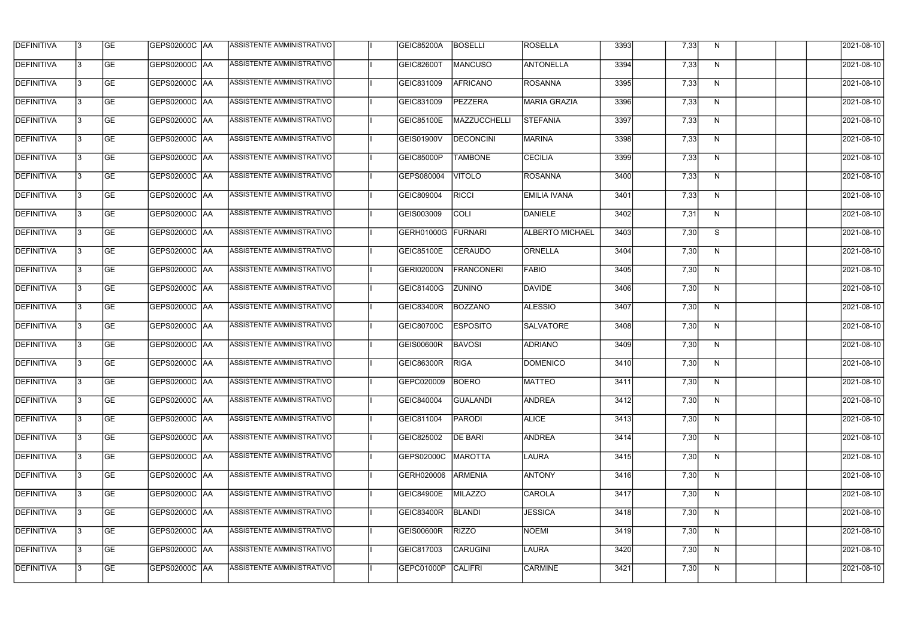| DEFINITIVA | 3 | GE | GEPS02000C | AA | ASSISTENTE AMMINISTRATIVO | | I | GEIC85200A | BOSELLI | ROSELLA | 3393 | | 7,33 | N | | | | 2021-08-10 |
|---|---|---|---|---|---|---|---|---|---|---|---|---|---|---|---|---|---|---|
| DEFINITIVA | 3 | GE | GEPS02000C | AA | ASSISTENTE AMMINISTRATIVO | | I | GEIC82600T | MANCUSO | ANTONELLA | 3394 | | 7,33 | N | | | | 2021-08-10 |
| DEFINITIVA | 3 | GE | GEPS02000C | AA | ASSISTENTE AMMINISTRATIVO | | I | GEIC831009 | AFRICANO | ROSANNA | 3395 | | 7,33 | N | | | | 2021-08-10 |
| DEFINITIVA | 3 | GE | GEPS02000C | AA | ASSISTENTE AMMINISTRATIVO | | I | GEIC831009 | PEZZERA | MARIA GRAZIA | 3396 | | 7,33 | N | | | | 2021-08-10 |
| DEFINITIVA | 3 | GE | GEPS02000C | AA | ASSISTENTE AMMINISTRATIVO | | I | GEIC85100E | MAZZUCCHELLI | STEFANIA | 3397 | | 7,33 | N | | | | 2021-08-10 |
| DEFINITIVA | 3 | GE | GEPS02000C | AA | ASSISTENTE AMMINISTRATIVO | | I | GEIS01900V | DECONCINI | MARINA | 3398 | | 7,33 | N | | | | 2021-08-10 |
| DEFINITIVA | 3 | GE | GEPS02000C | AA | ASSISTENTE AMMINISTRATIVO | | I | GEIC85000P | TAMBONE | CECILIA | 3399 | | 7,33 | N | | | | 2021-08-10 |
| DEFINITIVA | 3 | GE | GEPS02000C | AA | ASSISTENTE AMMINISTRATIVO | | I | GEPS080004 | VITOLO | ROSANNA | 3400 | | 7,33 | N | | | | 2021-08-10 |
| DEFINITIVA | 3 | GE | GEPS02000C | AA | ASSISTENTE AMMINISTRATIVO | | I | GEIC809004 | RICCI | EMILIA IVANA | 3401 | | 7,33 | N | | | | 2021-08-10 |
| DEFINITIVA | 3 | GE | GEPS02000C | AA | ASSISTENTE AMMINISTRATIVO | | I | GEIS003009 | COLI | DANIELE | 3402 | | 7,31 | N | | | | 2021-08-10 |
| DEFINITIVA | 3 | GE | GEPS02000C | AA | ASSISTENTE AMMINISTRATIVO | | I | GERH01000G | FURNARI | ALBERTO MICHAEL | 3403 | | 7,30 | S | | | | 2021-08-10 |
| DEFINITIVA | 3 | GE | GEPS02000C | AA | ASSISTENTE AMMINISTRATIVO | | I | GEIC85100E | CERAUDO | ORNELLA | 3404 | | 7,30 | N | | | | 2021-08-10 |
| DEFINITIVA | 3 | GE | GEPS02000C | AA | ASSISTENTE AMMINISTRATIVO | | I | GERI02000N | FRANCONERI | FABIO | 3405 | | 7,30 | N | | | | 2021-08-10 |
| DEFINITIVA | 3 | GE | GEPS02000C | AA | ASSISTENTE AMMINISTRATIVO | | I | GEIC81400G | ZUNINO | DAVIDE | 3406 | | 7,30 | N | | | | 2021-08-10 |
| DEFINITIVA | 3 | GE | GEPS02000C | AA | ASSISTENTE AMMINISTRATIVO | | I | GEIC83400R | BOZZANO | ALESSIO | 3407 | | 7,30 | N | | | | 2021-08-10 |
| DEFINITIVA | 3 | GE | GEPS02000C | AA | ASSISTENTE AMMINISTRATIVO | | I | GEIC80700C | ESPOSITO | SALVATORE | 3408 | | 7,30 | N | | | | 2021-08-10 |
| DEFINITIVA | 3 | GE | GEPS02000C | AA | ASSISTENTE AMMINISTRATIVO | | I | GEIS00600R | BAVOSI | ADRIANO | 3409 | | 7,30 | N | | | | 2021-08-10 |
| DEFINITIVA | 3 | GE | GEPS02000C | AA | ASSISTENTE AMMINISTRATIVO | | I | GEIC86300R | RIGA | DOMENICO | 3410 | | 7,30 | N | | | | 2021-08-10 |
| DEFINITIVA | 3 | GE | GEPS02000C | AA | ASSISTENTE AMMINISTRATIVO | | I | GEPC020009 | BOERO | MATTEO | 3411 | | 7,30 | N | | | | 2021-08-10 |
| DEFINITIVA | 3 | GE | GEPS02000C | AA | ASSISTENTE AMMINISTRATIVO | | I | GEIC840004 | GUALANDI | ANDREA | 3412 | | 7,30 | N | | | | 2021-08-10 |
| DEFINITIVA | 3 | GE | GEPS02000C | AA | ASSISTENTE AMMINISTRATIVO | | I | GEIC811004 | PARODI | ALICE | 3413 | | 7,30 | N | | | | 2021-08-10 |
| DEFINITIVA | 3 | GE | GEPS02000C | AA | ASSISTENTE AMMINISTRATIVO | | I | GEIC825002 | DE BARI | ANDREA | 3414 | | 7,30 | N | | | | 2021-08-10 |
| DEFINITIVA | 3 | GE | GEPS02000C | AA | ASSISTENTE AMMINISTRATIVO | | I | GEPS02000C | MAROTTA | LAURA | 3415 | | 7,30 | N | | | | 2021-08-10 |
| DEFINITIVA | 3 | GE | GEPS02000C | AA | ASSISTENTE AMMINISTRATIVO | | I | GERH020006 | ARMENIA | ANTONY | 3416 | | 7,30 | N | | | | 2021-08-10 |
| DEFINITIVA | 3 | GE | GEPS02000C | AA | ASSISTENTE AMMINISTRATIVO | | I | GEIC84900E | MILAZZO | CAROLA | 3417 | | 7,30 | N | | | | 2021-08-10 |
| DEFINITIVA | 3 | GE | GEPS02000C | AA | ASSISTENTE AMMINISTRATIVO | | I | GEIC83400R | BLANDI | JESSICA | 3418 | | 7,30 | N | | | | 2021-08-10 |
| DEFINITIVA | 3 | GE | GEPS02000C | AA | ASSISTENTE AMMINISTRATIVO | | I | GEIS00600R | RIZZO | NOEMI | 3419 | | 7,30 | N | | | | 2021-08-10 |
| DEFINITIVA | 3 | GE | GEPS02000C | AA | ASSISTENTE AMMINISTRATIVO | | I | GEIC817003 | CARUGINI | LAURA | 3420 | | 7,30 | N | | | | 2021-08-10 |
| DEFINITIVA | 3 | GE | GEPS02000C | AA | ASSISTENTE AMMINISTRATIVO | | I | GEPC01000P | CALIFRI | CARMINE | 3421 | | 7,30 | N | | | | 2021-08-10 |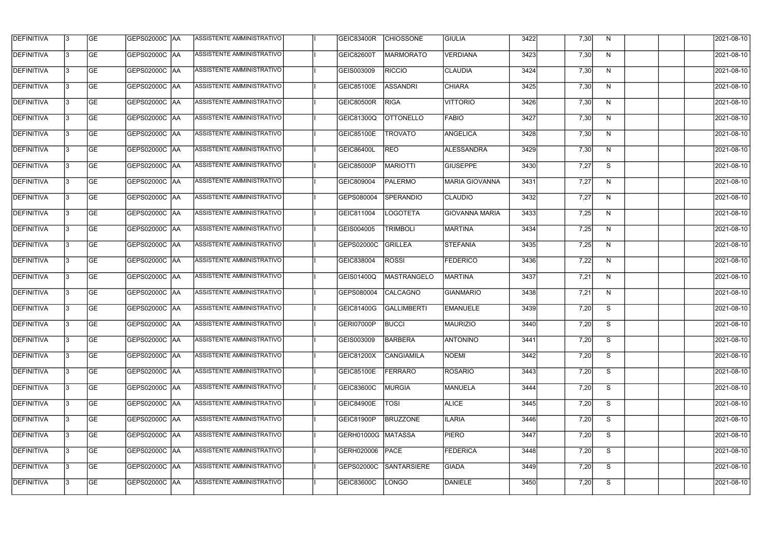| DEFINITIVA | 3 | GE | GEPS02000C | AA | ASSISTENTE AMMINISTRATIVO | | I | GEIC83400R | CHIOSSONE | GIULIA | 3422 | | 7,30 | N | | | | 2021-08-10 |
|---|---|---|---|---|---|---|---|---|---|---|---|---|---|---|---|---|---|---|
| DEFINITIVA | 3 | GE | GEPS02000C | AA | ASSISTENTE AMMINISTRATIVO | | I | GEIC82600T | MARMORATO | VERDIANA | 3423 | | 7,30 | N | | | | 2021-08-10 |
| DEFINITIVA | 3 | GE | GEPS02000C | AA | ASSISTENTE AMMINISTRATIVO | | I | GEIS003009 | RICCIO | CLAUDIA | 3424 | | 7,30 | N | | | | 2021-08-10 |
| DEFINITIVA | 3 | GE | GEPS02000C | AA | ASSISTENTE AMMINISTRATIVO | | I | GEIC85100E | ASSANDRI | CHIARA | 3425 | | 7,30 | N | | | | 2021-08-10 |
| DEFINITIVA | 3 | GE | GEPS02000C | AA | ASSISTENTE AMMINISTRATIVO | | I | GEIC80500R | RIGA | VITTORIO | 3426 | | 7,30 | N | | | | 2021-08-10 |
| DEFINITIVA | 3 | GE | GEPS02000C | AA | ASSISTENTE AMMINISTRATIVO | | I | GEIC81300Q | OTTONELLO | FABIO | 3427 | | 7,30 | N | | | | 2021-08-10 |
| DEFINITIVA | 3 | GE | GEPS02000C | AA | ASSISTENTE AMMINISTRATIVO | | I | GEIC85100E | TROVATO | ANGELICA | 3428 | | 7,30 | N | | | | 2021-08-10 |
| DEFINITIVA | 3 | GE | GEPS02000C | AA | ASSISTENTE AMMINISTRATIVO | | I | GEIC86400L | REO | ALESSANDRA | 3429 | | 7,30 | N | | | | 2021-08-10 |
| DEFINITIVA | 3 | GE | GEPS02000C | AA | ASSISTENTE AMMINISTRATIVO | | I | GEIC85000P | MARIOTTI | GIUSEPPE | 3430 | | 7,27 | S | | | | 2021-08-10 |
| DEFINITIVA | 3 | GE | GEPS02000C | AA | ASSISTENTE AMMINISTRATIVO | | I | GEIC809004 | PALERMO | MARIA GIOVANNA | 3431 | | 7,27 | N | | | | 2021-08-10 |
| DEFINITIVA | 3 | GE | GEPS02000C | AA | ASSISTENTE AMMINISTRATIVO | | I | GEPS080004 | SPERANDIO | CLAUDIO | 3432 | | 7,27 | N | | | | 2021-08-10 |
| DEFINITIVA | 3 | GE | GEPS02000C | AA | ASSISTENTE AMMINISTRATIVO | | I | GEIC811004 | LOGOTETA | GIOVANNA MARIA | 3433 | | 7,25 | N | | | | 2021-08-10 |
| DEFINITIVA | 3 | GE | GEPS02000C | AA | ASSISTENTE AMMINISTRATIVO | | I | GEIS004005 | TRIMBOLI | MARTINA | 3434 | | 7,25 | N | | | | 2021-08-10 |
| DEFINITIVA | 3 | GE | GEPS02000C | AA | ASSISTENTE AMMINISTRATIVO | | I | GEPS02000C | GRILLEA | STEFANIA | 3435 | | 7,25 | N | | | | 2021-08-10 |
| DEFINITIVA | 3 | GE | GEPS02000C | AA | ASSISTENTE AMMINISTRATIVO | | I | GEIC838004 | ROSSI | FEDERICO | 3436 | | 7,22 | N | | | | 2021-08-10 |
| DEFINITIVA | 3 | GE | GEPS02000C | AA | ASSISTENTE AMMINISTRATIVO | | I | GEIS01400Q | MASTRANGELO | MARTINA | 3437 | | 7,21 | N | | | | 2021-08-10 |
| DEFINITIVA | 3 | GE | GEPS02000C | AA | ASSISTENTE AMMINISTRATIVO | | I | GEPS080004 | CALCAGNO | GIANMARIO | 3438 | | 7,21 | N | | | | 2021-08-10 |
| DEFINITIVA | 3 | GE | GEPS02000C | AA | ASSISTENTE AMMINISTRATIVO | | I | GEIC81400G | GALLIMBERTI | EMANUELE | 3439 | | 7,20 | S | | | | 2021-08-10 |
| DEFINITIVA | 3 | GE | GEPS02000C | AA | ASSISTENTE AMMINISTRATIVO | | I | GERI07000P | BUCCI | MAURIZIO | 3440 | | 7,20 | S | | | | 2021-08-10 |
| DEFINITIVA | 3 | GE | GEPS02000C | AA | ASSISTENTE AMMINISTRATIVO | | I | GEIS003009 | BARBERA | ANTONINO | 3441 | | 7,20 | S | | | | 2021-08-10 |
| DEFINITIVA | 3 | GE | GEPS02000C | AA | ASSISTENTE AMMINISTRATIVO | | I | GEIC81200X | CANGIAMILA | NOEMI | 3442 | | 7,20 | S | | | | 2021-08-10 |
| DEFINITIVA | 3 | GE | GEPS02000C | AA | ASSISTENTE AMMINISTRATIVO | | I | GEIC85100E | FERRARO | ROSARIO | 3443 | | 7,20 | S | | | | 2021-08-10 |
| DEFINITIVA | 3 | GE | GEPS02000C | AA | ASSISTENTE AMMINISTRATIVO | | I | GEIC83600C | MURGIA | MANUELA | 3444 | | 7,20 | S | | | | 2021-08-10 |
| DEFINITIVA | 3 | GE | GEPS02000C | AA | ASSISTENTE AMMINISTRATIVO | | I | GEIC84900E | TOSI | ALICE | 3445 | | 7,20 | S | | | | 2021-08-10 |
| DEFINITIVA | 3 | GE | GEPS02000C | AA | ASSISTENTE AMMINISTRATIVO | | I | GEIC81900P | BRUZZONE | ILARIA | 3446 | | 7,20 | S | | | | 2021-08-10 |
| DEFINITIVA | 3 | GE | GEPS02000C | AA | ASSISTENTE AMMINISTRATIVO | | I | GERH01000G | MATASSA | PIERO | 3447 | | 7,20 | S | | | | 2021-08-10 |
| DEFINITIVA | 3 | GE | GEPS02000C | AA | ASSISTENTE AMMINISTRATIVO | | I | GERH020006 | PACE | FEDERICA | 3448 | | 7,20 | S | | | | 2021-08-10 |
| DEFINITIVA | 3 | GE | GEPS02000C | AA | ASSISTENTE AMMINISTRATIVO | | I | GEPS02000C | SANTARSIERE | GIADA | 3449 | | 7,20 | S | | | | 2021-08-10 |
| DEFINITIVA | 3 | GE | GEPS02000C | AA | ASSISTENTE AMMINISTRATIVO | | I | GEIC83600C | LONGO | DANIELE | 3450 | | 7,20 | S | | | | 2021-08-10 |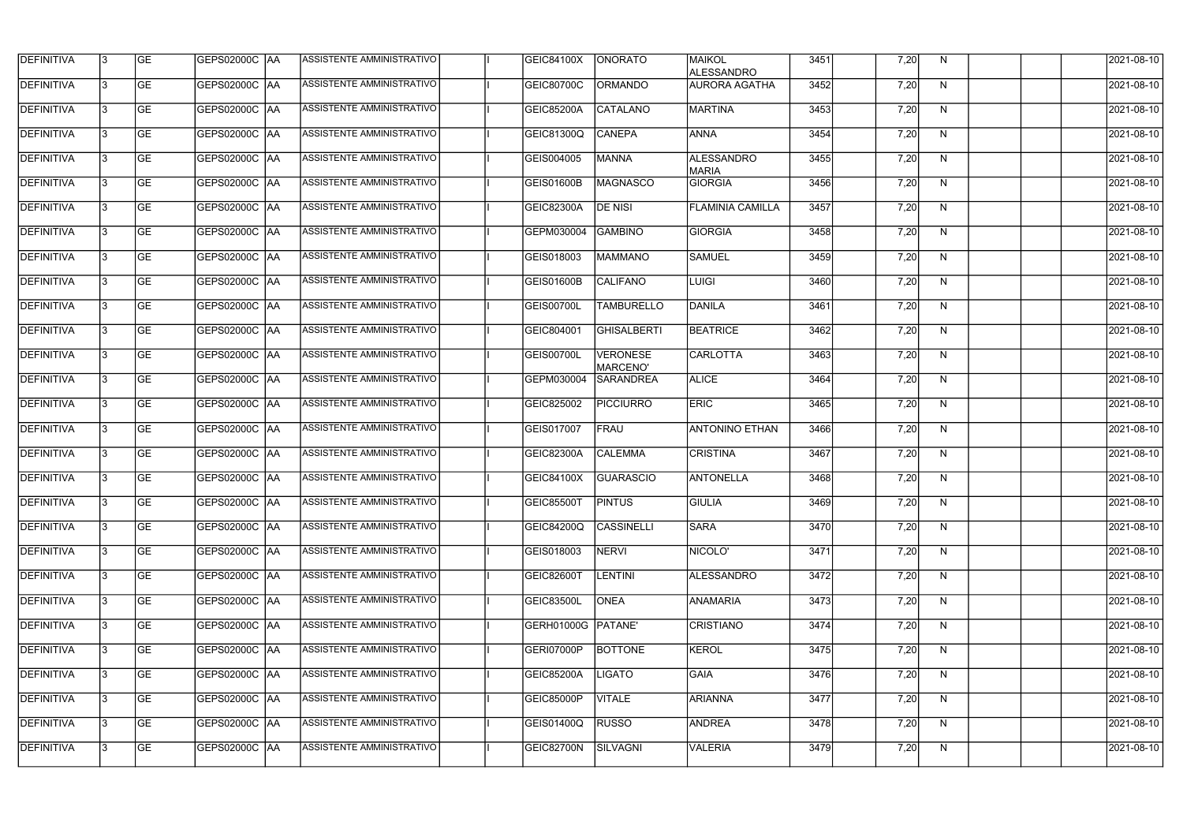| DEFINITIVA | 3 | GE | GEPS02000C | AA | ASSISTENTE AMMINISTRATIVO | | I | GEIC84100X | ONORATO | MAIKOL ALESSANDRO | 3451 | | 7,20 | N | | | | 2021-08-10 |
|---|---|---|---|---|---|---|---|---|---|---|---|---|---|---|---|---|---|---|
| DEFINITIVA | 3 | GE | GEPS02000C | AA | ASSISTENTE AMMINISTRATIVO | | I | GEIC80700C | ORMANDO | AURORA AGATHA | 3452 | | 7,20 | N | | | | 2021-08-10 |
| DEFINITIVA | 3 | GE | GEPS02000C | AA | ASSISTENTE AMMINISTRATIVO | | I | GEIC85200A | CATALANO | MARTINA | 3453 | | 7,20 | N | | | | 2021-08-10 |
| DEFINITIVA | 3 | GE | GEPS02000C | AA | ASSISTENTE AMMINISTRATIVO | | I | GEIC81300Q | CANEPA | ANNA | 3454 | | 7,20 | N | | | | 2021-08-10 |
| DEFINITIVA | 3 | GE | GEPS02000C | AA | ASSISTENTE AMMINISTRATIVO | | I | GEIS004005 | MANNA | ALESSANDRO MARIA | 3455 | | 7,20 | N | | | | 2021-08-10 |
| DEFINITIVA | 3 | GE | GEPS02000C | AA | ASSISTENTE AMMINISTRATIVO | | I | GEIS01600B | MAGNASCO | GIORGIA | 3456 | | 7,20 | N | | | | 2021-08-10 |
| DEFINITIVA | 3 | GE | GEPS02000C | AA | ASSISTENTE AMMINISTRATIVO | | I | GEIC82300A | DE NISI | FLAMINIA CAMILLA | 3457 | | 7,20 | N | | | | 2021-08-10 |
| DEFINITIVA | 3 | GE | GEPS02000C | AA | ASSISTENTE AMMINISTRATIVO | | I | GEPM030004 | GAMBINO | GIORGIA | 3458 | | 7,20 | N | | | | 2021-08-10 |
| DEFINITIVA | 3 | GE | GEPS02000C | AA | ASSISTENTE AMMINISTRATIVO | | I | GEIS018003 | MAMMANO | SAMUEL | 3459 | | 7,20 | N | | | | 2021-08-10 |
| DEFINITIVA | 3 | GE | GEPS02000C | AA | ASSISTENTE AMMINISTRATIVO | | I | GEIS01600B | CALIFANO | LUIGI | 3460 | | 7,20 | N | | | | 2021-08-10 |
| DEFINITIVA | 3 | GE | GEPS02000C | AA | ASSISTENTE AMMINISTRATIVO | | I | GEIS00700L | TAMBURELLO | DANILA | 3461 | | 7,20 | N | | | | 2021-08-10 |
| DEFINITIVA | 3 | GE | GEPS02000C | AA | ASSISTENTE AMMINISTRATIVO | | I | GEIC804001 | GHISALBERTI | BEATRICE | 3462 | | 7,20 | N | | | | 2021-08-10 |
| DEFINITIVA | 3 | GE | GEPS02000C | AA | ASSISTENTE AMMINISTRATIVO | | I | GEIS00700L | VERONESE MARCENO' | CARLOTTA | 3463 | | 7,20 | N | | | | 2021-08-10 |
| DEFINITIVA | 3 | GE | GEPS02000C | AA | ASSISTENTE AMMINISTRATIVO | | I | GEPM030004 | SARANDREA | ALICE | 3464 | | 7,20 | N | | | | 2021-08-10 |
| DEFINITIVA | 3 | GE | GEPS02000C | AA | ASSISTENTE AMMINISTRATIVO | | I | GEIC825002 | PICCIURRO | ERIC | 3465 | | 7,20 | N | | | | 2021-08-10 |
| DEFINITIVA | 3 | GE | GEPS02000C | AA | ASSISTENTE AMMINISTRATIVO | | I | GEIS017007 | FRAU | ANTONINO ETHAN | 3466 | | 7,20 | N | | | | 2021-08-10 |
| DEFINITIVA | 3 | GE | GEPS02000C | AA | ASSISTENTE AMMINISTRATIVO | | I | GEIC82300A | CALEMMA | CRISTINA | 3467 | | 7,20 | N | | | | 2021-08-10 |
| DEFINITIVA | 3 | GE | GEPS02000C | AA | ASSISTENTE AMMINISTRATIVO | | I | GEIC84100X | GUARASCIO | ANTONELLA | 3468 | | 7,20 | N | | | | 2021-08-10 |
| DEFINITIVA | 3 | GE | GEPS02000C | AA | ASSISTENTE AMMINISTRATIVO | | I | GEIC85500T | PINTUS | GIULIA | 3469 | | 7,20 | N | | | | 2021-08-10 |
| DEFINITIVA | 3 | GE | GEPS02000C | AA | ASSISTENTE AMMINISTRATIVO | | I | GEIC84200Q | CASSINELLI | SARA | 3470 | | 7,20 | N | | | | 2021-08-10 |
| DEFINITIVA | 3 | GE | GEPS02000C | AA | ASSISTENTE AMMINISTRATIVO | | I | GEIS018003 | NERVI | NICOLO' | 3471 | | 7,20 | N | | | | 2021-08-10 |
| DEFINITIVA | 3 | GE | GEPS02000C | AA | ASSISTENTE AMMINISTRATIVO | | I | GEIC82600T | LENTINI | ALESSANDRO | 3472 | | 7,20 | N | | | | 2021-08-10 |
| DEFINITIVA | 3 | GE | GEPS02000C | AA | ASSISTENTE AMMINISTRATIVO | | I | GEIC83500L | ONEA | ANAMARIA | 3473 | | 7,20 | N | | | | 2021-08-10 |
| DEFINITIVA | 3 | GE | GEPS02000C | AA | ASSISTENTE AMMINISTRATIVO | | I | GERH01000G | PATANE' | CRISTIANO | 3474 | | 7,20 | N | | | | 2021-08-10 |
| DEFINITIVA | 3 | GE | GEPS02000C | AA | ASSISTENTE AMMINISTRATIVO | | I | GERI07000P | BOTTONE | KEROL | 3475 | | 7,20 | N | | | | 2021-08-10 |
| DEFINITIVA | 3 | GE | GEPS02000C | AA | ASSISTENTE AMMINISTRATIVO | | I | GEIC85200A | LIGATO | GAIA | 3476 | | 7,20 | N | | | | 2021-08-10 |
| DEFINITIVA | 3 | GE | GEPS02000C | AA | ASSISTENTE AMMINISTRATIVO | | I | GEIC85000P | VITALE | ARIANNA | 3477 | | 7,20 | N | | | | 2021-08-10 |
| DEFINITIVA | 3 | GE | GEPS02000C | AA | ASSISTENTE AMMINISTRATIVO | | I | GEIS01400Q | RUSSO | ANDREA | 3478 | | 7,20 | N | | | | 2021-08-10 |
| DEFINITIVA | 3 | GE | GEPS02000C | AA | ASSISTENTE AMMINISTRATIVO | | I | GEIC82700N | SILVAGNI | VALERIA | 3479 | | 7,20 | N | | | | 2021-08-10 |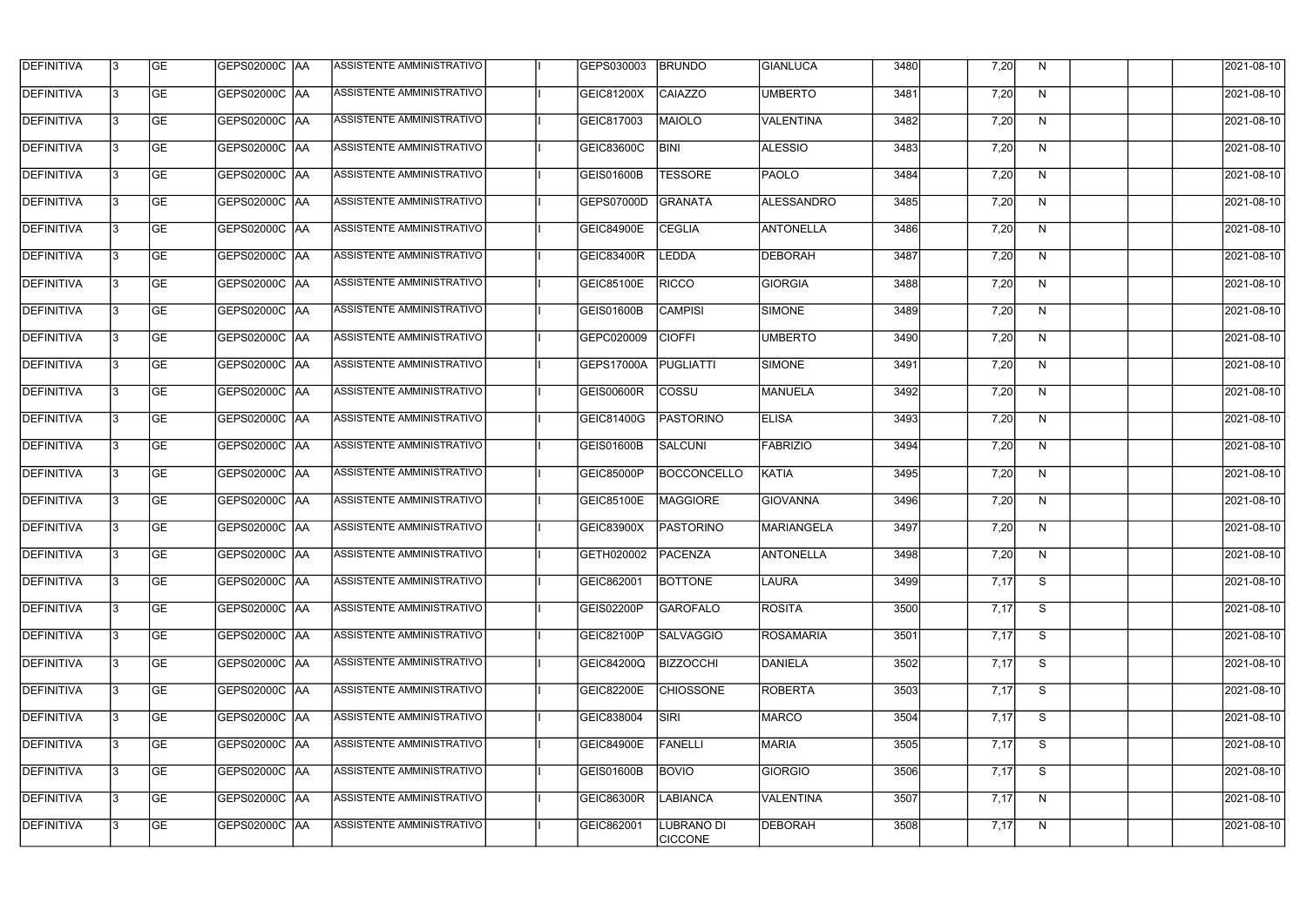| DEFINITIVA | 3 | GE | GEPS02000C | AA | ASSISTENTE AMMINISTRATIVO | | I | GEPS030003 | BRUNDO | GIANLUCA | 3480 | | 7,20 | N | | | | 2021-08-10 |
|---|---|---|---|---|---|---|---|---|---|---|---|---|---|---|---|---|---|---|
| DEFINITIVA | 3 | GE | GEPS02000C | AA | ASSISTENTE AMMINISTRATIVO | | I | GEIC81200X | CAIAZZO | UMBERTO | 3481 | | 7,20 | N | | | | 2021-08-10 |
| DEFINITIVA | 3 | GE | GEPS02000C | AA | ASSISTENTE AMMINISTRATIVO | | I | GEIC817003 | MAIOLO | VALENTINA | 3482 | | 7,20 | N | | | | 2021-08-10 |
| DEFINITIVA | 3 | GE | GEPS02000C | AA | ASSISTENTE AMMINISTRATIVO | | I | GEIC83600C | BINI | ALESSIO | 3483 | | 7,20 | N | | | | 2021-08-10 |
| DEFINITIVA | 3 | GE | GEPS02000C | AA | ASSISTENTE AMMINISTRATIVO | | I | GEIS01600B | TESSORE | PAOLO | 3484 | | 7,20 | N | | | | 2021-08-10 |
| DEFINITIVA | 3 | GE | GEPS02000C | AA | ASSISTENTE AMMINISTRATIVO | | I | GEPS07000D | GRANATA | ALESSANDRO | 3485 | | 7,20 | N | | | | 2021-08-10 |
| DEFINITIVA | 3 | GE | GEPS02000C | AA | ASSISTENTE AMMINISTRATIVO | | I | GEIC84900E | CEGLIA | ANTONELLA | 3486 | | 7,20 | N | | | | 2021-08-10 |
| DEFINITIVA | 3 | GE | GEPS02000C | AA | ASSISTENTE AMMINISTRATIVO | | I | GEIC83400R | LEDDA | DEBORAH | 3487 | | 7,20 | N | | | | 2021-08-10 |
| DEFINITIVA | 3 | GE | GEPS02000C | AA | ASSISTENTE AMMINISTRATIVO | | I | GEIC85100E | RICCO | GIORGIA | 3488 | | 7,20 | N | | | | 2021-08-10 |
| DEFINITIVA | 3 | GE | GEPS02000C | AA | ASSISTENTE AMMINISTRATIVO | | I | GEIS01600B | CAMPISI | SIMONE | 3489 | | 7,20 | N | | | | 2021-08-10 |
| DEFINITIVA | 3 | GE | GEPS02000C | AA | ASSISTENTE AMMINISTRATIVO | | I | GEPC020009 | CIOFFI | UMBERTO | 3490 | | 7,20 | N | | | | 2021-08-10 |
| DEFINITIVA | 3 | GE | GEPS02000C | AA | ASSISTENTE AMMINISTRATIVO | | I | GEPS17000A | PUGLIATTI | SIMONE | 3491 | | 7,20 | N | | | | 2021-08-10 |
| DEFINITIVA | 3 | GE | GEPS02000C | AA | ASSISTENTE AMMINISTRATIVO | | I | GEIS00600R | COSSU | MANUELA | 3492 | | 7,20 | N | | | | 2021-08-10 |
| DEFINITIVA | 3 | GE | GEPS02000C | AA | ASSISTENTE AMMINISTRATIVO | | I | GEIC81400G | PASTORINO | ELISA | 3493 | | 7,20 | N | | | | 2021-08-10 |
| DEFINITIVA | 3 | GE | GEPS02000C | AA | ASSISTENTE AMMINISTRATIVO | | I | GEIS01600B | SALCUNI | FABRIZIO | 3494 | | 7,20 | N | | | | 2021-08-10 |
| DEFINITIVA | 3 | GE | GEPS02000C | AA | ASSISTENTE AMMINISTRATIVO | | I | GEIC85000P | BOCCONCELLO | KATIA | 3495 | | 7,20 | N | | | | 2021-08-10 |
| DEFINITIVA | 3 | GE | GEPS02000C | AA | ASSISTENTE AMMINISTRATIVO | | I | GEIC85100E | MAGGIORE | GIOVANNA | 3496 | | 7,20 | N | | | | 2021-08-10 |
| DEFINITIVA | 3 | GE | GEPS02000C | AA | ASSISTENTE AMMINISTRATIVO | | I | GEIC83900X | PASTORINO | MARIANGELA | 3497 | | 7,20 | N | | | | 2021-08-10 |
| DEFINITIVA | 3 | GE | GEPS02000C | AA | ASSISTENTE AMMINISTRATIVO | | I | GETH020002 | PACENZA | ANTONELLA | 3498 | | 7,20 | N | | | | 2021-08-10 |
| DEFINITIVA | 3 | GE | GEPS02000C | AA | ASSISTENTE AMMINISTRATIVO | | I | GEIC862001 | BOTTONE | LAURA | 3499 | | 7,17 | S | | | | 2021-08-10 |
| DEFINITIVA | 3 | GE | GEPS02000C | AA | ASSISTENTE AMMINISTRATIVO | | I | GEIS02200P | GAROFALO | ROSITA | 3500 | | 7,17 | S | | | | 2021-08-10 |
| DEFINITIVA | 3 | GE | GEPS02000C | AA | ASSISTENTE AMMINISTRATIVO | | I | GEIC82100P | SALVAGGIO | ROSAMARIA | 3501 | | 7,17 | S | | | | 2021-08-10 |
| DEFINITIVA | 3 | GE | GEPS02000C | AA | ASSISTENTE AMMINISTRATIVO | | I | GEIC84200Q | BIZZOCCHI | DANIELA | 3502 | | 7,17 | S | | | | 2021-08-10 |
| DEFINITIVA | 3 | GE | GEPS02000C | AA | ASSISTENTE AMMINISTRATIVO | | I | GEIC82200E | CHIOSSONE | ROBERTA | 3503 | | 7,17 | S | | | | 2021-08-10 |
| DEFINITIVA | 3 | GE | GEPS02000C | AA | ASSISTENTE AMMINISTRATIVO | | I | GEIC838004 | SIRI | MARCO | 3504 | | 7,17 | S | | | | 2021-08-10 |
| DEFINITIVA | 3 | GE | GEPS02000C | AA | ASSISTENTE AMMINISTRATIVO | | I | GEIC84900E | FANELLI | MARIA | 3505 | | 7,17 | S | | | | 2021-08-10 |
| DEFINITIVA | 3 | GE | GEPS02000C | AA | ASSISTENTE AMMINISTRATIVO | | I | GEIS01600B | BOVIO | GIORGIO | 3506 | | 7,17 | S | | | | 2021-08-10 |
| DEFINITIVA | 3 | GE | GEPS02000C | AA | ASSISTENTE AMMINISTRATIVO | | I | GEIC86300R | LABIANCA | VALENTINA | 3507 | | 7,17 | N | | | | 2021-08-10 |
| DEFINITIVA | 3 | GE | GEPS02000C | AA | ASSISTENTE AMMINISTRATIVO | | I | GEIC862001 | LUBRANO DI CICCONE | DEBORAH | 3508 | | 7,17 | N | | | | 2021-08-10 |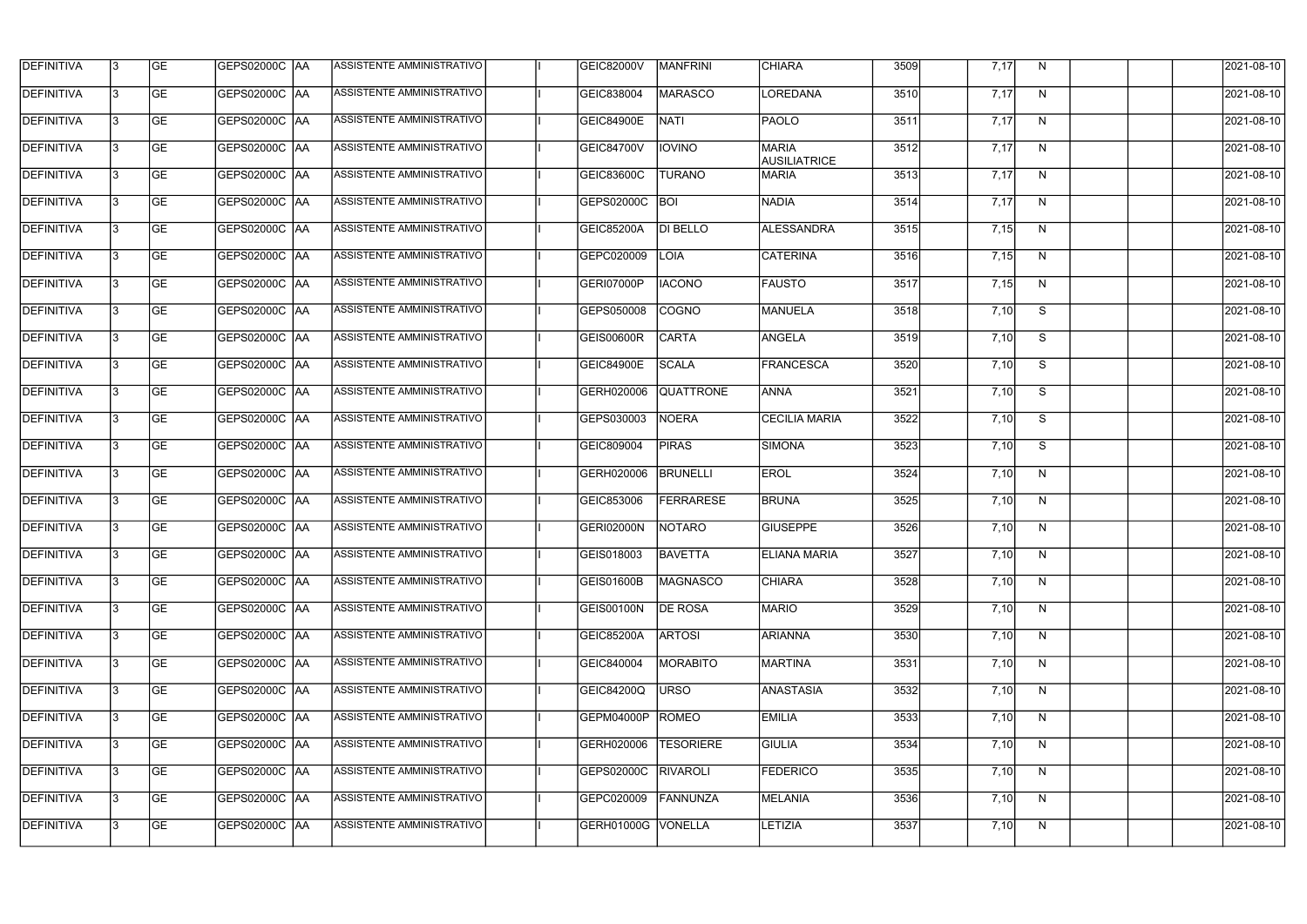| DEFINITIVA | 3 | GE | GEPS02000C | AA | ASSISTENTE AMMINISTRATIVO | | I | GEIC82000V | MANFRINI | CHIARA | 3509 | | 7,17 | N | | | | 2021-08-10 |
|---|---|---|---|---|---|---|---|---|---|---|---|---|---|---|---|---|---|---|
| DEFINITIVA | 3 | GE | GEPS02000C | AA | ASSISTENTE AMMINISTRATIVO | | I | GEIC838004 | MARASCO | LOREDANA | 3510 | | 7,17 | N | | | | 2021-08-10 |
| DEFINITIVA | 3 | GE | GEPS02000C | AA | ASSISTENTE AMMINISTRATIVO | | I | GEIC84900E | NATI | PAOLO | 3511 | | 7,17 | N | | | | 2021-08-10 |
| DEFINITIVA | 3 | GE | GEPS02000C | AA | ASSISTENTE AMMINISTRATIVO | | I | GEIC84700V | IOVINO | MARIA AUSILIATRICE | 3512 | | 7,17 | N | | | | 2021-08-10 |
| DEFINITIVA | 3 | GE | GEPS02000C | AA | ASSISTENTE AMMINISTRATIVO | | I | GEIC83600C | TURANO | MARIA | 3513 | | 7,17 | N | | | | 2021-08-10 |
| DEFINITIVA | 3 | GE | GEPS02000C | AA | ASSISTENTE AMMINISTRATIVO | | I | GEPS02000C | BOI | NADIA | 3514 | | 7,17 | N | | | | 2021-08-10 |
| DEFINITIVA | 3 | GE | GEPS02000C | AA | ASSISTENTE AMMINISTRATIVO | | I | GEIC85200A | DI BELLO | ALESSANDRA | 3515 | | 7,15 | N | | | | 2021-08-10 |
| DEFINITIVA | 3 | GE | GEPS02000C | AA | ASSISTENTE AMMINISTRATIVO | | I | GEPC020009 | LOIA | CATERINA | 3516 | | 7,15 | N | | | | 2021-08-10 |
| DEFINITIVA | 3 | GE | GEPS02000C | AA | ASSISTENTE AMMINISTRATIVO | | I | GERI07000P | IACONO | FAUSTO | 3517 | | 7,15 | N | | | | 2021-08-10 |
| DEFINITIVA | 3 | GE | GEPS02000C | AA | ASSISTENTE AMMINISTRATIVO | | I | GEPS050008 | COGNO | MANUELA | 3518 | | 7,10 | S | | | | 2021-08-10 |
| DEFINITIVA | 3 | GE | GEPS02000C | AA | ASSISTENTE AMMINISTRATIVO | | I | GEIS00600R | CARTA | ANGELA | 3519 | | 7,10 | S | | | | 2021-08-10 |
| DEFINITIVA | 3 | GE | GEPS02000C | AA | ASSISTENTE AMMINISTRATIVO | | I | GEIC84900E | SCALA | FRANCESCA | 3520 | | 7,10 | S | | | | 2021-08-10 |
| DEFINITIVA | 3 | GE | GEPS02000C | AA | ASSISTENTE AMMINISTRATIVO | | I | GERH020006 | QUATTRONE | ANNA | 3521 | | 7,10 | S | | | | 2021-08-10 |
| DEFINITIVA | 3 | GE | GEPS02000C | AA | ASSISTENTE AMMINISTRATIVO | | I | GEPS030003 | NOERA | CECILIA MARIA | 3522 | | 7,10 | S | | | | 2021-08-10 |
| DEFINITIVA | 3 | GE | GEPS02000C | AA | ASSISTENTE AMMINISTRATIVO | | I | GEIC809004 | PIRAS | SIMONA | 3523 | | 7,10 | S | | | | 2021-08-10 |
| DEFINITIVA | 3 | GE | GEPS02000C | AA | ASSISTENTE AMMINISTRATIVO | | I | GERH020006 | BRUNELLI | EROL | 3524 | | 7,10 | N | | | | 2021-08-10 |
| DEFINITIVA | 3 | GE | GEPS02000C | AA | ASSISTENTE AMMINISTRATIVO | | I | GEIC853006 | FERRARESE | BRUNA | 3525 | | 7,10 | N | | | | 2021-08-10 |
| DEFINITIVA | 3 | GE | GEPS02000C | AA | ASSISTENTE AMMINISTRATIVO | | I | GERI02000N | NOTARO | GIUSEPPE | 3526 | | 7,10 | N | | | | 2021-08-10 |
| DEFINITIVA | 3 | GE | GEPS02000C | AA | ASSISTENTE AMMINISTRATIVO | | I | GEIS018003 | BAVETTA | ELIANA MARIA | 3527 | | 7,10 | N | | | | 2021-08-10 |
| DEFINITIVA | 3 | GE | GEPS02000C | AA | ASSISTENTE AMMINISTRATIVO | | I | GEIS01600B | MAGNASCO | CHIARA | 3528 | | 7,10 | N | | | | 2021-08-10 |
| DEFINITIVA | 3 | GE | GEPS02000C | AA | ASSISTENTE AMMINISTRATIVO | | I | GEIS00100N | DE ROSA | MARIO | 3529 | | 7,10 | N | | | | 2021-08-10 |
| DEFINITIVA | 3 | GE | GEPS02000C | AA | ASSISTENTE AMMINISTRATIVO | | I | GEIC85200A | ARTOSI | ARIANNA | 3530 | | 7,10 | N | | | | 2021-08-10 |
| DEFINITIVA | 3 | GE | GEPS02000C | AA | ASSISTENTE AMMINISTRATIVO | | I | GEIC840004 | MORABITO | MARTINA | 3531 | | 7,10 | N | | | | 2021-08-10 |
| DEFINITIVA | 3 | GE | GEPS02000C | AA | ASSISTENTE AMMINISTRATIVO | | I | GEIC84200Q | URSO | ANASTASIA | 3532 | | 7,10 | N | | | | 2021-08-10 |
| DEFINITIVA | 3 | GE | GEPS02000C | AA | ASSISTENTE AMMINISTRATIVO | | I | GEPM04000P | ROMEO | EMILIA | 3533 | | 7,10 | N | | | | 2021-08-10 |
| DEFINITIVA | 3 | GE | GEPS02000C | AA | ASSISTENTE AMMINISTRATIVO | | I | GERH020006 | TESORIERE | GIULIA | 3534 | | 7,10 | N | | | | 2021-08-10 |
| DEFINITIVA | 3 | GE | GEPS02000C | AA | ASSISTENTE AMMINISTRATIVO | | I | GEPS02000C | RIVAROLI | FEDERICO | 3535 | | 7,10 | N | | | | 2021-08-10 |
| DEFINITIVA | 3 | GE | GEPS02000C | AA | ASSISTENTE AMMINISTRATIVO | | I | GEPC020009 | FANNUNZA | MELANIA | 3536 | | 7,10 | N | | | | 2021-08-10 |
| DEFINITIVA | 3 | GE | GEPS02000C | AA | ASSISTENTE AMMINISTRATIVO | | I | GERH01000G | VONELLA | LETIZIA | 3537 | | 7,10 | N | | | | 2021-08-10 |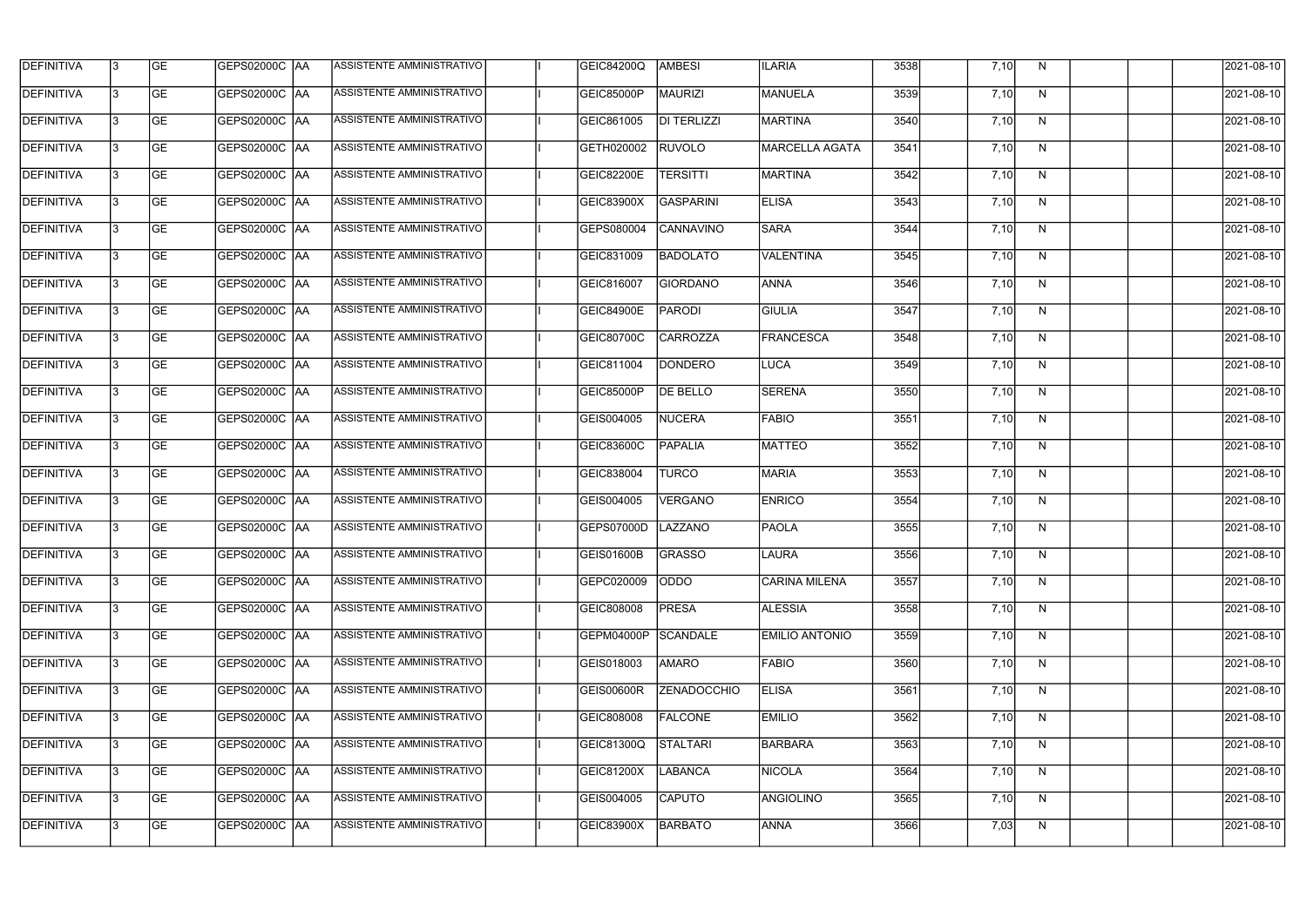| DEFINITIVA | 3 | GE | GEPS02000C | AA | ASSISTENTE AMMINISTRATIVO | | I | GEIC84200Q | AMBESI | ILARIA | 3538 | | 7,10 | N | | | | 2021-08-10 |
|---|---|---|---|---|---|---|---|---|---|---|---|---|---|---|---|---|---|---|
| DEFINITIVA | 3 | GE | GEPS02000C | AA | ASSISTENTE AMMINISTRATIVO | | I | GEIC85000P | MAURIZI | MANUELA | 3539 | | 7,10 | N | | | | 2021-08-10 |
| DEFINITIVA | 3 | GE | GEPS02000C | AA | ASSISTENTE AMMINISTRATIVO | | I | GEIC861005 | DI TERLIZZI | MARTINA | 3540 | | 7,10 | N | | | | 2021-08-10 |
| DEFINITIVA | 3 | GE | GEPS02000C | AA | ASSISTENTE AMMINISTRATIVO | | I | GETH020002 | RUVOLO | MARCELLA AGATA | 3541 | | 7,10 | N | | | | 2021-08-10 |
| DEFINITIVA | 3 | GE | GEPS02000C | AA | ASSISTENTE AMMINISTRATIVO | | I | GEIC82200E | TERSITTI | MARTINA | 3542 | | 7,10 | N | | | | 2021-08-10 |
| DEFINITIVA | 3 | GE | GEPS02000C | AA | ASSISTENTE AMMINISTRATIVO | | I | GEIC83900X | GASPARINI | ELISA | 3543 | | 7,10 | N | | | | 2021-08-10 |
| DEFINITIVA | 3 | GE | GEPS02000C | AA | ASSISTENTE AMMINISTRATIVO | | I | GEPS080004 | CANNAVINO | SARA | 3544 | | 7,10 | N | | | | 2021-08-10 |
| DEFINITIVA | 3 | GE | GEPS02000C | AA | ASSISTENTE AMMINISTRATIVO | | I | GEIC831009 | BADOLATO | VALENTINA | 3545 | | 7,10 | N | | | | 2021-08-10 |
| DEFINITIVA | 3 | GE | GEPS02000C | AA | ASSISTENTE AMMINISTRATIVO | | I | GEIC816007 | GIORDANO | ANNA | 3546 | | 7,10 | N | | | | 2021-08-10 |
| DEFINITIVA | 3 | GE | GEPS02000C | AA | ASSISTENTE AMMINISTRATIVO | | I | GEIC84900E | PARODI | GIULIA | 3547 | | 7,10 | N | | | | 2021-08-10 |
| DEFINITIVA | 3 | GE | GEPS02000C | AA | ASSISTENTE AMMINISTRATIVO | | I | GEIC80700C | CARROZZA | FRANCESCA | 3548 | | 7,10 | N | | | | 2021-08-10 |
| DEFINITIVA | 3 | GE | GEPS02000C | AA | ASSISTENTE AMMINISTRATIVO | | I | GEIC811004 | DONDERO | LUCA | 3549 | | 7,10 | N | | | | 2021-08-10 |
| DEFINITIVA | 3 | GE | GEPS02000C | AA | ASSISTENTE AMMINISTRATIVO | | I | GEIC85000P | DE BELLO | SERENA | 3550 | | 7,10 | N | | | | 2021-08-10 |
| DEFINITIVA | 3 | GE | GEPS02000C | AA | ASSISTENTE AMMINISTRATIVO | | I | GEIS004005 | NUCERA | FABIO | 3551 | | 7,10 | N | | | | 2021-08-10 |
| DEFINITIVA | 3 | GE | GEPS02000C | AA | ASSISTENTE AMMINISTRATIVO | | I | GEIC83600C | PAPALIA | MATTEO | 3552 | | 7,10 | N | | | | 2021-08-10 |
| DEFINITIVA | 3 | GE | GEPS02000C | AA | ASSISTENTE AMMINISTRATIVO | | I | GEIC838004 | TURCO | MARIA | 3553 | | 7,10 | N | | | | 2021-08-10 |
| DEFINITIVA | 3 | GE | GEPS02000C | AA | ASSISTENTE AMMINISTRATIVO | | I | GEIS004005 | VERGANO | ENRICO | 3554 | | 7,10 | N | | | | 2021-08-10 |
| DEFINITIVA | 3 | GE | GEPS02000C | AA | ASSISTENTE AMMINISTRATIVO | | I | GEPS07000D | LAZZANO | PAOLA | 3555 | | 7,10 | N | | | | 2021-08-10 |
| DEFINITIVA | 3 | GE | GEPS02000C | AA | ASSISTENTE AMMINISTRATIVO | | I | GEIS01600B | GRASSO | LAURA | 3556 | | 7,10 | N | | | | 2021-08-10 |
| DEFINITIVA | 3 | GE | GEPS02000C | AA | ASSISTENTE AMMINISTRATIVO | | I | GEPC020009 | ODDO | CARINA MILENA | 3557 | | 7,10 | N | | | | 2021-08-10 |
| DEFINITIVA | 3 | GE | GEPS02000C | AA | ASSISTENTE AMMINISTRATIVO | | I | GEIC808008 | PRESA | ALESSIA | 3558 | | 7,10 | N | | | | 2021-08-10 |
| DEFINITIVA | 3 | GE | GEPS02000C | AA | ASSISTENTE AMMINISTRATIVO | | I | GEPM04000P | SCANDALE | EMILIO ANTONIO | 3559 | | 7,10 | N | | | | 2021-08-10 |
| DEFINITIVA | 3 | GE | GEPS02000C | AA | ASSISTENTE AMMINISTRATIVO | | I | GEIS018003 | AMARO | FABIO | 3560 | | 7,10 | N | | | | 2021-08-10 |
| DEFINITIVA | 3 | GE | GEPS02000C | AA | ASSISTENTE AMMINISTRATIVO | | I | GEIS00600R | ZENADOCCHIO | ELISA | 3561 | | 7,10 | N | | | | 2021-08-10 |
| DEFINITIVA | 3 | GE | GEPS02000C | AA | ASSISTENTE AMMINISTRATIVO | | I | GEIC808008 | FALCONE | EMILIO | 3562 | | 7,10 | N | | | | 2021-08-10 |
| DEFINITIVA | 3 | GE | GEPS02000C | AA | ASSISTENTE AMMINISTRATIVO | | I | GEIC81300Q | STALTARI | BARBARA | 3563 | | 7,10 | N | | | | 2021-08-10 |
| DEFINITIVA | 3 | GE | GEPS02000C | AA | ASSISTENTE AMMINISTRATIVO | | I | GEIC81200X | LABANCA | NICOLA | 3564 | | 7,10 | N | | | | 2021-08-10 |
| DEFINITIVA | 3 | GE | GEPS02000C | AA | ASSISTENTE AMMINISTRATIVO | | I | GEIS004005 | CAPUTO | ANGIOLINO | 3565 | | 7,10 | N | | | | 2021-08-10 |
| DEFINITIVA | 3 | GE | GEPS02000C | AA | ASSISTENTE AMMINISTRATIVO | | I | GEIC83900X | BARBATO | ANNA | 3566 | | 7,03 | N | | | | 2021-08-10 |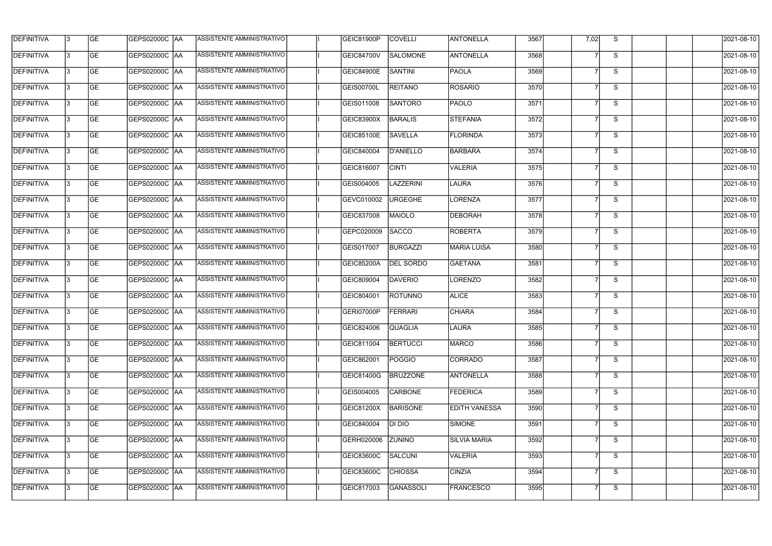| DEFINITIVA | 3 | GE | GEPS02000C | AA | ASSISTENTE AMMINISTRATIVO | | I | GEIC81900P | COVELLI | ANTONELLA | 3567 | | 7,02 | S | | | | 2021-08-10 |
|---|---|---|---|---|---|---|---|---|---|---|---|---|---|---|---|---|---|---|
| DEFINITIVA | 3 | GE | GEPS02000C | AA | ASSISTENTE AMMINISTRATIVO | | I | GEIC84700V | SALOMONE | ANTONELLA | 3568 | | 7 | S | | | | 2021-08-10 |
| DEFINITIVA | 3 | GE | GEPS02000C | AA | ASSISTENTE AMMINISTRATIVO | | I | GEIC84900E | SANTINI | PAOLA | 3569 | | 7 | S | | | | 2021-08-10 |
| DEFINITIVA | 3 | GE | GEPS02000C | AA | ASSISTENTE AMMINISTRATIVO | | I | GEIS00700L | REITANO | ROSARIO | 3570 | | 7 | S | | | | 2021-08-10 |
| DEFINITIVA | 3 | GE | GEPS02000C | AA | ASSISTENTE AMMINISTRATIVO | | I | GEIS011008 | SANTORO | PAOLO | 3571 | | 7 | S | | | | 2021-08-10 |
| DEFINITIVA | 3 | GE | GEPS02000C | AA | ASSISTENTE AMMINISTRATIVO | | I | GEIC83900X | BARALIS | STEFANIA | 3572 | | 7 | S | | | | 2021-08-10 |
| DEFINITIVA | 3 | GE | GEPS02000C | AA | ASSISTENTE AMMINISTRATIVO | | I | GEIC85100E | SAVELLA | FLORINDA | 3573 | | 7 | S | | | | 2021-08-10 |
| DEFINITIVA | 3 | GE | GEPS02000C | AA | ASSISTENTE AMMINISTRATIVO | | I | GEIC840004 | D'ANIELLO | BARBARA | 3574 | | 7 | S | | | | 2021-08-10 |
| DEFINITIVA | 3 | GE | GEPS02000C | AA | ASSISTENTE AMMINISTRATIVO | | I | GEIC816007 | CINTI | VALERIA | 3575 | | 7 | S | | | | 2021-08-10 |
| DEFINITIVA | 3 | GE | GEPS02000C | AA | ASSISTENTE AMMINISTRATIVO | | I | GEIS004005 | LAZZERINI | LAURA | 3576 | | 7 | S | | | | 2021-08-10 |
| DEFINITIVA | 3 | GE | GEPS02000C | AA | ASSISTENTE AMMINISTRATIVO | | I | GEVC010002 | URGEGHE | LORENZA | 3577 | | 7 | S | | | | 2021-08-10 |
| DEFINITIVA | 3 | GE | GEPS02000C | AA | ASSISTENTE AMMINISTRATIVO | | I | GEIC837008 | MAIOLO | DEBORAH | 3578 | | 7 | S | | | | 2021-08-10 |
| DEFINITIVA | 3 | GE | GEPS02000C | AA | ASSISTENTE AMMINISTRATIVO | | I | GEPC020009 | SACCO | ROBERTA | 3579 | | 7 | S | | | | 2021-08-10 |
| DEFINITIVA | 3 | GE | GEPS02000C | AA | ASSISTENTE AMMINISTRATIVO | | I | GEIS017007 | BURGAZZI | MARIA LUISA | 3580 | | 7 | S | | | | 2021-08-10 |
| DEFINITIVA | 3 | GE | GEPS02000C | AA | ASSISTENTE AMMINISTRATIVO | | I | GEIC85200A | DEL SORDO | GAETANA | 3581 | | 7 | S | | | | 2021-08-10 |
| DEFINITIVA | 3 | GE | GEPS02000C | AA | ASSISTENTE AMMINISTRATIVO | | I | GEIC809004 | DAVERIO | LORENZO | 3582 | | 7 | S | | | | 2021-08-10 |
| DEFINITIVA | 3 | GE | GEPS02000C | AA | ASSISTENTE AMMINISTRATIVO | | I | GEIC804001 | ROTUNNO | ALICE | 3583 | | 7 | S | | | | 2021-08-10 |
| DEFINITIVA | 3 | GE | GEPS02000C | AA | ASSISTENTE AMMINISTRATIVO | | I | GERI07000P | FERRARI | CHIARA | 3584 | | 7 | S | | | | 2021-08-10 |
| DEFINITIVA | 3 | GE | GEPS02000C | AA | ASSISTENTE AMMINISTRATIVO | | I | GEIC824006 | QUAGLIA | LAURA | 3585 | | 7 | S | | | | 2021-08-10 |
| DEFINITIVA | 3 | GE | GEPS02000C | AA | ASSISTENTE AMMINISTRATIVO | | I | GEIC811004 | BERTUCCI | MARCO | 3586 | | 7 | S | | | | 2021-08-10 |
| DEFINITIVA | 3 | GE | GEPS02000C | AA | ASSISTENTE AMMINISTRATIVO | | I | GEIC862001 | POGGIO | CORRADO | 3587 | | 7 | S | | | | 2021-08-10 |
| DEFINITIVA | 3 | GE | GEPS02000C | AA | ASSISTENTE AMMINISTRATIVO | | I | GEIC81400G | BRUZZONE | ANTONELLA | 3588 | | 7 | S | | | | 2021-08-10 |
| DEFINITIVA | 3 | GE | GEPS02000C | AA | ASSISTENTE AMMINISTRATIVO | | I | GEIS004005 | CARBONE | FEDERICA | 3589 | | 7 | S | | | | 2021-08-10 |
| DEFINITIVA | 3 | GE | GEPS02000C | AA | ASSISTENTE AMMINISTRATIVO | | I | GEIC81200X | BARISONE | EDITH VANESSA | 3590 | | 7 | S | | | | 2021-08-10 |
| DEFINITIVA | 3 | GE | GEPS02000C | AA | ASSISTENTE AMMINISTRATIVO | | I | GEIC840004 | DI DIO | SIMONE | 3591 | | 7 | S | | | | 2021-08-10 |
| DEFINITIVA | 3 | GE | GEPS02000C | AA | ASSISTENTE AMMINISTRATIVO | | I | GERH020006 | ZUNINO | SILVIA MARIA | 3592 | | 7 | S | | | | 2021-08-10 |
| DEFINITIVA | 3 | GE | GEPS02000C | AA | ASSISTENTE AMMINISTRATIVO | | I | GEIC83600C | SALCUNI | VALERIA | 3593 | | 7 | S | | | | 2021-08-10 |
| DEFINITIVA | 3 | GE | GEPS02000C | AA | ASSISTENTE AMMINISTRATIVO | | I | GEIC83600C | CHIOSSA | CINZIA | 3594 | | 7 | S | | | | 2021-08-10 |
| DEFINITIVA | 3 | GE | GEPS02000C | AA | ASSISTENTE AMMINISTRATIVO | | I | GEIC817003 | GANASSOLI | FRANCESCO | 3595 | | 7 | S | | | | 2021-08-10 |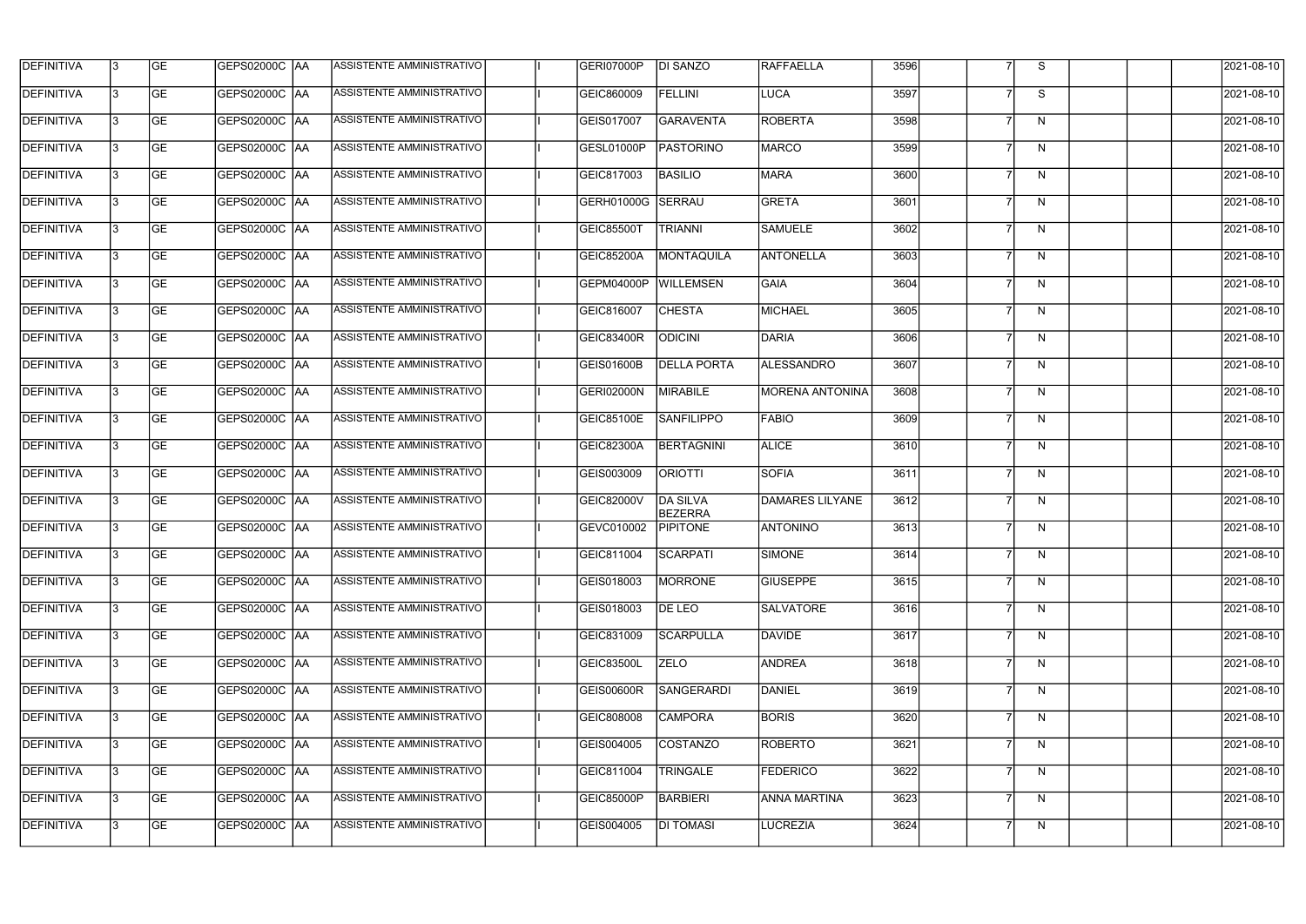| DEFINITIVA | 3 | GE | GEPS02000C | AA | ASSISTENTE AMMINISTRATIVO | | I | GERI07000P | DI SANZO | RAFFAELLA | 3596 | | 7 | S | | | | 2021-08-10 |
|---|---|---|---|---|---|---|---|---|---|---|---|---|---|---|---|---|---|---|
| DEFINITIVA | 3 | GE | GEPS02000C | AA | ASSISTENTE AMMINISTRATIVO | | I | GEIC860009 | FELLINI | LUCA | 3597 | | 7 | S | | | | 2021-08-10 |
| DEFINITIVA | 3 | GE | GEPS02000C | AA | ASSISTENTE AMMINISTRATIVO | | I | GEIS017007 | GARAVENTA | ROBERTA | 3598 | | 7 | N | | | | 2021-08-10 |
| DEFINITIVA | 3 | GE | GEPS02000C | AA | ASSISTENTE AMMINISTRATIVO | | I | GESL01000P | PASTORINO | MARCO | 3599 | | 7 | N | | | | 2021-08-10 |
| DEFINITIVA | 3 | GE | GEPS02000C | AA | ASSISTENTE AMMINISTRATIVO | | I | GEIC817003 | BASILIO | MARA | 3600 | | 7 | N | | | | 2021-08-10 |
| DEFINITIVA | 3 | GE | GEPS02000C | AA | ASSISTENTE AMMINISTRATIVO | | I | GERH01000G | SERRAU | GRETA | 3601 | | 7 | N | | | | 2021-08-10 |
| DEFINITIVA | 3 | GE | GEPS02000C | AA | ASSISTENTE AMMINISTRATIVO | | I | GEIC85500T | TRIANNI | SAMUELE | 3602 | | 7 | N | | | | 2021-08-10 |
| DEFINITIVA | 3 | GE | GEPS02000C | AA | ASSISTENTE AMMINISTRATIVO | | I | GEIC85200A | MONTAQUILA | ANTONELLA | 3603 | | 7 | N | | | | 2021-08-10 |
| DEFINITIVA | 3 | GE | GEPS02000C | AA | ASSISTENTE AMMINISTRATIVO | | I | GEPM04000P | WILLEMSEN | GAIA | 3604 | | 7 | N | | | | 2021-08-10 |
| DEFINITIVA | 3 | GE | GEPS02000C | AA | ASSISTENTE AMMINISTRATIVO | | I | GEIC816007 | CHESTA | MICHAEL | 3605 | | 7 | N | | | | 2021-08-10 |
| DEFINITIVA | 3 | GE | GEPS02000C | AA | ASSISTENTE AMMINISTRATIVO | | I | GEIC83400R | ODICINI | DARIA | 3606 | | 7 | N | | | | 2021-08-10 |
| DEFINITIVA | 3 | GE | GEPS02000C | AA | ASSISTENTE AMMINISTRATIVO | | I | GEIS01600B | DELLA PORTA | ALESSANDRO | 3607 | | 7 | N | | | | 2021-08-10 |
| DEFINITIVA | 3 | GE | GEPS02000C | AA | ASSISTENTE AMMINISTRATIVO | | I | GERI02000N | MIRABILE | MORENA ANTONINA | 3608 | | 7 | N | | | | 2021-08-10 |
| DEFINITIVA | 3 | GE | GEPS02000C | AA | ASSISTENTE AMMINISTRATIVO | | I | GEIC85100E | SANFILIPPO | FABIO | 3609 | | 7 | N | | | | 2021-08-10 |
| DEFINITIVA | 3 | GE | GEPS02000C | AA | ASSISTENTE AMMINISTRATIVO | | I | GEIC82300A | BERTAGNINI | ALICE | 3610 | | 7 | N | | | | 2021-08-10 |
| DEFINITIVA | 3 | GE | GEPS02000C | AA | ASSISTENTE AMMINISTRATIVO | | I | GEIS003009 | ORIOTTI | SOFIA | 3611 | | 7 | N | | | | 2021-08-10 |
| DEFINITIVA | 3 | GE | GEPS02000C | AA | ASSISTENTE AMMINISTRATIVO | | I | GEIC82000V | DA SILVA BEZERRA | DAMARES LILYANE | 3612 | | 7 | N | | | | 2021-08-10 |
| DEFINITIVA | 3 | GE | GEPS02000C | AA | ASSISTENTE AMMINISTRATIVO | | I | GEVC010002 | PIPITONE | ANTONINO | 3613 | | 7 | N | | | | 2021-08-10 |
| DEFINITIVA | 3 | GE | GEPS02000C | AA | ASSISTENTE AMMINISTRATIVO | | I | GEIC811004 | SCARPATI | SIMONE | 3614 | | 7 | N | | | | 2021-08-10 |
| DEFINITIVA | 3 | GE | GEPS02000C | AA | ASSISTENTE AMMINISTRATIVO | | I | GEIS018003 | MORRONE | GIUSEPPE | 3615 | | 7 | N | | | | 2021-08-10 |
| DEFINITIVA | 3 | GE | GEPS02000C | AA | ASSISTENTE AMMINISTRATIVO | | I | GEIS018003 | DE LEO | SALVATORE | 3616 | | 7 | N | | | | 2021-08-10 |
| DEFINITIVA | 3 | GE | GEPS02000C | AA | ASSISTENTE AMMINISTRATIVO | | I | GEIC831009 | SCARPULLA | DAVIDE | 3617 | | 7 | N | | | | 2021-08-10 |
| DEFINITIVA | 3 | GE | GEPS02000C | AA | ASSISTENTE AMMINISTRATIVO | | I | GEIC83500L | ZELO | ANDREA | 3618 | | 7 | N | | | | 2021-08-10 |
| DEFINITIVA | 3 | GE | GEPS02000C | AA | ASSISTENTE AMMINISTRATIVO | | I | GEIS00600R | SANGERARDI | DANIEL | 3619 | | 7 | N | | | | 2021-08-10 |
| DEFINITIVA | 3 | GE | GEPS02000C | AA | ASSISTENTE AMMINISTRATIVO | | I | GEIC808008 | CAMPORA | BORIS | 3620 | | 7 | N | | | | 2021-08-10 |
| DEFINITIVA | 3 | GE | GEPS02000C | AA | ASSISTENTE AMMINISTRATIVO | | I | GEIS004005 | COSTANZO | ROBERTO | 3621 | | 7 | N | | | | 2021-08-10 |
| DEFINITIVA | 3 | GE | GEPS02000C | AA | ASSISTENTE AMMINISTRATIVO | | I | GEIC811004 | TRINGALE | FEDERICO | 3622 | | 7 | N | | | | 2021-08-10 |
| DEFINITIVA | 3 | GE | GEPS02000C | AA | ASSISTENTE AMMINISTRATIVO | | I | GEIC85000P | BARBIERI | ANNA MARTINA | 3623 | | 7 | N | | | | 2021-08-10 |
| DEFINITIVA | 3 | GE | GEPS02000C | AA | ASSISTENTE AMMINISTRATIVO | | I | GEIS004005 | DI TOMASI | LUCREZIA | 3624 | | 7 | N | | | | 2021-08-10 |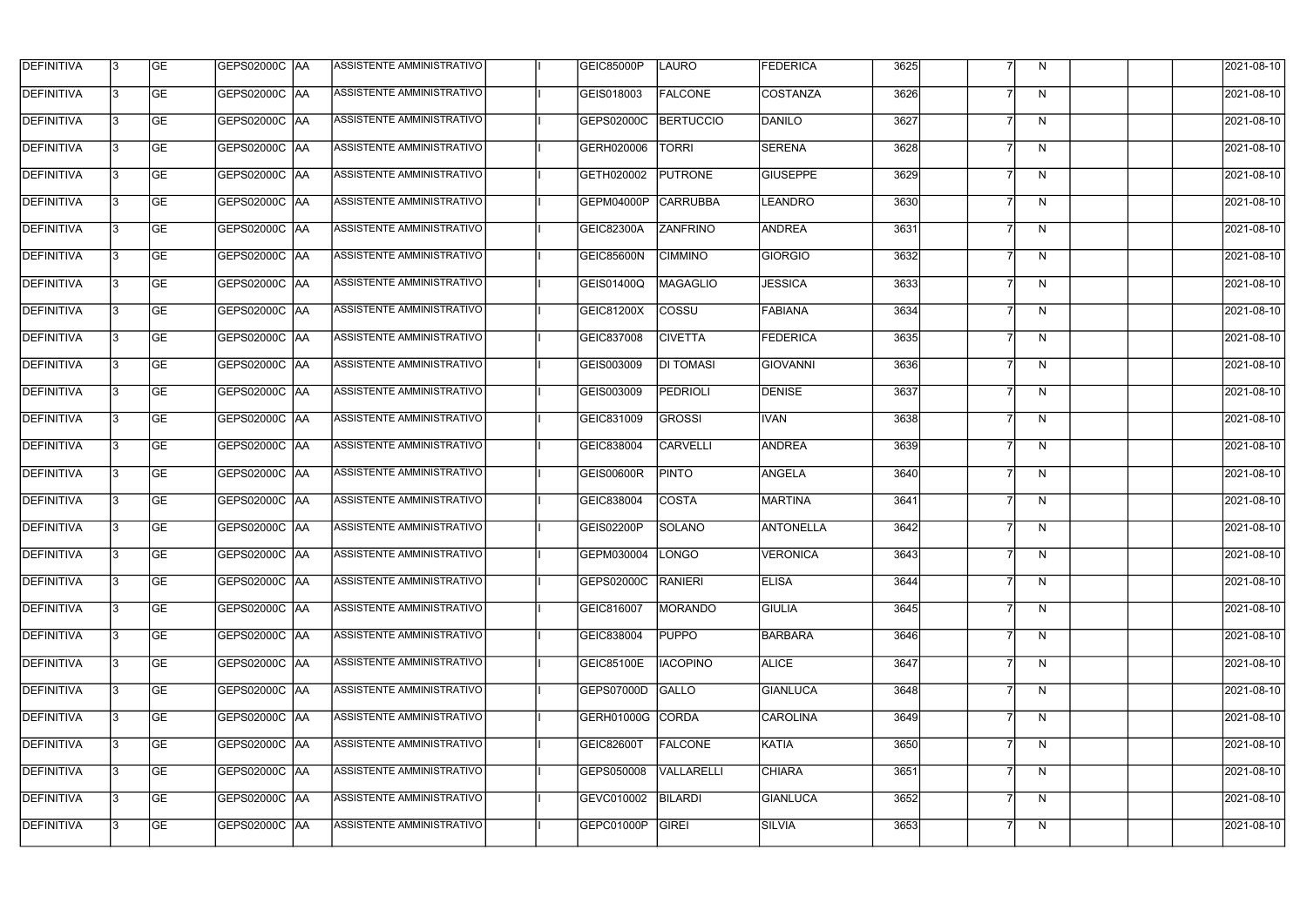| DEFINITIVA | 3 | GE | GEPS02000C | AA | ASSISTENTE AMMINISTRATIVO | | I | GEIC85000P | LAURO | FEDERICA | 3625 | | 7 | N | | | | 2021-08-10 |
|---|---|---|---|---|---|---|---|---|---|---|---|---|---|---|---|---|---|---|
| DEFINITIVA | 3 | GE | GEPS02000C | AA | ASSISTENTE AMMINISTRATIVO | | I | GEIS018003 | FALCONE | COSTANZA | 3626 | | 7 | N | | | | 2021-08-10 |
| DEFINITIVA | 3 | GE | GEPS02000C | AA | ASSISTENTE AMMINISTRATIVO | | I | GEPS02000C | BERTUCCIO | DANILO | 3627 | | 7 | N | | | | 2021-08-10 |
| DEFINITIVA | 3 | GE | GEPS02000C | AA | ASSISTENTE AMMINISTRATIVO | | I | GERH020006 | TORRI | SERENA | 3628 | | 7 | N | | | | 2021-08-10 |
| DEFINITIVA | 3 | GE | GEPS02000C | AA | ASSISTENTE AMMINISTRATIVO | | I | GETH020002 | PUTRONE | GIUSEPPE | 3629 | | 7 | N | | | | 2021-08-10 |
| DEFINITIVA | 3 | GE | GEPS02000C | AA | ASSISTENTE AMMINISTRATIVO | | I | GEPM04000P | CARRUBBA | LEANDRO | 3630 | | 7 | N | | | | 2021-08-10 |
| DEFINITIVA | 3 | GE | GEPS02000C | AA | ASSISTENTE AMMINISTRATIVO | | I | GEIC82300A | ZANFRINO | ANDREA | 3631 | | 7 | N | | | | 2021-08-10 |
| DEFINITIVA | 3 | GE | GEPS02000C | AA | ASSISTENTE AMMINISTRATIVO | | I | GEIC85600N | CIMMINO | GIORGIO | 3632 | | 7 | N | | | | 2021-08-10 |
| DEFINITIVA | 3 | GE | GEPS02000C | AA | ASSISTENTE AMMINISTRATIVO | | I | GEIS01400Q | MAGAGLIO | JESSICA | 3633 | | 7 | N | | | | 2021-08-10 |
| DEFINITIVA | 3 | GE | GEPS02000C | AA | ASSISTENTE AMMINISTRATIVO | | I | GEIC81200X | COSSU | FABIANA | 3634 | | 7 | N | | | | 2021-08-10 |
| DEFINITIVA | 3 | GE | GEPS02000C | AA | ASSISTENTE AMMINISTRATIVO | | I | GEIC837008 | CIVETTA | FEDERICA | 3635 | | 7 | N | | | | 2021-08-10 |
| DEFINITIVA | 3 | GE | GEPS02000C | AA | ASSISTENTE AMMINISTRATIVO | | I | GEIS003009 | DI TOMASI | GIOVANNI | 3636 | | 7 | N | | | | 2021-08-10 |
| DEFINITIVA | 3 | GE | GEPS02000C | AA | ASSISTENTE AMMINISTRATIVO | | I | GEIS003009 | PEDRIOLI | DENISE | 3637 | | 7 | N | | | | 2021-08-10 |
| DEFINITIVA | 3 | GE | GEPS02000C | AA | ASSISTENTE AMMINISTRATIVO | | I | GEIC831009 | GROSSI | IVAN | 3638 | | 7 | N | | | | 2021-08-10 |
| DEFINITIVA | 3 | GE | GEPS02000C | AA | ASSISTENTE AMMINISTRATIVO | | I | GEIC838004 | CARVELLI | ANDREA | 3639 | | 7 | N | | | | 2021-08-10 |
| DEFINITIVA | 3 | GE | GEPS02000C | AA | ASSISTENTE AMMINISTRATIVO | | I | GEIS00600R | PINTO | ANGELA | 3640 | | 7 | N | | | | 2021-08-10 |
| DEFINITIVA | 3 | GE | GEPS02000C | AA | ASSISTENTE AMMINISTRATIVO | | I | GEIC838004 | COSTA | MARTINA | 3641 | | 7 | N | | | | 2021-08-10 |
| DEFINITIVA | 3 | GE | GEPS02000C | AA | ASSISTENTE AMMINISTRATIVO | | I | GEIS02200P | SOLANO | ANTONELLA | 3642 | | 7 | N | | | | 2021-08-10 |
| DEFINITIVA | 3 | GE | GEPS02000C | AA | ASSISTENTE AMMINISTRATIVO | | I | GEPM030004 | LONGO | VERONICA | 3643 | | 7 | N | | | | 2021-08-10 |
| DEFINITIVA | 3 | GE | GEPS02000C | AA | ASSISTENTE AMMINISTRATIVO | | I | GEPS02000C | RANIERI | ELISA | 3644 | | 7 | N | | | | 2021-08-10 |
| DEFINITIVA | 3 | GE | GEPS02000C | AA | ASSISTENTE AMMINISTRATIVO | | I | GEIC816007 | MORANDO | GIULIA | 3645 | | 7 | N | | | | 2021-08-10 |
| DEFINITIVA | 3 | GE | GEPS02000C | AA | ASSISTENTE AMMINISTRATIVO | | I | GEIC838004 | PUPPO | BARBARA | 3646 | | 7 | N | | | | 2021-08-10 |
| DEFINITIVA | 3 | GE | GEPS02000C | AA | ASSISTENTE AMMINISTRATIVO | | I | GEIC85100E | IACOPINO | ALICE | 3647 | | 7 | N | | | | 2021-08-10 |
| DEFINITIVA | 3 | GE | GEPS02000C | AA | ASSISTENTE AMMINISTRATIVO | | I | GEPS07000D | GALLO | GIANLUCA | 3648 | | 7 | N | | | | 2021-08-10 |
| DEFINITIVA | 3 | GE | GEPS02000C | AA | ASSISTENTE AMMINISTRATIVO | | I | GERH01000G | CORDA | CAROLINA | 3649 | | 7 | N | | | | 2021-08-10 |
| DEFINITIVA | 3 | GE | GEPS02000C | AA | ASSISTENTE AMMINISTRATIVO | | I | GEIC82600T | FALCONE | KATIA | 3650 | | 7 | N | | | | 2021-08-10 |
| DEFINITIVA | 3 | GE | GEPS02000C | AA | ASSISTENTE AMMINISTRATIVO | | I | GEPS050008 | VALLARELLI | CHIARA | 3651 | | 7 | N | | | | 2021-08-10 |
| DEFINITIVA | 3 | GE | GEPS02000C | AA | ASSISTENTE AMMINISTRATIVO | | I | GEVC010002 | BILARDI | GIANLUCA | 3652 | | 7 | N | | | | 2021-08-10 |
| DEFINITIVA | 3 | GE | GEPS02000C | AA | ASSISTENTE AMMINISTRATIVO | | I | GEPC01000P | GIREI | SILVIA | 3653 | | 7 | N | | | | 2021-08-10 |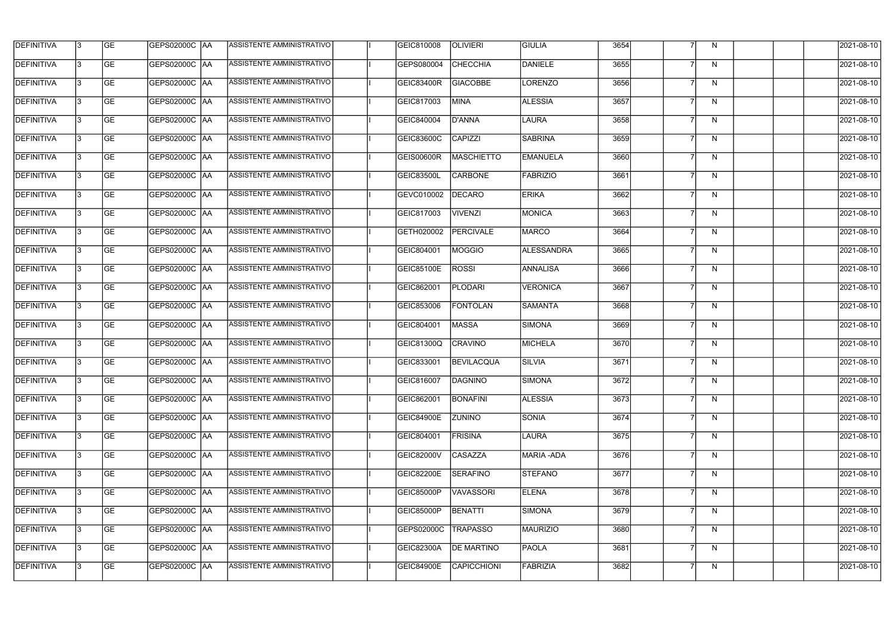| DEFINITIVA | 3 | GE | GEPS02000C | AA | ASSISTENTE AMMINISTRATIVO | | I | GEIC810008 | OLIVIERI | GIULIA | 3654 | | 7 | N | | | | 2021-08-10 |
|---|---|---|---|---|---|---|---|---|---|---|---|---|---|---|---|---|---|---|
| DEFINITIVA | 3 | GE | GEPS02000C | AA | ASSISTENTE AMMINISTRATIVO | | I | GEPS080004 | CHECCHIA | DANIELE | 3655 | | 7 | N | | | | 2021-08-10 |
| DEFINITIVA | 3 | GE | GEPS02000C | AA | ASSISTENTE AMMINISTRATIVO | | I | GEIC83400R | GIACOBBE | LORENZO | 3656 | | 7 | N | | | | 2021-08-10 |
| DEFINITIVA | 3 | GE | GEPS02000C | AA | ASSISTENTE AMMINISTRATIVO | | I | GEIC817003 | MINA | ALESSIA | 3657 | | 7 | N | | | | 2021-08-10 |
| DEFINITIVA | 3 | GE | GEPS02000C | AA | ASSISTENTE AMMINISTRATIVO | | I | GEIC840004 | D'ANNA | LAURA | 3658 | | 7 | N | | | | 2021-08-10 |
| DEFINITIVA | 3 | GE | GEPS02000C | AA | ASSISTENTE AMMINISTRATIVO | | I | GEIC83600C | CAPIZZI | SABRINA | 3659 | | 7 | N | | | | 2021-08-10 |
| DEFINITIVA | 3 | GE | GEPS02000C | AA | ASSISTENTE AMMINISTRATIVO | | I | GEIS00600R | MASCHIETTO | EMANUELA | 3660 | | 7 | N | | | | 2021-08-10 |
| DEFINITIVA | 3 | GE | GEPS02000C | AA | ASSISTENTE AMMINISTRATIVO | | I | GEIC83500L | CARBONE | FABRIZIO | 3661 | | 7 | N | | | | 2021-08-10 |
| DEFINITIVA | 3 | GE | GEPS02000C | AA | ASSISTENTE AMMINISTRATIVO | | I | GEVC010002 | DECARO | ERIKA | 3662 | | 7 | N | | | | 2021-08-10 |
| DEFINITIVA | 3 | GE | GEPS02000C | AA | ASSISTENTE AMMINISTRATIVO | | I | GEIC817003 | VIVENZI | MONICA | 3663 | | 7 | N | | | | 2021-08-10 |
| DEFINITIVA | 3 | GE | GEPS02000C | AA | ASSISTENTE AMMINISTRATIVO | | I | GETH020002 | PERCIVALE | MARCO | 3664 | | 7 | N | | | | 2021-08-10 |
| DEFINITIVA | 3 | GE | GEPS02000C | AA | ASSISTENTE AMMINISTRATIVO | | I | GEIC804001 | MOGGIO | ALESSANDRA | 3665 | | 7 | N | | | | 2021-08-10 |
| DEFINITIVA | 3 | GE | GEPS02000C | AA | ASSISTENTE AMMINISTRATIVO | | I | GEIC85100E | ROSSI | ANNALISA | 3666 | | 7 | N | | | | 2021-08-10 |
| DEFINITIVA | 3 | GE | GEPS02000C | AA | ASSISTENTE AMMINISTRATIVO | | I | GEIC862001 | PLODARI | VERONICA | 3667 | | 7 | N | | | | 2021-08-10 |
| DEFINITIVA | 3 | GE | GEPS02000C | AA | ASSISTENTE AMMINISTRATIVO | | I | GEIC853006 | FONTOLAN | SAMANTA | 3668 | | 7 | N | | | | 2021-08-10 |
| DEFINITIVA | 3 | GE | GEPS02000C | AA | ASSISTENTE AMMINISTRATIVO | | I | GEIC804001 | MASSA | SIMONA | 3669 | | 7 | N | | | | 2021-08-10 |
| DEFINITIVA | 3 | GE | GEPS02000C | AA | ASSISTENTE AMMINISTRATIVO | | I | GEIC81300Q | CRAVINO | MICHELA | 3670 | | 7 | N | | | | 2021-08-10 |
| DEFINITIVA | 3 | GE | GEPS02000C | AA | ASSISTENTE AMMINISTRATIVO | | I | GEIC833001 | BEVILACQUA | SILVIA | 3671 | | 7 | N | | | | 2021-08-10 |
| DEFINITIVA | 3 | GE | GEPS02000C | AA | ASSISTENTE AMMINISTRATIVO | | I | GEIC816007 | DAGNINO | SIMONA | 3672 | | 7 | N | | | | 2021-08-10 |
| DEFINITIVA | 3 | GE | GEPS02000C | AA | ASSISTENTE AMMINISTRATIVO | | I | GEIC862001 | BONAFINI | ALESSIA | 3673 | | 7 | N | | | | 2021-08-10 |
| DEFINITIVA | 3 | GE | GEPS02000C | AA | ASSISTENTE AMMINISTRATIVO | | I | GEIC84900E | ZUNINO | SONIA | 3674 | | 7 | N | | | | 2021-08-10 |
| DEFINITIVA | 3 | GE | GEPS02000C | AA | ASSISTENTE AMMINISTRATIVO | | I | GEIC804001 | FRISINA | LAURA | 3675 | | 7 | N | | | | 2021-08-10 |
| DEFINITIVA | 3 | GE | GEPS02000C | AA | ASSISTENTE AMMINISTRATIVO | | I | GEIC82000V | CASAZZA | MARIA -ADA | 3676 | | 7 | N | | | | 2021-08-10 |
| DEFINITIVA | 3 | GE | GEPS02000C | AA | ASSISTENTE AMMINISTRATIVO | | I | GEIC82200E | SERAFINO | STEFANO | 3677 | | 7 | N | | | | 2021-08-10 |
| DEFINITIVA | 3 | GE | GEPS02000C | AA | ASSISTENTE AMMINISTRATIVO | | I | GEIC85000P | VAVASSORI | ELENA | 3678 | | 7 | N | | | | 2021-08-10 |
| DEFINITIVA | 3 | GE | GEPS02000C | AA | ASSISTENTE AMMINISTRATIVO | | I | GEIC85000P | BENATTI | SIMONA | 3679 | | 7 | N | | | | 2021-08-10 |
| DEFINITIVA | 3 | GE | GEPS02000C | AA | ASSISTENTE AMMINISTRATIVO | | I | GEPS02000C | TRAPASSO | MAURIZIO | 3680 | | 7 | N | | | | 2021-08-10 |
| DEFINITIVA | 3 | GE | GEPS02000C | AA | ASSISTENTE AMMINISTRATIVO | | I | GEIC82300A | DE MARTINO | PAOLA | 3681 | | 7 | N | | | | 2021-08-10 |
| DEFINITIVA | 3 | GE | GEPS02000C | AA | ASSISTENTE AMMINISTRATIVO | | I | GEIC84900E | CAPICCHIONI | FABRIZIA | 3682 | | 7 | N | | | | 2021-08-10 |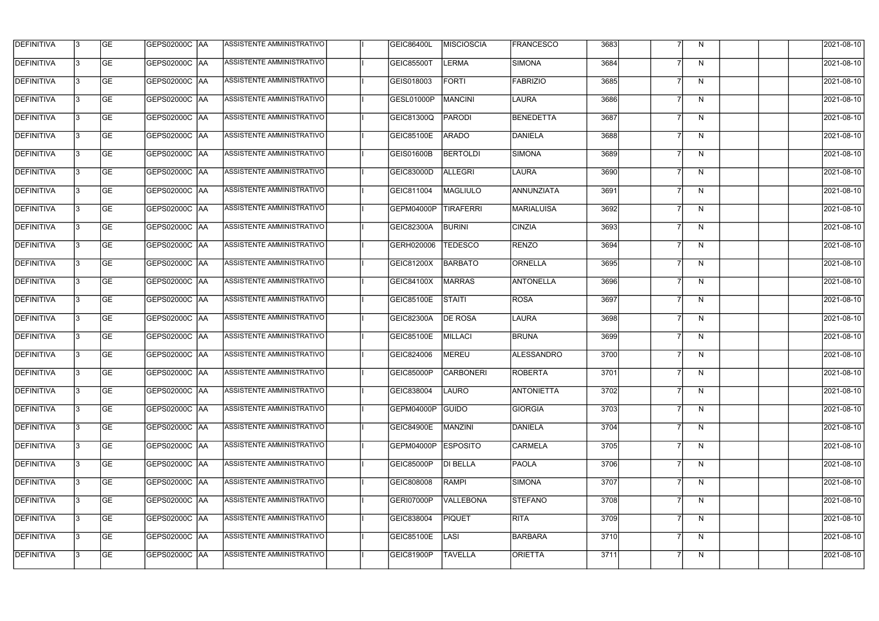| DEFINITIVA | 3 | GE | GEPS02000C | AA | ASSISTENTE AMMINISTRATIVO | | I | GEIC86400L | MISCIOSCIA | FRANCESCO | 3683 | | 7 | N | | | | 2021-08-10 |
|---|---|---|---|---|---|---|---|---|---|---|---|---|---|---|---|---|---|---|
| DEFINITIVA | 3 | GE | GEPS02000C | AA | ASSISTENTE AMMINISTRATIVO | | I | GEIC85500T | LERMA | SIMONA | 3684 | | 7 | N | | | | 2021-08-10 |
| DEFINITIVA | 3 | GE | GEPS02000C | AA | ASSISTENTE AMMINISTRATIVO | | I | GEIS018003 | FORTI | FABRIZIO | 3685 | | 7 | N | | | | 2021-08-10 |
| DEFINITIVA | 3 | GE | GEPS02000C | AA | ASSISTENTE AMMINISTRATIVO | | I | GESL01000P | MANCINI | LAURA | 3686 | | 7 | N | | | | 2021-08-10 |
| DEFINITIVA | 3 | GE | GEPS02000C | AA | ASSISTENTE AMMINISTRATIVO | | I | GEIC81300Q | PARODI | BENEDETTA | 3687 | | 7 | N | | | | 2021-08-10 |
| DEFINITIVA | 3 | GE | GEPS02000C | AA | ASSISTENTE AMMINISTRATIVO | | I | GEIC85100E | ARADO | DANIELA | 3688 | | 7 | N | | | | 2021-08-10 |
| DEFINITIVA | 3 | GE | GEPS02000C | AA | ASSISTENTE AMMINISTRATIVO | | I | GEIS01600B | BERTOLDI | SIMONA | 3689 | | 7 | N | | | | 2021-08-10 |
| DEFINITIVA | 3 | GE | GEPS02000C | AA | ASSISTENTE AMMINISTRATIVO | | I | GEIC83000D | ALLEGRI | LAURA | 3690 | | 7 | N | | | | 2021-08-10 |
| DEFINITIVA | 3 | GE | GEPS02000C | AA | ASSISTENTE AMMINISTRATIVO | | I | GEIC811004 | MAGLIULO | ANNUNZIATA | 3691 | | 7 | N | | | | 2021-08-10 |
| DEFINITIVA | 3 | GE | GEPS02000C | AA | ASSISTENTE AMMINISTRATIVO | | I | GEPM04000P | TIRAFERRI | MARIALUISA | 3692 | | 7 | N | | | | 2021-08-10 |
| DEFINITIVA | 3 | GE | GEPS02000C | AA | ASSISTENTE AMMINISTRATIVO | | I | GEIC82300A | BURINI | CINZIA | 3693 | | 7 | N | | | | 2021-08-10 |
| DEFINITIVA | 3 | GE | GEPS02000C | AA | ASSISTENTE AMMINISTRATIVO | | I | GERH020006 | TEDESCO | RENZO | 3694 | | 7 | N | | | | 2021-08-10 |
| DEFINITIVA | 3 | GE | GEPS02000C | AA | ASSISTENTE AMMINISTRATIVO | | I | GEIC81200X | BARBATO | ORNELLA | 3695 | | 7 | N | | | | 2021-08-10 |
| DEFINITIVA | 3 | GE | GEPS02000C | AA | ASSISTENTE AMMINISTRATIVO | | I | GEIC84100X | MARRAS | ANTONELLA | 3696 | | 7 | N | | | | 2021-08-10 |
| DEFINITIVA | 3 | GE | GEPS02000C | AA | ASSISTENTE AMMINISTRATIVO | | I | GEIC85100E | STAITI | ROSA | 3697 | | 7 | N | | | | 2021-08-10 |
| DEFINITIVA | 3 | GE | GEPS02000C | AA | ASSISTENTE AMMINISTRATIVO | | I | GEIC82300A | DE ROSA | LAURA | 3698 | | 7 | N | | | | 2021-08-10 |
| DEFINITIVA | 3 | GE | GEPS02000C | AA | ASSISTENTE AMMINISTRATIVO | | I | GEIC85100E | MILLACI | BRUNA | 3699 | | 7 | N | | | | 2021-08-10 |
| DEFINITIVA | 3 | GE | GEPS02000C | AA | ASSISTENTE AMMINISTRATIVO | | I | GEIC824006 | MEREU | ALESSANDRO | 3700 | | 7 | N | | | | 2021-08-10 |
| DEFINITIVA | 3 | GE | GEPS02000C | AA | ASSISTENTE AMMINISTRATIVO | | I | GEIC85000P | CARBONERI | ROBERTA | 3701 | | 7 | N | | | | 2021-08-10 |
| DEFINITIVA | 3 | GE | GEPS02000C | AA | ASSISTENTE AMMINISTRATIVO | | I | GEIC838004 | LAURO | ANTONIETTA | 3702 | | 7 | N | | | | 2021-08-10 |
| DEFINITIVA | 3 | GE | GEPS02000C | AA | ASSISTENTE AMMINISTRATIVO | | I | GEPM04000P | GUIDO | GIORGIA | 3703 | | 7 | N | | | | 2021-08-10 |
| DEFINITIVA | 3 | GE | GEPS02000C | AA | ASSISTENTE AMMINISTRATIVO | | I | GEIC84900E | MANZINI | DANIELA | 3704 | | 7 | N | | | | 2021-08-10 |
| DEFINITIVA | 3 | GE | GEPS02000C | AA | ASSISTENTE AMMINISTRATIVO | | I | GEPM04000P | ESPOSITO | CARMELA | 3705 | | 7 | N | | | | 2021-08-10 |
| DEFINITIVA | 3 | GE | GEPS02000C | AA | ASSISTENTE AMMINISTRATIVO | | I | GEIC85000P | DI BELLA | PAOLA | 3706 | | 7 | N | | | | 2021-08-10 |
| DEFINITIVA | 3 | GE | GEPS02000C | AA | ASSISTENTE AMMINISTRATIVO | | I | GEIC808008 | RAMPI | SIMONA | 3707 | | 7 | N | | | | 2021-08-10 |
| DEFINITIVA | 3 | GE | GEPS02000C | AA | ASSISTENTE AMMINISTRATIVO | | I | GERI07000P | VALLEBONA | STEFANO | 3708 | | 7 | N | | | | 2021-08-10 |
| DEFINITIVA | 3 | GE | GEPS02000C | AA | ASSISTENTE AMMINISTRATIVO | | I | GEIC838004 | PIQUET | RITA | 3709 | | 7 | N | | | | 2021-08-10 |
| DEFINITIVA | 3 | GE | GEPS02000C | AA | ASSISTENTE AMMINISTRATIVO | | I | GEIC85100E | LASI | BARBARA | 3710 | | 7 | N | | | | 2021-08-10 |
| DEFINITIVA | 3 | GE | GEPS02000C | AA | ASSISTENTE AMMINISTRATIVO | | I | GEIC81900P | TAVELLA | ORIETTA | 3711 | | 7 | N | | | | 2021-08-10 |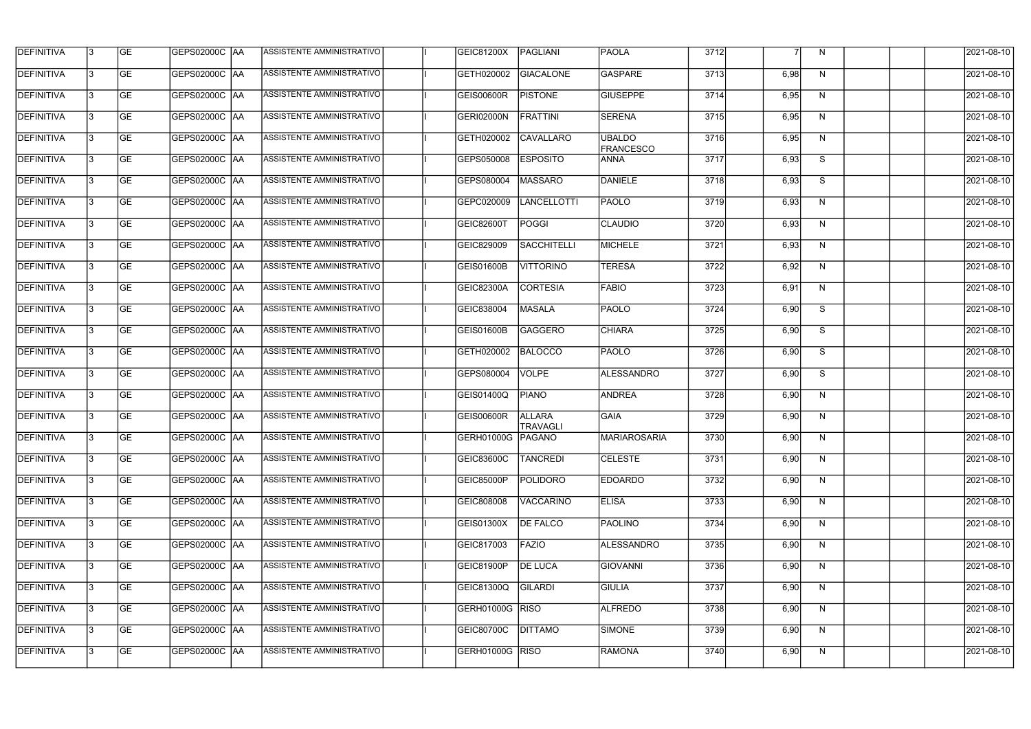| DEFINITIVA | 3 | GE | GEPS02000C | AA | ASSISTENTE AMMINISTRATIVO | | I | GEIC81200X | PAGLIANI | PAOLA | 3712 | | 7 | N | | | | 2021-08-10 |
|---|---|---|---|---|---|---|---|---|---|---|---|---|---|---|---|---|---|---|
| DEFINITIVA | 3 | GE | GEPS02000C | AA | ASSISTENTE AMMINISTRATIVO | | I | GETH020002 | GIACALONE | GASPARE | 3713 | | 6,98 | N | | | | 2021-08-10 |
| DEFINITIVA | 3 | GE | GEPS02000C | AA | ASSISTENTE AMMINISTRATIVO | | I | GEIS00600R | PISTONE | GIUSEPPE | 3714 | | 6,95 | N | | | | 2021-08-10 |
| DEFINITIVA | 3 | GE | GEPS02000C | AA | ASSISTENTE AMMINISTRATIVO | | I | GERI02000N | FRATTINI | SERENA | 3715 | | 6,95 | N | | | | 2021-08-10 |
| DEFINITIVA | 3 | GE | GEPS02000C | AA | ASSISTENTE AMMINISTRATIVO | | I | GETH020002 | CAVALLARO | UBALDO FRANCESCO | 3716 | | 6,95 | N | | | | 2021-08-10 |
| DEFINITIVA | 3 | GE | GEPS02000C | AA | ASSISTENTE AMMINISTRATIVO | | I | GEPS050008 | ESPOSITO | ANNA | 3717 | | 6,93 | S | | | | 2021-08-10 |
| DEFINITIVA | 3 | GE | GEPS02000C | AA | ASSISTENTE AMMINISTRATIVO | | I | GEPS080004 | MASSARO | DANIELE | 3718 | | 6,93 | S | | | | 2021-08-10 |
| DEFINITIVA | 3 | GE | GEPS02000C | AA | ASSISTENTE AMMINISTRATIVO | | I | GEPC020009 | LANCELLOTTI | PAOLO | 3719 | | 6,93 | N | | | | 2021-08-10 |
| DEFINITIVA | 3 | GE | GEPS02000C | AA | ASSISTENTE AMMINISTRATIVO | | I | GEIC82600T | POGGI | CLAUDIO | 3720 | | 6,93 | N | | | | 2021-08-10 |
| DEFINITIVA | 3 | GE | GEPS02000C | AA | ASSISTENTE AMMINISTRATIVO | | I | GEIC829009 | SACCHITELLI | MICHELE | 3721 | | 6,93 | N | | | | 2021-08-10 |
| DEFINITIVA | 3 | GE | GEPS02000C | AA | ASSISTENTE AMMINISTRATIVO | | I | GEIS01600B | VITTORINO | TERESA | 3722 | | 6,92 | N | | | | 2021-08-10 |
| DEFINITIVA | 3 | GE | GEPS02000C | AA | ASSISTENTE AMMINISTRATIVO | | I | GEIC82300A | CORTESIA | FABIO | 3723 | | 6,91 | N | | | | 2021-08-10 |
| DEFINITIVA | 3 | GE | GEPS02000C | AA | ASSISTENTE AMMINISTRATIVO | | I | GEIC838004 | MASALA | PAOLO | 3724 | | 6,90 | S | | | | 2021-08-10 |
| DEFINITIVA | 3 | GE | GEPS02000C | AA | ASSISTENTE AMMINISTRATIVO | | I | GEIS01600B | GAGGERO | CHIARA | 3725 | | 6,90 | S | | | | 2021-08-10 |
| DEFINITIVA | 3 | GE | GEPS02000C | AA | ASSISTENTE AMMINISTRATIVO | | I | GETH020002 | BALOCCO | PAOLO | 3726 | | 6,90 | S | | | | 2021-08-10 |
| DEFINITIVA | 3 | GE | GEPS02000C | AA | ASSISTENTE AMMINISTRATIVO | | I | GEPS080004 | VOLPE | ALESSANDRO | 3727 | | 6,90 | S | | | | 2021-08-10 |
| DEFINITIVA | 3 | GE | GEPS02000C | AA | ASSISTENTE AMMINISTRATIVO | | I | GEIS01400Q | PIANO | ANDREA | 3728 | | 6,90 | N | | | | 2021-08-10 |
| DEFINITIVA | 3 | GE | GEPS02000C | AA | ASSISTENTE AMMINISTRATIVO | | I | GEIS00600R | ALLARA TRAVAGLI | GAIA | 3729 | | 6,90 | N | | | | 2021-08-10 |
| DEFINITIVA | 3 | GE | GEPS02000C | AA | ASSISTENTE AMMINISTRATIVO | | I | GERH01000G | PAGANO | MARIAROSARIA | 3730 | | 6,90 | N | | | | 2021-08-10 |
| DEFINITIVA | 3 | GE | GEPS02000C | AA | ASSISTENTE AMMINISTRATIVO | | I | GEIC83600C | TANCREDI | CELESTE | 3731 | | 6,90 | N | | | | 2021-08-10 |
| DEFINITIVA | 3 | GE | GEPS02000C | AA | ASSISTENTE AMMINISTRATIVO | | I | GEIC85000P | POLIDORO | EDOARDO | 3732 | | 6,90 | N | | | | 2021-08-10 |
| DEFINITIVA | 3 | GE | GEPS02000C | AA | ASSISTENTE AMMINISTRATIVO | | I | GEIC808008 | VACCARINO | ELISA | 3733 | | 6,90 | N | | | | 2021-08-10 |
| DEFINITIVA | 3 | GE | GEPS02000C | AA | ASSISTENTE AMMINISTRATIVO | | I | GEIS01300X | DE FALCO | PAOLINO | 3734 | | 6,90 | N | | | | 2021-08-10 |
| DEFINITIVA | 3 | GE | GEPS02000C | AA | ASSISTENTE AMMINISTRATIVO | | I | GEIC817003 | FAZIO | ALESSANDRO | 3735 | | 6,90 | N | | | | 2021-08-10 |
| DEFINITIVA | 3 | GE | GEPS02000C | AA | ASSISTENTE AMMINISTRATIVO | | I | GEIC81900P | DE LUCA | GIOVANNI | 3736 | | 6,90 | N | | | | 2021-08-10 |
| DEFINITIVA | 3 | GE | GEPS02000C | AA | ASSISTENTE AMMINISTRATIVO | | I | GEIC81300Q | GILARDI | GIULIA | 3737 | | 6,90 | N | | | | 2021-08-10 |
| DEFINITIVA | 3 | GE | GEPS02000C | AA | ASSISTENTE AMMINISTRATIVO | | I | GERH01000G | RISO | ALFREDO | 3738 | | 6,90 | N | | | | 2021-08-10 |
| DEFINITIVA | 3 | GE | GEPS02000C | AA | ASSISTENTE AMMINISTRATIVO | | I | GEIC80700C | DITTAMO | SIMONE | 3739 | | 6,90 | N | | | | 2021-08-10 |
| DEFINITIVA | 3 | GE | GEPS02000C | AA | ASSISTENTE AMMINISTRATIVO | | I | GERH01000G | RISO | RAMONA | 3740 | | 6,90 | N | | | | 2021-08-10 |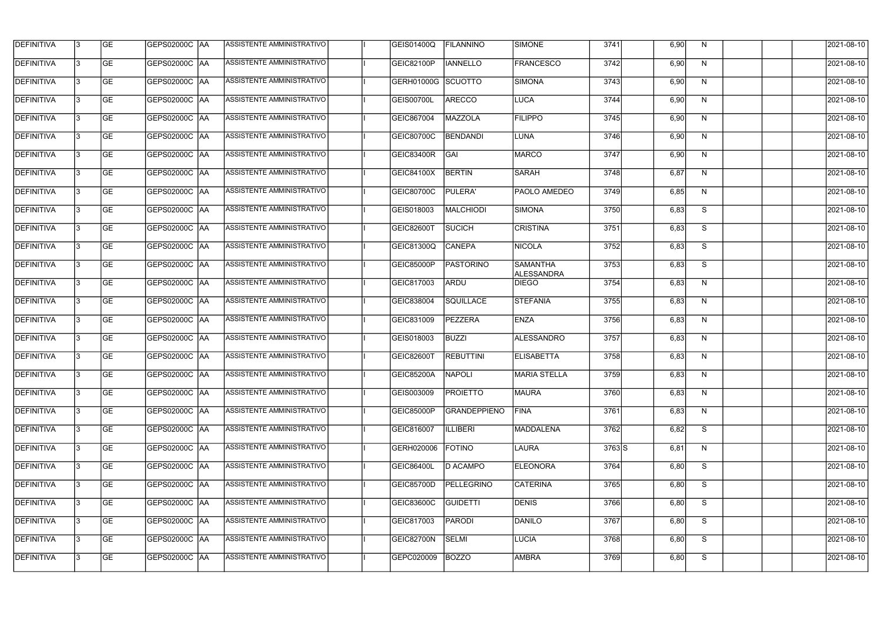| DEFINITIVA | 3 | GE | GEPS02000C | AA | ASSISTENTE AMMINISTRATIVO | | I | GEIS01400Q | FILANNINO | SIMONE | 3741 | | 6,90 | N | | | | 2021-08-10 |
|---|---|---|---|---|---|---|---|---|---|---|---|---|---|---|---|---|---|---|
| DEFINITIVA | 3 | GE | GEPS02000C | AA | ASSISTENTE AMMINISTRATIVO | | I | GEIC82100P | IANNELLO | FRANCESCO | 3742 | | 6,90 | N | | | | 2021-08-10 |
| DEFINITIVA | 3 | GE | GEPS02000C | AA | ASSISTENTE AMMINISTRATIVO | | I | GERH01000G | SCUOTTO | SIMONA | 3743 | | 6,90 | N | | | | 2021-08-10 |
| DEFINITIVA | 3 | GE | GEPS02000C | AA | ASSISTENTE AMMINISTRATIVO | | I | GEIS00700L | ARECCO | LUCA | 3744 | | 6,90 | N | | | | 2021-08-10 |
| DEFINITIVA | 3 | GE | GEPS02000C | AA | ASSISTENTE AMMINISTRATIVO | | I | GEIC867004 | MAZZOLA | FILIPPO | 3745 | | 6,90 | N | | | | 2021-08-10 |
| DEFINITIVA | 3 | GE | GEPS02000C | AA | ASSISTENTE AMMINISTRATIVO | | I | GEIC80700C | BENDANDI | LUNA | 3746 | | 6,90 | N | | | | 2021-08-10 |
| DEFINITIVA | 3 | GE | GEPS02000C | AA | ASSISTENTE AMMINISTRATIVO | | I | GEIC83400R | GAI | MARCO | 3747 | | 6,90 | N | | | | 2021-08-10 |
| DEFINITIVA | 3 | GE | GEPS02000C | AA | ASSISTENTE AMMINISTRATIVO | | I | GEIC84100X | BERTIN | SARAH | 3748 | | 6,87 | N | | | | 2021-08-10 |
| DEFINITIVA | 3 | GE | GEPS02000C | AA | ASSISTENTE AMMINISTRATIVO | | I | GEIC80700C | PULERA' | PAOLO AMEDEO | 3749 | | 6,85 | N | | | | 2021-08-10 |
| DEFINITIVA | 3 | GE | GEPS02000C | AA | ASSISTENTE AMMINISTRATIVO | | I | GEIS018003 | MALCHIODI | SIMONA | 3750 | | 6,83 | S | | | | 2021-08-10 |
| DEFINITIVA | 3 | GE | GEPS02000C | AA | ASSISTENTE AMMINISTRATIVO | | I | GEIC82600T | SUCICH | CRISTINA | 3751 | | 6,83 | S | | | | 2021-08-10 |
| DEFINITIVA | 3 | GE | GEPS02000C | AA | ASSISTENTE AMMINISTRATIVO | | I | GEIC81300Q | CANEPA | NICOLA | 3752 | | 6,83 | S | | | | 2021-08-10 |
| DEFINITIVA | 3 | GE | GEPS02000C | AA | ASSISTENTE AMMINISTRATIVO | | I | GEIC85000P | PASTORINO | SAMANTHA ALESSANDRA | 3753 | | 6,83 | S | | | | 2021-08-10 |
| DEFINITIVA | 3 | GE | GEPS02000C | AA | ASSISTENTE AMMINISTRATIVO | | I | GEIC817003 | ARDU | DIEGO | 3754 | | 6,83 | N | | | | 2021-08-10 |
| DEFINITIVA | 3 | GE | GEPS02000C | AA | ASSISTENTE AMMINISTRATIVO | | I | GEIC838004 | SQUILLACE | STEFANIA | 3755 | | 6,83 | N | | | | 2021-08-10 |
| DEFINITIVA | 3 | GE | GEPS02000C | AA | ASSISTENTE AMMINISTRATIVO | | I | GEIC831009 | PEZZERA | ENZA | 3756 | | 6,83 | N | | | | 2021-08-10 |
| DEFINITIVA | 3 | GE | GEPS02000C | AA | ASSISTENTE AMMINISTRATIVO | | I | GEIS018003 | BUZZI | ALESSANDRO | 3757 | | 6,83 | N | | | | 2021-08-10 |
| DEFINITIVA | 3 | GE | GEPS02000C | AA | ASSISTENTE AMMINISTRATIVO | | I | GEIC82600T | REBUTTINI | ELISABETTA | 3758 | | 6,83 | N | | | | 2021-08-10 |
| DEFINITIVA | 3 | GE | GEPS02000C | AA | ASSISTENTE AMMINISTRATIVO | | I | GEIC85200A | NAPOLI | MARIA STELLA | 3759 | | 6,83 | N | | | | 2021-08-10 |
| DEFINITIVA | 3 | GE | GEPS02000C | AA | ASSISTENTE AMMINISTRATIVO | | I | GEIS003009 | PROIETTO | MAURA | 3760 | | 6,83 | N | | | | 2021-08-10 |
| DEFINITIVA | 3 | GE | GEPS02000C | AA | ASSISTENTE AMMINISTRATIVO | | I | GEIC85000P | GRANDEPPIENO | FINA | 3761 | | 6,83 | N | | | | 2021-08-10 |
| DEFINITIVA | 3 | GE | GEPS02000C | AA | ASSISTENTE AMMINISTRATIVO | | I | GEIC816007 | ILLIBERI | MADDALENA | 3762 | | 6,82 | S | | | | 2021-08-10 |
| DEFINITIVA | 3 | GE | GEPS02000C | AA | ASSISTENTE AMMINISTRATIVO | | I | GERH020006 | FOTINO | LAURA | 3763 | S | 6,81 | N | | | | 2021-08-10 |
| DEFINITIVA | 3 | GE | GEPS02000C | AA | ASSISTENTE AMMINISTRATIVO | | I | GEIC86400L | D ACAMPO | ELEONORA | 3764 | | 6,80 | S | | | | 2021-08-10 |
| DEFINITIVA | 3 | GE | GEPS02000C | AA | ASSISTENTE AMMINISTRATIVO | | I | GEIC85700D | PELLEGRINO | CATERINA | 3765 | | 6,80 | S | | | | 2021-08-10 |
| DEFINITIVA | 3 | GE | GEPS02000C | AA | ASSISTENTE AMMINISTRATIVO | | I | GEIC83600C | GUIDETTI | DENIS | 3766 | | 6,80 | S | | | | 2021-08-10 |
| DEFINITIVA | 3 | GE | GEPS02000C | AA | ASSISTENTE AMMINISTRATIVO | | I | GEIC817003 | PARODI | DANILO | 3767 | | 6,80 | S | | | | 2021-08-10 |
| DEFINITIVA | 3 | GE | GEPS02000C | AA | ASSISTENTE AMMINISTRATIVO | | I | GEIC82700N | SELMI | LUCIA | 3768 | | 6,80 | S | | | | 2021-08-10 |
| DEFINITIVA | 3 | GE | GEPS02000C | AA | ASSISTENTE AMMINISTRATIVO | | I | GEPC020009 | BOZZO | AMBRA | 3769 | | 6,80 | S | | | | 2021-08-10 |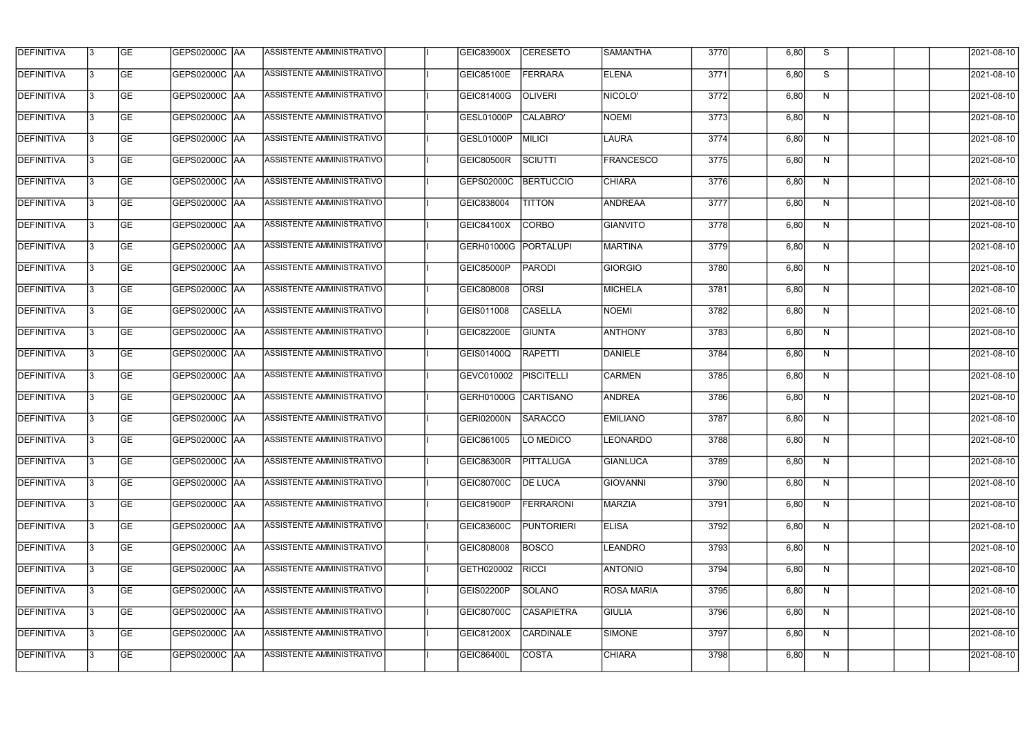| DEFINITIVA | 3 | GE | GEPS02000C | AA | ASSISTENTE AMMINISTRATIVO | | I | GEIC83900X | CERESETO | SAMANTHA | 3770 | | 6,80 | S | | | | 2021-08-10 |
|---|---|---|---|---|---|---|---|---|---|---|---|---|---|---|---|---|---|---|
| DEFINITIVA | 3 | GE | GEPS02000C | AA | ASSISTENTE AMMINISTRATIVO | | I | GEIC85100E | FERRARA | ELENA | 3771 | | 6,80 | S | | | | 2021-08-10 |
| DEFINITIVA | 3 | GE | GEPS02000C | AA | ASSISTENTE AMMINISTRATIVO | | I | GEIC81400G | OLIVERI | NICOLO' | 3772 | | 6,80 | N | | | | 2021-08-10 |
| DEFINITIVA | 3 | GE | GEPS02000C | AA | ASSISTENTE AMMINISTRATIVO | | I | GESL01000P | CALABRO' | NOEMI | 3773 | | 6,80 | N | | | | 2021-08-10 |
| DEFINITIVA | 3 | GE | GEPS02000C | AA | ASSISTENTE AMMINISTRATIVO | | I | GESL01000P | MILICI | LAURA | 3774 | | 6,80 | N | | | | 2021-08-10 |
| DEFINITIVA | 3 | GE | GEPS02000C | AA | ASSISTENTE AMMINISTRATIVO | | I | GEIC80500R | SCIUTTI | FRANCESCO | 3775 | | 6,80 | N | | | | 2021-08-10 |
| DEFINITIVA | 3 | GE | GEPS02000C | AA | ASSISTENTE AMMINISTRATIVO | | I | GEPS02000C | BERTUCCIO | CHIARA | 3776 | | 6,80 | N | | | | 2021-08-10 |
| DEFINITIVA | 3 | GE | GEPS02000C | AA | ASSISTENTE AMMINISTRATIVO | | I | GEIC838004 | TITTON | ANDREAA | 3777 | | 6,80 | N | | | | 2021-08-10 |
| DEFINITIVA | 3 | GE | GEPS02000C | AA | ASSISTENTE AMMINISTRATIVO | | I | GEIC84100X | CORBO | GIANVITO | 3778 | | 6,80 | N | | | | 2021-08-10 |
| DEFINITIVA | 3 | GE | GEPS02000C | AA | ASSISTENTE AMMINISTRATIVO | | I | GERH01000G | PORTALUPI | MARTINA | 3779 | | 6,80 | N | | | | 2021-08-10 |
| DEFINITIVA | 3 | GE | GEPS02000C | AA | ASSISTENTE AMMINISTRATIVO | | I | GEIC85000P | PARODI | GIORGIO | 3780 | | 6,80 | N | | | | 2021-08-10 |
| DEFINITIVA | 3 | GE | GEPS02000C | AA | ASSISTENTE AMMINISTRATIVO | | I | GEIC808008 | ORSI | MICHELA | 3781 | | 6,80 | N | | | | 2021-08-10 |
| DEFINITIVA | 3 | GE | GEPS02000C | AA | ASSISTENTE AMMINISTRATIVO | | I | GEIS011008 | CASELLA | NOEMI | 3782 | | 6,80 | N | | | | 2021-08-10 |
| DEFINITIVA | 3 | GE | GEPS02000C | AA | ASSISTENTE AMMINISTRATIVO | | I | GEIC82200E | GIUNTA | ANTHONY | 3783 | | 6,80 | N | | | | 2021-08-10 |
| DEFINITIVA | 3 | GE | GEPS02000C | AA | ASSISTENTE AMMINISTRATIVO | | I | GEIS01400Q | RAPETTI | DANIELE | 3784 | | 6,80 | N | | | | 2021-08-10 |
| DEFINITIVA | 3 | GE | GEPS02000C | AA | ASSISTENTE AMMINISTRATIVO | | I | GEVC010002 | PISCITELLI | CARMEN | 3785 | | 6,80 | N | | | | 2021-08-10 |
| DEFINITIVA | 3 | GE | GEPS02000C | AA | ASSISTENTE AMMINISTRATIVO | | I | GERH01000G | CARTISANO | ANDREA | 3786 | | 6,80 | N | | | | 2021-08-10 |
| DEFINITIVA | 3 | GE | GEPS02000C | AA | ASSISTENTE AMMINISTRATIVO | | I | GERI02000N | SARACCO | EMILIANO | 3787 | | 6,80 | N | | | | 2021-08-10 |
| DEFINITIVA | 3 | GE | GEPS02000C | AA | ASSISTENTE AMMINISTRATIVO | | I | GEIC861005 | LO MEDICO | LEONARDO | 3788 | | 6,80 | N | | | | 2021-08-10 |
| DEFINITIVA | 3 | GE | GEPS02000C | AA | ASSISTENTE AMMINISTRATIVO | | I | GEIC86300R | PITTALUGA | GIANLUCA | 3789 | | 6,80 | N | | | | 2021-08-10 |
| DEFINITIVA | 3 | GE | GEPS02000C | AA | ASSISTENTE AMMINISTRATIVO | | I | GEIC80700C | DE LUCA | GIOVANNI | 3790 | | 6,80 | N | | | | 2021-08-10 |
| DEFINITIVA | 3 | GE | GEPS02000C | AA | ASSISTENTE AMMINISTRATIVO | | I | GEIC81900P | FERRARONI | MARZIA | 3791 | | 6,80 | N | | | | 2021-08-10 |
| DEFINITIVA | 3 | GE | GEPS02000C | AA | ASSISTENTE AMMINISTRATIVO | | I | GEIC83600C | PUNTORIERI | ELISA | 3792 | | 6,80 | N | | | | 2021-08-10 |
| DEFINITIVA | 3 | GE | GEPS02000C | AA | ASSISTENTE AMMINISTRATIVO | | I | GEIC808008 | BOSCO | LEANDRO | 3793 | | 6,80 | N | | | | 2021-08-10 |
| DEFINITIVA | 3 | GE | GEPS02000C | AA | ASSISTENTE AMMINISTRATIVO | | I | GETH020002 | RICCI | ANTONIO | 3794 | | 6,80 | N | | | | 2021-08-10 |
| DEFINITIVA | 3 | GE | GEPS02000C | AA | ASSISTENTE AMMINISTRATIVO | | I | GEIS02200P | SOLANO | ROSA MARIA | 3795 | | 6,80 | N | | | | 2021-08-10 |
| DEFINITIVA | 3 | GE | GEPS02000C | AA | ASSISTENTE AMMINISTRATIVO | | I | GEIC80700C | CASAPIETRA | GIULIA | 3796 | | 6,80 | N | | | | 2021-08-10 |
| DEFINITIVA | 3 | GE | GEPS02000C | AA | ASSISTENTE AMMINISTRATIVO | | I | GEIC81200X | CARDINALE | SIMONE | 3797 | | 6,80 | N | | | | 2021-08-10 |
| DEFINITIVA | 3 | GE | GEPS02000C | AA | ASSISTENTE AMMINISTRATIVO | | I | GEIC86400L | COSTA | CHIARA | 3798 | | 6,80 | N | | | | 2021-08-10 |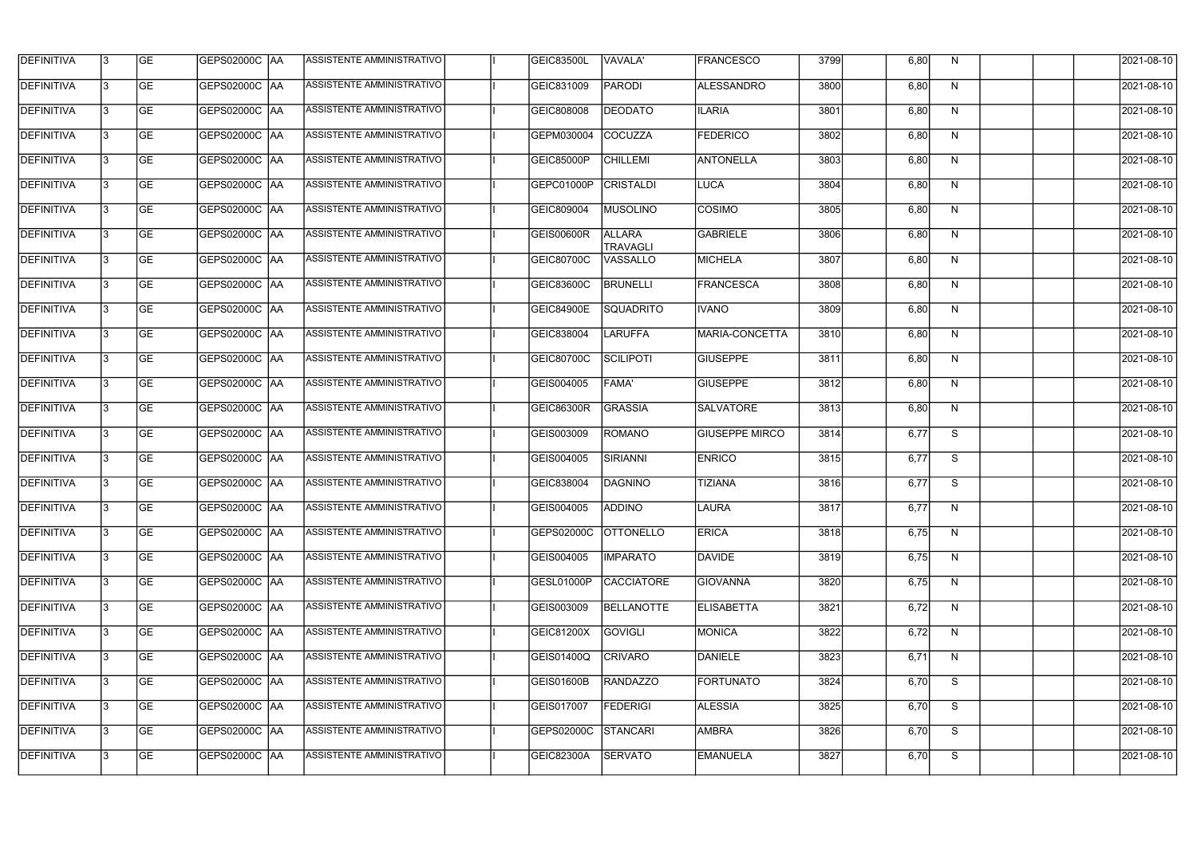| DEFINITIVA | 3 | GE | GEPS02000C | AA | ASSISTENTE AMMINISTRATIVO | | I | GEIC83500L | VAVALA' | FRANCESCO | 3799 | | 6,80 | N | | | | 2021-08-10 |
|---|---|---|---|---|---|---|---|---|---|---|---|---|---|---|---|---|---|---|
| DEFINITIVA | 3 | GE | GEPS02000C | AA | ASSISTENTE AMMINISTRATIVO | | I | GEIC831009 | PARODI | ALESSANDRO | 3800 | | 6,80 | N | | | | 2021-08-10 |
| DEFINITIVA | 3 | GE | GEPS02000C | AA | ASSISTENTE AMMINISTRATIVO | | I | GEIC808008 | DEODATO | ILARIA | 3801 | | 6,80 | N | | | | 2021-08-10 |
| DEFINITIVA | 3 | GE | GEPS02000C | AA | ASSISTENTE AMMINISTRATIVO | | I | GEPM030004 | COCUZZA | FEDERICO | 3802 | | 6,80 | N | | | | 2021-08-10 |
| DEFINITIVA | 3 | GE | GEPS02000C | AA | ASSISTENTE AMMINISTRATIVO | | I | GEIC85000P | CHILLEMI | ANTONELLA | 3803 | | 6,80 | N | | | | 2021-08-10 |
| DEFINITIVA | 3 | GE | GEPS02000C | AA | ASSISTENTE AMMINISTRATIVO | | I | GEPC01000P | CRISTALDI | LUCA | 3804 | | 6,80 | N | | | | 2021-08-10 |
| DEFINITIVA | 3 | GE | GEPS02000C | AA | ASSISTENTE AMMINISTRATIVO | | I | GEIC809004 | MUSOLINO | COSIMO | 3805 | | 6,80 | N | | | | 2021-08-10 |
| DEFINITIVA | 3 | GE | GEPS02000C | AA | ASSISTENTE AMMINISTRATIVO | | I | GEIS00600R | ALLARA TRAVAGLI | GABRIELE | 3806 | | 6,80 | N | | | | 2021-08-10 |
| DEFINITIVA | 3 | GE | GEPS02000C | AA | ASSISTENTE AMMINISTRATIVO | | I | GEIC80700C | VASSALLO | MICHELA | 3807 | | 6,80 | N | | | | 2021-08-10 |
| DEFINITIVA | 3 | GE | GEPS02000C | AA | ASSISTENTE AMMINISTRATIVO | | I | GEIC83600C | BRUNELLI | FRANCESCA | 3808 | | 6,80 | N | | | | 2021-08-10 |
| DEFINITIVA | 3 | GE | GEPS02000C | AA | ASSISTENTE AMMINISTRATIVO | | I | GEIC84900E | SQUADRITO | IVANO | 3809 | | 6,80 | N | | | | 2021-08-10 |
| DEFINITIVA | 3 | GE | GEPS02000C | AA | ASSISTENTE AMMINISTRATIVO | | I | GEIC838004 | LARUFFA | MARIA-CONCETTA | 3810 | | 6,80 | N | | | | 2021-08-10 |
| DEFINITIVA | 3 | GE | GEPS02000C | AA | ASSISTENTE AMMINISTRATIVO | | I | GEIC80700C | SCILIPOTI | GIUSEPPE | 3811 | | 6,80 | N | | | | 2021-08-10 |
| DEFINITIVA | 3 | GE | GEPS02000C | AA | ASSISTENTE AMMINISTRATIVO | | I | GEIS004005 | FAMA' | GIUSEPPE | 3812 | | 6,80 | N | | | | 2021-08-10 |
| DEFINITIVA | 3 | GE | GEPS02000C | AA | ASSISTENTE AMMINISTRATIVO | | I | GEIC86300R | GRASSIA | SALVATORE | 3813 | | 6,80 | N | | | | 2021-08-10 |
| DEFINITIVA | 3 | GE | GEPS02000C | AA | ASSISTENTE AMMINISTRATIVO | | I | GEIS003009 | ROMANO | GIUSEPPE MIRCO | 3814 | | 6,77 | S | | | | 2021-08-10 |
| DEFINITIVA | 3 | GE | GEPS02000C | AA | ASSISTENTE AMMINISTRATIVO | | I | GEIS004005 | SIRIANNI | ENRICO | 3815 | | 6,77 | S | | | | 2021-08-10 |
| DEFINITIVA | 3 | GE | GEPS02000C | AA | ASSISTENTE AMMINISTRATIVO | | I | GEIC838004 | DAGNINO | TIZIANA | 3816 | | 6,77 | S | | | | 2021-08-10 |
| DEFINITIVA | 3 | GE | GEPS02000C | AA | ASSISTENTE AMMINISTRATIVO | | I | GEIS004005 | ADDINO | LAURA | 3817 | | 6,77 | N | | | | 2021-08-10 |
| DEFINITIVA | 3 | GE | GEPS02000C | AA | ASSISTENTE AMMINISTRATIVO | | I | GEPS02000C | OTTONELLO | ERICA | 3818 | | 6,75 | N | | | | 2021-08-10 |
| DEFINITIVA | 3 | GE | GEPS02000C | AA | ASSISTENTE AMMINISTRATIVO | | I | GEIS004005 | IMPARATO | DAVIDE | 3819 | | 6,75 | N | | | | 2021-08-10 |
| DEFINITIVA | 3 | GE | GEPS02000C | AA | ASSISTENTE AMMINISTRATIVO | | I | GESL01000P | CACCIATORE | GIOVANNA | 3820 | | 6,75 | N | | | | 2021-08-10 |
| DEFINITIVA | 3 | GE | GEPS02000C | AA | ASSISTENTE AMMINISTRATIVO | | I | GEIS003009 | BELLANOTTE | ELISABETTA | 3821 | | 6,72 | N | | | | 2021-08-10 |
| DEFINITIVA | 3 | GE | GEPS02000C | AA | ASSISTENTE AMMINISTRATIVO | | I | GEIC81200X | GOVIGLI | MONICA | 3822 | | 6,72 | N | | | | 2021-08-10 |
| DEFINITIVA | 3 | GE | GEPS02000C | AA | ASSISTENTE AMMINISTRATIVO | | I | GEIS01400Q | CRIVARO | DANIELE | 3823 | | 6,71 | N | | | | 2021-08-10 |
| DEFINITIVA | 3 | GE | GEPS02000C | AA | ASSISTENTE AMMINISTRATIVO | | I | GEIS01600B | RANDAZZO | FORTUNATO | 3824 | | 6,70 | S | | | | 2021-08-10 |
| DEFINITIVA | 3 | GE | GEPS02000C | AA | ASSISTENTE AMMINISTRATIVO | | I | GEIS017007 | FEDERIGI | ALESSIA | 3825 | | 6,70 | S | | | | 2021-08-10 |
| DEFINITIVA | 3 | GE | GEPS02000C | AA | ASSISTENTE AMMINISTRATIVO | | I | GEPS02000C | STANCARI | AMBRA | 3826 | | 6,70 | S | | | | 2021-08-10 |
| DEFINITIVA | 3 | GE | GEPS02000C | AA | ASSISTENTE AMMINISTRATIVO | | I | GEIC82300A | SERVATO | EMANUELA | 3827 | | 6,70 | S | | | | 2021-08-10 |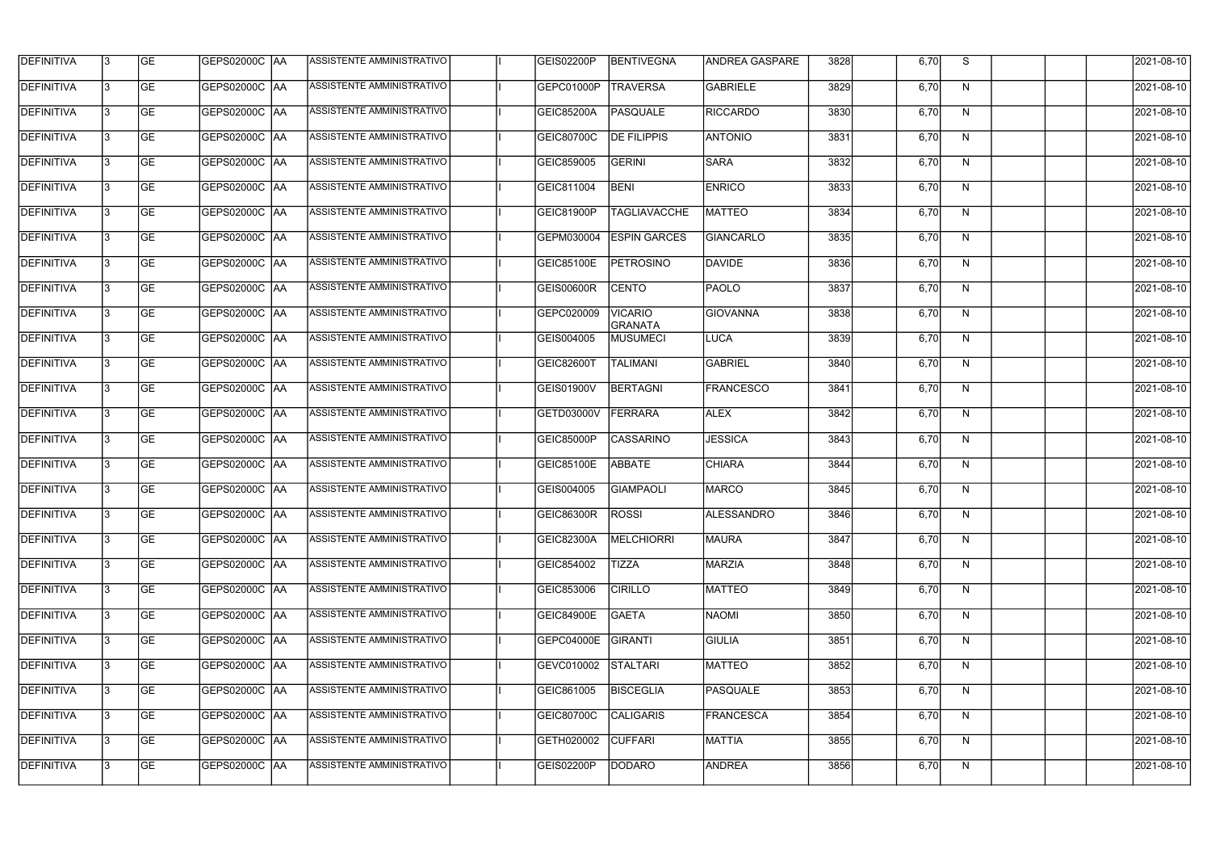| DEFINITIVA | 3 | GE | GEPS02000C | AA | ASSISTENTE AMMINISTRATIVO | | I | GEIS02200P | BENTIVEGNA | ANDREA GASPARE | 3828 | | 6,70 | S | | | | 2021-08-10 |
|---|---|---|---|---|---|---|---|---|---|---|---|---|---|---|---|---|---|---|
| DEFINITIVA | 3 | GE | GEPS02000C | AA | ASSISTENTE AMMINISTRATIVO | | I | GEPC01000P | TRAVERSA | GABRIELE | 3829 | | 6,70 | N | | | | 2021-08-10 |
| DEFINITIVA | 3 | GE | GEPS02000C | AA | ASSISTENTE AMMINISTRATIVO | | I | GEIC85200A | PASQUALE | RICCARDO | 3830 | | 6,70 | N | | | | 2021-08-10 |
| DEFINITIVA | 3 | GE | GEPS02000C | AA | ASSISTENTE AMMINISTRATIVO | | I | GEIC80700C | DE FILIPPIS | ANTONIO | 3831 | | 6,70 | N | | | | 2021-08-10 |
| DEFINITIVA | 3 | GE | GEPS02000C | AA | ASSISTENTE AMMINISTRATIVO | | I | GEIC859005 | GERINI | SARA | 3832 | | 6,70 | N | | | | 2021-08-10 |
| DEFINITIVA | 3 | GE | GEPS02000C | AA | ASSISTENTE AMMINISTRATIVO | | I | GEIC811004 | BENI | ENRICO | 3833 | | 6,70 | N | | | | 2021-08-10 |
| DEFINITIVA | 3 | GE | GEPS02000C | AA | ASSISTENTE AMMINISTRATIVO | | I | GEIC81900P | TAGLIAVACCHE | MATTEO | 3834 | | 6,70 | N | | | | 2021-08-10 |
| DEFINITIVA | 3 | GE | GEPS02000C | AA | ASSISTENTE AMMINISTRATIVO | | I | GEPM030004 | ESPIN GARCES | GIANCARLO | 3835 | | 6,70 | N | | | | 2021-08-10 |
| DEFINITIVA | 3 | GE | GEPS02000C | AA | ASSISTENTE AMMINISTRATIVO | | I | GEIC85100E | PETROSINO | DAVIDE | 3836 | | 6,70 | N | | | | 2021-08-10 |
| DEFINITIVA | 3 | GE | GEPS02000C | AA | ASSISTENTE AMMINISTRATIVO | | I | GEIS00600R | CENTO | PAOLO | 3837 | | 6,70 | N | | | | 2021-08-10 |
| DEFINITIVA | 3 | GE | GEPS02000C | AA | ASSISTENTE AMMINISTRATIVO | | I | GEPC020009 | VICARIO GRANATA | GIOVANNA | 3838 | | 6,70 | N | | | | 2021-08-10 |
| DEFINITIVA | 3 | GE | GEPS02000C | AA | ASSISTENTE AMMINISTRATIVO | | I | GEIS004005 | MUSUMECI | LUCA | 3839 | | 6,70 | N | | | | 2021-08-10 |
| DEFINITIVA | 3 | GE | GEPS02000C | AA | ASSISTENTE AMMINISTRATIVO | | I | GEIC82600T | TALIMANI | GABRIEL | 3840 | | 6,70 | N | | | | 2021-08-10 |
| DEFINITIVA | 3 | GE | GEPS02000C | AA | ASSISTENTE AMMINISTRATIVO | | I | GEIS01900V | BERTAGNI | FRANCESCO | 3841 | | 6,70 | N | | | | 2021-08-10 |
| DEFINITIVA | 3 | GE | GEPS02000C | AA | ASSISTENTE AMMINISTRATIVO | | I | GETD03000V | FERRARA | ALEX | 3842 | | 6,70 | N | | | | 2021-08-10 |
| DEFINITIVA | 3 | GE | GEPS02000C | AA | ASSISTENTE AMMINISTRATIVO | | I | GEIC85000P | CASSARINO | JESSICA | 3843 | | 6,70 | N | | | | 2021-08-10 |
| DEFINITIVA | 3 | GE | GEPS02000C | AA | ASSISTENTE AMMINISTRATIVO | | I | GEIC85100E | ABBATE | CHIARA | 3844 | | 6,70 | N | | | | 2021-08-10 |
| DEFINITIVA | 3 | GE | GEPS02000C | AA | ASSISTENTE AMMINISTRATIVO | | I | GEIS004005 | GIAMPAOLI | MARCO | 3845 | | 6,70 | N | | | | 2021-08-10 |
| DEFINITIVA | 3 | GE | GEPS02000C | AA | ASSISTENTE AMMINISTRATIVO | | I | GEIC86300R | ROSSI | ALESSANDRO | 3846 | | 6,70 | N | | | | 2021-08-10 |
| DEFINITIVA | 3 | GE | GEPS02000C | AA | ASSISTENTE AMMINISTRATIVO | | I | GEIC82300A | MELCHIORRI | MAURA | 3847 | | 6,70 | N | | | | 2021-08-10 |
| DEFINITIVA | 3 | GE | GEPS02000C | AA | ASSISTENTE AMMINISTRATIVO | | I | GEIC854002 | TIZZA | MARZIA | 3848 | | 6,70 | N | | | | 2021-08-10 |
| DEFINITIVA | 3 | GE | GEPS02000C | AA | ASSISTENTE AMMINISTRATIVO | | I | GEIC853006 | CIRILLO | MATTEO | 3849 | | 6,70 | N | | | | 2021-08-10 |
| DEFINITIVA | 3 | GE | GEPS02000C | AA | ASSISTENTE AMMINISTRATIVO | | I | GEIC84900E | GAETA | NAOMI | 3850 | | 6,70 | N | | | | 2021-08-10 |
| DEFINITIVA | 3 | GE | GEPS02000C | AA | ASSISTENTE AMMINISTRATIVO | | I | GEPC04000E | GIRANTI | GIULIA | 3851 | | 6,70 | N | | | | 2021-08-10 |
| DEFINITIVA | 3 | GE | GEPS02000C | AA | ASSISTENTE AMMINISTRATIVO | | I | GEVC010002 | STALTARI | MATTEO | 3852 | | 6,70 | N | | | | 2021-08-10 |
| DEFINITIVA | 3 | GE | GEPS02000C | AA | ASSISTENTE AMMINISTRATIVO | | I | GEIC861005 | BISCEGLIA | PASQUALE | 3853 | | 6,70 | N | | | | 2021-08-10 |
| DEFINITIVA | 3 | GE | GEPS02000C | AA | ASSISTENTE AMMINISTRATIVO | | I | GEIC80700C | CALIGARIS | FRANCESCA | 3854 | | 6,70 | N | | | | 2021-08-10 |
| DEFINITIVA | 3 | GE | GEPS02000C | AA | ASSISTENTE AMMINISTRATIVO | | I | GETH020002 | CUFFARI | MATTIA | 3855 | | 6,70 | N | | | | 2021-08-10 |
| DEFINITIVA | 3 | GE | GEPS02000C | AA | ASSISTENTE AMMINISTRATIVO | | I | GEIS02200P | DODARO | ANDREA | 3856 | | 6,70 | N | | | | 2021-08-10 |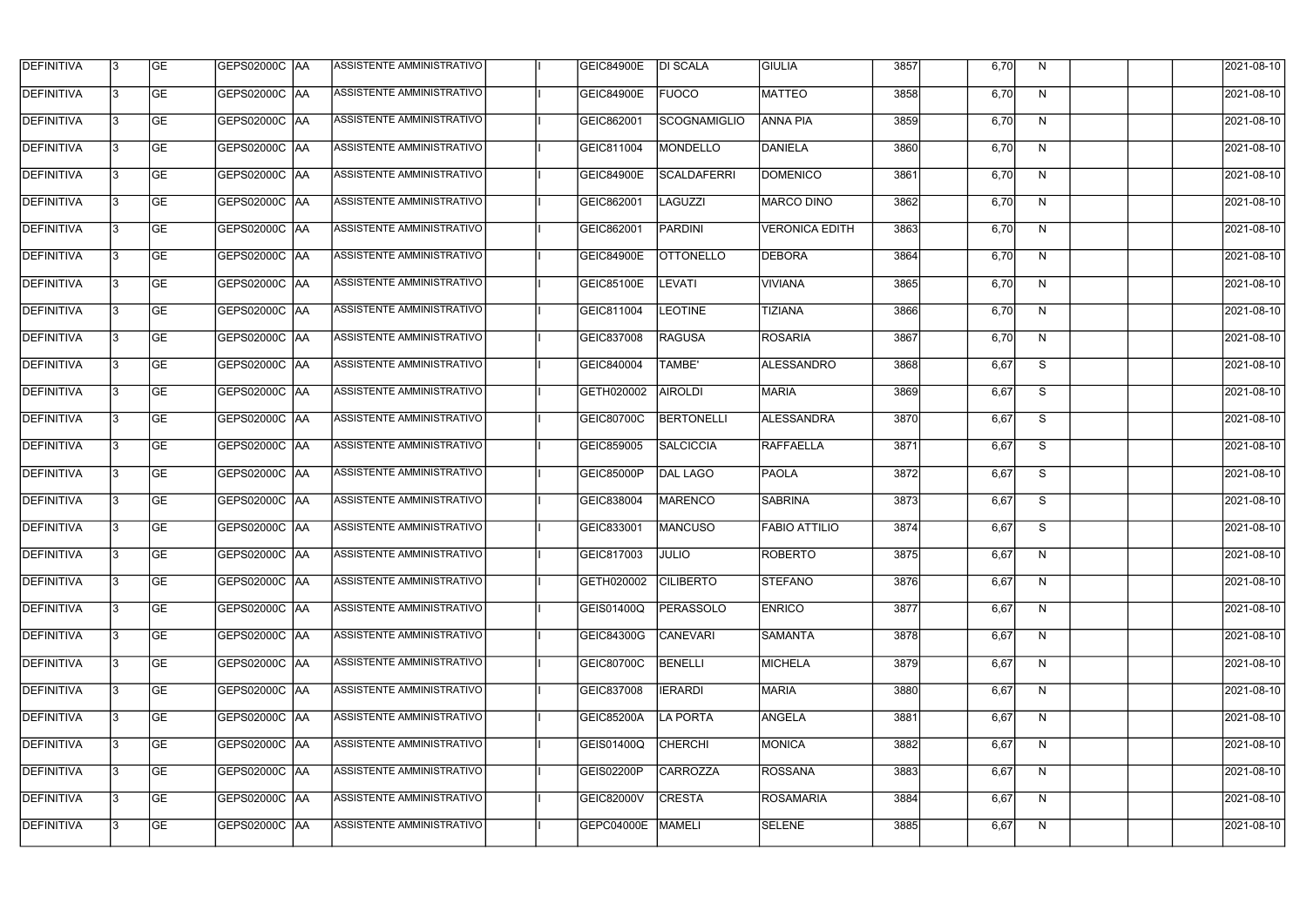| DEFINITIVA | 3 | GE | GEPS02000C | AA | ASSISTENTE AMMINISTRATIVO | | I | GEIC84900E | DI SCALA | GIULIA | 3857 | | 6,70 | N | | | | 2021-08-10 |
|---|---|---|---|---|---|---|---|---|---|---|---|---|---|---|---|---|---|---|
| DEFINITIVA | 3 | GE | GEPS02000C | AA | ASSISTENTE AMMINISTRATIVO | | I | GEIC84900E | FUOCO | MATTEO | 3858 | | 6,70 | N | | | | 2021-08-10 |
| DEFINITIVA | 3 | GE | GEPS02000C | AA | ASSISTENTE AMMINISTRATIVO | | I | GEIC862001 | SCOGNAMIGLIO | ANNA PIA | 3859 | | 6,70 | N | | | | 2021-08-10 |
| DEFINITIVA | 3 | GE | GEPS02000C | AA | ASSISTENTE AMMINISTRATIVO | | I | GEIC811004 | MONDELLO | DANIELA | 3860 | | 6,70 | N | | | | 2021-08-10 |
| DEFINITIVA | 3 | GE | GEPS02000C | AA | ASSISTENTE AMMINISTRATIVO | | I | GEIC84900E | SCALDAFERRI | DOMENICO | 3861 | | 6,70 | N | | | | 2021-08-10 |
| DEFINITIVA | 3 | GE | GEPS02000C | AA | ASSISTENTE AMMINISTRATIVO | | I | GEIC862001 | LAGUZZI | MARCO DINO | 3862 | | 6,70 | N | | | | 2021-08-10 |
| DEFINITIVA | 3 | GE | GEPS02000C | AA | ASSISTENTE AMMINISTRATIVO | | I | GEIC862001 | PARDINI | VERONICA EDITH | 3863 | | 6,70 | N | | | | 2021-08-10 |
| DEFINITIVA | 3 | GE | GEPS02000C | AA | ASSISTENTE AMMINISTRATIVO | | I | GEIC84900E | OTTONELLO | DEBORA | 3864 | | 6,70 | N | | | | 2021-08-10 |
| DEFINITIVA | 3 | GE | GEPS02000C | AA | ASSISTENTE AMMINISTRATIVO | | I | GEIC85100E | LEVATI | VIVIANA | 3865 | | 6,70 | N | | | | 2021-08-10 |
| DEFINITIVA | 3 | GE | GEPS02000C | AA | ASSISTENTE AMMINISTRATIVO | | I | GEIC811004 | LEOTINE | TIZIANA | 3866 | | 6,70 | N | | | | 2021-08-10 |
| DEFINITIVA | 3 | GE | GEPS02000C | AA | ASSISTENTE AMMINISTRATIVO | | I | GEIC837008 | RAGUSA | ROSARIA | 3867 | | 6,70 | N | | | | 2021-08-10 |
| DEFINITIVA | 3 | GE | GEPS02000C | AA | ASSISTENTE AMMINISTRATIVO | | I | GEIC840004 | TAMBE' | ALESSANDRO | 3868 | | 6,67 | S | | | | 2021-08-10 |
| DEFINITIVA | 3 | GE | GEPS02000C | AA | ASSISTENTE AMMINISTRATIVO | | I | GETH020002 | AIROLDI | MARIA | 3869 | | 6,67 | S | | | | 2021-08-10 |
| DEFINITIVA | 3 | GE | GEPS02000C | AA | ASSISTENTE AMMINISTRATIVO | | I | GEIC80700C | BERTONELLI | ALESSANDRA | 3870 | | 6,67 | S | | | | 2021-08-10 |
| DEFINITIVA | 3 | GE | GEPS02000C | AA | ASSISTENTE AMMINISTRATIVO | | I | GEIC859005 | SALCICCIA | RAFFAELLA | 3871 | | 6,67 | S | | | | 2021-08-10 |
| DEFINITIVA | 3 | GE | GEPS02000C | AA | ASSISTENTE AMMINISTRATIVO | | I | GEIC85000P | DAL LAGO | PAOLA | 3872 | | 6,67 | S | | | | 2021-08-10 |
| DEFINITIVA | 3 | GE | GEPS02000C | AA | ASSISTENTE AMMINISTRATIVO | | I | GEIC838004 | MARENCO | SABRINA | 3873 | | 6,67 | S | | | | 2021-08-10 |
| DEFINITIVA | 3 | GE | GEPS02000C | AA | ASSISTENTE AMMINISTRATIVO | | I | GEIC833001 | MANCUSO | FABIO ATTILIO | 3874 | | 6,67 | S | | | | 2021-08-10 |
| DEFINITIVA | 3 | GE | GEPS02000C | AA | ASSISTENTE AMMINISTRATIVO | | I | GEIC817003 | JULIO | ROBERTO | 3875 | | 6,67 | N | | | | 2021-08-10 |
| DEFINITIVA | 3 | GE | GEPS02000C | AA | ASSISTENTE AMMINISTRATIVO | | I | GETH020002 | CILIBERTO | STEFANO | 3876 | | 6,67 | N | | | | 2021-08-10 |
| DEFINITIVA | 3 | GE | GEPS02000C | AA | ASSISTENTE AMMINISTRATIVO | | I | GEIS01400Q | PERASSOLO | ENRICO | 3877 | | 6,67 | N | | | | 2021-08-10 |
| DEFINITIVA | 3 | GE | GEPS02000C | AA | ASSISTENTE AMMINISTRATIVO | | I | GEIC84300G | CANEVARI | SAMANTA | 3878 | | 6,67 | N | | | | 2021-08-10 |
| DEFINITIVA | 3 | GE | GEPS02000C | AA | ASSISTENTE AMMINISTRATIVO | | I | GEIC80700C | BENELLI | MICHELA | 3879 | | 6,67 | N | | | | 2021-08-10 |
| DEFINITIVA | 3 | GE | GEPS02000C | AA | ASSISTENTE AMMINISTRATIVO | | I | GEIC837008 | IERARDI | MARIA | 3880 | | 6,67 | N | | | | 2021-08-10 |
| DEFINITIVA | 3 | GE | GEPS02000C | AA | ASSISTENTE AMMINISTRATIVO | | I | GEIC85200A | LA PORTA | ANGELA | 3881 | | 6,67 | N | | | | 2021-08-10 |
| DEFINITIVA | 3 | GE | GEPS02000C | AA | ASSISTENTE AMMINISTRATIVO | | I | GEIS01400Q | CHERCHI | MONICA | 3882 | | 6,67 | N | | | | 2021-08-10 |
| DEFINITIVA | 3 | GE | GEPS02000C | AA | ASSISTENTE AMMINISTRATIVO | | I | GEIS02200P | CARROZZA | ROSSANA | 3883 | | 6,67 | N | | | | 2021-08-10 |
| DEFINITIVA | 3 | GE | GEPS02000C | AA | ASSISTENTE AMMINISTRATIVO | | I | GEIC82000V | CRESTA | ROSAMARIA | 3884 | | 6,67 | N | | | | 2021-08-10 |
| DEFINITIVA | 3 | GE | GEPS02000C | AA | ASSISTENTE AMMINISTRATIVO | | I | GEPC04000E | MAMELI | SELENE | 3885 | | 6,67 | N | | | | 2021-08-10 |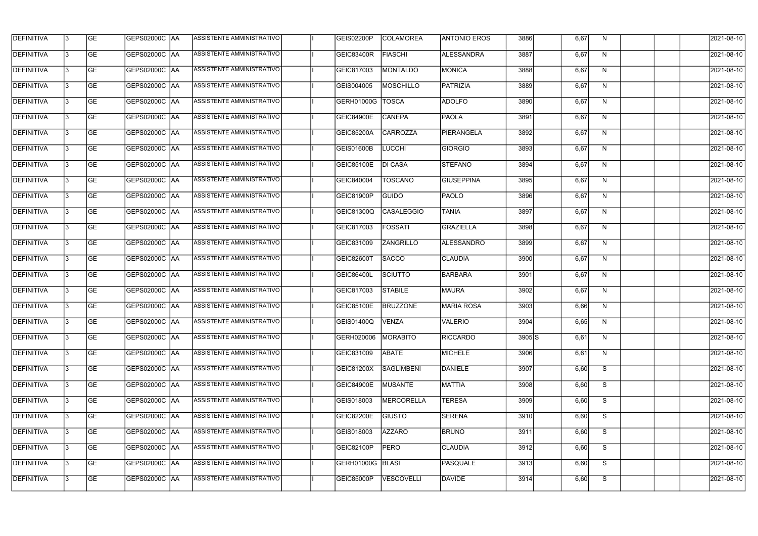| | | | | | | | | | | | | | | | | | | |
|---|---|---|---|---|---|---|---|---|---|---|---|---|---|---|---|---|---|---|
| DEFINITIVA | 3 | GE | GEPS02000C | AA | ASSISTENTE AMMINISTRATIVO | | I | GEIS02200P | COLAMOREA | ANTONIO EROS | 3886 | | 6,67 | N | | | | 2021-08-10 |
| DEFINITIVA | 3 | GE | GEPS02000C | AA | ASSISTENTE AMMINISTRATIVO | | I | GEIC83400R | FIASCHI | ALESSANDRA | 3887 | | 6,67 | N | | | | 2021-08-10 |
| DEFINITIVA | 3 | GE | GEPS02000C | AA | ASSISTENTE AMMINISTRATIVO | | I | GEIC817003 | MONTALDO | MONICA | 3888 | | 6,67 | N | | | | 2021-08-10 |
| DEFINITIVA | 3 | GE | GEPS02000C | AA | ASSISTENTE AMMINISTRATIVO | | I | GEIS004005 | MOSCHILLO | PATRIZIA | 3889 | | 6,67 | N | | | | 2021-08-10 |
| DEFINITIVA | 3 | GE | GEPS02000C | AA | ASSISTENTE AMMINISTRATIVO | | I | GERH01000G | TOSCA | ADOLFO | 3890 | | 6,67 | N | | | | 2021-08-10 |
| DEFINITIVA | 3 | GE | GEPS02000C | AA | ASSISTENTE AMMINISTRATIVO | | I | GEIC84900E | CANEPA | PAOLA | 3891 | | 6,67 | N | | | | 2021-08-10 |
| DEFINITIVA | 3 | GE | GEPS02000C | AA | ASSISTENTE AMMINISTRATIVO | | I | GEIC85200A | CARROZZA | PIERANGELA | 3892 | | 6,67 | N | | | | 2021-08-10 |
| DEFINITIVA | 3 | GE | GEPS02000C | AA | ASSISTENTE AMMINISTRATIVO | | I | GEIS01600B | LUCCHI | GIORGIO | 3893 | | 6,67 | N | | | | 2021-08-10 |
| DEFINITIVA | 3 | GE | GEPS02000C | AA | ASSISTENTE AMMINISTRATIVO | | I | GEIC85100E | DI CASA | STEFANO | 3894 | | 6,67 | N | | | | 2021-08-10 |
| DEFINITIVA | 3 | GE | GEPS02000C | AA | ASSISTENTE AMMINISTRATIVO | | I | GEIC840004 | TOSCANO | GIUSEPPINA | 3895 | | 6,67 | N | | | | 2021-08-10 |
| DEFINITIVA | 3 | GE | GEPS02000C | AA | ASSISTENTE AMMINISTRATIVO | | I | GEIC81900P | GUIDO | PAOLO | 3896 | | 6,67 | N | | | | 2021-08-10 |
| DEFINITIVA | 3 | GE | GEPS02000C | AA | ASSISTENTE AMMINISTRATIVO | | I | GEIC81300Q | CASALEGGIO | TANIA | 3897 | | 6,67 | N | | | | 2021-08-10 |
| DEFINITIVA | 3 | GE | GEPS02000C | AA | ASSISTENTE AMMINISTRATIVO | | I | GEIC817003 | FOSSATI | GRAZIELLA | 3898 | | 6,67 | N | | | | 2021-08-10 |
| DEFINITIVA | 3 | GE | GEPS02000C | AA | ASSISTENTE AMMINISTRATIVO | | I | GEIC831009 | ZANGRILLO | ALESSANDRO | 3899 | | 6,67 | N | | | | 2021-08-10 |
| DEFINITIVA | 3 | GE | GEPS02000C | AA | ASSISTENTE AMMINISTRATIVO | | I | GEIC82600T | SACCO | CLAUDIA | 3900 | | 6,67 | N | | | | 2021-08-10 |
| DEFINITIVA | 3 | GE | GEPS02000C | AA | ASSISTENTE AMMINISTRATIVO | | I | GEIC86400L | SCIUTTO | BARBARA | 3901 | | 6,67 | N | | | | 2021-08-10 |
| DEFINITIVA | 3 | GE | GEPS02000C | AA | ASSISTENTE AMMINISTRATIVO | | I | GEIC817003 | STABILE | MAURA | 3902 | | 6,67 | N | | | | 2021-08-10 |
| DEFINITIVA | 3 | GE | GEPS02000C | AA | ASSISTENTE AMMINISTRATIVO | | I | GEIC85100E | BRUZZONE | MARIA ROSA | 3903 | | 6,66 | N | | | | 2021-08-10 |
| DEFINITIVA | 3 | GE | GEPS02000C | AA | ASSISTENTE AMMINISTRATIVO | | I | GEIS01400Q | VENZA | VALERIO | 3904 | | 6,65 | N | | | | 2021-08-10 |
| DEFINITIVA | 3 | GE | GEPS02000C | AA | ASSISTENTE AMMINISTRATIVO | | I | GERH020006 | MORABITO | RICCARDO | 3905 | S | 6,61 | N | | | | 2021-08-10 |
| DEFINITIVA | 3 | GE | GEPS02000C | AA | ASSISTENTE AMMINISTRATIVO | | I | GEIC831009 | ABATE | MICHELE | 3906 | | 6,61 | N | | | | 2021-08-10 |
| DEFINITIVA | 3 | GE | GEPS02000C | AA | ASSISTENTE AMMINISTRATIVO | | I | GEIC81200X | SAGLIMBENI | DANIELE | 3907 | | 6,60 | S | | | | 2021-08-10 |
| DEFINITIVA | 3 | GE | GEPS02000C | AA | ASSISTENTE AMMINISTRATIVO | | I | GEIC84900E | MUSANTE | MATTIA | 3908 | | 6,60 | S | | | | 2021-08-10 |
| DEFINITIVA | 3 | GE | GEPS02000C | AA | ASSISTENTE AMMINISTRATIVO | | I | GEIS018003 | MERCORELLA | TERESA | 3909 | | 6,60 | S | | | | 2021-08-10 |
| DEFINITIVA | 3 | GE | GEPS02000C | AA | ASSISTENTE AMMINISTRATIVO | | I | GEIC82200E | GIUSTO | SERENA | 3910 | | 6,60 | S | | | | 2021-08-10 |
| DEFINITIVA | 3 | GE | GEPS02000C | AA | ASSISTENTE AMMINISTRATIVO | | I | GEIS018003 | AZZARO | BRUNO | 3911 | | 6,60 | S | | | | 2021-08-10 |
| DEFINITIVA | 3 | GE | GEPS02000C | AA | ASSISTENTE AMMINISTRATIVO | | I | GEIC82100P | PERO | CLAUDIA | 3912 | | 6,60 | S | | | | 2021-08-10 |
| DEFINITIVA | 3 | GE | GEPS02000C | AA | ASSISTENTE AMMINISTRATIVO | | I | GERH01000G | BLASI | PASQUALE | 3913 | | 6,60 | S | | | | 2021-08-10 |
| DEFINITIVA | 3 | GE | GEPS02000C | AA | ASSISTENTE AMMINISTRATIVO | | I | GEIC85000P | VESCOVELLI | DAVIDE | 3914 | | 6,60 | S | | | | 2021-08-10 |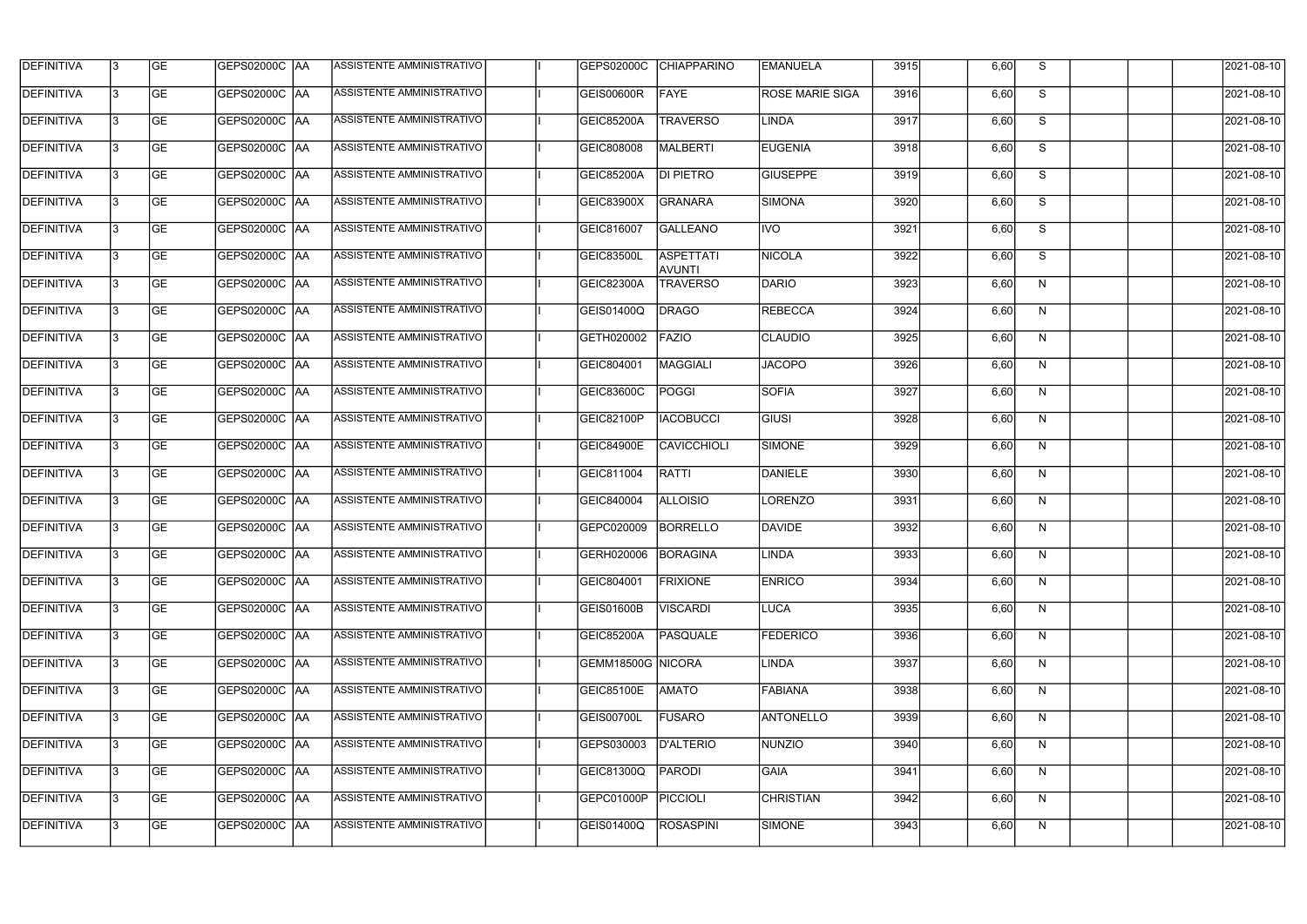| DEFINITIVA | 3 | GE | GEPS02000C | AA | ASSISTENTE AMMINISTRATIVO | | I | GEPS02000C | CHIAPPARINO | EMANUELA | 3915 | | 6,60 | S | | | | 2021-08-10 |
|---|---|---|---|---|---|---|---|---|---|---|---|---|---|---|---|---|---|---|
| DEFINITIVA | 3 | GE | GEPS02000C | AA | ASSISTENTE AMMINISTRATIVO | | I | GEIS00600R | FAYE | ROSE MARIE SIGA | 3916 | | 6,60 | S | | | | 2021-08-10 |
| DEFINITIVA | 3 | GE | GEPS02000C | AA | ASSISTENTE AMMINISTRATIVO | | I | GEIC85200A | TRAVERSO | LINDA | 3917 | | 6,60 | S | | | | 2021-08-10 |
| DEFINITIVA | 3 | GE | GEPS02000C | AA | ASSISTENTE AMMINISTRATIVO | | I | GEIC808008 | MALBERTI | EUGENIA | 3918 | | 6,60 | S | | | | 2021-08-10 |
| DEFINITIVA | 3 | GE | GEPS02000C | AA | ASSISTENTE AMMINISTRATIVO | | I | GEIC85200A | DI PIETRO | GIUSEPPE | 3919 | | 6,60 | S | | | | 2021-08-10 |
| DEFINITIVA | 3 | GE | GEPS02000C | AA | ASSISTENTE AMMINISTRATIVO | | I | GEIC83900X | GRANARA | SIMONA | 3920 | | 6,60 | S | | | | 2021-08-10 |
| DEFINITIVA | 3 | GE | GEPS02000C | AA | ASSISTENTE AMMINISTRATIVO | | I | GEIC816007 | GALLEANO | IVO | 3921 | | 6,60 | S | | | | 2021-08-10 |
| DEFINITIVA | 3 | GE | GEPS02000C | AA | ASSISTENTE AMMINISTRATIVO | | I | GEIC83500L | ASPETTATI AVUNTI | NICOLA | 3922 | | 6,60 | S | | | | 2021-08-10 |
| DEFINITIVA | 3 | GE | GEPS02000C | AA | ASSISTENTE AMMINISTRATIVO | | I | GEIC82300A | TRAVERSO | DARIO | 3923 | | 6,60 | N | | | | 2021-08-10 |
| DEFINITIVA | 3 | GE | GEPS02000C | AA | ASSISTENTE AMMINISTRATIVO | | I | GEIS01400Q | DRAGO | REBECCA | 3924 | | 6,60 | N | | | | 2021-08-10 |
| DEFINITIVA | 3 | GE | GEPS02000C | AA | ASSISTENTE AMMINISTRATIVO | | I | GETH020002 | FAZIO | CLAUDIO | 3925 | | 6,60 | N | | | | 2021-08-10 |
| DEFINITIVA | 3 | GE | GEPS02000C | AA | ASSISTENTE AMMINISTRATIVO | | I | GEIC804001 | MAGGIALI | JACOPO | 3926 | | 6,60 | N | | | | 2021-08-10 |
| DEFINITIVA | 3 | GE | GEPS02000C | AA | ASSISTENTE AMMINISTRATIVO | | I | GEIC83600C | POGGI | SOFIA | 3927 | | 6,60 | N | | | | 2021-08-10 |
| DEFINITIVA | 3 | GE | GEPS02000C | AA | ASSISTENTE AMMINISTRATIVO | | I | GEIC82100P | IACOBUCCI | GIUSI | 3928 | | 6,60 | N | | | | 2021-08-10 |
| DEFINITIVA | 3 | GE | GEPS02000C | AA | ASSISTENTE AMMINISTRATIVO | | I | GEIC84900E | CAVICCHIOLI | SIMONE | 3929 | | 6,60 | N | | | | 2021-08-10 |
| DEFINITIVA | 3 | GE | GEPS02000C | AA | ASSISTENTE AMMINISTRATIVO | | I | GEIC811004 | RATTI | DANIELE | 3930 | | 6,60 | N | | | | 2021-08-10 |
| DEFINITIVA | 3 | GE | GEPS02000C | AA | ASSISTENTE AMMINISTRATIVO | | I | GEIC840004 | ALLOISIO | LORENZO | 3931 | | 6,60 | N | | | | 2021-08-10 |
| DEFINITIVA | 3 | GE | GEPS02000C | AA | ASSISTENTE AMMINISTRATIVO | | I | GEPC020009 | BORRELLO | DAVIDE | 3932 | | 6,60 | N | | | | 2021-08-10 |
| DEFINITIVA | 3 | GE | GEPS02000C | AA | ASSISTENTE AMMINISTRATIVO | | I | GERH020006 | BORAGINA | LINDA | 3933 | | 6,60 | N | | | | 2021-08-10 |
| DEFINITIVA | 3 | GE | GEPS02000C | AA | ASSISTENTE AMMINISTRATIVO | | I | GEIC804001 | FRIXIONE | ENRICO | 3934 | | 6,60 | N | | | | 2021-08-10 |
| DEFINITIVA | 3 | GE | GEPS02000C | AA | ASSISTENTE AMMINISTRATIVO | | I | GEIS01600B | VISCARDI | LUCA | 3935 | | 6,60 | N | | | | 2021-08-10 |
| DEFINITIVA | 3 | GE | GEPS02000C | AA | ASSISTENTE AMMINISTRATIVO | | I | GEIC85200A | PASQUALE | FEDERICO | 3936 | | 6,60 | N | | | | 2021-08-10 |
| DEFINITIVA | 3 | GE | GEPS02000C | AA | ASSISTENTE AMMINISTRATIVO | | I | GEMM18500G | NICORA | LINDA | 3937 | | 6,60 | N | | | | 2021-08-10 |
| DEFINITIVA | 3 | GE | GEPS02000C | AA | ASSISTENTE AMMINISTRATIVO | | I | GEIC85100E | AMATO | FABIANA | 3938 | | 6,60 | N | | | | 2021-08-10 |
| DEFINITIVA | 3 | GE | GEPS02000C | AA | ASSISTENTE AMMINISTRATIVO | | I | GEIS00700L | FUSARO | ANTONELLO | 3939 | | 6,60 | N | | | | 2021-08-10 |
| DEFINITIVA | 3 | GE | GEPS02000C | AA | ASSISTENTE AMMINISTRATIVO | | I | GEPS030003 | D'ALTERIO | NUNZIO | 3940 | | 6,60 | N | | | | 2021-08-10 |
| DEFINITIVA | 3 | GE | GEPS02000C | AA | ASSISTENTE AMMINISTRATIVO | | I | GEIC81300Q | PARODI | GAIA | 3941 | | 6,60 | N | | | | 2021-08-10 |
| DEFINITIVA | 3 | GE | GEPS02000C | AA | ASSISTENTE AMMINISTRATIVO | | I | GEPC01000P | PICCIOLI | CHRISTIAN | 3942 | | 6,60 | N | | | | 2021-08-10 |
| DEFINITIVA | 3 | GE | GEPS02000C | AA | ASSISTENTE AMMINISTRATIVO | | I | GEIS01400Q | ROSASPINI | SIMONE | 3943 | | 6,60 | N | | | | 2021-08-10 |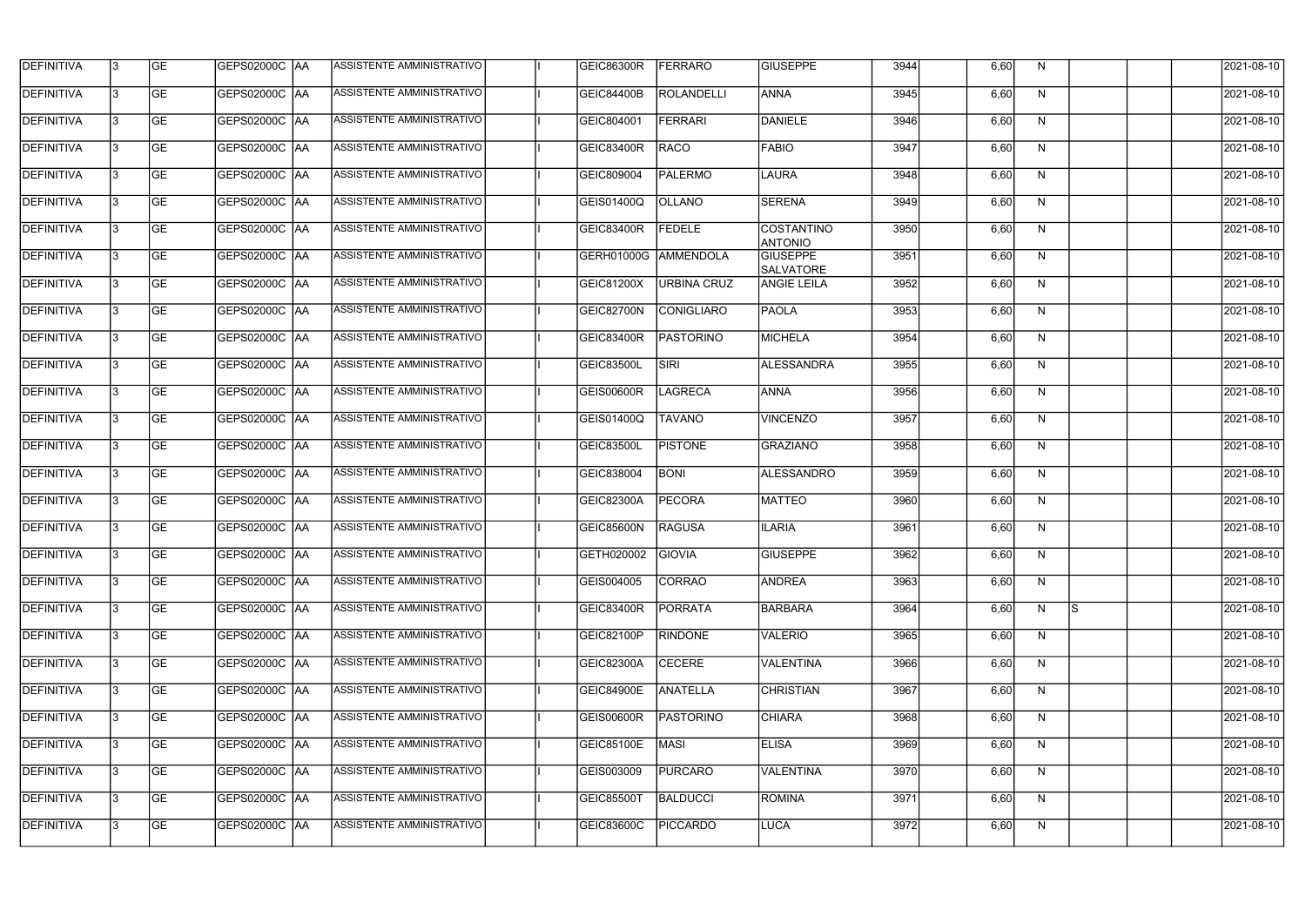| DEFINITIVA | 3 | GE | GEPS02000C | AA | ASSISTENTE AMMINISTRATIVO | | I | GEIC86300R | FERRARO | GIUSEPPE | 3944 | | 6,60 | N | | | | 2021-08-10 |
|---|---|---|---|---|---|---|---|---|---|---|---|---|---|---|---|---|---|---|
| DEFINITIVA | 3 | GE | GEPS02000C | AA | ASSISTENTE AMMINISTRATIVO | | I | GEIC84400B | ROLANDELLI | ANNA | 3945 | | 6,60 | N | | | | 2021-08-10 |
| DEFINITIVA | 3 | GE | GEPS02000C | AA | ASSISTENTE AMMINISTRATIVO | | I | GEIC804001 | FERRARI | DANIELE | 3946 | | 6,60 | N | | | | 2021-08-10 |
| DEFINITIVA | 3 | GE | GEPS02000C | AA | ASSISTENTE AMMINISTRATIVO | | I | GEIC83400R | RACO | FABIO | 3947 | | 6,60 | N | | | | 2021-08-10 |
| DEFINITIVA | 3 | GE | GEPS02000C | AA | ASSISTENTE AMMINISTRATIVO | | I | GEIC809004 | PALERMO | LAURA | 3948 | | 6,60 | N | | | | 2021-08-10 |
| DEFINITIVA | 3 | GE | GEPS02000C | AA | ASSISTENTE AMMINISTRATIVO | | I | GEIS01400Q | OLLANO | SERENA | 3949 | | 6,60 | N | | | | 2021-08-10 |
| DEFINITIVA | 3 | GE | GEPS02000C | AA | ASSISTENTE AMMINISTRATIVO | | I | GEIC83400R | FEDELE | COSTANTINO ANTONIO | 3950 | | 6,60 | N | | | | 2021-08-10 |
| DEFINITIVA | 3 | GE | GEPS02000C | AA | ASSISTENTE AMMINISTRATIVO | | I | GERH01000G | AMMENDOLA | GIUSEPPE SALVATORE | 3951 | | 6,60 | N | | | | 2021-08-10 |
| DEFINITIVA | 3 | GE | GEPS02000C | AA | ASSISTENTE AMMINISTRATIVO | | I | GEIC81200X | URBINA CRUZ | ANGIE LEILA | 3952 | | 6,60 | N | | | | 2021-08-10 |
| DEFINITIVA | 3 | GE | GEPS02000C | AA | ASSISTENTE AMMINISTRATIVO | | I | GEIC82700N | CONIGLIARO | PAOLA | 3953 | | 6,60 | N | | | | 2021-08-10 |
| DEFINITIVA | 3 | GE | GEPS02000C | AA | ASSISTENTE AMMINISTRATIVO | | I | GEIC83400R | PASTORINO | MICHELA | 3954 | | 6,60 | N | | | | 2021-08-10 |
| DEFINITIVA | 3 | GE | GEPS02000C | AA | ASSISTENTE AMMINISTRATIVO | | I | GEIC83500L | SIRI | ALESSANDRA | 3955 | | 6,60 | N | | | | 2021-08-10 |
| DEFINITIVA | 3 | GE | GEPS02000C | AA | ASSISTENTE AMMINISTRATIVO | | I | GEIS00600R | LAGRECA | ANNA | 3956 | | 6,60 | N | | | | 2021-08-10 |
| DEFINITIVA | 3 | GE | GEPS02000C | AA | ASSISTENTE AMMINISTRATIVO | | I | GEIS01400Q | TAVANO | VINCENZO | 3957 | | 6,60 | N | | | | 2021-08-10 |
| DEFINITIVA | 3 | GE | GEPS02000C | AA | ASSISTENTE AMMINISTRATIVO | | I | GEIC83500L | PISTONE | GRAZIANO | 3958 | | 6,60 | N | | | | 2021-08-10 |
| DEFINITIVA | 3 | GE | GEPS02000C | AA | ASSISTENTE AMMINISTRATIVO | | I | GEIC838004 | BONI | ALESSANDRO | 3959 | | 6,60 | N | | | | 2021-08-10 |
| DEFINITIVA | 3 | GE | GEPS02000C | AA | ASSISTENTE AMMINISTRATIVO | | I | GEIC82300A | PECORA | MATTEO | 3960 | | 6,60 | N | | | | 2021-08-10 |
| DEFINITIVA | 3 | GE | GEPS02000C | AA | ASSISTENTE AMMINISTRATIVO | | I | GEIC85600N | RAGUSA | ILARIA | 3961 | | 6,60 | N | | | | 2021-08-10 |
| DEFINITIVA | 3 | GE | GEPS02000C | AA | ASSISTENTE AMMINISTRATIVO | | I | GETH020002 | GIOVIA | GIUSEPPE | 3962 | | 6,60 | N | | | | 2021-08-10 |
| DEFINITIVA | 3 | GE | GEPS02000C | AA | ASSISTENTE AMMINISTRATIVO | | I | GEIS004005 | CORRAO | ANDREA | 3963 | | 6,60 | N | | | | 2021-08-10 |
| DEFINITIVA | 3 | GE | GEPS02000C | AA | ASSISTENTE AMMINISTRATIVO | | I | GEIC83400R | PORRATA | BARBARA | 3964 | | 6,60 | N | S | | | 2021-08-10 |
| DEFINITIVA | 3 | GE | GEPS02000C | AA | ASSISTENTE AMMINISTRATIVO | | I | GEIC82100P | RINDONE | VALERIO | 3965 | | 6,60 | N | | | | 2021-08-10 |
| DEFINITIVA | 3 | GE | GEPS02000C | AA | ASSISTENTE AMMINISTRATIVO | | I | GEIC82300A | CECERE | VALENTINA | 3966 | | 6,60 | N | | | | 2021-08-10 |
| DEFINITIVA | 3 | GE | GEPS02000C | AA | ASSISTENTE AMMINISTRATIVO | | I | GEIC84900E | ANATELLA | CHRISTIAN | 3967 | | 6,60 | N | | | | 2021-08-10 |
| DEFINITIVA | 3 | GE | GEPS02000C | AA | ASSISTENTE AMMINISTRATIVO | | I | GEIS00600R | PASTORINO | CHIARA | 3968 | | 6,60 | N | | | | 2021-08-10 |
| DEFINITIVA | 3 | GE | GEPS02000C | AA | ASSISTENTE AMMINISTRATIVO | | I | GEIC85100E | MASI | ELISA | 3969 | | 6,60 | N | | | | 2021-08-10 |
| DEFINITIVA | 3 | GE | GEPS02000C | AA | ASSISTENTE AMMINISTRATIVO | | I | GEIS003009 | PURCARO | VALENTINA | 3970 | | 6,60 | N | | | | 2021-08-10 |
| DEFINITIVA | 3 | GE | GEPS02000C | AA | ASSISTENTE AMMINISTRATIVO | | I | GEIC85500T | BALDUCCI | ROMINA | 3971 | | 6,60 | N | | | | 2021-08-10 |
| DEFINITIVA | 3 | GE | GEPS02000C | AA | ASSISTENTE AMMINISTRATIVO | | I | GEIC83600C | PICCARDO | LUCA | 3972 | | 6,60 | N | | | | 2021-08-10 |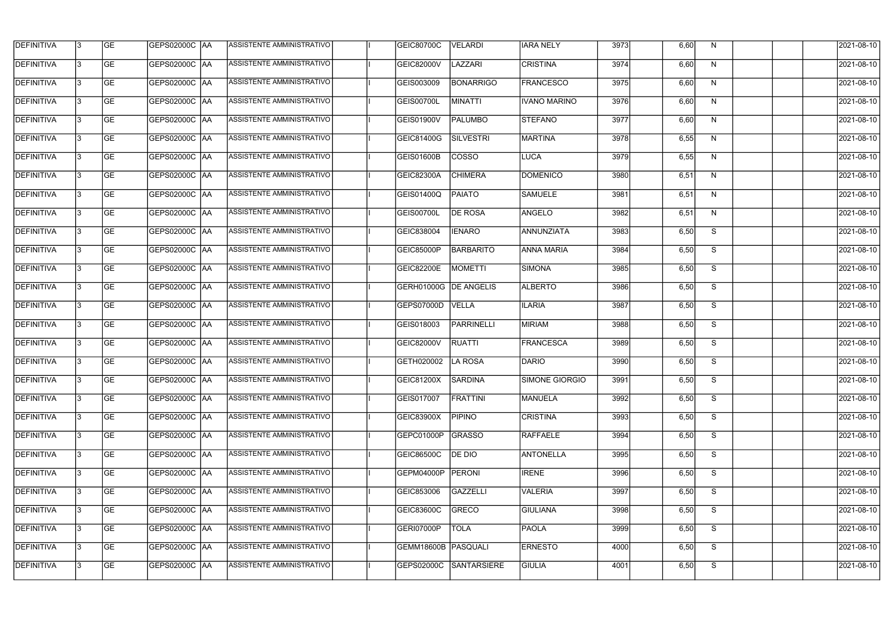| DEFINITIVA | 3 | GE | GEPS02000C | AA | ASSISTENTE AMMINISTRATIVO | | I | GEIC80700C | VELARDI | IARA NELY | 3973 | | 6,60 | N | | | | 2021-08-10 |
|---|---|---|---|---|---|---|---|---|---|---|---|---|---|---|---|---|---|---|
| DEFINITIVA | 3 | GE | GEPS02000C | AA | ASSISTENTE AMMINISTRATIVO | | I | GEIC82000V | LAZZARI | CRISTINA | 3974 | | 6,60 | N | | | | 2021-08-10 |
| DEFINITIVA | 3 | GE | GEPS02000C | AA | ASSISTENTE AMMINISTRATIVO | | I | GEIS003009 | BONARRIGO | FRANCESCO | 3975 | | 6,60 | N | | | | 2021-08-10 |
| DEFINITIVA | 3 | GE | GEPS02000C | AA | ASSISTENTE AMMINISTRATIVO | | I | GEIS00700L | MINATTI | IVANO MARINO | 3976 | | 6,60 | N | | | | 2021-08-10 |
| DEFINITIVA | 3 | GE | GEPS02000C | AA | ASSISTENTE AMMINISTRATIVO | | I | GEIS01900V | PALUMBO | STEFANO | 3977 | | 6,60 | N | | | | 2021-08-10 |
| DEFINITIVA | 3 | GE | GEPS02000C | AA | ASSISTENTE AMMINISTRATIVO | | I | GEIC81400G | SILVESTRI | MARTINA | 3978 | | 6,55 | N | | | | 2021-08-10 |
| DEFINITIVA | 3 | GE | GEPS02000C | AA | ASSISTENTE AMMINISTRATIVO | | I | GEIS01600B | COSSO | LUCA | 3979 | | 6,55 | N | | | | 2021-08-10 |
| DEFINITIVA | 3 | GE | GEPS02000C | AA | ASSISTENTE AMMINISTRATIVO | | I | GEIC82300A | CHIMERA | DOMENICO | 3980 | | 6,51 | N | | | | 2021-08-10 |
| DEFINITIVA | 3 | GE | GEPS02000C | AA | ASSISTENTE AMMINISTRATIVO | | I | GEIS01400Q | PAIATO | SAMUELE | 3981 | | 6,51 | N | | | | 2021-08-10 |
| DEFINITIVA | 3 | GE | GEPS02000C | AA | ASSISTENTE AMMINISTRATIVO | | I | GEIS00700L | DE ROSA | ANGELO | 3982 | | 6,51 | N | | | | 2021-08-10 |
| DEFINITIVA | 3 | GE | GEPS02000C | AA | ASSISTENTE AMMINISTRATIVO | | I | GEIC838004 | IENARO | ANNUNZIATA | 3983 | | 6,50 | S | | | | 2021-08-10 |
| DEFINITIVA | 3 | GE | GEPS02000C | AA | ASSISTENTE AMMINISTRATIVO | | I | GEIC85000P | BARBARITO | ANNA MARIA | 3984 | | 6,50 | S | | | | 2021-08-10 |
| DEFINITIVA | 3 | GE | GEPS02000C | AA | ASSISTENTE AMMINISTRATIVO | | I | GEIC82200E | MOMETTI | SIMONA | 3985 | | 6,50 | S | | | | 2021-08-10 |
| DEFINITIVA | 3 | GE | GEPS02000C | AA | ASSISTENTE AMMINISTRATIVO | | I | GERH01000G | DE ANGELIS | ALBERTO | 3986 | | 6,50 | S | | | | 2021-08-10 |
| DEFINITIVA | 3 | GE | GEPS02000C | AA | ASSISTENTE AMMINISTRATIVO | | I | GEPS07000D | VELLA | ILARIA | 3987 | | 6,50 | S | | | | 2021-08-10 |
| DEFINITIVA | 3 | GE | GEPS02000C | AA | ASSISTENTE AMMINISTRATIVO | | I | GEIS018003 | PARRINELLI | MIRIAM | 3988 | | 6,50 | S | | | | 2021-08-10 |
| DEFINITIVA | 3 | GE | GEPS02000C | AA | ASSISTENTE AMMINISTRATIVO | | I | GEIC82000V | RUATTI | FRANCESCA | 3989 | | 6,50 | S | | | | 2021-08-10 |
| DEFINITIVA | 3 | GE | GEPS02000C | AA | ASSISTENTE AMMINISTRATIVO | | I | GETH020002 | LA ROSA | DARIO | 3990 | | 6,50 | S | | | | 2021-08-10 |
| DEFINITIVA | 3 | GE | GEPS02000C | AA | ASSISTENTE AMMINISTRATIVO | | I | GEIC81200X | SARDINA | SIMONE GIORGIO | 3991 | | 6,50 | S | | | | 2021-08-10 |
| DEFINITIVA | 3 | GE | GEPS02000C | AA | ASSISTENTE AMMINISTRATIVO | | I | GEIS017007 | FRATTINI | MANUELA | 3992 | | 6,50 | S | | | | 2021-08-10 |
| DEFINITIVA | 3 | GE | GEPS02000C | AA | ASSISTENTE AMMINISTRATIVO | | I | GEIC83900X | PIPINO | CRISTINA | 3993 | | 6,50 | S | | | | 2021-08-10 |
| DEFINITIVA | 3 | GE | GEPS02000C | AA | ASSISTENTE AMMINISTRATIVO | | I | GEPC01000P | GRASSO | RAFFAELE | 3994 | | 6,50 | S | | | | 2021-08-10 |
| DEFINITIVA | 3 | GE | GEPS02000C | AA | ASSISTENTE AMMINISTRATIVO | | I | GEIC86500C | DE DIO | ANTONELLA | 3995 | | 6,50 | S | | | | 2021-08-10 |
| DEFINITIVA | 3 | GE | GEPS02000C | AA | ASSISTENTE AMMINISTRATIVO | | I | GEPM04000P | PERONI | IRENE | 3996 | | 6,50 | S | | | | 2021-08-10 |
| DEFINITIVA | 3 | GE | GEPS02000C | AA | ASSISTENTE AMMINISTRATIVO | | I | GEIC853006 | GAZZELLI | VALERIA | 3997 | | 6,50 | S | | | | 2021-08-10 |
| DEFINITIVA | 3 | GE | GEPS02000C | AA | ASSISTENTE AMMINISTRATIVO | | I | GEIC83600C | GRECO | GIULIANA | 3998 | | 6,50 | S | | | | 2021-08-10 |
| DEFINITIVA | 3 | GE | GEPS02000C | AA | ASSISTENTE AMMINISTRATIVO | | I | GERI07000P | TOLA | PAOLA | 3999 | | 6,50 | S | | | | 2021-08-10 |
| DEFINITIVA | 3 | GE | GEPS02000C | AA | ASSISTENTE AMMINISTRATIVO | | I | GEMM18600B | PASQUALI | ERNESTO | 4000 | | 6,50 | S | | | | 2021-08-10 |
| DEFINITIVA | 3 | GE | GEPS02000C | AA | ASSISTENTE AMMINISTRATIVO | | I | GEPS02000C | SANTARSIERE | GIULIA | 4001 | | 6,50 | S | | | | 2021-08-10 |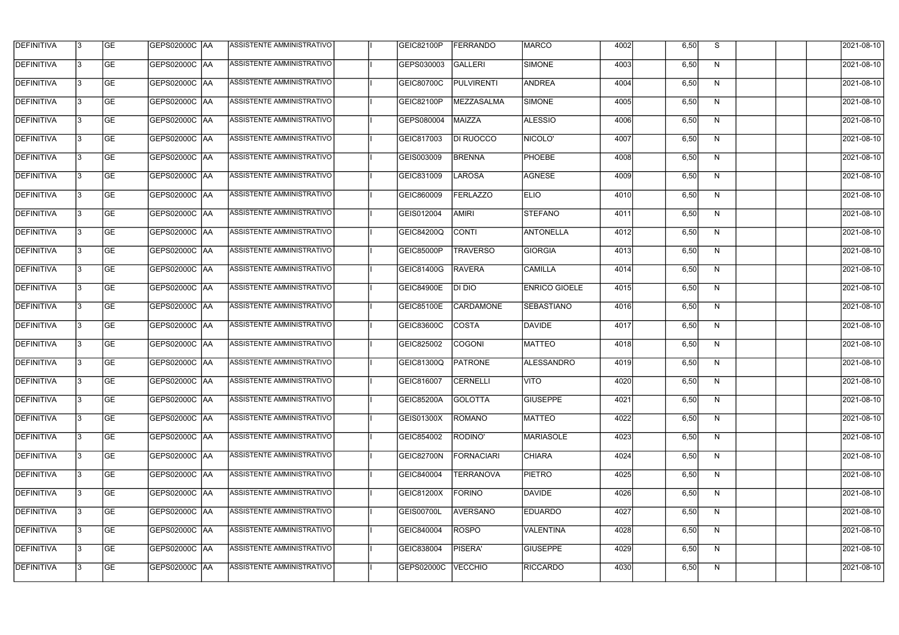| DEFINITIVA | 3 | GE | GEPS02000C | AA | ASSISTENTE AMMINISTRATIVO | | I | GEIC82100P | FERRANDO | MARCO | 4002 | | 6,50 | S | | | | 2021-08-10 |
|---|---|---|---|---|---|---|---|---|---|---|---|---|---|---|---|---|---|---|
| DEFINITIVA | 3 | GE | GEPS02000C | AA | ASSISTENTE AMMINISTRATIVO | | I | GEPS030003 | GALLERI | SIMONE | 4003 | | 6,50 | N | | | | 2021-08-10 |
| DEFINITIVA | 3 | GE | GEPS02000C | AA | ASSISTENTE AMMINISTRATIVO | | I | GEIC80700C | PULVIRENTI | ANDREA | 4004 | | 6,50 | N | | | | 2021-08-10 |
| DEFINITIVA | 3 | GE | GEPS02000C | AA | ASSISTENTE AMMINISTRATIVO | | I | GEIC82100P | MEZZASALMA | SIMONE | 4005 | | 6,50 | N | | | | 2021-08-10 |
| DEFINITIVA | 3 | GE | GEPS02000C | AA | ASSISTENTE AMMINISTRATIVO | | I | GEPS080004 | MAIZZA | ALESSIO | 4006 | | 6,50 | N | | | | 2021-08-10 |
| DEFINITIVA | 3 | GE | GEPS02000C | AA | ASSISTENTE AMMINISTRATIVO | | I | GEIC817003 | DI RUOCCO | NICOLO' | 4007 | | 6,50 | N | | | | 2021-08-10 |
| DEFINITIVA | 3 | GE | GEPS02000C | AA | ASSISTENTE AMMINISTRATIVO | | I | GEIS003009 | BRENNA | PHOEBE | 4008 | | 6,50 | N | | | | 2021-08-10 |
| DEFINITIVA | 3 | GE | GEPS02000C | AA | ASSISTENTE AMMINISTRATIVO | | I | GEIC831009 | LAROSA | AGNESE | 4009 | | 6,50 | N | | | | 2021-08-10 |
| DEFINITIVA | 3 | GE | GEPS02000C | AA | ASSISTENTE AMMINISTRATIVO | | I | GEIC860009 | FERLAZZO | ELIO | 4010 | | 6,50 | N | | | | 2021-08-10 |
| DEFINITIVA | 3 | GE | GEPS02000C | AA | ASSISTENTE AMMINISTRATIVO | | I | GEIS012004 | AMIRI | STEFANO | 4011 | | 6,50 | N | | | | 2021-08-10 |
| DEFINITIVA | 3 | GE | GEPS02000C | AA | ASSISTENTE AMMINISTRATIVO | | I | GEIC84200Q | CONTI | ANTONELLA | 4012 | | 6,50 | N | | | | 2021-08-10 |
| DEFINITIVA | 3 | GE | GEPS02000C | AA | ASSISTENTE AMMINISTRATIVO | | I | GEIC85000P | TRAVERSO | GIORGIA | 4013 | | 6,50 | N | | | | 2021-08-10 |
| DEFINITIVA | 3 | GE | GEPS02000C | AA | ASSISTENTE AMMINISTRATIVO | | I | GEIC81400G | RAVERA | CAMILLA | 4014 | | 6,50 | N | | | | 2021-08-10 |
| DEFINITIVA | 3 | GE | GEPS02000C | AA | ASSISTENTE AMMINISTRATIVO | | I | GEIC84900E | DI DIO | ENRICO GIOELE | 4015 | | 6,50 | N | | | | 2021-08-10 |
| DEFINITIVA | 3 | GE | GEPS02000C | AA | ASSISTENTE AMMINISTRATIVO | | I | GEIC85100E | CARDAMONE | SEBASTIANO | 4016 | | 6,50 | N | | | | 2021-08-10 |
| DEFINITIVA | 3 | GE | GEPS02000C | AA | ASSISTENTE AMMINISTRATIVO | | I | GEIC83600C | COSTA | DAVIDE | 4017 | | 6,50 | N | | | | 2021-08-10 |
| DEFINITIVA | 3 | GE | GEPS02000C | AA | ASSISTENTE AMMINISTRATIVO | | I | GEIC825002 | COGONI | MATTEO | 4018 | | 6,50 | N | | | | 2021-08-10 |
| DEFINITIVA | 3 | GE | GEPS02000C | AA | ASSISTENTE AMMINISTRATIVO | | I | GEIC81300Q | PATRONE | ALESSANDRO | 4019 | | 6,50 | N | | | | 2021-08-10 |
| DEFINITIVA | 3 | GE | GEPS02000C | AA | ASSISTENTE AMMINISTRATIVO | | I | GEIC816007 | CERNELLI | VITO | 4020 | | 6,50 | N | | | | 2021-08-10 |
| DEFINITIVA | 3 | GE | GEPS02000C | AA | ASSISTENTE AMMINISTRATIVO | | I | GEIC85200A | GOLOTTA | GIUSEPPE | 4021 | | 6,50 | N | | | | 2021-08-10 |
| DEFINITIVA | 3 | GE | GEPS02000C | AA | ASSISTENTE AMMINISTRATIVO | | I | GEIS01300X | ROMANO | MATTEO | 4022 | | 6,50 | N | | | | 2021-08-10 |
| DEFINITIVA | 3 | GE | GEPS02000C | AA | ASSISTENTE AMMINISTRATIVO | | I | GEIC854002 | RODINO' | MARIASOLE | 4023 | | 6,50 | N | | | | 2021-08-10 |
| DEFINITIVA | 3 | GE | GEPS02000C | AA | ASSISTENTE AMMINISTRATIVO | | I | GEIC82700N | FORNACIARI | CHIARA | 4024 | | 6,50 | N | | | | 2021-08-10 |
| DEFINITIVA | 3 | GE | GEPS02000C | AA | ASSISTENTE AMMINISTRATIVO | | I | GEIC840004 | TERRANOVA | PIETRO | 4025 | | 6,50 | N | | | | 2021-08-10 |
| DEFINITIVA | 3 | GE | GEPS02000C | AA | ASSISTENTE AMMINISTRATIVO | | I | GEIC81200X | FORINO | DAVIDE | 4026 | | 6,50 | N | | | | 2021-08-10 |
| DEFINITIVA | 3 | GE | GEPS02000C | AA | ASSISTENTE AMMINISTRATIVO | | I | GEIS00700L | AVERSANO | EDUARDO | 4027 | | 6,50 | N | | | | 2021-08-10 |
| DEFINITIVA | 3 | GE | GEPS02000C | AA | ASSISTENTE AMMINISTRATIVO | | I | GEIC840004 | ROSPO | VALENTINA | 4028 | | 6,50 | N | | | | 2021-08-10 |
| DEFINITIVA | 3 | GE | GEPS02000C | AA | ASSISTENTE AMMINISTRATIVO | | I | GEIC838004 | PISERA' | GIUSEPPE | 4029 | | 6,50 | N | | | | 2021-08-10 |
| DEFINITIVA | 3 | GE | GEPS02000C | AA | ASSISTENTE AMMINISTRATIVO | | I | GEPS02000C | VECCHIO | RICCARDO | 4030 | | 6,50 | N | | | | 2021-08-10 |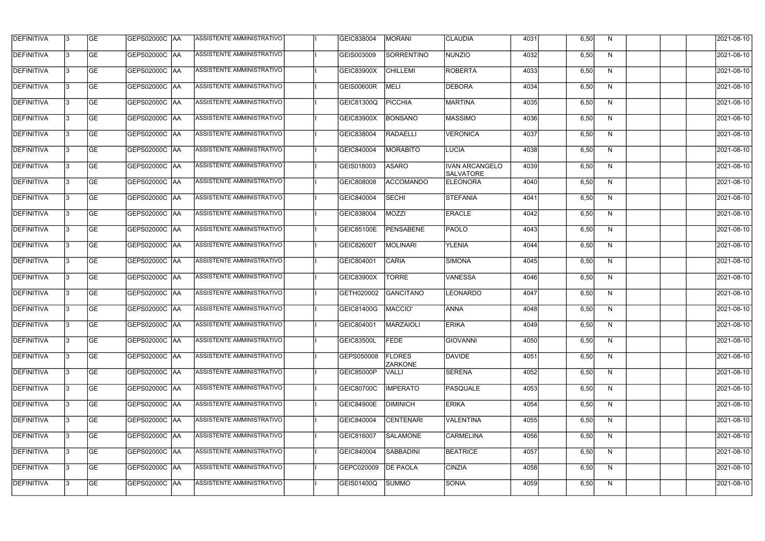| DEFINITIVA | 3 | GE | GEPS02000C | AA | ASSISTENTE AMMINISTRATIVO | | I | GEIC838004 | MORANI | CLAUDIA | 4031 | | 6,50 | N | | | | 2021-08-10 |
|---|---|---|---|---|---|---|---|---|---|---|---|---|---|---|---|---|---|---|
| DEFINITIVA | 3 | GE | GEPS02000C | AA | ASSISTENTE AMMINISTRATIVO | | I | GEIS003009 | SORRENTINO | NUNZIO | 4032 | | 6,50 | N | | | | 2021-08-10 |
| DEFINITIVA | 3 | GE | GEPS02000C | AA | ASSISTENTE AMMINISTRATIVO | | I | GEIC83900X | CHILLEMI | ROBERTA | 4033 | | 6,50 | N | | | | 2021-08-10 |
| DEFINITIVA | 3 | GE | GEPS02000C | AA | ASSISTENTE AMMINISTRATIVO | | I | GEIS00600R | MELI | DEBORA | 4034 | | 6,50 | N | | | | 2021-08-10 |
| DEFINITIVA | 3 | GE | GEPS02000C | AA | ASSISTENTE AMMINISTRATIVO | | I | GEIC81300Q | PICCHIA | MARTINA | 4035 | | 6,50 | N | | | | 2021-08-10 |
| DEFINITIVA | 3 | GE | GEPS02000C | AA | ASSISTENTE AMMINISTRATIVO | | I | GEIC83900X | BONSANO | MASSIMO | 4036 | | 6,50 | N | | | | 2021-08-10 |
| DEFINITIVA | 3 | GE | GEPS02000C | AA | ASSISTENTE AMMINISTRATIVO | | I | GEIC838004 | RADAELLI | VERONICA | 4037 | | 6,50 | N | | | | 2021-08-10 |
| DEFINITIVA | 3 | GE | GEPS02000C | AA | ASSISTENTE AMMINISTRATIVO | | I | GEIC840004 | MORABITO | LUCIA | 4038 | | 6,50 | N | | | | 2021-08-10 |
| DEFINITIVA | 3 | GE | GEPS02000C | AA | ASSISTENTE AMMINISTRATIVO | | I | GEIS018003 | ASARO | IVAN ARCANGELO SALVATORE | 4039 | | 6,50 | N | | | | 2021-08-10 |
| DEFINITIVA | 3 | GE | GEPS02000C | AA | ASSISTENTE AMMINISTRATIVO | | I | GEIC808008 | ACCOMANDO | ELEONORA | 4040 | | 6,50 | N | | | | 2021-08-10 |
| DEFINITIVA | 3 | GE | GEPS02000C | AA | ASSISTENTE AMMINISTRATIVO | | I | GEIC840004 | SECHI | STEFANIA | 4041 | | 6,50 | N | | | | 2021-08-10 |
| DEFINITIVA | 3 | GE | GEPS02000C | AA | ASSISTENTE AMMINISTRATIVO | | I | GEIC838004 | MOZZI | ERACLE | 4042 | | 6,50 | N | | | | 2021-08-10 |
| DEFINITIVA | 3 | GE | GEPS02000C | AA | ASSISTENTE AMMINISTRATIVO | | I | GEIC85100E | PENSABENE | PAOLO | 4043 | | 6,50 | N | | | | 2021-08-10 |
| DEFINITIVA | 3 | GE | GEPS02000C | AA | ASSISTENTE AMMINISTRATIVO | | I | GEIC82600T | MOLINARI | YLENIA | 4044 | | 6,50 | N | | | | 2021-08-10 |
| DEFINITIVA | 3 | GE | GEPS02000C | AA | ASSISTENTE AMMINISTRATIVO | | I | GEIC804001 | CARIA | SIMONA | 4045 | | 6,50 | N | | | | 2021-08-10 |
| DEFINITIVA | 3 | GE | GEPS02000C | AA | ASSISTENTE AMMINISTRATIVO | | I | GEIC83900X | TORRE | VANESSA | 4046 | | 6,50 | N | | | | 2021-08-10 |
| DEFINITIVA | 3 | GE | GEPS02000C | AA | ASSISTENTE AMMINISTRATIVO | | I | GETH020002 | GANCITANO | LEONARDO | 4047 | | 6,50 | N | | | | 2021-08-10 |
| DEFINITIVA | 3 | GE | GEPS02000C | AA | ASSISTENTE AMMINISTRATIVO | | I | GEIC81400G | MACCIO' | ANNA | 4048 | | 6,50 | N | | | | 2021-08-10 |
| DEFINITIVA | 3 | GE | GEPS02000C | AA | ASSISTENTE AMMINISTRATIVO | | I | GEIC804001 | MARZAIOLI | ERIKA | 4049 | | 6,50 | N | | | | 2021-08-10 |
| DEFINITIVA | 3 | GE | GEPS02000C | AA | ASSISTENTE AMMINISTRATIVO | | I | GEIC83500L | FEDE | GIOVANNI | 4050 | | 6,50 | N | | | | 2021-08-10 |
| DEFINITIVA | 3 | GE | GEPS02000C | AA | ASSISTENTE AMMINISTRATIVO | | I | GEPS050008 | FLORES ZARKONE | DAVIDE | 4051 | | 6,50 | N | | | | 2021-08-10 |
| DEFINITIVA | 3 | GE | GEPS02000C | AA | ASSISTENTE AMMINISTRATIVO | | I | GEIC85000P | VALLI | SERENA | 4052 | | 6,50 | N | | | | 2021-08-10 |
| DEFINITIVA | 3 | GE | GEPS02000C | AA | ASSISTENTE AMMINISTRATIVO | | I | GEIC80700C | IMPERATO | PASQUALE | 4053 | | 6,50 | N | | | | 2021-08-10 |
| DEFINITIVA | 3 | GE | GEPS02000C | AA | ASSISTENTE AMMINISTRATIVO | | I | GEIC84900E | DIMINICH | ERIKA | 4054 | | 6,50 | N | | | | 2021-08-10 |
| DEFINITIVA | 3 | GE | GEPS02000C | AA | ASSISTENTE AMMINISTRATIVO | | I | GEIC840004 | CENTENARI | VALENTINA | 4055 | | 6,50 | N | | | | 2021-08-10 |
| DEFINITIVA | 3 | GE | GEPS02000C | AA | ASSISTENTE AMMINISTRATIVO | | I | GEIC816007 | SALAMONE | CARMELINA | 4056 | | 6,50 | N | | | | 2021-08-10 |
| DEFINITIVA | 3 | GE | GEPS02000C | AA | ASSISTENTE AMMINISTRATIVO | | I | GEIC840004 | SABBADINI | BEATRICE | 4057 | | 6,50 | N | | | | 2021-08-10 |
| DEFINITIVA | 3 | GE | GEPS02000C | AA | ASSISTENTE AMMINISTRATIVO | | I | GEPC020009 | DE PAOLA | CINZIA | 4058 | | 6,50 | N | | | | 2021-08-10 |
| DEFINITIVA | 3 | GE | GEPS02000C | AA | ASSISTENTE AMMINISTRATIVO | | I | GEIS01400Q | SUMMO | SONIA | 4059 | | 6,50 | N | | | | 2021-08-10 |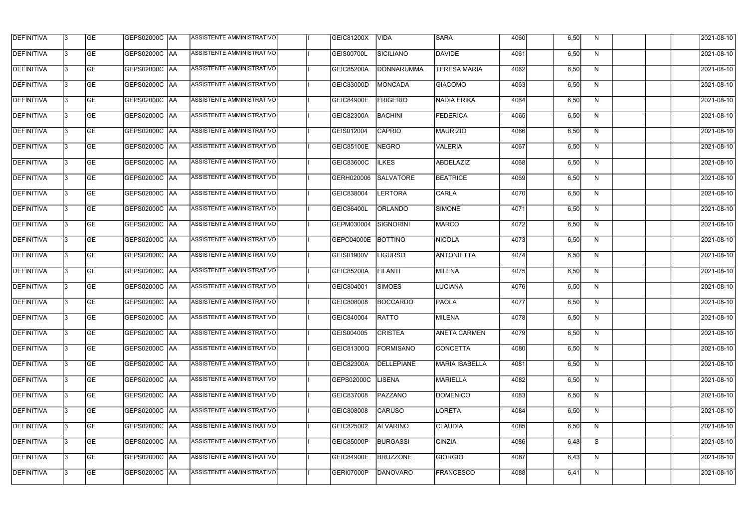| DEFINITIVA | 3 | GE | GEPS02000C | AA | ASSISTENTE AMMINISTRATIVO | | I | GEIC81200X | VIDA | SARA | 4060 | | 6,50 | N | | | | 2021-08-10 |
|---|---|---|---|---|---|---|---|---|---|---|---|---|---|---|---|---|---|---|
| DEFINITIVA | 3 | GE | GEPS02000C | AA | ASSISTENTE AMMINISTRATIVO | | I | GEIS00700L | SICILIANO | DAVIDE | 4061 | | 6,50 | N | | | | 2021-08-10 |
| DEFINITIVA | 3 | GE | GEPS02000C | AA | ASSISTENTE AMMINISTRATIVO | | I | GEIC85200A | DONNARUMMA | TERESA MARIA | 4062 | | 6,50 | N | | | | 2021-08-10 |
| DEFINITIVA | 3 | GE | GEPS02000C | AA | ASSISTENTE AMMINISTRATIVO | | I | GEIC83000D | MONCADA | GIACOMO | 4063 | | 6,50 | N | | | | 2021-08-10 |
| DEFINITIVA | 3 | GE | GEPS02000C | AA | ASSISTENTE AMMINISTRATIVO | | I | GEIC84900E | FRIGERIO | NADIA ERIKA | 4064 | | 6,50 | N | | | | 2021-08-10 |
| DEFINITIVA | 3 | GE | GEPS02000C | AA | ASSISTENTE AMMINISTRATIVO | | I | GEIC82300A | BACHINI | FEDERICA | 4065 | | 6,50 | N | | | | 2021-08-10 |
| DEFINITIVA | 3 | GE | GEPS02000C | AA | ASSISTENTE AMMINISTRATIVO | | I | GEIS012004 | CAPRIO | MAURIZIO | 4066 | | 6,50 | N | | | | 2021-08-10 |
| DEFINITIVA | 3 | GE | GEPS02000C | AA | ASSISTENTE AMMINISTRATIVO | | I | GEIC85100E | NEGRO | VALERIA | 4067 | | 6,50 | N | | | | 2021-08-10 |
| DEFINITIVA | 3 | GE | GEPS02000C | AA | ASSISTENTE AMMINISTRATIVO | | I | GEIC83600C | ILKES | ABDELAZIZ | 4068 | | 6,50 | N | | | | 2021-08-10 |
| DEFINITIVA | 3 | GE | GEPS02000C | AA | ASSISTENTE AMMINISTRATIVO | | I | GERH020006 | SALVATORE | BEATRICE | 4069 | | 6,50 | N | | | | 2021-08-10 |
| DEFINITIVA | 3 | GE | GEPS02000C | AA | ASSISTENTE AMMINISTRATIVO | | I | GEIC838004 | LERTORA | CARLA | 4070 | | 6,50 | N | | | | 2021-08-10 |
| DEFINITIVA | 3 | GE | GEPS02000C | AA | ASSISTENTE AMMINISTRATIVO | | I | GEIC86400L | ORLANDO | SIMONE | 4071 | | 6,50 | N | | | | 2021-08-10 |
| DEFINITIVA | 3 | GE | GEPS02000C | AA | ASSISTENTE AMMINISTRATIVO | | I | GEPM030004 | SIGNORINI | MARCO | 4072 | | 6,50 | N | | | | 2021-08-10 |
| DEFINITIVA | 3 | GE | GEPS02000C | AA | ASSISTENTE AMMINISTRATIVO | | I | GEPC04000E | BOTTINO | NICOLA | 4073 | | 6,50 | N | | | | 2021-08-10 |
| DEFINITIVA | 3 | GE | GEPS02000C | AA | ASSISTENTE AMMINISTRATIVO | | I | GEIS01900V | LIGURSO | ANTONIETTA | 4074 | | 6,50 | N | | | | 2021-08-10 |
| DEFINITIVA | 3 | GE | GEPS02000C | AA | ASSISTENTE AMMINISTRATIVO | | I | GEIC85200A | FILANTI | MILENA | 4075 | | 6,50 | N | | | | 2021-08-10 |
| DEFINITIVA | 3 | GE | GEPS02000C | AA | ASSISTENTE AMMINISTRATIVO | | I | GEIC804001 | SIMOES | LUCIANA | 4076 | | 6,50 | N | | | | 2021-08-10 |
| DEFINITIVA | 3 | GE | GEPS02000C | AA | ASSISTENTE AMMINISTRATIVO | | I | GEIC808008 | BOCCARDO | PAOLA | 4077 | | 6,50 | N | | | | 2021-08-10 |
| DEFINITIVA | 3 | GE | GEPS02000C | AA | ASSISTENTE AMMINISTRATIVO | | I | GEIC840004 | RATTO | MILENA | 4078 | | 6,50 | N | | | | 2021-08-10 |
| DEFINITIVA | 3 | GE | GEPS02000C | AA | ASSISTENTE AMMINISTRATIVO | | I | GEIS004005 | CRISTEA | ANETA CARMEN | 4079 | | 6,50 | N | | | | 2021-08-10 |
| DEFINITIVA | 3 | GE | GEPS02000C | AA | ASSISTENTE AMMINISTRATIVO | | I | GEIC81300Q | FORMISANO | CONCETTA | 4080 | | 6,50 | N | | | | 2021-08-10 |
| DEFINITIVA | 3 | GE | GEPS02000C | AA | ASSISTENTE AMMINISTRATIVO | | I | GEIC82300A | DELLEPIANE | MARIA ISABELLA | 4081 | | 6,50 | N | | | | 2021-08-10 |
| DEFINITIVA | 3 | GE | GEPS02000C | AA | ASSISTENTE AMMINISTRATIVO | | I | GEPS02000C | LISENA | MARIELLA | 4082 | | 6,50 | N | | | | 2021-08-10 |
| DEFINITIVA | 3 | GE | GEPS02000C | AA | ASSISTENTE AMMINISTRATIVO | | I | GEIC837008 | PAZZANO | DOMENICO | 4083 | | 6,50 | N | | | | 2021-08-10 |
| DEFINITIVA | 3 | GE | GEPS02000C | AA | ASSISTENTE AMMINISTRATIVO | | I | GEIC808008 | CARUSO | LORETA | 4084 | | 6,50 | N | | | | 2021-08-10 |
| DEFINITIVA | 3 | GE | GEPS02000C | AA | ASSISTENTE AMMINISTRATIVO | | I | GEIC825002 | ALVARINO | CLAUDIA | 4085 | | 6,50 | N | | | | 2021-08-10 |
| DEFINITIVA | 3 | GE | GEPS02000C | AA | ASSISTENTE AMMINISTRATIVO | | I | GEIC85000P | BURGASSI | CINZIA | 4086 | | 6,48 | S | | | | 2021-08-10 |
| DEFINITIVA | 3 | GE | GEPS02000C | AA | ASSISTENTE AMMINISTRATIVO | | I | GEIC84900E | BRUZZONE | GIORGIO | 4087 | | 6,43 | N | | | | 2021-08-10 |
| DEFINITIVA | 3 | GE | GEPS02000C | AA | ASSISTENTE AMMINISTRATIVO | | I | GERI07000P | DANOVARO | FRANCESCO | 4088 | | 6,41 | N | | | | 2021-08-10 |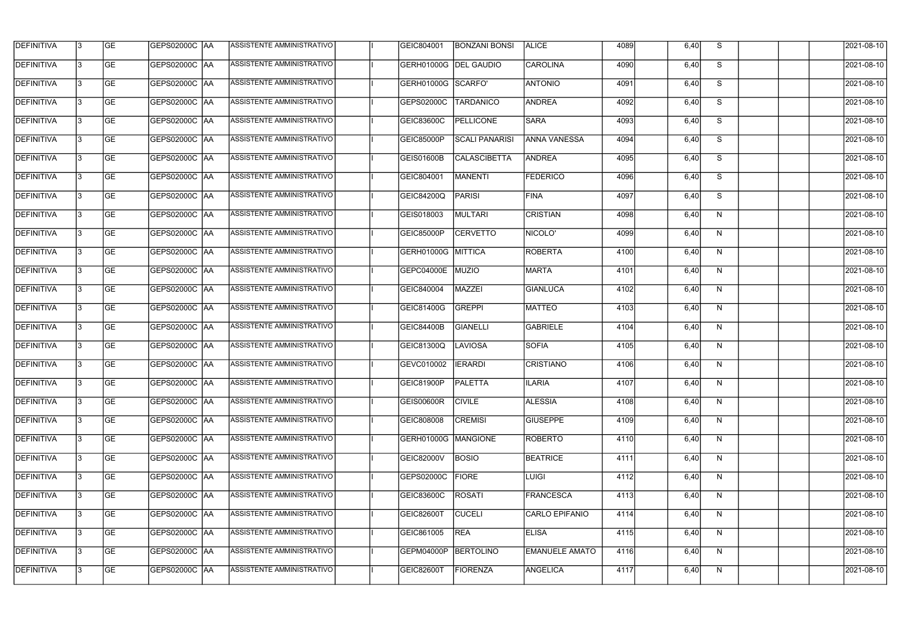| DEFINITIVA | 3 | GE | GEPS02000C | AA | ASSISTENTE AMMINISTRATIVO | | I | GEIC804001 | BONZANI BONSI | ALICE | 4089 | | 6,40 | S | | | | 2021-08-10 |
|---|---|---|---|---|---|---|---|---|---|---|---|---|---|---|---|---|---|---|
| DEFINITIVA | 3 | GE | GEPS02000C | AA | ASSISTENTE AMMINISTRATIVO | | I | GERH01000G | DEL GAUDIO | CAROLINA | 4090 | | 6,40 | S | | | | 2021-08-10 |
| DEFINITIVA | 3 | GE | GEPS02000C | AA | ASSISTENTE AMMINISTRATIVO | | I | GERH01000G | SCARFO' | ANTONIO | 4091 | | 6,40 | S | | | | 2021-08-10 |
| DEFINITIVA | 3 | GE | GEPS02000C | AA | ASSISTENTE AMMINISTRATIVO | | I | GEPS02000C | TARDANICO | ANDREA | 4092 | | 6,40 | S | | | | 2021-08-10 |
| DEFINITIVA | 3 | GE | GEPS02000C | AA | ASSISTENTE AMMINISTRATIVO | | I | GEIC83600C | PELLICONE | SARA | 4093 | | 6,40 | S | | | | 2021-08-10 |
| DEFINITIVA | 3 | GE | GEPS02000C | AA | ASSISTENTE AMMINISTRATIVO | | I | GEIC85000P | SCALI PANARISI | ANNA VANESSA | 4094 | | 6,40 | S | | | | 2021-08-10 |
| DEFINITIVA | 3 | GE | GEPS02000C | AA | ASSISTENTE AMMINISTRATIVO | | I | GEIS01600B | CALASCIBETTA | ANDREA | 4095 | | 6,40 | S | | | | 2021-08-10 |
| DEFINITIVA | 3 | GE | GEPS02000C | AA | ASSISTENTE AMMINISTRATIVO | | I | GEIC804001 | MANENTI | FEDERICO | 4096 | | 6,40 | S | | | | 2021-08-10 |
| DEFINITIVA | 3 | GE | GEPS02000C | AA | ASSISTENTE AMMINISTRATIVO | | I | GEIC84200Q | PARISI | FINA | 4097 | | 6,40 | S | | | | 2021-08-10 |
| DEFINITIVA | 3 | GE | GEPS02000C | AA | ASSISTENTE AMMINISTRATIVO | | I | GEIS018003 | MULTARI | CRISTIAN | 4098 | | 6,40 | N | | | | 2021-08-10 |
| DEFINITIVA | 3 | GE | GEPS02000C | AA | ASSISTENTE AMMINISTRATIVO | | I | GEIC85000P | CERVETTO | NICOLO' | 4099 | | 6,40 | N | | | | 2021-08-10 |
| DEFINITIVA | 3 | GE | GEPS02000C | AA | ASSISTENTE AMMINISTRATIVO | | I | GERH01000G | MITTICA | ROBERTA | 4100 | | 6,40 | N | | | | 2021-08-10 |
| DEFINITIVA | 3 | GE | GEPS02000C | AA | ASSISTENTE AMMINISTRATIVO | | I | GEPC04000E | MUZIO | MARTA | 4101 | | 6,40 | N | | | | 2021-08-10 |
| DEFINITIVA | 3 | GE | GEPS02000C | AA | ASSISTENTE AMMINISTRATIVO | | I | GEIC840004 | MAZZEI | GIANLUCA | 4102 | | 6,40 | N | | | | 2021-08-10 |
| DEFINITIVA | 3 | GE | GEPS02000C | AA | ASSISTENTE AMMINISTRATIVO | | I | GEIC81400G | GREPPI | MATTEO | 4103 | | 6,40 | N | | | | 2021-08-10 |
| DEFINITIVA | 3 | GE | GEPS02000C | AA | ASSISTENTE AMMINISTRATIVO | | I | GEIC84400B | GIANELLI | GABRIELE | 4104 | | 6,40 | N | | | | 2021-08-10 |
| DEFINITIVA | 3 | GE | GEPS02000C | AA | ASSISTENTE AMMINISTRATIVO | | I | GEIC81300Q | LAVIOSA | SOFIA | 4105 | | 6,40 | N | | | | 2021-08-10 |
| DEFINITIVA | 3 | GE | GEPS02000C | AA | ASSISTENTE AMMINISTRATIVO | | I | GEVC010002 | IERARDI | CRISTIANO | 4106 | | 6,40 | N | | | | 2021-08-10 |
| DEFINITIVA | 3 | GE | GEPS02000C | AA | ASSISTENTE AMMINISTRATIVO | | I | GEIC81900P | PALETTA | ILARIA | 4107 | | 6,40 | N | | | | 2021-08-10 |
| DEFINITIVA | 3 | GE | GEPS02000C | AA | ASSISTENTE AMMINISTRATIVO | | I | GEIS00600R | CIVILE | ALESSIA | 4108 | | 6,40 | N | | | | 2021-08-10 |
| DEFINITIVA | 3 | GE | GEPS02000C | AA | ASSISTENTE AMMINISTRATIVO | | I | GEIC808008 | CREMISI | GIUSEPPE | 4109 | | 6,40 | N | | | | 2021-08-10 |
| DEFINITIVA | 3 | GE | GEPS02000C | AA | ASSISTENTE AMMINISTRATIVO | | I | GERH01000G | MANGIONE | ROBERTO | 4110 | | 6,40 | N | | | | 2021-08-10 |
| DEFINITIVA | 3 | GE | GEPS02000C | AA | ASSISTENTE AMMINISTRATIVO | | I | GEIC82000V | BOSIO | BEATRICE | 4111 | | 6,40 | N | | | | 2021-08-10 |
| DEFINITIVA | 3 | GE | GEPS02000C | AA | ASSISTENTE AMMINISTRATIVO | | I | GEPS02000C | FIORE | LUIGI | 4112 | | 6,40 | N | | | | 2021-08-10 |
| DEFINITIVA | 3 | GE | GEPS02000C | AA | ASSISTENTE AMMINISTRATIVO | | I | GEIC83600C | ROSATI | FRANCESCA | 4113 | | 6,40 | N | | | | 2021-08-10 |
| DEFINITIVA | 3 | GE | GEPS02000C | AA | ASSISTENTE AMMINISTRATIVO | | I | GEIC82600T | CUCELI | CARLO EPIFANIO | 4114 | | 6,40 | N | | | | 2021-08-10 |
| DEFINITIVA | 3 | GE | GEPS02000C | AA | ASSISTENTE AMMINISTRATIVO | | I | GEIC861005 | REA | ELISA | 4115 | | 6,40 | N | | | | 2021-08-10 |
| DEFINITIVA | 3 | GE | GEPS02000C | AA | ASSISTENTE AMMINISTRATIVO | | I | GEPM04000P | BERTOLINO | EMANUELE AMATO | 4116 | | 6,40 | N | | | | 2021-08-10 |
| DEFINITIVA | 3 | GE | GEPS02000C | AA | ASSISTENTE AMMINISTRATIVO | | I | GEIC82600T | FIORENZA | ANGELICA | 4117 | | 6,40 | N | | | | 2021-08-10 |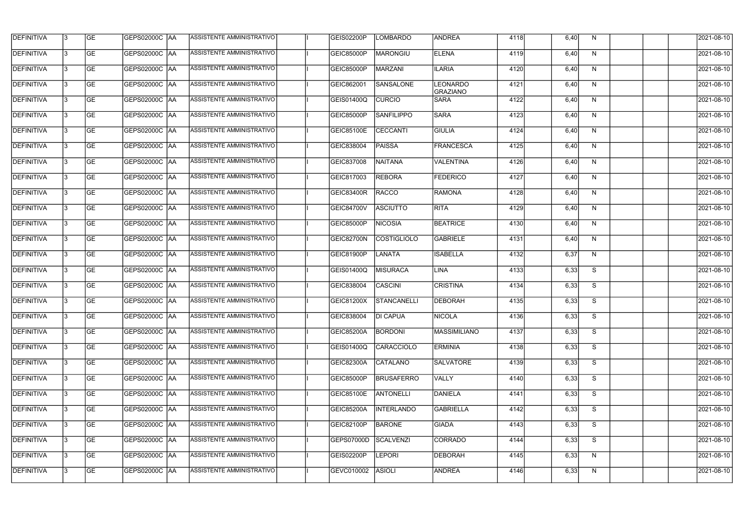| DEFINITIVA | 3 | GE | GEPS02000C | AA | ASSISTENTE AMMINISTRATIVO | | I | GEIS02200P | LOMBARDO | ANDREA | 4118 | | 6,40 | N | | | | 2021-08-10 |
|---|---|---|---|---|---|---|---|---|---|---|---|---|---|---|---|---|---|---|
| DEFINITIVA | 3 | GE | GEPS02000C | AA | ASSISTENTE AMMINISTRATIVO | | I | GEIC85000P | MARONGIU | ELENA | 4119 | | 6,40 | N | | | | 2021-08-10 |
| DEFINITIVA | 3 | GE | GEPS02000C | AA | ASSISTENTE AMMINISTRATIVO | | I | GEIC85000P | MARZANI | ILARIA | 4120 | | 6,40 | N | | | | 2021-08-10 |
| DEFINITIVA | 3 | GE | GEPS02000C | AA | ASSISTENTE AMMINISTRATIVO | | I | GEIC862001 | SANSALONE | LEONARDO GRAZIANO | 4121 | | 6,40 | N | | | | 2021-08-10 |
| DEFINITIVA | 3 | GE | GEPS02000C | AA | ASSISTENTE AMMINISTRATIVO | | I | GEIS01400Q | CURCIO | SARA | 4122 | | 6,40 | N | | | | 2021-08-10 |
| DEFINITIVA | 3 | GE | GEPS02000C | AA | ASSISTENTE AMMINISTRATIVO | | I | GEIC85000P | SANFILIPPO | SARA | 4123 | | 6,40 | N | | | | 2021-08-10 |
| DEFINITIVA | 3 | GE | GEPS02000C | AA | ASSISTENTE AMMINISTRATIVO | | I | GEIC85100E | CECCANTI | GIULIA | 4124 | | 6,40 | N | | | | 2021-08-10 |
| DEFINITIVA | 3 | GE | GEPS02000C | AA | ASSISTENTE AMMINISTRATIVO | | I | GEIC838004 | PAISSA | FRANCESCA | 4125 | | 6,40 | N | | | | 2021-08-10 |
| DEFINITIVA | 3 | GE | GEPS02000C | AA | ASSISTENTE AMMINISTRATIVO | | I | GEIC837008 | NAITANA | VALENTINA | 4126 | | 6,40 | N | | | | 2021-08-10 |
| DEFINITIVA | 3 | GE | GEPS02000C | AA | ASSISTENTE AMMINISTRATIVO | | I | GEIC817003 | REBORA | FEDERICO | 4127 | | 6,40 | N | | | | 2021-08-10 |
| DEFINITIVA | 3 | GE | GEPS02000C | AA | ASSISTENTE AMMINISTRATIVO | | I | GEIC83400R | RACCO | RAMONA | 4128 | | 6,40 | N | | | | 2021-08-10 |
| DEFINITIVA | 3 | GE | GEPS02000C | AA | ASSISTENTE AMMINISTRATIVO | | I | GEIC84700V | ASCIUTTO | RITA | 4129 | | 6,40 | N | | | | 2021-08-10 |
| DEFINITIVA | 3 | GE | GEPS02000C | AA | ASSISTENTE AMMINISTRATIVO | | I | GEIC85000P | NICOSIA | BEATRICE | 4130 | | 6,40 | N | | | | 2021-08-10 |
| DEFINITIVA | 3 | GE | GEPS02000C | AA | ASSISTENTE AMMINISTRATIVO | | I | GEIC82700N | COSTIGLIOLO | GABRIELE | 4131 | | 6,40 | N | | | | 2021-08-10 |
| DEFINITIVA | 3 | GE | GEPS02000C | AA | ASSISTENTE AMMINISTRATIVO | | I | GEIC81900P | LANATA | ISABELLA | 4132 | | 6,37 | N | | | | 2021-08-10 |
| DEFINITIVA | 3 | GE | GEPS02000C | AA | ASSISTENTE AMMINISTRATIVO | | I | GEIS01400Q | MISURACA | LINA | 4133 | | 6,33 | S | | | | 2021-08-10 |
| DEFINITIVA | 3 | GE | GEPS02000C | AA | ASSISTENTE AMMINISTRATIVO | | I | GEIC838004 | CASCINI | CRISTINA | 4134 | | 6,33 | S | | | | 2021-08-10 |
| DEFINITIVA | 3 | GE | GEPS02000C | AA | ASSISTENTE AMMINISTRATIVO | | I | GEIC81200X | STANCANELLI | DEBORAH | 4135 | | 6,33 | S | | | | 2021-08-10 |
| DEFINITIVA | 3 | GE | GEPS02000C | AA | ASSISTENTE AMMINISTRATIVO | | I | GEIC838004 | DI CAPUA | NICOLA | 4136 | | 6,33 | S | | | | 2021-08-10 |
| DEFINITIVA | 3 | GE | GEPS02000C | AA | ASSISTENTE AMMINISTRATIVO | | I | GEIC85200A | BORDONI | MASSIMILIANO | 4137 | | 6,33 | S | | | | 2021-08-10 |
| DEFINITIVA | 3 | GE | GEPS02000C | AA | ASSISTENTE AMMINISTRATIVO | | I | GEIS01400Q | CARACCIOLO | ERMINIA | 4138 | | 6,33 | S | | | | 2021-08-10 |
| DEFINITIVA | 3 | GE | GEPS02000C | AA | ASSISTENTE AMMINISTRATIVO | | I | GEIC82300A | CATALANO | SALVATORE | 4139 | | 6,33 | S | | | | 2021-08-10 |
| DEFINITIVA | 3 | GE | GEPS02000C | AA | ASSISTENTE AMMINISTRATIVO | | I | GEIC85000P | BRUSAFERRO | VALLY | 4140 | | 6,33 | S | | | | 2021-08-10 |
| DEFINITIVA | 3 | GE | GEPS02000C | AA | ASSISTENTE AMMINISTRATIVO | | I | GEIC85100E | ANTONELLI | DANIELA | 4141 | | 6,33 | S | | | | 2021-08-10 |
| DEFINITIVA | 3 | GE | GEPS02000C | AA | ASSISTENTE AMMINISTRATIVO | | I | GEIC85200A | INTERLANDO | GABRIELLA | 4142 | | 6,33 | S | | | | 2021-08-10 |
| DEFINITIVA | 3 | GE | GEPS02000C | AA | ASSISTENTE AMMINISTRATIVO | | I | GEIC82100P | BARONE | GIADA | 4143 | | 6,33 | S | | | | 2021-08-10 |
| DEFINITIVA | 3 | GE | GEPS02000C | AA | ASSISTENTE AMMINISTRATIVO | | I | GEPS07000D | SCALVENZI | CORRADO | 4144 | | 6,33 | S | | | | 2021-08-10 |
| DEFINITIVA | 3 | GE | GEPS02000C | AA | ASSISTENTE AMMINISTRATIVO | | I | GEIS02200P | LEPORI | DEBORAH | 4145 | | 6,33 | N | | | | 2021-08-10 |
| DEFINITIVA | 3 | GE | GEPS02000C | AA | ASSISTENTE AMMINISTRATIVO | | I | GEVC010002 | ASIOLI | ANDREA | 4146 | | 6,33 | N | | | | 2021-08-10 |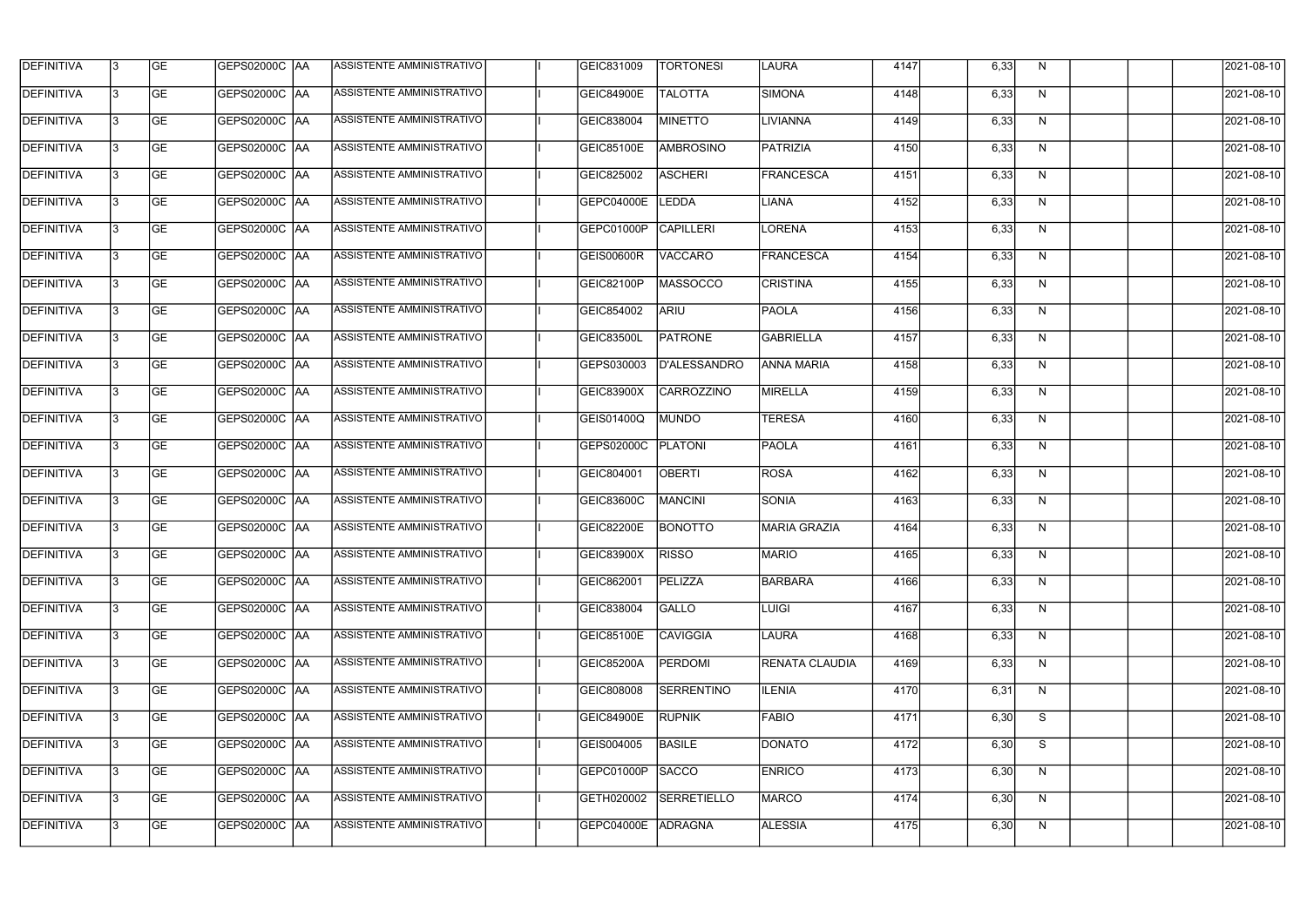| | | | | | | | | | | | | | | | | | | |
|---|---|---|---|---|---|---|---|---|---|---|---|---|---|---|---|---|---|---|
| DEFINITIVA | 3 | GE | GEPS02000C | AA | ASSISTENTE AMMINISTRATIVO | | I | GEIC831009 | TORTONESI | LAURA | 4147 | | 6,33 | N | | | | 2021-08-10 |
| DEFINITIVA | 3 | GE | GEPS02000C | AA | ASSISTENTE AMMINISTRATIVO | | I | GEIC84900E | TALOTTA | SIMONA | 4148 | | 6,33 | N | | | | 2021-08-10 |
| DEFINITIVA | 3 | GE | GEPS02000C | AA | ASSISTENTE AMMINISTRATIVO | | I | GEIC838004 | MINETTO | LIVIANNA | 4149 | | 6,33 | N | | | | 2021-08-10 |
| DEFINITIVA | 3 | GE | GEPS02000C | AA | ASSISTENTE AMMINISTRATIVO | | I | GEIC85100E | AMBROSINO | PATRIZIA | 4150 | | 6,33 | N | | | | 2021-08-10 |
| DEFINITIVA | 3 | GE | GEPS02000C | AA | ASSISTENTE AMMINISTRATIVO | | I | GEIC825002 | ASCHERI | FRANCESCA | 4151 | | 6,33 | N | | | | 2021-08-10 |
| DEFINITIVA | 3 | GE | GEPS02000C | AA | ASSISTENTE AMMINISTRATIVO | | I | GEPC04000E | LEDDA | LIANA | 4152 | | 6,33 | N | | | | 2021-08-10 |
| DEFINITIVA | 3 | GE | GEPS02000C | AA | ASSISTENTE AMMINISTRATIVO | | I | GEPC01000P | CAPILLERI | LORENA | 4153 | | 6,33 | N | | | | 2021-08-10 |
| DEFINITIVA | 3 | GE | GEPS02000C | AA | ASSISTENTE AMMINISTRATIVO | | I | GEIS00600R | VACCARO | FRANCESCA | 4154 | | 6,33 | N | | | | 2021-08-10 |
| DEFINITIVA | 3 | GE | GEPS02000C | AA | ASSISTENTE AMMINISTRATIVO | | I | GEIC82100P | MASSOCCO | CRISTINA | 4155 | | 6,33 | N | | | | 2021-08-10 |
| DEFINITIVA | 3 | GE | GEPS02000C | AA | ASSISTENTE AMMINISTRATIVO | | I | GEIC854002 | ARIU | PAOLA | 4156 | | 6,33 | N | | | | 2021-08-10 |
| DEFINITIVA | 3 | GE | GEPS02000C | AA | ASSISTENTE AMMINISTRATIVO | | I | GEIC83500L | PATRONE | GABRIELLA | 4157 | | 6,33 | N | | | | 2021-08-10 |
| DEFINITIVA | 3 | GE | GEPS02000C | AA | ASSISTENTE AMMINISTRATIVO | | I | GEPS030003 | D'ALESSANDRO | ANNA MARIA | 4158 | | 6,33 | N | | | | 2021-08-10 |
| DEFINITIVA | 3 | GE | GEPS02000C | AA | ASSISTENTE AMMINISTRATIVO | | I | GEIC83900X | CARROZZINO | MIRELLA | 4159 | | 6,33 | N | | | | 2021-08-10 |
| DEFINITIVA | 3 | GE | GEPS02000C | AA | ASSISTENTE AMMINISTRATIVO | | I | GEIS01400Q | MUNDO | TERESA | 4160 | | 6,33 | N | | | | 2021-08-10 |
| DEFINITIVA | 3 | GE | GEPS02000C | AA | ASSISTENTE AMMINISTRATIVO | | I | GEPS02000C | PLATONI | PAOLA | 4161 | | 6,33 | N | | | | 2021-08-10 |
| DEFINITIVA | 3 | GE | GEPS02000C | AA | ASSISTENTE AMMINISTRATIVO | | I | GEIC804001 | OBERTI | ROSA | 4162 | | 6,33 | N | | | | 2021-08-10 |
| DEFINITIVA | 3 | GE | GEPS02000C | AA | ASSISTENTE AMMINISTRATIVO | | I | GEIC83600C | MANCINI | SONIA | 4163 | | 6,33 | N | | | | 2021-08-10 |
| DEFINITIVA | 3 | GE | GEPS02000C | AA | ASSISTENTE AMMINISTRATIVO | | I | GEIC82200E | BONOTTO | MARIA GRAZIA | 4164 | | 6,33 | N | | | | 2021-08-10 |
| DEFINITIVA | 3 | GE | GEPS02000C | AA | ASSISTENTE AMMINISTRATIVO | | I | GEIC83900X | RISSO | MARIO | 4165 | | 6,33 | N | | | | 2021-08-10 |
| DEFINITIVA | 3 | GE | GEPS02000C | AA | ASSISTENTE AMMINISTRATIVO | | I | GEIC862001 | PELIZZA | BARBARA | 4166 | | 6,33 | N | | | | 2021-08-10 |
| DEFINITIVA | 3 | GE | GEPS02000C | AA | ASSISTENTE AMMINISTRATIVO | | I | GEIC838004 | GALLO | LUIGI | 4167 | | 6,33 | N | | | | 2021-08-10 |
| DEFINITIVA | 3 | GE | GEPS02000C | AA | ASSISTENTE AMMINISTRATIVO | | I | GEIC85100E | CAVIGGIA | LAURA | 4168 | | 6,33 | N | | | | 2021-08-10 |
| DEFINITIVA | 3 | GE | GEPS02000C | AA | ASSISTENTE AMMINISTRATIVO | | I | GEIC85200A | PERDOMI | RENATA CLAUDIA | 4169 | | 6,33 | N | | | | 2021-08-10 |
| DEFINITIVA | 3 | GE | GEPS02000C | AA | ASSISTENTE AMMINISTRATIVO | | I | GEIC808008 | SERRENTINO | ILENIA | 4170 | | 6,31 | N | | | | 2021-08-10 |
| DEFINITIVA | 3 | GE | GEPS02000C | AA | ASSISTENTE AMMINISTRATIVO | | I | GEIC84900E | RUPNIK | FABIO | 4171 | | 6,30 | S | | | | 2021-08-10 |
| DEFINITIVA | 3 | GE | GEPS02000C | AA | ASSISTENTE AMMINISTRATIVO | | I | GEIS004005 | BASILE | DONATO | 4172 | | 6,30 | S | | | | 2021-08-10 |
| DEFINITIVA | 3 | GE | GEPS02000C | AA | ASSISTENTE AMMINISTRATIVO | | I | GEPC01000P | SACCO | ENRICO | 4173 | | 6,30 | N | | | | 2021-08-10 |
| DEFINITIVA | 3 | GE | GEPS02000C | AA | ASSISTENTE AMMINISTRATIVO | | I | GETH020002 | SERRETIELLO | MARCO | 4174 | | 6,30 | N | | | | 2021-08-10 |
| DEFINITIVA | 3 | GE | GEPS02000C | AA | ASSISTENTE AMMINISTRATIVO | | I | GEPC04000E | ADRAGNA | ALESSIA | 4175 | | 6,30 | N | | | | 2021-08-10 |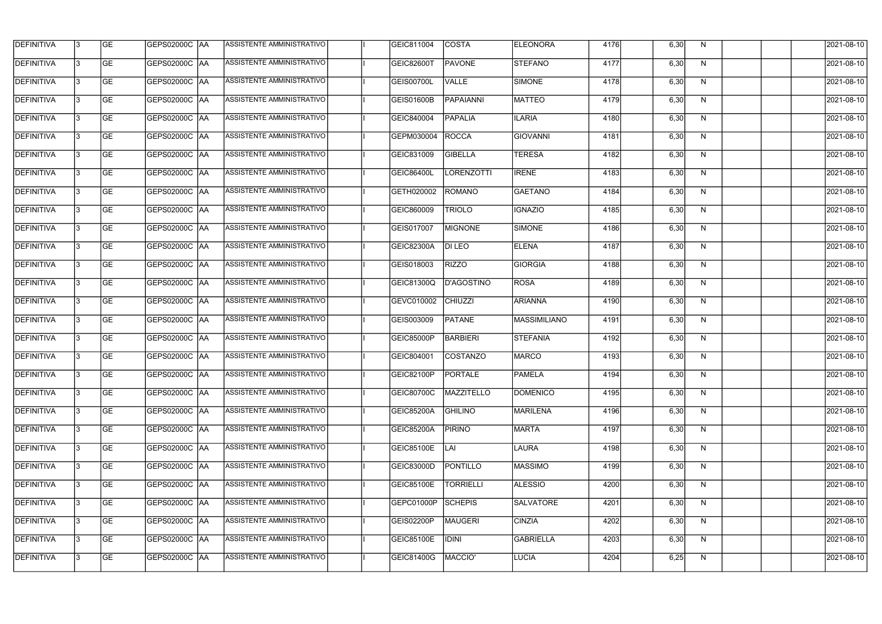| DEFINITIVA | 3 | GE | GEPS02000C | AA | ASSISTENTE AMMINISTRATIVO | | I | GEIC811004 | COSTA | ELEONORA | 4176 | | 6,30 | N | | | | 2021-08-10 |
|---|---|---|---|---|---|---|---|---|---|---|---|---|---|---|---|---|---|---|
| DEFINITIVA | 3 | GE | GEPS02000C | AA | ASSISTENTE AMMINISTRATIVO | | I | GEIC82600T | PAVONE | STEFANO | 4177 | | 6,30 | N | | | | 2021-08-10 |
| DEFINITIVA | 3 | GE | GEPS02000C | AA | ASSISTENTE AMMINISTRATIVO | | I | GEIS00700L | VALLE | SIMONE | 4178 | | 6,30 | N | | | | 2021-08-10 |
| DEFINITIVA | 3 | GE | GEPS02000C | AA | ASSISTENTE AMMINISTRATIVO | | I | GEIS01600B | PAPAIANNI | MATTEO | 4179 | | 6,30 | N | | | | 2021-08-10 |
| DEFINITIVA | 3 | GE | GEPS02000C | AA | ASSISTENTE AMMINISTRATIVO | | I | GEIC840004 | PAPALIA | ILARIA | 4180 | | 6,30 | N | | | | 2021-08-10 |
| DEFINITIVA | 3 | GE | GEPS02000C | AA | ASSISTENTE AMMINISTRATIVO | | I | GEPM030004 | ROCCA | GIOVANNI | 4181 | | 6,30 | N | | | | 2021-08-10 |
| DEFINITIVA | 3 | GE | GEPS02000C | AA | ASSISTENTE AMMINISTRATIVO | | I | GEIC831009 | GIBELLA | TERESA | 4182 | | 6,30 | N | | | | 2021-08-10 |
| DEFINITIVA | 3 | GE | GEPS02000C | AA | ASSISTENTE AMMINISTRATIVO | | I | GEIC86400L | LORENZOTTI | IRENE | 4183 | | 6,30 | N | | | | 2021-08-10 |
| DEFINITIVA | 3 | GE | GEPS02000C | AA | ASSISTENTE AMMINISTRATIVO | | I | GETH020002 | ROMANO | GAETANO | 4184 | | 6,30 | N | | | | 2021-08-10 |
| DEFINITIVA | 3 | GE | GEPS02000C | AA | ASSISTENTE AMMINISTRATIVO | | I | GEIC860009 | TRIOLO | IGNAZIO | 4185 | | 6,30 | N | | | | 2021-08-10 |
| DEFINITIVA | 3 | GE | GEPS02000C | AA | ASSISTENTE AMMINISTRATIVO | | I | GEIS017007 | MIGNONE | SIMONE | 4186 | | 6,30 | N | | | | 2021-08-10 |
| DEFINITIVA | 3 | GE | GEPS02000C | AA | ASSISTENTE AMMINISTRATIVO | | I | GEIC82300A | DI LEO | ELENA | 4187 | | 6,30 | N | | | | 2021-08-10 |
| DEFINITIVA | 3 | GE | GEPS02000C | AA | ASSISTENTE AMMINISTRATIVO | | I | GEIS018003 | RIZZO | GIORGIA | 4188 | | 6,30 | N | | | | 2021-08-10 |
| DEFINITIVA | 3 | GE | GEPS02000C | AA | ASSISTENTE AMMINISTRATIVO | | I | GEIC81300Q | D'AGOSTINO | ROSA | 4189 | | 6,30 | N | | | | 2021-08-10 |
| DEFINITIVA | 3 | GE | GEPS02000C | AA | ASSISTENTE AMMINISTRATIVO | | I | GEVC010002 | CHIUZZI | ARIANNA | 4190 | | 6,30 | N | | | | 2021-08-10 |
| DEFINITIVA | 3 | GE | GEPS02000C | AA | ASSISTENTE AMMINISTRATIVO | | I | GEIS003009 | PATANE | MASSIMILIANO | 4191 | | 6,30 | N | | | | 2021-08-10 |
| DEFINITIVA | 3 | GE | GEPS02000C | AA | ASSISTENTE AMMINISTRATIVO | | I | GEIC85000P | BARBIERI | STEFANIA | 4192 | | 6,30 | N | | | | 2021-08-10 |
| DEFINITIVA | 3 | GE | GEPS02000C | AA | ASSISTENTE AMMINISTRATIVO | | I | GEIC804001 | COSTANZO | MARCO | 4193 | | 6,30 | N | | | | 2021-08-10 |
| DEFINITIVA | 3 | GE | GEPS02000C | AA | ASSISTENTE AMMINISTRATIVO | | I | GEIC82100P | PORTALE | PAMELA | 4194 | | 6,30 | N | | | | 2021-08-10 |
| DEFINITIVA | 3 | GE | GEPS02000C | AA | ASSISTENTE AMMINISTRATIVO | | I | GEIC80700C | MAZZITELLO | DOMENICO | 4195 | | 6,30 | N | | | | 2021-08-10 |
| DEFINITIVA | 3 | GE | GEPS02000C | AA | ASSISTENTE AMMINISTRATIVO | | I | GEIC85200A | GHILINO | MARILENA | 4196 | | 6,30 | N | | | | 2021-08-10 |
| DEFINITIVA | 3 | GE | GEPS02000C | AA | ASSISTENTE AMMINISTRATIVO | | I | GEIC85200A | PIRINO | MARTA | 4197 | | 6,30 | N | | | | 2021-08-10 |
| DEFINITIVA | 3 | GE | GEPS02000C | AA | ASSISTENTE AMMINISTRATIVO | | I | GEIC85100E | LAI | LAURA | 4198 | | 6,30 | N | | | | 2021-08-10 |
| DEFINITIVA | 3 | GE | GEPS02000C | AA | ASSISTENTE AMMINISTRATIVO | | I | GEIC83000D | PONTILLO | MASSIMO | 4199 | | 6,30 | N | | | | 2021-08-10 |
| DEFINITIVA | 3 | GE | GEPS02000C | AA | ASSISTENTE AMMINISTRATIVO | | I | GEIC85100E | TORRIELLI | ALESSIO | 4200 | | 6,30 | N | | | | 2021-08-10 |
| DEFINITIVA | 3 | GE | GEPS02000C | AA | ASSISTENTE AMMINISTRATIVO | | I | GEPC01000P | SCHEPIS | SALVATORE | 4201 | | 6,30 | N | | | | 2021-08-10 |
| DEFINITIVA | 3 | GE | GEPS02000C | AA | ASSISTENTE AMMINISTRATIVO | | I | GEIS02200P | MAUGERI | CINZIA | 4202 | | 6,30 | N | | | | 2021-08-10 |
| DEFINITIVA | 3 | GE | GEPS02000C | AA | ASSISTENTE AMMINISTRATIVO | | I | GEIC85100E | IDINI | GABRIELLA | 4203 | | 6,30 | N | | | | 2021-08-10 |
| DEFINITIVA | 3 | GE | GEPS02000C | AA | ASSISTENTE AMMINISTRATIVO | | I | GEIC81400G | MACCIO' | LUCIA | 4204 | | 6,25 | N | | | | 2021-08-10 |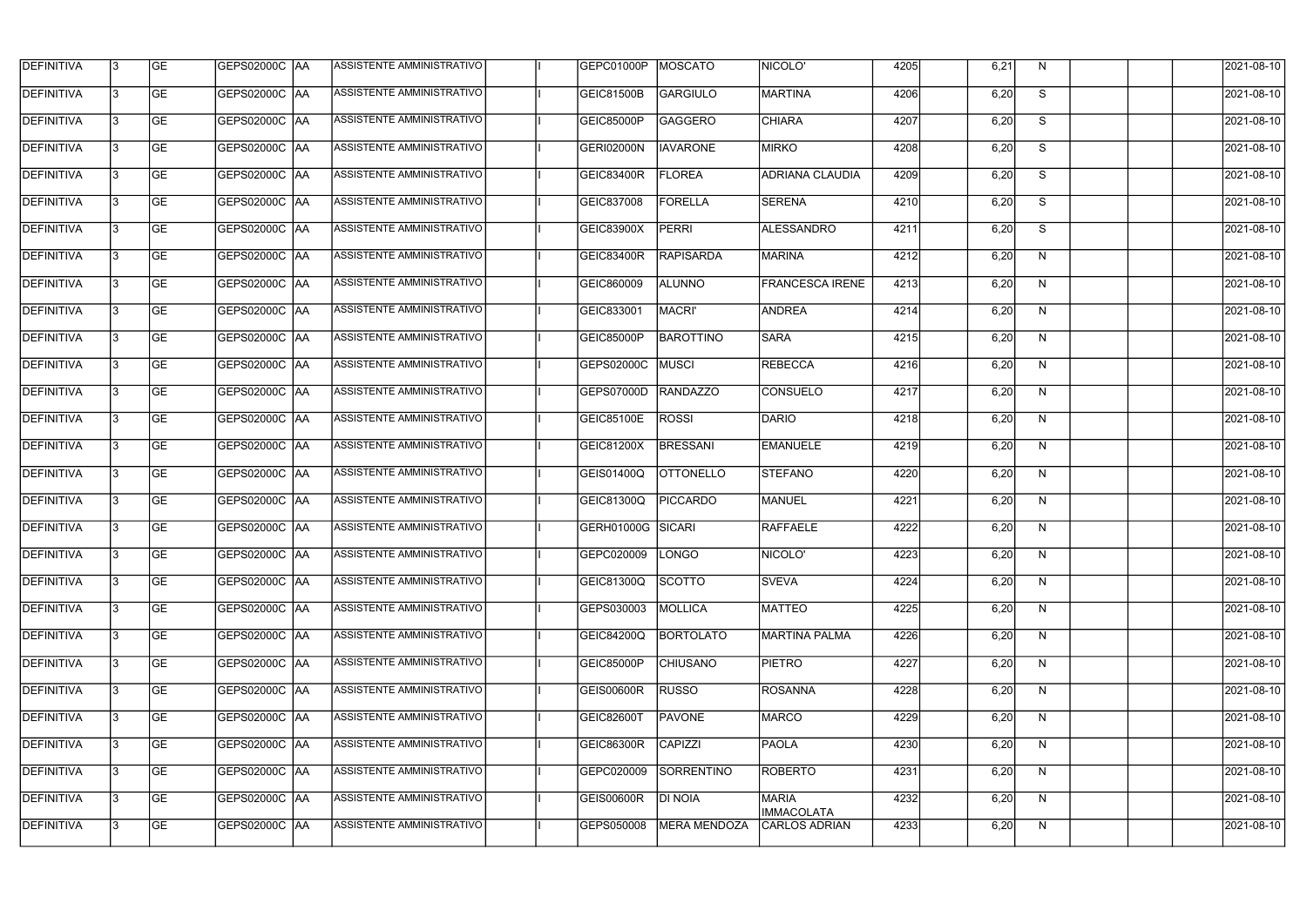| | | | | | | | | | | | | | | | | | |
|---|---|---|---|---|---|---|---|---|---|---|---|---|---|---|---|---|---|
| DEFINITIVA | 3 | GE | GEPS02000C | AA | ASSISTENTE AMMINISTRATIVO | | I | GEPC01000P | MOSCATO | NICOLO' | 4205 | | 6,21 | N | | | 2021-08-10 |
| DEFINITIVA | 3 | GE | GEPS02000C | AA | ASSISTENTE AMMINISTRATIVO | | I | GEIC81500B | GARGIULO | MARTINA | 4206 | | 6,20 | S | | | 2021-08-10 |
| DEFINITIVA | 3 | GE | GEPS02000C | AA | ASSISTENTE AMMINISTRATIVO | | I | GEIC85000P | GAGGERO | CHIARA | 4207 | | 6,20 | S | | | 2021-08-10 |
| DEFINITIVA | 3 | GE | GEPS02000C | AA | ASSISTENTE AMMINISTRATIVO | | I | GERI02000N | IAVARONE | MIRKO | 4208 | | 6,20 | S | | | 2021-08-10 |
| DEFINITIVA | 3 | GE | GEPS02000C | AA | ASSISTENTE AMMINISTRATIVO | | I | GEIC83400R | FLOREA | ADRIANA CLAUDIA | 4209 | | 6,20 | S | | | 2021-08-10 |
| DEFINITIVA | 3 | GE | GEPS02000C | AA | ASSISTENTE AMMINISTRATIVO | | I | GEIC837008 | FORELLA | SERENA | 4210 | | 6,20 | S | | | 2021-08-10 |
| DEFINITIVA | 3 | GE | GEPS02000C | AA | ASSISTENTE AMMINISTRATIVO | | I | GEIC83900X | PERRI | ALESSANDRO | 4211 | | 6,20 | S | | | 2021-08-10 |
| DEFINITIVA | 3 | GE | GEPS02000C | AA | ASSISTENTE AMMINISTRATIVO | | I | GEIC83400R | RAPISARDA | MARINA | 4212 | | 6,20 | N | | | 2021-08-10 |
| DEFINITIVA | 3 | GE | GEPS02000C | AA | ASSISTENTE AMMINISTRATIVO | | I | GEIC860009 | ALUNNO | FRANCESCA IRENE | 4213 | | 6,20 | N | | | 2021-08-10 |
| DEFINITIVA | 3 | GE | GEPS02000C | AA | ASSISTENTE AMMINISTRATIVO | | I | GEIC833001 | MACRI' | ANDREA | 4214 | | 6,20 | N | | | 2021-08-10 |
| DEFINITIVA | 3 | GE | GEPS02000C | AA | ASSISTENTE AMMINISTRATIVO | | I | GEIC85000P | BAROTTINO | SARA | 4215 | | 6,20 | N | | | 2021-08-10 |
| DEFINITIVA | 3 | GE | GEPS02000C | AA | ASSISTENTE AMMINISTRATIVO | | I | GEPS02000C | MUSCI | REBECCA | 4216 | | 6,20 | N | | | 2021-08-10 |
| DEFINITIVA | 3 | GE | GEPS02000C | AA | ASSISTENTE AMMINISTRATIVO | | I | GEPS07000D | RANDAZZO | CONSUELO | 4217 | | 6,20 | N | | | 2021-08-10 |
| DEFINITIVA | 3 | GE | GEPS02000C | AA | ASSISTENTE AMMINISTRATIVO | | I | GEIC85100E | ROSSI | DARIO | 4218 | | 6,20 | N | | | 2021-08-10 |
| DEFINITIVA | 3 | GE | GEPS02000C | AA | ASSISTENTE AMMINISTRATIVO | | I | GEIC81200X | BRESSANI | EMANUELE | 4219 | | 6,20 | N | | | 2021-08-10 |
| DEFINITIVA | 3 | GE | GEPS02000C | AA | ASSISTENTE AMMINISTRATIVO | | I | GEIS01400Q | OTTONELLO | STEFANO | 4220 | | 6,20 | N | | | 2021-08-10 |
| DEFINITIVA | 3 | GE | GEPS02000C | AA | ASSISTENTE AMMINISTRATIVO | | I | GEIC81300Q | PICCARDO | MANUEL | 4221 | | 6,20 | N | | | 2021-08-10 |
| DEFINITIVA | 3 | GE | GEPS02000C | AA | ASSISTENTE AMMINISTRATIVO | | I | GERH01000G | SICARI | RAFFAELE | 4222 | | 6,20 | N | | | 2021-08-10 |
| DEFINITIVA | 3 | GE | GEPS02000C | AA | ASSISTENTE AMMINISTRATIVO | | I | GEPC020009 | LONGO | NICOLO' | 4223 | | 6,20 | N | | | 2021-08-10 |
| DEFINITIVA | 3 | GE | GEPS02000C | AA | ASSISTENTE AMMINISTRATIVO | | I | GEIC81300Q | SCOTTO | SVEVA | 4224 | | 6,20 | N | | | 2021-08-10 |
| DEFINITIVA | 3 | GE | GEPS02000C | AA | ASSISTENTE AMMINISTRATIVO | | I | GEPS030003 | MOLLICA | MATTEO | 4225 | | 6,20 | N | | | 2021-08-10 |
| DEFINITIVA | 3 | GE | GEPS02000C | AA | ASSISTENTE AMMINISTRATIVO | | I | GEIC84200Q | BORTOLATO | MARTINA PALMA | 4226 | | 6,20 | N | | | 2021-08-10 |
| DEFINITIVA | 3 | GE | GEPS02000C | AA | ASSISTENTE AMMINISTRATIVO | | I | GEIC85000P | CHIUSANO | PIETRO | 4227 | | 6,20 | N | | | 2021-08-10 |
| DEFINITIVA | 3 | GE | GEPS02000C | AA | ASSISTENTE AMMINISTRATIVO | | I | GEIS00600R | RUSSO | ROSANNA | 4228 | | 6,20 | N | | | 2021-08-10 |
| DEFINITIVA | 3 | GE | GEPS02000C | AA | ASSISTENTE AMMINISTRATIVO | | I | GEIC82600T | PAVONE | MARCO | 4229 | | 6,20 | N | | | 2021-08-10 |
| DEFINITIVA | 3 | GE | GEPS02000C | AA | ASSISTENTE AMMINISTRATIVO | | I | GEIC86300R | CAPIZZI | PAOLA | 4230 | | 6,20 | N | | | 2021-08-10 |
| DEFINITIVA | 3 | GE | GEPS02000C | AA | ASSISTENTE AMMINISTRATIVO | | I | GEPC020009 | SORRENTINO | ROBERTO | 4231 | | 6,20 | N | | | 2021-08-10 |
| DEFINITIVA | 3 | GE | GEPS02000C | AA | ASSISTENTE AMMINISTRATIVO | | I | GEIS00600R | DI NOIA | MARIA IMMACOLATA | 4232 | | 6,20 | N | | | 2021-08-10 |
| DEFINITIVA | 3 | GE | GEPS02000C | AA | ASSISTENTE AMMINISTRATIVO | | I | GEPS050008 | MERA MENDOZA | CARLOS ADRIAN | 4233 | | 6,20 | N | | | 2021-08-10 |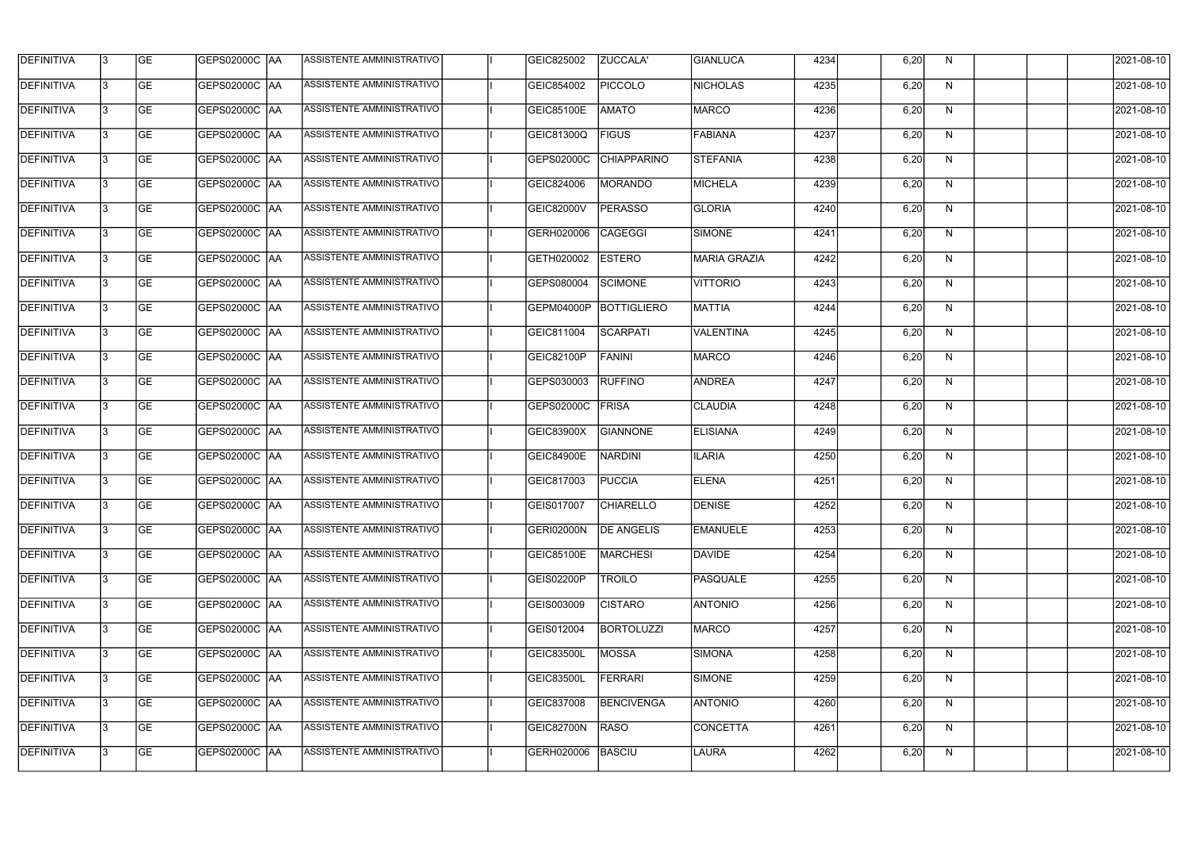| DEFINITIVA | 3 | GE | GEPS02000C | AA | ASSISTENTE AMMINISTRATIVO | | I | GEIC825002 | ZUCCALA' | GIANLUCA | 4234 | | 6,20 | N | | | | 2021-08-10 |
|---|---|---|---|---|---|---|---|---|---|---|---|---|---|---|---|---|---|---|
| DEFINITIVA | 3 | GE | GEPS02000C | AA | ASSISTENTE AMMINISTRATIVO | | I | GEIC854002 | PICCOLO | NICHOLAS | 4235 | | 6,20 | N | | | | 2021-08-10 |
| DEFINITIVA | 3 | GE | GEPS02000C | AA | ASSISTENTE AMMINISTRATIVO | | I | GEIC85100E | AMATO | MARCO | 4236 | | 6,20 | N | | | | 2021-08-10 |
| DEFINITIVA | 3 | GE | GEPS02000C | AA | ASSISTENTE AMMINISTRATIVO | | I | GEIC81300Q | FIGUS | FABIANA | 4237 | | 6,20 | N | | | | 2021-08-10 |
| DEFINITIVA | 3 | GE | GEPS02000C | AA | ASSISTENTE AMMINISTRATIVO | | I | GEPS02000C | CHIAPPARINO | STEFANIA | 4238 | | 6,20 | N | | | | 2021-08-10 |
| DEFINITIVA | 3 | GE | GEPS02000C | AA | ASSISTENTE AMMINISTRATIVO | | I | GEIC824006 | MORANDO | MICHELA | 4239 | | 6,20 | N | | | | 2021-08-10 |
| DEFINITIVA | 3 | GE | GEPS02000C | AA | ASSISTENTE AMMINISTRATIVO | | I | GEIC82000V | PERASSO | GLORIA | 4240 | | 6,20 | N | | | | 2021-08-10 |
| DEFINITIVA | 3 | GE | GEPS02000C | AA | ASSISTENTE AMMINISTRATIVO | | I | GERH020006 | CAGEGGI | SIMONE | 4241 | | 6,20 | N | | | | 2021-08-10 |
| DEFINITIVA | 3 | GE | GEPS02000C | AA | ASSISTENTE AMMINISTRATIVO | | I | GETH020002 | ESTERO | MARIA GRAZIA | 4242 | | 6,20 | N | | | | 2021-08-10 |
| DEFINITIVA | 3 | GE | GEPS02000C | AA | ASSISTENTE AMMINISTRATIVO | | I | GEPS080004 | SCIMONE | VITTORIO | 4243 | | 6,20 | N | | | | 2021-08-10 |
| DEFINITIVA | 3 | GE | GEPS02000C | AA | ASSISTENTE AMMINISTRATIVO | | I | GEPM04000P | BOTTIGLIERO | MATTIA | 4244 | | 6,20 | N | | | | 2021-08-10 |
| DEFINITIVA | 3 | GE | GEPS02000C | AA | ASSISTENTE AMMINISTRATIVO | | I | GEIC811004 | SCARPATI | VALENTINA | 4245 | | 6,20 | N | | | | 2021-08-10 |
| DEFINITIVA | 3 | GE | GEPS02000C | AA | ASSISTENTE AMMINISTRATIVO | | I | GEIC82100P | FANINI | MARCO | 4246 | | 6,20 | N | | | | 2021-08-10 |
| DEFINITIVA | 3 | GE | GEPS02000C | AA | ASSISTENTE AMMINISTRATIVO | | I | GEPS030003 | RUFFINO | ANDREA | 4247 | | 6,20 | N | | | | 2021-08-10 |
| DEFINITIVA | 3 | GE | GEPS02000C | AA | ASSISTENTE AMMINISTRATIVO | | I | GEPS02000C | FRISA | CLAUDIA | 4248 | | 6,20 | N | | | | 2021-08-10 |
| DEFINITIVA | 3 | GE | GEPS02000C | AA | ASSISTENTE AMMINISTRATIVO | | I | GEIC83900X | GIANNONE | ELISIANA | 4249 | | 6,20 | N | | | | 2021-08-10 |
| DEFINITIVA | 3 | GE | GEPS02000C | AA | ASSISTENTE AMMINISTRATIVO | | I | GEIC84900E | NARDINI | ILARIA | 4250 | | 6,20 | N | | | | 2021-08-10 |
| DEFINITIVA | 3 | GE | GEPS02000C | AA | ASSISTENTE AMMINISTRATIVO | | I | GEIC817003 | PUCCIA | ELENA | 4251 | | 6,20 | N | | | | 2021-08-10 |
| DEFINITIVA | 3 | GE | GEPS02000C | AA | ASSISTENTE AMMINISTRATIVO | | I | GEIS017007 | CHIARELLO | DENISE | 4252 | | 6,20 | N | | | | 2021-08-10 |
| DEFINITIVA | 3 | GE | GEPS02000C | AA | ASSISTENTE AMMINISTRATIVO | | I | GERI02000N | DE ANGELIS | EMANUELE | 4253 | | 6,20 | N | | | | 2021-08-10 |
| DEFINITIVA | 3 | GE | GEPS02000C | AA | ASSISTENTE AMMINISTRATIVO | | I | GEIC85100E | MARCHESI | DAVIDE | 4254 | | 6,20 | N | | | | 2021-08-10 |
| DEFINITIVA | 3 | GE | GEPS02000C | AA | ASSISTENTE AMMINISTRATIVO | | I | GEIS02200P | TROILO | PASQUALE | 4255 | | 6,20 | N | | | | 2021-08-10 |
| DEFINITIVA | 3 | GE | GEPS02000C | AA | ASSISTENTE AMMINISTRATIVO | | I | GEIS003009 | CISTARO | ANTONIO | 4256 | | 6,20 | N | | | | 2021-08-10 |
| DEFINITIVA | 3 | GE | GEPS02000C | AA | ASSISTENTE AMMINISTRATIVO | | I | GEIS012004 | BORTOLUZZI | MARCO | 4257 | | 6,20 | N | | | | 2021-08-10 |
| DEFINITIVA | 3 | GE | GEPS02000C | AA | ASSISTENTE AMMINISTRATIVO | | I | GEIC83500L | MOSSA | SIMONA | 4258 | | 6,20 | N | | | | 2021-08-10 |
| DEFINITIVA | 3 | GE | GEPS02000C | AA | ASSISTENTE AMMINISTRATIVO | | I | GEIC83500L | FERRARI | SIMONE | 4259 | | 6,20 | N | | | | 2021-08-10 |
| DEFINITIVA | 3 | GE | GEPS02000C | AA | ASSISTENTE AMMINISTRATIVO | | I | GEIC837008 | BENCIVENGA | ANTONIO | 4260 | | 6,20 | N | | | | 2021-08-10 |
| DEFINITIVA | 3 | GE | GEPS02000C | AA | ASSISTENTE AMMINISTRATIVO | | I | GEIC82700N | RASO | CONCETTA | 4261 | | 6,20 | N | | | | 2021-08-10 |
| DEFINITIVA | 3 | GE | GEPS02000C | AA | ASSISTENTE AMMINISTRATIVO | | I | GERH020006 | BASCIU | LAURA | 4262 | | 6,20 | N | | | | 2021-08-10 |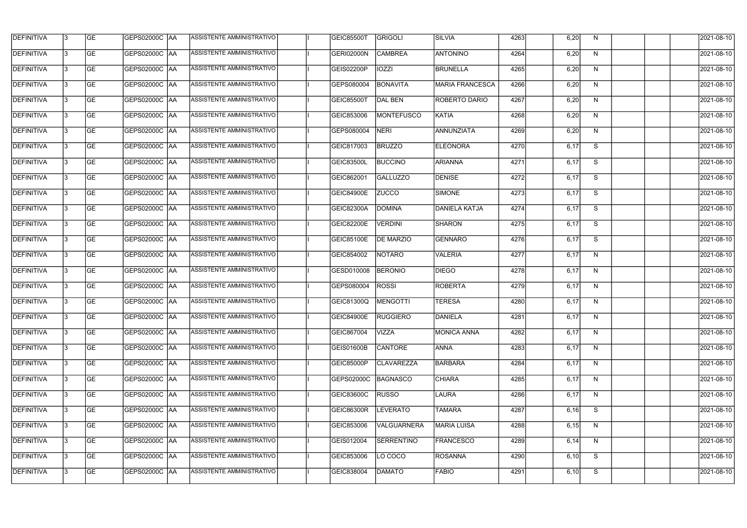| DEFINITIVA | 3 | GE | GEPS02000C | AA | ASSISTENTE AMMINISTRATIVO | | I | GEIC85500T | GRIGOLI | SILVIA | 4263 | | 6,20 | N | | | | 2021-08-10 |
|---|---|---|---|---|---|---|---|---|---|---|---|---|---|---|---|---|---|---|
| DEFINITIVA | 3 | GE | GEPS02000C | AA | ASSISTENTE AMMINISTRATIVO | | I | GERI02000N | CAMBREA | ANTONINO | 4264 | | 6,20 | N | | | | 2021-08-10 |
| DEFINITIVA | 3 | GE | GEPS02000C | AA | ASSISTENTE AMMINISTRATIVO | | I | GEIS02200P | IOZZI | BRUNELLA | 4265 | | 6,20 | N | | | | 2021-08-10 |
| DEFINITIVA | 3 | GE | GEPS02000C | AA | ASSISTENTE AMMINISTRATIVO | | I | GEPS080004 | BONAVITA | MARIA FRANCESCA | 4266 | | 6,20 | N | | | | 2021-08-10 |
| DEFINITIVA | 3 | GE | GEPS02000C | AA | ASSISTENTE AMMINISTRATIVO | | I | GEIC85500T | DAL BEN | ROBERTO DARIO | 4267 | | 6,20 | N | | | | 2021-08-10 |
| DEFINITIVA | 3 | GE | GEPS02000C | AA | ASSISTENTE AMMINISTRATIVO | | I | GEIC853006 | MONTEFUSCO | KATIA | 4268 | | 6,20 | N | | | | 2021-08-10 |
| DEFINITIVA | 3 | GE | GEPS02000C | AA | ASSISTENTE AMMINISTRATIVO | | I | GEPS080004 | NERI | ANNUNZIATA | 4269 | | 6,20 | N | | | | 2021-08-10 |
| DEFINITIVA | 3 | GE | GEPS02000C | AA | ASSISTENTE AMMINISTRATIVO | | I | GEIC817003 | BRUZZO | ELEONORA | 4270 | | 6,17 | S | | | | 2021-08-10 |
| DEFINITIVA | 3 | GE | GEPS02000C | AA | ASSISTENTE AMMINISTRATIVO | | I | GEIC83500L | BUCCINO | ARIANNA | 4271 | | 6,17 | S | | | | 2021-08-10 |
| DEFINITIVA | 3 | GE | GEPS02000C | AA | ASSISTENTE AMMINISTRATIVO | | I | GEIC862001 | GALLUZZO | DENISE | 4272 | | 6,17 | S | | | | 2021-08-10 |
| DEFINITIVA | 3 | GE | GEPS02000C | AA | ASSISTENTE AMMINISTRATIVO | | I | GEIC84900E | ZUCCO | SIMONE | 4273 | | 6,17 | S | | | | 2021-08-10 |
| DEFINITIVA | 3 | GE | GEPS02000C | AA | ASSISTENTE AMMINISTRATIVO | | I | GEIC82300A | DOMINA | DANIELA KATJA | 4274 | | 6,17 | S | | | | 2021-08-10 |
| DEFINITIVA | 3 | GE | GEPS02000C | AA | ASSISTENTE AMMINISTRATIVO | | I | GEIC82200E | VERDINI | SHARON | 4275 | | 6,17 | S | | | | 2021-08-10 |
| DEFINITIVA | 3 | GE | GEPS02000C | AA | ASSISTENTE AMMINISTRATIVO | | I | GEIC85100E | DE MARZIO | GENNARO | 4276 | | 6,17 | S | | | | 2021-08-10 |
| DEFINITIVA | 3 | GE | GEPS02000C | AA | ASSISTENTE AMMINISTRATIVO | | I | GEIC854002 | NOTARO | VALERIA | 4277 | | 6,17 | N | | | | 2021-08-10 |
| DEFINITIVA | 3 | GE | GEPS02000C | AA | ASSISTENTE AMMINISTRATIVO | | I | GESD010008 | BERONIO | DIEGO | 4278 | | 6,17 | N | | | | 2021-08-10 |
| DEFINITIVA | 3 | GE | GEPS02000C | AA | ASSISTENTE AMMINISTRATIVO | | I | GEPS080004 | ROSSI | ROBERTA | 4279 | | 6,17 | N | | | | 2021-08-10 |
| DEFINITIVA | 3 | GE | GEPS02000C | AA | ASSISTENTE AMMINISTRATIVO | | I | GEIC81300Q | MENGOTTI | TERESA | 4280 | | 6,17 | N | | | | 2021-08-10 |
| DEFINITIVA | 3 | GE | GEPS02000C | AA | ASSISTENTE AMMINISTRATIVO | | I | GEIC84900E | RUGGIERO | DANIELA | 4281 | | 6,17 | N | | | | 2021-08-10 |
| DEFINITIVA | 3 | GE | GEPS02000C | AA | ASSISTENTE AMMINISTRATIVO | | I | GEIC867004 | VIZZA | MONICA ANNA | 4282 | | 6,17 | N | | | | 2021-08-10 |
| DEFINITIVA | 3 | GE | GEPS02000C | AA | ASSISTENTE AMMINISTRATIVO | | I | GEIS01600B | CANTORE | ANNA | 4283 | | 6,17 | N | | | | 2021-08-10 |
| DEFINITIVA | 3 | GE | GEPS02000C | AA | ASSISTENTE AMMINISTRATIVO | | I | GEIC85000P | CLAVAREZZA | BARBARA | 4284 | | 6,17 | N | | | | 2021-08-10 |
| DEFINITIVA | 3 | GE | GEPS02000C | AA | ASSISTENTE AMMINISTRATIVO | | I | GEPS02000C | BAGNASCO | CHIARA | 4285 | | 6,17 | N | | | | 2021-08-10 |
| DEFINITIVA | 3 | GE | GEPS02000C | AA | ASSISTENTE AMMINISTRATIVO | | I | GEIC83600C | RUSSO | LAURA | 4286 | | 6,17 | N | | | | 2021-08-10 |
| DEFINITIVA | 3 | GE | GEPS02000C | AA | ASSISTENTE AMMINISTRATIVO | | I | GEIC86300R | LEVERATO | TAMARA | 4287 | | 6,16 | S | | | | 2021-08-10 |
| DEFINITIVA | 3 | GE | GEPS02000C | AA | ASSISTENTE AMMINISTRATIVO | | I | GEIC853006 | VALGUARNERA | MARIA LUISA | 4288 | | 6,15 | N | | | | 2021-08-10 |
| DEFINITIVA | 3 | GE | GEPS02000C | AA | ASSISTENTE AMMINISTRATIVO | | I | GEIS012004 | SERRENTINO | FRANCESCO | 4289 | | 6,14 | N | | | | 2021-08-10 |
| DEFINITIVA | 3 | GE | GEPS02000C | AA | ASSISTENTE AMMINISTRATIVO | | I | GEIC853006 | LO COCO | ROSANNA | 4290 | | 6,10 | S | | | | 2021-08-10 |
| DEFINITIVA | 3 | GE | GEPS02000C | AA | ASSISTENTE AMMINISTRATIVO | | I | GEIC838004 | DAMATO | FABIO | 4291 | | 6,10 | S | | | | 2021-08-10 |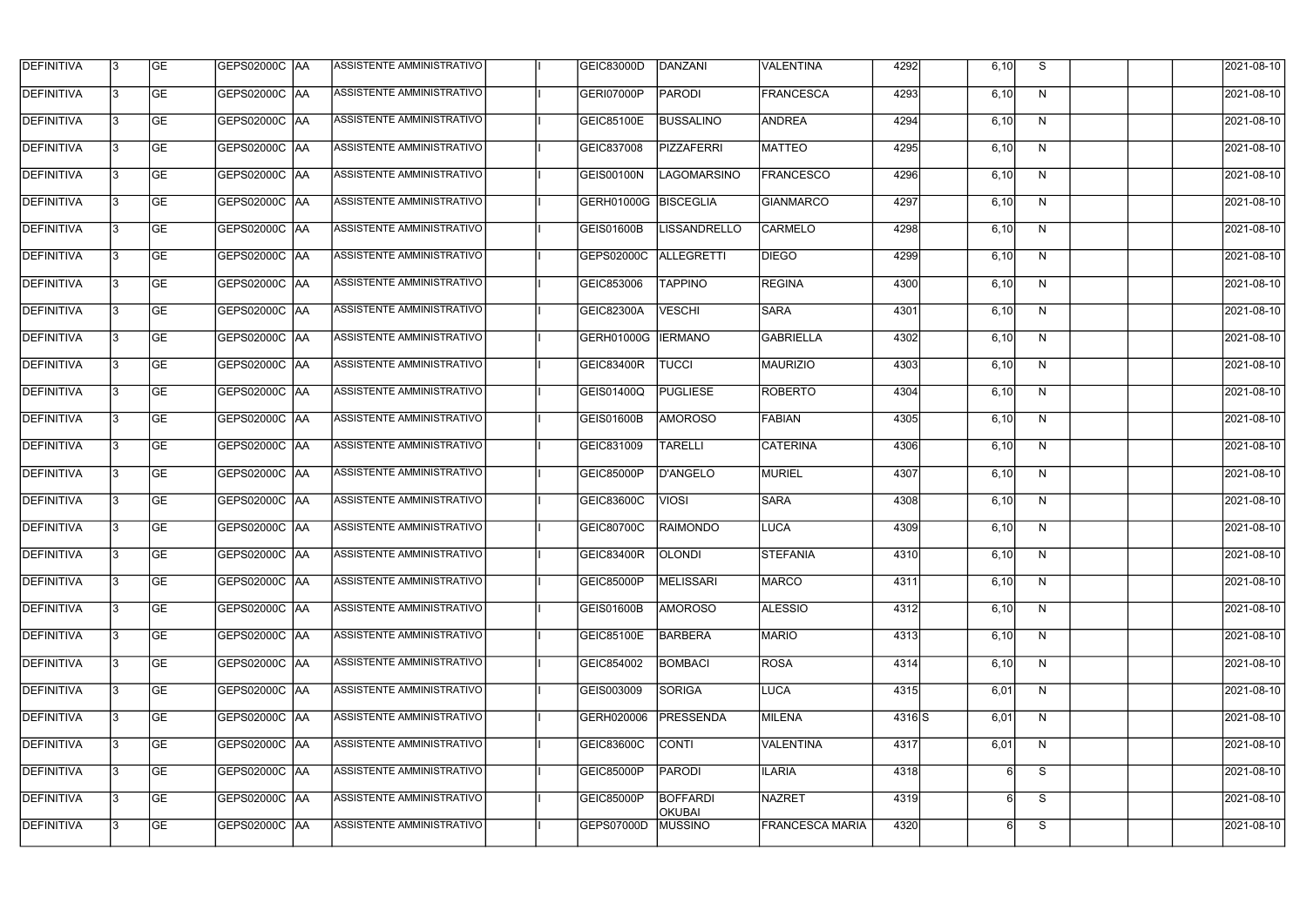| DEFINITIVA | 3 | GE | GEPS02000C | AA | ASSISTENTE AMMINISTRATIVO | | I | GEIC83000D | DANZANI | VALENTINA | 4292 | | 6,10 | S | | | | 2021-08-10 |
|---|---|---|---|---|---|---|---|---|---|---|---|---|---|---|---|---|---|---|
| DEFINITIVA | 3 | GE | GEPS02000C | AA | ASSISTENTE AMMINISTRATIVO | | I | GERI07000P | PARODI | FRANCESCA | 4293 | | 6,10 | N | | | | 2021-08-10 |
| DEFINITIVA | 3 | GE | GEPS02000C | AA | ASSISTENTE AMMINISTRATIVO | | I | GEIC85100E | BUSSALINO | ANDREA | 4294 | | 6,10 | N | | | | 2021-08-10 |
| DEFINITIVA | 3 | GE | GEPS02000C | AA | ASSISTENTE AMMINISTRATIVO | | I | GEIC837008 | PIZZAFERRI | MATTEO | 4295 | | 6,10 | N | | | | 2021-08-10 |
| DEFINITIVA | 3 | GE | GEPS02000C | AA | ASSISTENTE AMMINISTRATIVO | | I | GEIS00100N | LAGOMARSINO | FRANCESCO | 4296 | | 6,10 | N | | | | 2021-08-10 |
| DEFINITIVA | 3 | GE | GEPS02000C | AA | ASSISTENTE AMMINISTRATIVO | | I | GERH01000G | BISCEGLIA | GIANMARCO | 4297 | | 6,10 | N | | | | 2021-08-10 |
| DEFINITIVA | 3 | GE | GEPS02000C | AA | ASSISTENTE AMMINISTRATIVO | | I | GEIS01600B | LISSANDRELLO | CARMELO | 4298 | | 6,10 | N | | | | 2021-08-10 |
| DEFINITIVA | 3 | GE | GEPS02000C | AA | ASSISTENTE AMMINISTRATIVO | | I | GEPS02000C | ALLEGRETTI | DIEGO | 4299 | | 6,10 | N | | | | 2021-08-10 |
| DEFINITIVA | 3 | GE | GEPS02000C | AA | ASSISTENTE AMMINISTRATIVO | | I | GEIC853006 | TAPPINO | REGINA | 4300 | | 6,10 | N | | | | 2021-08-10 |
| DEFINITIVA | 3 | GE | GEPS02000C | AA | ASSISTENTE AMMINISTRATIVO | | I | GEIC82300A | VESCHI | SARA | 4301 | | 6,10 | N | | | | 2021-08-10 |
| DEFINITIVA | 3 | GE | GEPS02000C | AA | ASSISTENTE AMMINISTRATIVO | | I | GERH01000G | IERMANO | GABRIELLA | 4302 | | 6,10 | N | | | | 2021-08-10 |
| DEFINITIVA | 3 | GE | GEPS02000C | AA | ASSISTENTE AMMINISTRATIVO | | I | GEIC83400R | TUCCI | MAURIZIO | 4303 | | 6,10 | N | | | | 2021-08-10 |
| DEFINITIVA | 3 | GE | GEPS02000C | AA | ASSISTENTE AMMINISTRATIVO | | I | GEIS01400Q | PUGLIESE | ROBERTO | 4304 | | 6,10 | N | | | | 2021-08-10 |
| DEFINITIVA | 3 | GE | GEPS02000C | AA | ASSISTENTE AMMINISTRATIVO | | I | GEIS01600B | AMOROSO | FABIAN | 4305 | | 6,10 | N | | | | 2021-08-10 |
| DEFINITIVA | 3 | GE | GEPS02000C | AA | ASSISTENTE AMMINISTRATIVO | | I | GEIC831009 | TARELLI | CATERINA | 4306 | | 6,10 | N | | | | 2021-08-10 |
| DEFINITIVA | 3 | GE | GEPS02000C | AA | ASSISTENTE AMMINISTRATIVO | | I | GEIC85000P | D'ANGELO | MURIEL | 4307 | | 6,10 | N | | | | 2021-08-10 |
| DEFINITIVA | 3 | GE | GEPS02000C | AA | ASSISTENTE AMMINISTRATIVO | | I | GEIC83600C | VIOSI | SARA | 4308 | | 6,10 | N | | | | 2021-08-10 |
| DEFINITIVA | 3 | GE | GEPS02000C | AA | ASSISTENTE AMMINISTRATIVO | | I | GEIC80700C | RAIMONDO | LUCA | 4309 | | 6,10 | N | | | | 2021-08-10 |
| DEFINITIVA | 3 | GE | GEPS02000C | AA | ASSISTENTE AMMINISTRATIVO | | I | GEIC83400R | OLONDI | STEFANIA | 4310 | | 6,10 | N | | | | 2021-08-10 |
| DEFINITIVA | 3 | GE | GEPS02000C | AA | ASSISTENTE AMMINISTRATIVO | | I | GEIC85000P | MELISSARI | MARCO | 4311 | | 6,10 | N | | | | 2021-08-10 |
| DEFINITIVA | 3 | GE | GEPS02000C | AA | ASSISTENTE AMMINISTRATIVO | | I | GEIS01600B | AMOROSO | ALESSIO | 4312 | | 6,10 | N | | | | 2021-08-10 |
| DEFINITIVA | 3 | GE | GEPS02000C | AA | ASSISTENTE AMMINISTRATIVO | | I | GEIC85100E | BARBERA | MARIO | 4313 | | 6,10 | N | | | | 2021-08-10 |
| DEFINITIVA | 3 | GE | GEPS02000C | AA | ASSISTENTE AMMINISTRATIVO | | I | GEIC854002 | BOMBACI | ROSA | 4314 | | 6,10 | N | | | | 2021-08-10 |
| DEFINITIVA | 3 | GE | GEPS02000C | AA | ASSISTENTE AMMINISTRATIVO | | I | GEIS003009 | SORIGA | LUCA | 4315 | | 6,01 | N | | | | 2021-08-10 |
| DEFINITIVA | 3 | GE | GEPS02000C | AA | ASSISTENTE AMMINISTRATIVO | | I | GERH020006 | PRESSENDA | MILENA | 4316 | S | 6,01 | N | | | | 2021-08-10 |
| DEFINITIVA | 3 | GE | GEPS02000C | AA | ASSISTENTE AMMINISTRATIVO | | I | GEIC83600C | CONTI | VALENTINA | 4317 | | 6,01 | N | | | | 2021-08-10 |
| DEFINITIVA | 3 | GE | GEPS02000C | AA | ASSISTENTE AMMINISTRATIVO | | I | GEIC85000P | PARODI | ILARIA | 4318 | | 6 | S | | | | 2021-08-10 |
| DEFINITIVA | 3 | GE | GEPS02000C | AA | ASSISTENTE AMMINISTRATIVO | | I | GEIC85000P | BOFFARDI OKUBAI | NAZRET | 4319 | | 6 | S | | | | 2021-08-10 |
| DEFINITIVA | 3 | GE | GEPS02000C | AA | ASSISTENTE AMMINISTRATIVO | | I | GEPS07000D | MUSSINO | FRANCESCA MARIA | 4320 | | 6 | S | | | | 2021-08-10 |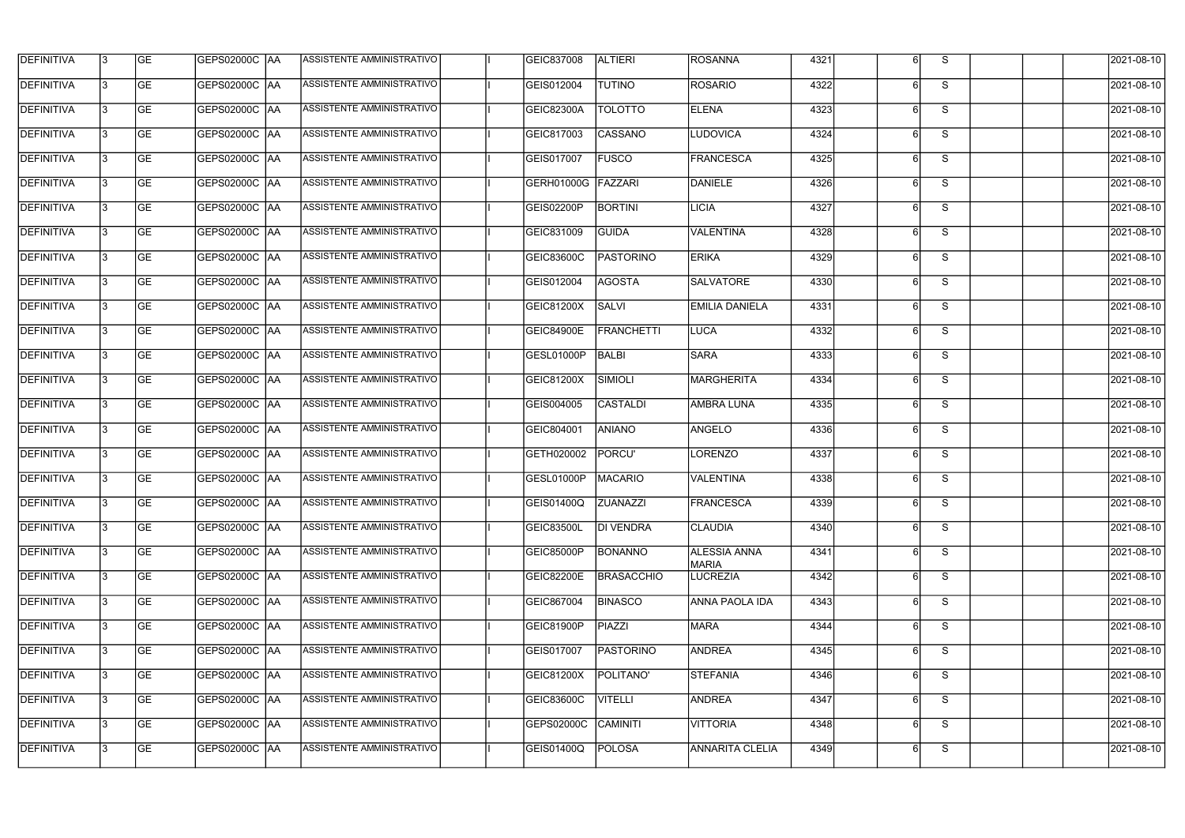| DEFINITIVA | 3 | GE | GEPS02000C | AA | ASSISTENTE AMMINISTRATIVO | | I | GEIC837008 | ALTIERI | ROSANNA | 4321 | | 6 | S | | | | 2021-08-10 |
|---|---|---|---|---|---|---|---|---|---|---|---|---|---|---|---|---|---|---|
| DEFINITIVA | 3 | GE | GEPS02000C | AA | ASSISTENTE AMMINISTRATIVO | | I | GEIS012004 | TUTINO | ROSARIO | 4322 | | 6 | S | | | | 2021-08-10 |
| DEFINITIVA | 3 | GE | GEPS02000C | AA | ASSISTENTE AMMINISTRATIVO | | I | GEIC82300A | TOLOTTO | ELENA | 4323 | | 6 | S | | | | 2021-08-10 |
| DEFINITIVA | 3 | GE | GEPS02000C | AA | ASSISTENTE AMMINISTRATIVO | | I | GEIC817003 | CASSANO | LUDOVICA | 4324 | | 6 | S | | | | 2021-08-10 |
| DEFINITIVA | 3 | GE | GEPS02000C | AA | ASSISTENTE AMMINISTRATIVO | | I | GEIS017007 | FUSCO | FRANCESCA | 4325 | | 6 | S | | | | 2021-08-10 |
| DEFINITIVA | 3 | GE | GEPS02000C | AA | ASSISTENTE AMMINISTRATIVO | | I | GERH01000G | FAZZARI | DANIELE | 4326 | | 6 | S | | | | 2021-08-10 |
| DEFINITIVA | 3 | GE | GEPS02000C | AA | ASSISTENTE AMMINISTRATIVO | | I | GEIS02200P | BORTINI | LICIA | 4327 | | 6 | S | | | | 2021-08-10 |
| DEFINITIVA | 3 | GE | GEPS02000C | AA | ASSISTENTE AMMINISTRATIVO | | I | GEIC831009 | GUIDA | VALENTINA | 4328 | | 6 | S | | | | 2021-08-10 |
| DEFINITIVA | 3 | GE | GEPS02000C | AA | ASSISTENTE AMMINISTRATIVO | | I | GEIC83600C | PASTORINO | ERIKA | 4329 | | 6 | S | | | | 2021-08-10 |
| DEFINITIVA | 3 | GE | GEPS02000C | AA | ASSISTENTE AMMINISTRATIVO | | I | GEIS012004 | AGOSTA | SALVATORE | 4330 | | 6 | S | | | | 2021-08-10 |
| DEFINITIVA | 3 | GE | GEPS02000C | AA | ASSISTENTE AMMINISTRATIVO | | I | GEIC81200X | SALVI | EMILIA DANIELA | 4331 | | 6 | S | | | | 2021-08-10 |
| DEFINITIVA | 3 | GE | GEPS02000C | AA | ASSISTENTE AMMINISTRATIVO | | I | GEIC84900E | FRANCHETTI | LUCA | 4332 | | 6 | S | | | | 2021-08-10 |
| DEFINITIVA | 3 | GE | GEPS02000C | AA | ASSISTENTE AMMINISTRATIVO | | I | GESL01000P | BALBI | SARA | 4333 | | 6 | S | | | | 2021-08-10 |
| DEFINITIVA | 3 | GE | GEPS02000C | AA | ASSISTENTE AMMINISTRATIVO | | I | GEIC81200X | SIMIOLI | MARGHERITA | 4334 | | 6 | S | | | | 2021-08-10 |
| DEFINITIVA | 3 | GE | GEPS02000C | AA | ASSISTENTE AMMINISTRATIVO | | I | GEIS004005 | CASTALDI | AMBRA LUNA | 4335 | | 6 | S | | | | 2021-08-10 |
| DEFINITIVA | 3 | GE | GEPS02000C | AA | ASSISTENTE AMMINISTRATIVO | | I | GEIC804001 | ANIANO | ANGELO | 4336 | | 6 | S | | | | 2021-08-10 |
| DEFINITIVA | 3 | GE | GEPS02000C | AA | ASSISTENTE AMMINISTRATIVO | | I | GETH020002 | PORCU' | LORENZO | 4337 | | 6 | S | | | | 2021-08-10 |
| DEFINITIVA | 3 | GE | GEPS02000C | AA | ASSISTENTE AMMINISTRATIVO | | I | GESL01000P | MACARIO | VALENTINA | 4338 | | 6 | S | | | | 2021-08-10 |
| DEFINITIVA | 3 | GE | GEPS02000C | AA | ASSISTENTE AMMINISTRATIVO | | I | GEIS01400Q | ZUANAZZI | FRANCESCA | 4339 | | 6 | S | | | | 2021-08-10 |
| DEFINITIVA | 3 | GE | GEPS02000C | AA | ASSISTENTE AMMINISTRATIVO | | I | GEIC83500L | DI VENDRA | CLAUDIA | 4340 | | 6 | S | | | | 2021-08-10 |
| DEFINITIVA | 3 | GE | GEPS02000C | AA | ASSISTENTE AMMINISTRATIVO | | I | GEIC85000P | BONANNO | ALESSIA ANNA MARIA | 4341 | | 6 | S | | | | 2021-08-10 |
| DEFINITIVA | 3 | GE | GEPS02000C | AA | ASSISTENTE AMMINISTRATIVO | | I | GEIC82200E | BRASACCHIO | LUCREZIA | 4342 | | 6 | S | | | | 2021-08-10 |
| DEFINITIVA | 3 | GE | GEPS02000C | AA | ASSISTENTE AMMINISTRATIVO | | I | GEIC867004 | BINASCO | ANNA PAOLA IDA | 4343 | | 6 | S | | | | 2021-08-10 |
| DEFINITIVA | 3 | GE | GEPS02000C | AA | ASSISTENTE AMMINISTRATIVO | | I | GEIC81900P | PIAZZI | MARA | 4344 | | 6 | S | | | | 2021-08-10 |
| DEFINITIVA | 3 | GE | GEPS02000C | AA | ASSISTENTE AMMINISTRATIVO | | I | GEIS017007 | PASTORINO | ANDREA | 4345 | | 6 | S | | | | 2021-08-10 |
| DEFINITIVA | 3 | GE | GEPS02000C | AA | ASSISTENTE AMMINISTRATIVO | | I | GEIC81200X | POLITANO' | STEFANIA | 4346 | | 6 | S | | | | 2021-08-10 |
| DEFINITIVA | 3 | GE | GEPS02000C | AA | ASSISTENTE AMMINISTRATIVO | | I | GEIC83600C | VITELLI | ANDREA | 4347 | | 6 | S | | | | 2021-08-10 |
| DEFINITIVA | 3 | GE | GEPS02000C | AA | ASSISTENTE AMMINISTRATIVO | | I | GEPS02000C | CAMINITI | VITTORIA | 4348 | | 6 | S | | | | 2021-08-10 |
| DEFINITIVA | 3 | GE | GEPS02000C | AA | ASSISTENTE AMMINISTRATIVO | | I | GEIS01400Q | POLOSA | ANNARITA CLELIA | 4349 | | 6 | S | | | | 2021-08-10 |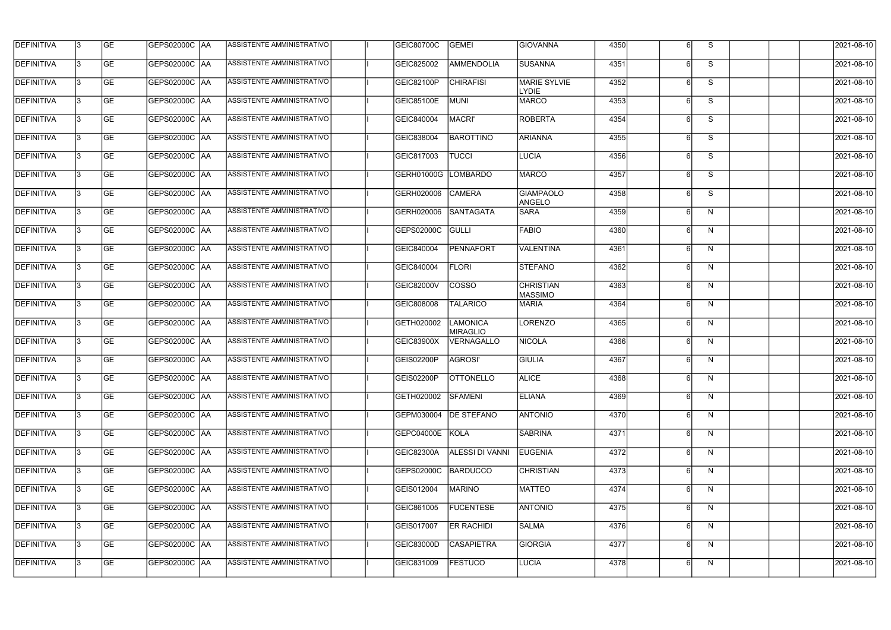| DEFINITIVA | 3 | GE | GEPS02000C | AA | ASSISTENTE AMMINISTRATIVO | | I | GEIC80700C | GEMEI | GIOVANNA | 4350 | | 6 | S | | | | 2021-08-10 |
|---|---|---|---|---|---|---|---|---|---|---|---|---|---|---|---|---|---|---|
| DEFINITIVA | 3 | GE | GEPS02000C | AA | ASSISTENTE AMMINISTRATIVO | | I | GEIC825002 | AMMENDOLIA | SUSANNA | 4351 | | 6 | S | | | | 2021-08-10 |
| DEFINITIVA | 3 | GE | GEPS02000C | AA | ASSISTENTE AMMINISTRATIVO | | I | GEIC82100P | CHIRAFISI | MARIE SYLVIE LYDIE | 4352 | | 6 | S | | | | 2021-08-10 |
| DEFINITIVA | 3 | GE | GEPS02000C | AA | ASSISTENTE AMMINISTRATIVO | | I | GEIC85100E | MUNI | MARCO | 4353 | | 6 | S | | | | 2021-08-10 |
| DEFINITIVA | 3 | GE | GEPS02000C | AA | ASSISTENTE AMMINISTRATIVO | | I | GEIC840004 | MACRI' | ROBERTA | 4354 | | 6 | S | | | | 2021-08-10 |
| DEFINITIVA | 3 | GE | GEPS02000C | AA | ASSISTENTE AMMINISTRATIVO | | I | GEIC838004 | BAROTTINO | ARIANNA | 4355 | | 6 | S | | | | 2021-08-10 |
| DEFINITIVA | 3 | GE | GEPS02000C | AA | ASSISTENTE AMMINISTRATIVO | | I | GEIC817003 | TUCCI | LUCIA | 4356 | | 6 | S | | | | 2021-08-10 |
| DEFINITIVA | 3 | GE | GEPS02000C | AA | ASSISTENTE AMMINISTRATIVO | | I | GERH01000G | LOMBARDO | MARCO | 4357 | | 6 | S | | | | 2021-08-10 |
| DEFINITIVA | 3 | GE | GEPS02000C | AA | ASSISTENTE AMMINISTRATIVO | | I | GERH020006 | CAMERA | GIAMPAOLO ANGELO | 4358 | | 6 | S | | | | 2021-08-10 |
| DEFINITIVA | 3 | GE | GEPS02000C | AA | ASSISTENTE AMMINISTRATIVO | | I | GERH020006 | SANTAGATA | SARA | 4359 | | 6 | N | | | | 2021-08-10 |
| DEFINITIVA | 3 | GE | GEPS02000C | AA | ASSISTENTE AMMINISTRATIVO | | I | GEPS02000C | GULLI | FABIO | 4360 | | 6 | N | | | | 2021-08-10 |
| DEFINITIVA | 3 | GE | GEPS02000C | AA | ASSISTENTE AMMINISTRATIVO | | I | GEIC840004 | PENNAFORT | VALENTINA | 4361 | | 6 | N | | | | 2021-08-10 |
| DEFINITIVA | 3 | GE | GEPS02000C | AA | ASSISTENTE AMMINISTRATIVO | | I | GEIC840004 | FLORI | STEFANO | 4362 | | 6 | N | | | | 2021-08-10 |
| DEFINITIVA | 3 | GE | GEPS02000C | AA | ASSISTENTE AMMINISTRATIVO | | I | GEIC82000V | COSSO | CHRISTIAN MASSIMO | 4363 | | 6 | N | | | | 2021-08-10 |
| DEFINITIVA | 3 | GE | GEPS02000C | AA | ASSISTENTE AMMINISTRATIVO | | I | GEIC808008 | TALARICO | MARIA | 4364 | | 6 | N | | | | 2021-08-10 |
| DEFINITIVA | 3 | GE | GEPS02000C | AA | ASSISTENTE AMMINISTRATIVO | | I | GETH020002 | LAMONICA MIRAGLIO | LORENZO | 4365 | | 6 | N | | | | 2021-08-10 |
| DEFINITIVA | 3 | GE | GEPS02000C | AA | ASSISTENTE AMMINISTRATIVO | | I | GEIC83900X | VERNAGALLO | NICOLA | 4366 | | 6 | N | | | | 2021-08-10 |
| DEFINITIVA | 3 | GE | GEPS02000C | AA | ASSISTENTE AMMINISTRATIVO | | I | GEIS02200P | AGROSI' | GIULIA | 4367 | | 6 | N | | | | 2021-08-10 |
| DEFINITIVA | 3 | GE | GEPS02000C | AA | ASSISTENTE AMMINISTRATIVO | | I | GEIS02200P | OTTONELLO | ALICE | 4368 | | 6 | N | | | | 2021-08-10 |
| DEFINITIVA | 3 | GE | GEPS02000C | AA | ASSISTENTE AMMINISTRATIVO | | I | GETH020002 | SFAMENI | ELIANA | 4369 | | 6 | N | | | | 2021-08-10 |
| DEFINITIVA | 3 | GE | GEPS02000C | AA | ASSISTENTE AMMINISTRATIVO | | I | GEPM030004 | DE STEFANO | ANTONIO | 4370 | | 6 | N | | | | 2021-08-10 |
| DEFINITIVA | 3 | GE | GEPS02000C | AA | ASSISTENTE AMMINISTRATIVO | | I | GEPC04000E | KOLA | SABRINA | 4371 | | 6 | N | | | | 2021-08-10 |
| DEFINITIVA | 3 | GE | GEPS02000C | AA | ASSISTENTE AMMINISTRATIVO | | I | GEIC82300A | ALESSI DI VANNI | EUGENIA | 4372 | | 6 | N | | | | 2021-08-10 |
| DEFINITIVA | 3 | GE | GEPS02000C | AA | ASSISTENTE AMMINISTRATIVO | | I | GEPS02000C | BARDUCCO | CHRISTIAN | 4373 | | 6 | N | | | | 2021-08-10 |
| DEFINITIVA | 3 | GE | GEPS02000C | AA | ASSISTENTE AMMINISTRATIVO | | I | GEIS012004 | MARINO | MATTEO | 4374 | | 6 | N | | | | 2021-08-10 |
| DEFINITIVA | 3 | GE | GEPS02000C | AA | ASSISTENTE AMMINISTRATIVO | | I | GEIC861005 | FUCENTESE | ANTONIO | 4375 | | 6 | N | | | | 2021-08-10 |
| DEFINITIVA | 3 | GE | GEPS02000C | AA | ASSISTENTE AMMINISTRATIVO | | I | GEIS017007 | ER RACHIDI | SALMA | 4376 | | 6 | N | | | | 2021-08-10 |
| DEFINITIVA | 3 | GE | GEPS02000C | AA | ASSISTENTE AMMINISTRATIVO | | I | GEIC83000D | CASAPIETRA | GIORGIA | 4377 | | 6 | N | | | | 2021-08-10 |
| DEFINITIVA | 3 | GE | GEPS02000C | AA | ASSISTENTE AMMINISTRATIVO | | I | GEIC831009 | FESTUCO | LUCIA | 4378 | | 6 | N | | | | 2021-08-10 |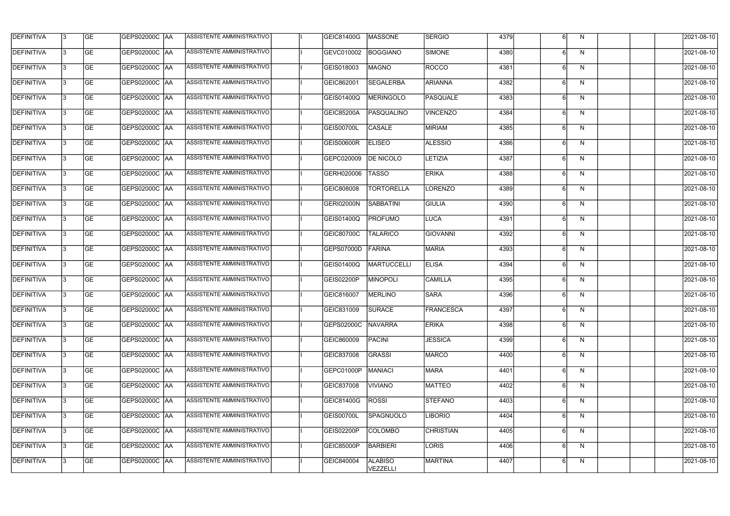| DEFINITIVA | 3 | GE | GEPS02000C | AA | ASSISTENTE AMMINISTRATIVO | | I | GEIC81400G | MASSONE | SERGIO | 4379 | | 6 | N | | | | 2021-08-10 |
|---|---|---|---|---|---|---|---|---|---|---|---|---|---|---|---|---|---|---|
| DEFINITIVA | 3 | GE | GEPS02000C | AA | ASSISTENTE AMMINISTRATIVO | | I | GEVC010002 | BOGGIANO | SIMONE | 4380 | | 6 | N | | | | 2021-08-10 |
| DEFINITIVA | 3 | GE | GEPS02000C | AA | ASSISTENTE AMMINISTRATIVO | | I | GEIS018003 | MAGNO | ROCCO | 4381 | | 6 | N | | | | 2021-08-10 |
| DEFINITIVA | 3 | GE | GEPS02000C | AA | ASSISTENTE AMMINISTRATIVO | | I | GEIC862001 | SEGALERBA | ARIANNA | 4382 | | 6 | N | | | | 2021-08-10 |
| DEFINITIVA | 3 | GE | GEPS02000C | AA | ASSISTENTE AMMINISTRATIVO | | I | GEIS01400Q | MERINGOLO | PASQUALE | 4383 | | 6 | N | | | | 2021-08-10 |
| DEFINITIVA | 3 | GE | GEPS02000C | AA | ASSISTENTE AMMINISTRATIVO | | I | GEIC85200A | PASQUALINO | VINCENZO | 4384 | | 6 | N | | | | 2021-08-10 |
| DEFINITIVA | 3 | GE | GEPS02000C | AA | ASSISTENTE AMMINISTRATIVO | | I | GEIS00700L | CASALE | MIRIAM | 4385 | | 6 | N | | | | 2021-08-10 |
| DEFINITIVA | 3 | GE | GEPS02000C | AA | ASSISTENTE AMMINISTRATIVO | | I | GEIS00600R | ELISEO | ALESSIO | 4386 | | 6 | N | | | | 2021-08-10 |
| DEFINITIVA | 3 | GE | GEPS02000C | AA | ASSISTENTE AMMINISTRATIVO | | I | GEPC020009 | DE NICOLO | LETIZIA | 4387 | | 6 | N | | | | 2021-08-10 |
| DEFINITIVA | 3 | GE | GEPS02000C | AA | ASSISTENTE AMMINISTRATIVO | | I | GERH020006 | TASSO | ERIKA | 4388 | | 6 | N | | | | 2021-08-10 |
| DEFINITIVA | 3 | GE | GEPS02000C | AA | ASSISTENTE AMMINISTRATIVO | | I | GEIC808008 | TORTORELLA | LORENZO | 4389 | | 6 | N | | | | 2021-08-10 |
| DEFINITIVA | 3 | GE | GEPS02000C | AA | ASSISTENTE AMMINISTRATIVO | | I | GERI02000N | SABBATINI | GIULIA | 4390 | | 6 | N | | | | 2021-08-10 |
| DEFINITIVA | 3 | GE | GEPS02000C | AA | ASSISTENTE AMMINISTRATIVO | | I | GEIS01400Q | PROFUMO | LUCA | 4391 | | 6 | N | | | | 2021-08-10 |
| DEFINITIVA | 3 | GE | GEPS02000C | AA | ASSISTENTE AMMINISTRATIVO | | I | GEIC80700C | TALARICO | GIOVANNI | 4392 | | 6 | N | | | | 2021-08-10 |
| DEFINITIVA | 3 | GE | GEPS02000C | AA | ASSISTENTE AMMINISTRATIVO | | I | GEPS07000D | FARINA | MARIA | 4393 | | 6 | N | | | | 2021-08-10 |
| DEFINITIVA | 3 | GE | GEPS02000C | AA | ASSISTENTE AMMINISTRATIVO | | I | GEIS01400Q | MARTUCCELLI | ELISA | 4394 | | 6 | N | | | | 2021-08-10 |
| DEFINITIVA | 3 | GE | GEPS02000C | AA | ASSISTENTE AMMINISTRATIVO | | I | GEIS02200P | MINOPOLI | CAMILLA | 4395 | | 6 | N | | | | 2021-08-10 |
| DEFINITIVA | 3 | GE | GEPS02000C | AA | ASSISTENTE AMMINISTRATIVO | | I | GEIC816007 | MERLINO | SARA | 4396 | | 6 | N | | | | 2021-08-10 |
| DEFINITIVA | 3 | GE | GEPS02000C | AA | ASSISTENTE AMMINISTRATIVO | | I | GEIC831009 | SURACE | FRANCESCA | 4397 | | 6 | N | | | | 2021-08-10 |
| DEFINITIVA | 3 | GE | GEPS02000C | AA | ASSISTENTE AMMINISTRATIVO | | I | GEPS02000C | NAVARRA | ERIKA | 4398 | | 6 | N | | | | 2021-08-10 |
| DEFINITIVA | 3 | GE | GEPS02000C | AA | ASSISTENTE AMMINISTRATIVO | | I | GEIC860009 | PACINI | JESSICA | 4399 | | 6 | N | | | | 2021-08-10 |
| DEFINITIVA | 3 | GE | GEPS02000C | AA | ASSISTENTE AMMINISTRATIVO | | I | GEIC837008 | GRASSI | MARCO | 4400 | | 6 | N | | | | 2021-08-10 |
| DEFINITIVA | 3 | GE | GEPS02000C | AA | ASSISTENTE AMMINISTRATIVO | | I | GEPC01000P | MANIACI | MARA | 4401 | | 6 | N | | | | 2021-08-10 |
| DEFINITIVA | 3 | GE | GEPS02000C | AA | ASSISTENTE AMMINISTRATIVO | | I | GEIC837008 | VIVIANO | MATTEO | 4402 | | 6 | N | | | | 2021-08-10 |
| DEFINITIVA | 3 | GE | GEPS02000C | AA | ASSISTENTE AMMINISTRATIVO | | I | GEIC81400G | ROSSI | STEFANO | 4403 | | 6 | N | | | | 2021-08-10 |
| DEFINITIVA | 3 | GE | GEPS02000C | AA | ASSISTENTE AMMINISTRATIVO | | I | GEIS00700L | SPAGNUOLO | LIBORIO | 4404 | | 6 | N | | | | 2021-08-10 |
| DEFINITIVA | 3 | GE | GEPS02000C | AA | ASSISTENTE AMMINISTRATIVO | | I | GEIS02200P | COLOMBO | CHRISTIAN | 4405 | | 6 | N | | | | 2021-08-10 |
| DEFINITIVA | 3 | GE | GEPS02000C | AA | ASSISTENTE AMMINISTRATIVO | | I | GEIC85000P | BARBIERI | LORIS | 4406 | | 6 | N | | | | 2021-08-10 |
| DEFINITIVA | 3 | GE | GEPS02000C | AA | ASSISTENTE AMMINISTRATIVO | | I | GEIC840004 | ALABISO VEZZELLI | MARTINA | 4407 | | 6 | N | | | | 2021-08-10 |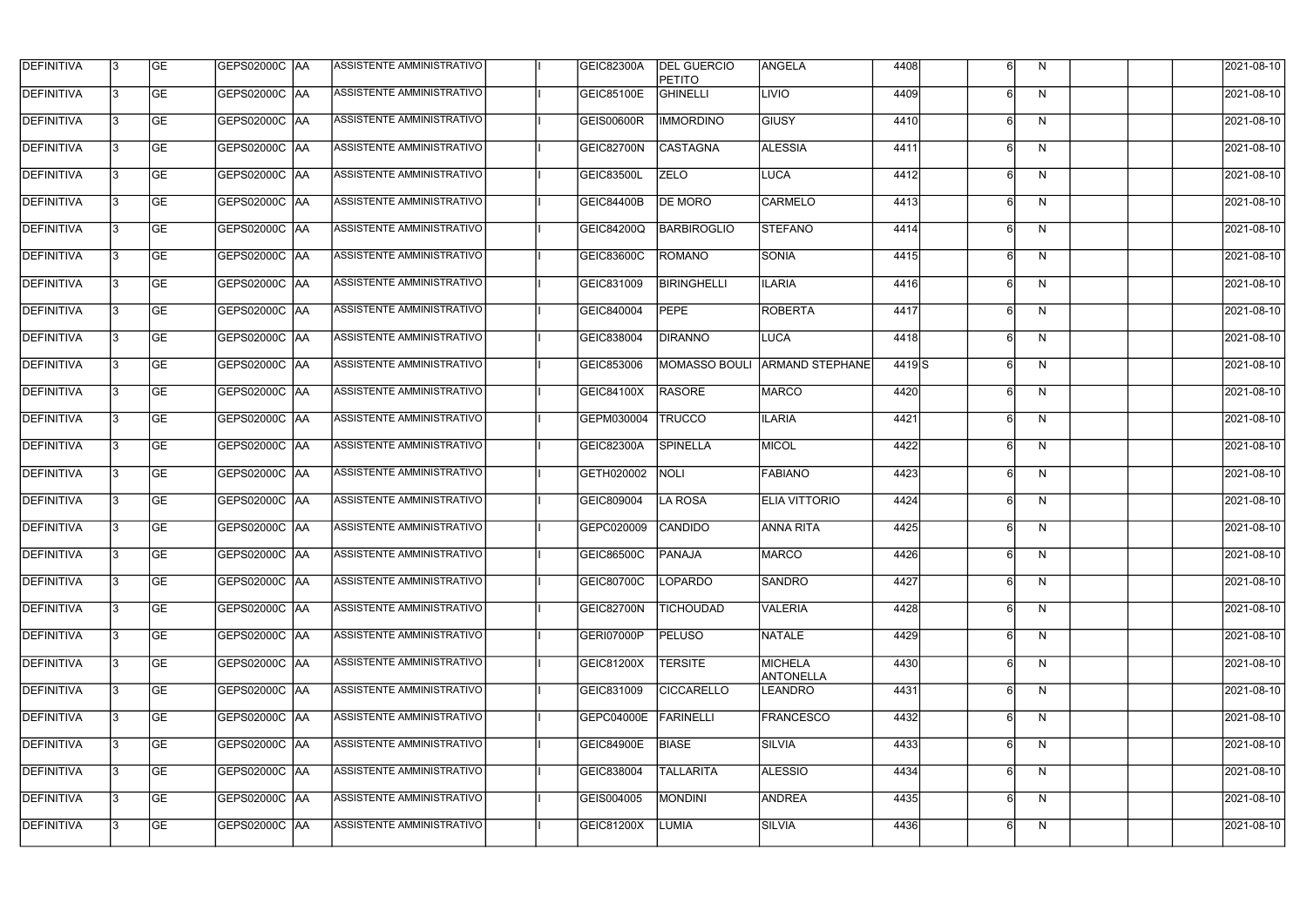| DEFINITIVA | 3 | GE | GEPS02000C | AA | ASSISTENTE AMMINISTRATIVO | | I | GEIC82300A | DEL GUERCIO PETITO | ANGELA | 4408 | | 6 | N | | | | 2021-08-10 |
|---|---|---|---|---|---|---|---|---|---|---|---|---|---|---|---|---|---|---|
| DEFINITIVA | 3 | GE | GEPS02000C | AA | ASSISTENTE AMMINISTRATIVO | | I | GEIC85100E | GHINELLI | LIVIO | 4409 | | 6 | N | | | | 2021-08-10 |
| DEFINITIVA | 3 | GE | GEPS02000C | AA | ASSISTENTE AMMINISTRATIVO | | I | GEIS00600R | IMMORDINO | GIUSY | 4410 | | 6 | N | | | | 2021-08-10 |
| DEFINITIVA | 3 | GE | GEPS02000C | AA | ASSISTENTE AMMINISTRATIVO | | I | GEIC82700N | CASTAGNA | ALESSIA | 4411 | | 6 | N | | | | 2021-08-10 |
| DEFINITIVA | 3 | GE | GEPS02000C | AA | ASSISTENTE AMMINISTRATIVO | | I | GEIC83500L | ZELO | LUCA | 4412 | | 6 | N | | | | 2021-08-10 |
| DEFINITIVA | 3 | GE | GEPS02000C | AA | ASSISTENTE AMMINISTRATIVO | | I | GEIC84400B | DE MORO | CARMELO | 4413 | | 6 | N | | | | 2021-08-10 |
| DEFINITIVA | 3 | GE | GEPS02000C | AA | ASSISTENTE AMMINISTRATIVO | | I | GEIC84200Q | BARBIROGLIO | STEFANO | 4414 | | 6 | N | | | | 2021-08-10 |
| DEFINITIVA | 3 | GE | GEPS02000C | AA | ASSISTENTE AMMINISTRATIVO | | I | GEIC83600C | ROMANO | SONIA | 4415 | | 6 | N | | | | 2021-08-10 |
| DEFINITIVA | 3 | GE | GEPS02000C | AA | ASSISTENTE AMMINISTRATIVO | | I | GEIC831009 | BIRINGHELLI | ILARIA | 4416 | | 6 | N | | | | 2021-08-10 |
| DEFINITIVA | 3 | GE | GEPS02000C | AA | ASSISTENTE AMMINISTRATIVO | | I | GEIC840004 | PEPE | ROBERTA | 4417 | | 6 | N | | | | 2021-08-10 |
| DEFINITIVA | 3 | GE | GEPS02000C | AA | ASSISTENTE AMMINISTRATIVO | | I | GEIC838004 | DIRANNO | LUCA | 4418 | | 6 | N | | | | 2021-08-10 |
| DEFINITIVA | 3 | GE | GEPS02000C | AA | ASSISTENTE AMMINISTRATIVO | | I | GEIC853006 | MOMASSO BOULI | ARMAND STEPHANE | 4419 | S | 6 | N | | | | 2021-08-10 |
| DEFINITIVA | 3 | GE | GEPS02000C | AA | ASSISTENTE AMMINISTRATIVO | | I | GEIC84100X | RASORE | MARCO | 4420 | | 6 | N | | | | 2021-08-10 |
| DEFINITIVA | 3 | GE | GEPS02000C | AA | ASSISTENTE AMMINISTRATIVO | | I | GEPM030004 | TRUCCO | ILARIA | 4421 | | 6 | N | | | | 2021-08-10 |
| DEFINITIVA | 3 | GE | GEPS02000C | AA | ASSISTENTE AMMINISTRATIVO | | I | GEIC82300A | SPINELLA | MICOL | 4422 | | 6 | N | | | | 2021-08-10 |
| DEFINITIVA | 3 | GE | GEPS02000C | AA | ASSISTENTE AMMINISTRATIVO | | I | GETH020002 | NOLI | FABIANO | 4423 | | 6 | N | | | | 2021-08-10 |
| DEFINITIVA | 3 | GE | GEPS02000C | AA | ASSISTENTE AMMINISTRATIVO | | I | GEIC809004 | LA ROSA | ELIA VITTORIO | 4424 | | 6 | N | | | | 2021-08-10 |
| DEFINITIVA | 3 | GE | GEPS02000C | AA | ASSISTENTE AMMINISTRATIVO | | I | GEPC020009 | CANDIDO | ANNA RITA | 4425 | | 6 | N | | | | 2021-08-10 |
| DEFINITIVA | 3 | GE | GEPS02000C | AA | ASSISTENTE AMMINISTRATIVO | | I | GEIC86500C | PANAJA | MARCO | 4426 | | 6 | N | | | | 2021-08-10 |
| DEFINITIVA | 3 | GE | GEPS02000C | AA | ASSISTENTE AMMINISTRATIVO | | I | GEIC80700C | LOPARDO | SANDRO | 4427 | | 6 | N | | | | 2021-08-10 |
| DEFINITIVA | 3 | GE | GEPS02000C | AA | ASSISTENTE AMMINISTRATIVO | | I | GEIC82700N | TICHOUDAD | VALERIA | 4428 | | 6 | N | | | | 2021-08-10 |
| DEFINITIVA | 3 | GE | GEPS02000C | AA | ASSISTENTE AMMINISTRATIVO | | I | GERI07000P | PELUSO | NATALE | 4429 | | 6 | N | | | | 2021-08-10 |
| DEFINITIVA | 3 | GE | GEPS02000C | AA | ASSISTENTE AMMINISTRATIVO | | I | GEIC81200X | TERSITE | MICHELA ANTONELLA | 4430 | | 6 | N | | | | 2021-08-10 |
| DEFINITIVA | 3 | GE | GEPS02000C | AA | ASSISTENTE AMMINISTRATIVO | | I | GEIC831009 | CICCARELLO | LEANDRO | 4431 | | 6 | N | | | | 2021-08-10 |
| DEFINITIVA | 3 | GE | GEPS02000C | AA | ASSISTENTE AMMINISTRATIVO | | I | GEPC04000E | FARINELLI | FRANCESCO | 4432 | | 6 | N | | | | 2021-08-10 |
| DEFINITIVA | 3 | GE | GEPS02000C | AA | ASSISTENTE AMMINISTRATIVO | | I | GEIC84900E | BIASE | SILVIA | 4433 | | 6 | N | | | | 2021-08-10 |
| DEFINITIVA | 3 | GE | GEPS02000C | AA | ASSISTENTE AMMINISTRATIVO | | I | GEIC838004 | TALLARITA | ALESSIO | 4434 | | 6 | N | | | | 2021-08-10 |
| DEFINITIVA | 3 | GE | GEPS02000C | AA | ASSISTENTE AMMINISTRATIVO | | I | GEIS004005 | MONDINI | ANDREA | 4435 | | 6 | N | | | | 2021-08-10 |
| DEFINITIVA | 3 | GE | GEPS02000C | AA | ASSISTENTE AMMINISTRATIVO | | I | GEIC81200X | LUMIA | SILVIA | 4436 | | 6 | N | | | | 2021-08-10 |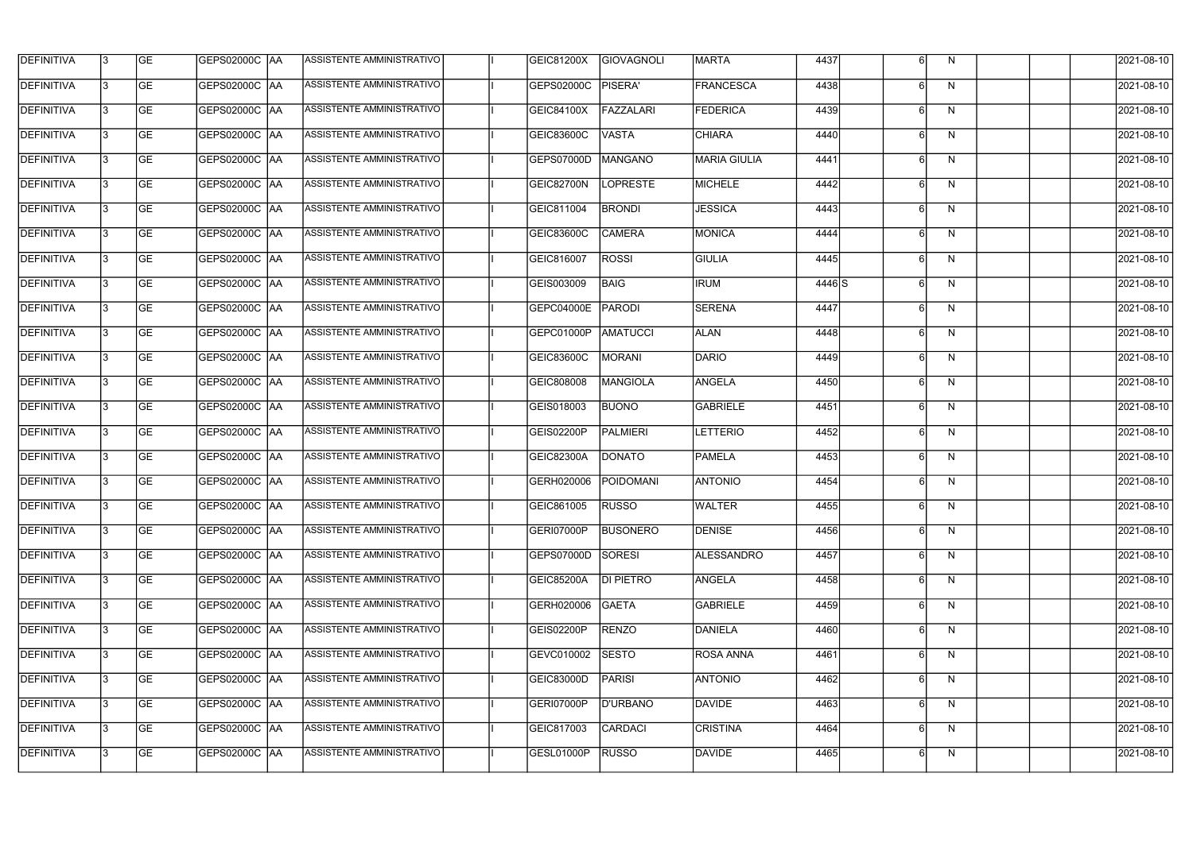| DEFINITIVA | 3 | GE | GEPS02000C | AA | ASSISTENTE AMMINISTRATIVO | | I | GEIC81200X | GIOVAGNOLI | MARTA | 4437 | | 6 | N | | | | 2021-08-10 |
|---|---|---|---|---|---|---|---|---|---|---|---|---|---|---|---|---|---|---|
| DEFINITIVA | 3 | GE | GEPS02000C | AA | ASSISTENTE AMMINISTRATIVO | | I | GEPS02000C | PISERA' | FRANCESCA | 4438 | | 6 | N | | | | 2021-08-10 |
| DEFINITIVA | 3 | GE | GEPS02000C | AA | ASSISTENTE AMMINISTRATIVO | | I | GEIC84100X | FAZZALARI | FEDERICA | 4439 | | 6 | N | | | | 2021-08-10 |
| DEFINITIVA | 3 | GE | GEPS02000C | AA | ASSISTENTE AMMINISTRATIVO | | I | GEIC83600C | VASTA | CHIARA | 4440 | | 6 | N | | | | 2021-08-10 |
| DEFINITIVA | 3 | GE | GEPS02000C | AA | ASSISTENTE AMMINISTRATIVO | | I | GEPS07000D | MANGANO | MARIA GIULIA | 4441 | | 6 | N | | | | 2021-08-10 |
| DEFINITIVA | 3 | GE | GEPS02000C | AA | ASSISTENTE AMMINISTRATIVO | | I | GEIC82700N | LOPRESTE | MICHELE | 4442 | | 6 | N | | | | 2021-08-10 |
| DEFINITIVA | 3 | GE | GEPS02000C | AA | ASSISTENTE AMMINISTRATIVO | | I | GEIC811004 | BRONDI | JESSICA | 4443 | | 6 | N | | | | 2021-08-10 |
| DEFINITIVA | 3 | GE | GEPS02000C | AA | ASSISTENTE AMMINISTRATIVO | | I | GEIC83600C | CAMERA | MONICA | 4444 | | 6 | N | | | | 2021-08-10 |
| DEFINITIVA | 3 | GE | GEPS02000C | AA | ASSISTENTE AMMINISTRATIVO | | I | GEIC816007 | ROSSI | GIULIA | 4445 | | 6 | N | | | | 2021-08-10 |
| DEFINITIVA | 3 | GE | GEPS02000C | AA | ASSISTENTE AMMINISTRATIVO | | I | GEIS003009 | BAIG | IRUM | 4446 | S | 6 | N | | | | 2021-08-10 |
| DEFINITIVA | 3 | GE | GEPS02000C | AA | ASSISTENTE AMMINISTRATIVO | | I | GEPC04000E | PARODI | SERENA | 4447 | | 6 | N | | | | 2021-08-10 |
| DEFINITIVA | 3 | GE | GEPS02000C | AA | ASSISTENTE AMMINISTRATIVO | | I | GEPC01000P | AMATUCCI | ALAN | 4448 | | 6 | N | | | | 2021-08-10 |
| DEFINITIVA | 3 | GE | GEPS02000C | AA | ASSISTENTE AMMINISTRATIVO | | I | GEIC83600C | MORANI | DARIO | 4449 | | 6 | N | | | | 2021-08-10 |
| DEFINITIVA | 3 | GE | GEPS02000C | AA | ASSISTENTE AMMINISTRATIVO | | I | GEIC808008 | MANGIOLA | ANGELA | 4450 | | 6 | N | | | | 2021-08-10 |
| DEFINITIVA | 3 | GE | GEPS02000C | AA | ASSISTENTE AMMINISTRATIVO | | I | GEIS018003 | BUONO | GABRIELE | 4451 | | 6 | N | | | | 2021-08-10 |
| DEFINITIVA | 3 | GE | GEPS02000C | AA | ASSISTENTE AMMINISTRATIVO | | I | GEIS02200P | PALMIERI | LETTERIO | 4452 | | 6 | N | | | | 2021-08-10 |
| DEFINITIVA | 3 | GE | GEPS02000C | AA | ASSISTENTE AMMINISTRATIVO | | I | GEIC82300A | DONATO | PAMELA | 4453 | | 6 | N | | | | 2021-08-10 |
| DEFINITIVA | 3 | GE | GEPS02000C | AA | ASSISTENTE AMMINISTRATIVO | | I | GERH020006 | POIDOMANI | ANTONIO | 4454 | | 6 | N | | | | 2021-08-10 |
| DEFINITIVA | 3 | GE | GEPS02000C | AA | ASSISTENTE AMMINISTRATIVO | | I | GEIC861005 | RUSSO | WALTER | 4455 | | 6 | N | | | | 2021-08-10 |
| DEFINITIVA | 3 | GE | GEPS02000C | AA | ASSISTENTE AMMINISTRATIVO | | I | GERI07000P | BUSONERO | DENISE | 4456 | | 6 | N | | | | 2021-08-10 |
| DEFINITIVA | 3 | GE | GEPS02000C | AA | ASSISTENTE AMMINISTRATIVO | | I | GEPS07000D | SORESI | ALESSANDRO | 4457 | | 6 | N | | | | 2021-08-10 |
| DEFINITIVA | 3 | GE | GEPS02000C | AA | ASSISTENTE AMMINISTRATIVO | | I | GEIC85200A | DI PIETRO | ANGELA | 4458 | | 6 | N | | | | 2021-08-10 |
| DEFINITIVA | 3 | GE | GEPS02000C | AA | ASSISTENTE AMMINISTRATIVO | | I | GERH020006 | GAETA | GABRIELE | 4459 | | 6 | N | | | | 2021-08-10 |
| DEFINITIVA | 3 | GE | GEPS02000C | AA | ASSISTENTE AMMINISTRATIVO | | I | GEIS02200P | RENZO | DANIELA | 4460 | | 6 | N | | | | 2021-08-10 |
| DEFINITIVA | 3 | GE | GEPS02000C | AA | ASSISTENTE AMMINISTRATIVO | | I | GEVC010002 | SESTO | ROSA ANNA | 4461 | | 6 | N | | | | 2021-08-10 |
| DEFINITIVA | 3 | GE | GEPS02000C | AA | ASSISTENTE AMMINISTRATIVO | | I | GEIC83000D | PARISI | ANTONIO | 4462 | | 6 | N | | | | 2021-08-10 |
| DEFINITIVA | 3 | GE | GEPS02000C | AA | ASSISTENTE AMMINISTRATIVO | | I | GERI07000P | D'URBANO | DAVIDE | 4463 | | 6 | N | | | | 2021-08-10 |
| DEFINITIVA | 3 | GE | GEPS02000C | AA | ASSISTENTE AMMINISTRATIVO | | I | GEIC817003 | CARDACI | CRISTINA | 4464 | | 6 | N | | | | 2021-08-10 |
| DEFINITIVA | 3 | GE | GEPS02000C | AA | ASSISTENTE AMMINISTRATIVO | | I | GESL01000P | RUSSO | DAVIDE | 4465 | | 6 | N | | | | 2021-08-10 |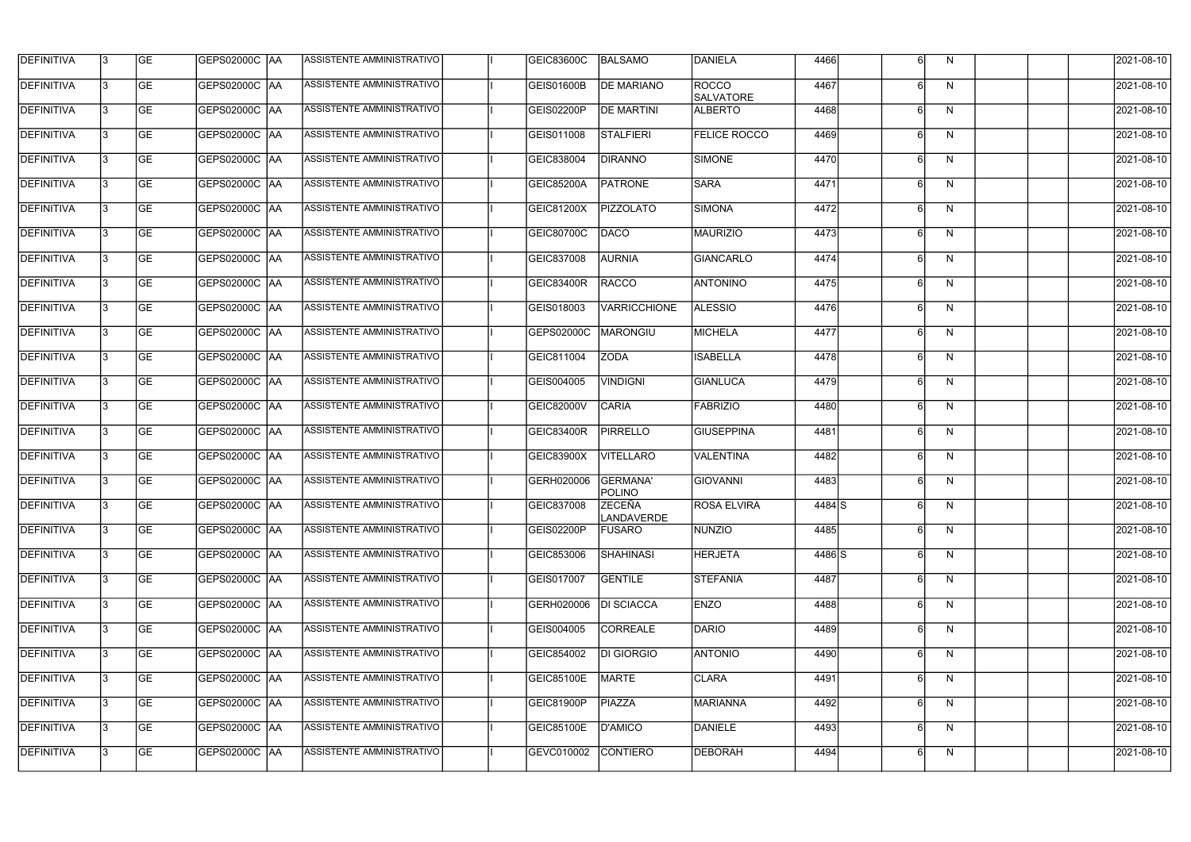| DEFINITIVA | 3 | GE | GEPS02000C | AA | ASSISTENTE AMMINISTRATIVO | | I | GEIC83600C | BALSAMO | DANIELA | 4466 | | 6 | N | | | | 2021-08-10 |
|---|---|---|---|---|---|---|---|---|---|---|---|---|---|---|---|---|---|---|
| DEFINITIVA | 3 | GE | GEPS02000C | AA | ASSISTENTE AMMINISTRATIVO | | I | GEIS01600B | DE MARIANO | ROCCO SALVATORE | 4467 | | 6 | N | | | | 2021-08-10 |
| DEFINITIVA | 3 | GE | GEPS02000C | AA | ASSISTENTE AMMINISTRATIVO | | I | GEIS02200P | DE MARTINI | ALBERTO | 4468 | | 6 | N | | | | 2021-08-10 |
| DEFINITIVA | 3 | GE | GEPS02000C | AA | ASSISTENTE AMMINISTRATIVO | | I | GEIS011008 | STALFIERI | FELICE ROCCO | 4469 | | 6 | N | | | | 2021-08-10 |
| DEFINITIVA | 3 | GE | GEPS02000C | AA | ASSISTENTE AMMINISTRATIVO | | I | GEIC838004 | DIRANNO | SIMONE | 4470 | | 6 | N | | | | 2021-08-10 |
| DEFINITIVA | 3 | GE | GEPS02000C | AA | ASSISTENTE AMMINISTRATIVO | | I | GEIC85200A | PATRONE | SARA | 4471 | | 6 | N | | | | 2021-08-10 |
| DEFINITIVA | 3 | GE | GEPS02000C | AA | ASSISTENTE AMMINISTRATIVO | | I | GEIC81200X | PIZZOLATO | SIMONA | 4472 | | 6 | N | | | | 2021-08-10 |
| DEFINITIVA | 3 | GE | GEPS02000C | AA | ASSISTENTE AMMINISTRATIVO | | I | GEIC80700C | DACO | MAURIZIO | 4473 | | 6 | N | | | | 2021-08-10 |
| DEFINITIVA | 3 | GE | GEPS02000C | AA | ASSISTENTE AMMINISTRATIVO | | I | GEIC837008 | AURNIA | GIANCARLO | 4474 | | 6 | N | | | | 2021-08-10 |
| DEFINITIVA | 3 | GE | GEPS02000C | AA | ASSISTENTE AMMINISTRATIVO | | I | GEIC83400R | RACCO | ANTONINO | 4475 | | 6 | N | | | | 2021-08-10 |
| DEFINITIVA | 3 | GE | GEPS02000C | AA | ASSISTENTE AMMINISTRATIVO | | I | GEIS018003 | VARRICCHIONE | ALESSIO | 4476 | | 6 | N | | | | 2021-08-10 |
| DEFINITIVA | 3 | GE | GEPS02000C | AA | ASSISTENTE AMMINISTRATIVO | | I | GEPS02000C | MARONGIU | MICHELA | 4477 | | 6 | N | | | | 2021-08-10 |
| DEFINITIVA | 3 | GE | GEPS02000C | AA | ASSISTENTE AMMINISTRATIVO | | I | GEIC811004 | ZODA | ISABELLA | 4478 | | 6 | N | | | | 2021-08-10 |
| DEFINITIVA | 3 | GE | GEPS02000C | AA | ASSISTENTE AMMINISTRATIVO | | I | GEIS004005 | VINDIGNI | GIANLUCA | 4479 | | 6 | N | | | | 2021-08-10 |
| DEFINITIVA | 3 | GE | GEPS02000C | AA | ASSISTENTE AMMINISTRATIVO | | I | GEIC82000V | CARIA | FABRIZIO | 4480 | | 6 | N | | | | 2021-08-10 |
| DEFINITIVA | 3 | GE | GEPS02000C | AA | ASSISTENTE AMMINISTRATIVO | | I | GEIC83400R | PIRRELLO | GIUSEPPINA | 4481 | | 6 | N | | | | 2021-08-10 |
| DEFINITIVA | 3 | GE | GEPS02000C | AA | ASSISTENTE AMMINISTRATIVO | | I | GEIC83900X | VITELLARO | VALENTINA | 4482 | | 6 | N | | | | 2021-08-10 |
| DEFINITIVA | 3 | GE | GEPS02000C | AA | ASSISTENTE AMMINISTRATIVO | | I | GERH020006 | GERMANA' POLINO | GIOVANNI | 4483 | | 6 | N | | | | 2021-08-10 |
| DEFINITIVA | 3 | GE | GEPS02000C | AA | ASSISTENTE AMMINISTRATIVO | | I | GEIC837008 | ZECEÑA LANDAVERDE | ROSA ELVIRA | 4484 | S | 6 | N | | | | 2021-08-10 |
| DEFINITIVA | 3 | GE | GEPS02000C | AA | ASSISTENTE AMMINISTRATIVO | | I | GEIS02200P | FUSARO | NUNZIO | 4485 | | 6 | N | | | | 2021-08-10 |
| DEFINITIVA | 3 | GE | GEPS02000C | AA | ASSISTENTE AMMINISTRATIVO | | I | GEIC853006 | SHAHINASI | HERJETA | 4486 | S | 6 | N | | | | 2021-08-10 |
| DEFINITIVA | 3 | GE | GEPS02000C | AA | ASSISTENTE AMMINISTRATIVO | | I | GEIS017007 | GENTILE | STEFANIA | 4487 | | 6 | N | | | | 2021-08-10 |
| DEFINITIVA | 3 | GE | GEPS02000C | AA | ASSISTENTE AMMINISTRATIVO | | I | GERH020006 | DI SCIACCA | ENZO | 4488 | | 6 | N | | | | 2021-08-10 |
| DEFINITIVA | 3 | GE | GEPS02000C | AA | ASSISTENTE AMMINISTRATIVO | | I | GEIS004005 | CORREALE | DARIO | 4489 | | 6 | N | | | | 2021-08-10 |
| DEFINITIVA | 3 | GE | GEPS02000C | AA | ASSISTENTE AMMINISTRATIVO | | I | GEIC854002 | DI GIORGIO | ANTONIO | 4490 | | 6 | N | | | | 2021-08-10 |
| DEFINITIVA | 3 | GE | GEPS02000C | AA | ASSISTENTE AMMINISTRATIVO | | I | GEIC85100E | MARTE | CLARA | 4491 | | 6 | N | | | | 2021-08-10 |
| DEFINITIVA | 3 | GE | GEPS02000C | AA | ASSISTENTE AMMINISTRATIVO | | I | GEIC81900P | PIAZZA | MARIANNA | 4492 | | 6 | N | | | | 2021-08-10 |
| DEFINITIVA | 3 | GE | GEPS02000C | AA | ASSISTENTE AMMINISTRATIVO | | I | GEIC85100E | D'AMICO | DANIELE | 4493 | | 6 | N | | | | 2021-08-10 |
| DEFINITIVA | 3 | GE | GEPS02000C | AA | ASSISTENTE AMMINISTRATIVO | | I | GEVC010002 | CONTIERO | DEBORAH | 4494 | | 6 | N | | | | 2021-08-10 |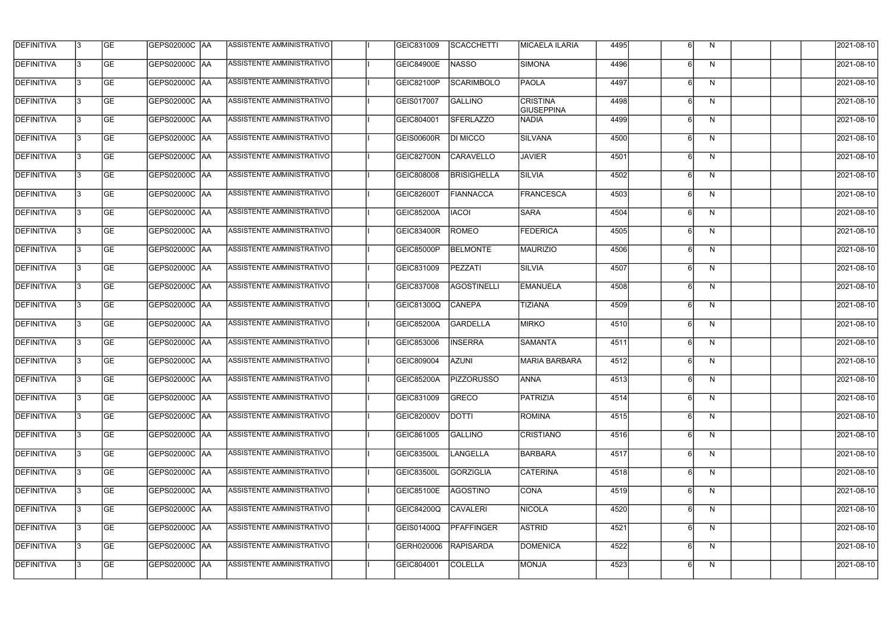| DEFINITIVA | 3 | GE | GEPS02000C | AA | ASSISTENTE AMMINISTRATIVO | | I | GEIC831009 | SCACCHETTI | MICAELA ILARIA | 4495 | | 6 | N | | | | 2021-08-10 |
|---|---|---|---|---|---|---|---|---|---|---|---|---|---|---|---|---|---|---|
| DEFINITIVA | 3 | GE | GEPS02000C | AA | ASSISTENTE AMMINISTRATIVO | | I | GEIC84900E | NASSO | SIMONA | 4496 | | 6 | N | | | | 2021-08-10 |
| DEFINITIVA | 3 | GE | GEPS02000C | AA | ASSISTENTE AMMINISTRATIVO | | I | GEIC82100P | SCARIMBOLO | PAOLA | 4497 | | 6 | N | | | | 2021-08-10 |
| DEFINITIVA | 3 | GE | GEPS02000C | AA | ASSISTENTE AMMINISTRATIVO | | I | GEIS017007 | GALLINO | CRISTINA GIUSEPPINA | 4498 | | 6 | N | | | | 2021-08-10 |
| DEFINITIVA | 3 | GE | GEPS02000C | AA | ASSISTENTE AMMINISTRATIVO | | I | GEIC804001 | SFERLAZZO | NADIA | 4499 | | 6 | N | | | | 2021-08-10 |
| DEFINITIVA | 3 | GE | GEPS02000C | AA | ASSISTENTE AMMINISTRATIVO | | I | GEIS00600R | DI MICCO | SILVANA | 4500 | | 6 | N | | | | 2021-08-10 |
| DEFINITIVA | 3 | GE | GEPS02000C | AA | ASSISTENTE AMMINISTRATIVO | | I | GEIC82700N | CARAVELLO | JAVIER | 4501 | | 6 | N | | | | 2021-08-10 |
| DEFINITIVA | 3 | GE | GEPS02000C | AA | ASSISTENTE AMMINISTRATIVO | | I | GEIC808008 | BRISIGHELLA | SILVIA | 4502 | | 6 | N | | | | 2021-08-10 |
| DEFINITIVA | 3 | GE | GEPS02000C | AA | ASSISTENTE AMMINISTRATIVO | | I | GEIC82600T | FIANNACCA | FRANCESCA | 4503 | | 6 | N | | | | 2021-08-10 |
| DEFINITIVA | 3 | GE | GEPS02000C | AA | ASSISTENTE AMMINISTRATIVO | | I | GEIC85200A | IACOI | SARA | 4504 | | 6 | N | | | | 2021-08-10 |
| DEFINITIVA | 3 | GE | GEPS02000C | AA | ASSISTENTE AMMINISTRATIVO | | I | GEIC83400R | ROMEO | FEDERICA | 4505 | | 6 | N | | | | 2021-08-10 |
| DEFINITIVA | 3 | GE | GEPS02000C | AA | ASSISTENTE AMMINISTRATIVO | | I | GEIC85000P | BELMONTE | MAURIZIO | 4506 | | 6 | N | | | | 2021-08-10 |
| DEFINITIVA | 3 | GE | GEPS02000C | AA | ASSISTENTE AMMINISTRATIVO | | I | GEIC831009 | PEZZATI | SILVIA | 4507 | | 6 | N | | | | 2021-08-10 |
| DEFINITIVA | 3 | GE | GEPS02000C | AA | ASSISTENTE AMMINISTRATIVO | | I | GEIC837008 | AGOSTINELLI | EMANUELA | 4508 | | 6 | N | | | | 2021-08-10 |
| DEFINITIVA | 3 | GE | GEPS02000C | AA | ASSISTENTE AMMINISTRATIVO | | I | GEIC81300Q | CANEPA | TIZIANA | 4509 | | 6 | N | | | | 2021-08-10 |
| DEFINITIVA | 3 | GE | GEPS02000C | AA | ASSISTENTE AMMINISTRATIVO | | I | GEIC85200A | GARDELLA | MIRKO | 4510 | | 6 | N | | | | 2021-08-10 |
| DEFINITIVA | 3 | GE | GEPS02000C | AA | ASSISTENTE AMMINISTRATIVO | | I | GEIC853006 | INSERRA | SAMANTA | 4511 | | 6 | N | | | | 2021-08-10 |
| DEFINITIVA | 3 | GE | GEPS02000C | AA | ASSISTENTE AMMINISTRATIVO | | I | GEIC809004 | AZUNI | MARIA BARBARA | 4512 | | 6 | N | | | | 2021-08-10 |
| DEFINITIVA | 3 | GE | GEPS02000C | AA | ASSISTENTE AMMINISTRATIVO | | I | GEIC85200A | PIZZORUSSO | ANNA | 4513 | | 6 | N | | | | 2021-08-10 |
| DEFINITIVA | 3 | GE | GEPS02000C | AA | ASSISTENTE AMMINISTRATIVO | | I | GEIC831009 | GRECO | PATRIZIA | 4514 | | 6 | N | | | | 2021-08-10 |
| DEFINITIVA | 3 | GE | GEPS02000C | AA | ASSISTENTE AMMINISTRATIVO | | I | GEIC82000V | DOTTI | ROMINA | 4515 | | 6 | N | | | | 2021-08-10 |
| DEFINITIVA | 3 | GE | GEPS02000C | AA | ASSISTENTE AMMINISTRATIVO | | I | GEIC861005 | GALLINO | CRISTIANO | 4516 | | 6 | N | | | | 2021-08-10 |
| DEFINITIVA | 3 | GE | GEPS02000C | AA | ASSISTENTE AMMINISTRATIVO | | I | GEIC83500L | LANGELLA | BARBARA | 4517 | | 6 | N | | | | 2021-08-10 |
| DEFINITIVA | 3 | GE | GEPS02000C | AA | ASSISTENTE AMMINISTRATIVO | | I | GEIC83500L | GORZIGLIA | CATERINA | 4518 | | 6 | N | | | | 2021-08-10 |
| DEFINITIVA | 3 | GE | GEPS02000C | AA | ASSISTENTE AMMINISTRATIVO | | I | GEIC85100E | AGOSTINO | CONA | 4519 | | 6 | N | | | | 2021-08-10 |
| DEFINITIVA | 3 | GE | GEPS02000C | AA | ASSISTENTE AMMINISTRATIVO | | I | GEIC84200Q | CAVALERI | NICOLA | 4520 | | 6 | N | | | | 2021-08-10 |
| DEFINITIVA | 3 | GE | GEPS02000C | AA | ASSISTENTE AMMINISTRATIVO | | I | GEIS01400Q | PFAFFINGER | ASTRID | 4521 | | 6 | N | | | | 2021-08-10 |
| DEFINITIVA | 3 | GE | GEPS02000C | AA | ASSISTENTE AMMINISTRATIVO | | I | GERH020006 | RAPISARDA | DOMENICA | 4522 | | 6 | N | | | | 2021-08-10 |
| DEFINITIVA | 3 | GE | GEPS02000C | AA | ASSISTENTE AMMINISTRATIVO | | I | GEIC804001 | COLELLA | MONJA | 4523 | | 6 | N | | | | 2021-08-10 |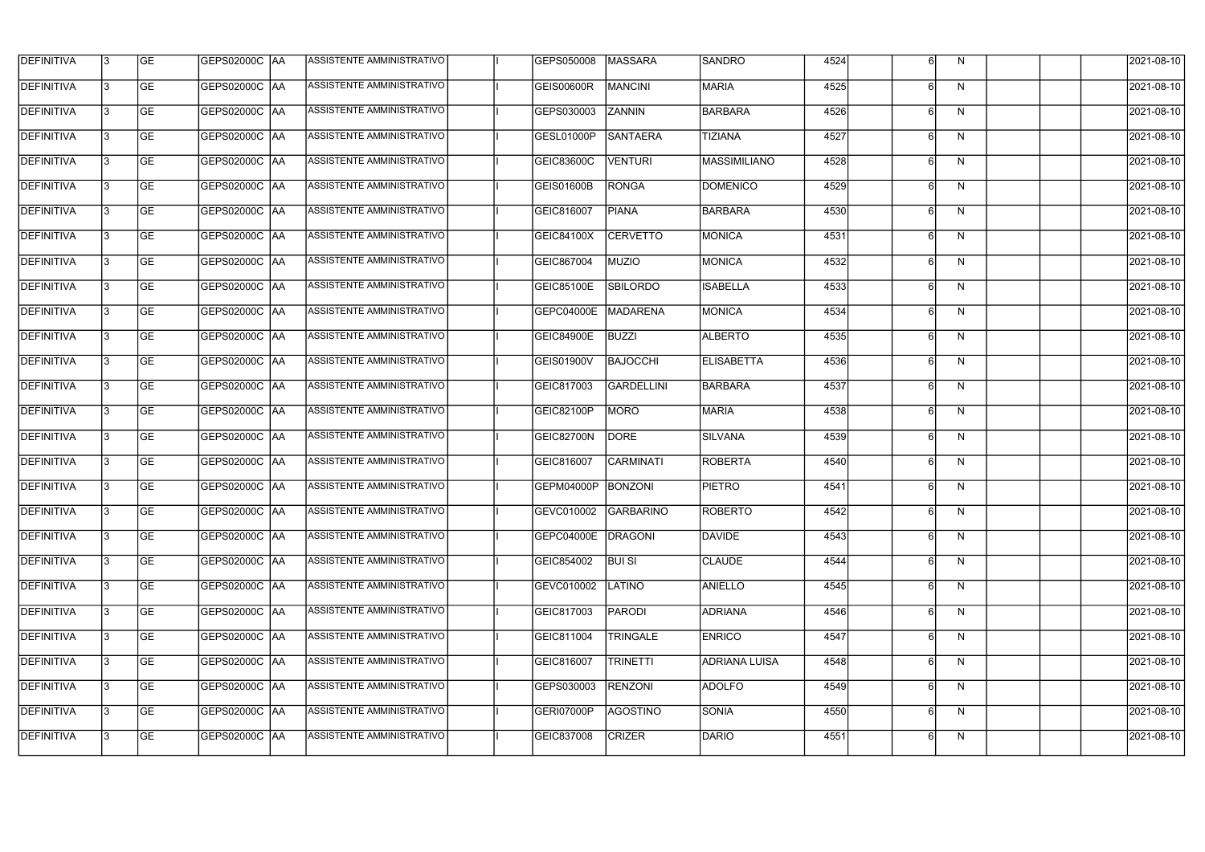| | | | | | | | | | | | | | | | | | | |
|---|---|---|---|---|---|---|---|---|---|---|---|---|---|---|---|---|---|---|
| DEFINITIVA | 3 | GE | GEPS02000C | AA | ASSISTENTE AMMINISTRATIVO | | I | GEPS050008 | MASSARA | SANDRO | 4524 | | 6 | N | | | | 2021-08-10 |
| DEFINITIVA | 3 | GE | GEPS02000C | AA | ASSISTENTE AMMINISTRATIVO | | I | GEIS00600R | MANCINI | MARIA | 4525 | | 6 | N | | | | 2021-08-10 |
| DEFINITIVA | 3 | GE | GEPS02000C | AA | ASSISTENTE AMMINISTRATIVO | | I | GEPS030003 | ZANNIN | BARBARA | 4526 | | 6 | N | | | | 2021-08-10 |
| DEFINITIVA | 3 | GE | GEPS02000C | AA | ASSISTENTE AMMINISTRATIVO | | I | GESL01000P | SANTAERA | TIZIANA | 4527 | | 6 | N | | | | 2021-08-10 |
| DEFINITIVA | 3 | GE | GEPS02000C | AA | ASSISTENTE AMMINISTRATIVO | | I | GEIC83600C | VENTURI | MASSIMILIANO | 4528 | | 6 | N | | | | 2021-08-10 |
| DEFINITIVA | 3 | GE | GEPS02000C | AA | ASSISTENTE AMMINISTRATIVO | | I | GEIS01600B | RONGA | DOMENICO | 4529 | | 6 | N | | | | 2021-08-10 |
| DEFINITIVA | 3 | GE | GEPS02000C | AA | ASSISTENTE AMMINISTRATIVO | | I | GEIC816007 | PIANA | BARBARA | 4530 | | 6 | N | | | | 2021-08-10 |
| DEFINITIVA | 3 | GE | GEPS02000C | AA | ASSISTENTE AMMINISTRATIVO | | I | GEIC84100X | CERVETTO | MONICA | 4531 | | 6 | N | | | | 2021-08-10 |
| DEFINITIVA | 3 | GE | GEPS02000C | AA | ASSISTENTE AMMINISTRATIVO | | I | GEIC867004 | MUZIO | MONICA | 4532 | | 6 | N | | | | 2021-08-10 |
| DEFINITIVA | 3 | GE | GEPS02000C | AA | ASSISTENTE AMMINISTRATIVO | | I | GEIC85100E | SBILORDO | ISABELLA | 4533 | | 6 | N | | | | 2021-08-10 |
| DEFINITIVA | 3 | GE | GEPS02000C | AA | ASSISTENTE AMMINISTRATIVO | | I | GEPC04000E | MADARENA | MONICA | 4534 | | 6 | N | | | | 2021-08-10 |
| DEFINITIVA | 3 | GE | GEPS02000C | AA | ASSISTENTE AMMINISTRATIVO | | I | GEIC84900E | BUZZI | ALBERTO | 4535 | | 6 | N | | | | 2021-08-10 |
| DEFINITIVA | 3 | GE | GEPS02000C | AA | ASSISTENTE AMMINISTRATIVO | | I | GEIS01900V | BAJOCCHI | ELISABETTA | 4536 | | 6 | N | | | | 2021-08-10 |
| DEFINITIVA | 3 | GE | GEPS02000C | AA | ASSISTENTE AMMINISTRATIVO | | I | GEIC817003 | GARDELLINI | BARBARA | 4537 | | 6 | N | | | | 2021-08-10 |
| DEFINITIVA | 3 | GE | GEPS02000C | AA | ASSISTENTE AMMINISTRATIVO | | I | GEIC82100P | MORO | MARIA | 4538 | | 6 | N | | | | 2021-08-10 |
| DEFINITIVA | 3 | GE | GEPS02000C | AA | ASSISTENTE AMMINISTRATIVO | | I | GEIC82700N | DORE | SILVANA | 4539 | | 6 | N | | | | 2021-08-10 |
| DEFINITIVA | 3 | GE | GEPS02000C | AA | ASSISTENTE AMMINISTRATIVO | | I | GEIC816007 | CARMINATI | ROBERTA | 4540 | | 6 | N | | | | 2021-08-10 |
| DEFINITIVA | 3 | GE | GEPS02000C | AA | ASSISTENTE AMMINISTRATIVO | | I | GEPM04000P | BONZONI | PIETRO | 4541 | | 6 | N | | | | 2021-08-10 |
| DEFINITIVA | 3 | GE | GEPS02000C | AA | ASSISTENTE AMMINISTRATIVO | | I | GEVC010002 | GARBARINO | ROBERTO | 4542 | | 6 | N | | | | 2021-08-10 |
| DEFINITIVA | 3 | GE | GEPS02000C | AA | ASSISTENTE AMMINISTRATIVO | | I | GEPC04000E | DRAGONI | DAVIDE | 4543 | | 6 | N | | | | 2021-08-10 |
| DEFINITIVA | 3 | GE | GEPS02000C | AA | ASSISTENTE AMMINISTRATIVO | | I | GEIC854002 | BUI SI | CLAUDE | 4544 | | 6 | N | | | | 2021-08-10 |
| DEFINITIVA | 3 | GE | GEPS02000C | AA | ASSISTENTE AMMINISTRATIVO | | I | GEVC010002 | LATINO | ANIELLO | 4545 | | 6 | N | | | | 2021-08-10 |
| DEFINITIVA | 3 | GE | GEPS02000C | AA | ASSISTENTE AMMINISTRATIVO | | I | GEIC817003 | PARODI | ADRIANA | 4546 | | 6 | N | | | | 2021-08-10 |
| DEFINITIVA | 3 | GE | GEPS02000C | AA | ASSISTENTE AMMINISTRATIVO | | I | GEIC811004 | TRINGALE | ENRICO | 4547 | | 6 | N | | | | 2021-08-10 |
| DEFINITIVA | 3 | GE | GEPS02000C | AA | ASSISTENTE AMMINISTRATIVO | | I | GEIC816007 | TRINETTI | ADRIANA LUISA | 4548 | | 6 | N | | | | 2021-08-10 |
| DEFINITIVA | 3 | GE | GEPS02000C | AA | ASSISTENTE AMMINISTRATIVO | | I | GEPS030003 | RENZONI | ADOLFO | 4549 | | 6 | N | | | | 2021-08-10 |
| DEFINITIVA | 3 | GE | GEPS02000C | AA | ASSISTENTE AMMINISTRATIVO | | I | GERI07000P | AGOSTINO | SONIA | 4550 | | 6 | N | | | | 2021-08-10 |
| DEFINITIVA | 3 | GE | GEPS02000C | AA | ASSISTENTE AMMINISTRATIVO | | I | GEIC837008 | CRIZER | DARIO | 4551 | | 6 | N | | | | 2021-08-10 |